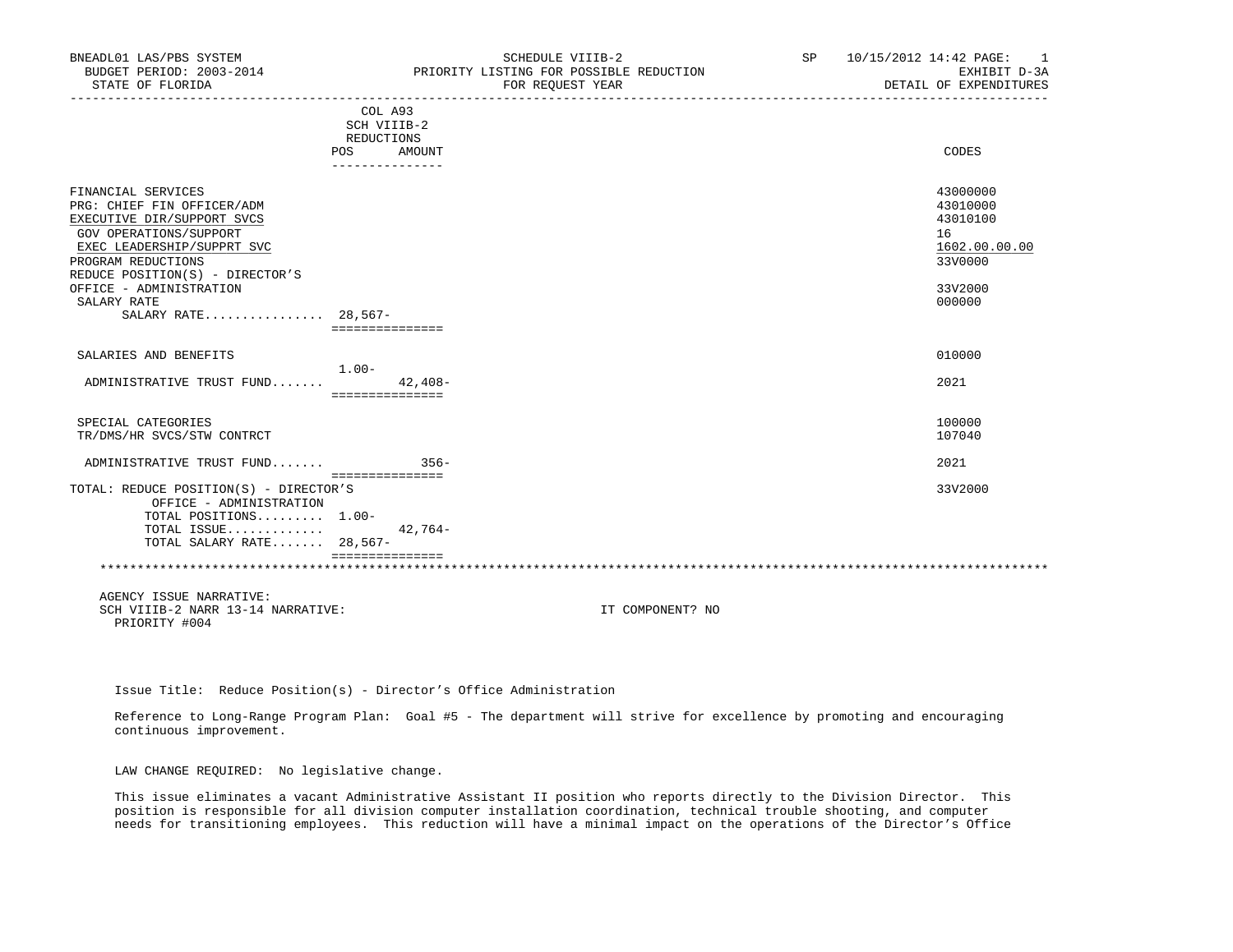BNEADL01 LAS/PBS SYSTEM
BUDGET PERIOD: 2003-2014
STATE OF FLORIDA

SCHEDULE VIIIB-2
PRIORITY LISTING FOR POSSIBLE REDUCTION
FOR REQUEST YEAR

SP 10/15/2012 14:42
EXHIBIT D-3A
DETAIL OF EXPENDITURES

| | COL A93 SCH VIIIB-2 REDUCTIONS POS | AMOUNT | CODES |
|---|---|---|---|
| FINANCIAL SERVICES | | | 43000000 |
| PRG: CHIEF FIN OFFICER/ADM | | | 43010000 |
| EXECUTIVE DIR/SUPPORT SVCS | | | 43010100 |
| GOV OPERATIONS/SUPPORT | | | 16 |
| EXEC LEADERSHIP/SUPPRT SVC | | | 1602.00.00.00 |
| PROGRAM REDUCTIONS | | | 33V0000 |
| REDUCE POSITION(S) - DIRECTOR'S OFFICE - ADMINISTRATION | | | 33V2000 |
| SALARY RATE | | | 000000 |
| SALARY RATE................ | 28,567- | | |
| SALARIES AND BENEFITS | | | 010000 |
| ADMINISTRATIVE TRUST FUND....... | 1.00- | 42,408- | 2021 |
| SPECIAL CATEGORIES | | | 100000 |
| TR/DMS/HR SVCS/STW CONTRCT | | | 107040 |
| ADMINISTRATIVE TRUST FUND....... | | 356- | 2021 |
| TOTAL: REDUCE POSITION(S) - DIRECTOR'S OFFICE - ADMINISTRATION | | | 33V2000 |
| TOTAL POSITIONS......... | 1.00- | | |
| TOTAL ISSUE............. | | 42,764- | |
| TOTAL SALARY RATE....... | 28,567- | | |

AGENCY ISSUE NARRATIVE:
SCH VIIIB-2 NARR 13-14 NARRATIVE: IT COMPONENT? NO
PRIORITY #004

Issue Title: Reduce Position(s) - Director's Office Administration

Reference to Long-Range Program Plan: Goal #5 - The department will strive for excellence by promoting and encouraging continuous improvement.

LAW CHANGE REQUIRED: No legislative change.

This issue eliminates a vacant Administrative Assistant II position who reports directly to the Division Director. This position is responsible for all division computer installation coordination, technical trouble shooting, and computer needs for transitioning employees. This reduction will have a minimal impact on the operations of the Director's Office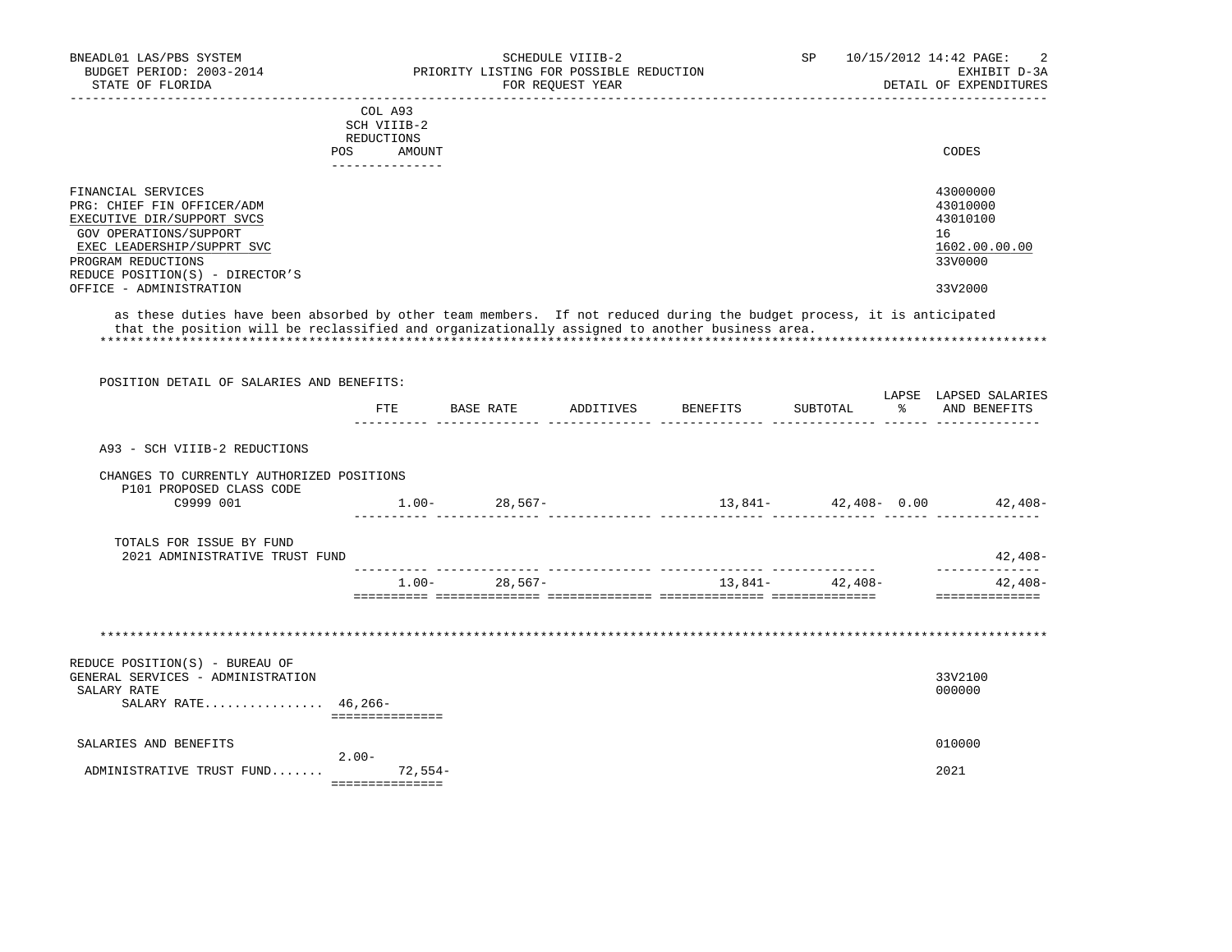| | COL A93 SCH VIIIB-2 REDUCTIONS POS | AMOUNT | CODES |
|---|---|---|---|
| FINANCIAL SERVICES | | | 43000000 |
| PRG: CHIEF FIN OFFICER/ADM | | | 43010000 |
| EXECUTIVE DIR/SUPPORT SVCS | | | 43010100 |
| GOV OPERATIONS/SUPPORT | | | 16 |
| EXEC LEADERSHIP/SUPPRT SVC | | | 1602.00.00.00 |
| PROGRAM REDUCTIONS | | | 33V0000 |
| REDUCE POSITION(S) - DIRECTOR'S OFFICE - ADMINISTRATION | | | 33V2000 |

as these duties have been absorbed by other team members. If not reduced during the budget process, it is anticipated that the position will be reclassified and organizationally assigned to another business area.

POSITION DETAIL OF SALARIES AND BENEFITS:

| | FTE | BASE RATE | ADDITIVES | BENEFITS | SUBTOTAL | LAPSE % | LAPSED SALARIES AND BENEFITS |
|---|---|---|---|---|---|---|---|
| A93 - SCH VIIIB-2 REDUCTIONS | | | | | | | |
| CHANGES TO CURRENTLY AUTHORIZED POSITIONS | | | | | | | |
| P101 PROPOSED CLASS CODE | | | | | | | |
| C9999 001 | 1.00- | 28,567- | | 13,841- | 42,408- | 0.00 | 42,408- |
| TOTALS FOR ISSUE BY FUND | | | | | | | |
| 2021 ADMINISTRATIVE TRUST FUND | | | | | | | 42,408- |
| | 1.00- | 28,567- | | 13,841- | 42,408- | | 42,408- |

| | POS | AMOUNT | CODES |
|---|---|---|---|
| REDUCE POSITION(S) - BUREAU OF GENERAL SERVICES - ADMINISTRATION | | | 33V2100 |
| SALARY RATE | | | 000000 |
| SALARY RATE................ | 46,266- | | |
| SALARIES AND BENEFITS | 2.00- | | 010000 |
| ADMINISTRATIVE TRUST FUND....... | | 72,554- | 2021 |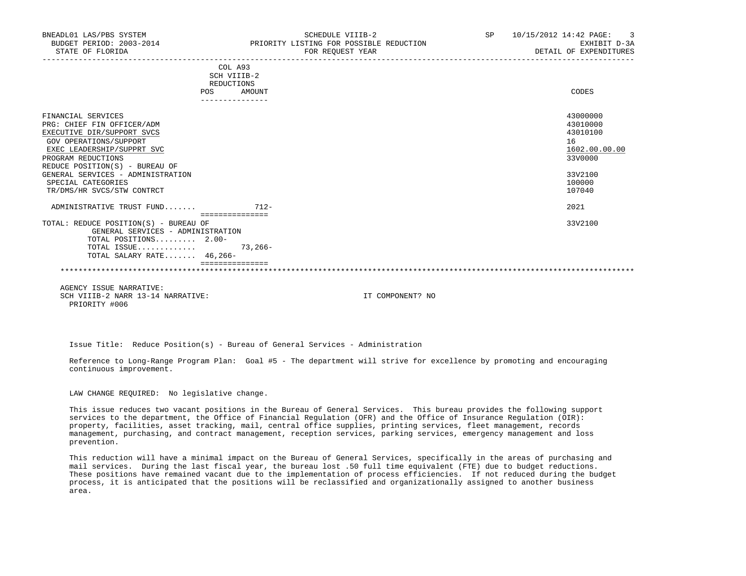BNEADL01 LAS/PBS SYSTEM — SCHEDULE VIIIB-2 — SP 10/15/2012 14:42
BUDGET PERIOD: 2003-2014 — PRIORITY LISTING FOR POSSIBLE REDUCTION — EXHIBIT D-3A
STATE OF FLORIDA — FOR REQUEST YEAR — DETAIL OF EXPENDITURES

| | COL A93 SCH VIIIB-2 REDUCTIONS POS | AMOUNT | CODES |
|---|---|---|---|
| FINANCIAL SERVICES | | | 43000000 |
| PRG: CHIEF FIN OFFICER/ADM | | | 43010000 |
| EXECUTIVE DIR/SUPPORT SVCS | | | 43010100 |
| GOV OPERATIONS/SUPPORT | | | 16 |
| EXEC LEADERSHIP/SUPPRT SVC | | | 1602.00.00.00 |
| PROGRAM REDUCTIONS | | | 33V0000 |
| REDUCE POSITION(S) - BUREAU OF GENERAL SERVICES - ADMINISTRATION | | | 33V2100 |
| SPECIAL CATEGORIES | | | 100000 |
| TR/DMS/HR SVCS/STW CONTRCT | | | 107040 |
| ADMINISTRATIVE TRUST FUND....... | | 712- | 2021 |
| TOTAL: REDUCE POSITION(S) - BUREAU OF GENERAL SERVICES - ADMINISTRATION | | | 33V2100 |
| TOTAL POSITIONS......... | 2.00- | | |
| TOTAL ISSUE............. | | 73,266- | |
| TOTAL SALARY RATE....... | 46,266- | | |

AGENCY ISSUE NARRATIVE:
SCH VIIIB-2 NARR 13-14 NARRATIVE: IT COMPONENT? NO
PRIORITY #006

Issue Title: Reduce Position(s) - Bureau of General Services - Administration

Reference to Long-Range Program Plan: Goal #5 - The department will strive for excellence by promoting and encouraging continuous improvement.

LAW CHANGE REQUIRED: No legislative change.

This issue reduces two vacant positions in the Bureau of General Services. This bureau provides the following support services to the department, the Office of Financial Regulation (OFR) and the Office of Insurance Regulation (OIR): property, facilities, asset tracking, mail, central office supplies, printing services, fleet management, records management, purchasing, and contract management, reception services, parking services, emergency management and loss prevention.

This reduction will have a minimal impact on the Bureau of General Services, specifically in the areas of purchasing and mail services. During the last fiscal year, the bureau lost .50 full time equivalent (FTE) due to budget reductions. These positions have remained vacant due to the implementation of process efficiencies. If not reduced during the budget process, it is anticipated that the positions will be reclassified and organizationally assigned to another business area.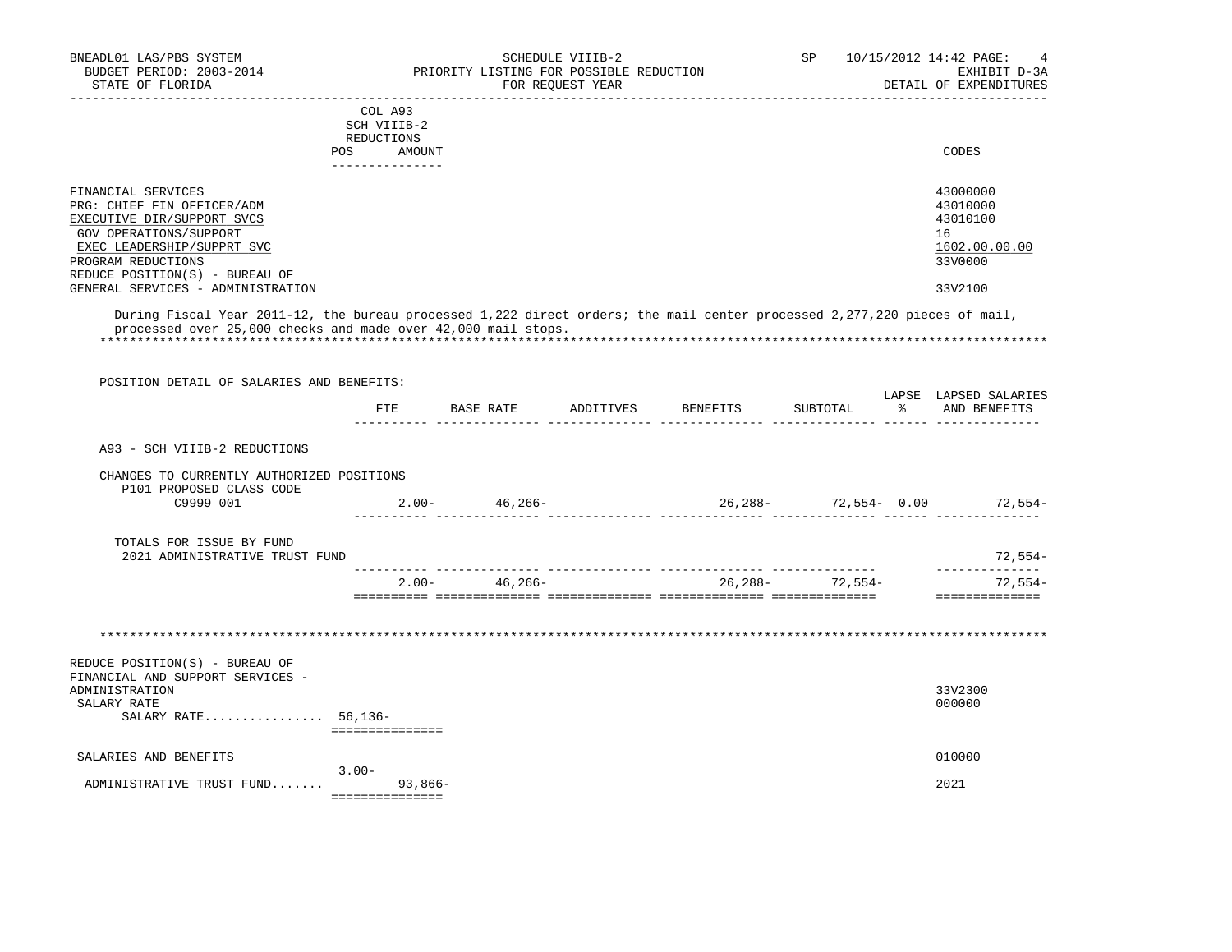| COL A93 SCH VIIIB-2 REDUCTIONS POS AMOUNT | | CODES |
|---|---|---|
| FINANCIAL SERVICES | | 43000000 |
| PRG: CHIEF FIN OFFICER/ADM | | 43010000 |
| EXECUTIVE DIR/SUPPORT SVCS | | 43010100 |
| GOV OPERATIONS/SUPPORT | | 16 |
| EXEC LEADERSHIP/SUPPRT SVC | | 1602.00.00.00 |
| PROGRAM REDUCTIONS | | 33V0000 |
| REDUCE POSITION(S) - BUREAU OF GENERAL SERVICES - ADMINISTRATION | | 33V2100 |

During Fiscal Year 2011-12, the bureau processed 1,222 direct orders; the mail center processed 2,277,220 pieces of mail, processed over 25,000 checks and made over 42,000 mail stops.

***

POSITION DETAIL OF SALARIES AND BENEFITS:

| | FTE | BASE RATE | ADDITIVES | BENEFITS | SUBTOTAL | LAPSE % | LAPSED SALARIES AND BENEFITS |
|---|---|---|---|---|---|---|---|
| A93 - SCH VIIIB-2 REDUCTIONS | | | | | | | |
| CHANGES TO CURRENTLY AUTHORIZED POSITIONS | | | | | | | |
| P101 PROPOSED CLASS CODE | | | | | | | |
| C9999 001 | 2.00- | 46,266- | | 26,288- | 72,554- | 0.00 | 72,554- |
| TOTALS FOR ISSUE BY FUND | | | | | | | |
| 2021 ADMINISTRATIVE TRUST FUND | | | | | | | 72,554- |
| | 2.00- | 46,266- | | 26,288- | 72,554- | | 72,554- |

***

| | POS | AMOUNT | CODES |
|---|---|---|---|
| REDUCE POSITION(S) - BUREAU OF FINANCIAL AND SUPPORT SERVICES - ADMINISTRATION | | | 33V2300 |
| SALARY RATE | | | 000000 |
| SALARY RATE................ | 56,136- | | |
| SALARIES AND BENEFITS | | | 010000 |
| ADMINISTRATIVE TRUST FUND....... | 3.00- | 93,866- | 2021 |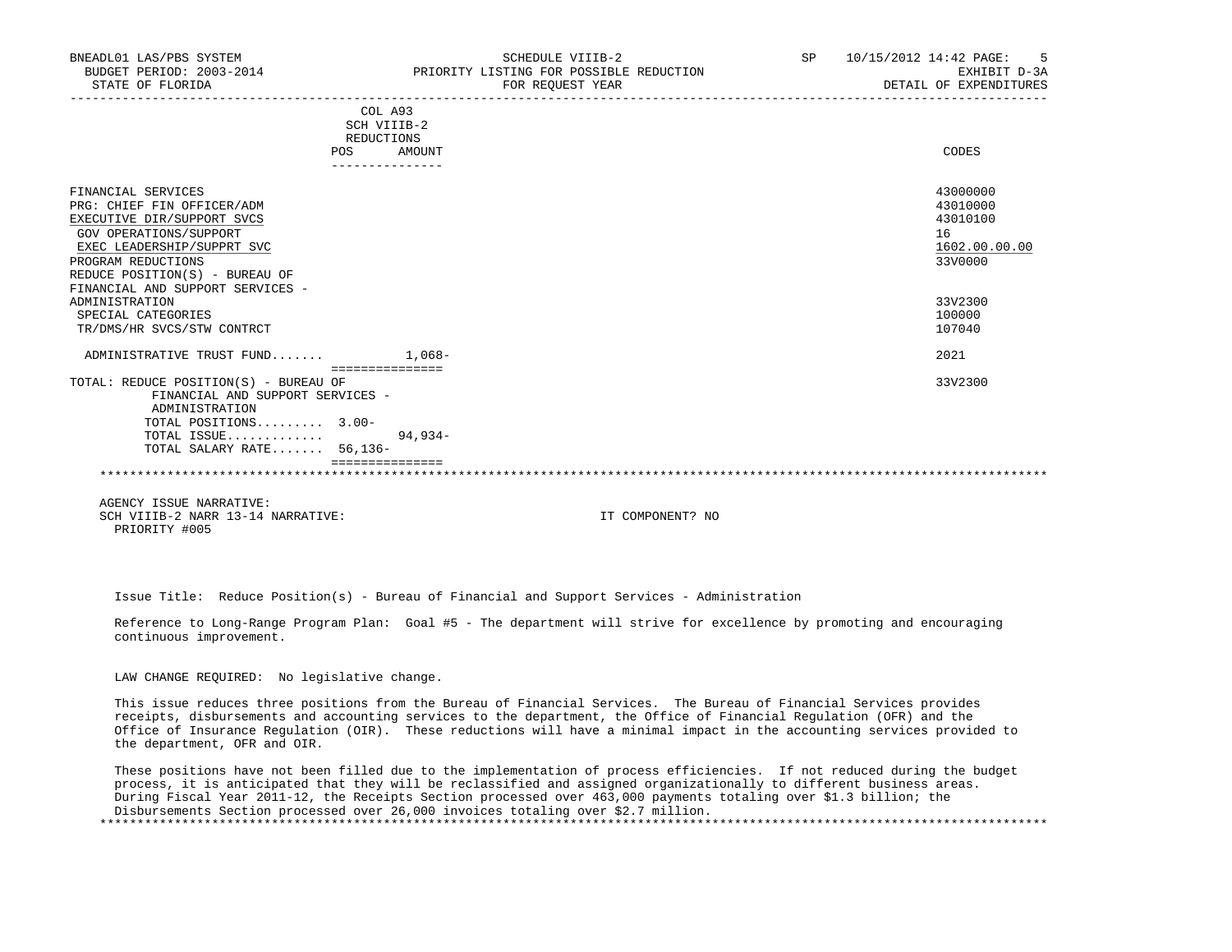BNEADL01 LAS/PBS SYSTEM
BUDGET PERIOD: 2003-2014
STATE OF FLORIDA

SCHEDULE VIIIB-2
PRIORITY LISTING FOR POSSIBLE REDUCTION
FOR REQUEST YEAR

SP 10/15/2012 14:42

EXHIBIT D-3A
DETAIL OF EXPENDITURES

| | COL A93 SCH VIIIB-2 REDUCTIONS POS | AMOUNT | CODES |
|---|---|---|---|
| FINANCIAL SERVICES | | | 43000000 |
| PRG: CHIEF FIN OFFICER/ADM | | | 43010000 |
| EXECUTIVE DIR/SUPPORT SVCS | | | 43010100 |
| GOV OPERATIONS/SUPPORT | | | 16 |
| EXEC LEADERSHIP/SUPPRT SVC | | | 1602.00.00.00 |
| PROGRAM REDUCTIONS | | | 33V0000 |
| REDUCE POSITION(S) - BUREAU OF FINANCIAL AND SUPPORT SERVICES - ADMINISTRATION | | | 33V2300 |
| SPECIAL CATEGORIES | | | 100000 |
| TR/DMS/HR SVCS/STW CONTRCT | | | 107040 |
| ADMINISTRATIVE TRUST FUND....... | | 1,068- | 2021 |
| TOTAL: REDUCE POSITION(S) - BUREAU OF FINANCIAL AND SUPPORT SERVICES - ADMINISTRATION | | | 33V2300 |
| TOTAL POSITIONS......... | 3.00- | | |
| TOTAL ISSUE............ | | 94,934- | |
| TOTAL SALARY RATE....... | 56,136- | | |

AGENCY ISSUE NARRATIVE:
SCH VIIIB-2 NARR 13-14 NARRATIVE: IT COMPONENT? NO
PRIORITY #005

Issue Title: Reduce Position(s) - Bureau of Financial and Support Services - Administration

Reference to Long-Range Program Plan: Goal #5 - The department will strive for excellence by promoting and encouraging continuous improvement.

LAW CHANGE REQUIRED: No legislative change.

This issue reduces three positions from the Bureau of Financial Services. The Bureau of Financial Services provides receipts, disbursements and accounting services to the department, the Office of Financial Regulation (OFR) and the Office of Insurance Regulation (OIR). These reductions will have a minimal impact in the accounting services provided to the department, OFR and OIR.

These positions have not been filled due to the implementation of process efficiencies. If not reduced during the budget process, it is anticipated that they will be reclassified and assigned organizationally to different business areas. During Fiscal Year 2011-12, the Receipts Section processed over 463,000 payments totaling over $1.3 billion; the Disbursements Section processed over 26,000 invoices totaling over $2.7 million.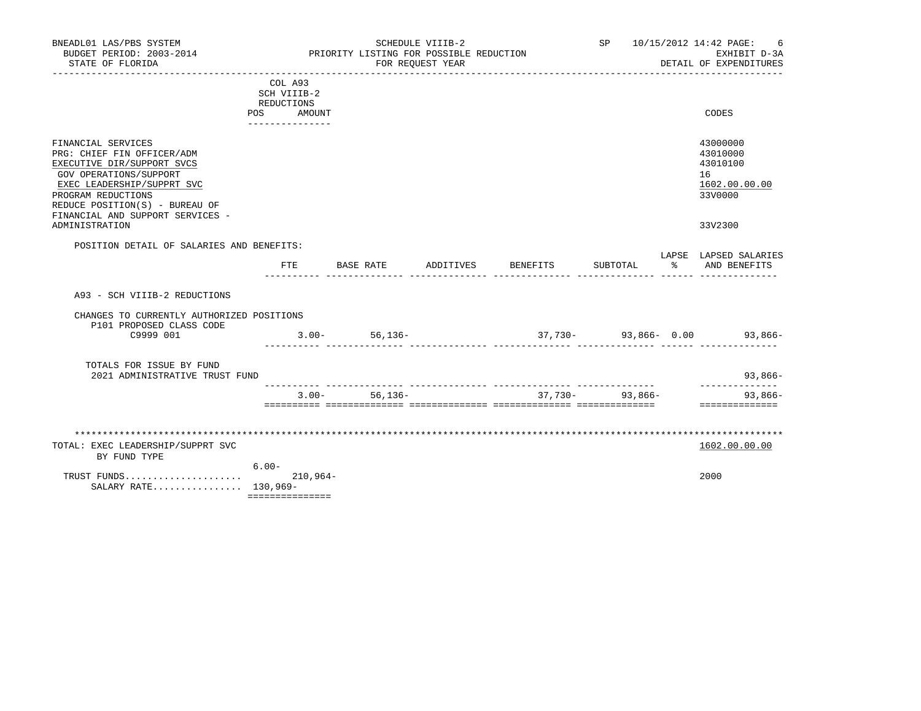BNEADL01 LAS/PBS SYSTEM
BUDGET PERIOD: 2003-2014
STATE OF FLORIDA

SCHEDULE VIIIB-2
PRIORITY LISTING FOR POSSIBLE REDUCTION
FOR REQUEST YEAR

SP 10/15/2012 14:42
EXHIBIT D-3A
DETAIL OF EXPENDITURES

| | COL A93 SCH VIIIB-2 REDUCTIONS POS AMOUNT | CODES |
|---|---|---|
| FINANCIAL SERVICES | | 43000000 |
| PRG: CHIEF FIN OFFICER/ADM | | 43010000 |
| EXECUTIVE DIR/SUPPORT SVCS | | 43010100 |
| GOV OPERATIONS/SUPPORT | | 16 |
| EXEC LEADERSHIP/SUPPRT SVC | | 1602.00.00.00 |
| PROGRAM REDUCTIONS | | 33V0000 |
| REDUCE POSITION(S) - BUREAU OF FINANCIAL AND SUPPORT SERVICES - ADMINISTRATION | | 33V2300 |

POSITION DETAIL OF SALARIES AND BENEFITS:

| | FTE | BASE RATE | ADDITIVES | BENEFITS | SUBTOTAL | LAPSE % | LAPSED SALARIES AND BENEFITS |
|---|---|---|---|---|---|---|---|
| A93 - SCH VIIIB-2 REDUCTIONS | | | | | | | |
| CHANGES TO CURRENTLY AUTHORIZED POSITIONS | | | | | | | |
| P101 PROPOSED CLASS CODE | | | | | | | |
| C9999 001 | 3.00- | 56,136- | | 37,730- | 93,866- | 0.00 | 93,866- |
| TOTALS FOR ISSUE BY FUND | | | | | | | |
| 2021 ADMINISTRATIVE TRUST FUND | | | | | | | 93,866- |
| | 3.00- | 56,136- | | 37,730- | 93,866- | | 93,866- |

***************************************************************************************************************

| TOTAL: EXEC LEADERSHIP/SUPPRT SVC BY FUND TYPE | | 1602.00.00.00 |
|---|---|---|
| | 6.00- | |
| TRUST FUNDS.................... | 210,964- | 2000 |
| SALARY RATE............... | 130,969- | |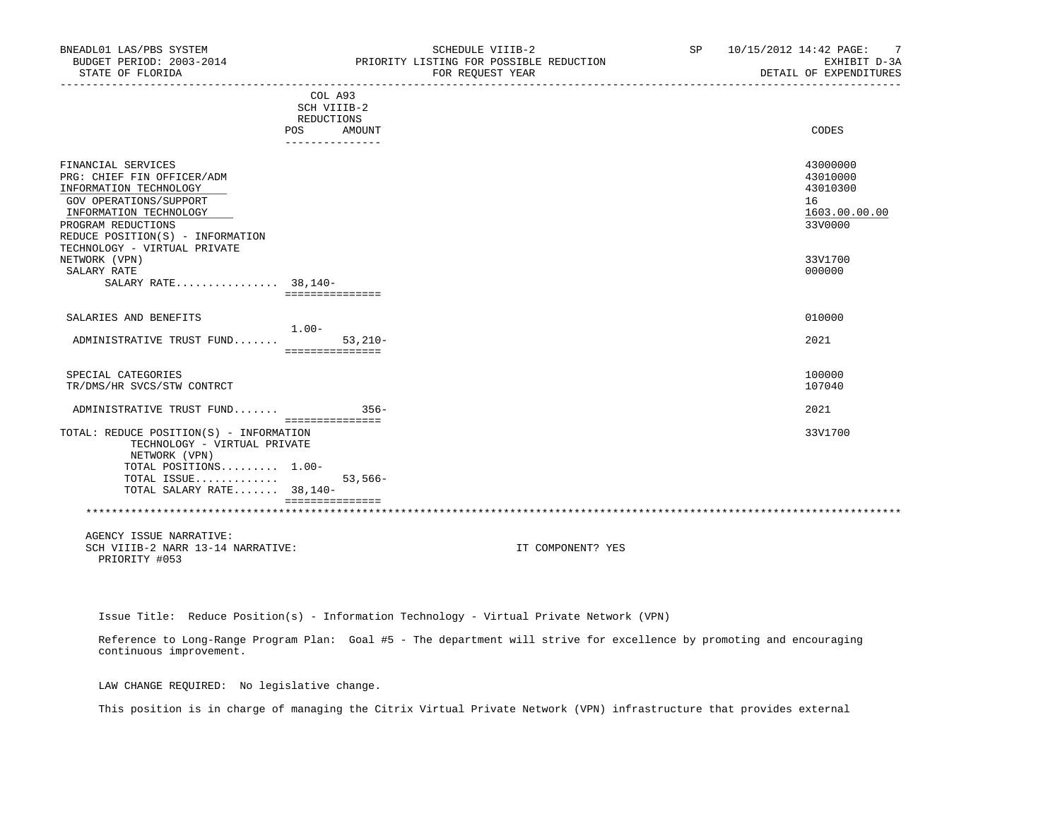BNEADL01 LAS/PBS SYSTEM | SCHEDULE VIIIB-2 | SP 10/15/2012 14:42
BUDGET PERIOD: 2003-2014 | PRIORITY LISTING FOR POSSIBLE REDUCTION | EXHIBIT D-3A
STATE OF FLORIDA | FOR REQUEST YEAR | DETAIL OF EXPENDITURES

| | COL A93 SCH VIIIB-2 REDUCTIONS POS | AMOUNT | CODES |
|---|---|---|---|
| FINANCIAL SERVICES | | | 43000000 |
| PRG: CHIEF FIN OFFICER/ADM | | | 43010000 |
| INFORMATION TECHNOLOGY | | | 43010300 |
| GOV OPERATIONS/SUPPORT | | | 16 |
| INFORMATION TECHNOLOGY | | | 1603.00.00.00 |
| PROGRAM REDUCTIONS | | | 33V0000 |
| REDUCE POSITION(S) - INFORMATION TECHNOLOGY - VIRTUAL PRIVATE NETWORK (VPN) | | | 33V1700 |
| SALARY RATE | | | 000000 |
| SALARY RATE................ | 38,140- | | |
| SALARIES AND BENEFITS | | | 010000 |
| | 1.00- | | |
| ADMINISTRATIVE TRUST FUND....... | | 53,210- | 2021 |
| SPECIAL CATEGORIES | | | 100000 |
| TR/DMS/HR SVCS/STW CONTRCT | | | 107040 |
| ADMINISTRATIVE TRUST FUND....... | | 356- | 2021 |
| TOTAL: REDUCE POSITION(S) - INFORMATION TECHNOLOGY - VIRTUAL PRIVATE NETWORK (VPN) | | | 33V1700 |
| TOTAL POSITIONS......... | 1.00- | | |
| TOTAL ISSUE............. | | 53,566- | |
| TOTAL SALARY RATE....... | 38,140- | | |

AGENCY ISSUE NARRATIVE:
SCH VIIIB-2 NARR 13-14 NARRATIVE: IT COMPONENT? YES
PRIORITY #053

Issue Title: Reduce Position(s) - Information Technology - Virtual Private Network (VPN)

Reference to Long-Range Program Plan: Goal #5 - The department will strive for excellence by promoting and encouraging continuous improvement.

LAW CHANGE REQUIRED: No legislative change.

This position is in charge of managing the Citrix Virtual Private Network (VPN) infrastructure that provides external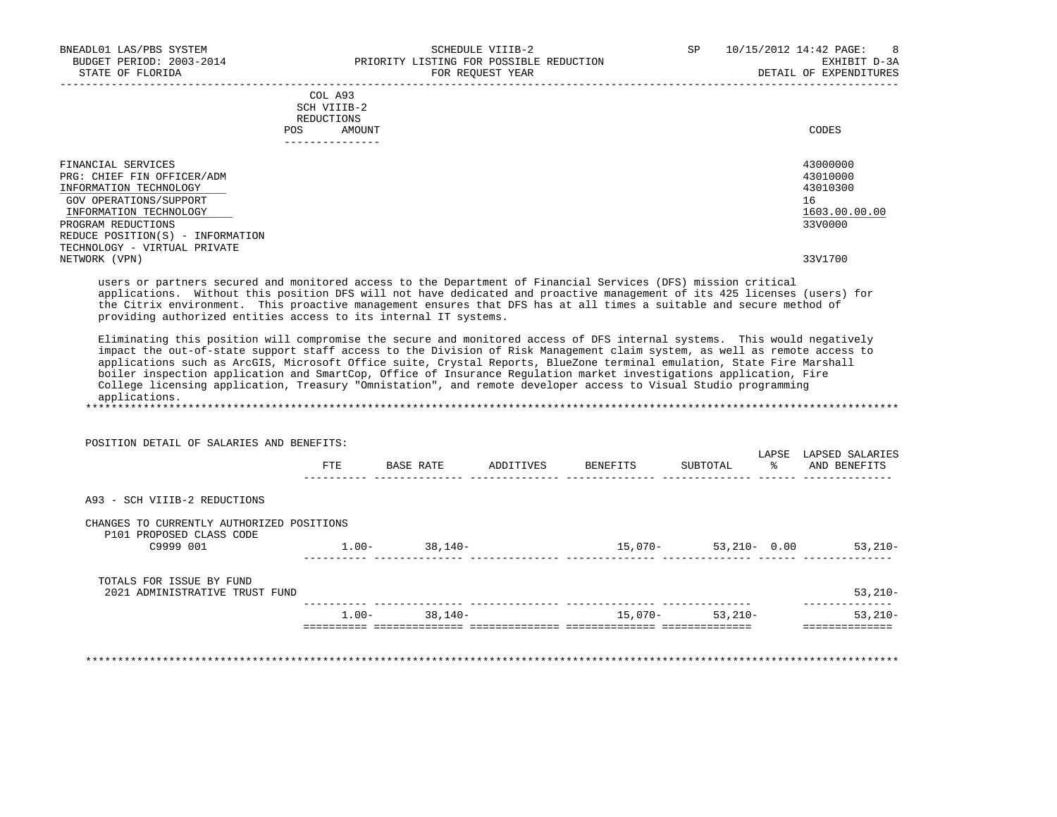BNEADL01 LAS/PBS SYSTEM | SCHEDULE VIIIB-2 | SP 10/15/2012 14:42
BUDGET PERIOD: 2003-2014 | PRIORITY LISTING FOR POSSIBLE REDUCTION | EXHIBIT D-3A
STATE OF FLORIDA | FOR REQUEST YEAR | DETAIL OF EXPENDITURES

| | COL A93 SCH VIIIB-2 REDUCTIONS POS AMOUNT | CODES |
|---|---|---|
| FINANCIAL SERVICES | | 43000000 |
| PRG: CHIEF FIN OFFICER/ADM | | 43010000 |
| INFORMATION TECHNOLOGY | | 43010300 |
| GOV OPERATIONS/SUPPORT | | 16 |
| INFORMATION TECHNOLOGY | | 1603.00.00.00 |
| PROGRAM REDUCTIONS | | 33V0000 |
| REDUCE POSITION(S) - INFORMATION TECHNOLOGY - VIRTUAL PRIVATE NETWORK (VPN) | | 33V1700 |

users or partners secured and monitored access to the Department of Financial Services (DFS) mission critical applications. Without this position DFS will not have dedicated and proactive management of its 425 licenses (users) for the Citrix environment. This proactive management ensures that DFS has at all times a suitable and secure method of providing authorized entities access to its internal IT systems.

Eliminating this position will compromise the secure and monitored access of DFS internal systems. This would negatively impact the out-of-state support staff access to the Division of Risk Management claim system, as well as remote access to applications such as ArcGIS, Microsoft Office suite, Crystal Reports, BlueZone terminal emulation, State Fire Marshall boiler inspection application and SmartCop, Office of Insurance Regulation market investigations application, Fire College licensing application, Treasury "Omnistation", and remote developer access to Visual Studio programming applications.

*******************************************************************************************************************

POSITION DETAIL OF SALARIES AND BENEFITS:

| | FTE | BASE RATE | ADDITIVES | BENEFITS | SUBTOTAL | LAPSE % | LAPSED SALARIES AND BENEFITS |
|---|---|---|---|---|---|---|---|
| A93 - SCH VIIIB-2 REDUCTIONS | | | | | | | |
| CHANGES TO CURRENTLY AUTHORIZED POSITIONS | | | | | | | |
| P101 PROPOSED CLASS CODE | | | | | | | |
| C9999 001 | 1.00- | 38,140- | | 15,070- | 53,210- | 0.00 | 53,210- |
| TOTALS FOR ISSUE BY FUND | | | | | | | |
| 2021 ADMINISTRATIVE TRUST FUND | | | | | | | 53,210- |
| | 1.00- | 38,140- | | 15,070- | 53,210- | | 53,210- |

*******************************************************************************************************************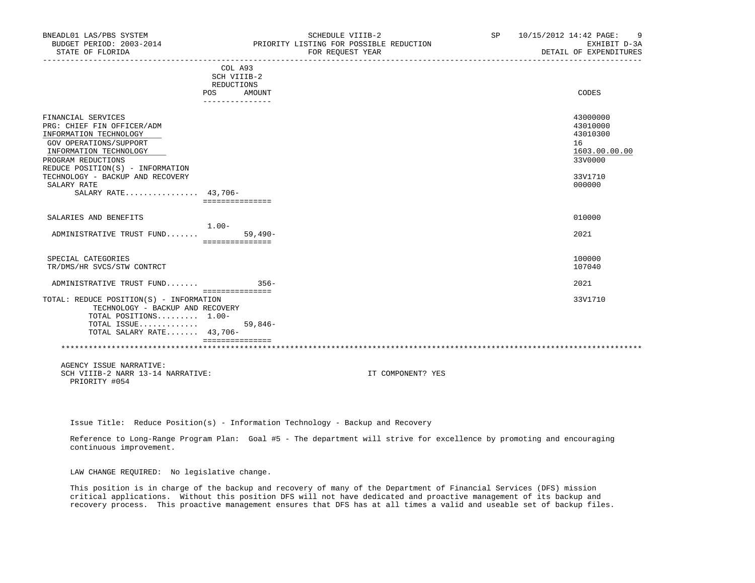| | COL A93 SCH VIIIB-2 REDUCTIONS POS | AMOUNT | CODES |
|---|---|---|---|
| FINANCIAL SERVICES | | | 43000000 |
| PRG: CHIEF FIN OFFICER/ADM | | | 43010000 |
| INFORMATION TECHNOLOGY | | | 43010300 |
| GOV OPERATIONS/SUPPORT | | | 16 |
| INFORMATION TECHNOLOGY | | | 1603.00.00.00 |
| PROGRAM REDUCTIONS | | | 33V0000 |
| REDUCE POSITION(S) - INFORMATION TECHNOLOGY - BACKUP AND RECOVERY | | | 33V1710 |
| SALARY RATE | | | 000000 |
| SALARY RATE................ | 43,706- | | |
| SALARIES AND BENEFITS | | | 010000 |
| ADMINISTRATIVE TRUST FUND....... | 1.00- | 59,490- | 2021 |
| SPECIAL CATEGORIES | | | 100000 |
| TR/DMS/HR SVCS/STW CONTRCT | | | 107040 |
| ADMINISTRATIVE TRUST FUND....... | | 356- | 2021 |
| TOTAL: REDUCE POSITION(S) - INFORMATION TECHNOLOGY - BACKUP AND RECOVERY | | | 33V1710 |
| TOTAL POSITIONS......... | 1.00- | | |
| TOTAL ISSUE............. | | 59,846- | |
| TOTAL SALARY RATE....... | 43,706- | | |

AGENCY ISSUE NARRATIVE:
SCH VIIIB-2 NARR 13-14 NARRATIVE: IT COMPONENT? YES
PRIORITY #054

Issue Title: Reduce Position(s) - Information Technology - Backup and Recovery

Reference to Long-Range Program Plan: Goal #5 - The department will strive for excellence by promoting and encouraging continuous improvement.

LAW CHANGE REQUIRED: No legislative change.

This position is in charge of the backup and recovery of many of the Department of Financial Services (DFS) mission critical applications. Without this position DFS will not have dedicated and proactive management of its backup and recovery process. This proactive management ensures that DFS has at all times a valid and useable set of backup files.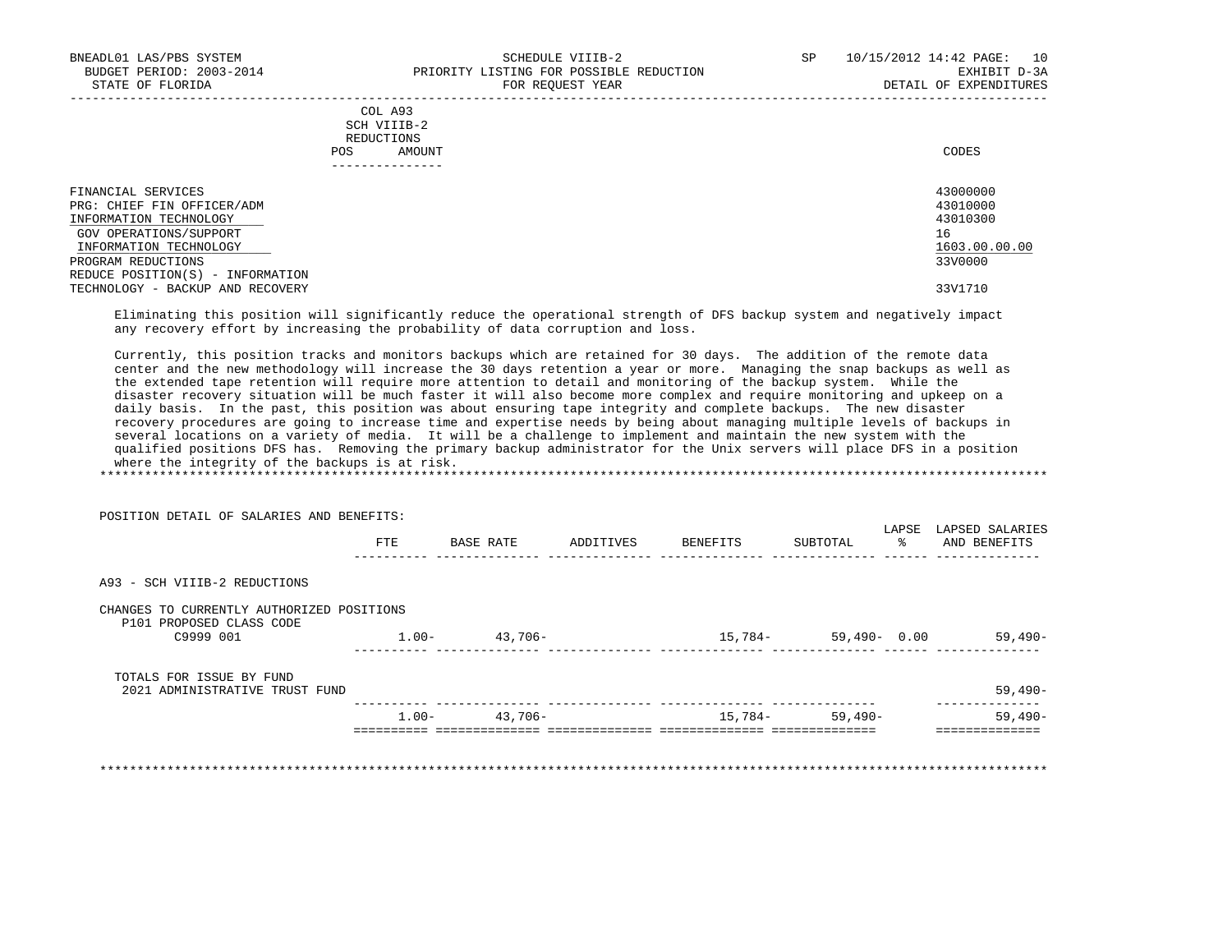BNEADL01 LAS/PBS SYSTEM SCHEDULE VIIIB-2 SP 10/15/2012 14:42
BUDGET PERIOD: 2003-2014 PRIORITY LISTING FOR POSSIBLE REDUCTION EXHIBIT D-3A
STATE OF FLORIDA FOR REQUEST YEAR DETAIL OF EXPENDITURES

| | COL A93 SCH VIIIB-2 REDUCTIONS POS AMOUNT | CODES |
|---|---|---|
| FINANCIAL SERVICES | | 43000000 |
| PRG: CHIEF FIN OFFICER/ADM | | 43010000 |
| INFORMATION TECHNOLOGY | | 43010300 |
| GOV OPERATIONS/SUPPORT | | 16 |
| INFORMATION TECHNOLOGY | | 1603.00.00.00 |
| PROGRAM REDUCTIONS | | 33V0000 |
| REDUCE POSITION(S) - INFORMATION TECHNOLOGY - BACKUP AND RECOVERY | | 33V1710 |

Eliminating this position will significantly reduce the operational strength of DFS backup system and negatively impact any recovery effort by increasing the probability of data corruption and loss.

Currently, this position tracks and monitors backups which are retained for 30 days. The addition of the remote data center and the new methodology will increase the 30 days retention a year or more. Managing the snap backups as well as the extended tape retention will require more attention to detail and monitoring of the backup system. While the disaster recovery situation will be much faster it will also become more complex and require monitoring and upkeep on a daily basis. In the past, this position was about ensuring tape integrity and complete backups. The new disaster recovery procedures are going to increase time and expertise needs by being about managing multiple levels of backups in several locations on a variety of media. It will be a challenge to implement and maintain the new system with the qualified positions DFS has. Removing the primary backup administrator for the Unix servers will place DFS in a position where the integrity of the backups is at risk.

POSITION DETAIL OF SALARIES AND BENEFITS:

| | FTE | BASE RATE | ADDITIVES | BENEFITS | SUBTOTAL | LAPSE % | LAPSED SALARIES AND BENEFITS |
|---|---|---|---|---|---|---|---|
| A93 - SCH VIIIB-2 REDUCTIONS | | | | | | | |
| CHANGES TO CURRENTLY AUTHORIZED POSITIONS | | | | | | | |
| P101 PROPOSED CLASS CODE | | | | | | | |
| C9999 001 | 1.00- | 43,706- | | 15,784- | 59,490- | 0.00 | 59,490- |
| TOTALS FOR ISSUE BY FUND | | | | | | | |
| 2021 ADMINISTRATIVE TRUST FUND | | | | | | | 59,490- |
| | 1.00- | 43,706- | | 15,784- | 59,490- | | 59,490- |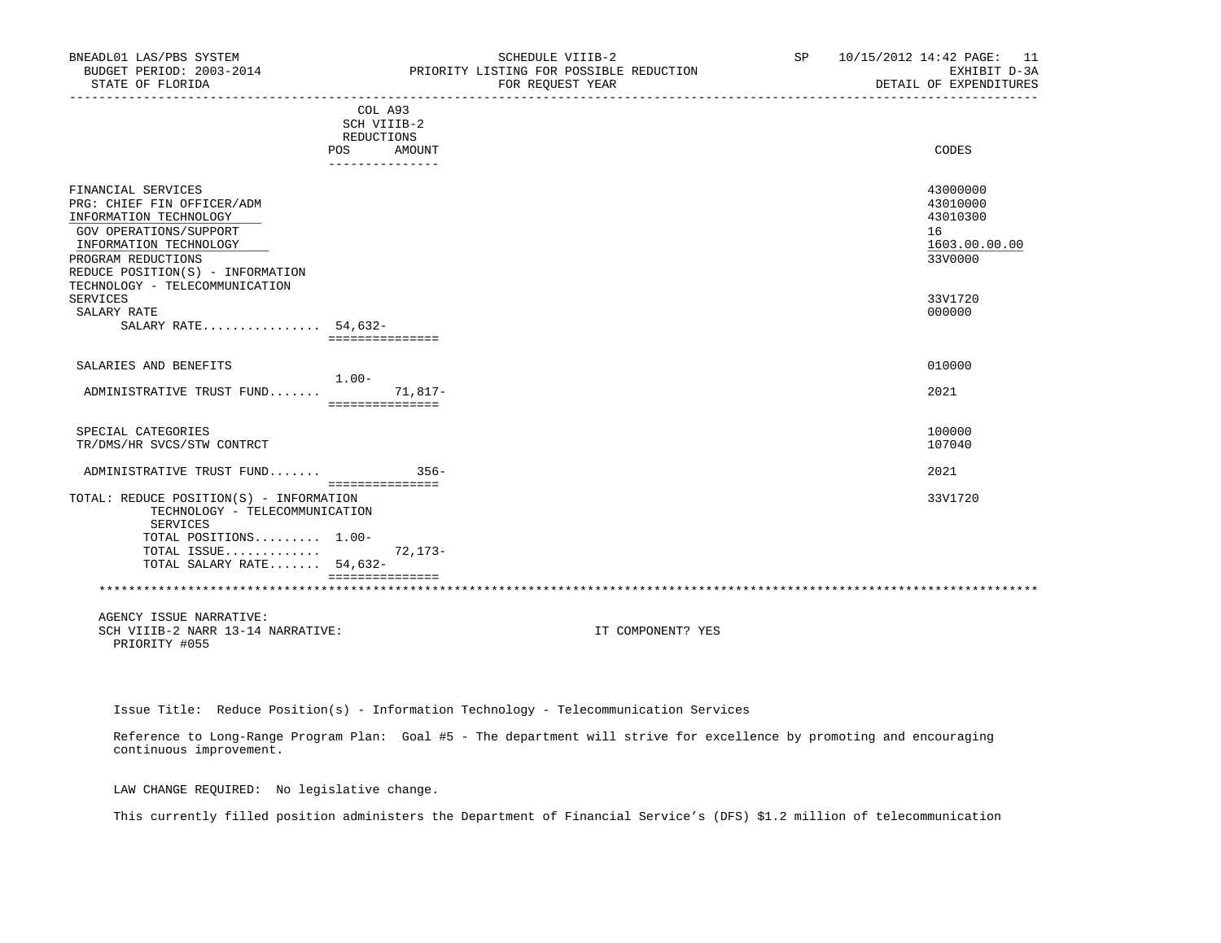| | COL A93 SCH VIIIB-2 REDUCTIONS POS | AMOUNT | CODES |
|---|---|---|---|
| FINANCIAL SERVICES | | | 43000000 |
| PRG: CHIEF FIN OFFICER/ADM | | | 43010000 |
| INFORMATION TECHNOLOGY | | | 43010300 |
| GOV OPERATIONS/SUPPORT | | | 16 |
| INFORMATION TECHNOLOGY | | | 1603.00.00.00 |
| PROGRAM REDUCTIONS | | | 33V0000 |
| REDUCE POSITION(S) - INFORMATION TECHNOLOGY - TELECOMMUNICATION SERVICES | | | 33V1720 |
| SALARY RATE | | | 000000 |
| SALARY RATE................ | 54,632- | | |
| SALARIES AND BENEFITS | | | 010000 |
| ADMINISTRATIVE TRUST FUND....... | 1.00- | 71,817- | 2021 |
| SPECIAL CATEGORIES | | | 100000 |
| TR/DMS/HR SVCS/STW CONTRCT | | | 107040 |
| ADMINISTRATIVE TRUST FUND....... | | 356- | 2021 |
| TOTAL: REDUCE POSITION(S) - INFORMATION TECHNOLOGY - TELECOMMUNICATION SERVICES | | | 33V1720 |
| TOTAL POSITIONS......... | 1.00- | | |
| TOTAL ISSUE............. | | 72,173- | |
| TOTAL SALARY RATE....... | 54,632- | | |

AGENCY ISSUE NARRATIVE:
SCH VIIIB-2 NARR 13-14 NARRATIVE: IT COMPONENT? YES
PRIORITY #055

Issue Title: Reduce Position(s) - Information Technology - Telecommunication Services

Reference to Long-Range Program Plan: Goal #5 - The department will strive for excellence by promoting and encouraging continuous improvement.

LAW CHANGE REQUIRED: No legislative change.

This currently filled position administers the Department of Financial Service's (DFS) $1.2 million of telecommunication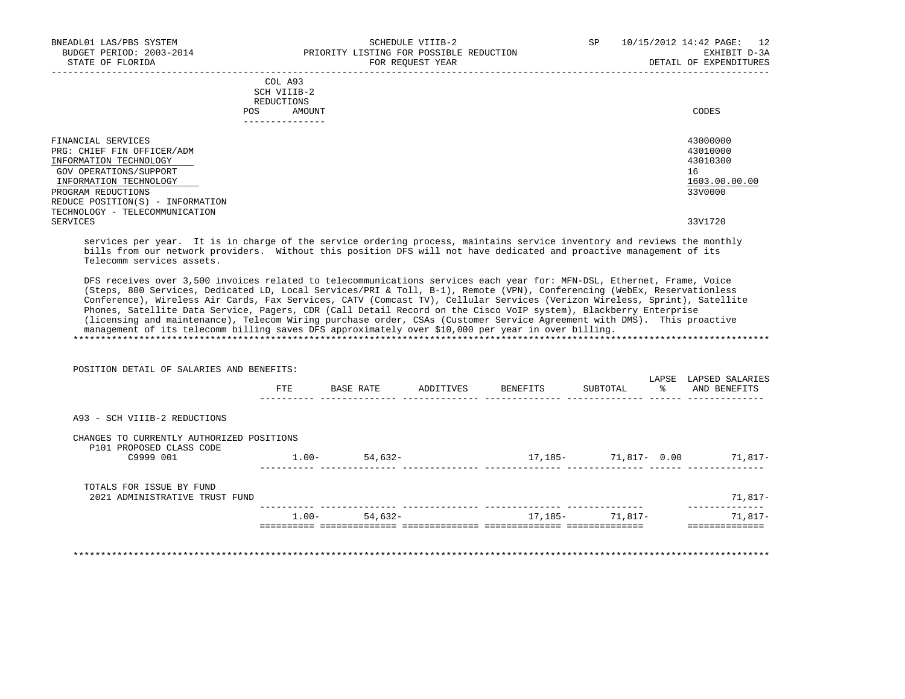BNEADL01 LAS/PBS SYSTEM
BUDGET PERIOD: 2003-2014
STATE OF FLORIDA

SCHEDULE VIIIB-2
PRIORITY LISTING FOR POSSIBLE REDUCTION
FOR REQUEST YEAR

SP 10/15/2012 14:42
EXHIBIT D-3A
DETAIL OF EXPENDITURES

| | COL A93 SCH VIIIB-2 REDUCTIONS POS AMOUNT | CODES |
|---|---|---|
| FINANCIAL SERVICES | | 43000000 |
| PRG: CHIEF FIN OFFICER/ADM | | 43010000 |
| INFORMATION TECHNOLOGY | | 43010300 |
| GOV OPERATIONS/SUPPORT | | 16 |
| INFORMATION TECHNOLOGY | | 1603.00.00.00 |
| PROGRAM REDUCTIONS | | 33V0000 |
| REDUCE POSITION(S) - INFORMATION TECHNOLOGY - TELECOMMUNICATION SERVICES | | 33V1720 |

services per year. It is in charge of the service ordering process, maintains service inventory and reviews the monthly bills from our network providers. Without this position DFS will not have dedicated and proactive management of its Telecomm services assets.

DFS receives over 3,500 invoices related to telecommunications services each year for: MFN-DSL, Ethernet, Frame, Voice (Steps, 800 Services, Dedicated LD, Local Services/PRI & Toll, B-1), Remote (VPN), Conferencing (WebEx, Reservationless Conference), Wireless Air Cards, Fax Services, CATV (Comcast TV), Cellular Services (Verizon Wireless, Sprint), Satellite Phones, Satellite Data Service, Pagers, CDR (Call Detail Record on the Cisco VoIP system), Blackberry Enterprise (licensing and maintenance), Telecom Wiring purchase order, CSAs (Customer Service Agreement with DMS). This proactive management of its telecomm billing saves DFS approximately over $10,000 per year in over billing.

POSITION DETAIL OF SALARIES AND BENEFITS:

| | FTE | BASE RATE | ADDITIVES | BENEFITS | SUBTOTAL | LAPSE % | LAPSED SALARIES AND BENEFITS |
|---|---|---|---|---|---|---|---|
| A93 - SCH VIIIB-2 REDUCTIONS | | | | | | | |
| CHANGES TO CURRENTLY AUTHORIZED POSITIONS | | | | | | | |
| P101 PROPOSED CLASS CODE | | | | | | | |
| C9999 001 | 1.00- | 54,632- | | 17,185- | 71,817- | 0.00 | 71,817- |
| TOTALS FOR ISSUE BY FUND | | | | | | | |
| 2021 ADMINISTRATIVE TRUST FUND | | | | | | | 71,817- |
| | 1.00- | 54,632- | | 17,185- | 71,817- | | 71,817- |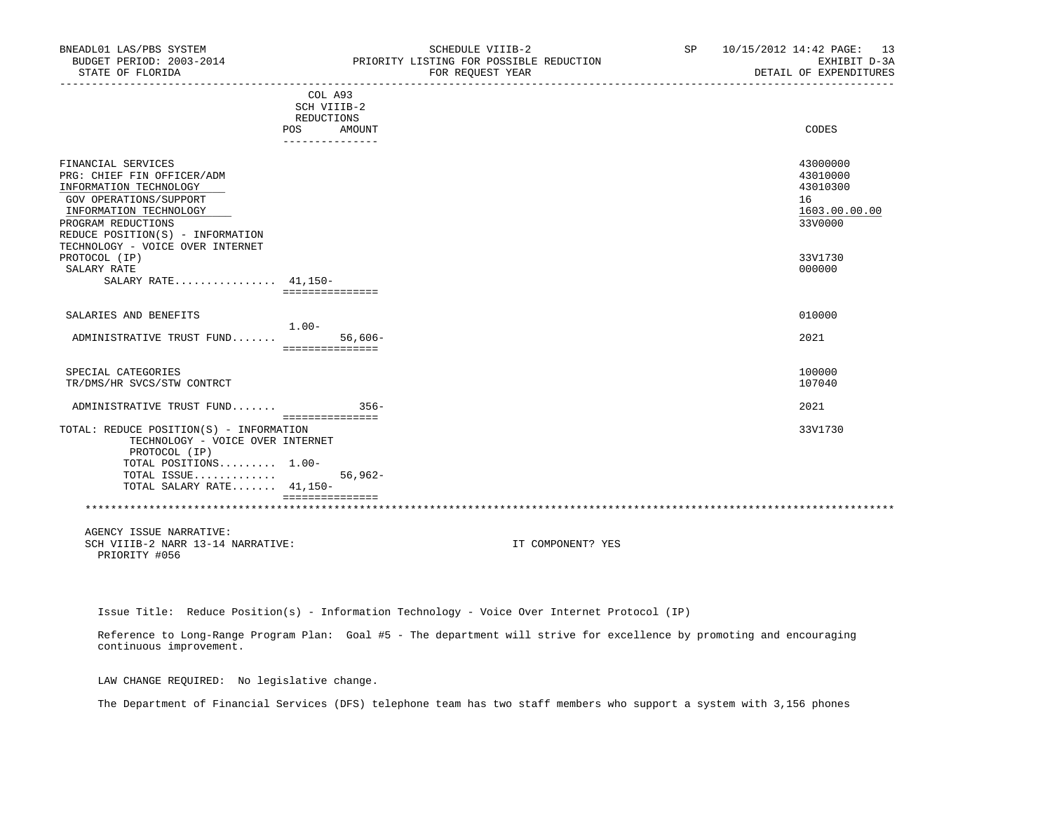BNEADL01 LAS/PBS SYSTEM | SCHEDULE VIIIB-2 | SP 10/15/2012 14:42

BUDGET PERIOD: 2003-2014 | PRIORITY LISTING FOR POSSIBLE REDUCTION | EXHIBIT D-3A

STATE OF FLORIDA | FOR REQUEST YEAR | DETAIL OF EXPENDITURES

| | COL A93 SCH VIIIB-2 REDUCTIONS POS | AMOUNT | CODES |
|---|---|---|---|
| FINANCIAL SERVICES | | | 43000000 |
| PRG: CHIEF FIN OFFICER/ADM | | | 43010000 |
| INFORMATION TECHNOLOGY | | | 43010300 |
| GOV OPERATIONS/SUPPORT | | | 16 |
| INFORMATION TECHNOLOGY | | | 1603.00.00.00 |
| PROGRAM REDUCTIONS | | | 33V0000 |
| REDUCE POSITION(S) - INFORMATION TECHNOLOGY - VOICE OVER INTERNET PROTOCOL (IP) | | | 33V1730 |
| SALARY RATE | | | 000000 |
| SALARY RATE................ | 41,150- | | |
| SALARIES AND BENEFITS | | | 010000 |
| ADMINISTRATIVE TRUST FUND....... | 1.00- | 56,606- | 2021 |
| SPECIAL CATEGORIES | | | 100000 |
| TR/DMS/HR SVCS/STW CONTRCT | | | 107040 |
| ADMINISTRATIVE TRUST FUND....... | | 356- | 2021 |
| TOTAL: REDUCE POSITION(S) - INFORMATION TECHNOLOGY - VOICE OVER INTERNET PROTOCOL (IP) | | | 33V1730 |
| TOTAL POSITIONS......... | 1.00- | | |
| TOTAL ISSUE............. | | 56,962- | |
| TOTAL SALARY RATE....... | 41,150- | | |

AGENCY ISSUE NARRATIVE:
SCH VIIIB-2 NARR 13-14 NARRATIVE: IT COMPONENT? YES
PRIORITY #056

Issue Title: Reduce Position(s) - Information Technology - Voice Over Internet Protocol (IP)

Reference to Long-Range Program Plan: Goal #5 - The department will strive for excellence by promoting and encouraging continuous improvement.

LAW CHANGE REQUIRED: No legislative change.

The Department of Financial Services (DFS) telephone team has two staff members who support a system with 3,156 phones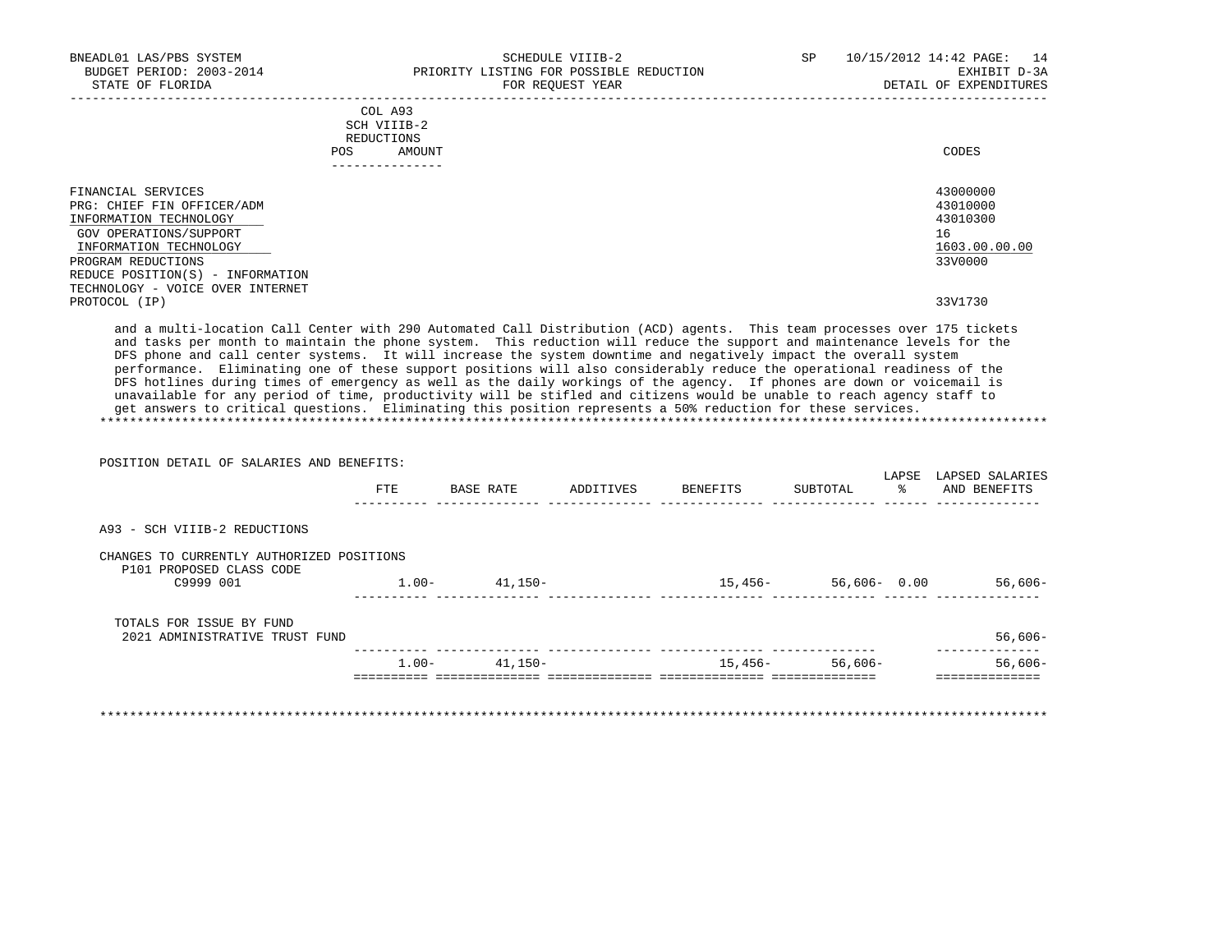COL A93
SCH VIIIB-2
REDUCTIONS
POS AMOUNT

| | CODES |
|---|---|
| FINANCIAL SERVICES | 43000000 |
| PRG: CHIEF FIN OFFICER/ADM | 43010000 |
| INFORMATION TECHNOLOGY | 43010300 |
| GOV OPERATIONS/SUPPORT | 16 |
| INFORMATION TECHNOLOGY | 1603.00.00.00 |
| PROGRAM REDUCTIONS | 33V0000 |
| REDUCE POSITION(S) - INFORMATION TECHNOLOGY - VOICE OVER INTERNET PROTOCOL (IP) | 33V1730 |

and a multi-location Call Center with 290 Automated Call Distribution (ACD) agents. This team processes over 175 tickets and tasks per month to maintain the phone system. This reduction will reduce the support and maintenance levels for the DFS phone and call center systems. It will increase the system downtime and negatively impact the overall system performance. Eliminating one of these support positions will also considerably reduce the operational readiness of the DFS hotlines during times of emergency as well as the daily workings of the agency. If phones are down or voicemail is unavailable for any period of time, productivity will be stifled and citizens would be unable to reach agency staff to get answers to critical questions. Eliminating this position represents a 50% reduction for these services.

POSITION DETAIL OF SALARIES AND BENEFITS:

| | FTE | BASE RATE | ADDITIVES | BENEFITS | SUBTOTAL | LAPSE % | LAPSED SALARIES AND BENEFITS |
|---|---|---|---|---|---|---|---|
| A93 - SCH VIIIB-2 REDUCTIONS | | | | | | | |
| CHANGES TO CURRENTLY AUTHORIZED POSITIONS | | | | | | | |
| P101 PROPOSED CLASS CODE | | | | | | | |
| C9999 001 | 1.00- | 41,150- | | 15,456- | 56,606- | 0.00 | 56,606- |
| TOTALS FOR ISSUE BY FUND | | | | | | | |
| 2021 ADMINISTRATIVE TRUST FUND | | | | | | | 56,606- |
| | 1.00- | 41,150- | | 15,456- | 56,606- | | 56,606- |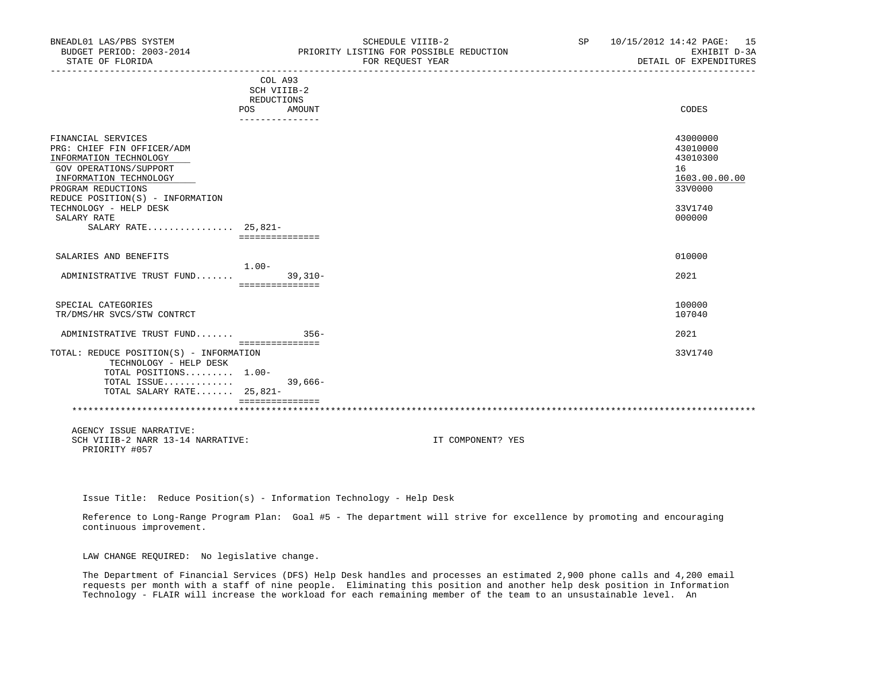BNEADL01 LAS/PBS SYSTEM
BUDGET PERIOD: 2003-2014
STATE OF FLORIDA

SCHEDULE VIIIB-2
PRIORITY LISTING FOR POSSIBLE REDUCTION
FOR REQUEST YEAR

SP 10/15/2012 14:42
EXHIBIT D-3A
DETAIL OF EXPENDITURES

| | COL A93 SCH VIIIB-2 REDUCTIONS POS | AMOUNT | CODES |
|---|---|---|---|
| FINANCIAL SERVICES | | | 43000000 |
| PRG: CHIEF FIN OFFICER/ADM | | | 43010000 |
| INFORMATION TECHNOLOGY | | | 43010300 |
| GOV OPERATIONS/SUPPORT | | | 16 |
| INFORMATION TECHNOLOGY | | | 1603.00.00.00 |
| PROGRAM REDUCTIONS | | | 33V0000 |
| REDUCE POSITION(S) - INFORMATION TECHNOLOGY - HELP DESK | | | 33V1740 |
| SALARY RATE | | | 000000 |
| SALARY RATE................ | 25,821- | | |
| SALARIES AND BENEFITS | | | 010000 |
| | 1.00- | | |
| ADMINISTRATIVE TRUST FUND....... | | 39,310- | 2021 |
| SPECIAL CATEGORIES | | | 100000 |
| TR/DMS/HR SVCS/STW CONTRCT | | | 107040 |
| ADMINISTRATIVE TRUST FUND....... | | 356- | 2021 |
| TOTAL: REDUCE POSITION(S) - INFORMATION TECHNOLOGY - HELP DESK | | | 33V1740 |
| TOTAL POSITIONS......... | 1.00- | | |
| TOTAL ISSUE............ | | 39,666- | |
| TOTAL SALARY RATE....... | 25,821- | | |

AGENCY ISSUE NARRATIVE:
SCH VIIIB-2 NARR 13-14 NARRATIVE: IT COMPONENT? YES
PRIORITY #057

Issue Title: Reduce Position(s) - Information Technology - Help Desk

Reference to Long-Range Program Plan: Goal #5 - The department will strive for excellence by promoting and encouraging continuous improvement.

LAW CHANGE REQUIRED: No legislative change.

The Department of Financial Services (DFS) Help Desk handles and processes an estimated 2,900 phone calls and 4,200 email requests per month with a staff of nine people. Eliminating this position and another help desk position in Information Technology - FLAIR will increase the workload for each remaining member of the team to an unsustainable level. An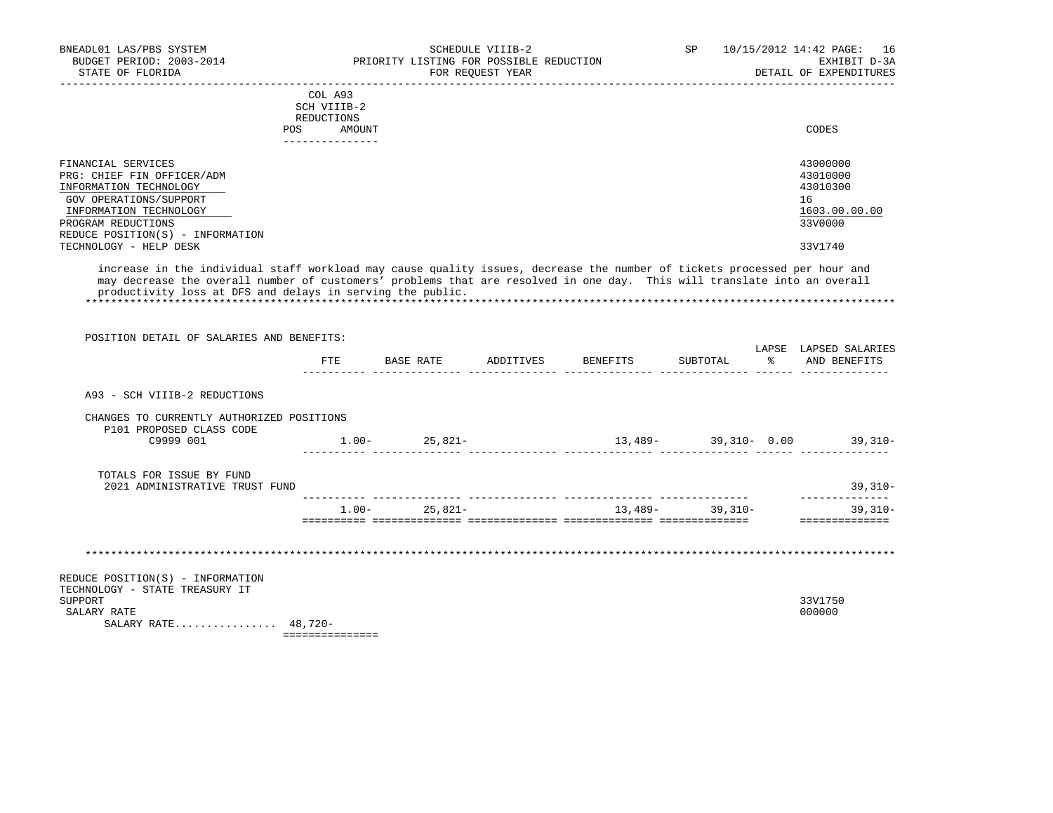COL A93
SCH VIIIB-2
REDUCTIONS

| | POS | AMOUNT | CODES |
|---|---|---|---|
| FINANCIAL SERVICES | | | 43000000 |
| PRG: CHIEF FIN OFFICER/ADM | | | 43010000 |
| INFORMATION TECHNOLOGY | | | 43010300 |
| GOV OPERATIONS/SUPPORT | | | 16 |
| INFORMATION TECHNOLOGY | | | 1603.00.00.00 |
| PROGRAM REDUCTIONS | | | 33V0000 |
| REDUCE POSITION(S) - INFORMATION TECHNOLOGY - HELP DESK | | | 33V1740 |

increase in the individual staff workload may cause quality issues, decrease the number of tickets processed per hour and may decrease the overall number of customers' problems that are resolved in one day. This will translate into an overall productivity loss at DFS and delays in serving the public.

POSITION DETAIL OF SALARIES AND BENEFITS:

| | FTE | BASE RATE | ADDITIVES | BENEFITS | SUBTOTAL | LAPSE % | LAPSED SALARIES AND BENEFITS |
|---|---|---|---|---|---|---|---|
| A93 - SCH VIIIB-2 REDUCTIONS | | | | | | | |
| CHANGES TO CURRENTLY AUTHORIZED POSITIONS | | | | | | | |
| P101 PROPOSED CLASS CODE | | | | | | | |
| C9999 001 | 1.00- | 25,821- | | 13,489- | 39,310- | 0.00 | 39,310- |
| TOTALS FOR ISSUE BY FUND | | | | | | | |
| 2021 ADMINISTRATIVE TRUST FUND | | | | | | | 39,310- |
| | 1.00- | 25,821- | | 13,489- | 39,310- | | 39,310- |

| | AMOUNT | CODES |
|---|---|---|
| REDUCE POSITION(S) - INFORMATION TECHNOLOGY - STATE TREASURY IT SUPPORT | | 33V1750 |
| SALARY RATE | | 000000 |
| SALARY RATE................ | 48,720- | |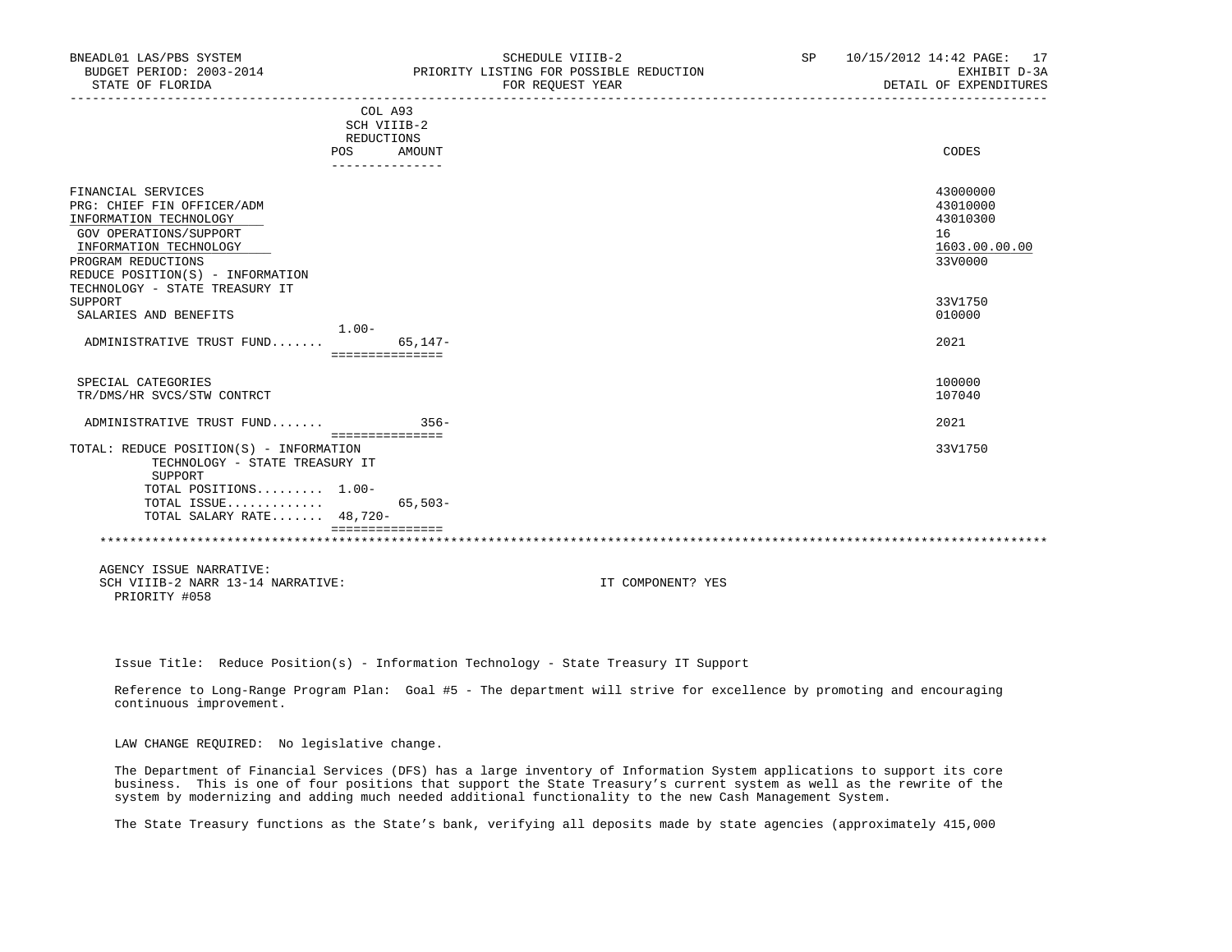BNEADL01 LAS/PBS SYSTEM | SCHEDULE VIIIB-2 | SP 10/15/2012 14:42
BUDGET PERIOD: 2003-2014 | PRIORITY LISTING FOR POSSIBLE REDUCTION | EXHIBIT D-3A
STATE OF FLORIDA | FOR REQUEST YEAR | DETAIL OF EXPENDITURES

| | COL A93 SCH VIIIB-2 REDUCTIONS POS | AMOUNT | CODES |
|---|---|---|---|
| FINANCIAL SERVICES | | | 43000000 |
| PRG: CHIEF FIN OFFICER/ADM | | | 43010000 |
| INFORMATION TECHNOLOGY | | | 43010300 |
| GOV OPERATIONS/SUPPORT | | | 16 |
| INFORMATION TECHNOLOGY | | | 1603.00.00.00 |
| PROGRAM REDUCTIONS | | | 33V0000 |
| REDUCE POSITION(S) - INFORMATION TECHNOLOGY - STATE TREASURY IT SUPPORT | | | 33V1750 |
| SALARIES AND BENEFITS | | | 010000 |
| ADMINISTRATIVE TRUST FUND....... | 1.00- | 65,147- | 2021 |
| SPECIAL CATEGORIES | | | 100000 |
| TR/DMS/HR SVCS/STW CONTRCT | | | 107040 |
| ADMINISTRATIVE TRUST FUND....... | | 356- | 2021 |
| TOTAL: REDUCE POSITION(S) - INFORMATION TECHNOLOGY - STATE TREASURY IT SUPPORT | | | 33V1750 |
| TOTAL POSITIONS......... | 1.00- | | |
| TOTAL ISSUE............. | | 65,503- | |
| TOTAL SALARY RATE....... | 48,720- | | |

AGENCY ISSUE NARRATIVE:
SCH VIIIB-2 NARR 13-14 NARRATIVE: IT COMPONENT? YES
PRIORITY #058

Issue Title: Reduce Position(s) - Information Technology - State Treasury IT Support

Reference to Long-Range Program Plan: Goal #5 - The department will strive for excellence by promoting and encouraging continuous improvement.

LAW CHANGE REQUIRED: No legislative change.

The Department of Financial Services (DFS) has a large inventory of Information System applications to support its core business. This is one of four positions that support the State Treasury's current system as well as the rewrite of the system by modernizing and adding much needed additional functionality to the new Cash Management System.

The State Treasury functions as the State's bank, verifying all deposits made by state agencies (approximately 415,000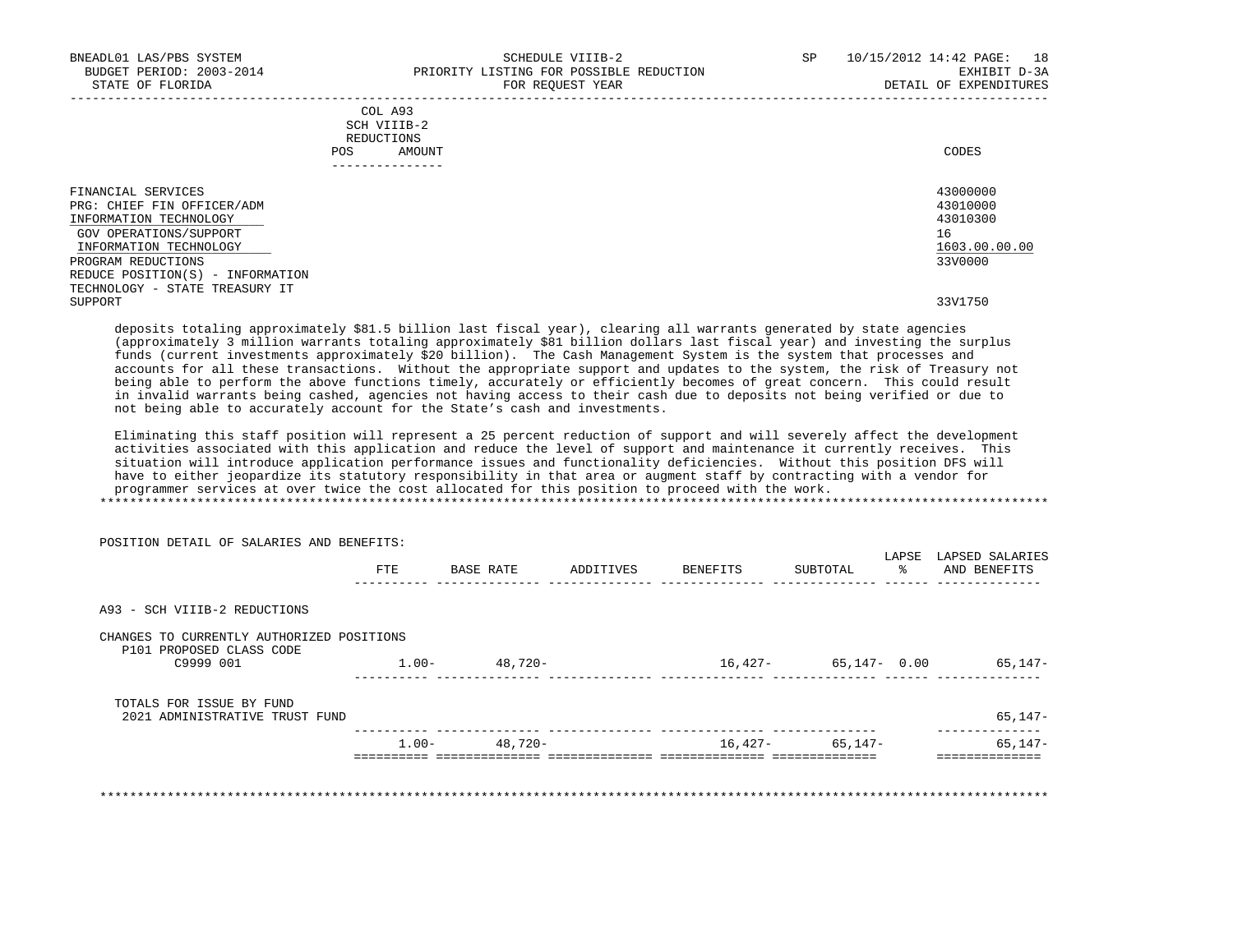COL A93
SCH VIIIB-2
REDUCTIONS
POS AMOUNT

| | CODES |
|---|---|
| FINANCIAL SERVICES | 43000000 |
| PRG: CHIEF FIN OFFICER/ADM | 43010000 |
| INFORMATION TECHNOLOGY | 43010300 |
| GOV OPERATIONS/SUPPORT | 16 |
| INFORMATION TECHNOLOGY | 1603.00.00.00 |
| PROGRAM REDUCTIONS | 33V0000 |
| REDUCE POSITION(S) - INFORMATION TECHNOLOGY - STATE TREASURY IT SUPPORT | 33V1750 |

deposits totaling approximately $81.5 billion last fiscal year), clearing all warrants generated by state agencies (approximately 3 million warrants totaling approximately $81 billion dollars last fiscal year) and investing the surplus funds (current investments approximately $20 billion). The Cash Management System is the system that processes and accounts for all these transactions. Without the appropriate support and updates to the system, the risk of Treasury not being able to perform the above functions timely, accurately or efficiently becomes of great concern. This could result in invalid warrants being cashed, agencies not having access to their cash due to deposits not being verified or due to not being able to accurately account for the State's cash and investments.

Eliminating this staff position will represent a 25 percent reduction of support and will severely affect the development activities associated with this application and reduce the level of support and maintenance it currently receives. This situation will introduce application performance issues and functionality deficiencies. Without this position DFS will have to either jeopardize its statutory responsibility in that area or augment staff by contracting with a vendor for programmer services at over twice the cost allocated for this position to proceed with the work.

POSITION DETAIL OF SALARIES AND BENEFITS:

| | FTE | BASE RATE | ADDITIVES | BENEFITS | SUBTOTAL | LAPSE % | LAPSED SALARIES AND BENEFITS |
|---|---|---|---|---|---|---|---|
| A93 - SCH VIIIB-2 REDUCTIONS | | | | | | | |
| CHANGES TO CURRENTLY AUTHORIZED POSITIONS | | | | | | | |
| P101 PROPOSED CLASS CODE | | | | | | | |
| C9999 001 | 1.00- | 48,720- | | 16,427- | 65,147- | 0.00 | 65,147- |
| TOTALS FOR ISSUE BY FUND | | | | | | | |
| 2021 ADMINISTRATIVE TRUST FUND | | | | | | | 65,147- |
| | 1.00- | 48,720- | | 16,427- | 65,147- | | 65,147- |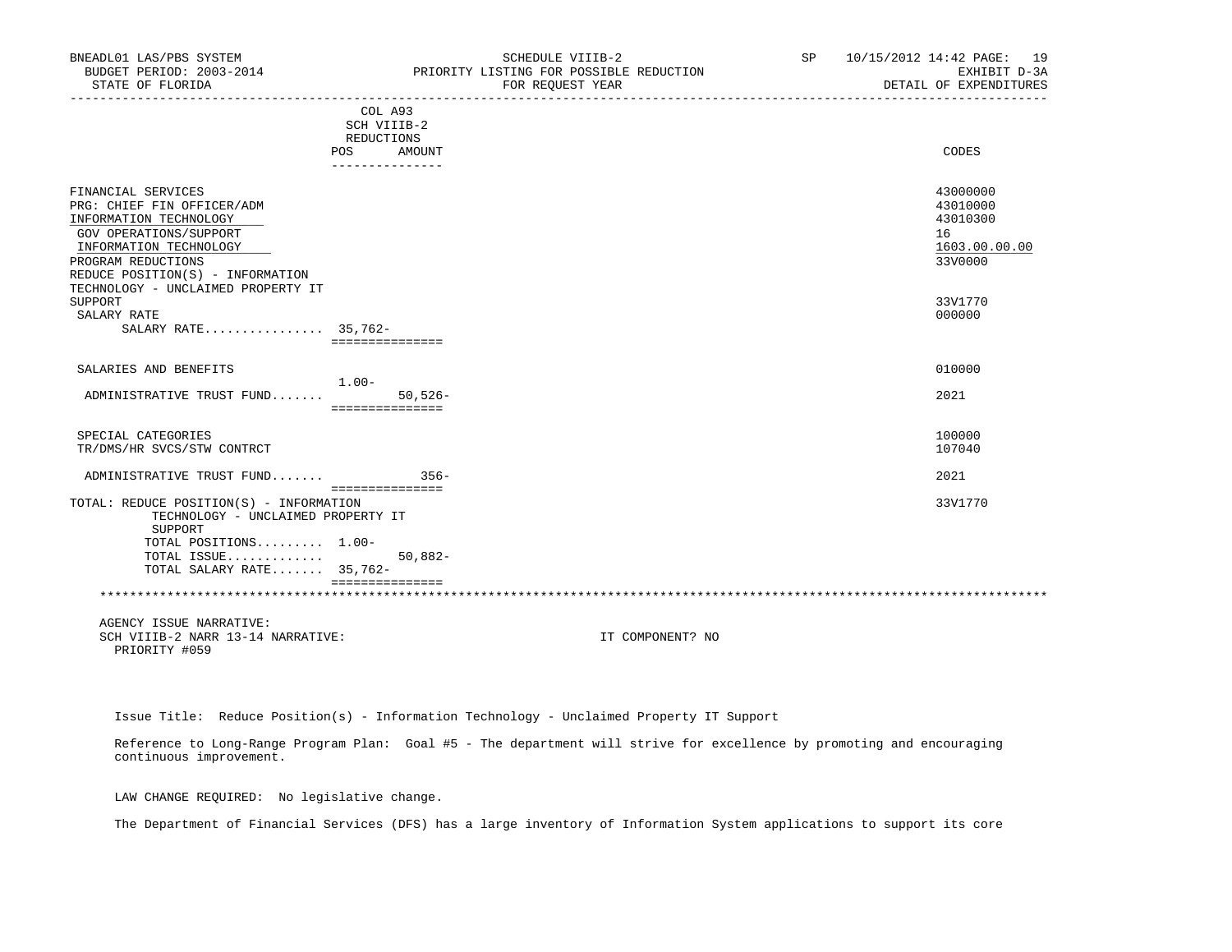BNEADL01 LAS/PBS SYSTEM | SCHEDULE VIIIB-2 | SP 10/15/2012 14:42
BUDGET PERIOD: 2003-2014 | PRIORITY LISTING FOR POSSIBLE REDUCTION | EXHIBIT D-3A
STATE OF FLORIDA | FOR REQUEST YEAR | DETAIL OF EXPENDITURES

| | COL A93 SCH VIIIB-2 REDUCTIONS POS | AMOUNT | CODES |
|---|---|---|---|
| FINANCIAL SERVICES | | | 43000000 |
| PRG: CHIEF FIN OFFICER/ADM | | | 43010000 |
| INFORMATION TECHNOLOGY | | | 43010300 |
| GOV OPERATIONS/SUPPORT | | | 16 |
| INFORMATION TECHNOLOGY | | | 1603.00.00.00 |
| PROGRAM REDUCTIONS | | | 33V0000 |
| REDUCE POSITION(S) - INFORMATION TECHNOLOGY - UNCLAIMED PROPERTY IT SUPPORT | | | 33V1770 |
| SALARY RATE | | | 000000 |
| SALARY RATE................ | 35,762- | | |
| SALARIES AND BENEFITS | | | 010000 |
| ADMINISTRATIVE TRUST FUND....... | 1.00- | 50,526- | 2021 |
| SPECIAL CATEGORIES | | | 100000 |
| TR/DMS/HR SVCS/STW CONTRCT | | | 107040 |
| ADMINISTRATIVE TRUST FUND....... | | 356- | 2021 |
| TOTAL: REDUCE POSITION(S) - INFORMATION TECHNOLOGY - UNCLAIMED PROPERTY IT SUPPORT | | | 33V1770 |
| TOTAL POSITIONS......... | 1.00- | | |
| TOTAL ISSUE............. | | 50,882- | |
| TOTAL SALARY RATE....... | 35,762- | | |

AGENCY ISSUE NARRATIVE:
SCH VIIIB-2 NARR 13-14 NARRATIVE: IT COMPONENT? NO
PRIORITY #059

Issue Title: Reduce Position(s) - Information Technology - Unclaimed Property IT Support

Reference to Long-Range Program Plan: Goal #5 - The department will strive for excellence by promoting and encouraging continuous improvement.

LAW CHANGE REQUIRED: No legislative change.

The Department of Financial Services (DFS) has a large inventory of Information System applications to support its core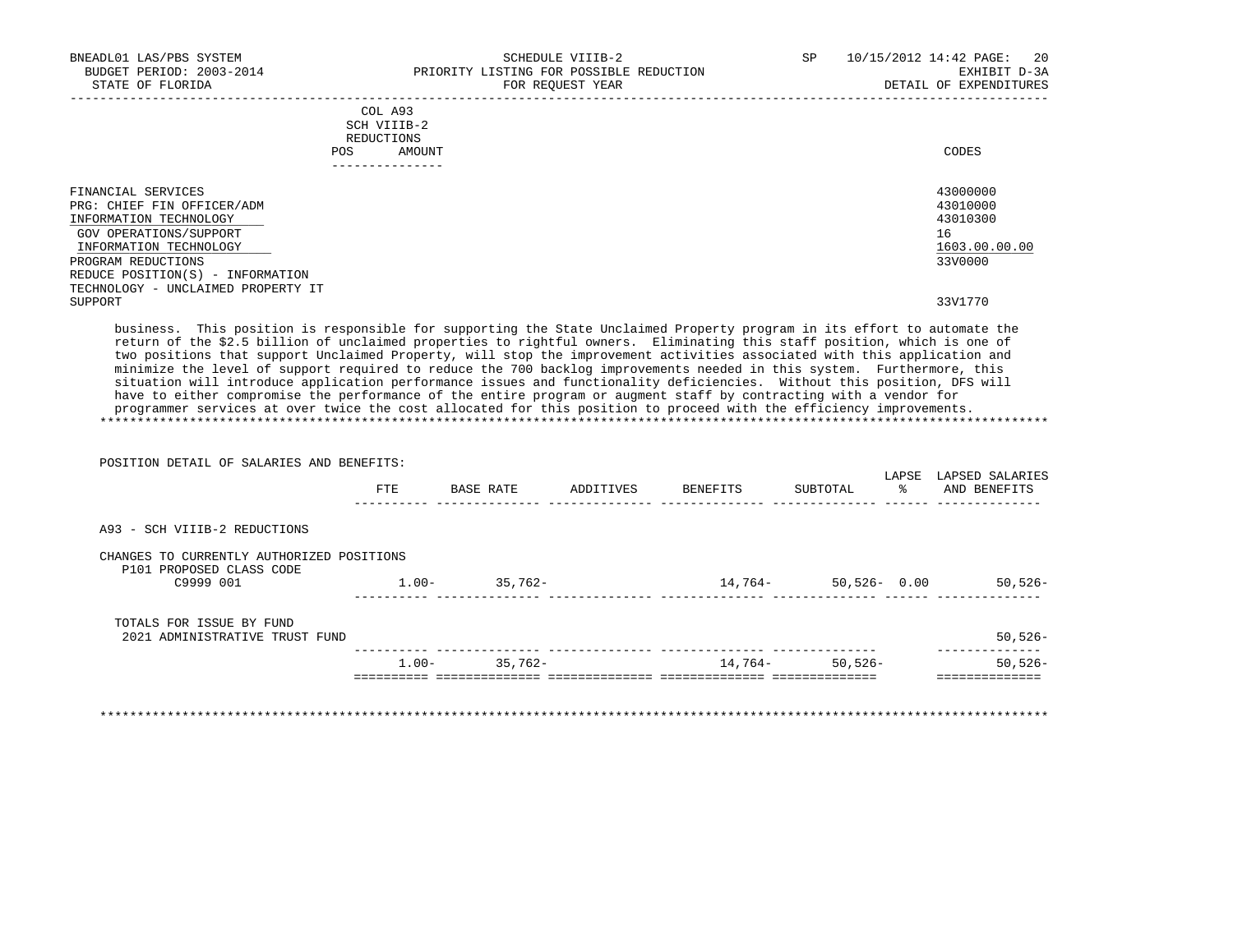BNEADL01 LAS/PBS SYSTEM — SCHEDULE VIIIB-2 — SP 10/15/2012 14:42
BUDGET PERIOD: 2003-2014 — PRIORITY LISTING FOR POSSIBLE REDUCTION — EXHIBIT D-3A
STATE OF FLORIDA — FOR REQUEST YEAR — DETAIL OF EXPENDITURES

| | COL A93 SCH VIIIB-2 REDUCTIONS POS AMOUNT | CODES |
|---|---|---|
| FINANCIAL SERVICES | | 43000000 |
| PRG: CHIEF FIN OFFICER/ADM | | 43010000 |
| INFORMATION TECHNOLOGY | | 43010300 |
| GOV OPERATIONS/SUPPORT | | 16 |
| INFORMATION TECHNOLOGY | | 1603.00.00.00 |
| PROGRAM REDUCTIONS | | 33V0000 |
| REDUCE POSITION(S) - INFORMATION TECHNOLOGY - UNCLAIMED PROPERTY IT SUPPORT | | 33V1770 |

business. This position is responsible for supporting the State Unclaimed Property program in its effort to automate the return of the $2.5 billion of unclaimed properties to rightful owners. Eliminating this staff position, which is one of two positions that support Unclaimed Property, will stop the improvement activities associated with this application and minimize the level of support required to reduce the 700 backlog improvements needed in this system. Furthermore, this situation will introduce application performance issues and functionality deficiencies. Without this position, DFS will have to either compromise the performance of the entire program or augment staff by contracting with a vendor for programmer services at over twice the cost allocated for this position to proceed with the efficiency improvements.

*******************************************************************************************************************************

POSITION DETAIL OF SALARIES AND BENEFITS:

| | FTE | BASE RATE | ADDITIVES | BENEFITS | SUBTOTAL | LAPSE % | LAPSED SALARIES AND BENEFITS |
|---|---|---|---|---|---|---|---|
| A93 - SCH VIIIB-2 REDUCTIONS | | | | | | | |
| CHANGES TO CURRENTLY AUTHORIZED POSITIONS | | | | | | | |
| P101 PROPOSED CLASS CODE | | | | | | | |
| C9999 001 | 1.00- | 35,762- | | 14,764- | 50,526- | 0.00 | 50,526- |
| TOTALS FOR ISSUE BY FUND | | | | | | | |
| 2021 ADMINISTRATIVE TRUST FUND | | | | | | | 50,526- |
| | 1.00- | 35,762- | | 14,764- | 50,526- | | 50,526- |

*******************************************************************************************************************************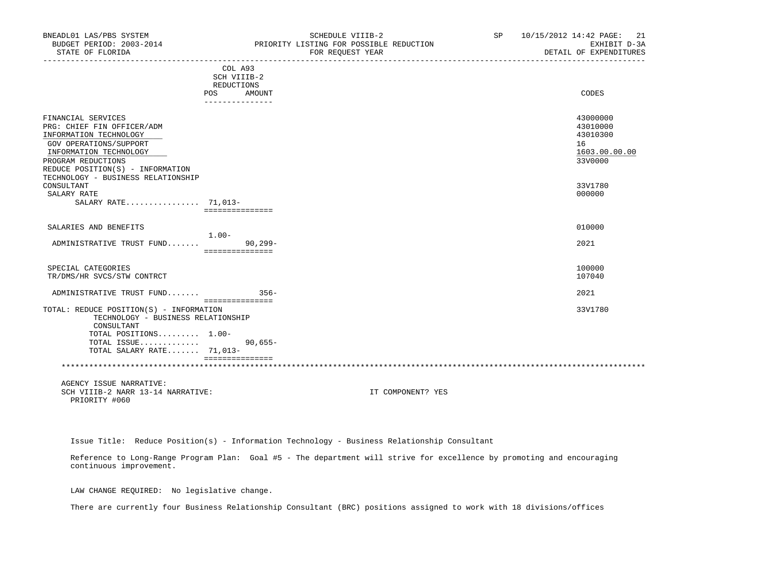BNEADL01 LAS/PBS SYSTEM | SCHEDULE VIIIB-2 | SP 10/15/2012 14:42
BUDGET PERIOD: 2003-2014 | PRIORITY LISTING FOR POSSIBLE REDUCTION | EXHIBIT D-3A
STATE OF FLORIDA | FOR REQUEST YEAR | DETAIL OF EXPENDITURES

| | COL A93 SCH VIIIB-2 REDUCTIONS POS | AMOUNT | CODES |
|---|---|---|---|
| FINANCIAL SERVICES | | | 43000000 |
| PRG: CHIEF FIN OFFICER/ADM | | | 43010000 |
| INFORMATION TECHNOLOGY | | | 43010300 |
| GOV OPERATIONS/SUPPORT | | | 16 |
| INFORMATION TECHNOLOGY | | | 1603.00.00.00 |
| PROGRAM REDUCTIONS | | | 33V0000 |
| REDUCE POSITION(S) - INFORMATION TECHNOLOGY - BUSINESS RELATIONSHIP CONSULTANT | | | 33V1780 |
| SALARY RATE | | | 000000 |
| SALARY RATE................ | 71,013- | | |
| SALARIES AND BENEFITS | | | 010000 |
| ADMINISTRATIVE TRUST FUND....... | 1.00- | 90,299- | 2021 |
| SPECIAL CATEGORIES | | | 100000 |
| TR/DMS/HR SVCS/STW CONTRCT | | | 107040 |
| ADMINISTRATIVE TRUST FUND....... | | 356- | 2021 |
| TOTAL: REDUCE POSITION(S) - INFORMATION TECHNOLOGY - BUSINESS RELATIONSHIP CONSULTANT | | | 33V1780 |
| TOTAL POSITIONS......... | 1.00- | | |
| TOTAL ISSUE............. | | 90,655- | |
| TOTAL SALARY RATE....... | 71,013- | | |

AGENCY ISSUE NARRATIVE:
SCH VIIIB-2 NARR 13-14 NARRATIVE: IT COMPONENT? YES
PRIORITY #060

Issue Title: Reduce Position(s) - Information Technology - Business Relationship Consultant

Reference to Long-Range Program Plan: Goal #5 - The department will strive for excellence by promoting and encouraging continuous improvement.

LAW CHANGE REQUIRED: No legislative change.

There are currently four Business Relationship Consultant (BRC) positions assigned to work with 18 divisions/offices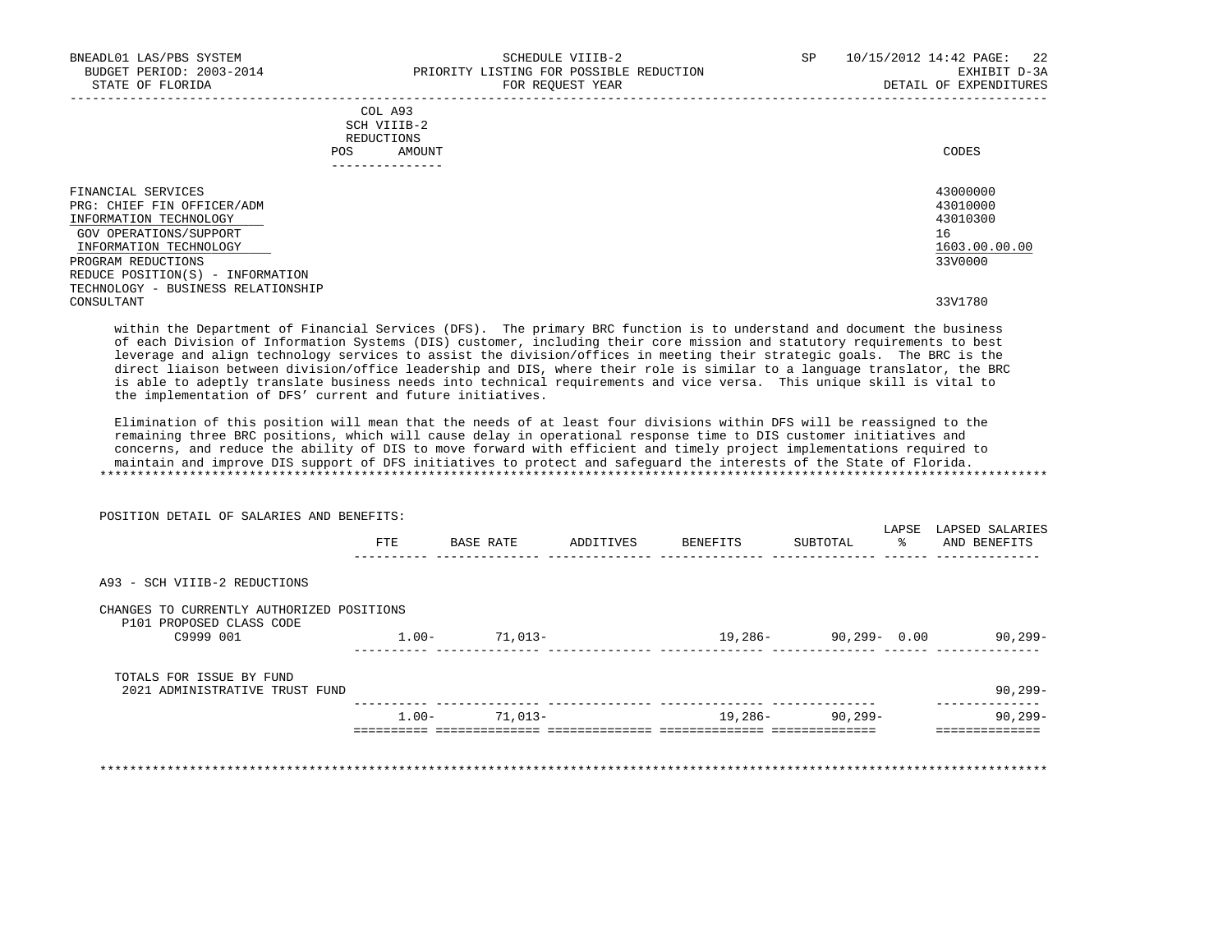| COL A93 SCH VIIIB-2 REDUCTIONS POS AMOUNT | CODES |
|---|---|
| FINANCIAL SERVICES | 43000000 |
| PRG: CHIEF FIN OFFICER/ADM | 43010000 |
| INFORMATION TECHNOLOGY | 43010300 |
| GOV OPERATIONS/SUPPORT | 16 |
| INFORMATION TECHNOLOGY | 1603.00.00.00 |
| PROGRAM REDUCTIONS | 33V0000 |
| REDUCE POSITION(S) - INFORMATION TECHNOLOGY - BUSINESS RELATIONSHIP CONSULTANT | 33V1780 |

within the Department of Financial Services (DFS). The primary BRC function is to understand and document the business of each Division of Information Systems (DIS) customer, including their core mission and statutory requirements to best leverage and align technology services to assist the division/offices in meeting their strategic goals. The BRC is the direct liaison between division/office leadership and DIS, where their role is similar to a language translator, the BRC is able to adeptly translate business needs into technical requirements and vice versa. This unique skill is vital to the implementation of DFS' current and future initiatives.

Elimination of this position will mean that the needs of at least four divisions within DFS will be reassigned to the remaining three BRC positions, which will cause delay in operational response time to DIS customer initiatives and concerns, and reduce the ability of DIS to move forward with efficient and timely project implementations required to maintain and improve DIS support of DFS initiatives to protect and safeguard the interests of the State of Florida.

POSITION DETAIL OF SALARIES AND BENEFITS:

| | FTE | BASE RATE | ADDITIVES | BENEFITS | SUBTOTAL | LAPSE % | LAPSED SALARIES AND BENEFITS |
|---|---|---|---|---|---|---|---|
| A93 - SCH VIIIB-2 REDUCTIONS | | | | | | | |
| CHANGES TO CURRENTLY AUTHORIZED POSITIONS | | | | | | | |
| P101 PROPOSED CLASS CODE | | | | | | | |
| C9999 001 | 1.00- | 71,013- | | 19,286- | 90,299- | 0.00 | 90,299- |
| TOTALS FOR ISSUE BY FUND | | | | | | | |
| 2021 ADMINISTRATIVE TRUST FUND | | | | | | | 90,299- |
| | 1.00- | 71,013- | | 19,286- | 90,299- | | 90,299- |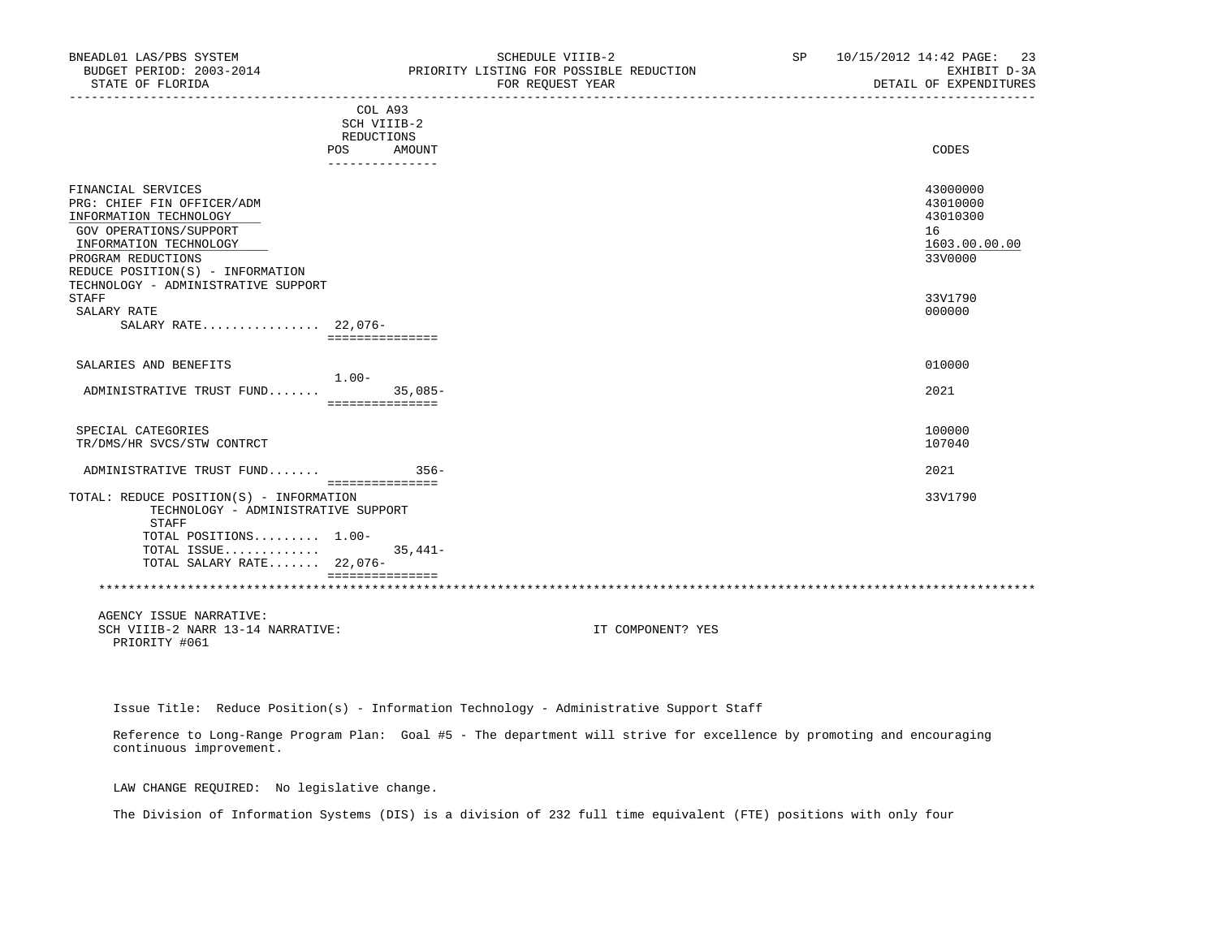| | COL A93 SCH VIIIB-2 REDUCTIONS POS | AMOUNT | CODES |
|---|---|---|---|
| FINANCIAL SERVICES | | | 43000000 |
| PRG: CHIEF FIN OFFICER/ADM | | | 43010000 |
| INFORMATION TECHNOLOGY | | | 43010300 |
| GOV OPERATIONS/SUPPORT | | | 16 |
| INFORMATION TECHNOLOGY | | | 1603.00.00.00 |
| PROGRAM REDUCTIONS | | | 33V0000 |
| REDUCE POSITION(S) - INFORMATION TECHNOLOGY - ADMINISTRATIVE SUPPORT STAFF | | | 33V1790 |
| SALARY RATE | | | 000000 |
| SALARY RATE................ | 22,076- | | |
| SALARIES AND BENEFITS | | | 010000 |
| ADMINISTRATIVE TRUST FUND....... | 1.00- | 35,085- | 2021 |
| SPECIAL CATEGORIES | | | 100000 |
| TR/DMS/HR SVCS/STW CONTRCT | | | 107040 |
| ADMINISTRATIVE TRUST FUND....... | | 356- | 2021 |
| TOTAL: REDUCE POSITION(S) - INFORMATION TECHNOLOGY - ADMINISTRATIVE SUPPORT STAFF | | | 33V1790 |
| TOTAL POSITIONS......... | 1.00- | | |
| TOTAL ISSUE............. | | 35,441- | |
| TOTAL SALARY RATE....... | 22,076- | | |

AGENCY ISSUE NARRATIVE:
SCH VIIIB-2 NARR 13-14 NARRATIVE: IT COMPONENT? YES
PRIORITY #061

Issue Title: Reduce Position(s) - Information Technology - Administrative Support Staff

Reference to Long-Range Program Plan: Goal #5 - The department will strive for excellence by promoting and encouraging continuous improvement.

LAW CHANGE REQUIRED: No legislative change.

The Division of Information Systems (DIS) is a division of 232 full time equivalent (FTE) positions with only four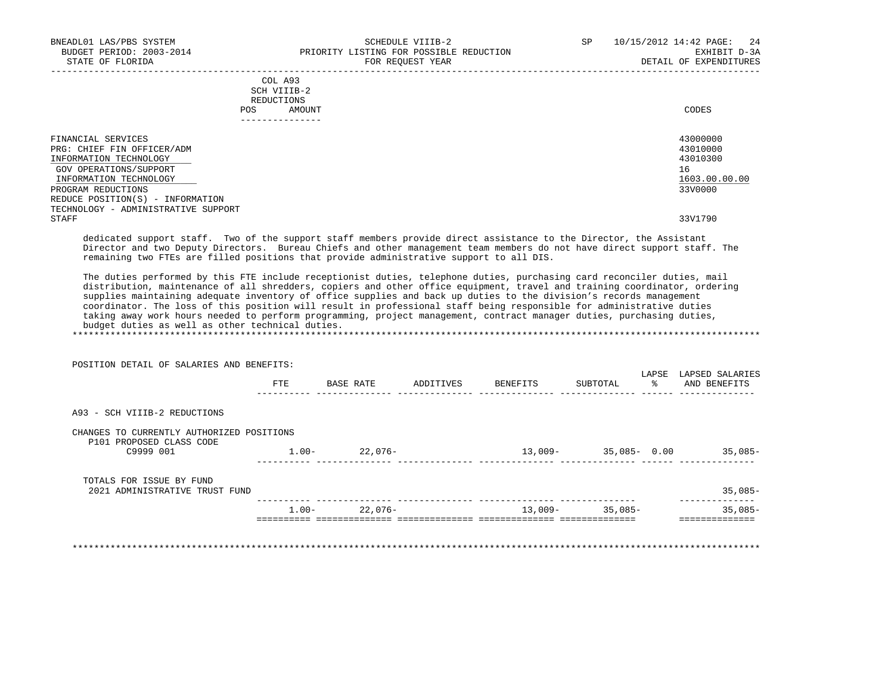COL A93
SCH VIIIB-2
REDUCTIONS
POS AMOUNT

| | CODES |
|---|---|
| FINANCIAL SERVICES | 43000000 |
| PRG: CHIEF FIN OFFICER/ADM | 43010000 |
| INFORMATION TECHNOLOGY | 43010300 |
| GOV OPERATIONS/SUPPORT | 16 |
| INFORMATION TECHNOLOGY | 1603.00.00.00 |
| PROGRAM REDUCTIONS | 33V0000 |
| REDUCE POSITION(S) - INFORMATION TECHNOLOGY - ADMINISTRATIVE SUPPORT STAFF | 33V1790 |

dedicated support staff. Two of the support staff members provide direct assistance to the Director, the Assistant Director and two Deputy Directors. Bureau Chiefs and other management team members do not have direct support staff. The remaining two FTEs are filled positions that provide administrative support to all DIS.

The duties performed by this FTE include receptionist duties, telephone duties, purchasing card reconciler duties, mail distribution, maintenance of all shredders, copiers and other office equipment, travel and training coordinator, ordering supplies maintaining adequate inventory of office supplies and back up duties to the division's records management coordinator. The loss of this position will result in professional staff being responsible for administrative duties taking away work hours needed to perform programming, project management, contract manager duties, purchasing duties, budget duties as well as other technical duties.

POSITION DETAIL OF SALARIES AND BENEFITS:

| | FTE | BASE RATE | ADDITIVES | BENEFITS | SUBTOTAL | LAPSE % | LAPSED SALARIES AND BENEFITS |
|---|---|---|---|---|---|---|---|
| A93 - SCH VIIIB-2 REDUCTIONS | | | | | | | |
| CHANGES TO CURRENTLY AUTHORIZED POSITIONS | | | | | | | |
| P101 PROPOSED CLASS CODE C9999 001 | 1.00- | 22,076- | | 13,009- | 35,085- | 0.00 | 35,085- |
| TOTALS FOR ISSUE BY FUND | | | | | | | |
| 2021 ADMINISTRATIVE TRUST FUND | | | | | | | 35,085- |
| | 1.00- | 22,076- | | 13,009- | 35,085- | | 35,085- |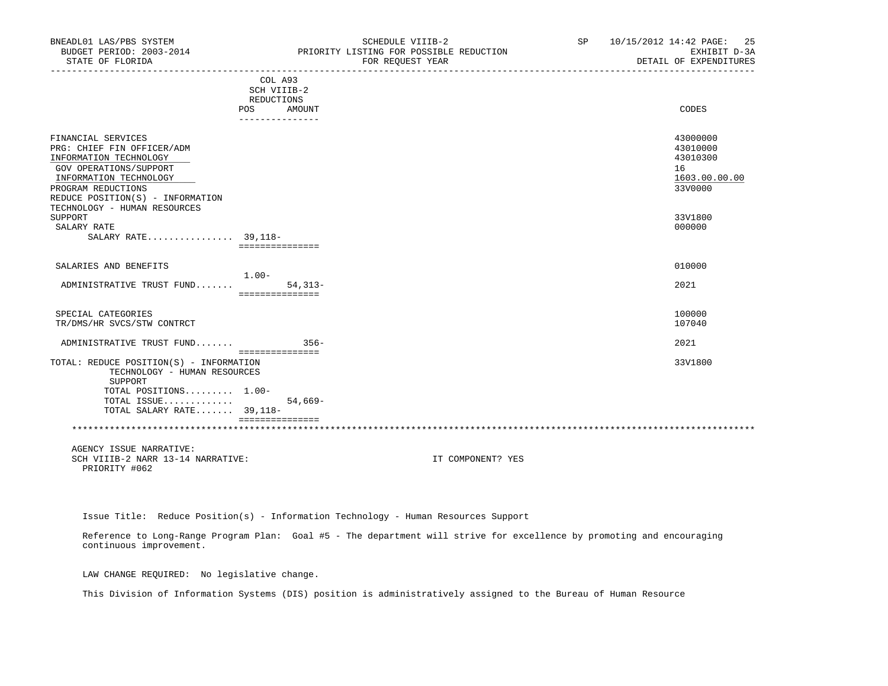BNEADL01 LAS/PBS SYSTEM — SCHEDULE VIIIB-2 — SP 10/15/2012 14:42 PAGE: 25
BUDGET PERIOD: 2003-2014 — PRIORITY LISTING FOR POSSIBLE REDUCTION — EXHIBIT D-3A
STATE OF FLORIDA — FOR REQUEST YEAR — DETAIL OF EXPENDITURES

| | COL A93 SCH VIIIB-2 REDUCTIONS POS | AMOUNT | CODES |
|---|---|---|---|
| FINANCIAL SERVICES | | | 43000000 |
| PRG: CHIEF FIN OFFICER/ADM | | | 43010000 |
| INFORMATION TECHNOLOGY | | | 43010300 |
| GOV OPERATIONS/SUPPORT | | | 16 |
| INFORMATION TECHNOLOGY | | | 1603.00.00.00 |
| PROGRAM REDUCTIONS | | | 33V0000 |
| REDUCE POSITION(S) - INFORMATION TECHNOLOGY - HUMAN RESOURCES SUPPORT | | | 33V1800 |
| SALARY RATE | | | 000000 |
| SALARY RATE................ | 39,118- | | |
| SALARIES AND BENEFITS | | | 010000 |
| ADMINISTRATIVE TRUST FUND....... | 1.00- | 54,313- | 2021 |
| SPECIAL CATEGORIES | | | 100000 |
| TR/DMS/HR SVCS/STW CONTRCT | | | 107040 |
| ADMINISTRATIVE TRUST FUND....... | | 356- | 2021 |
| TOTAL: REDUCE POSITION(S) - INFORMATION TECHNOLOGY - HUMAN RESOURCES SUPPORT | | | 33V1800 |
| TOTAL POSITIONS......... | 1.00- | | |
| TOTAL ISSUE............. | | 54,669- | |
| TOTAL SALARY RATE....... | 39,118- | | |

AGENCY ISSUE NARRATIVE:
SCH VIIIB-2 NARR 13-14 NARRATIVE: IT COMPONENT? YES
PRIORITY #062

Issue Title: Reduce Position(s) - Information Technology - Human Resources Support

Reference to Long-Range Program Plan: Goal #5 - The department will strive for excellence by promoting and encouraging continuous improvement.

LAW CHANGE REQUIRED: No legislative change.

This Division of Information Systems (DIS) position is administratively assigned to the Bureau of Human Resource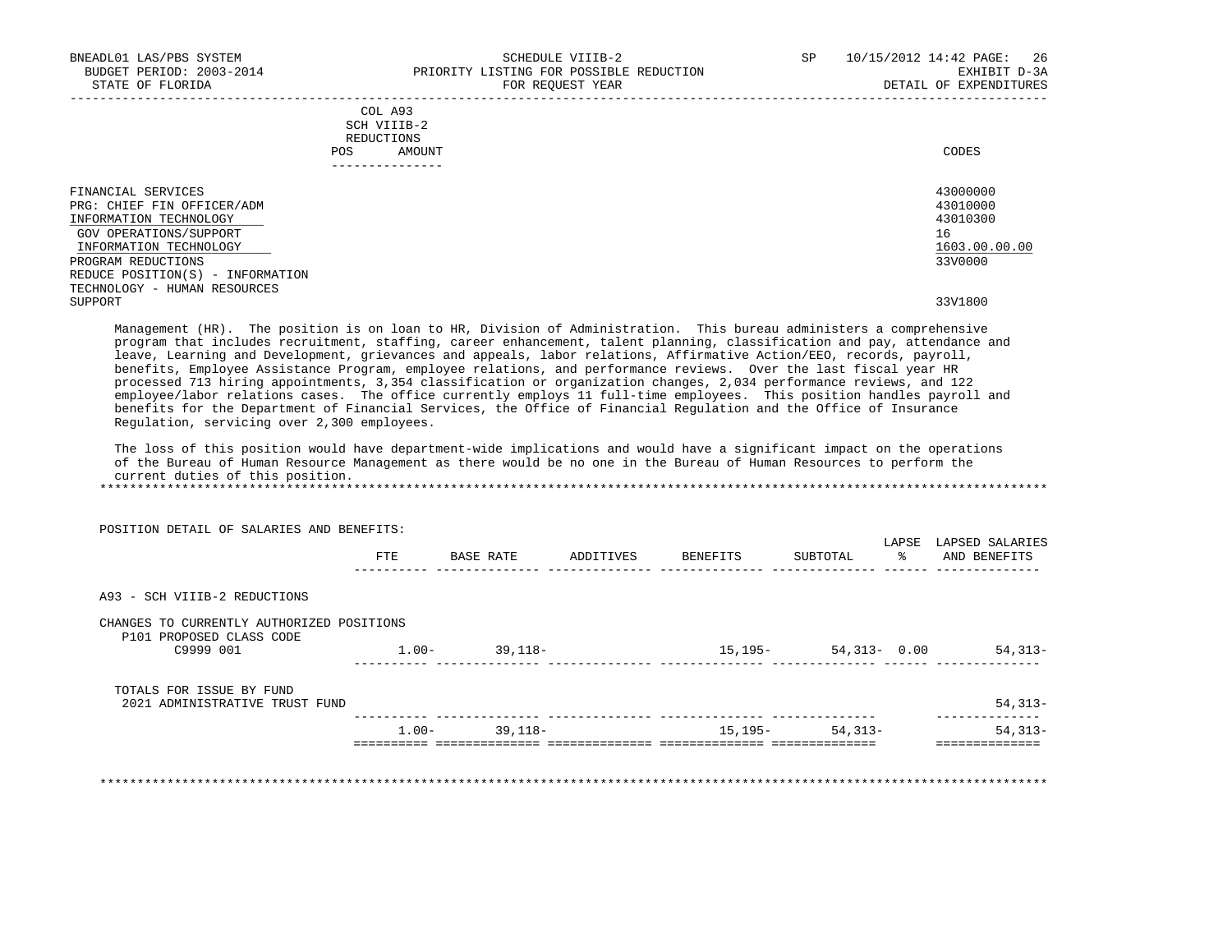| | COL A93 SCH VIIIB-2 REDUCTIONS POS AMOUNT | CODES |
|---|---|---|
| FINANCIAL SERVICES | | 43000000 |
| PRG: CHIEF FIN OFFICER/ADM | | 43010000 |
| INFORMATION TECHNOLOGY | | 43010300 |
| GOV OPERATIONS/SUPPORT | | 16 |
| INFORMATION TECHNOLOGY | | 1603.00.00.00 |
| PROGRAM REDUCTIONS | | 33V0000 |
| REDUCE POSITION(S) - INFORMATION TECHNOLOGY - HUMAN RESOURCES SUPPORT | | 33V1800 |

Management (HR). The position is on loan to HR, Division of Administration. This bureau administers a comprehensive program that includes recruitment, staffing, career enhancement, talent planning, classification and pay, attendance and leave, Learning and Development, grievances and appeals, labor relations, Affirmative Action/EEO, records, payroll, benefits, Employee Assistance Program, employee relations, and performance reviews. Over the last fiscal year HR processed 713 hiring appointments, 3,354 classification or organization changes, 2,034 performance reviews, and 122 employee/labor relations cases. The office currently employs 11 full-time employees. This position handles payroll and benefits for the Department of Financial Services, the Office of Financial Regulation and the Office of Insurance Regulation, servicing over 2,300 employees.

The loss of this position would have department-wide implications and would have a significant impact on the operations of the Bureau of Human Resource Management as there would be no one in the Bureau of Human Resources to perform the current duties of this position.

POSITION DETAIL OF SALARIES AND BENEFITS:

| | FTE | BASE RATE | ADDITIVES | BENEFITS | SUBTOTAL | LAPSE % | LAPSED SALARIES AND BENEFITS |
|---|---|---|---|---|---|---|---|
| A93 - SCH VIIIB-2 REDUCTIONS | | | | | | | |
| CHANGES TO CURRENTLY AUTHORIZED POSITIONS | | | | | | | |
| P101 PROPOSED CLASS CODE | | | | | | | |
| C9999 001 | 1.00- | 39,118- | | 15,195- | 54,313- | 0.00 | 54,313- |
| TOTALS FOR ISSUE BY FUND | | | | | | | |
| 2021 ADMINISTRATIVE TRUST FUND | | | | | | | 54,313- |
| | 1.00- | 39,118- | | 15,195- | 54,313- | | 54,313- |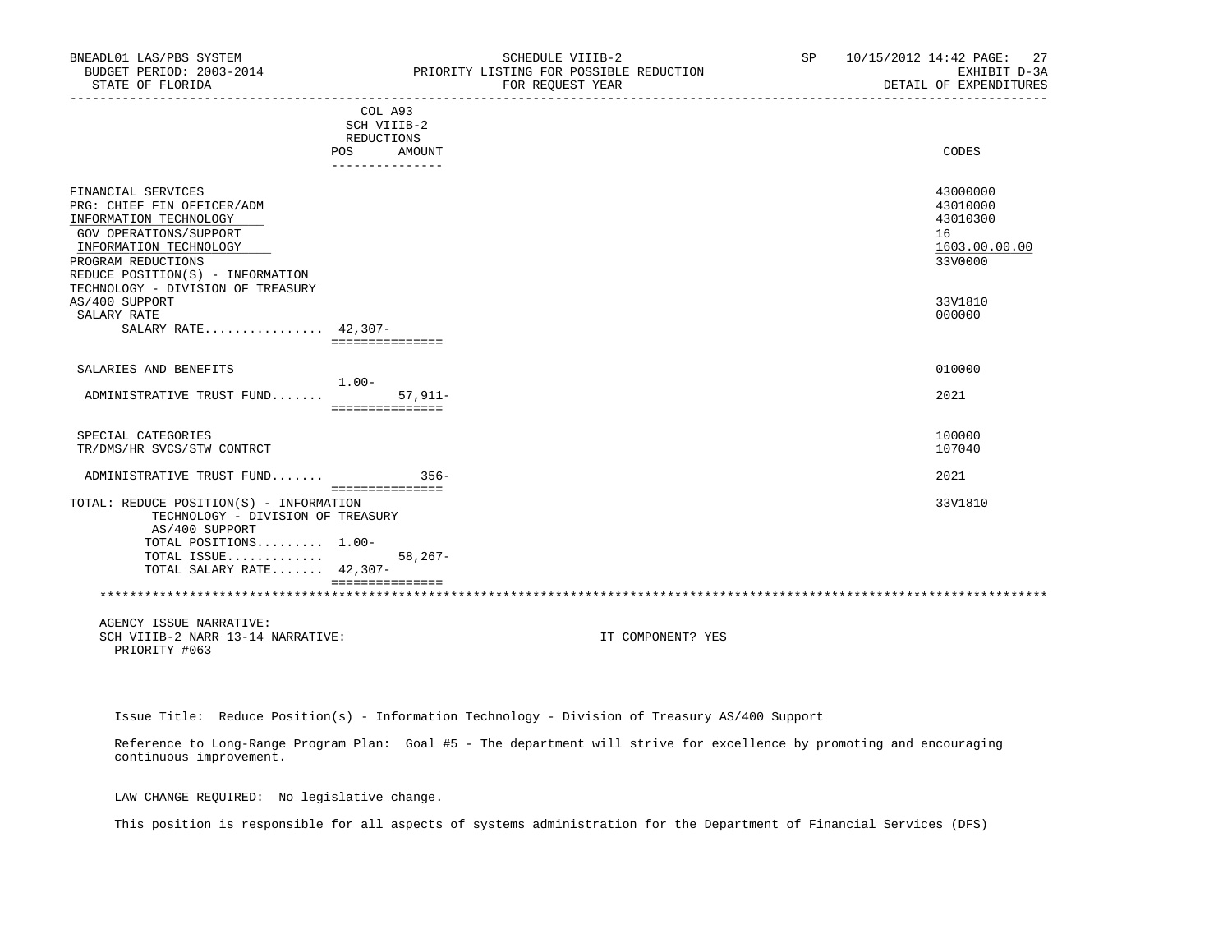BNEADL01 LAS/PBS SYSTEM — SCHEDULE VIIIB-2 — SP 10/15/2012 14:42

BUDGET PERIOD: 2003-2014 — PRIORITY LISTING FOR POSSIBLE REDUCTION — EXHIBIT D-3A

STATE OF FLORIDA — FOR REQUEST YEAR — DETAIL OF EXPENDITURES

| | COL A93 SCH VIIIB-2 REDUCTIONS POS | AMOUNT | CODES |
|---|---|---|---|
| FINANCIAL SERVICES | | | 43000000 |
| PRG: CHIEF FIN OFFICER/ADM | | | 43010000 |
| INFORMATION TECHNOLOGY | | | 43010300 |
| GOV OPERATIONS/SUPPORT | | | 16 |
| INFORMATION TECHNOLOGY | | | 1603.00.00.00 |
| PROGRAM REDUCTIONS | | | 33V0000 |
| REDUCE POSITION(S) - INFORMATION TECHNOLOGY - DIVISION OF TREASURY AS/400 SUPPORT | | | 33V1810 |
| SALARY RATE | | | 000000 |
| SALARY RATE................ | 42,307- | | |
| SALARIES AND BENEFITS | | | 010000 |
| ADMINISTRATIVE TRUST FUND....... | 1.00- | 57,911- | 2021 |
| SPECIAL CATEGORIES | | | 100000 |
| TR/DMS/HR SVCS/STW CONTRCT | | | 107040 |
| ADMINISTRATIVE TRUST FUND....... | | 356- | 2021 |
| TOTAL: REDUCE POSITION(S) - INFORMATION TECHNOLOGY - DIVISION OF TREASURY AS/400 SUPPORT | | | 33V1810 |
| TOTAL POSITIONS......... | 1.00- | | |
| TOTAL ISSUE............. | | 58,267- | |
| TOTAL SALARY RATE....... | 42,307- | | |

AGENCY ISSUE NARRATIVE:

SCH VIIIB-2 NARR 13-14 NARRATIVE: IT COMPONENT? YES

PRIORITY #063

Issue Title: Reduce Position(s) - Information Technology - Division of Treasury AS/400 Support

Reference to Long-Range Program Plan: Goal #5 - The department will strive for excellence by promoting and encouraging continuous improvement.

LAW CHANGE REQUIRED: No legislative change.

This position is responsible for all aspects of systems administration for the Department of Financial Services (DFS)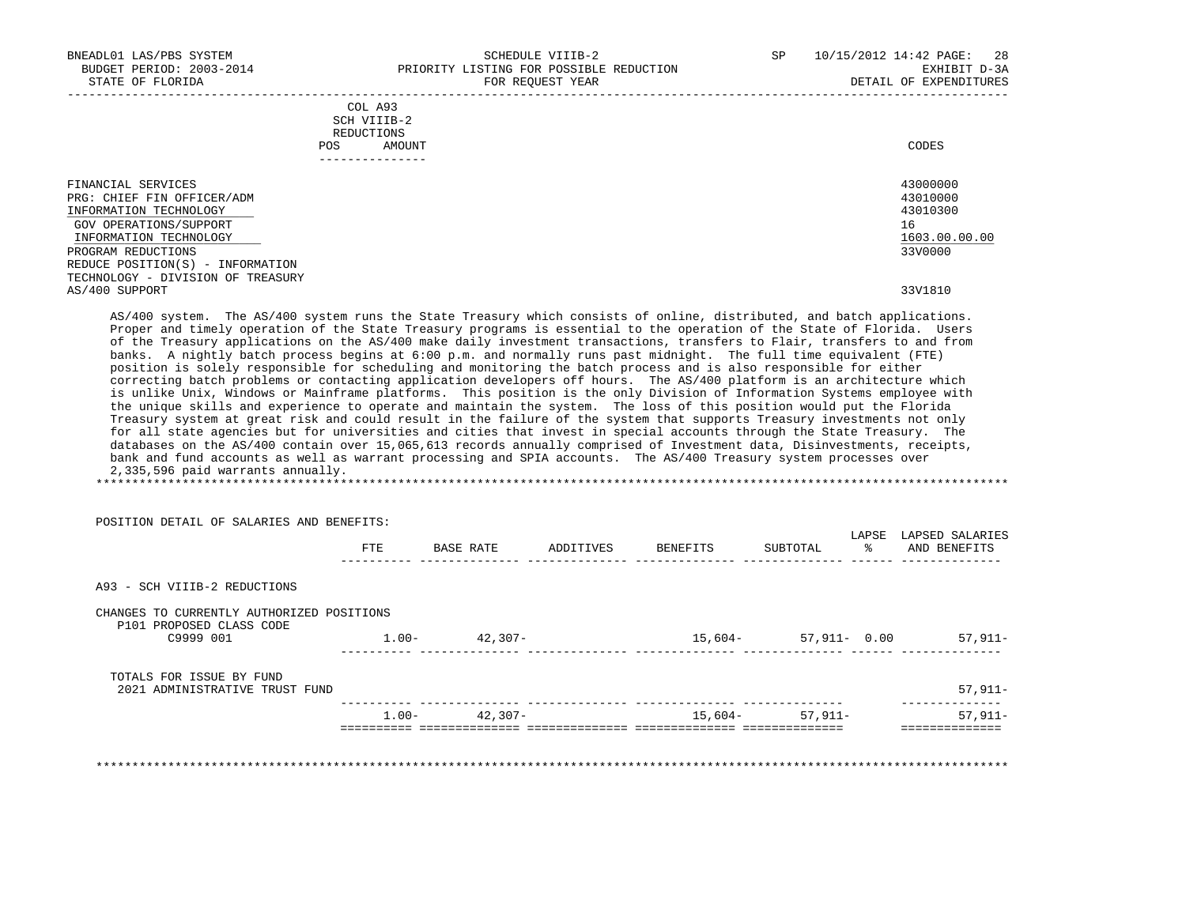BNEADL01 LAS/PBS SYSTEM | SCHEDULE VIIIB-2 | SP 10/15/2012 14:42 PAGE: 28
BUDGET PERIOD: 2003-2014 | PRIORITY LISTING FOR POSSIBLE REDUCTION | EXHIBIT D-3A
STATE OF FLORIDA | FOR REQUEST YEAR | DETAIL OF EXPENDITURES

| | COL A93 SCH VIIIB-2 REDUCTIONS POS AMOUNT | CODES |
|---|---|---|
| FINANCIAL SERVICES | | 43000000 |
| PRG: CHIEF FIN OFFICER/ADM | | 43010000 |
| INFORMATION TECHNOLOGY | | 43010300 |
| GOV OPERATIONS/SUPPORT | | 16 |
| INFORMATION TECHNOLOGY | | 1603.00.00.00 |
| PROGRAM REDUCTIONS | | 33V0000 |
| REDUCE POSITION(S) - INFORMATION TECHNOLOGY - DIVISION OF TREASURY AS/400 SUPPORT | | 33V1810 |

AS/400 system. The AS/400 system runs the State Treasury which consists of online, distributed, and batch applications. Proper and timely operation of the State Treasury programs is essential to the operation of the State of Florida. Users of the Treasury applications on the AS/400 make daily investment transactions, transfers to Flair, transfers to and from banks. A nightly batch process begins at 6:00 p.m. and normally runs past midnight. The full time equivalent (FTE) position is solely responsible for scheduling and monitoring the batch process and is also responsible for either correcting batch problems or contacting application developers off hours. The AS/400 platform is an architecture which is unlike Unix, Windows or Mainframe platforms. This position is the only Division of Information Systems employee with the unique skills and experience to operate and maintain the system. The loss of this position would put the Florida Treasury system at great risk and could result in the failure of the system that supports Treasury investments not only for all state agencies but for universities and cities that invest in special accounts through the State Treasury. The databases on the AS/400 contain over 15,065,613 records annually comprised of Investment data, Disinvestments, receipts, bank and fund accounts as well as warrant processing and SPIA accounts. The AS/400 Treasury system processes over 2,335,596 paid warrants annually.

POSITION DETAIL OF SALARIES AND BENEFITS:

| | FTE | BASE RATE | ADDITIVES | BENEFITS | SUBTOTAL | LAPSE % | LAPSED SALARIES AND BENEFITS |
|---|---|---|---|---|---|---|---|
| A93 - SCH VIIIB-2 REDUCTIONS | | | | | | | |
| CHANGES TO CURRENTLY AUTHORIZED POSITIONS | | | | | | | |
| P101 PROPOSED CLASS CODE | | | | | | | |
| C9999 001 | 1.00- | 42,307- | | 15,604- | 57,911- | 0.00 | 57,911- |
| TOTALS FOR ISSUE BY FUND | | | | | | | |
| 2021 ADMINISTRATIVE TRUST FUND | | | | | | | 57,911- |
| | 1.00- | 42,307- | | 15,604- | 57,911- | | 57,911- |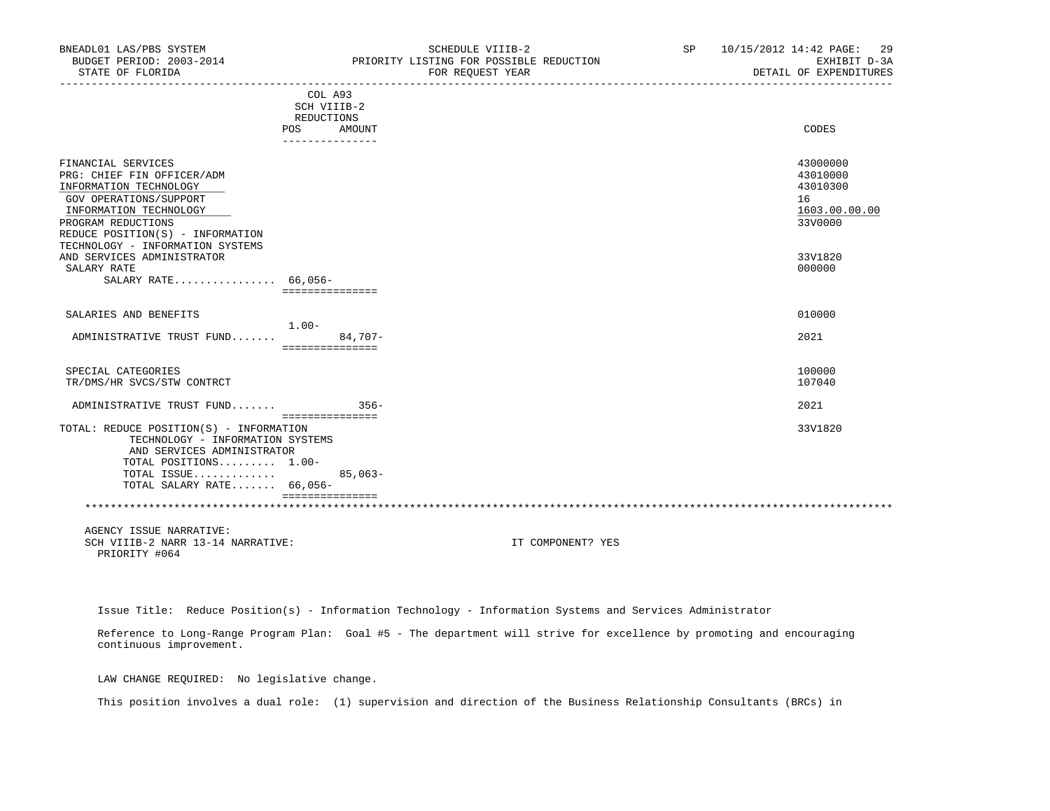BNEADL01 LAS/PBS SYSTEM | SCHEDULE VIIIB-2 | SP 10/15/2012 14:42

BUDGET PERIOD: 2003-2014 | PRIORITY LISTING FOR POSSIBLE REDUCTION | EXHIBIT D-3A

STATE OF FLORIDA | FOR REQUEST YEAR | DETAIL OF EXPENDITURES

| | COL A93 SCH VIIIB-2 REDUCTIONS POS | AMOUNT | CODES |
|---|---|---|---|
| FINANCIAL SERVICES | | | 43000000 |
| PRG: CHIEF FIN OFFICER/ADM | | | 43010000 |
| INFORMATION TECHNOLOGY | | | 43010300 |
| GOV OPERATIONS/SUPPORT | | | 16 |
| INFORMATION TECHNOLOGY | | | 1603.00.00.00 |
| PROGRAM REDUCTIONS | | | 33V0000 |
| REDUCE POSITION(S) - INFORMATION TECHNOLOGY - INFORMATION SYSTEMS AND SERVICES ADMINISTRATOR | | | 33V1820 |
| SALARY RATE | | | 000000 |
| SALARY RATE................ | 66,056- | | |
| SALARIES AND BENEFITS | | | 010000 |
| ADMINISTRATIVE TRUST FUND....... | 1.00- | 84,707- | 2021 |
| SPECIAL CATEGORIES | | | 100000 |
| TR/DMS/HR SVCS/STW CONTRCT | | | 107040 |
| ADMINISTRATIVE TRUST FUND....... | | 356- | 2021 |
| TOTAL: REDUCE POSITION(S) - INFORMATION TECHNOLOGY - INFORMATION SYSTEMS AND SERVICES ADMINISTRATOR | | | 33V1820 |
| TOTAL POSITIONS......... | 1.00- | | |
| TOTAL ISSUE............. | | 85,063- | |
| TOTAL SALARY RATE....... | 66,056- | | |

AGENCY ISSUE NARRATIVE:

SCH VIIIB-2 NARR 13-14 NARRATIVE: IT COMPONENT? YES

PRIORITY #064

Issue Title: Reduce Position(s) - Information Technology - Information Systems and Services Administrator

Reference to Long-Range Program Plan: Goal #5 - The department will strive for excellence by promoting and encouraging continuous improvement.

LAW CHANGE REQUIRED: No legislative change.

This position involves a dual role: (1) supervision and direction of the Business Relationship Consultants (BRCs) in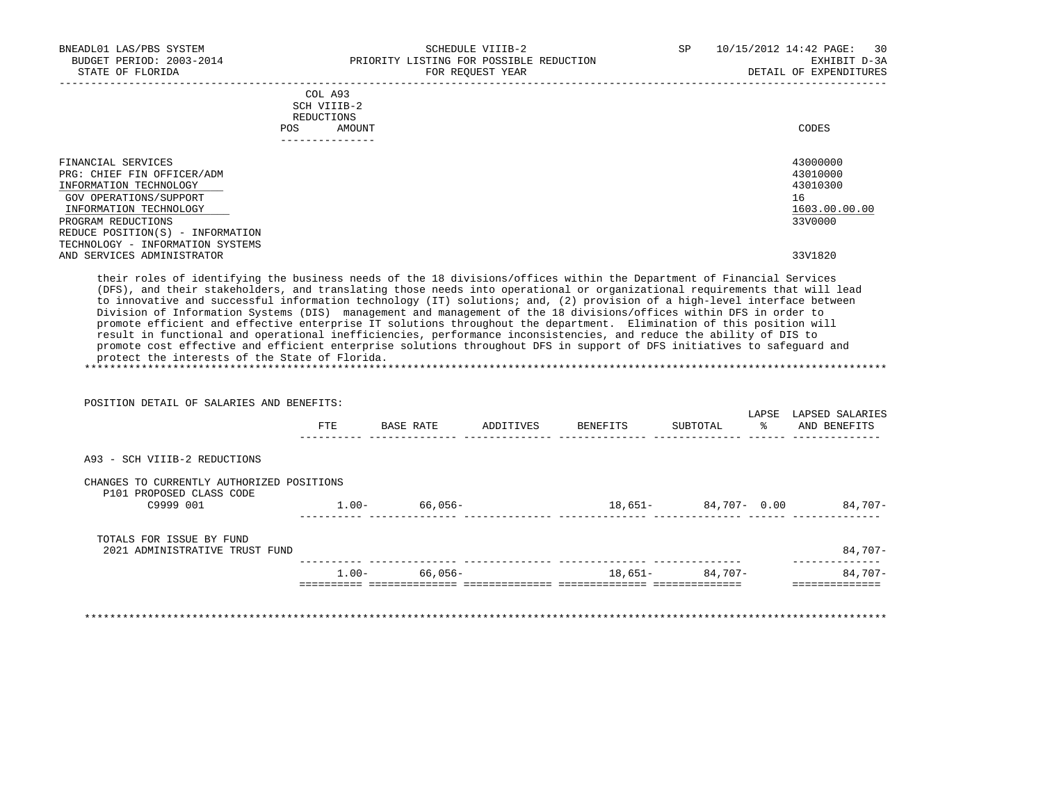BNEADL01 LAS/PBS SYSTEM
BUDGET PERIOD: 2003-2014
STATE OF FLORIDA

SCHEDULE VIIIB-2
PRIORITY LISTING FOR POSSIBLE REDUCTION
FOR REQUEST YEAR

SP 10/15/2012 14:42
EXHIBIT D-3A
DETAIL OF EXPENDITURES

| | COL A93 SCH VIIIB-2 REDUCTIONS POS AMOUNT | CODES |
|---|---|---|
| FINANCIAL SERVICES | | 43000000 |
| PRG: CHIEF FIN OFFICER/ADM | | 43010000 |
| INFORMATION TECHNOLOGY | | 43010300 |
| GOV OPERATIONS/SUPPORT | | 16 |
| INFORMATION TECHNOLOGY | | 1603.00.00.00 |
| PROGRAM REDUCTIONS | | 33V0000 |
| REDUCE POSITION(S) - INFORMATION TECHNOLOGY - INFORMATION SYSTEMS AND SERVICES ADMINISTRATOR | | 33V1820 |

their roles of identifying the business needs of the 18 divisions/offices within the Department of Financial Services (DFS), and their stakeholders, and translating those needs into operational or organizational requirements that will lead to innovative and successful information technology (IT) solutions; and, (2) provision of a high-level interface between Division of Information Systems (DIS) management and management of the 18 divisions/offices within DFS in order to promote efficient and effective enterprise IT solutions throughout the department. Elimination of this position will result in functional and operational inefficiencies, performance inconsistencies, and reduce the ability of DIS to promote cost effective and efficient enterprise solutions throughout DFS in support of DFS initiatives to safeguard and protect the interests of the State of Florida.

POSITION DETAIL OF SALARIES AND BENEFITS:

| | FTE | BASE RATE | ADDITIVES | BENEFITS | SUBTOTAL | LAPSE % | LAPSED SALARIES AND BENEFITS |
|---|---|---|---|---|---|---|---|
| A93 - SCH VIIIB-2 REDUCTIONS | | | | | | | |
| CHANGES TO CURRENTLY AUTHORIZED POSITIONS | | | | | | | |
| P101 PROPOSED CLASS CODE | | | | | | | |
| C9999 001 | 1.00- | 66,056- | | 18,651- | 84,707- | 0.00 | 84,707- |
| TOTALS FOR ISSUE BY FUND | | | | | | | |
| 2021 ADMINISTRATIVE TRUST FUND | | | | | | | 84,707- |
| | 1.00- | 66,056- | | 18,651- | 84,707- | | 84,707- |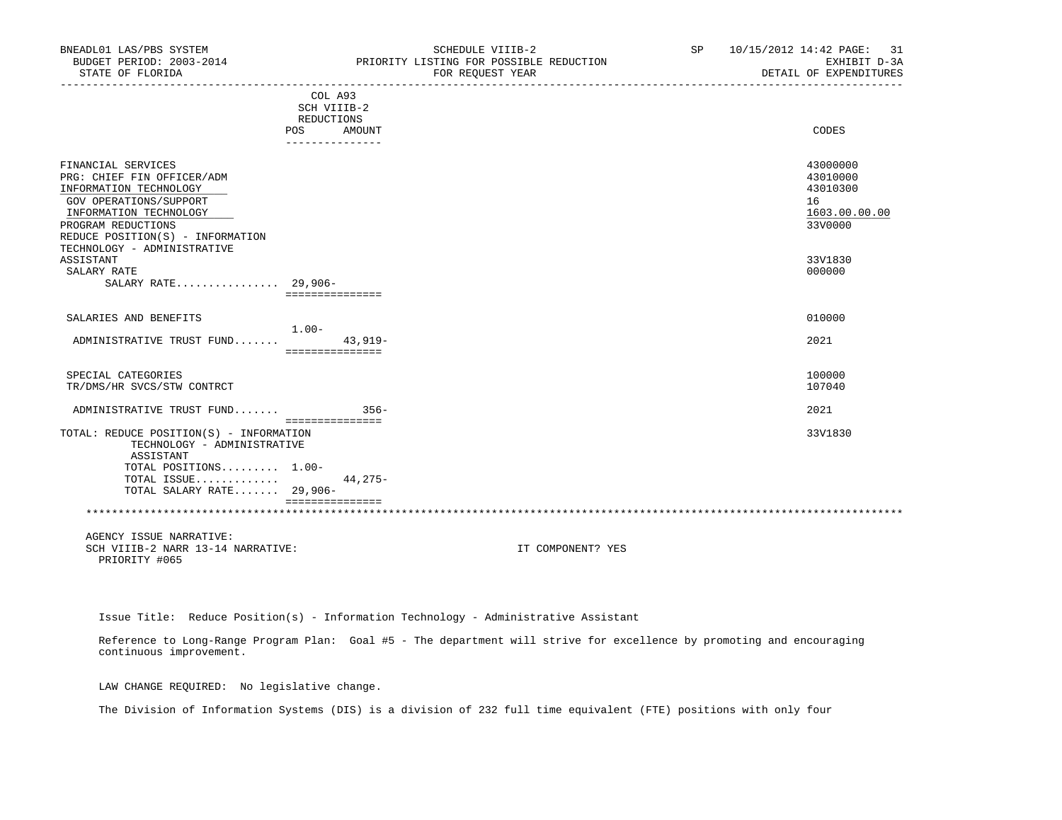BNEADL01 LAS/PBS SYSTEM
BUDGET PERIOD: 2003-2014
STATE OF FLORIDA

SCHEDULE VIIIB-2
PRIORITY LISTING FOR POSSIBLE REDUCTION
FOR REQUEST YEAR

SP 10/15/2012 14:42 PAGE: 31
EXHIBIT D-3A
DETAIL OF EXPENDITURES

| | COL A93 SCH VIIIB-2 REDUCTIONS POS | AMOUNT | CODES |
|---|---|---|---|
| FINANCIAL SERVICES | | | 43000000 |
| PRG: CHIEF FIN OFFICER/ADM | | | 43010000 |
| INFORMATION TECHNOLOGY | | | 43010300 |
| GOV OPERATIONS/SUPPORT | | | 16 |
| INFORMATION TECHNOLOGY | | | 1603.00.00.00 |
| PROGRAM REDUCTIONS | | | 33V0000 |
| REDUCE POSITION(S) - INFORMATION TECHNOLOGY - ADMINISTRATIVE ASSISTANT | | | 33V1830 |
| SALARY RATE | | | 000000 |
| SALARY RATE................ | 29,906- | | |
| SALARIES AND BENEFITS | | | 010000 |
| ADMINISTRATIVE TRUST FUND....... | 1.00- | 43,919- | 2021 |
| SPECIAL CATEGORIES | | | 100000 |
| TR/DMS/HR SVCS/STW CONTRCT | | | 107040 |
| ADMINISTRATIVE TRUST FUND....... | | 356- | 2021 |
| TOTAL: REDUCE POSITION(S) - INFORMATION TECHNOLOGY - ADMINISTRATIVE ASSISTANT | | | 33V1830 |
| TOTAL POSITIONS......... | 1.00- | | |
| TOTAL ISSUE............. | | 44,275- | |
| TOTAL SALARY RATE....... | 29,906- | | |

AGENCY ISSUE NARRATIVE:
SCH VIIIB-2 NARR 13-14 NARRATIVE: IT COMPONENT? YES
PRIORITY #065

Issue Title: Reduce Position(s) - Information Technology - Administrative Assistant

Reference to Long-Range Program Plan: Goal #5 - The department will strive for excellence by promoting and encouraging continuous improvement.

LAW CHANGE REQUIRED: No legislative change.

The Division of Information Systems (DIS) is a division of 232 full time equivalent (FTE) positions with only four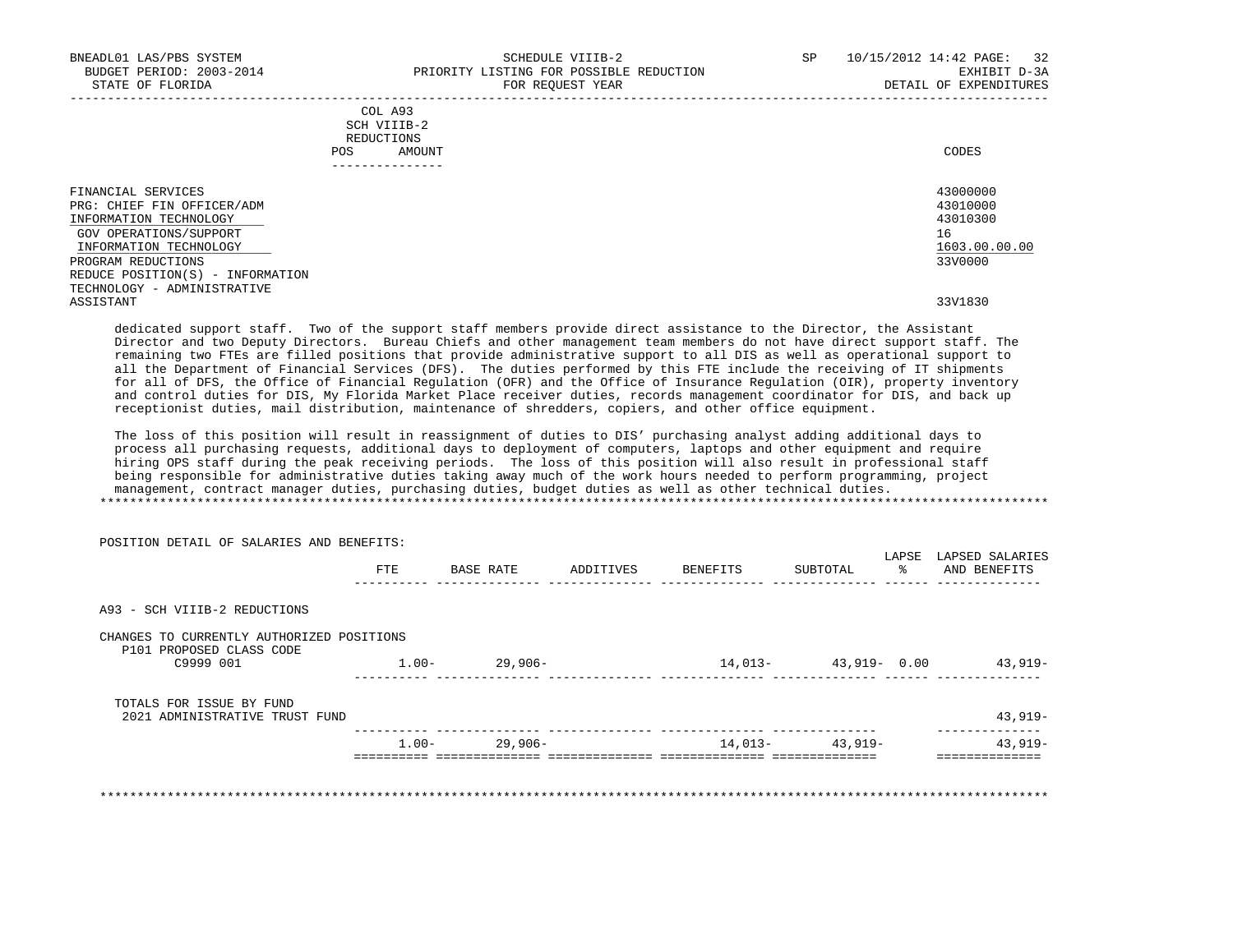BNEADL01 LAS/PBS SYSTEM SCHEDULE VIIIB-2 SP 10/15/2012 14:42
BUDGET PERIOD: 2003-2014 PRIORITY LISTING FOR POSSIBLE REDUCTION EXHIBIT D-3A
STATE OF FLORIDA FOR REQUEST YEAR DETAIL OF EXPENDITURES

| | COL A93 SCH VIIIB-2 REDUCTIONS POS AMOUNT | CODES |
|---|---|---|
| FINANCIAL SERVICES | | 43000000 |
| PRG: CHIEF FIN OFFICER/ADM | | 43010000 |
| INFORMATION TECHNOLOGY | | 43010300 |
| GOV OPERATIONS/SUPPORT | | 16 |
| INFORMATION TECHNOLOGY | | 1603.00.00.00 |
| PROGRAM REDUCTIONS | | 33V0000 |
| REDUCE POSITION(S) - INFORMATION TECHNOLOGY - ADMINISTRATIVE ASSISTANT | | 33V1830 |

dedicated support staff. Two of the support staff members provide direct assistance to the Director, the Assistant Director and two Deputy Directors. Bureau Chiefs and other management team members do not have direct support staff. The remaining two FTEs are filled positions that provide administrative support to all DIS as well as operational support to all the Department of Financial Services (DFS). The duties performed by this FTE include the receiving of IT shipments for all of DFS, the Office of Financial Regulation (OFR) and the Office of Insurance Regulation (OIR), property inventory and control duties for DIS, My Florida Market Place receiver duties, records management coordinator for DIS, and back up receptionist duties, mail distribution, maintenance of shredders, copiers, and other office equipment.

The loss of this position will result in reassignment of duties to DIS' purchasing analyst adding additional days to process all purchasing requests, additional days to deployment of computers, laptops and other equipment and require hiring OPS staff during the peak receiving periods. The loss of this position will also result in professional staff being responsible for administrative duties taking away much of the work hours needed to perform programming, project management, contract manager duties, purchasing duties, budget duties as well as other technical duties.

POSITION DETAIL OF SALARIES AND BENEFITS:

| | FTE | BASE RATE | ADDITIVES | BENEFITS | SUBTOTAL | LAPSE % | LAPSED SALARIES AND BENEFITS |
|---|---|---|---|---|---|---|---|
| A93 - SCH VIIIB-2 REDUCTIONS | | | | | | | |
| CHANGES TO CURRENTLY AUTHORIZED POSITIONS | | | | | | | |
| P101 PROPOSED CLASS CODE | | | | | | | |
| C9999 001 | 1.00- | 29,906- | | 14,013- | 43,919- | 0.00 | 43,919- |
| TOTALS FOR ISSUE BY FUND | | | | | | | |
| 2021 ADMINISTRATIVE TRUST FUND | | | | | | | 43,919- |
| | 1.00- | 29,906- | | 14,013- | 43,919- | | 43,919- |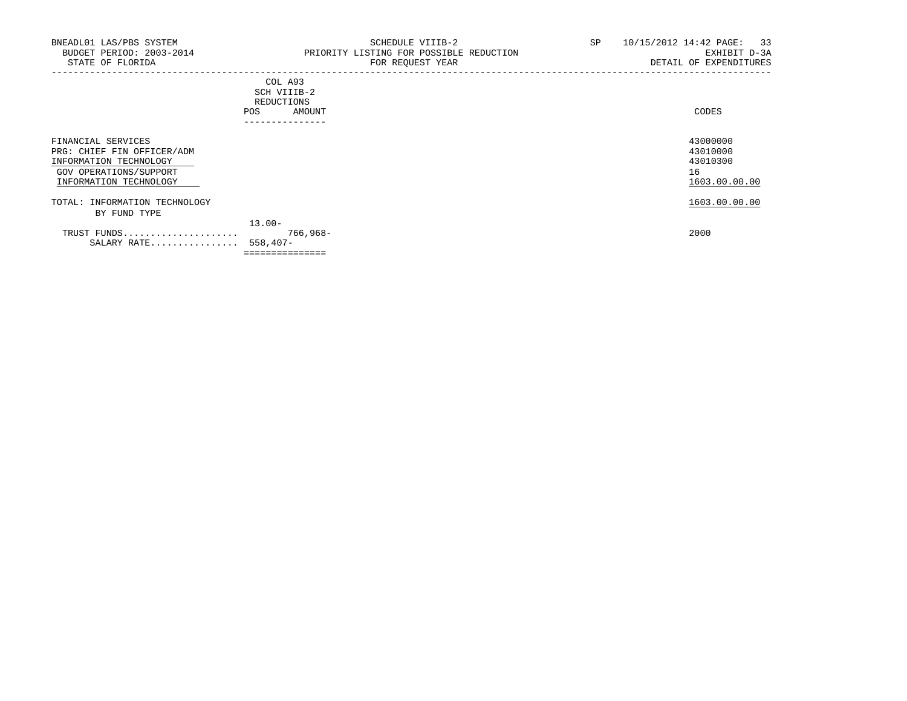BNEADL01 LAS/PBS SYSTEM
BUDGET PERIOD: 2003-2014
STATE OF FLORIDA

SCHEDULE VIIIB-2
PRIORITY LISTING FOR POSSIBLE REDUCTION
FOR REQUEST YEAR

SP 10/15/2012 14:42

EXHIBIT D-3A
DETAIL OF EXPENDITURES

| | COL A93 SCH VIIIB-2 REDUCTIONS POS | AMOUNT | CODES |
|---|---|---|---|
| FINANCIAL SERVICES | | | 43000000 |
| PRG: CHIEF FIN OFFICER/ADM | | | 43010000 |
| INFORMATION TECHNOLOGY | | | 43010300 |
| GOV OPERATIONS/SUPPORT | | | 16 |
| INFORMATION TECHNOLOGY | | | 1603.00.00.00 |
| TOTAL: INFORMATION TECHNOLOGY | | | 1603.00.00.00 |
| BY FUND TYPE | | | |
| TRUST FUNDS..................... | 13.00- | 766,968- | 2000 |
| SALARY RATE................ | 558,407- | | |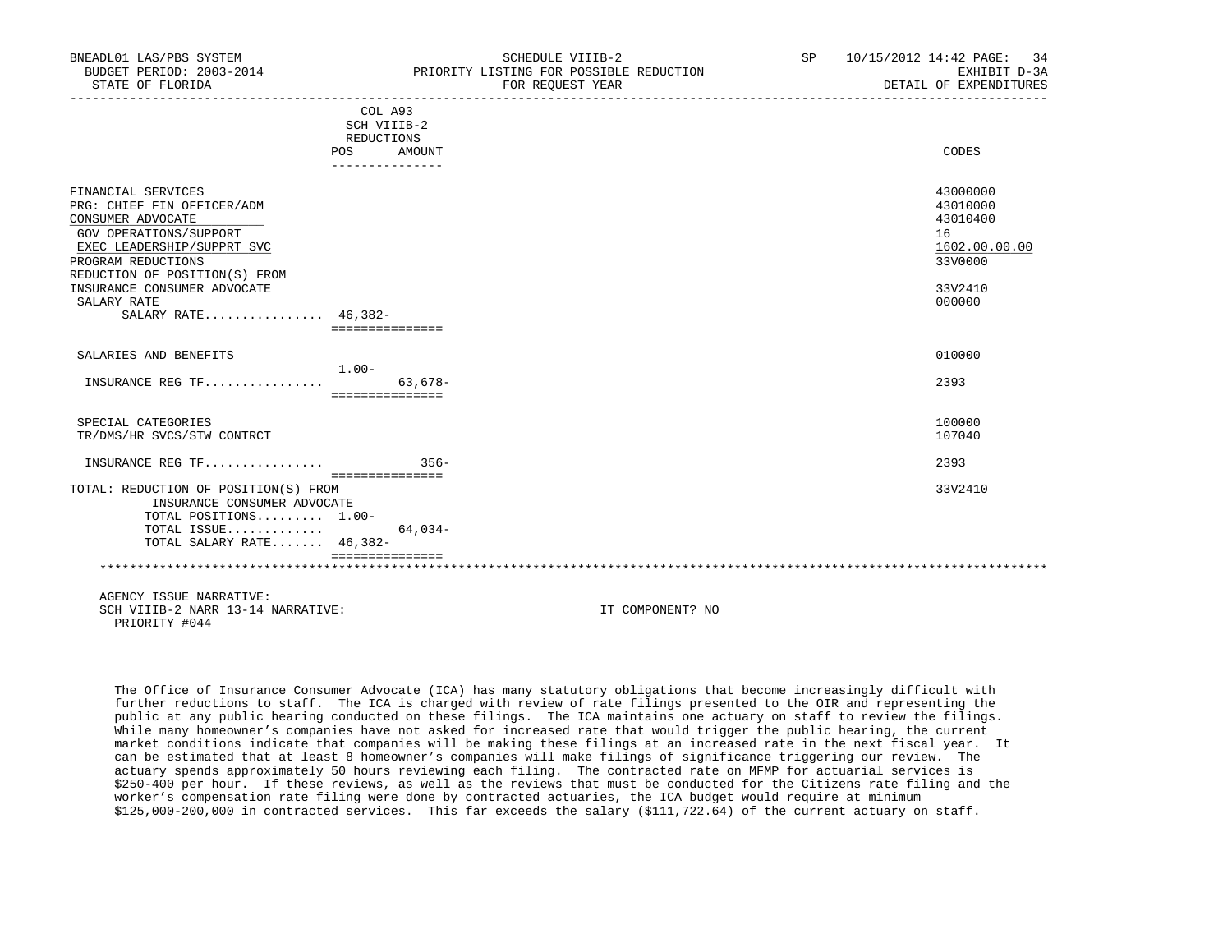BNEADL01 LAS/PBS SYSTEM
BUDGET PERIOD: 2003-2014
STATE OF FLORIDA

SCHEDULE VIIIB-2
PRIORITY LISTING FOR POSSIBLE REDUCTION
FOR REQUEST YEAR

SP 10/15/2012 14:42
EXHIBIT D-3A
DETAIL OF EXPENDITURES

| | COL A93 SCH VIIIB-2 REDUCTIONS POS | AMOUNT | CODES |
|---|---|---|---|
| FINANCIAL SERVICES | | | 43000000 |
| PRG: CHIEF FIN OFFICER/ADM | | | 43010000 |
| CONSUMER ADVOCATE | | | 43010400 |
| GOV OPERATIONS/SUPPORT | | | 16 |
| EXEC LEADERSHIP/SUPPRT SVC | | | 1602.00.00.00 |
| PROGRAM REDUCTIONS | | | 33V0000 |
| REDUCTION OF POSITION(S) FROM INSURANCE CONSUMER ADVOCATE | | | 33V2410 |
| SALARY RATE | | | 000000 |
| SALARY RATE................ | 46,382- | | |
| SALARIES AND BENEFITS | | | 010000 |
| | 1.00- | | |
| INSURANCE REG TF................ | | 63,678- | 2393 |
| SPECIAL CATEGORIES | | | 100000 |
| TR/DMS/HR SVCS/STW CONTRCT | | | 107040 |
| INSURANCE REG TF................ | | 356- | 2393 |
| TOTAL: REDUCTION OF POSITION(S) FROM INSURANCE CONSUMER ADVOCATE | | | 33V2410 |
| TOTAL POSITIONS......... | 1.00- | | |
| TOTAL ISSUE............. | | 64,034- | |
| TOTAL SALARY RATE....... | 46,382- | | |

AGENCY ISSUE NARRATIVE:
SCH VIIIB-2 NARR 13-14 NARRATIVE: IT COMPONENT? NO
PRIORITY #044

The Office of Insurance Consumer Advocate (ICA) has many statutory obligations that become increasingly difficult with further reductions to staff. The ICA is charged with review of rate filings presented to the OIR and representing the public at any public hearing conducted on these filings. The ICA maintains one actuary on staff to review the filings. While many homeowner's companies have not asked for increased rate that would trigger the public hearing, the current market conditions indicate that companies will be making these filings at an increased rate in the next fiscal year. It can be estimated that at least 8 homeowner's companies will make filings of significance triggering our review. The actuary spends approximately 50 hours reviewing each filing. The contracted rate on MFMP for actuarial services is $250-400 per hour. If these reviews, as well as the reviews that must be conducted for the Citizens rate filing and the worker's compensation rate filing were done by contracted actuaries, the ICA budget would require at minimum $125,000-200,000 in contracted services. This far exceeds the salary ($111,722.64) of the current actuary on staff.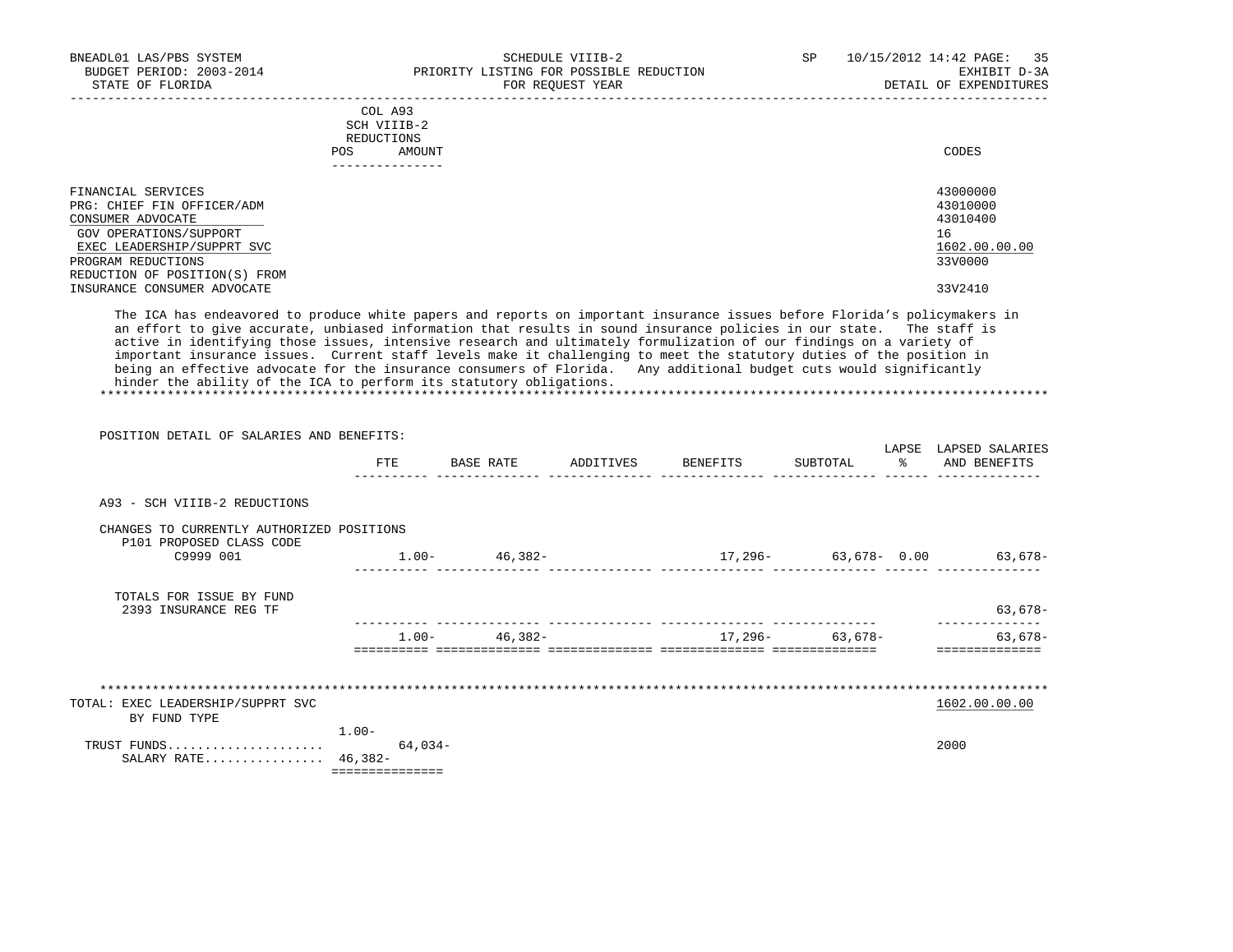BNEADL01 LAS/PBS SYSTEM — SCHEDULE VIIIB-2 — SP 10/15/2012 14:42
BUDGET PERIOD: 2003-2014 — PRIORITY LISTING FOR POSSIBLE REDUCTION — EXHIBIT D-3A
STATE OF FLORIDA — FOR REQUEST YEAR — DETAIL OF EXPENDITURES

| | COL A93 SCH VIIIB-2 REDUCTIONS POS AMOUNT | CODES |
|---|---|---|
| FINANCIAL SERVICES | | 43000000 |
| PRG: CHIEF FIN OFFICER/ADM | | 43010000 |
| CONSUMER ADVOCATE | | 43010400 |
| GOV OPERATIONS/SUPPORT | | 16 |
| EXEC LEADERSHIP/SUPPRT SVC | | 1602.00.00.00 |
| PROGRAM REDUCTIONS | | 33V0000 |
| REDUCTION OF POSITION(S) FROM INSURANCE CONSUMER ADVOCATE | | 33V2410 |

The ICA has endeavored to produce white papers and reports on important insurance issues before Florida's policymakers in an effort to give accurate, unbiased information that results in sound insurance policies in our state. The staff is active in identifying those issues, intensive research and ultimately formulization of our findings on a variety of important insurance issues. Current staff levels make it challenging to meet the statutory duties of the position in being an effective advocate for the insurance consumers of Florida. Any additional budget cuts would significantly hinder the ability of the ICA to perform its statutory obligations.

POSITION DETAIL OF SALARIES AND BENEFITS:

| | FTE | BASE RATE | ADDITIVES | BENEFITS | SUBTOTAL | LAPSE % | LAPSED SALARIES AND BENEFITS |
|---|---|---|---|---|---|---|---|
| A93 - SCH VIIIB-2 REDUCTIONS | | | | | | | |
| CHANGES TO CURRENTLY AUTHORIZED POSITIONS | | | | | | | |
| P101 PROPOSED CLASS CODE | | | | | | | |
| C9999 001 | 1.00- | 46,382- | | 17,296- | 63,678- | 0.00 | 63,678- |
| TOTALS FOR ISSUE BY FUND | | | | | | | |
| 2393 INSURANCE REG TF | | | | | | | 63,678- |
| | 1.00- | 46,382- | | 17,296- | 63,678- | | 63,678- |

| TOTAL: EXEC LEADERSHIP/SUPPRT SVC BY FUND TYPE | | 1602.00.00.00 |
|---|---|---|
| | 1.00- | |
| TRUST FUNDS | 64,034- | 2000 |
| SALARY RATE | 46,382- | |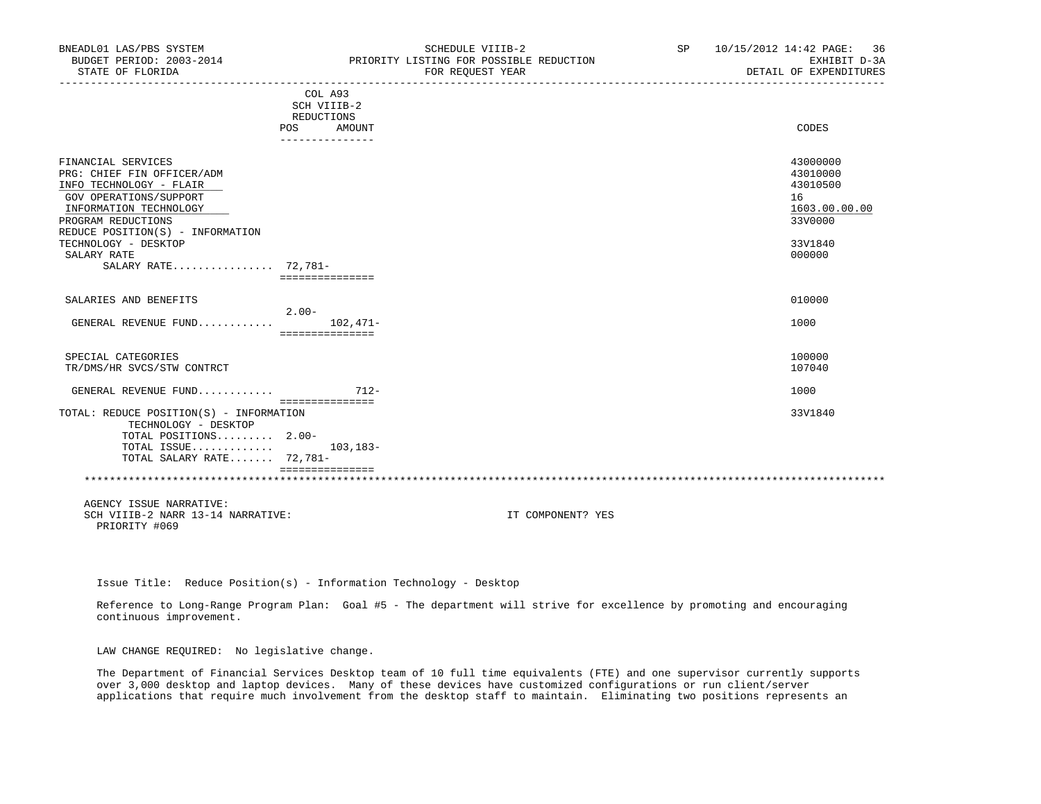| | COL A93 SCH VIIIB-2 REDUCTIONS POS | AMOUNT | CODES |
|---|---|---|---|
| FINANCIAL SERVICES | | | 43000000 |
| PRG: CHIEF FIN OFFICER/ADM | | | 43010000 |
| INFO TECHNOLOGY - FLAIR | | | 43010500 |
| GOV OPERATIONS/SUPPORT | | | 16 |
| INFORMATION TECHNOLOGY | | | 1603.00.00.00 |
| PROGRAM REDUCTIONS | | | 33V0000 |
| REDUCE POSITION(S) - INFORMATION TECHNOLOGY - DESKTOP | | | 33V1840 |
| SALARY RATE | | | 000000 |
| SALARY RATE................ | 72,781- | | |
| SALARIES AND BENEFITS | | | 010000 |
| GENERAL REVENUE FUND............ | 2.00- | 102,471- | 1000 |
| SPECIAL CATEGORIES | | | 100000 |
| TR/DMS/HR SVCS/STW CONTRCT | | | 107040 |
| GENERAL REVENUE FUND............ | | 712- | 1000 |
| TOTAL: REDUCE POSITION(S) - INFORMATION TECHNOLOGY - DESKTOP | | | 33V1840 |
| TOTAL POSITIONS......... | 2.00- | | |
| TOTAL ISSUE............. | | 103,183- | |
| TOTAL SALARY RATE....... | 72,781- | | |

AGENCY ISSUE NARRATIVE:
SCH VIIIB-2 NARR 13-14 NARRATIVE: IT COMPONENT? YES
PRIORITY #069

Issue Title: Reduce Position(s) - Information Technology - Desktop

Reference to Long-Range Program Plan: Goal #5 - The department will strive for excellence by promoting and encouraging continuous improvement.

LAW CHANGE REQUIRED: No legislative change.

The Department of Financial Services Desktop team of 10 full time equivalents (FTE) and one supervisor currently supports over 3,000 desktop and laptop devices. Many of these devices have customized configurations or run client/server applications that require much involvement from the desktop staff to maintain. Eliminating two positions represents an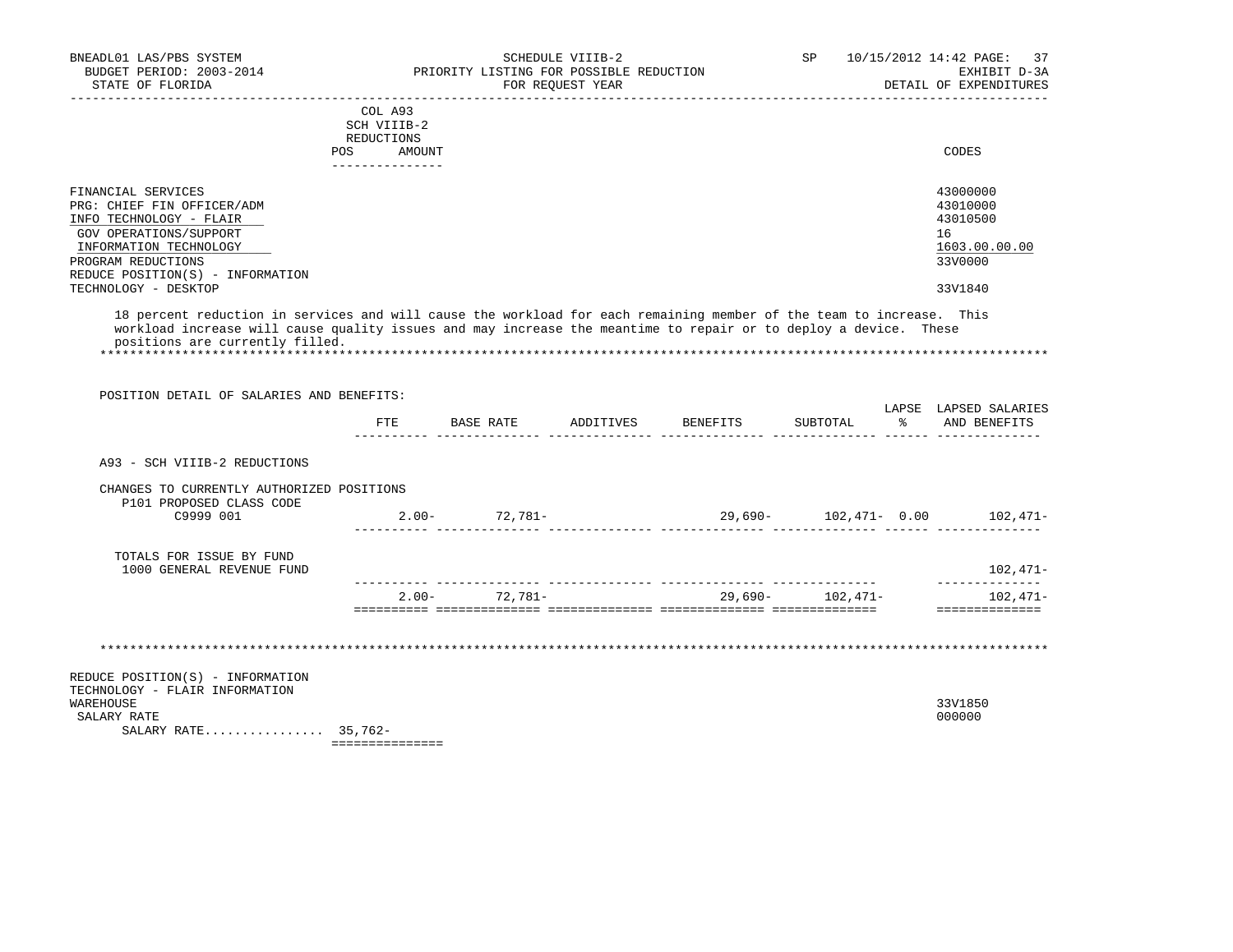| | COL A93 SCH VIIIB-2 REDUCTIONS POS AMOUNT | CODES |
|---|---|---|
| FINANCIAL SERVICES | | 43000000 |
| PRG: CHIEF FIN OFFICER/ADM | | 43010000 |
| INFO TECHNOLOGY - FLAIR | | 43010500 |
| GOV OPERATIONS/SUPPORT | | 16 |
| INFORMATION TECHNOLOGY | | 1603.00.00.00 |
| PROGRAM REDUCTIONS | | 33V0000 |
| REDUCE POSITION(S) - INFORMATION TECHNOLOGY - DESKTOP | | 33V1840 |

18 percent reduction in services and will cause the workload for each remaining member of the team to increase. This workload increase will cause quality issues and may increase the meantime to repair or to deploy a device. These positions are currently filled.

********************************************************************************************************************

POSITION DETAIL OF SALARIES AND BENEFITS:

| | FTE | BASE RATE | ADDITIVES | BENEFITS | SUBTOTAL | LAPSE % | LAPSED SALARIES AND BENEFITS |
|---|---|---|---|---|---|---|---|
| A93 - SCH VIIIB-2 REDUCTIONS | | | | | | | |
| CHANGES TO CURRENTLY AUTHORIZED POSITIONS | | | | | | | |
| P101 PROPOSED CLASS CODE | | | | | | | |
| C9999 001 | 2.00- | 72,781- | | 29,690- | 102,471- | 0.00 | 102,471- |
| TOTALS FOR ISSUE BY FUND | | | | | | | |
| 1000 GENERAL REVENUE FUND | | | | | | | 102,471- |
| | 2.00- | 72,781- | | 29,690- | 102,471- | | 102,471- |

********************************************************************************************************************

| | | |
|---|---|---|
| REDUCE POSITION(S) - INFORMATION TECHNOLOGY - FLAIR INFORMATION WAREHOUSE | | 33V1850 |
| SALARY RATE | | 000000 |
| SALARY RATE................ | 35,762- | |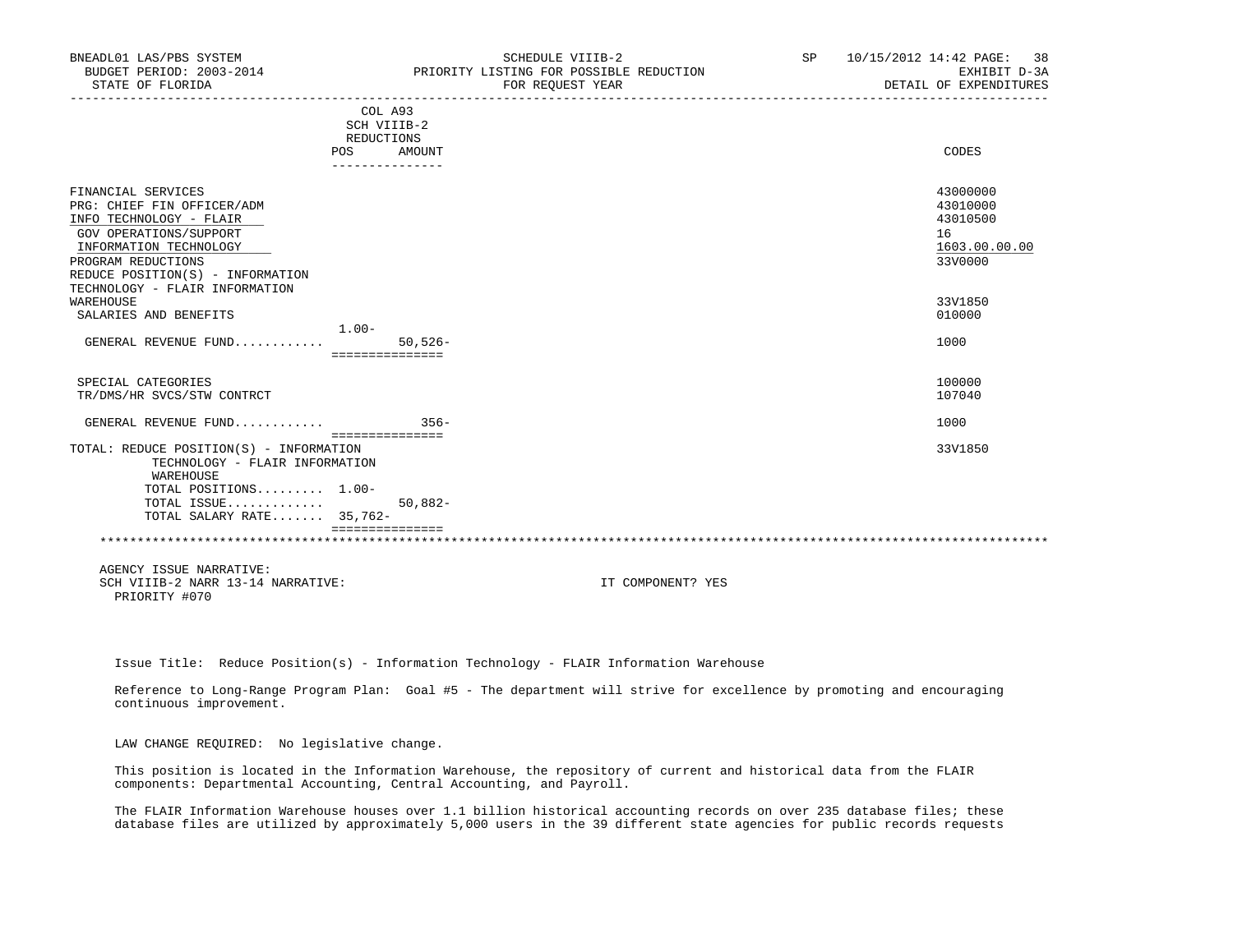BNEADL01 LAS/PBS SYSTEM — SCHEDULE VIIIB-2 — SP 10/15/2012 14:42
BUDGET PERIOD: 2003-2014 — PRIORITY LISTING FOR POSSIBLE REDUCTION — EXHIBIT D-3A
STATE OF FLORIDA — FOR REQUEST YEAR — DETAIL OF EXPENDITURES

| | COL A93 SCH VIIIB-2 REDUCTIONS POS | AMOUNT | CODES |
|---|---|---|---|
| FINANCIAL SERVICES | | | 43000000 |
| PRG: CHIEF FIN OFFICER/ADM | | | 43010000 |
| INFO TECHNOLOGY - FLAIR | | | 43010500 |
| GOV OPERATIONS/SUPPORT | | | 16 |
| INFORMATION TECHNOLOGY | | | 1603.00.00.00 |
| PROGRAM REDUCTIONS | | | 33V0000 |
| REDUCE POSITION(S) - INFORMATION TECHNOLOGY - FLAIR INFORMATION WAREHOUSE | | | 33V1850 |
| SALARIES AND BENEFITS | | | 010000 |
| GENERAL REVENUE FUND........... | 1.00- | 50,526- | 1000 |
| SPECIAL CATEGORIES | | | 100000 |
| TR/DMS/HR SVCS/STW CONTRCT | | | 107040 |
| GENERAL REVENUE FUND........... | | 356- | 1000 |
| TOTAL: REDUCE POSITION(S) - INFORMATION TECHNOLOGY - FLAIR INFORMATION WAREHOUSE | | | 33V1850 |
| TOTAL POSITIONS......... | 1.00- | | |
| TOTAL ISSUE............ | | 50,882- | |
| TOTAL SALARY RATE....... | 35,762- | | |

AGENCY ISSUE NARRATIVE:
SCH VIIIB-2 NARR 13-14 NARRATIVE: IT COMPONENT? YES
PRIORITY #070

Issue Title: Reduce Position(s) - Information Technology - FLAIR Information Warehouse

Reference to Long-Range Program Plan: Goal #5 - The department will strive for excellence by promoting and encouraging continuous improvement.

LAW CHANGE REQUIRED: No legislative change.

This position is located in the Information Warehouse, the repository of current and historical data from the FLAIR components: Departmental Accounting, Central Accounting, and Payroll.

The FLAIR Information Warehouse houses over 1.1 billion historical accounting records on over 235 database files; these database files are utilized by approximately 5,000 users in the 39 different state agencies for public records requests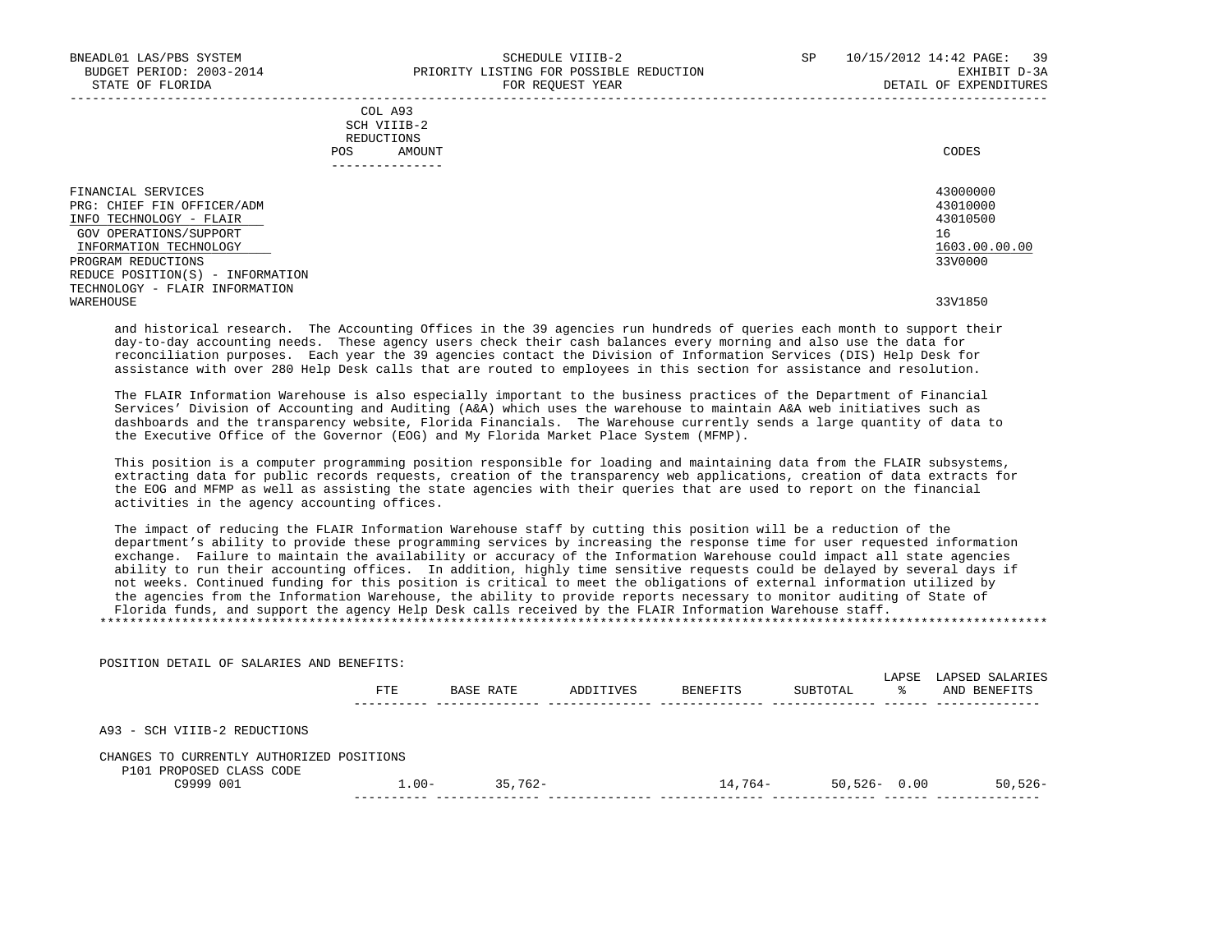COL A93
SCH VIIIB-2
REDUCTIONS

| | POS | AMOUNT | CODES |
|---|---|---|---|
| FINANCIAL SERVICES | | | 43000000 |
| PRG: CHIEF FIN OFFICER/ADM | | | 43010000 |
| INFO TECHNOLOGY - FLAIR | | | 43010500 |
| GOV OPERATIONS/SUPPORT | | | 16 |
| INFORMATION TECHNOLOGY | | | 1603.00.00.00 |
| PROGRAM REDUCTIONS | | | 33V0000 |
| REDUCE POSITION(S) - INFORMATION TECHNOLOGY - FLAIR INFORMATION WAREHOUSE | | | 33V1850 |

and historical research. The Accounting Offices in the 39 agencies run hundreds of queries each month to support their day-to-day accounting needs. These agency users check their cash balances every morning and also use the data for reconciliation purposes. Each year the 39 agencies contact the Division of Information Services (DIS) Help Desk for assistance with over 280 Help Desk calls that are routed to employees in this section for assistance and resolution.

The FLAIR Information Warehouse is also especially important to the business practices of the Department of Financial Services' Division of Accounting and Auditing (A&A) which uses the warehouse to maintain A&A web initiatives such as dashboards and the transparency website, Florida Financials. The Warehouse currently sends a large quantity of data to the Executive Office of the Governor (EOG) and My Florida Market Place System (MFMP).

This position is a computer programming position responsible for loading and maintaining data from the FLAIR subsystems, extracting data for public records requests, creation of the transparency web applications, creation of data extracts for the EOG and MFMP as well as assisting the state agencies with their queries that are used to report on the financial activities in the agency accounting offices.

The impact of reducing the FLAIR Information Warehouse staff by cutting this position will be a reduction of the department's ability to provide these programming services by increasing the response time for user requested information exchange. Failure to maintain the availability or accuracy of the Information Warehouse could impact all state agencies ability to run their accounting offices. In addition, highly time sensitive requests could be delayed by several days if not weeks. Continued funding for this position is critical to meet the obligations of external information utilized by the agencies from the Information Warehouse, the ability to provide reports necessary to monitor auditing of State of Florida funds, and support the agency Help Desk calls received by the FLAIR Information Warehouse staff.

*******************************************************************************************************************************

POSITION DETAIL OF SALARIES AND BENEFITS:

| | FTE | BASE RATE | ADDITIVES | BENEFITS | SUBTOTAL | LAPSE % | LAPSED SALARIES AND BENEFITS |
|---|---|---|---|---|---|---|---|
| A93 - SCH VIIIB-2 REDUCTIONS | | | | | | | |
| CHANGES TO CURRENTLY AUTHORIZED POSITIONS | | | | | | | |
| P101 PROPOSED CLASS CODE | | | | | | | |
| C9999 001 | 1.00- | 35,762- | | 14,764- | 50,526- | 0.00 | 50,526- |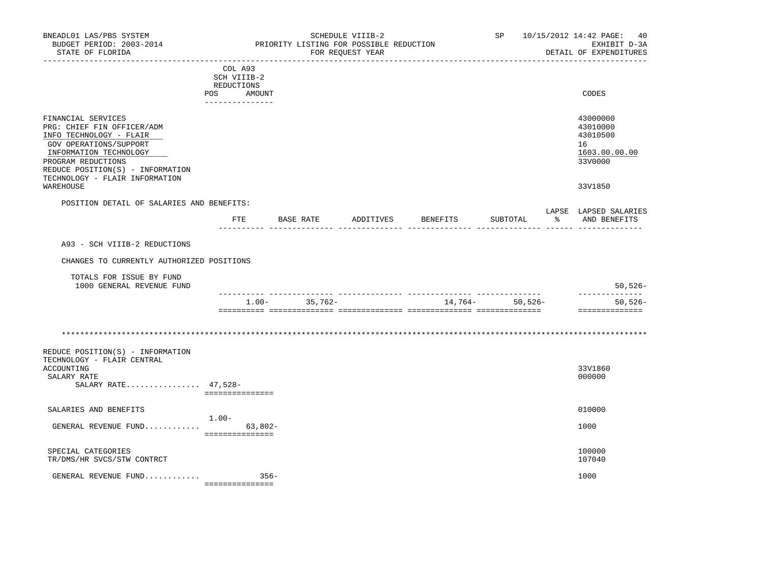BNEADL01 LAS/PBS SYSTEM | SCHEDULE VIIIB-2 | SP 10/15/2012 14:42 PAGE: 40
BUDGET PERIOD: 2003-2014 | PRIORITY LISTING FOR POSSIBLE REDUCTION | EXHIBIT D-3A
STATE OF FLORIDA | FOR REQUEST YEAR | DETAIL OF EXPENDITURES

| | COL A93 SCH VIIIB-2 REDUCTIONS POS | AMOUNT | CODES |
|---|---|---|---|
| FINANCIAL SERVICES | | | 43000000 |
| PRG: CHIEF FIN OFFICER/ADM | | | 43010000 |
| INFO TECHNOLOGY - FLAIR | | | 43010500 |
| GOV OPERATIONS/SUPPORT | | | 16 |
| INFORMATION TECHNOLOGY | | | 1603.00.00.00 |
| PROGRAM REDUCTIONS | | | 33V0000 |
| REDUCE POSITION(S) - INFORMATION TECHNOLOGY - FLAIR INFORMATION WAREHOUSE | | | 33V1850 |

POSITION DETAIL OF SALARIES AND BENEFITS:

| | FTE | BASE RATE | ADDITIVES | BENEFITS | SUBTOTAL | LAPSE % | LAPSED SALARIES AND BENEFITS |
|---|---|---|---|---|---|---|---|
| A93 - SCH VIIIB-2 REDUCTIONS | | | | | | | |
| CHANGES TO CURRENTLY AUTHORIZED POSITIONS | | | | | | | |
| TOTALS FOR ISSUE BY FUND | | | | | | | |
| 1000 GENERAL REVENUE FUND | | | | | | | 50,526- |
| | 1.00- | 35,762- | | 14,764- | 50,526- | | 50,526- |

\*\*\*\*\*\*\*\*\*\*\*\*\*\*\*\*\*\*\*\*\*\*\*\*\*\*\*\*\*\*\*\*\*\*\*\*\*\*\*\*\*\*\*\*\*\*\*\*\*\*\*\*\*\*\*\*\*\*\*\*\*\*\*\*\*\*\*\*\*\*\*\*\*\*\*\*\*\*\*\*\*\*\*\*\*\*\*\*\*\*\*\*\*\*\*\*\*\*\*\*\*\*\*\*\*\*\*\*\*\*\*\*\*\*\*\*\*\*\*\*\*\*\*\*

| | POS | AMOUNT | CODES |
|---|---|---|---|
| REDUCE POSITION(S) - INFORMATION TECHNOLOGY - FLAIR CENTRAL ACCOUNTING | | | 33V1860 |
| SALARY RATE | | | 000000 |
| SALARY RATE................ | 47,528- | | |
| SALARIES AND BENEFITS | | | 010000 |
| GENERAL REVENUE FUND............ | 1.00- | 63,802- | 1000 |
| SPECIAL CATEGORIES | | | 100000 |
| TR/DMS/HR SVCS/STW CONTRCT | | | 107040 |
| GENERAL REVENUE FUND............ | | 356- | 1000 |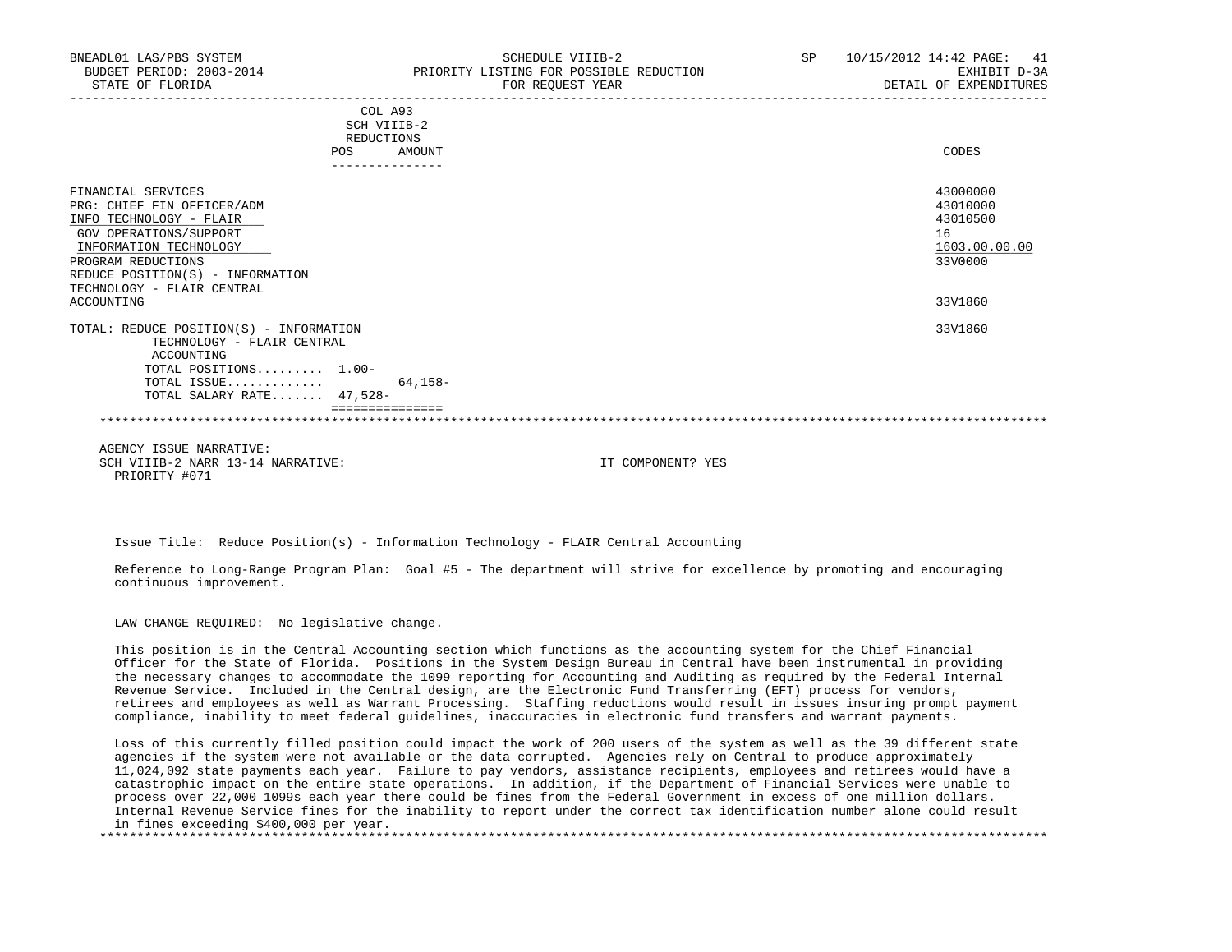BNEADL01 LAS/PBS SYSTEM
BUDGET PERIOD: 2003-2014
STATE OF FLORIDA

SCHEDULE VIIIB-2
PRIORITY LISTING FOR POSSIBLE REDUCTION
FOR REQUEST YEAR

SP 10/15/2012 14:42
EXHIBIT D-3A
DETAIL OF EXPENDITURES

| | COL A93 SCH VIIIB-2 REDUCTIONS POS | AMOUNT | CODES |
|---|---|---|---|
| FINANCIAL SERVICES | | | 43000000 |
| PRG: CHIEF FIN OFFICER/ADM | | | 43010000 |
| INFO TECHNOLOGY - FLAIR | | | 43010500 |
| GOV OPERATIONS/SUPPORT | | | 16 |
| INFORMATION TECHNOLOGY | | | 1603.00.00.00 |
| PROGRAM REDUCTIONS | | | 33V0000 |
| REDUCE POSITION(S) - INFORMATION TECHNOLOGY - FLAIR CENTRAL ACCOUNTING | | | 33V1860 |
| TOTAL: REDUCE POSITION(S) - INFORMATION TECHNOLOGY - FLAIR CENTRAL ACCOUNTING | | | 33V1860 |
| TOTAL POSITIONS......... | 1.00- | | |
| TOTAL ISSUE............. | | 64,158- | |
| TOTAL SALARY RATE....... | 47,528- | | |

AGENCY ISSUE NARRATIVE:
SCH VIIIB-2 NARR 13-14 NARRATIVE: IT COMPONENT? YES
PRIORITY #071

Issue Title: Reduce Position(s) - Information Technology - FLAIR Central Accounting

Reference to Long-Range Program Plan: Goal #5 - The department will strive for excellence by promoting and encouraging continuous improvement.

LAW CHANGE REQUIRED: No legislative change.

This position is in the Central Accounting section which functions as the accounting system for the Chief Financial Officer for the State of Florida. Positions in the System Design Bureau in Central have been instrumental in providing the necessary changes to accommodate the 1099 reporting for Accounting and Auditing as required by the Federal Internal Revenue Service. Included in the Central design, are the Electronic Fund Transferring (EFT) process for vendors, retirees and employees as well as Warrant Processing. Staffing reductions would result in issues insuring prompt payment compliance, inability to meet federal guidelines, inaccuracies in electronic fund transfers and warrant payments.

Loss of this currently filled position could impact the work of 200 users of the system as well as the 39 different state agencies if the system were not available or the data corrupted. Agencies rely on Central to produce approximately 11,024,092 state payments each year. Failure to pay vendors, assistance recipients, employees and retirees would have a catastrophic impact on the entire state operations. In addition, if the Department of Financial Services were unable to process over 22,000 1099s each year there could be fines from the Federal Government in excess of one million dollars. Internal Revenue Service fines for the inability to report under the correct tax identification number alone could result in fines exceeding $400,000 per year.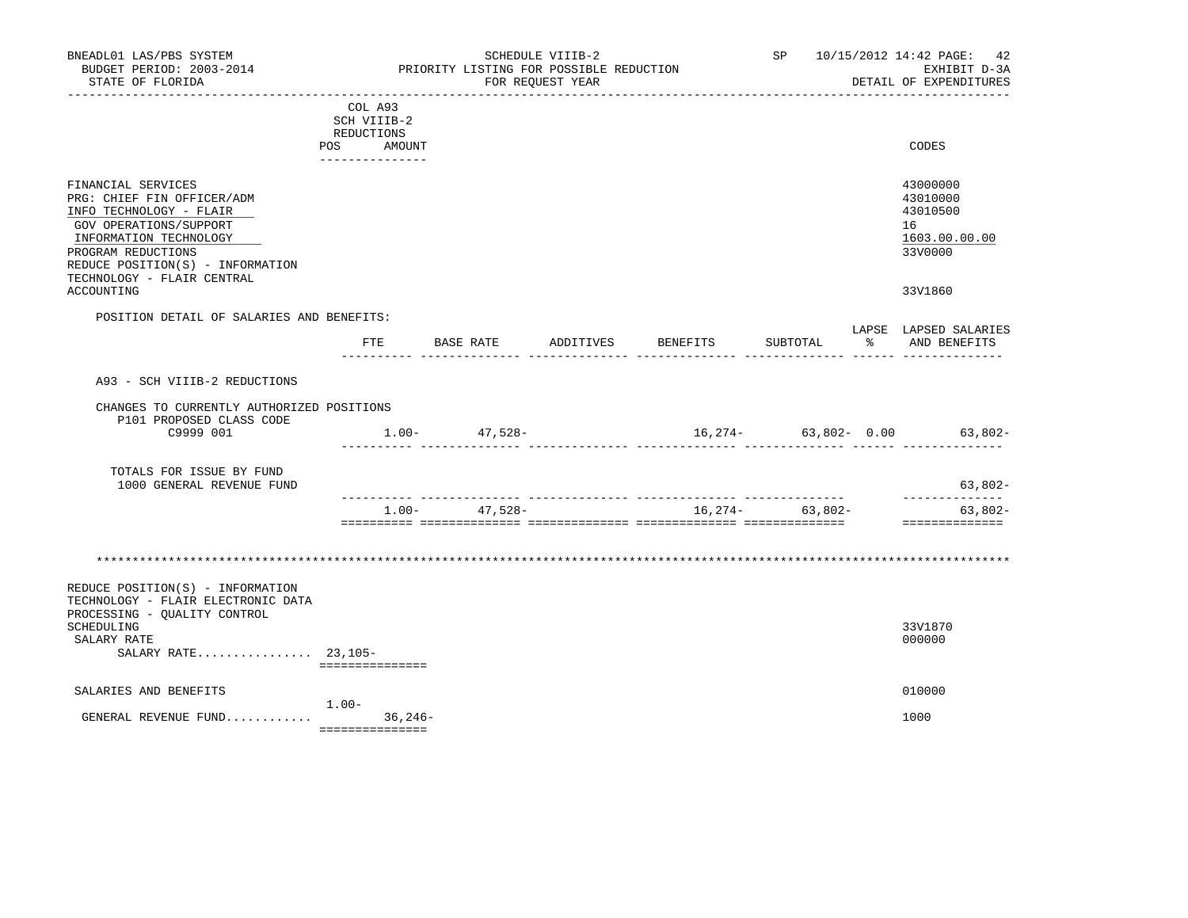BNEADL01 LAS/PBS SYSTEM
BUDGET PERIOD: 2003-2014
STATE OF FLORIDA

SCHEDULE VIIIB-2
PRIORITY LISTING FOR POSSIBLE REDUCTION
FOR REQUEST YEAR

SP 10/15/2012 14:42
EXHIBIT D-3A
DETAIL OF EXPENDITURES

| | COL A93 SCH VIIIB-2 REDUCTIONS POS AMOUNT | CODES |
|---|---|---|
| FINANCIAL SERVICES | | 43000000 |
| PRG: CHIEF FIN OFFICER/ADM | | 43010000 |
| INFO TECHNOLOGY - FLAIR | | 43010500 |
| GOV OPERATIONS/SUPPORT | | 16 |
| INFORMATION TECHNOLOGY | | 1603.00.00.00 |
| PROGRAM REDUCTIONS | | 33V0000 |
| REDUCE POSITION(S) - INFORMATION TECHNOLOGY - FLAIR CENTRAL ACCOUNTING | | 33V1860 |

POSITION DETAIL OF SALARIES AND BENEFITS:

| | FTE | BASE RATE | ADDITIVES | BENEFITS | SUBTOTAL | LAPSE % | LAPSED SALARIES AND BENEFITS |
|---|---|---|---|---|---|---|---|
| A93 - SCH VIIIB-2 REDUCTIONS | | | | | | | |
| CHANGES TO CURRENTLY AUTHORIZED POSITIONS | | | | | | | |
| P101 PROPOSED CLASS CODE C9999 001 | 1.00- | 47,528- | | 16,274- | 63,802- | 0.00 | 63,802- |
| TOTALS FOR ISSUE BY FUND | | | | | | | |
| 1000 GENERAL REVENUE FUND | | | | | | | 63,802- |
| | 1.00- | 47,528- | | 16,274- | 63,802- | | 63,802- |

\*\*\*\*\*\*\*\*\*\*\*\*\*\*\*\*\*\*\*\*\*\*\*\*\*\*\*\*\*\*\*\*\*\*\*\*\*\*\*\*\*\*\*\*\*\*\*\*\*\*\*\*\*\*\*\*\*\*\*\*\*\*\*\*\*\*\*\*\*\*\*\*\*\*\*\*\*\*\*\*\*\*\*\*\*\*\*\*\*\*\*\*\*\*\*\*\*\*\*\*\*\*\*\*\*\*\*\*\*\*\*\*\*\*

| | POS | AMOUNT | CODES |
|---|---|---|---|
| REDUCE POSITION(S) - INFORMATION TECHNOLOGY - FLAIR ELECTRONIC DATA PROCESSING - QUALITY CONTROL SCHEDULING | | | 33V1870 |
| SALARY RATE | | | 000000 |
| SALARY RATE................ | 23,105- | | |
| SALARIES AND BENEFITS | | | 010000 |
| GENERAL REVENUE FUND............ | 1.00- | 36,246- | 1000 |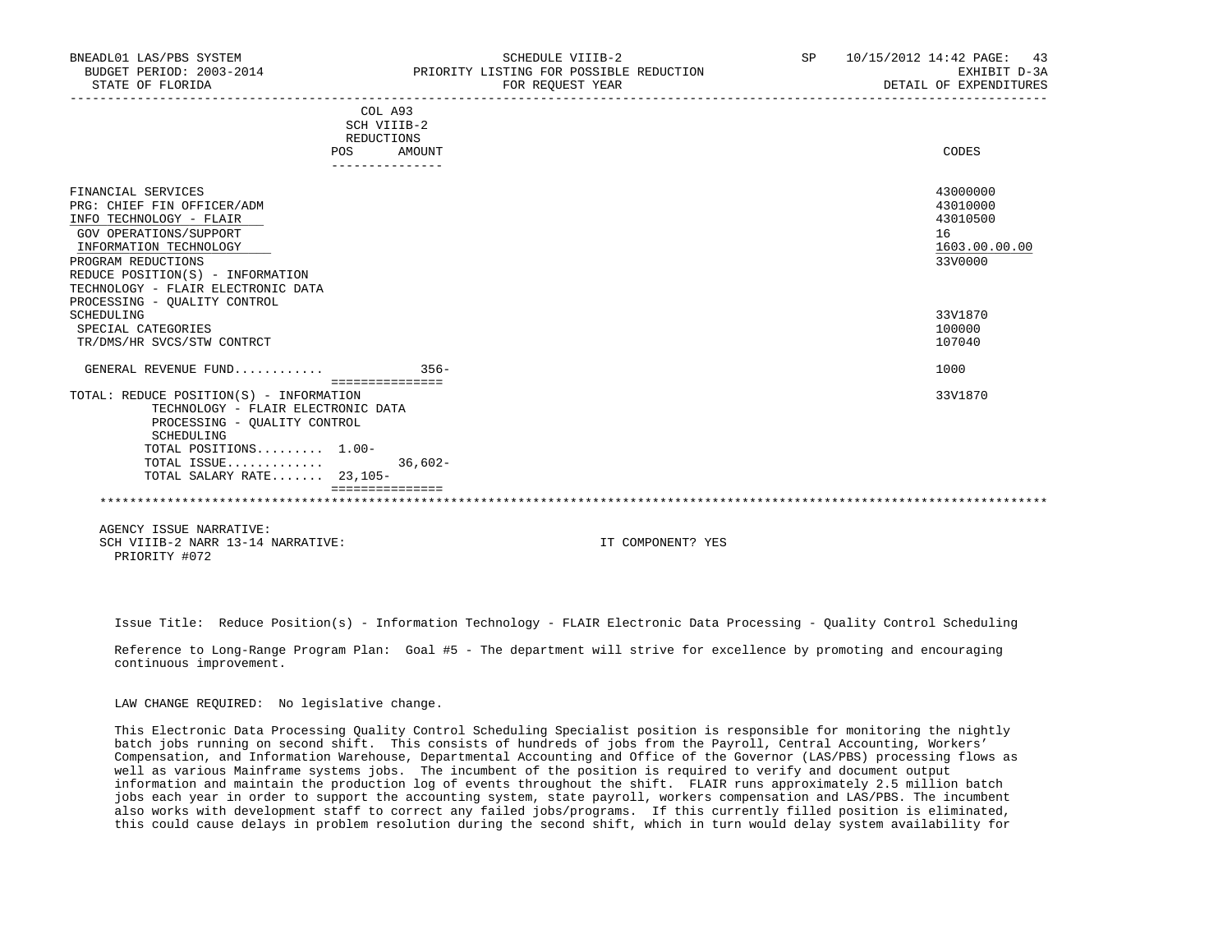BNEADL01 LAS/PBS SYSTEM
BUDGET PERIOD: 2003-2014
STATE OF FLORIDA

SCHEDULE VIIIB-2
PRIORITY LISTING FOR POSSIBLE REDUCTION
FOR REQUEST YEAR

SP 10/15/2012 14:42
EXHIBIT D-3A
DETAIL OF EXPENDITURES

| | COL A93 SCH VIIIB-2 REDUCTIONS POS | AMOUNT | CODES |
|---|---|---|---|
| FINANCIAL SERVICES | | | 43000000 |
| PRG: CHIEF FIN OFFICER/ADM | | | 43010000 |
| INFO TECHNOLOGY - FLAIR | | | 43010500 |
| GOV OPERATIONS/SUPPORT | | | 16 |
| INFORMATION TECHNOLOGY | | | 1603.00.00.00 |
| PROGRAM REDUCTIONS | | | 33V0000 |
| REDUCE POSITION(S) - INFORMATION TECHNOLOGY - FLAIR ELECTRONIC DATA PROCESSING - QUALITY CONTROL SCHEDULING | | | 33V1870 |
| SPECIAL CATEGORIES | | | 100000 |
| TR/DMS/HR SVCS/STW CONTRCT | | | 107040 |
| GENERAL REVENUE FUND............ | | 356- | 1000 |
| TOTAL: REDUCE POSITION(S) - INFORMATION TECHNOLOGY - FLAIR ELECTRONIC DATA PROCESSING - QUALITY CONTROL SCHEDULING | | | 33V1870 |
| TOTAL POSITIONS......... | 1.00- | | |
| TOTAL ISSUE............. | | 36,602- | |
| TOTAL SALARY RATE....... | 23,105- | | |

AGENCY ISSUE NARRATIVE:
SCH VIIIB-2 NARR 13-14 NARRATIVE: IT COMPONENT? YES
PRIORITY #072

Issue Title: Reduce Position(s) - Information Technology - FLAIR Electronic Data Processing - Quality Control Scheduling

Reference to Long-Range Program Plan: Goal #5 - The department will strive for excellence by promoting and encouraging continuous improvement.

LAW CHANGE REQUIRED: No legislative change.

This Electronic Data Processing Quality Control Scheduling Specialist position is responsible for monitoring the nightly batch jobs running on second shift. This consists of hundreds of jobs from the Payroll, Central Accounting, Workers' Compensation, and Information Warehouse, Departmental Accounting and Office of the Governor (LAS/PBS) processing flows as well as various Mainframe systems jobs. The incumbent of the position is required to verify and document output information and maintain the production log of events throughout the shift. FLAIR runs approximately 2.5 million batch jobs each year in order to support the accounting system, state payroll, workers compensation and LAS/PBS. The incumbent also works with development staff to correct any failed jobs/programs. If this currently filled position is eliminated, this could cause delays in problem resolution during the second shift, which in turn would delay system availability for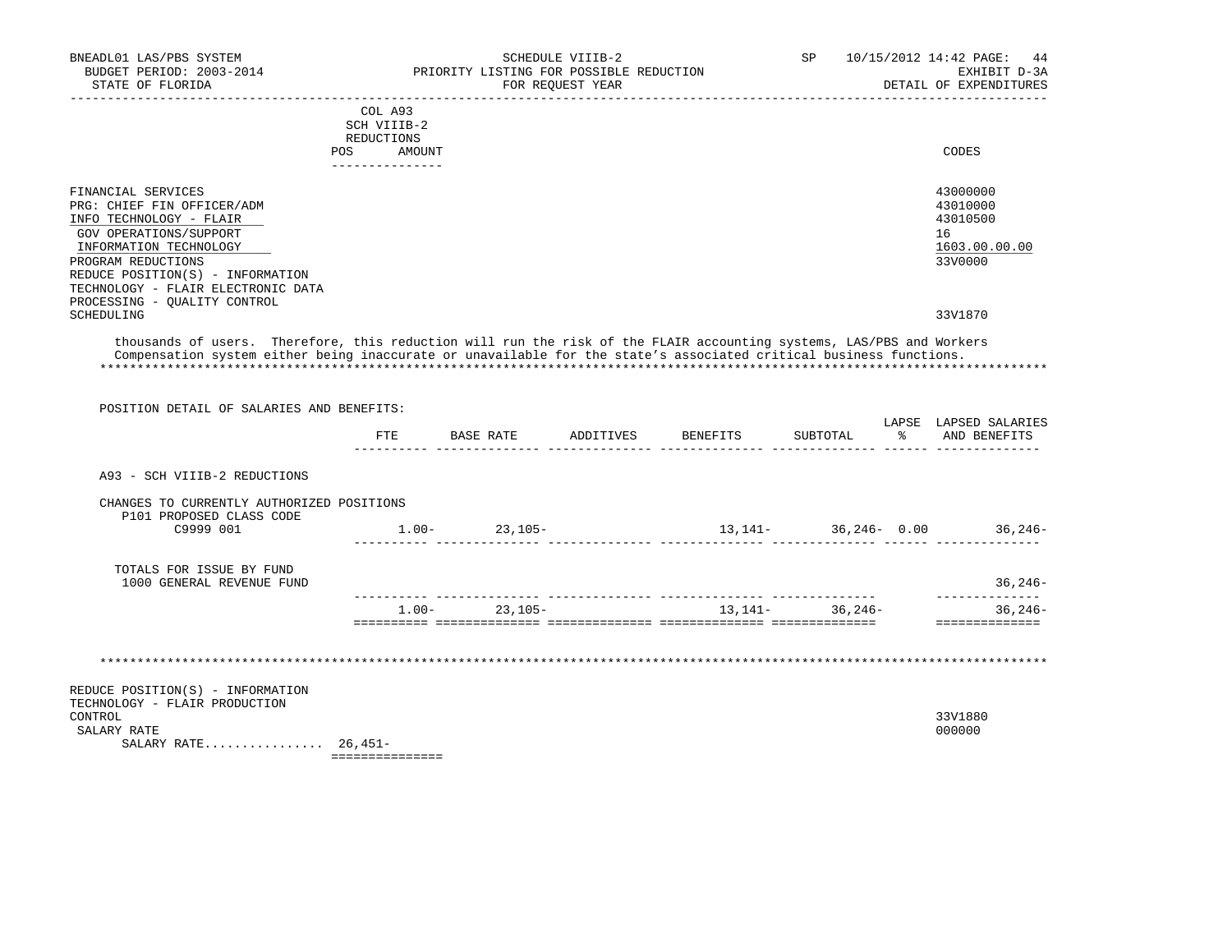COL A93
SCH VIIIB-2
REDUCTIONS
POS AMOUNT

| | CODES |
|---|---|
| FINANCIAL SERVICES | 43000000 |
| PRG: CHIEF FIN OFFICER/ADM | 43010000 |
| INFO TECHNOLOGY - FLAIR | 43010500 |
| GOV OPERATIONS/SUPPORT | 16 |
| INFORMATION TECHNOLOGY | 1603.00.00.00 |
| PROGRAM REDUCTIONS | 33V0000 |
| REDUCE POSITION(S) - INFORMATION TECHNOLOGY - FLAIR ELECTRONIC DATA PROCESSING - QUALITY CONTROL SCHEDULING | 33V1870 |

thousands of users. Therefore, this reduction will run the risk of the FLAIR accounting systems, LAS/PBS and Workers Compensation system either being inaccurate or unavailable for the state's associated critical business functions.

POSITION DETAIL OF SALARIES AND BENEFITS:

| | FTE | BASE RATE | ADDITIVES | BENEFITS | SUBTOTAL | LAPSE % | LAPSED SALARIES AND BENEFITS |
|---|---|---|---|---|---|---|---|
| A93 - SCH VIIIB-2 REDUCTIONS | | | | | | | |
| CHANGES TO CURRENTLY AUTHORIZED POSITIONS | | | | | | | |
| P101 PROPOSED CLASS CODE C9999 001 | 1.00- | 23,105- | | 13,141- | 36,246- | 0.00 | 36,246- |
| TOTALS FOR ISSUE BY FUND | | | | | | | |
| 1000 GENERAL REVENUE FUND | | | | | | | 36,246- |
| | 1.00- | 23,105- | | 13,141- | 36,246- | | 36,246- |

| | | CODES |
|---|---|---|
| REDUCE POSITION(S) - INFORMATION TECHNOLOGY - FLAIR PRODUCTION CONTROL | | 33V1880 |
| SALARY RATE | | 000000 |
| SALARY RATE................ | 26,451- | |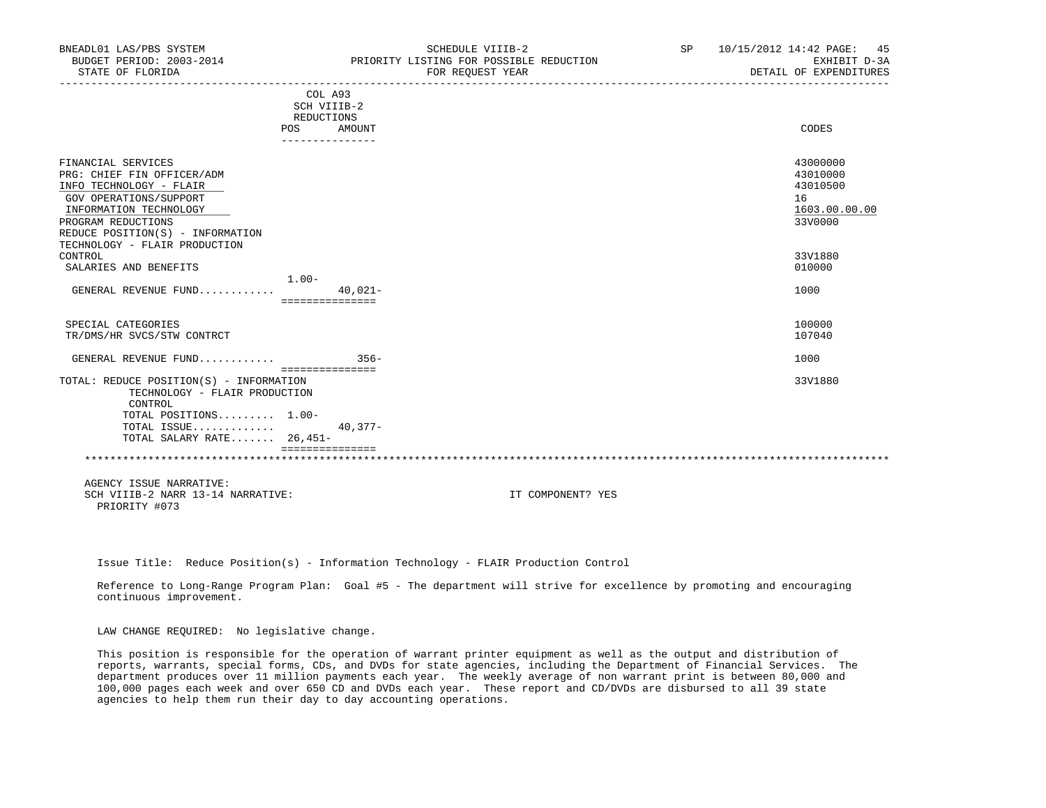BNEADL01 LAS/PBS SYSTEM SCHEDULE VIIIB-2 SP 10/15/2012 14:42 PAGE: 45
BUDGET PERIOD: 2003-2014 PRIORITY LISTING FOR POSSIBLE REDUCTION EXHIBIT D-3A
STATE OF FLORIDA FOR REQUEST YEAR DETAIL OF EXPENDITURES

| | COL A93 SCH VIIIB-2 REDUCTIONS POS | AMOUNT | CODES |
|---|---|---|---|
| FINANCIAL SERVICES | | | 43000000 |
| PRG: CHIEF FIN OFFICER/ADM | | | 43010000 |
| INFO TECHNOLOGY - FLAIR | | | 43010500 |
| GOV OPERATIONS/SUPPORT | | | 16 |
| INFORMATION TECHNOLOGY | | | 1603.00.00.00 |
| PROGRAM REDUCTIONS | | | 33V0000 |
| REDUCE POSITION(S) - INFORMATION TECHNOLOGY - FLAIR PRODUCTION CONTROL | | | 33V1880 |
| SALARIES AND BENEFITS | 1.00- | | 010000 |
| GENERAL REVENUE FUND............ | | 40,021- | 1000 |
| SPECIAL CATEGORIES | | | 100000 |
| TR/DMS/HR SVCS/STW CONTRCT | | | 107040 |
| GENERAL REVENUE FUND............ | | 356- | 1000 |
| TOTAL: REDUCE POSITION(S) - INFORMATION TECHNOLOGY - FLAIR PRODUCTION CONTROL | | | 33V1880 |
| TOTAL POSITIONS......... | 1.00- | | |
| TOTAL ISSUE............. | | 40,377- | |
| TOTAL SALARY RATE....... | 26,451- | | |

AGENCY ISSUE NARRATIVE:
SCH VIIIB-2 NARR 13-14 NARRATIVE: IT COMPONENT? YES
PRIORITY #073

Issue Title: Reduce Position(s) - Information Technology - FLAIR Production Control

Reference to Long-Range Program Plan: Goal #5 - The department will strive for excellence by promoting and encouraging continuous improvement.

LAW CHANGE REQUIRED: No legislative change.

This position is responsible for the operation of warrant printer equipment as well as the output and distribution of reports, warrants, special forms, CDs, and DVDs for state agencies, including the Department of Financial Services. The department produces over 11 million payments each year. The weekly average of non warrant print is between 80,000 and 100,000 pages each week and over 650 CD and DVDs each year. These report and CD/DVDs are disbursed to all 39 state agencies to help them run their day to day accounting operations.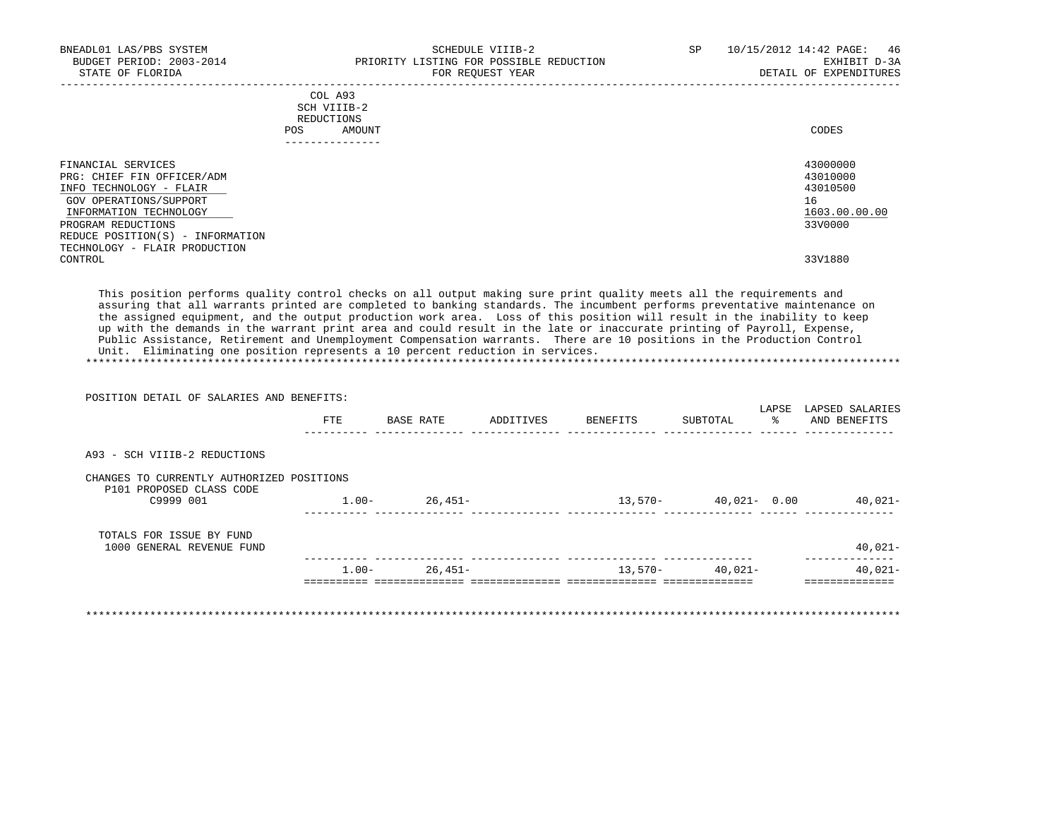BNEADL01 LAS/PBS SYSTEM
BUDGET PERIOD: 2003-2014
STATE OF FLORIDA

SCHEDULE VIIIB-2
PRIORITY LISTING FOR POSSIBLE REDUCTION
FOR REQUEST YEAR

SP 10/15/2012 14:42 PAGE: 46
EXHIBIT D-3A
DETAIL OF EXPENDITURES

| | COL A93 SCH VIIIB-2 REDUCTIONS POS | AMOUNT | CODES |
|---|---|---|---|
| FINANCIAL SERVICES | | | 43000000 |
| PRG: CHIEF FIN OFFICER/ADM | | | 43010000 |
| INFO TECHNOLOGY - FLAIR | | | 43010500 |
| GOV OPERATIONS/SUPPORT | | | 16 |
| INFORMATION TECHNOLOGY | | | 1603.00.00.00 |
| PROGRAM REDUCTIONS | | | 33V0000 |
| REDUCE POSITION(S) - INFORMATION TECHNOLOGY - FLAIR PRODUCTION CONTROL | | | 33V1880 |

This position performs quality control checks on all output making sure print quality meets all the requirements and assuring that all warrants printed are completed to banking standards. The incumbent performs preventative maintenance on the assigned equipment, and the output production work area. Loss of this position will result in the inability to keep up with the demands in the warrant print area and could result in the late or inaccurate printing of Payroll, Expense, Public Assistance, Retirement and Unemployment Compensation warrants. There are 10 positions in the Production Control Unit. Eliminating one position represents a 10 percent reduction in services.

POSITION DETAIL OF SALARIES AND BENEFITS:

| | FTE | BASE RATE | ADDITIVES | BENEFITS | SUBTOTAL | LAPSE % | LAPSED SALARIES AND BENEFITS |
|---|---|---|---|---|---|---|---|
| A93 - SCH VIIIB-2 REDUCTIONS | | | | | | | |
| CHANGES TO CURRENTLY AUTHORIZED POSITIONS | | | | | | | |
| P101 PROPOSED CLASS CODE | | | | | | | |
| C9999 001 | 1.00- | 26,451- | | 13,570- | 40,021- | 0.00 | 40,021- |
| TOTALS FOR ISSUE BY FUND | | | | | | | |
| 1000 GENERAL REVENUE FUND | | | | | | | 40,021- |
| | 1.00- | 26,451- | | 13,570- | 40,021- | | 40,021- |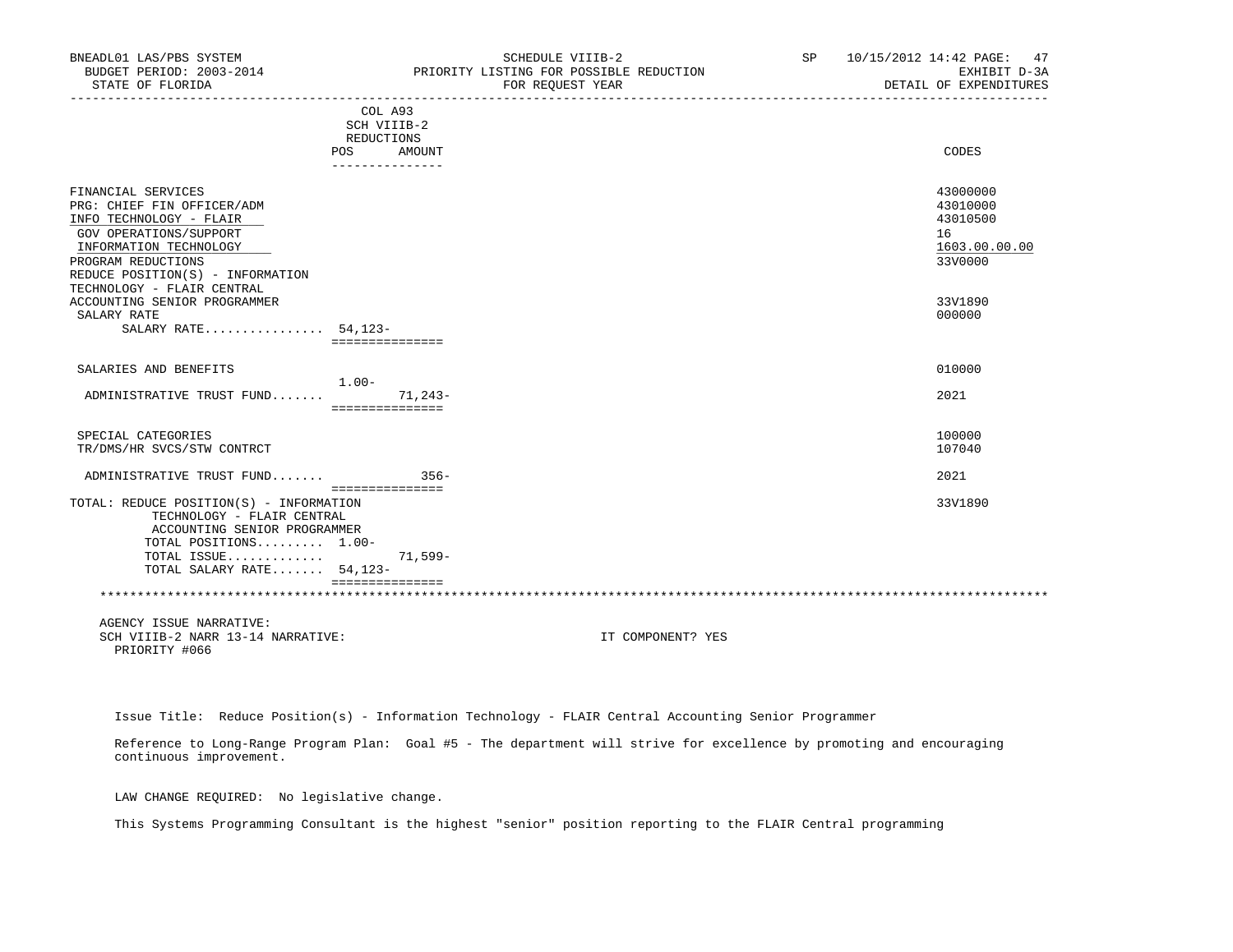BNEADL01 LAS/PBS SYSTEM | SCHEDULE VIIIB-2 | SP 10/15/2012 14:42 PAGE: 47
BUDGET PERIOD: 2003-2014 | PRIORITY LISTING FOR POSSIBLE REDUCTION | EXHIBIT D-3A
STATE OF FLORIDA | FOR REQUEST YEAR | DETAIL OF EXPENDITURES

| | COL A93 SCH VIIIB-2 REDUCTIONS POS | AMOUNT | CODES |
|---|---|---|---|
| FINANCIAL SERVICES | | | 43000000 |
| PRG: CHIEF FIN OFFICER/ADM | | | 43010000 |
| INFO TECHNOLOGY - FLAIR | | | 43010500 |
| GOV OPERATIONS/SUPPORT | | | 16 |
| INFORMATION TECHNOLOGY | | | 1603.00.00.00 |
| PROGRAM REDUCTIONS | | | 33V0000 |
| REDUCE POSITION(S) - INFORMATION TECHNOLOGY - FLAIR CENTRAL ACCOUNTING SENIOR PROGRAMMER | | | 33V1890 |
| SALARY RATE | | | 000000 |
| SALARY RATE................ | 54,123- | | |
| SALARIES AND BENEFITS | | | 010000 |
| | 1.00- | | |
| ADMINISTRATIVE TRUST FUND....... | | 71,243- | 2021 |
| SPECIAL CATEGORIES | | | 100000 |
| TR/DMS/HR SVCS/STW CONTRCT | | | 107040 |
| ADMINISTRATIVE TRUST FUND....... | | 356- | 2021 |
| TOTAL: REDUCE POSITION(S) - INFORMATION TECHNOLOGY - FLAIR CENTRAL ACCOUNTING SENIOR PROGRAMMER | | | 33V1890 |
| TOTAL POSITIONS......... | 1.00- | | |
| TOTAL ISSUE............. | | 71,599- | |
| TOTAL SALARY RATE....... | 54,123- | | |

AGENCY ISSUE NARRATIVE:
SCH VIIIB-2 NARR 13-14 NARRATIVE: IT COMPONENT? YES
PRIORITY #066

Issue Title: Reduce Position(s) - Information Technology - FLAIR Central Accounting Senior Programmer

Reference to Long-Range Program Plan: Goal #5 - The department will strive for excellence by promoting and encouraging continuous improvement.

LAW CHANGE REQUIRED: No legislative change.

This Systems Programming Consultant is the highest "senior" position reporting to the FLAIR Central programming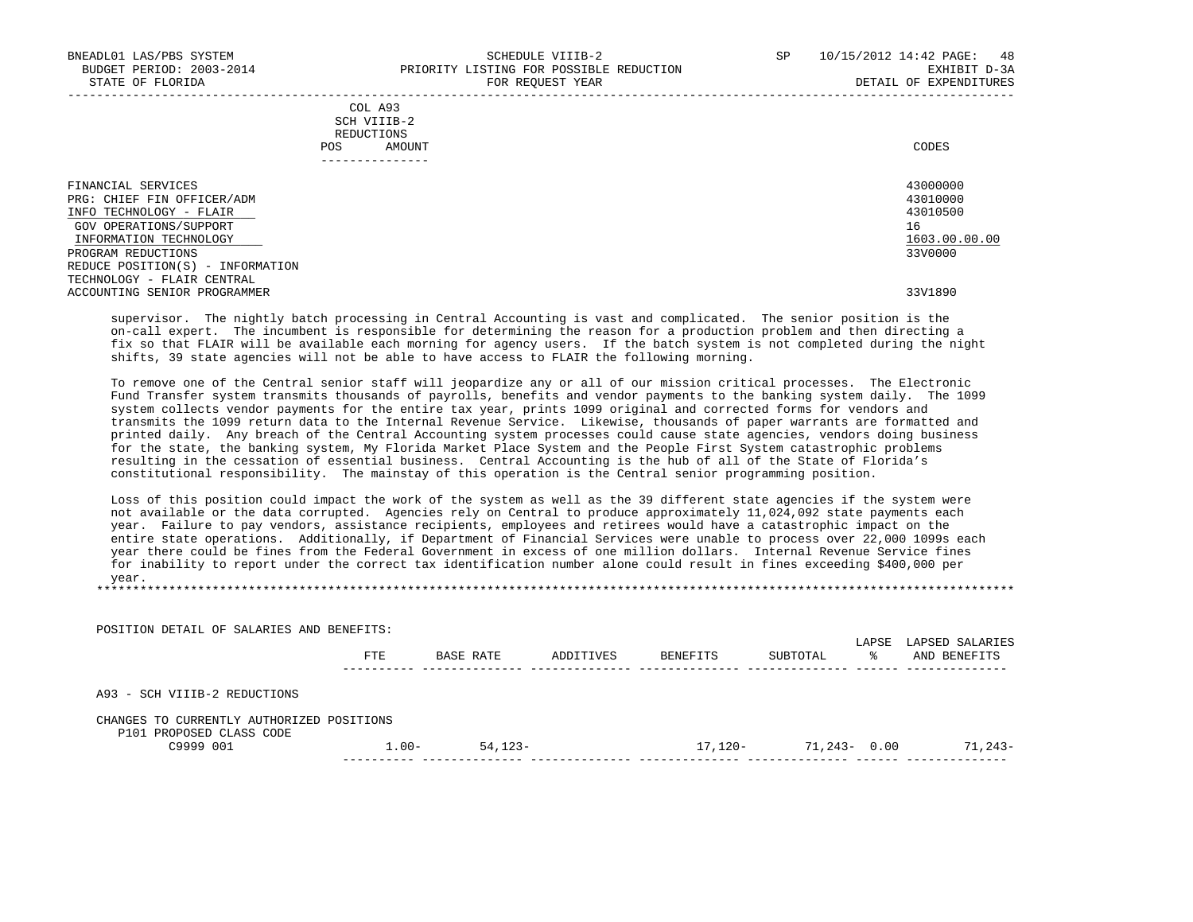COL A93
SCH VIIIB-2
REDUCTIONS

| | POS | AMOUNT | CODES |
|---|---|---|---|
| FINANCIAL SERVICES | | | 43000000 |
| PRG: CHIEF FIN OFFICER/ADM | | | 43010000 |
| INFO TECHNOLOGY - FLAIR | | | 43010500 |
| GOV OPERATIONS/SUPPORT | | | 16 |
| INFORMATION TECHNOLOGY | | | 1603.00.00.00 |
| PROGRAM REDUCTIONS | | | 33V0000 |
| REDUCE POSITION(S) - INFORMATION TECHNOLOGY - FLAIR CENTRAL ACCOUNTING SENIOR PROGRAMMER | | | 33V1890 |

supervisor. The nightly batch processing in Central Accounting is vast and complicated. The senior position is the on-call expert. The incumbent is responsible for determining the reason for a production problem and then directing a fix so that FLAIR will be available each morning for agency users. If the batch system is not completed during the night shifts, 39 state agencies will not be able to have access to FLAIR the following morning.

To remove one of the Central senior staff will jeopardize any or all of our mission critical processes. The Electronic Fund Transfer system transmits thousands of payrolls, benefits and vendor payments to the banking system daily. The 1099 system collects vendor payments for the entire tax year, prints 1099 original and corrected forms for vendors and transmits the 1099 return data to the Internal Revenue Service. Likewise, thousands of paper warrants are formatted and printed daily. Any breach of the Central Accounting system processes could cause state agencies, vendors doing business for the state, the banking system, My Florida Market Place System and the People First System catastrophic problems resulting in the cessation of essential business. Central Accounting is the hub of all of the State of Florida's constitutional responsibility. The mainstay of this operation is the Central senior programming position.

Loss of this position could impact the work of the system as well as the 39 different state agencies if the system were not available or the data corrupted. Agencies rely on Central to produce approximately 11,024,092 state payments each year. Failure to pay vendors, assistance recipients, employees and retirees would have a catastrophic impact on the entire state operations. Additionally, if Department of Financial Services were unable to process over 22,000 1099s each year there could be fines from the Federal Government in excess of one million dollars. Internal Revenue Service fines for inability to report under the correct tax identification number alone could result in fines exceeding $400,000 per year.

*******************************************************************************************************************************

POSITION DETAIL OF SALARIES AND BENEFITS:

| | FTE | BASE RATE | ADDITIVES | BENEFITS | SUBTOTAL | LAPSE % | LAPSED SALARIES AND BENEFITS |
|---|---|---|---|---|---|---|---|
| A93 - SCH VIIIB-2 REDUCTIONS | | | | | | | |
| CHANGES TO CURRENTLY AUTHORIZED POSITIONS | | | | | | | |
| P101 PROPOSED CLASS CODE | | | | | | | |
| C9999 001 | 1.00- | 54,123- | | 17,120- | 71,243- | 0.00 | 71,243- |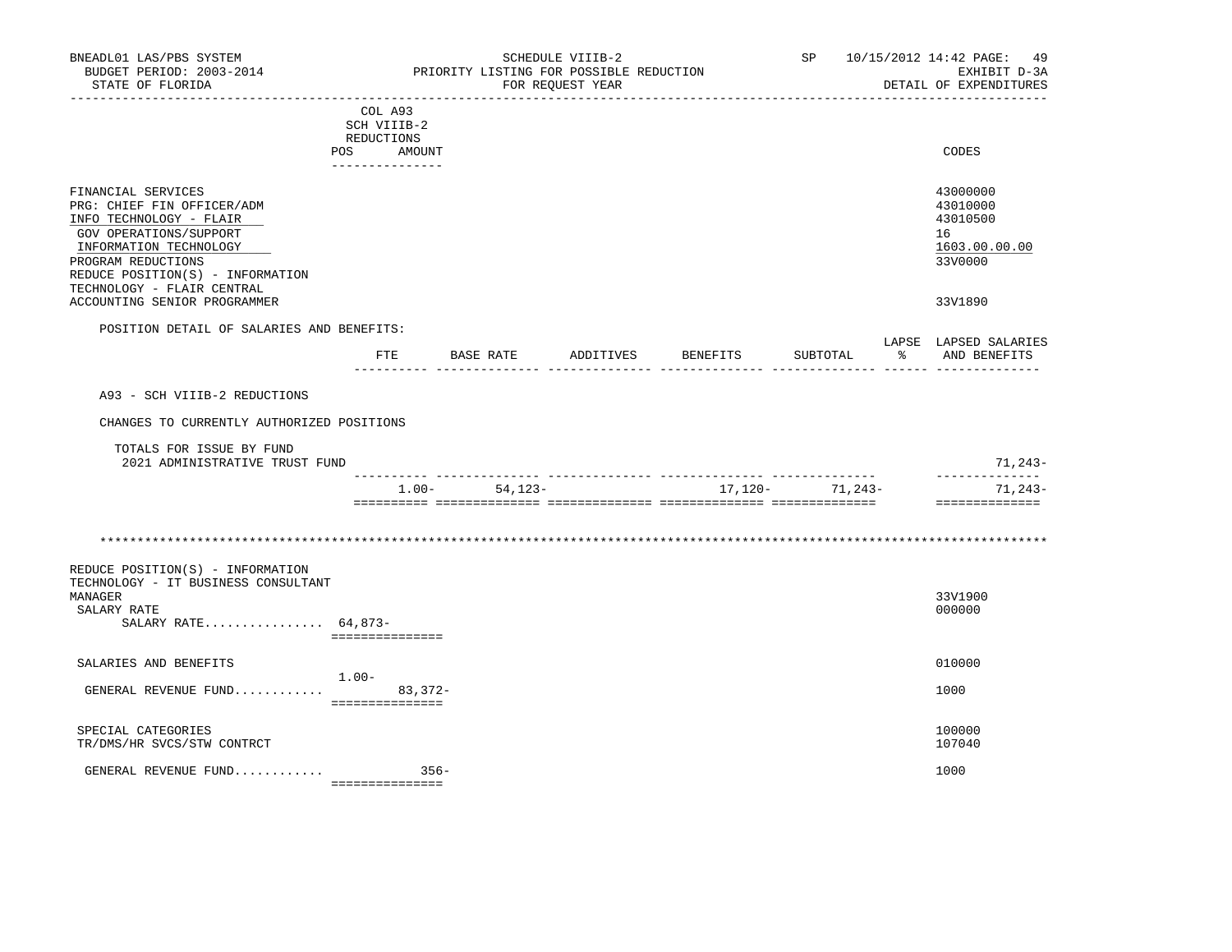BNEADL01 LAS/PBS SYSTEM | SCHEDULE VIIIB-2 | SP 10/15/2012 14:42 PAGE: 49
BUDGET PERIOD: 2003-2014 | PRIORITY LISTING FOR POSSIBLE REDUCTION | EXHIBIT D-3A
STATE OF FLORIDA | FOR REQUEST YEAR | DETAIL OF EXPENDITURES

| | COL A93 SCH VIIIB-2 REDUCTIONS POS AMOUNT | CODES |
|---|---|---|
| FINANCIAL SERVICES | | 43000000 |
| PRG: CHIEF FIN OFFICER/ADM | | 43010000 |
| INFO TECHNOLOGY - FLAIR | | 43010500 |
| GOV OPERATIONS/SUPPORT | | 16 |
| INFORMATION TECHNOLOGY | | 1603.00.00.00 |
| PROGRAM REDUCTIONS | | 33V0000 |
| REDUCE POSITION(S) - INFORMATION TECHNOLOGY - FLAIR CENTRAL ACCOUNTING SENIOR PROGRAMMER | | 33V1890 |

POSITION DETAIL OF SALARIES AND BENEFITS:

| | FTE | BASE RATE | ADDITIVES | BENEFITS | SUBTOTAL | LAPSE % | LAPSED SALARIES AND BENEFITS |
|---|---|---|---|---|---|---|---|
| A93 - SCH VIIIB-2 REDUCTIONS | | | | | | | |
| CHANGES TO CURRENTLY AUTHORIZED POSITIONS | | | | | | | |
| TOTALS FOR ISSUE BY FUND | | | | | | | |
| 2021 ADMINISTRATIVE TRUST FUND | | | | | | | 71,243- |
| | 1.00- | 54,123- | | 17,120- | 71,243- | | 71,243- |

************************************************************************************************************************

| | POS | AMOUNT | CODES |
|---|---|---|---|
| REDUCE POSITION(S) - INFORMATION TECHNOLOGY - IT BUSINESS CONSULTANT MANAGER | | | 33V1900 |
| SALARY RATE | | | 000000 |
| SALARY RATE................ 64,873- | | | |
| SALARIES AND BENEFITS | | | 010000 |
| GENERAL REVENUE FUND............ | 1.00- | 83,372- | 1000 |
| SPECIAL CATEGORIES | | | 100000 |
| TR/DMS/HR SVCS/STW CONTRCT | | | 107040 |
| GENERAL REVENUE FUND............ | | 356- | 1000 |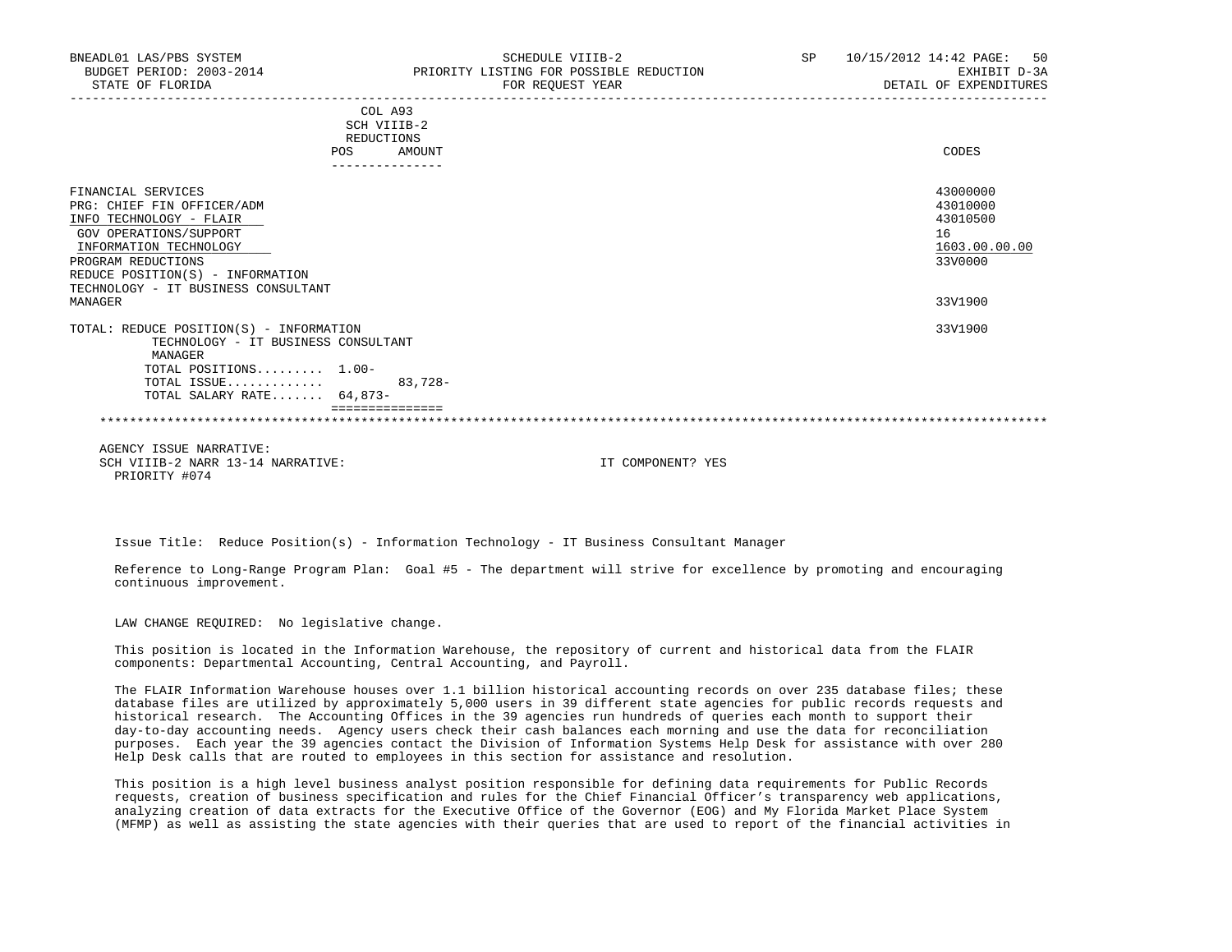BNEADL01 LAS/PBS SYSTEM
BUDGET PERIOD: 2003-2014
STATE OF FLORIDA

SCHEDULE VIIIB-2
PRIORITY LISTING FOR POSSIBLE REDUCTION
FOR REQUEST YEAR

SP 10/15/2012 14:42

EXHIBIT D-3A
DETAIL OF EXPENDITURES

| | COL A93 SCH VIIIB-2 REDUCTIONS POS | AMOUNT | CODES |
|---|---|---|---|
| FINANCIAL SERVICES | | | 43000000 |
| PRG: CHIEF FIN OFFICER/ADM | | | 43010000 |
| INFO TECHNOLOGY - FLAIR | | | 43010500 |
| GOV OPERATIONS/SUPPORT | | | 16 |
| INFORMATION TECHNOLOGY | | | 1603.00.00.00 |
| PROGRAM REDUCTIONS | | | 33V0000 |
| REDUCE POSITION(S) - INFORMATION TECHNOLOGY - IT BUSINESS CONSULTANT MANAGER | | | 33V1900 |
| TOTAL: REDUCE POSITION(S) - INFORMATION TECHNOLOGY - IT BUSINESS CONSULTANT MANAGER | | | 33V1900 |
| TOTAL POSITIONS......... | 1.00- | | |
| TOTAL ISSUE............. | | 83,728- | |
| TOTAL SALARY RATE....... | 64,873- | | |

AGENCY ISSUE NARRATIVE:
SCH VIIIB-2 NARR 13-14 NARRATIVE: IT COMPONENT? YES
PRIORITY #074

Issue Title: Reduce Position(s) - Information Technology - IT Business Consultant Manager

Reference to Long-Range Program Plan: Goal #5 - The department will strive for excellence by promoting and encouraging continuous improvement.

LAW CHANGE REQUIRED: No legislative change.

This position is located in the Information Warehouse, the repository of current and historical data from the FLAIR components: Departmental Accounting, Central Accounting, and Payroll.

The FLAIR Information Warehouse houses over 1.1 billion historical accounting records on over 235 database files; these database files are utilized by approximately 5,000 users in 39 different state agencies for public records requests and historical research. The Accounting Offices in the 39 agencies run hundreds of queries each month to support their day-to-day accounting needs. Agency users check their cash balances each morning and use the data for reconciliation purposes. Each year the 39 agencies contact the Division of Information Systems Help Desk for assistance with over 280 Help Desk calls that are routed to employees in this section for assistance and resolution.

This position is a high level business analyst position responsible for defining data requirements for Public Records requests, creation of business specification and rules for the Chief Financial Officer’s transparency web applications, analyzing creation of data extracts for the Executive Office of the Governor (EOG) and My Florida Market Place System (MFMP) as well as assisting the state agencies with their queries that are used to report of the financial activities in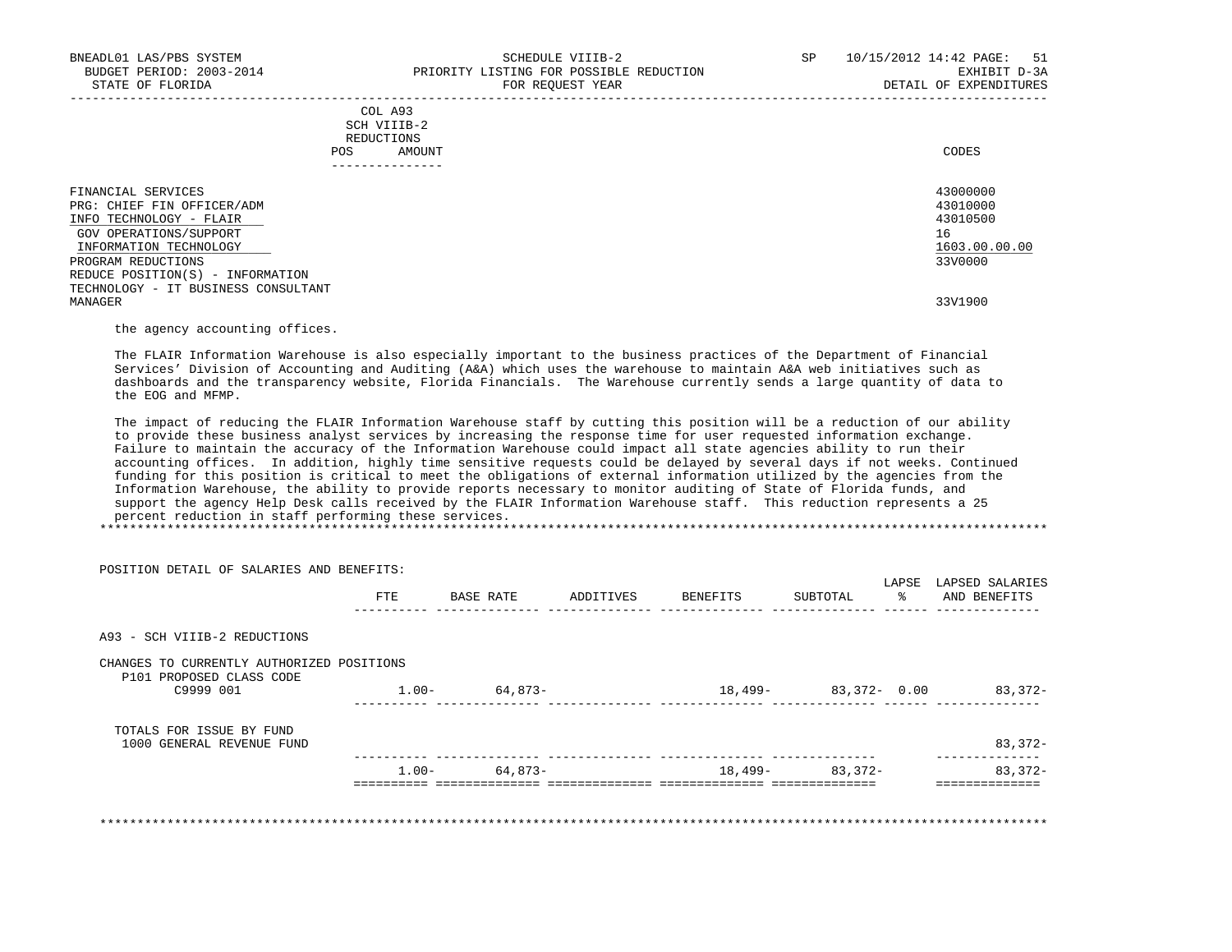COL A93
SCH VIIIB-2
REDUCTIONS

| | POS | AMOUNT | CODES |
|---|---|---|---|
| FINANCIAL SERVICES | | | 43000000 |
| PRG: CHIEF FIN OFFICER/ADM | | | 43010000 |
| INFO TECHNOLOGY - FLAIR | | | 43010500 |
| GOV OPERATIONS/SUPPORT | | | 16 |
| INFORMATION TECHNOLOGY | | | 1603.00.00.00 |
| PROGRAM REDUCTIONS | | | 33V0000 |
| REDUCE POSITION(S) - INFORMATION TECHNOLOGY - IT BUSINESS CONSULTANT MANAGER | | | 33V1900 |

the agency accounting offices.

The FLAIR Information Warehouse is also especially important to the business practices of the Department of Financial Services' Division of Accounting and Auditing (A&A) which uses the warehouse to maintain A&A web initiatives such as dashboards and the transparency website, Florida Financials. The Warehouse currently sends a large quantity of data to the EOG and MFMP.

The impact of reducing the FLAIR Information Warehouse staff by cutting this position will be a reduction of our ability to provide these business analyst services by increasing the response time for user requested information exchange. Failure to maintain the accuracy of the Information Warehouse could impact all state agencies ability to run their accounting offices. In addition, highly time sensitive requests could be delayed by several days if not weeks. Continued funding for this position is critical to meet the obligations of external information utilized by the agencies from the Information Warehouse, the ability to provide reports necessary to monitor auditing of State of Florida funds, and support the agency Help Desk calls received by the FLAIR Information Warehouse staff. This reduction represents a 25 percent reduction in staff performing these services.

POSITION DETAIL OF SALARIES AND BENEFITS:

| | FTE | BASE RATE | ADDITIVES | BENEFITS | SUBTOTAL | LAPSE % | LAPSED SALARIES AND BENEFITS |
|---|---|---|---|---|---|---|---|
| A93 - SCH VIIIB-2 REDUCTIONS | | | | | | | |
| CHANGES TO CURRENTLY AUTHORIZED POSITIONS | | | | | | | |
| P101 PROPOSED CLASS CODE | | | | | | | |
| C9999 001 | 1.00- | 64,873- | | 18,499- | 83,372- | 0.00 | 83,372- |
| TOTALS FOR ISSUE BY FUND | | | | | | | |
| 1000 GENERAL REVENUE FUND | | | | | | | 83,372- |
| | 1.00- | 64,873- | | 18,499- | 83,372- | | 83,372- |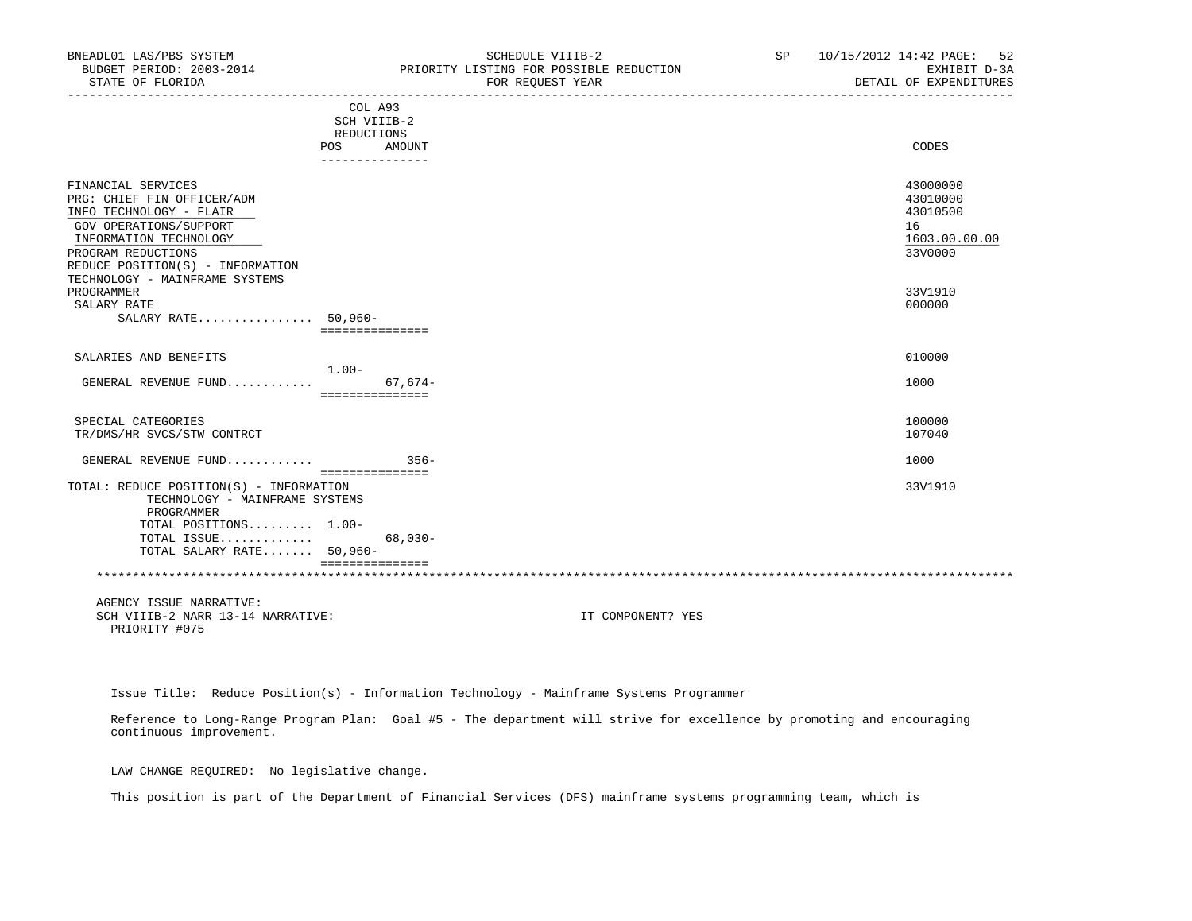| | COL A93 SCH VIIIB-2 REDUCTIONS POS | AMOUNT | CODES |
|---|---|---|---|
| FINANCIAL SERVICES | | | 43000000 |
| PRG: CHIEF FIN OFFICER/ADM | | | 43010000 |
| INFO TECHNOLOGY - FLAIR | | | 43010500 |
| GOV OPERATIONS/SUPPORT | | | 16 |
| INFORMATION TECHNOLOGY | | | 1603.00.00.00 |
| PROGRAM REDUCTIONS | | | 33V0000 |
| REDUCE POSITION(S) - INFORMATION TECHNOLOGY - MAINFRAME SYSTEMS PROGRAMMER | | | 33V1910 |
| SALARY RATE | | | 000000 |
| SALARY RATE................ | 50,960- | | |
| SALARIES AND BENEFITS | | | 010000 |
| GENERAL REVENUE FUND............ | 1.00- | 67,674- | 1000 |
| SPECIAL CATEGORIES | | | 100000 |
| TR/DMS/HR SVCS/STW CONTRCT | | | 107040 |
| GENERAL REVENUE FUND............ | | 356- | 1000 |
| TOTAL: REDUCE POSITION(S) - INFORMATION TECHNOLOGY - MAINFRAME SYSTEMS PROGRAMMER | | | 33V1910 |
| TOTAL POSITIONS......... | 1.00- | | |
| TOTAL ISSUE............. | | 68,030- | |
| TOTAL SALARY RATE....... | 50,960- | | |

AGENCY ISSUE NARRATIVE:
SCH VIIIB-2 NARR 13-14 NARRATIVE: IT COMPONENT? YES
PRIORITY #075

Issue Title: Reduce Position(s) - Information Technology - Mainframe Systems Programmer

Reference to Long-Range Program Plan: Goal #5 - The department will strive for excellence by promoting and encouraging continuous improvement.

LAW CHANGE REQUIRED: No legislative change.

This position is part of the Department of Financial Services (DFS) mainframe systems programming team, which is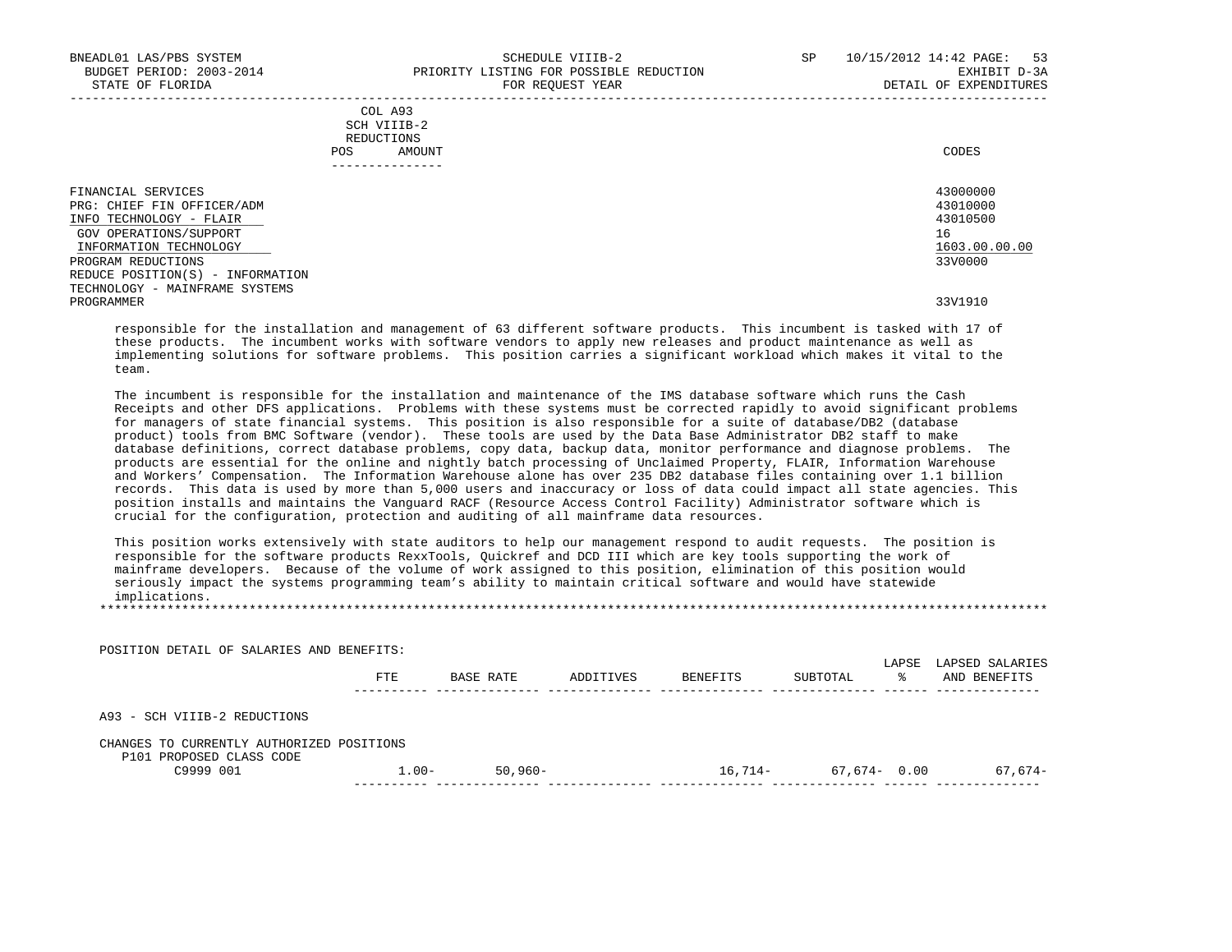COL A93
SCH VIIIB-2
REDUCTIONS

| | POS | AMOUNT | CODES |
|---|---|---|---|
| FINANCIAL SERVICES | | | 43000000 |
| PRG: CHIEF FIN OFFICER/ADM | | | 43010000 |
| INFO TECHNOLOGY - FLAIR | | | 43010500 |
| GOV OPERATIONS/SUPPORT | | | 16 |
| INFORMATION TECHNOLOGY | | | 1603.00.00.00 |
| PROGRAM REDUCTIONS | | | 33V0000 |
| REDUCE POSITION(S) - INFORMATION TECHNOLOGY - MAINFRAME SYSTEMS PROGRAMMER | | | 33V1910 |

responsible for the installation and management of 63 different software products. This incumbent is tasked with 17 of these products. The incumbent works with software vendors to apply new releases and product maintenance as well as implementing solutions for software problems. This position carries a significant workload which makes it vital to the team.

The incumbent is responsible for the installation and maintenance of the IMS database software which runs the Cash Receipts and other DFS applications. Problems with these systems must be corrected rapidly to avoid significant problems for managers of state financial systems. This position is also responsible for a suite of database/DB2 (database product) tools from BMC Software (vendor). These tools are used by the Data Base Administrator DB2 staff to make database definitions, correct database problems, copy data, backup data, monitor performance and diagnose problems. The products are essential for the online and nightly batch processing of Unclaimed Property, FLAIR, Information Warehouse and Workers' Compensation. The Information Warehouse alone has over 235 DB2 database files containing over 1.1 billion records. This data is used by more than 5,000 users and inaccuracy or loss of data could impact all state agencies. This position installs and maintains the Vanguard RACF (Resource Access Control Facility) Administrator software which is crucial for the configuration, protection and auditing of all mainframe data resources.

This position works extensively with state auditors to help our management respond to audit requests. The position is responsible for the software products RexxTools, Quickref and DCD III which are key tools supporting the work of mainframe developers. Because of the volume of work assigned to this position, elimination of this position would seriously impact the systems programming team's ability to maintain critical software and would have statewide implications.

*****************************************************************************************************************************

POSITION DETAIL OF SALARIES AND BENEFITS:

| | FTE | BASE RATE | ADDITIVES | BENEFITS | SUBTOTAL | LAPSE % | LAPSED SALARIES AND BENEFITS |
|---|---|---|---|---|---|---|---|
| A93 - SCH VIIIB-2 REDUCTIONS | | | | | | | |
| CHANGES TO CURRENTLY AUTHORIZED POSITIONS | | | | | | | |
| P101 PROPOSED CLASS CODE | | | | | | | |
| C9999 001 | 1.00- | 50,960- | | 16,714- | 67,674- | 0.00 | 67,674- |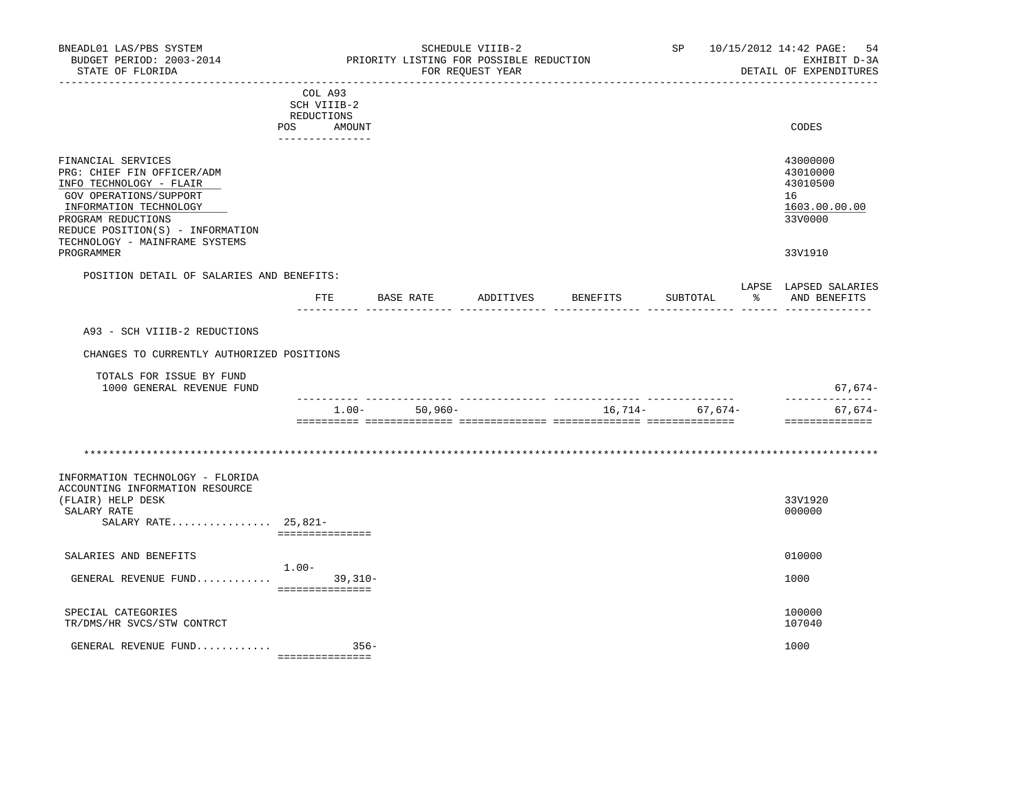BNEADL01 LAS/PBS SYSTEM — SCHEDULE VIIIB-2 — SP 10/15/2012 14:42

BUDGET PERIOD: 2003-2014 — PRIORITY LISTING FOR POSSIBLE REDUCTION — EXHIBIT D-3A

STATE OF FLORIDA — FOR REQUEST YEAR — DETAIL OF EXPENDITURES

| | COL A93 SCH VIIIB-2 REDUCTIONS POS | AMOUNT | CODES |
|---|---|---|---|
| FINANCIAL SERVICES | | | 43000000 |
| PRG: CHIEF FIN OFFICER/ADM | | | 43010000 |
| INFO TECHNOLOGY - FLAIR | | | 43010500 |
| GOV OPERATIONS/SUPPORT | | | 16 |
| INFORMATION TECHNOLOGY | | | 1603.00.00.00 |
| PROGRAM REDUCTIONS | | | 33V0000 |
| REDUCE POSITION(S) - INFORMATION TECHNOLOGY - MAINFRAME SYSTEMS PROGRAMMER | | | 33V1910 |

POSITION DETAIL OF SALARIES AND BENEFITS:

| | FTE | BASE RATE | ADDITIVES | BENEFITS | SUBTOTAL | LAPSE % | LAPSED SALARIES AND BENEFITS |
|---|---|---|---|---|---|---|---|
| A93 - SCH VIIIB-2 REDUCTIONS | | | | | | | |
| CHANGES TO CURRENTLY AUTHORIZED POSITIONS | | | | | | | |
| TOTALS FOR ISSUE BY FUND | | | | | | | |
| 1000 GENERAL REVENUE FUND | | | | | | | 67,674- |
| | 1.00- | 50,960- | | 16,714- | 67,674- | | 67,674- |

************************************************************************************************************************

| | POS | AMOUNT | CODES |
|---|---|---|---|
| INFORMATION TECHNOLOGY - FLORIDA ACCOUNTING INFORMATION RESOURCE (FLAIR) HELP DESK | | | 33V1920 |
| SALARY RATE | | | 000000 |
| SALARY RATE................ | 25,821- | | |
| SALARIES AND BENEFITS | | | 010000 |
| GENERAL REVENUE FUND........... | 1.00- | 39,310- | 1000 |
| SPECIAL CATEGORIES | | | 100000 |
| TR/DMS/HR SVCS/STW CONTRCT | | | 107040 |
| GENERAL REVENUE FUND........... | | 356- | 1000 |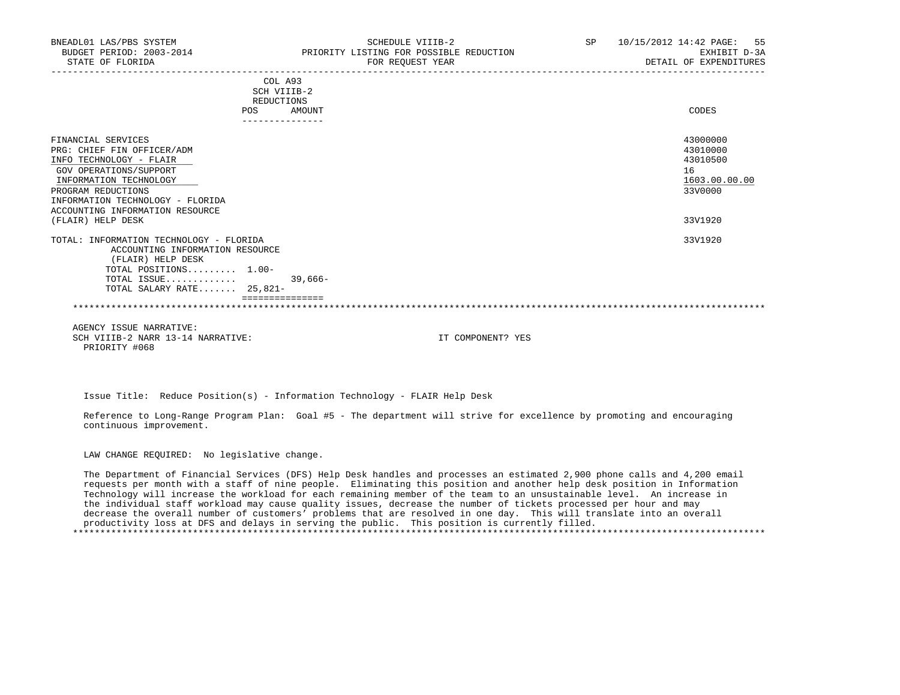BNEADL01 LAS/PBS SYSTEM
BUDGET PERIOD: 2003-2014
STATE OF FLORIDA

SCHEDULE VIIIB-2
PRIORITY LISTING FOR POSSIBLE REDUCTION
FOR REQUEST YEAR

SP 10/15/2012 14:42

EXHIBIT D-3A
DETAIL OF EXPENDITURES

| | COL A93 SCH VIIIB-2 REDUCTIONS POS | AMOUNT | CODES |
|---|---|---|---|
| FINANCIAL SERVICES | | | 43000000 |
| PRG: CHIEF FIN OFFICER/ADM | | | 43010000 |
| INFO TECHNOLOGY - FLAIR | | | 43010500 |
| GOV OPERATIONS/SUPPORT | | | 16 |
| INFORMATION TECHNOLOGY | | | 1603.00.00.00 |
| PROGRAM REDUCTIONS | | | 33V0000 |
| INFORMATION TECHNOLOGY - FLORIDA ACCOUNTING INFORMATION RESOURCE (FLAIR) HELP DESK | | | 33V1920 |
| TOTAL: INFORMATION TECHNOLOGY - FLORIDA ACCOUNTING INFORMATION RESOURCE (FLAIR) HELP DESK | | | 33V1920 |
| TOTAL POSITIONS......... | 1.00- | | |
| TOTAL ISSUE............. | | 39,666- | |
| TOTAL SALARY RATE....... | 25,821- | | |

AGENCY ISSUE NARRATIVE:
SCH VIIIB-2 NARR 13-14 NARRATIVE: IT COMPONENT? YES
PRIORITY #068

Issue Title: Reduce Position(s) - Information Technology - FLAIR Help Desk

Reference to Long-Range Program Plan: Goal #5 - The department will strive for excellence by promoting and encouraging continuous improvement.

LAW CHANGE REQUIRED: No legislative change.

The Department of Financial Services (DFS) Help Desk handles and processes an estimated 2,900 phone calls and 4,200 email requests per month with a staff of nine people. Eliminating this position and another help desk position in Information Technology will increase the workload for each remaining member of the team to an unsustainable level. An increase in the individual staff workload may cause quality issues, decrease the number of tickets processed per hour and may decrease the overall number of customers' problems that are resolved in one day. This will translate into an overall productivity loss at DFS and delays in serving the public. This position is currently filled.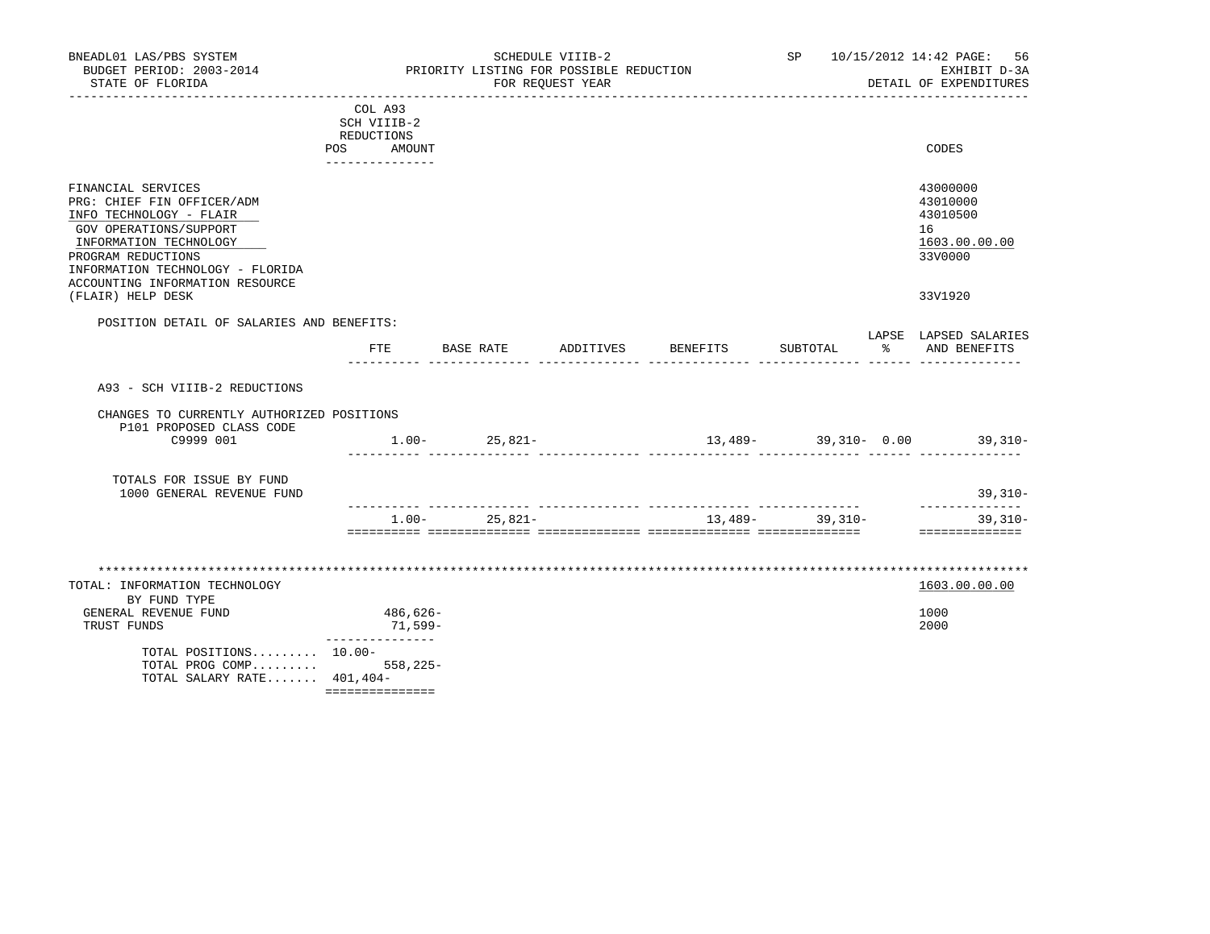BNEADL01 LAS/PBS SYSTEM — SCHEDULE VIIIB-2 — SP 10/15/2012 14:42

BUDGET PERIOD: 2003-2014 — PRIORITY LISTING FOR POSSIBLE REDUCTION — EXHIBIT D-3A

STATE OF FLORIDA — FOR REQUEST YEAR — DETAIL OF EXPENDITURES

COL A93 SCH VIIIB-2 REDUCTIONS

| | POS AMOUNT | CODES |
|---|---|---|
| FINANCIAL SERVICES | | 43000000 |
| PRG: CHIEF FIN OFFICER/ADM | | 43010000 |
| INFO TECHNOLOGY - FLAIR | | 43010500 |
| GOV OPERATIONS/SUPPORT | | 16 |
| INFORMATION TECHNOLOGY | | 1603.00.00.00 |
| PROGRAM REDUCTIONS | | 33V0000 |
| INFORMATION TECHNOLOGY - FLORIDA ACCOUNTING INFORMATION RESOURCE (FLAIR) HELP DESK | | 33V1920 |

POSITION DETAIL OF SALARIES AND BENEFITS:

| | FTE | BASE RATE | ADDITIVES | BENEFITS | SUBTOTAL | LAPSE % | LAPSED SALARIES AND BENEFITS |
|---|---|---|---|---|---|---|---|
| A93 - SCH VIIIB-2 REDUCTIONS | | | | | | | |
| CHANGES TO CURRENTLY AUTHORIZED POSITIONS | | | | | | | |
| P101 PROPOSED CLASS CODE | | | | | | | |
| C9999 001 | 1.00- | 25,821- | | 13,489- | 39,310- | 0.00 | 39,310- |
| TOTALS FOR ISSUE BY FUND | | | | | | | |
| 1000 GENERAL REVENUE FUND | | | | | | | 39,310- |
| | 1.00- | 25,821- | | 13,489- | 39,310- | | 39,310- |

| TOTAL: INFORMATION TECHNOLOGY | | 1603.00.00.00 |
|---|---|---|
| BY FUND TYPE | | |
| GENERAL REVENUE FUND | 486,626- | 1000 |
| TRUST FUNDS | 71,599- | 2000 |
| TOTAL POSITIONS......... | 10.00- | |
| TOTAL PROG COMP......... | 558,225- | |
| TOTAL SALARY RATE....... | 401,404- | |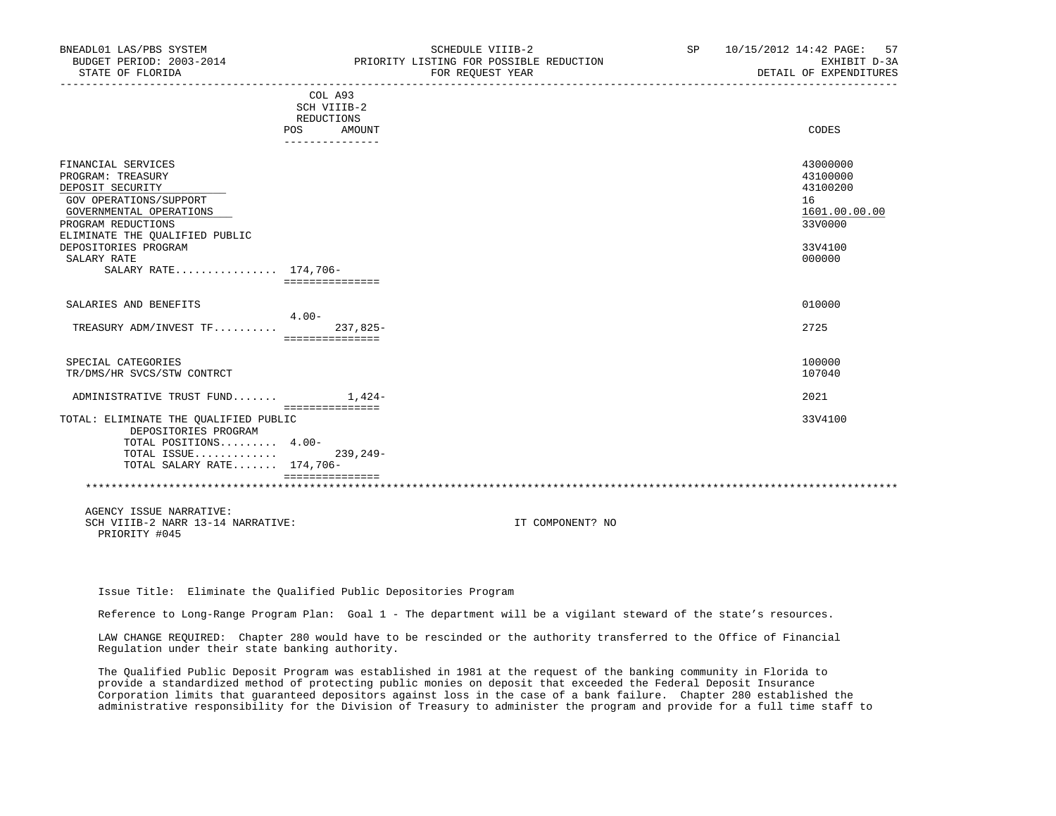| | COL A93 SCH VIIIB-2 REDUCTIONS POS | AMOUNT | CODES |
|---|---|---|---|
| FINANCIAL SERVICES | | | 43000000 |
| PROGRAM: TREASURY | | | 43100000 |
| DEPOSIT SECURITY | | | 43100200 |
| GOV OPERATIONS/SUPPORT | | | 16 |
| GOVERNMENTAL OPERATIONS | | | 1601.00.00.00 |
| PROGRAM REDUCTIONS | | | 33V0000 |
| ELIMINATE THE QUALIFIED PUBLIC DEPOSITORIES PROGRAM | | | 33V4100 |
| SALARY RATE | | | 000000 |
| SALARY RATE................ | 174,706- | | |
| SALARIES AND BENEFITS | | | 010000 |
| TREASURY ADM/INVEST TF.......... | 4.00- | 237,825- | 2725 |
| SPECIAL CATEGORIES | | | 100000 |
| TR/DMS/HR SVCS/STW CONTRCT | | | 107040 |
| ADMINISTRATIVE TRUST FUND....... | | 1,424- | 2021 |
| TOTAL: ELIMINATE THE QUALIFIED PUBLIC DEPOSITORIES PROGRAM | | | 33V4100 |
| TOTAL POSITIONS......... | 4.00- | | |
| TOTAL ISSUE............ | | 239,249- | |
| TOTAL SALARY RATE....... | 174,706- | | |

AGENCY ISSUE NARRATIVE:
SCH VIIIB-2 NARR 13-14 NARRATIVE: IT COMPONENT? NO
PRIORITY #045

Issue Title: Eliminate the Qualified Public Depositories Program

Reference to Long-Range Program Plan: Goal 1 - The department will be a vigilant steward of the state's resources.

LAW CHANGE REQUIRED: Chapter 280 would have to be rescinded or the authority transferred to the Office of Financial Regulation under their state banking authority.

The Qualified Public Deposit Program was established in 1981 at the request of the banking community in Florida to provide a standardized method of protecting public monies on deposit that exceeded the Federal Deposit Insurance Corporation limits that guaranteed depositors against loss in the case of a bank failure. Chapter 280 established the administrative responsibility for the Division of Treasury to administer the program and provide for a full time staff to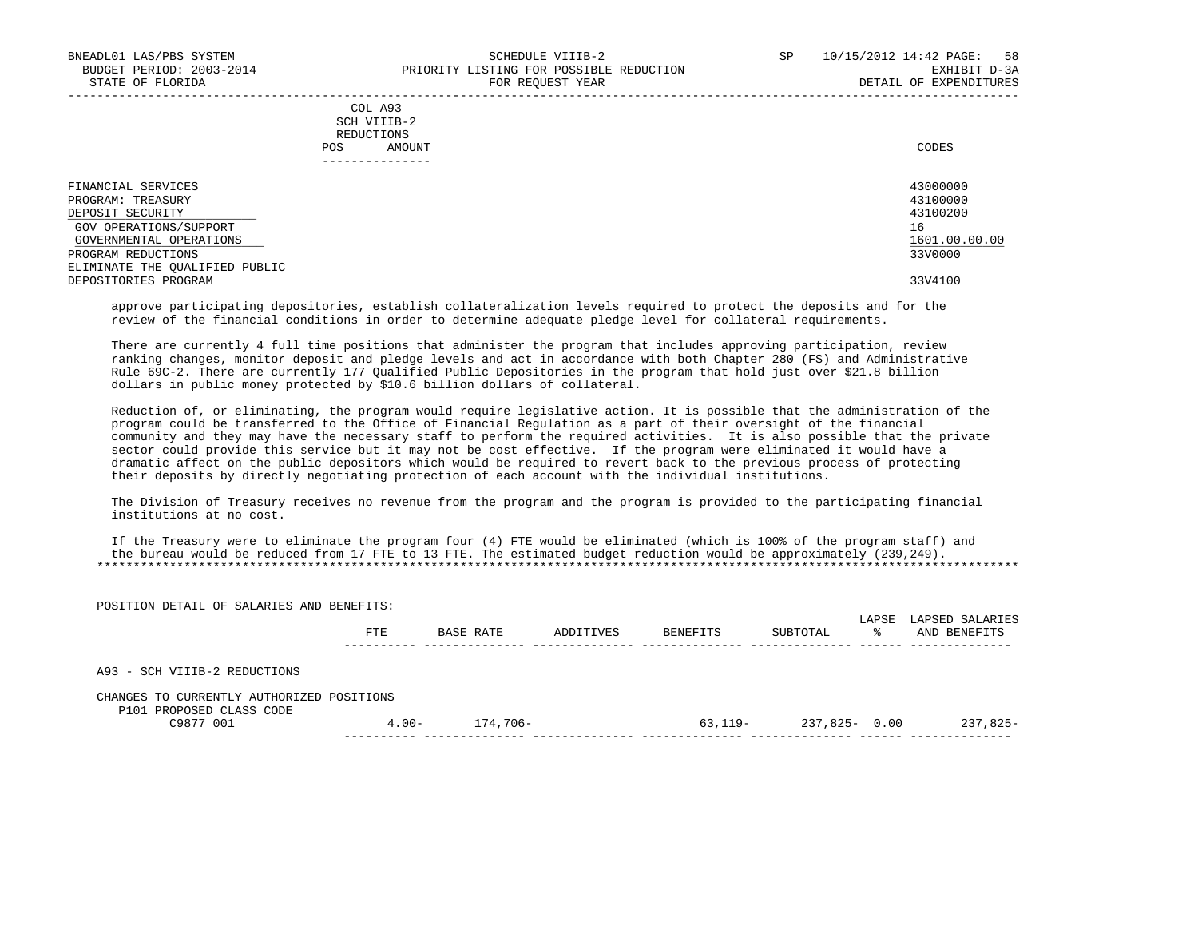BNEADL01 LAS/PBS SYSTEM | SCHEDULE VIIIB-2 | SP 10/15/2012 14:42
BUDGET PERIOD: 2003-2014 | PRIORITY LISTING FOR POSSIBLE REDUCTION | EXHIBIT D-3A
STATE OF FLORIDA | FOR REQUEST YEAR | DETAIL OF EXPENDITURES

COL A93 SCH VIIIB-2 REDUCTIONS — POS AMOUNT — CODES

| | CODES |
|---|---|
| FINANCIAL SERVICES | 43000000 |
| PROGRAM: TREASURY | 43100000 |
| DEPOSIT SECURITY | 43100200 |
| GOV OPERATIONS/SUPPORT | 16 |
| GOVERNMENTAL OPERATIONS | 1601.00.00.00 |
| PROGRAM REDUCTIONS | 33V0000 |
| ELIMINATE THE QUALIFIED PUBLIC DEPOSITORIES PROGRAM | 33V4100 |

approve participating depositories, establish collateralization levels required to protect the deposits and for the review of the financial conditions in order to determine adequate pledge level for collateral requirements.

There are currently 4 full time positions that administer the program that includes approving participation, review ranking changes, monitor deposit and pledge levels and act in accordance with both Chapter 280 (FS) and Administrative Rule 69C-2. There are currently 177 Qualified Public Depositories in the program that hold just over $21.8 billion dollars in public money protected by $10.6 billion dollars of collateral.

Reduction of, or eliminating, the program would require legislative action. It is possible that the administration of the program could be transferred to the Office of Financial Regulation as a part of their oversight of the financial community and they may have the necessary staff to perform the required activities. It is also possible that the private sector could provide this service but it may not be cost effective. If the program were eliminated it would have a dramatic affect on the public depositors which would be required to revert back to the previous process of protecting their deposits by directly negotiating protection of each account with the individual institutions.

The Division of Treasury receives no revenue from the program and the program is provided to the participating financial institutions at no cost.

If the Treasury were to eliminate the program four (4) FTE would be eliminated (which is 100% of the program staff) and the bureau would be reduced from 17 FTE to 13 FTE. The estimated budget reduction would be approximately (239,249).
*******************************************************************************************************************************

POSITION DETAIL OF SALARIES AND BENEFITS:

| | FTE | BASE RATE | ADDITIVES | BENEFITS | SUBTOTAL | LAPSE % | LAPSED SALARIES AND BENEFITS |
|---|---|---|---|---|---|---|---|
| A93 - SCH VIIIB-2 REDUCTIONS | | | | | | | |
| CHANGES TO CURRENTLY AUTHORIZED POSITIONS | | | | | | | |
| P101 PROPOSED CLASS CODE | | | | | | | |
| C9877 001 | 4.00- | 174,706- | | 63,119- | 237,825- | 0.00 | 237,825- |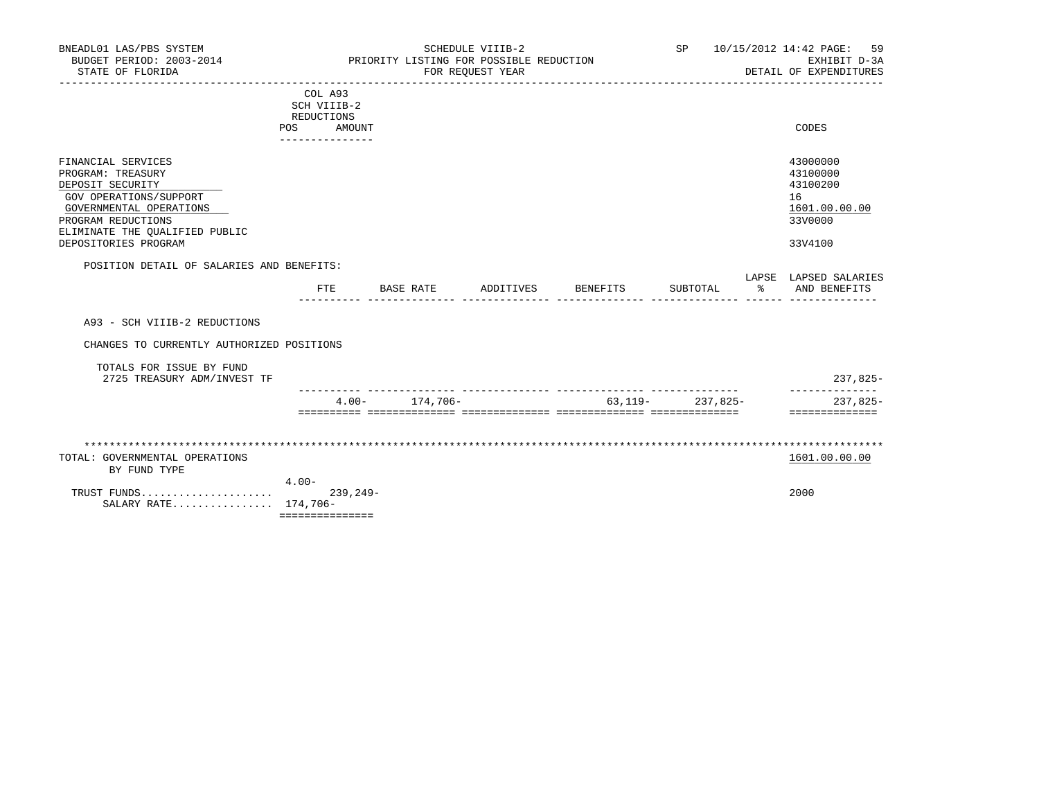BNEADL01 LAS/PBS SYSTEM
BUDGET PERIOD: 2003-2014
STATE OF FLORIDA

SCHEDULE VIIIB-2
PRIORITY LISTING FOR POSSIBLE REDUCTION
FOR REQUEST YEAR

SP 10/15/2012 14:42 PAGE: 59
EXHIBIT D-3A
DETAIL OF EXPENDITURES

| | COL A93 SCH VIIIB-2 REDUCTIONS POS AMOUNT | CODES |
|---|---|---|
| FINANCIAL SERVICES | | 43000000 |
| PROGRAM: TREASURY | | 43100000 |
| DEPOSIT SECURITY | | 43100200 |
| GOV OPERATIONS/SUPPORT | | 16 |
| GOVERNMENTAL OPERATIONS | | 1601.00.00.00 |
| PROGRAM REDUCTIONS | | 33V0000 |
| ELIMINATE THE QUALIFIED PUBLIC DEPOSITORIES PROGRAM | | 33V4100 |

POSITION DETAIL OF SALARIES AND BENEFITS:

| | FTE | BASE RATE | ADDITIVES | BENEFITS | SUBTOTAL | LAPSE % | LAPSED SALARIES AND BENEFITS |
|---|---|---|---|---|---|---|---|
| A93 - SCH VIIIB-2 REDUCTIONS | | | | | | | |
| CHANGES TO CURRENTLY AUTHORIZED POSITIONS | | | | | | | |
| TOTALS FOR ISSUE BY FUND | | | | | | | |
| 2725 TREASURY ADM/INVEST TF | | | | | | | 237,825- |
| | 4.00- | 174,706- | | 63,119- | 237,825- | | 237,825- |

************************************************************************************************************************

| | POS | AMOUNT | CODES |
|---|---|---|---|
| TOTAL: GOVERNMENTAL OPERATIONS | | | 1601.00.00.00 |
| BY FUND TYPE | | | |
| TRUST FUNDS | 4.00- | 239,249- | 2000 |
| SALARY RATE | 174,706- | | |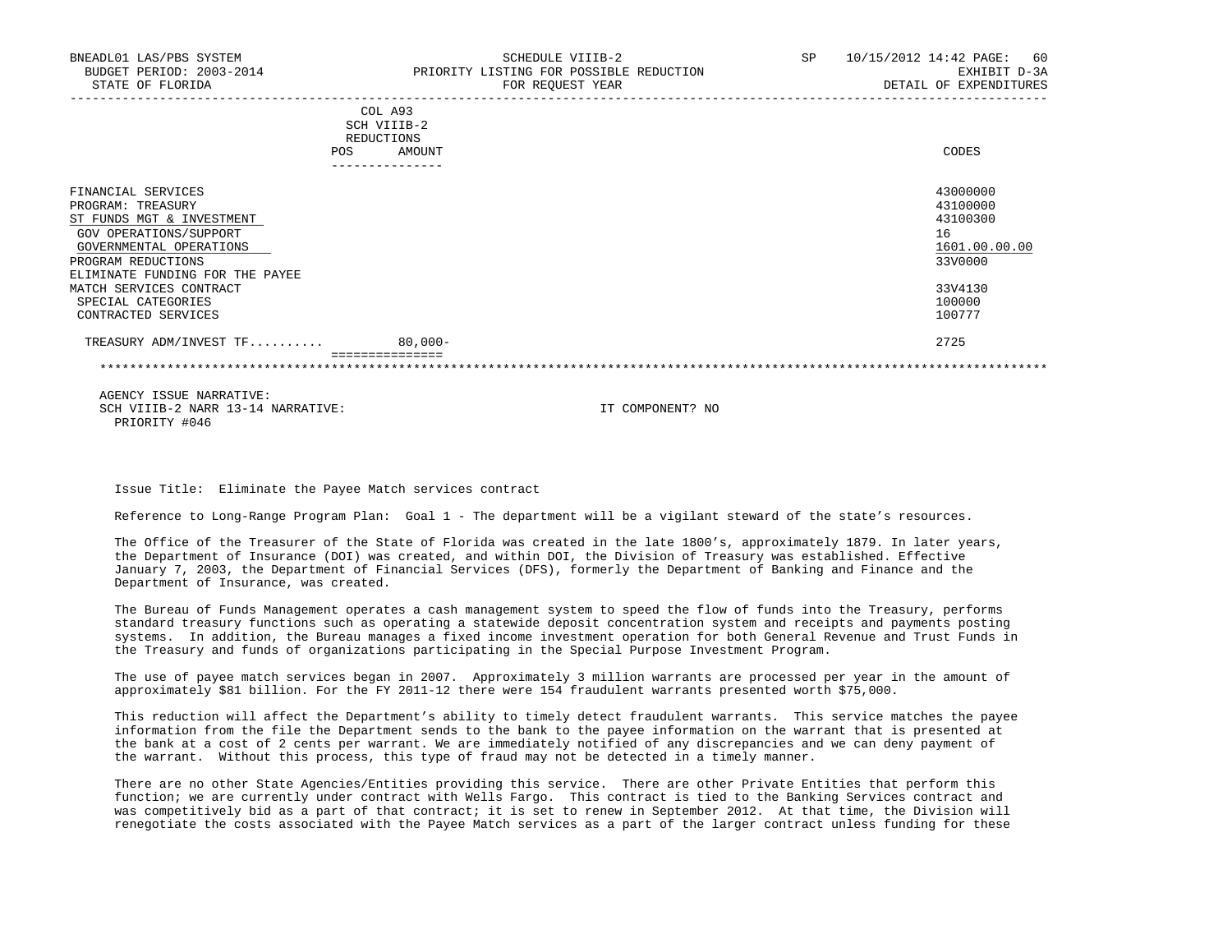BNEADL01 LAS/PBS SYSTEM
BUDGET PERIOD: 2003-2014
STATE OF FLORIDA

SCHEDULE VIIIB-2
PRIORITY LISTING FOR POSSIBLE REDUCTION
FOR REQUEST YEAR

SP 10/15/2012 14:42

EXHIBIT D-3A
DETAIL OF EXPENDITURES

| | COL A93 SCH VIIIB-2 REDUCTIONS POS | AMOUNT | CODES |
|---|---|---|---|
| FINANCIAL SERVICES | | | 43000000 |
| PROGRAM: TREASURY | | | 43100000 |
| ST FUNDS MGT & INVESTMENT | | | 43100300 |
| GOV OPERATIONS/SUPPORT | | | 16 |
| GOVERNMENTAL OPERATIONS | | | 1601.00.00.00 |
| PROGRAM REDUCTIONS | | | 33V0000 |
| ELIMINATE FUNDING FOR THE PAYEE MATCH SERVICES CONTRACT | | | 33V4130 |
| SPECIAL CATEGORIES | | | 100000 |
| CONTRACTED SERVICES | | | 100777 |
| TREASURY ADM/INVEST TF.......... | | 80,000- | 2725 |

AGENCY ISSUE NARRATIVE:
SCH VIIIB-2 NARR 13-14 NARRATIVE: IT COMPONENT? NO
PRIORITY #046

Issue Title: Eliminate the Payee Match services contract

Reference to Long-Range Program Plan: Goal 1 - The department will be a vigilant steward of the state's resources.

The Office of the Treasurer of the State of Florida was created in the late 1800's, approximately 1879. In later years, the Department of Insurance (DOI) was created, and within DOI, the Division of Treasury was established. Effective January 7, 2003, the Department of Financial Services (DFS), formerly the Department of Banking and Finance and the Department of Insurance, was created.

The Bureau of Funds Management operates a cash management system to speed the flow of funds into the Treasury, performs standard treasury functions such as operating a statewide deposit concentration system and receipts and payments posting systems. In addition, the Bureau manages a fixed income investment operation for both General Revenue and Trust Funds in the Treasury and funds of organizations participating in the Special Purpose Investment Program.

The use of payee match services began in 2007. Approximately 3 million warrants are processed per year in the amount of approximately $81 billion. For the FY 2011-12 there were 154 fraudulent warrants presented worth $75,000.

This reduction will affect the Department's ability to timely detect fraudulent warrants. This service matches the payee information from the file the Department sends to the bank to the payee information on the warrant that is presented at the bank at a cost of 2 cents per warrant. We are immediately notified of any discrepancies and we can deny payment of the warrant. Without this process, this type of fraud may not be detected in a timely manner.

There are no other State Agencies/Entities providing this service. There are other Private Entities that perform this function; we are currently under contract with Wells Fargo. This contract is tied to the Banking Services contract and was competitively bid as a part of that contract; it is set to renew in September 2012. At that time, the Division will renegotiate the costs associated with the Payee Match services as a part of the larger contract unless funding for these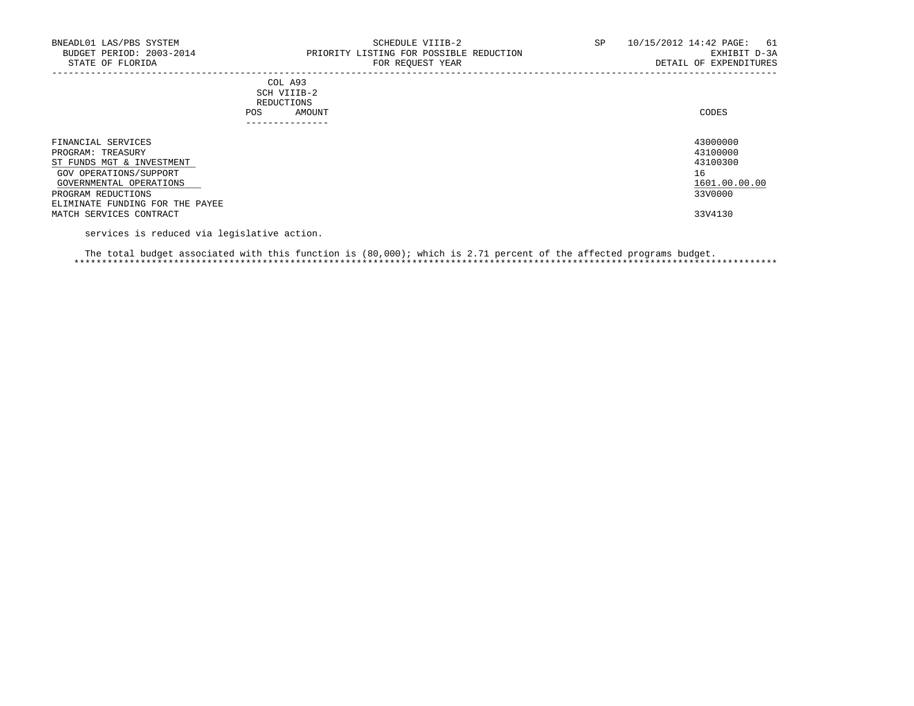BNEADL01 LAS/PBS SYSTEM
BUDGET PERIOD: 2003-2014
STATE OF FLORIDA

SCHEDULE VIIIB-2
PRIORITY LISTING FOR POSSIBLE REDUCTION
FOR REQUEST YEAR

SP 10/15/2012 14:42

EXHIBIT D-3A
DETAIL OF EXPENDITURES

| | COL A93 SCH VIIIB-2 REDUCTIONS POS AMOUNT | CODES |
|---|---|---|
| FINANCIAL SERVICES | | 43000000 |
| PROGRAM: TREASURY | | 43100000 |
| ST FUNDS MGT & INVESTMENT | | 43100300 |
| GOV OPERATIONS/SUPPORT | | 16 |
| GOVERNMENTAL OPERATIONS | | 1601.00.00.00 |
| PROGRAM REDUCTIONS | | 33V0000 |
| ELIMINATE FUNDING FOR THE PAYEE MATCH SERVICES CONTRACT | | 33V4130 |

services is reduced via legislative action.

The total budget associated with this function is (80,000); which is 2.71 percent of the affected programs budget.

***********************************************************************************************************************************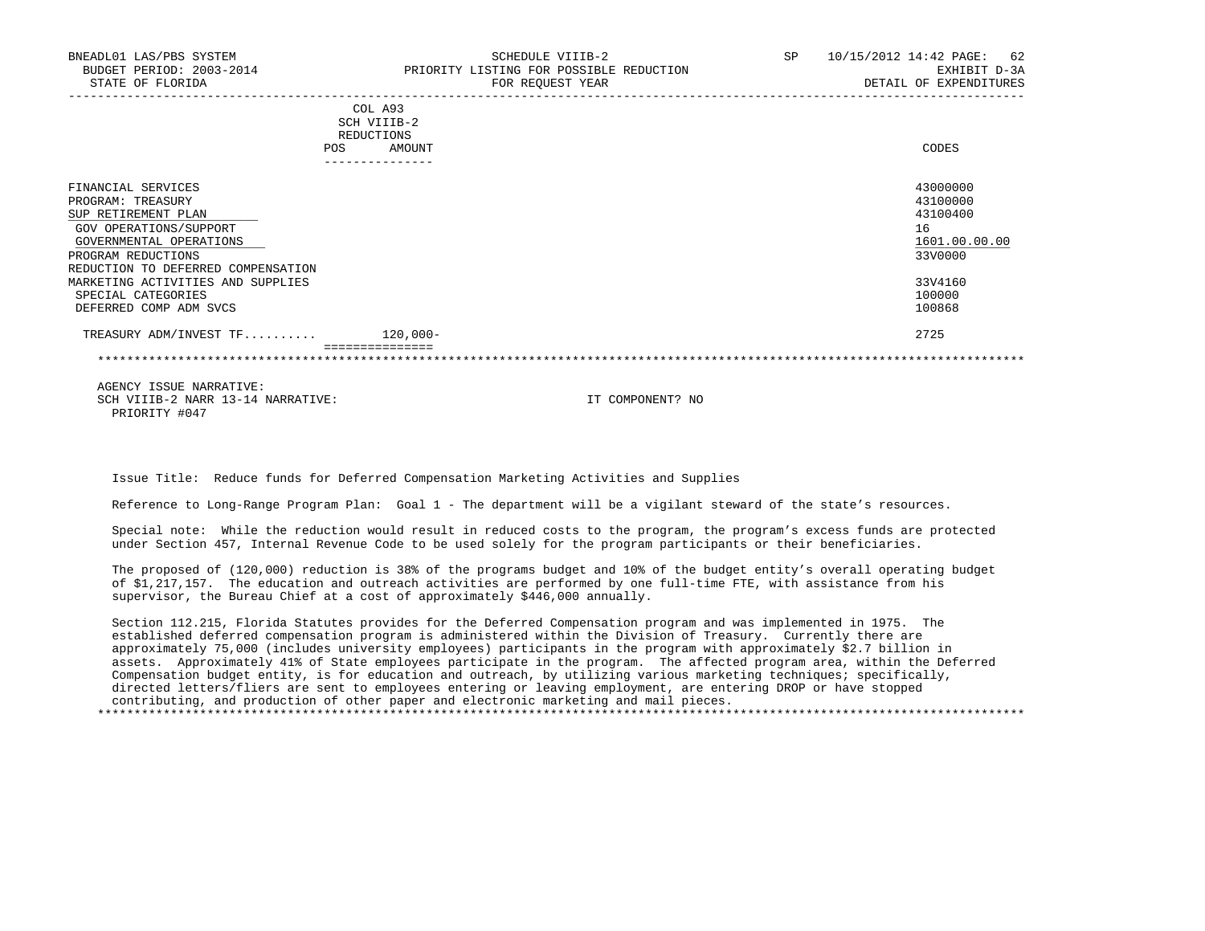BNEADL01 LAS/PBS SYSTEM | SCHEDULE VIIIB-2 | SP 10/15/2012 14:42 PAGE: 62
BUDGET PERIOD: 2003-2014 | PRIORITY LISTING FOR POSSIBLE REDUCTION | EXHIBIT D-3A
STATE OF FLORIDA | FOR REQUEST YEAR | DETAIL OF EXPENDITURES

| | COL A93 SCH VIIIB-2 REDUCTIONS POS | AMOUNT | CODES |
|---|---|---|---|
| FINANCIAL SERVICES | | | 43000000 |
| PROGRAM: TREASURY | | | 43100000 |
| SUP RETIREMENT PLAN | | | 43100400 |
| GOV OPERATIONS/SUPPORT | | | 16 |
| GOVERNMENTAL OPERATIONS | | | 1601.00.00.00 |
| PROGRAM REDUCTIONS | | | 33V0000 |
| REDUCTION TO DEFERRED COMPENSATION MARKETING ACTIVITIES AND SUPPLIES | | | 33V4160 |
| SPECIAL CATEGORIES | | | 100000 |
| DEFERRED COMP ADM SVCS | | | 100868 |
| TREASURY ADM/INVEST TF.......... | | 120,000- | 2725 |

AGENCY ISSUE NARRATIVE:
SCH VIIIB-2 NARR 13-14 NARRATIVE: IT COMPONENT? NO
PRIORITY #047

Issue Title: Reduce funds for Deferred Compensation Marketing Activities and Supplies

Reference to Long-Range Program Plan: Goal 1 - The department will be a vigilant steward of the state's resources.

Special note: While the reduction would result in reduced costs to the program, the program's excess funds are protected under Section 457, Internal Revenue Code to be used solely for the program participants or their beneficiaries.

The proposed of (120,000) reduction is 38% of the programs budget and 10% of the budget entity's overall operating budget of $1,217,157. The education and outreach activities are performed by one full-time FTE, with assistance from his supervisor, the Bureau Chief at a cost of approximately $446,000 annually.

Section 112.215, Florida Statutes provides for the Deferred Compensation program and was implemented in 1975. The established deferred compensation program is administered within the Division of Treasury. Currently there are approximately 75,000 (includes university employees) participants in the program with approximately $2.7 billion in assets. Approximately 41% of State employees participate in the program. The affected program area, within the Deferred Compensation budget entity, is for education and outreach, by utilizing various marketing techniques; specifically, directed letters/fliers are sent to employees entering or leaving employment, are entering DROP or have stopped contributing, and production of other paper and electronic marketing and mail pieces.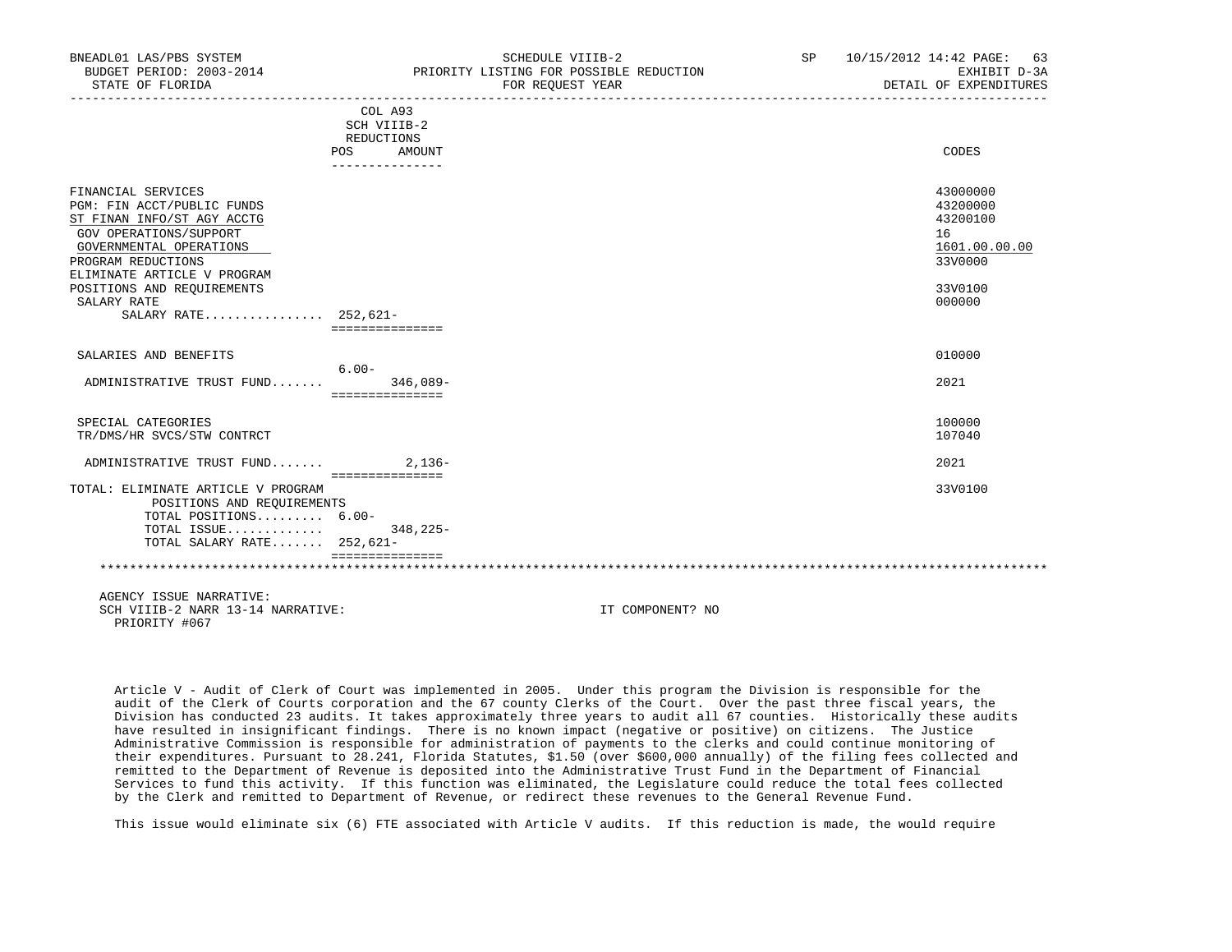BNEADL01 LAS/PBS SYSTEM | SCHEDULE VIIIB-2 | SP 10/15/2012 14:42
BUDGET PERIOD: 2003-2014 | PRIORITY LISTING FOR POSSIBLE REDUCTION | EXHIBIT D-3A
STATE OF FLORIDA | FOR REQUEST YEAR | DETAIL OF EXPENDITURES

| | COL A93 SCH VIIIB-2 REDUCTIONS POS | AMOUNT | CODES |
|---|---|---|---|
| FINANCIAL SERVICES | | | 43000000 |
| PGM: FIN ACCT/PUBLIC FUNDS | | | 43200000 |
| ST FINAN INFO/ST AGY ACCTG | | | 43200100 |
| GOV OPERATIONS/SUPPORT | | | 16 |
| GOVERNMENTAL OPERATIONS | | | 1601.00.00.00 |
| PROGRAM REDUCTIONS | | | 33V0000 |
| ELIMINATE ARTICLE V PROGRAM POSITIONS AND REQUIREMENTS | | | 33V0100 |
| SALARY RATE | | | 000000 |
| SALARY RATE................ | 252,621- | | |
| SALARIES AND BENEFITS | | | 010000 |
| ADMINISTRATIVE TRUST FUND....... | 6.00- | 346,089- | 2021 |
| SPECIAL CATEGORIES | | | 100000 |
| TR/DMS/HR SVCS/STW CONTRCT | | | 107040 |
| ADMINISTRATIVE TRUST FUND....... | | 2,136- | 2021 |
| TOTAL: ELIMINATE ARTICLE V PROGRAM POSITIONS AND REQUIREMENTS | | | 33V0100 |
| TOTAL POSITIONS......... | 6.00- | | |
| TOTAL ISSUE............. | | 348,225- | |
| TOTAL SALARY RATE....... | 252,621- | | |

AGENCY ISSUE NARRATIVE:
SCH VIIIB-2 NARR 13-14 NARRATIVE: IT COMPONENT? NO
PRIORITY #067

Article V - Audit of Clerk of Court was implemented in 2005. Under this program the Division is responsible for the audit of the Clerk of Courts corporation and the 67 county Clerks of the Court. Over the past three fiscal years, the Division has conducted 23 audits. It takes approximately three years to audit all 67 counties. Historically these audits have resulted in insignificant findings. There is no known impact (negative or positive) on citizens. The Justice Administrative Commission is responsible for administration of payments to the clerks and could continue monitoring of their expenditures. Pursuant to 28.241, Florida Statutes, $1.50 (over $600,000 annually) of the filing fees collected and remitted to the Department of Revenue is deposited into the Administrative Trust Fund in the Department of Financial Services to fund this activity. If this function was eliminated, the Legislature could reduce the total fees collected by the Clerk and remitted to Department of Revenue, or redirect these revenues to the General Revenue Fund.

This issue would eliminate six (6) FTE associated with Article V audits. If this reduction is made, the would require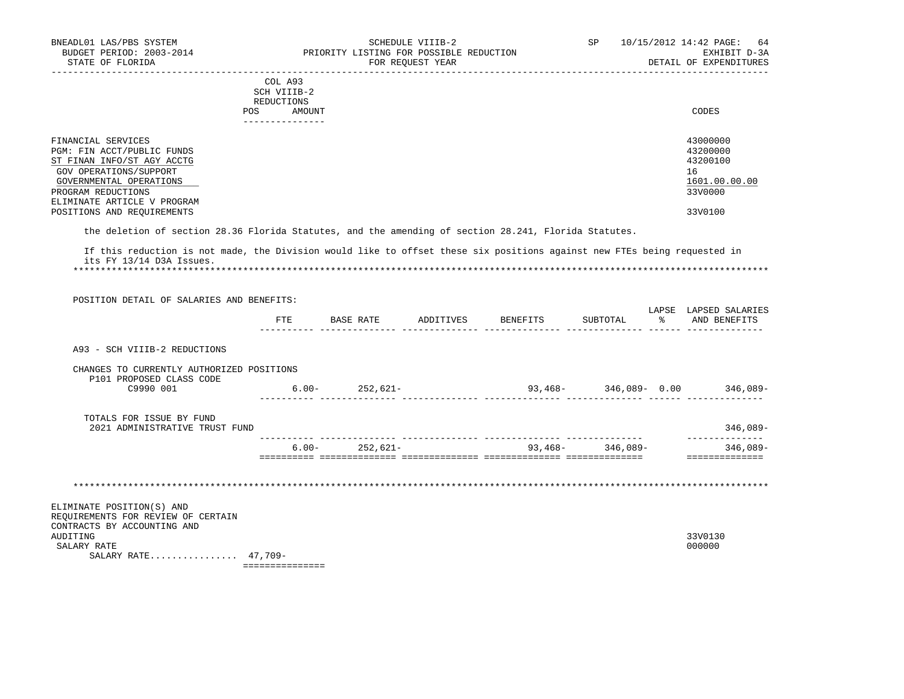| | COL A93 SCH VIIIB-2 REDUCTIONS POS AMOUNT | CODES |
|---|---|---|
| FINANCIAL SERVICES | | 43000000 |
| PGM: FIN ACCT/PUBLIC FUNDS | | 43200000 |
| ST FINAN INFO/ST AGY ACCTG | | 43200100 |
| GOV OPERATIONS/SUPPORT | | 16 |
| GOVERNMENTAL OPERATIONS | | 1601.00.00.00 |
| PROGRAM REDUCTIONS | | 33V0000 |
| ELIMINATE ARTICLE V PROGRAM POSITIONS AND REQUIREMENTS | | 33V0100 |

the deletion of section 28.36 Florida Statutes, and the amending of section 28.241, Florida Statutes.

If this reduction is not made, the Division would like to offset these six positions against new FTEs being requested in its FY 13/14 D3A Issues.

*******************************************************************************************************************

POSITION DETAIL OF SALARIES AND BENEFITS:

| | FTE | BASE RATE | ADDITIVES | BENEFITS | SUBTOTAL | LAPSE % | LAPSED SALARIES AND BENEFITS |
|---|---|---|---|---|---|---|---|
| A93 - SCH VIIIB-2 REDUCTIONS | | | | | | | |
| CHANGES TO CURRENTLY AUTHORIZED POSITIONS | | | | | | | |
| P101 PROPOSED CLASS CODE | | | | | | | |
| C9990 001 | 6.00- | 252,621- | | 93,468- | 346,089- | 0.00 | 346,089- |
| TOTALS FOR ISSUE BY FUND | | | | | | | |
| 2021 ADMINISTRATIVE TRUST FUND | | | | | | | 346,089- |
| | 6.00- | 252,621- | | 93,468- | 346,089- | | 346,089- |

*******************************************************************************************************************

| | COL A93 | CODES |
|---|---|---|
| ELIMINATE POSITION(S) AND REQUIREMENTS FOR REVIEW OF CERTAIN CONTRACTS BY ACCOUNTING AND AUDITING | | 33V0130 |
| SALARY RATE | | 000000 |
| SALARY RATE................ | 47,709- | |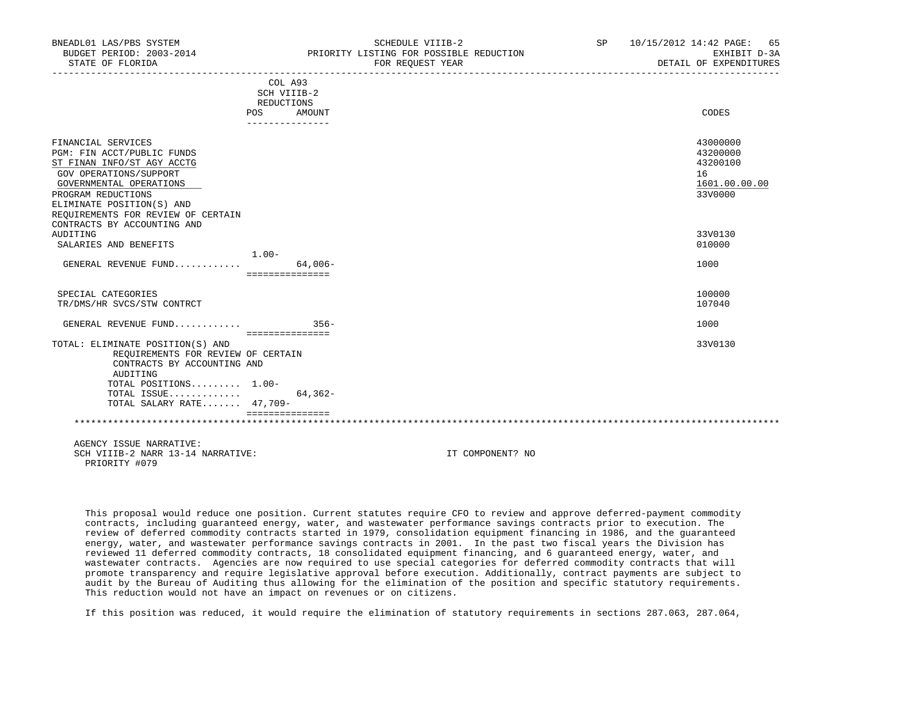BNEADL01 LAS/PBS SYSTEM | SCHEDULE VIIIB-2 | SP 10/15/2012 14:42 PAGE: 65
BUDGET PERIOD: 2003-2014 | PRIORITY LISTING FOR POSSIBLE REDUCTION | EXHIBIT D-3A
STATE OF FLORIDA | FOR REQUEST YEAR | DETAIL OF EXPENDITURES

| | COL A93 SCH VIIIB-2 REDUCTIONS POS | AMOUNT | CODES |
|---|---|---|---|
| FINANCIAL SERVICES | | | 43000000 |
| PGM: FIN ACCT/PUBLIC FUNDS | | | 43200000 |
| ST FINAN INFO/ST AGY ACCTG | | | 43200100 |
| GOV OPERATIONS/SUPPORT | | | 16 |
| GOVERNMENTAL OPERATIONS | | | 1601.00.00.00 |
| PROGRAM REDUCTIONS | | | 33V0000 |
| ELIMINATE POSITION(S) AND REQUIREMENTS FOR REVIEW OF CERTAIN CONTRACTS BY ACCOUNTING AND AUDITING | | | 33V0130 |
| SALARIES AND BENEFITS | 1.00- | | 010000 |
| GENERAL REVENUE FUND............ | | 64,006- | 1000 |
| SPECIAL CATEGORIES | | | 100000 |
| TR/DMS/HR SVCS/STW CONTRCT | | | 107040 |
| GENERAL REVENUE FUND............ | | 356- | 1000 |
| TOTAL: ELIMINATE POSITION(S) AND REQUIREMENTS FOR REVIEW OF CERTAIN CONTRACTS BY ACCOUNTING AND AUDITING | | | 33V0130 |
| TOTAL POSITIONS......... | 1.00- | | |
| TOTAL ISSUE............. | | 64,362- | |
| TOTAL SALARY RATE....... | 47,709- | | |

AGENCY ISSUE NARRATIVE:
SCH VIIIB-2 NARR 13-14 NARRATIVE: IT COMPONENT? NO
PRIORITY #079

This proposal would reduce one position. Current statutes require CFO to review and approve deferred-payment commodity contracts, including guaranteed energy, water, and wastewater performance savings contracts prior to execution. The review of deferred commodity contracts started in 1979, consolidation equipment financing in 1986, and the guaranteed energy, water, and wastewater performance savings contracts in 2001. In the past two fiscal years the Division has reviewed 11 deferred commodity contracts, 18 consolidated equipment financing, and 6 guaranteed energy, water, and wastewater contracts. Agencies are now required to use special categories for deferred commodity contracts that will promote transparency and require legislative approval before execution. Additionally, contract payments are subject to audit by the Bureau of Auditing thus allowing for the elimination of the position and specific statutory requirements. This reduction would not have an impact on revenues or on citizens.

If this position was reduced, it would require the elimination of statutory requirements in sections 287.063, 287.064,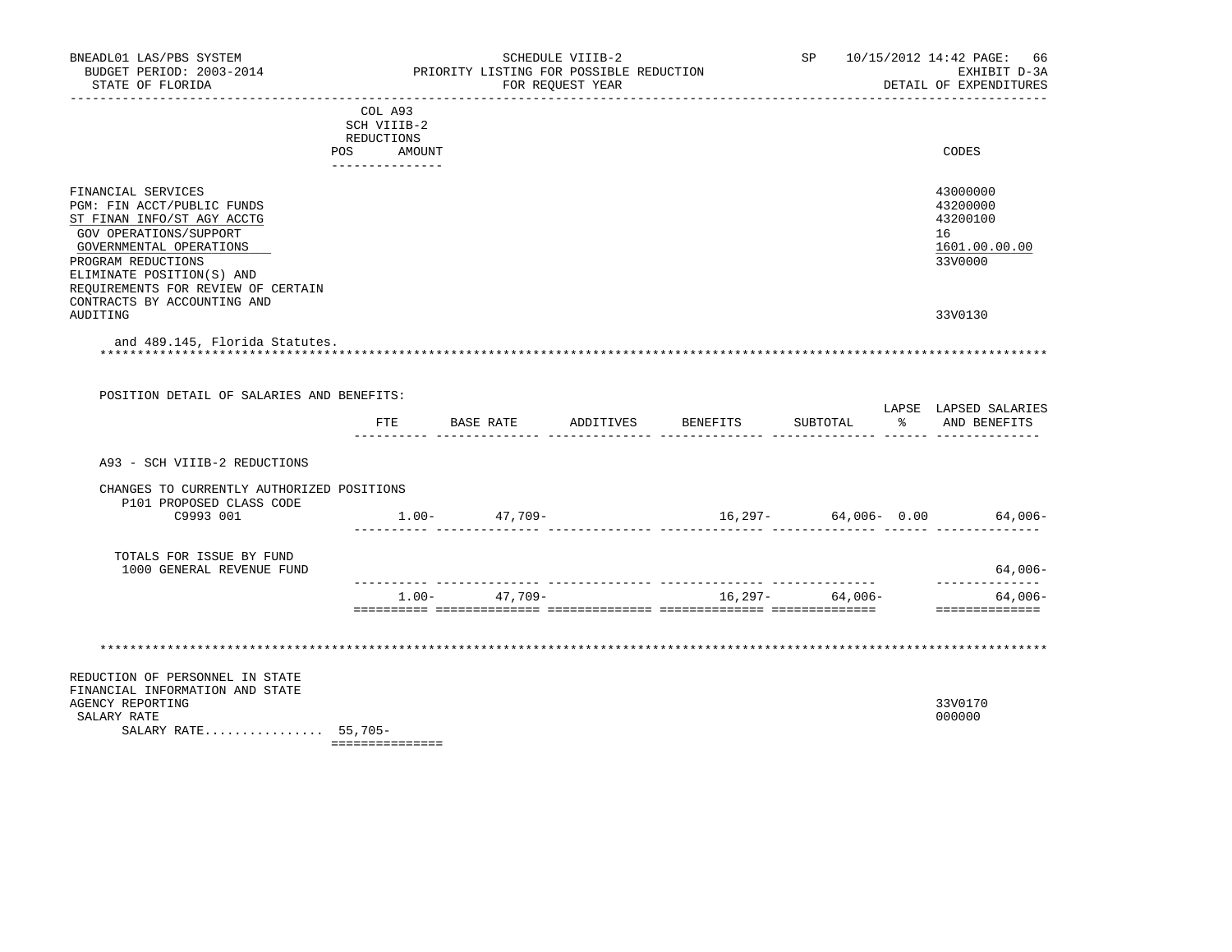BNEADL01 LAS/PBS SYSTEM | SCHEDULE VIIIB-2 | SP 10/15/2012 14:42 PAGE: 66
BUDGET PERIOD: 2003-2014 | PRIORITY LISTING FOR POSSIBLE REDUCTION | EXHIBIT D-3A
STATE OF FLORIDA | FOR REQUEST YEAR | DETAIL OF EXPENDITURES

| | COL A93 SCH VIIIB-2 REDUCTIONS POS AMOUNT | CODES |
|---|---|---|
| FINANCIAL SERVICES | | 43000000 |
| PGM: FIN ACCT/PUBLIC FUNDS | | 43200000 |
| ST FINAN INFO/ST AGY ACCTG | | 43200100 |
| GOV OPERATIONS/SUPPORT | | 16 |
| GOVERNMENTAL OPERATIONS | | 1601.00.00.00 |
| PROGRAM REDUCTIONS | | 33V0000 |
| ELIMINATE POSITION(S) AND REQUIREMENTS FOR REVIEW OF CERTAIN CONTRACTS BY ACCOUNTING AND AUDITING | | 33V0130 |

and 489.145, Florida Statutes.

POSITION DETAIL OF SALARIES AND BENEFITS:

| | FTE | BASE RATE | ADDITIVES | BENEFITS | SUBTOTAL | LAPSE % | LAPSED SALARIES AND BENEFITS |
|---|---|---|---|---|---|---|---|
| A93 - SCH VIIIB-2 REDUCTIONS | | | | | | | |
| CHANGES TO CURRENTLY AUTHORIZED POSITIONS | | | | | | | |
| P101 PROPOSED CLASS CODE | | | | | | | |
| C9993 001 | 1.00- | 47,709- | | 16,297- | 64,006- | 0.00 | 64,006- |
| TOTALS FOR ISSUE BY FUND | | | | | | | |
| 1000 GENERAL REVENUE FUND | | | | | | | 64,006- |
| | 1.00- | 47,709- | | 16,297- | 64,006- | | 64,006- |

| | | CODES |
|---|---|---|
| REDUCTION OF PERSONNEL IN STATE FINANCIAL INFORMATION AND STATE AGENCY REPORTING | | 33V0170 |
| SALARY RATE | | 000000 |
| SALARY RATE................ | 55,705- | |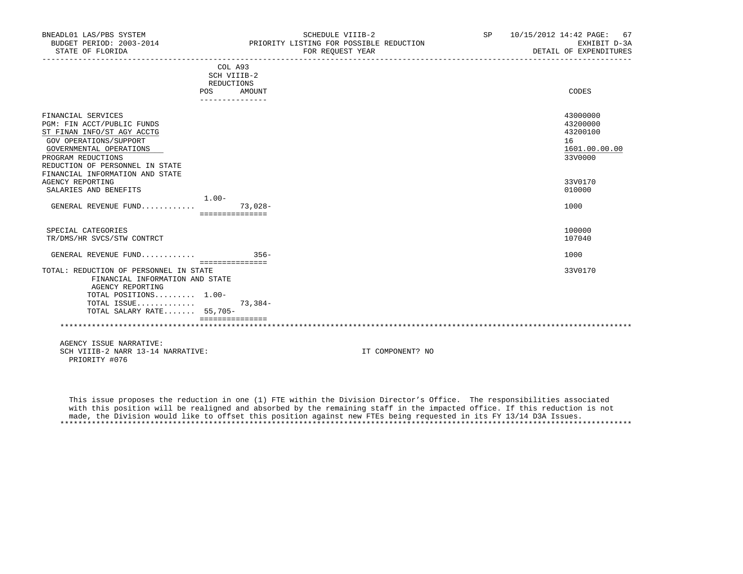BNEADL01 LAS/PBS SYSTEM
BUDGET PERIOD: 2003-2014
STATE OF FLORIDA

SCHEDULE VIIIB-2
PRIORITY LISTING FOR POSSIBLE REDUCTION
FOR REQUEST YEAR

SP 10/15/2012 14:42 PAGE: 67
EXHIBIT D-3A
DETAIL OF EXPENDITURES

| | COL A93 SCH VIIIB-2 REDUCTIONS POS | AMOUNT | CODES |
|---|---|---|---|
| FINANCIAL SERVICES | | | 43000000 |
| PGM: FIN ACCT/PUBLIC FUNDS | | | 43200000 |
| ST FINAN INFO/ST AGY ACCTG | | | 43200100 |
| GOV OPERATIONS/SUPPORT | | | 16 |
| GOVERNMENTAL OPERATIONS | | | 1601.00.00.00 |
| PROGRAM REDUCTIONS | | | 33V0000 |
| REDUCTION OF PERSONNEL IN STATE FINANCIAL INFORMATION AND STATE AGENCY REPORTING | | | 33V0170 |
| SALARIES AND BENEFITS | | | 010000 |
| GENERAL REVENUE FUND............ | 1.00- | 73,028- | 1000 |
| SPECIAL CATEGORIES | | | 100000 |
| TR/DMS/HR SVCS/STW CONTRCT | | | 107040 |
| GENERAL REVENUE FUND............ | | 356- | 1000 |
| TOTAL: REDUCTION OF PERSONNEL IN STATE FINANCIAL INFORMATION AND STATE AGENCY REPORTING | | | 33V0170 |
| TOTAL POSITIONS......... | 1.00- | | |
| TOTAL ISSUE............. | | 73,384- | |
| TOTAL SALARY RATE....... | 55,705- | | |

AGENCY ISSUE NARRATIVE:
SCH VIIIB-2 NARR 13-14 NARRATIVE: IT COMPONENT? NO
PRIORITY #076

This issue proposes the reduction in one (1) FTE within the Division Director's Office. The responsibilities associated with this position will be realigned and absorbed by the remaining staff in the impacted office. If this reduction is not made, the Division would like to offset this position against new FTEs being requested in its FY 13/14 D3A Issues.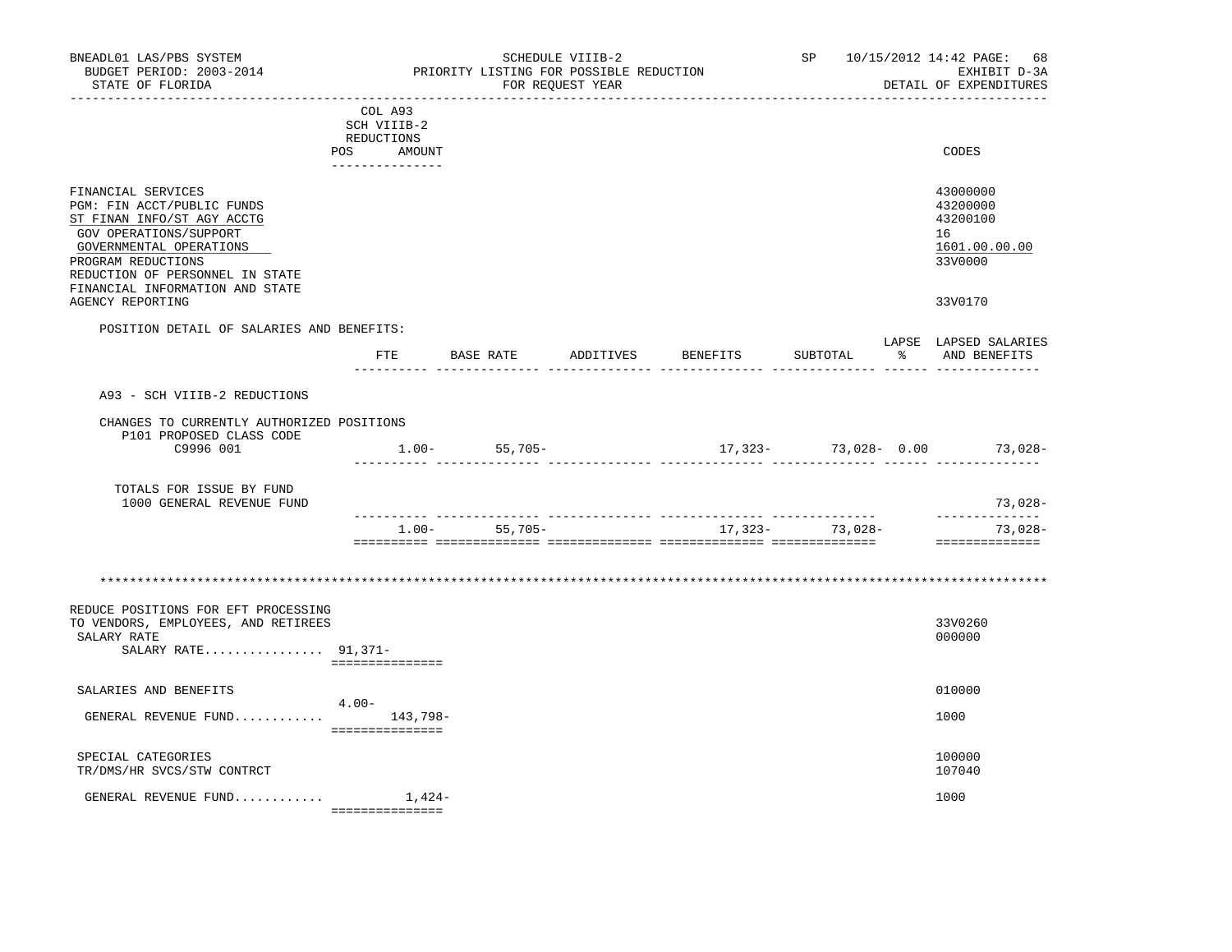BNEADL01 LAS/PBS SYSTEM
BUDGET PERIOD: 2003-2014
STATE OF FLORIDA

SCHEDULE VIIIB-2
PRIORITY LISTING FOR POSSIBLE REDUCTION
FOR REQUEST YEAR

SP 10/15/2012 14:42 PAGE: 68
EXHIBIT D-3A
DETAIL OF EXPENDITURES

| | COL A93 SCH VIIIB-2 REDUCTIONS POS AMOUNT | CODES |
|---|---|---|
| FINANCIAL SERVICES | | 43000000 |
| PGM: FIN ACCT/PUBLIC FUNDS | | 43200000 |
| ST FINAN INFO/ST AGY ACCTG | | 43200100 |
| GOV OPERATIONS/SUPPORT | | 16 |
| GOVERNMENTAL OPERATIONS | | 1601.00.00.00 |
| PROGRAM REDUCTIONS | | 33V0000 |
| REDUCTION OF PERSONNEL IN STATE FINANCIAL INFORMATION AND STATE AGENCY REPORTING | | 33V0170 |

POSITION DETAIL OF SALARIES AND BENEFITS:

| | FTE | BASE RATE | ADDITIVES | BENEFITS | SUBTOTAL | LAPSE % | LAPSED SALARIES AND BENEFITS |
|---|---|---|---|---|---|---|---|
| A93 - SCH VIIIB-2 REDUCTIONS | | | | | | | |
| CHANGES TO CURRENTLY AUTHORIZED POSITIONS | | | | | | | |
| P101 PROPOSED CLASS CODE C9996 001 | 1.00- | 55,705- | | 17,323- | 73,028- | 0.00 | 73,028- |
| TOTALS FOR ISSUE BY FUND | | | | | | | |
| 1000 GENERAL REVENUE FUND | | | | | | | 73,028- |
| | 1.00- | 55,705- | | 17,323- | 73,028- | | 73,028- |

| | COL A93 SCH VIIIB-2 REDUCTIONS POS AMOUNT | CODES |
|---|---|---|
| REDUCE POSITIONS FOR EFT PROCESSING TO VENDORS, EMPLOYEES, AND RETIREES | | 33V0260 |
| SALARY RATE | | 000000 |
| SALARY RATE................ | 91,371- | |
| SALARIES AND BENEFITS | | 010000 |
| GENERAL REVENUE FUND............ | 4.00- 143,798- | 1000 |
| SPECIAL CATEGORIES | | 100000 |
| TR/DMS/HR SVCS/STW CONTRCT | | 107040 |
| GENERAL REVENUE FUND............ | 1,424- | 1000 |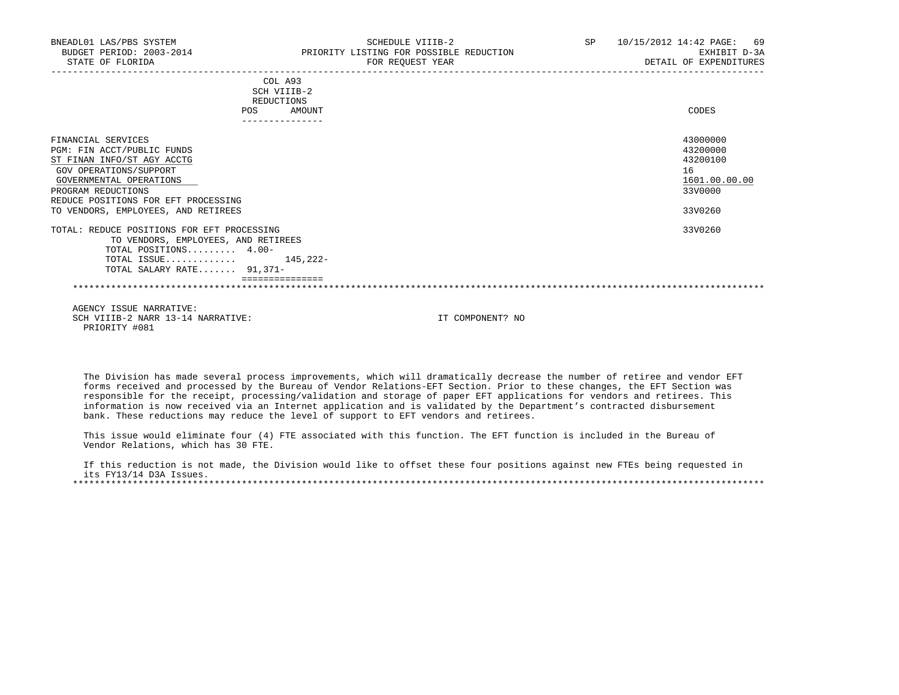BNEADL01 LAS/PBS SYSTEM — SCHEDULE VIIIB-2 — SP 10/15/2012 14:42 PAGE: 69
BUDGET PERIOD: 2003-2014 — PRIORITY LISTING FOR POSSIBLE REDUCTION — EXHIBIT D-3A
STATE OF FLORIDA — FOR REQUEST YEAR — DETAIL OF EXPENDITURES

| | COL A93 SCH VIIIB-2 REDUCTIONS POS | AMOUNT | CODES |
|---|---|---|---|
| FINANCIAL SERVICES | | | 43000000 |
| PGM: FIN ACCT/PUBLIC FUNDS | | | 43200000 |
| ST FINAN INFO/ST AGY ACCTG | | | 43200100 |
| GOV OPERATIONS/SUPPORT | | | 16 |
| GOVERNMENTAL OPERATIONS | | | 1601.00.00.00 |
| PROGRAM REDUCTIONS | | | 33V0000 |
| REDUCE POSITIONS FOR EFT PROCESSING TO VENDORS, EMPLOYEES, AND RETIREES | | | 33V0260 |
| TOTAL: REDUCE POSITIONS FOR EFT PROCESSING TO VENDORS, EMPLOYEES, AND RETIREES | | | 33V0260 |
| TOTAL POSITIONS......... | 4.00- | | |
| TOTAL ISSUE............. | | 145,222- | |
| TOTAL SALARY RATE....... | 91,371- | | |

AGENCY ISSUE NARRATIVE:
SCH VIIIB-2 NARR 13-14 NARRATIVE: IT COMPONENT? NO
PRIORITY #081

The Division has made several process improvements, which will dramatically decrease the number of retiree and vendor EFT forms received and processed by the Bureau of Vendor Relations-EFT Section. Prior to these changes, the EFT Section was responsible for the receipt, processing/validation and storage of paper EFT applications for vendors and retirees. This information is now received via an Internet application and is validated by the Department's contracted disbursement bank. These reductions may reduce the level of support to EFT vendors and retirees.

This issue would eliminate four (4) FTE associated with this function. The EFT function is included in the Bureau of Vendor Relations, which has 30 FTE.

If this reduction is not made, the Division would like to offset these four positions against new FTEs being requested in its FY13/14 D3A Issues.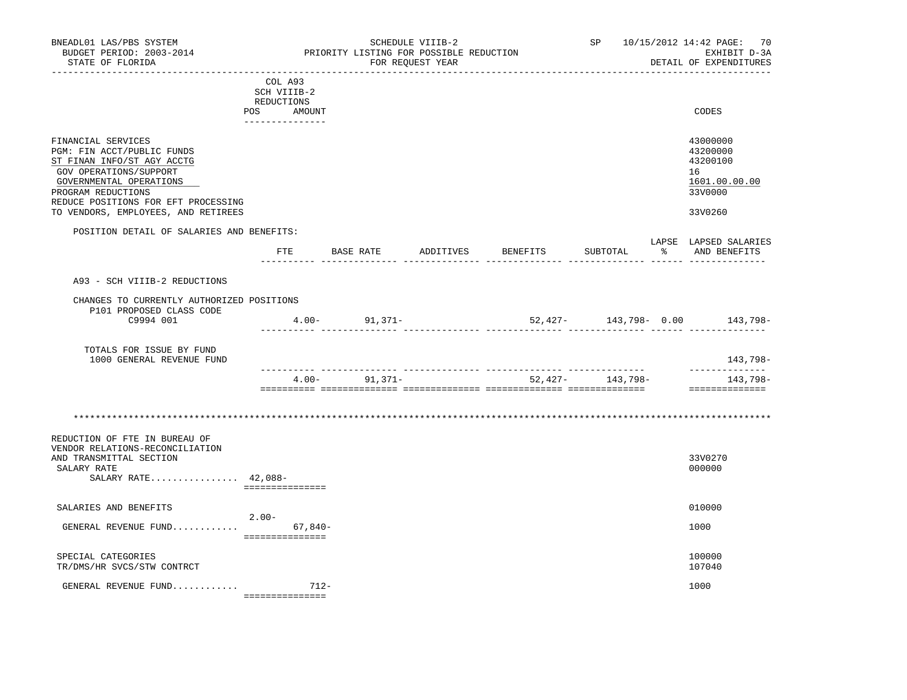BNEADL01 LAS/PBS SYSTEM SCHEDULE VIIIB-2 SP 10/15/2012 14:42 PAGE: 70
BUDGET PERIOD: 2003-2014 PRIORITY LISTING FOR POSSIBLE REDUCTION EXHIBIT D-3A
STATE OF FLORIDA FOR REQUEST YEAR DETAIL OF EXPENDITURES

| | COL A93 SCH VIIIB-2 REDUCTIONS POS | AMOUNT | CODES |
|---|---|---|---|
| FINANCIAL SERVICES | | | 43000000 |
| PGM: FIN ACCT/PUBLIC FUNDS | | | 43200000 |
| ST FINAN INFO/ST AGY ACCTG | | | 43200100 |
| GOV OPERATIONS/SUPPORT | | | 16 |
| GOVERNMENTAL OPERATIONS | | | 1601.00.00.00 |
| PROGRAM REDUCTIONS | | | 33V0000 |
| REDUCE POSITIONS FOR EFT PROCESSING TO VENDORS, EMPLOYEES, AND RETIREES | | | 33V0260 |

POSITION DETAIL OF SALARIES AND BENEFITS:

| | FTE | BASE RATE | ADDITIVES | BENEFITS | SUBTOTAL | LAPSE % | LAPSED SALARIES AND BENEFITS |
|---|---|---|---|---|---|---|---|
| A93 - SCH VIIIB-2 REDUCTIONS | | | | | | | |
| CHANGES TO CURRENTLY AUTHORIZED POSITIONS | | | | | | | |
| P101 PROPOSED CLASS CODE C9994 001 | 4.00- | 91,371- | | 52,427- | 143,798- | 0.00 | 143,798- |
| TOTALS FOR ISSUE BY FUND 1000 GENERAL REVENUE FUND | | | | | | | 143,798- |
| | 4.00- | 91,371- | | 52,427- | 143,798- | | 143,798- |

********************************************************************************************************************

| | POS | AMOUNT | CODES |
|---|---|---|---|
| REDUCTION OF FTE IN BUREAU OF VENDOR RELATIONS-RECONCILIATION AND TRANSMITTAL SECTION | | | 33V0270 |
| SALARY RATE | | | 000000 |
| SALARY RATE................ | 42,088- | | |
| SALARIES AND BENEFITS | | | 010000 |
| GENERAL REVENUE FUND............ | 2.00- | 67,840- | 1000 |
| SPECIAL CATEGORIES | | | 100000 |
| TR/DMS/HR SVCS/STW CONTRCT | | | 107040 |
| GENERAL REVENUE FUND............ | | 712- | 1000 |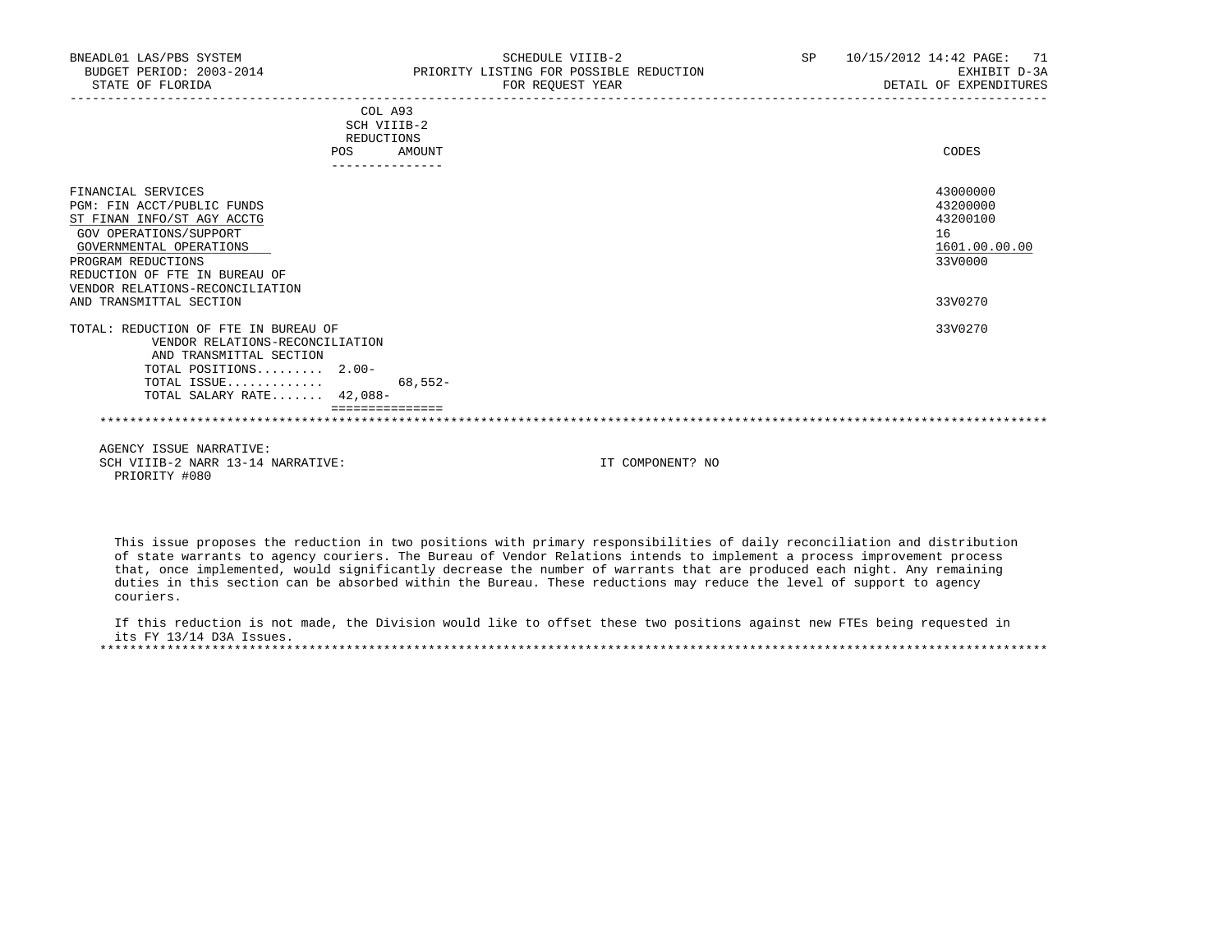BNEADL01 LAS/PBS SYSTEM | SCHEDULE VIIIB-2 | SP 10/15/2012 14:42

BUDGET PERIOD: 2003-2014 | PRIORITY LISTING FOR POSSIBLE REDUCTION | EXHIBIT D-3A

STATE OF FLORIDA | FOR REQUEST YEAR | DETAIL OF EXPENDITURES

| | COL A93 SCH VIIIB-2 REDUCTIONS POS | AMOUNT | CODES |
|---|---|---|---|
| FINANCIAL SERVICES | | | 43000000 |
| PGM: FIN ACCT/PUBLIC FUNDS | | | 43200000 |
| ST FINAN INFO/ST AGY ACCTG | | | 43200100 |
| GOV OPERATIONS/SUPPORT | | | 16 |
| GOVERNMENTAL OPERATIONS | | | 1601.00.00.00 |
| PROGRAM REDUCTIONS | | | 33V0000 |
| REDUCTION OF FTE IN BUREAU OF VENDOR RELATIONS-RECONCILIATION AND TRANSMITTAL SECTION | | | 33V0270 |
| TOTAL: REDUCTION OF FTE IN BUREAU OF VENDOR RELATIONS-RECONCILIATION AND TRANSMITTAL SECTION | | | 33V0270 |
| TOTAL POSITIONS......... | 2.00- | | |
| TOTAL ISSUE............. | | 68,552- | |
| TOTAL SALARY RATE....... | 42,088- | | |

AGENCY ISSUE NARRATIVE:

SCH VIIIB-2 NARR 13-14 NARRATIVE: IT COMPONENT? NO

PRIORITY #080

This issue proposes the reduction in two positions with primary responsibilities of daily reconciliation and distribution of state warrants to agency couriers. The Bureau of Vendor Relations intends to implement a process improvement process that, once implemented, would significantly decrease the number of warrants that are produced each night. Any remaining duties in this section can be absorbed within the Bureau. These reductions may reduce the level of support to agency couriers.

If this reduction is not made, the Division would like to offset these two positions against new FTEs being requested in its FY 13/14 D3A Issues.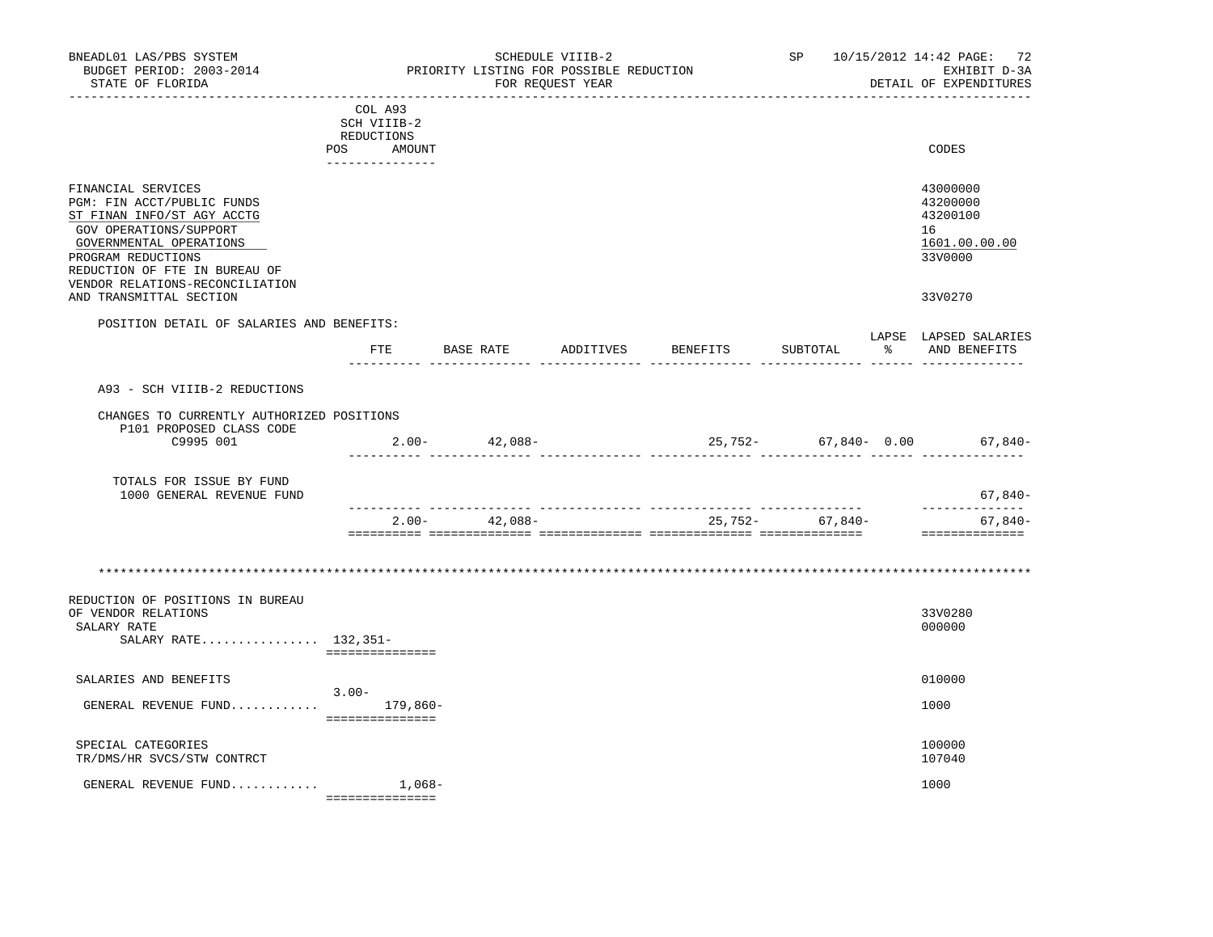BNEADL01 LAS/PBS SYSTEM — SCHEDULE VIIIB-2 — SP 10/15/2012 14:42 PAGE: 72
BUDGET PERIOD: 2003-2014 — PRIORITY LISTING FOR POSSIBLE REDUCTION — EXHIBIT D-3A
STATE OF FLORIDA — FOR REQUEST YEAR — DETAIL OF EXPENDITURES

| | COL A93 SCH VIIIB-2 REDUCTIONS POS | AMOUNT | CODES |
|---|---|---|---|
| FINANCIAL SERVICES | | | 43000000 |
| PGM: FIN ACCT/PUBLIC FUNDS | | | 43200000 |
| ST FINAN INFO/ST AGY ACCTG | | | 43200100 |
| GOV OPERATIONS/SUPPORT | | | 16 |
| GOVERNMENTAL OPERATIONS | | | 1601.00.00.00 |
| PROGRAM REDUCTIONS | | | 33V0000 |
| REDUCTION OF FTE IN BUREAU OF VENDOR RELATIONS-RECONCILIATION AND TRANSMITTAL SECTION | | | 33V0270 |

POSITION DETAIL OF SALARIES AND BENEFITS:

| | FTE | BASE RATE | ADDITIVES | BENEFITS | SUBTOTAL | LAPSE % | LAPSED SALARIES AND BENEFITS |
|---|---|---|---|---|---|---|---|
| A93 - SCH VIIIB-2 REDUCTIONS | | | | | | | |
| CHANGES TO CURRENTLY AUTHORIZED POSITIONS | | | | | | | |
| P101 PROPOSED CLASS CODE C9995 001 | 2.00- | 42,088- | | 25,752- | 67,840- | 0.00 | 67,840- |
| TOTALS FOR ISSUE BY FUND | | | | | | | |
| 1000 GENERAL REVENUE FUND | | | | | | | 67,840- |
| | 2.00- | 42,088- | | 25,752- | 67,840- | | 67,840- |

************************************************************************************************************************

| | POS | AMOUNT | CODES |
|---|---|---|---|
| REDUCTION OF POSITIONS IN BUREAU OF VENDOR RELATIONS | | | 33V0280 |
| SALARY RATE | | | 000000 |
| SALARY RATE................ | | 132,351- | |
| SALARIES AND BENEFITS | | | 010000 |
| GENERAL REVENUE FUND............ | 3.00- | 179,860- | 1000 |
| SPECIAL CATEGORIES | | | 100000 |
| TR/DMS/HR SVCS/STW CONTRCT | | | 107040 |
| GENERAL REVENUE FUND............ | | 1,068- | 1000 |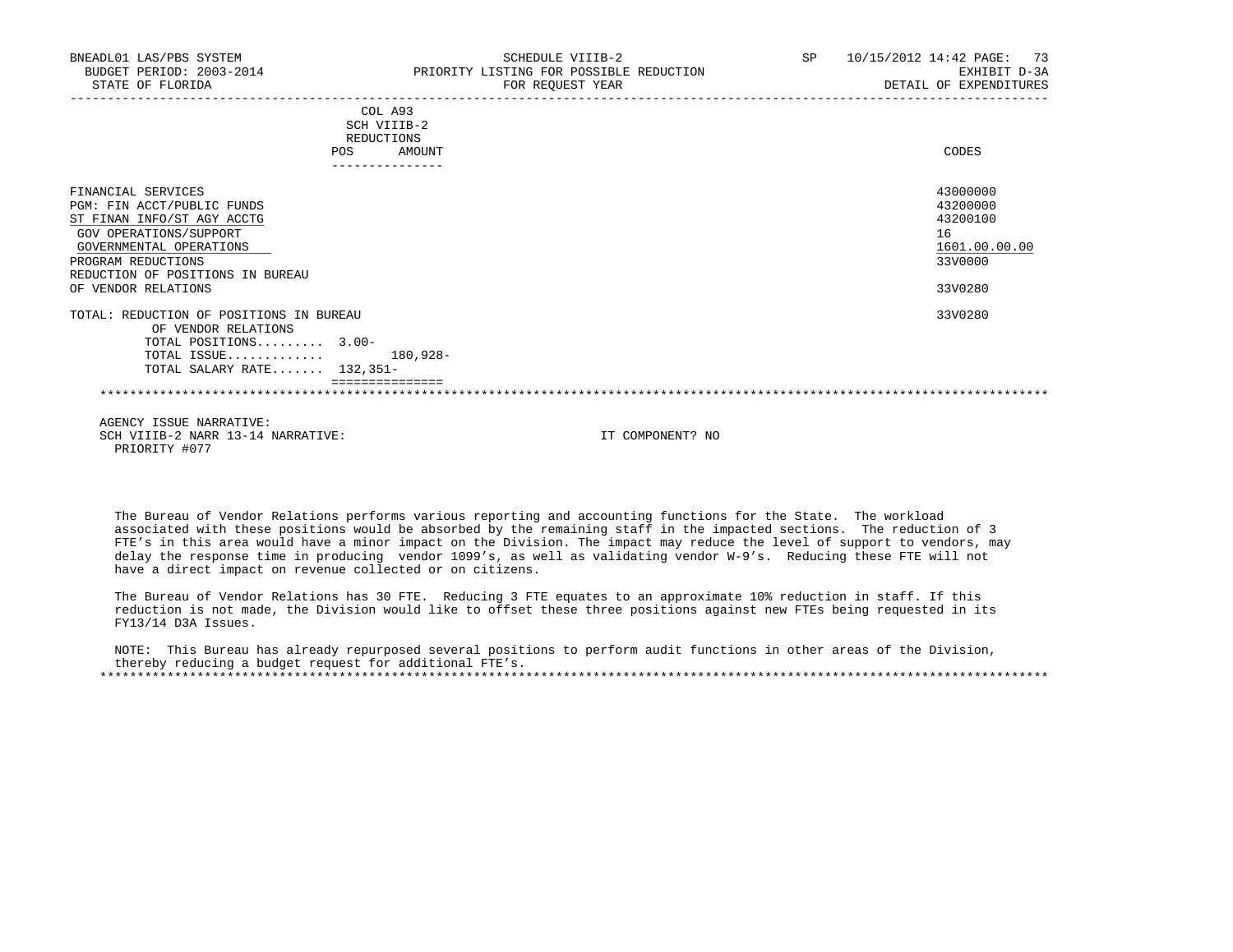BNEADL01 LAS/PBS SYSTEM | SCHEDULE VIIIB-2 | SP 10/15/2012 14:42
BUDGET PERIOD: 2003-2014 | PRIORITY LISTING FOR POSSIBLE REDUCTION | EXHIBIT D-3A
STATE OF FLORIDA | FOR REQUEST YEAR | DETAIL OF EXPENDITURES

| | COL A93 SCH VIIIB-2 REDUCTIONS POS | AMOUNT | CODES |
|---|---|---|---|
| FINANCIAL SERVICES | | | 43000000 |
| PGM: FIN ACCT/PUBLIC FUNDS | | | 43200000 |
| ST FINAN INFO/ST AGY ACCTG | | | 43200100 |
| GOV OPERATIONS/SUPPORT | | | 16 |
| GOVERNMENTAL OPERATIONS | | | 1601.00.00.00 |
| PROGRAM REDUCTIONS | | | 33V0000 |
| REDUCTION OF POSITIONS IN BUREAU OF VENDOR RELATIONS | | | 33V0280 |
| TOTAL: REDUCTION OF POSITIONS IN BUREAU OF VENDOR RELATIONS | | | 33V0280 |
| TOTAL POSITIONS......... | 3.00- | | |
| TOTAL ISSUE............ | | 180,928- | |
| TOTAL SALARY RATE....... | 132,351- | | |

AGENCY ISSUE NARRATIVE:
SCH VIIIB-2 NARR 13-14 NARRATIVE: IT COMPONENT? NO
PRIORITY #077

The Bureau of Vendor Relations performs various reporting and accounting functions for the State. The workload associated with these positions would be absorbed by the remaining staff in the impacted sections. The reduction of 3 FTE's in this area would have a minor impact on the Division. The impact may reduce the level of support to vendors, may delay the response time in producing vendor 1099's, as well as validating vendor W-9's. Reducing these FTE will not have a direct impact on revenue collected or on citizens.

The Bureau of Vendor Relations has 30 FTE. Reducing 3 FTE equates to an approximate 10% reduction in staff. If this reduction is not made, the Division would like to offset these three positions against new FTEs being requested in its FY13/14 D3A Issues.

NOTE: This Bureau has already repurposed several positions to perform audit functions in other areas of the Division, thereby reducing a budget request for additional FTE's.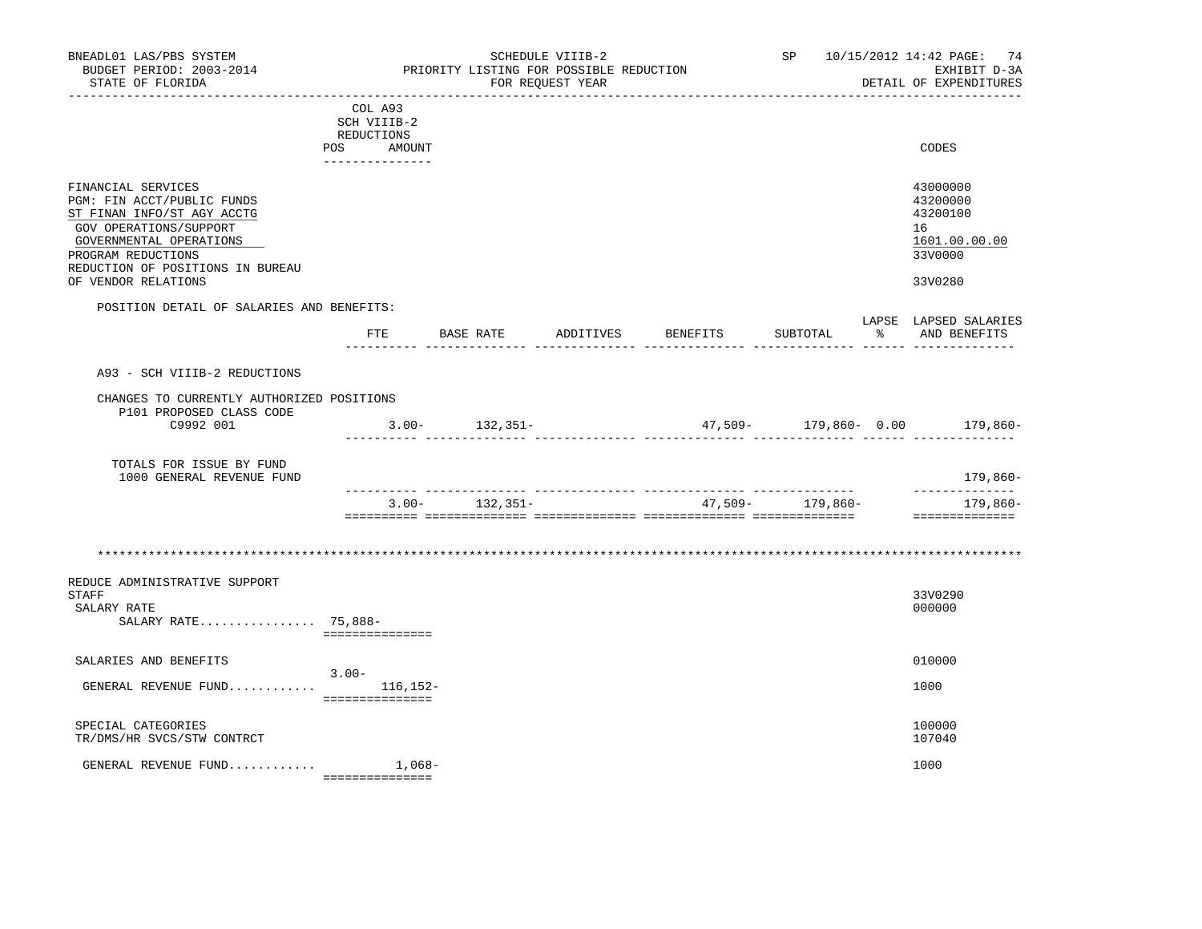BNEADL01 LAS/PBS SYSTEM — SCHEDULE VIIIB-2 — SP 10/15/2012 14:42
BUDGET PERIOD: 2003-2014 — PRIORITY LISTING FOR POSSIBLE REDUCTION — EXHIBIT D-3A
STATE OF FLORIDA — FOR REQUEST YEAR — DETAIL OF EXPENDITURES

COL A93 SCH VIIIB-2 REDUCTIONS (POS / AMOUNT) — CODES

| | CODES |
|---|---|
| FINANCIAL SERVICES | 43000000 |
| PGM: FIN ACCT/PUBLIC FUNDS | 43200000 |
| ST FINAN INFO/ST AGY ACCTG | 43200100 |
| GOV OPERATIONS/SUPPORT | 16 |
| GOVERNMENTAL OPERATIONS | 1601.00.00.00 |
| PROGRAM REDUCTIONS | 33V0000 |
| REDUCTION OF POSITIONS IN BUREAU OF VENDOR RELATIONS | 33V0280 |

POSITION DETAIL OF SALARIES AND BENEFITS:

| | FTE | BASE RATE | ADDITIVES | BENEFITS | SUBTOTAL | LAPSE % | LAPSED SALARIES AND BENEFITS |
|---|---|---|---|---|---|---|---|
| A93 - SCH VIIIB-2 REDUCTIONS | | | | | | | |
| CHANGES TO CURRENTLY AUTHORIZED POSITIONS | | | | | | | |
| P101 PROPOSED CLASS CODE C9992 001 | 3.00- | 132,351- | | 47,509- | 179,860- | 0.00 | 179,860- |
| TOTALS FOR ISSUE BY FUND 1000 GENERAL REVENUE FUND | | | | | | | 179,860- |
| | 3.00- | 132,351- | | 47,509- | 179,860- | | 179,860- |

\*\*\*\*\*\*\*\*\*\*\*\*\*\*\*\*\*\*\*\*\*\*\*\*\*\*\*\*\*\*\*\*\*\*\*\*\*\*\*\*\*\*\*\*\*\*\*\*\*\*\*\*\*\*\*\*\*\*\*\*\*\*\*\*\*\*\*\*\*\*\*\*\*\*\*\*\*\*\*\*\*\*\*\*

| | POS | AMOUNT | CODES |
|---|---|---|---|
| REDUCE ADMINISTRATIVE SUPPORT STAFF | | | 33V0290 |
| SALARY RATE | | | 000000 |
| SALARY RATE................ | 75,888- | | |
| SALARIES AND BENEFITS | | | 010000 |
| GENERAL REVENUE FUND........... | 3.00- | 116,152- | 1000 |
| SPECIAL CATEGORIES | | | 100000 |
| TR/DMS/HR SVCS/STW CONTRCT | | | 107040 |
| GENERAL REVENUE FUND........... | | 1,068- | 1000 |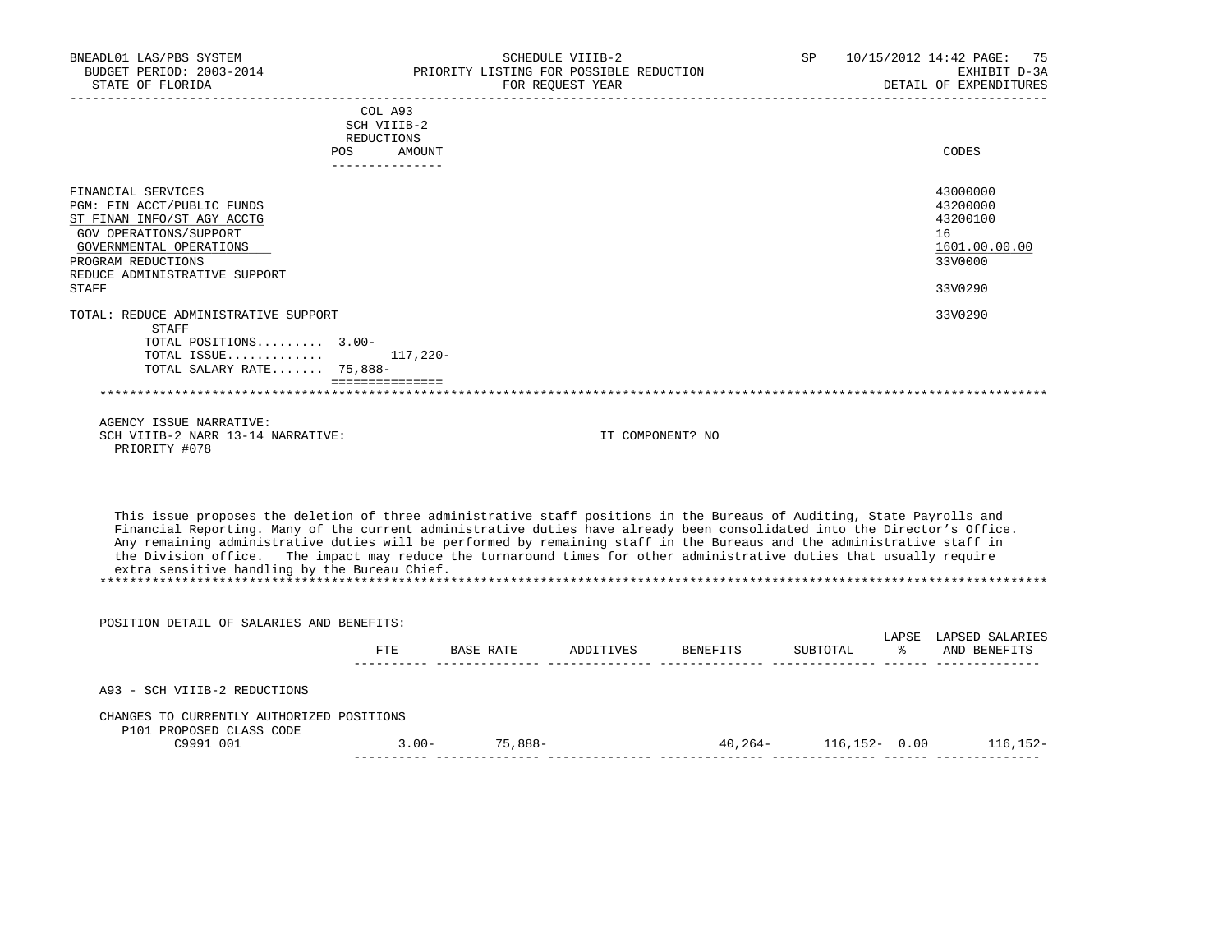BNEADL01 LAS/PBS SYSTEM
BUDGET PERIOD: 2003-2014
STATE OF FLORIDA

SCHEDULE VIIIB-2
PRIORITY LISTING FOR POSSIBLE REDUCTION
FOR REQUEST YEAR

SP 10/15/2012 14:42
EXHIBIT D-3A
DETAIL OF EXPENDITURES

| | COL A93 SCH VIIIB-2 REDUCTIONS POS | AMOUNT | CODES |
|---|---|---|---|
| FINANCIAL SERVICES | | | 43000000 |
| PGM: FIN ACCT/PUBLIC FUNDS | | | 43200000 |
| ST FINAN INFO/ST AGY ACCTG | | | 43200100 |
| GOV OPERATIONS/SUPPORT | | | 16 |
| GOVERNMENTAL OPERATIONS | | | 1601.00.00.00 |
| PROGRAM REDUCTIONS | | | 33V0000 |
| REDUCE ADMINISTRATIVE SUPPORT STAFF | | | 33V0290 |
| TOTAL: REDUCE ADMINISTRATIVE SUPPORT STAFF | | | 33V0290 |
| TOTAL POSITIONS......... | 3.00- | | |
| TOTAL ISSUE............ | | 117,220- | |
| TOTAL SALARY RATE....... | 75,888- | | |

AGENCY ISSUE NARRATIVE:
SCH VIIIB-2 NARR 13-14 NARRATIVE: IT COMPONENT? NO
PRIORITY #078

This issue proposes the deletion of three administrative staff positions in the Bureaus of Auditing, State Payrolls and Financial Reporting. Many of the current administrative duties have already been consolidated into the Director's Office. Any remaining administrative duties will be performed by remaining staff in the Bureaus and the administrative staff in the Division office. The impact may reduce the turnaround times for other administrative duties that usually require extra sensitive handling by the Bureau Chief.

POSITION DETAIL OF SALARIES AND BENEFITS:

| | FTE | BASE RATE | ADDITIVES | BENEFITS | SUBTOTAL | LAPSE % | LAPSED SALARIES AND BENEFITS |
|---|---|---|---|---|---|---|---|
| A93 - SCH VIIIB-2 REDUCTIONS | | | | | | | |
| CHANGES TO CURRENTLY AUTHORIZED POSITIONS | | | | | | | |
| P101 PROPOSED CLASS CODE | | | | | | | |
| C9991 001 | 3.00- | 75,888- | | 40,264- | 116,152- | 0.00 | 116,152- |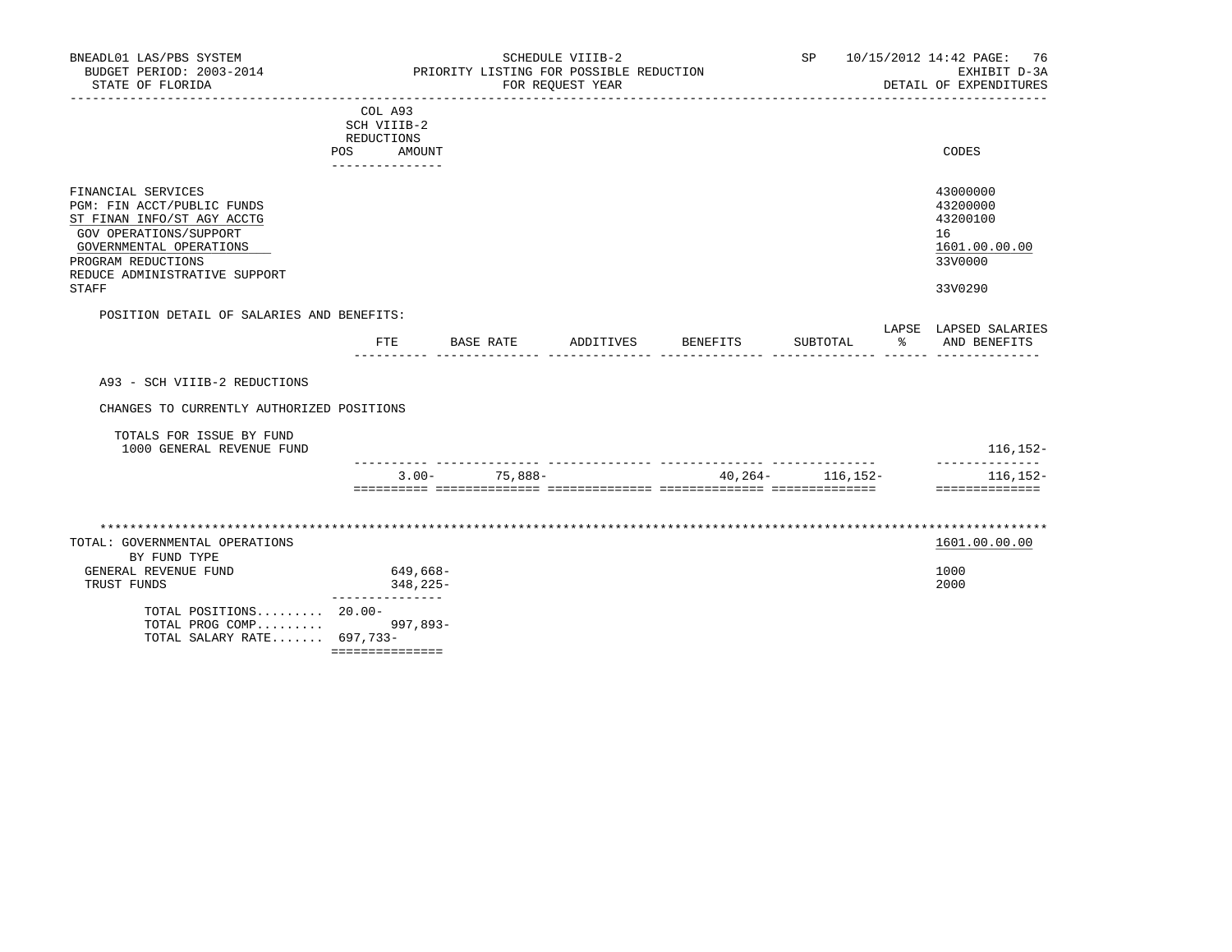BNEADL01 LAS/PBS SYSTEM SCHEDULE VIIIB-2 SP 10/15/2012 14:42 PAGE: 76
BUDGET PERIOD: 2003-2014 PRIORITY LISTING FOR POSSIBLE REDUCTION EXHIBIT D-3A
STATE OF FLORIDA FOR REQUEST YEAR DETAIL OF EXPENDITURES

| | COL A93 SCH VIIIB-2 REDUCTIONS POS AMOUNT | CODES |
|---|---|---|
| FINANCIAL SERVICES | | 43000000 |
| PGM: FIN ACCT/PUBLIC FUNDS | | 43200000 |
| ST FINAN INFO/ST AGY ACCTG | | 43200100 |
| GOV OPERATIONS/SUPPORT | | 16 |
| GOVERNMENTAL OPERATIONS | | 1601.00.00.00 |
| PROGRAM REDUCTIONS | | 33V0000 |
| REDUCE ADMINISTRATIVE SUPPORT STAFF | | 33V0290 |

POSITION DETAIL OF SALARIES AND BENEFITS:

| | FTE | BASE RATE | ADDITIVES | BENEFITS | SUBTOTAL | LAPSE % | LAPSED SALARIES AND BENEFITS |
|---|---|---|---|---|---|---|---|
| A93 - SCH VIIIB-2 REDUCTIONS | | | | | | | |
| CHANGES TO CURRENTLY AUTHORIZED POSITIONS | | | | | | | |
| TOTALS FOR ISSUE BY FUND | | | | | | | |
| 1000 GENERAL REVENUE FUND | | | | | | | 116,152- |
| | 3.00- | 75,888- | | 40,264- | 116,152- | | 116,152- |

| TOTAL: GOVERNMENTAL OPERATIONS | | 1601.00.00.00 |
|---|---|---|
| BY FUND TYPE | | |
| GENERAL REVENUE FUND | 649,668- | 1000 |
| TRUST FUNDS | 348,225- | 2000 |
| TOTAL POSITIONS......... | 20.00- | |
| TOTAL PROG COMP......... | 997,893- | |
| TOTAL SALARY RATE....... | 697,733- | |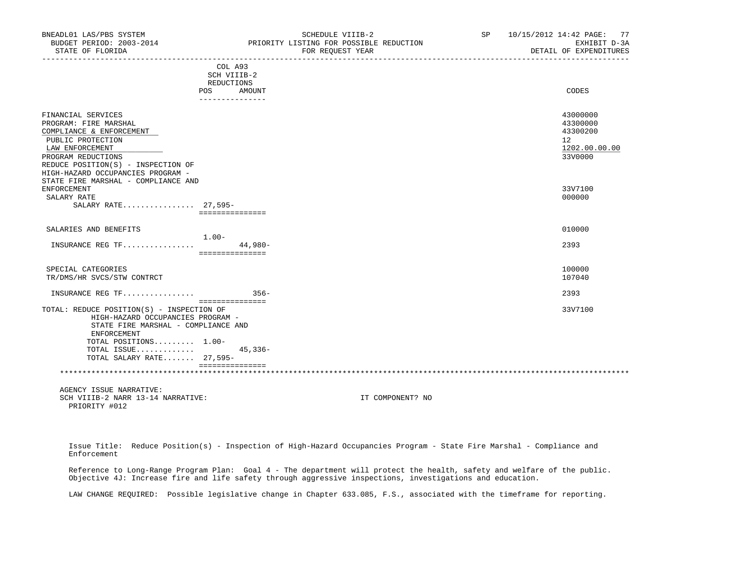BNEADL01 LAS/PBS SYSTEM | SCHEDULE VIIIB-2 | SP 10/15/2012 14:42
BUDGET PERIOD: 2003-2014 | PRIORITY LISTING FOR POSSIBLE REDUCTION | EXHIBIT D-3A
STATE OF FLORIDA | FOR REQUEST YEAR | DETAIL OF EXPENDITURES

| | COL A93 SCH VIIIB-2 REDUCTIONS POS | AMOUNT | CODES |
|---|---|---|---|
| FINANCIAL SERVICES | | | 43000000 |
| PROGRAM: FIRE MARSHAL | | | 43300000 |
| COMPLIANCE & ENFORCEMENT | | | 43300200 |
| PUBLIC PROTECTION | | | 12 |
| LAW ENFORCEMENT | | | 1202.00.00.00 |
| PROGRAM REDUCTIONS | | | 33V0000 |
| REDUCE POSITION(S) - INSPECTION OF HIGH-HAZARD OCCUPANCIES PROGRAM - STATE FIRE MARSHAL - COMPLIANCE AND ENFORCEMENT | | | 33V7100 |
| SALARY RATE | | | 000000 |
| SALARY RATE................ | 27,595- | | |
| SALARIES AND BENEFITS | | | 010000 |
| INSURANCE REG TF................ | 1.00- | 44,980- | 2393 |
| SPECIAL CATEGORIES | | | 100000 |
| TR/DMS/HR SVCS/STW CONTRCT | | | 107040 |
| INSURANCE REG TF................ | | 356- | 2393 |
| TOTAL: REDUCE POSITION(S) - INSPECTION OF HIGH-HAZARD OCCUPANCIES PROGRAM - STATE FIRE MARSHAL - COMPLIANCE AND ENFORCEMENT | | | 33V7100 |
| TOTAL POSITIONS......... | 1.00- | | |
| TOTAL ISSUE............. | | 45,336- | |
| TOTAL SALARY RATE....... | 27,595- | | |

AGENCY ISSUE NARRATIVE:
SCH VIIIB-2 NARR 13-14 NARRATIVE: IT COMPONENT? NO
PRIORITY #012

Issue Title: Reduce Position(s) - Inspection of High-Hazard Occupancies Program - State Fire Marshal - Compliance and Enforcement

Reference to Long-Range Program Plan: Goal 4 - The department will protect the health, safety and welfare of the public. Objective 4J: Increase fire and life safety through aggressive inspections, investigations and education.

LAW CHANGE REQUIRED: Possible legislative change in Chapter 633.085, F.S., associated with the timeframe for reporting.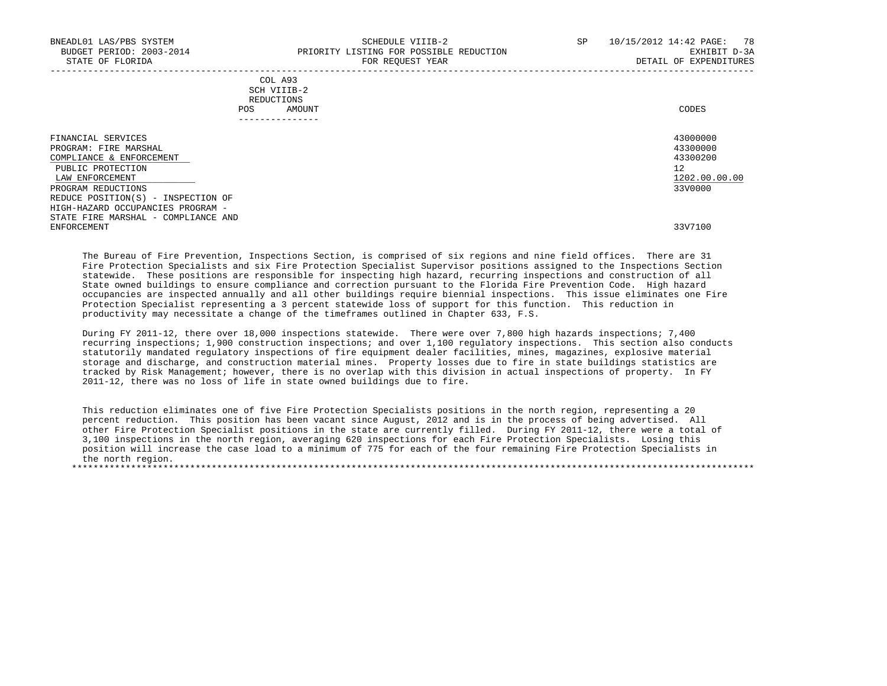| | COL A93 SCH VIIIB-2 REDUCTIONS POS | AMOUNT | CODES |
|---|---|---|---|
| FINANCIAL SERVICES | | | 43000000 |
| PROGRAM: FIRE MARSHAL | | | 43300000 |
| COMPLIANCE & ENFORCEMENT | | | 43300200 |
| PUBLIC PROTECTION | | | 12 |
| LAW ENFORCEMENT | | | 1202.00.00.00 |
| PROGRAM REDUCTIONS | | | 33V0000 |
| REDUCE POSITION(S) - INSPECTION OF HIGH-HAZARD OCCUPANCIES PROGRAM - STATE FIRE MARSHAL - COMPLIANCE AND ENFORCEMENT | | | 33V7100 |

The Bureau of Fire Prevention, Inspections Section, is comprised of six regions and nine field offices. There are 31 Fire Protection Specialists and six Fire Protection Specialist Supervisor positions assigned to the Inspections Section statewide. These positions are responsible for inspecting high hazard, recurring inspections and construction of all State owned buildings to ensure compliance and correction pursuant to the Florida Fire Prevention Code. High hazard occupancies are inspected annually and all other buildings require biennial inspections. This issue eliminates one Fire Protection Specialist representing a 3 percent statewide loss of support for this function. This reduction in productivity may necessitate a change of the timeframes outlined in Chapter 633, F.S.

During FY 2011-12, there over 18,000 inspections statewide. There were over 7,800 high hazards inspections; 7,400 recurring inspections; 1,900 construction inspections; and over 1,100 regulatory inspections. This section also conducts statutorily mandated regulatory inspections of fire equipment dealer facilities, mines, magazines, explosive material storage and discharge, and construction material mines. Property losses due to fire in state buildings statistics are tracked by Risk Management; however, there is no overlap with this division in actual inspections of property. In FY 2011-12, there was no loss of life in state owned buildings due to fire.

This reduction eliminates one of five Fire Protection Specialists positions in the north region, representing a 20 percent reduction. This position has been vacant since August, 2012 and is in the process of being advertised. All other Fire Protection Specialist positions in the state are currently filled. During FY 2011-12, there were a total of 3,100 inspections in the north region, averaging 620 inspections for each Fire Protection Specialists. Losing this position will increase the case load to a minimum of 775 for each of the four remaining Fire Protection Specialists in the north region.

******************************************************************************************************************************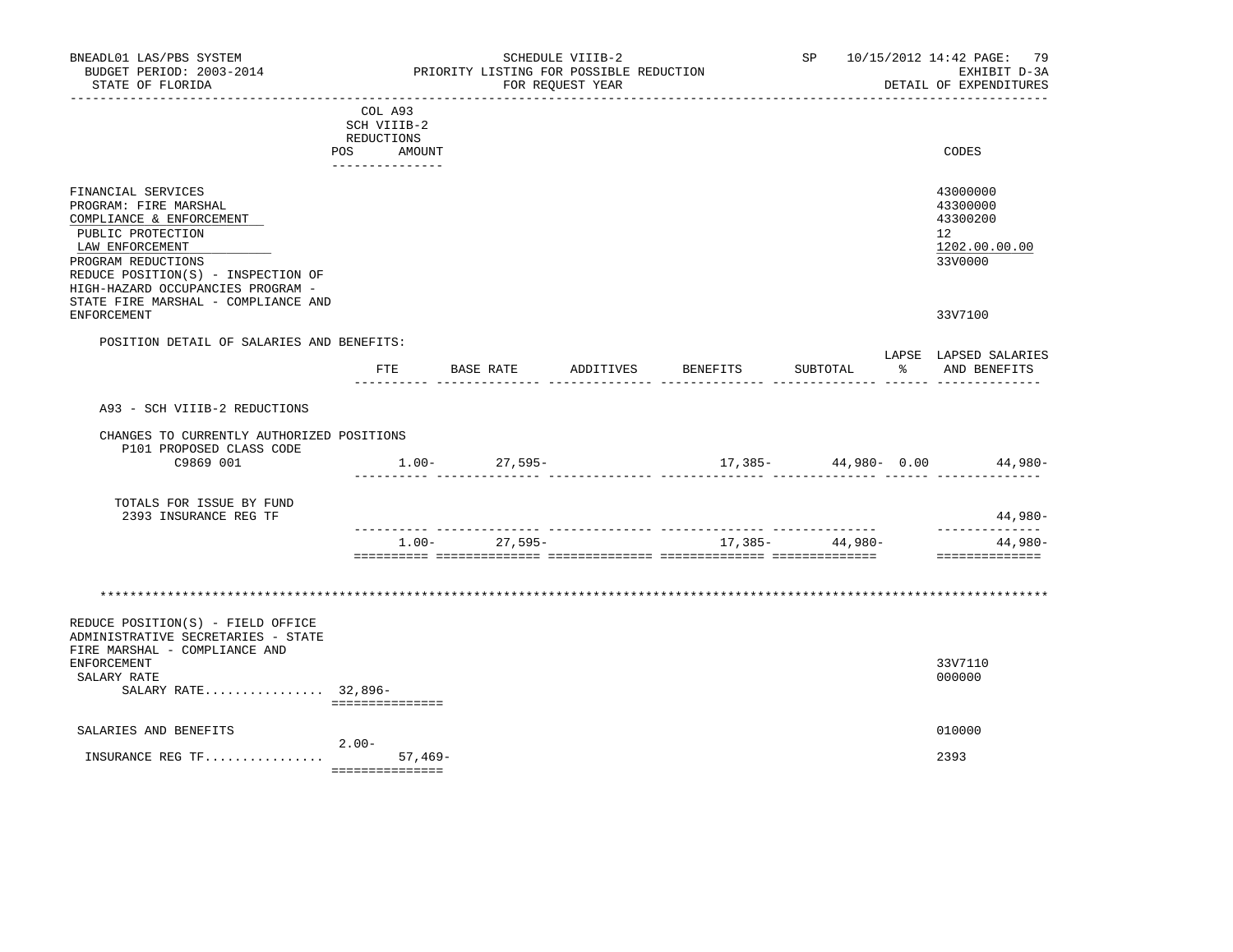BNEADL01 LAS/PBS SYSTEM — SCHEDULE VIIIB-2 — SP 10/15/2012 14:42

BUDGET PERIOD: 2003-2014 — PRIORITY LISTING FOR POSSIBLE REDUCTION — EXHIBIT D-3A

STATE OF FLORIDA — FOR REQUEST YEAR — DETAIL OF EXPENDITURES

| | COL A93 SCH VIIIB-2 REDUCTIONS POS | AMOUNT | CODES |
|---|---|---|---|
| FINANCIAL SERVICES | | | 43000000 |
| PROGRAM: FIRE MARSHAL | | | 43300000 |
| COMPLIANCE & ENFORCEMENT | | | 43300200 |
| PUBLIC PROTECTION | | | 12 |
| LAW ENFORCEMENT | | | 1202.00.00.00 |
| PROGRAM REDUCTIONS | | | 33V0000 |
| REDUCE POSITION(S) - INSPECTION OF HIGH-HAZARD OCCUPANCIES PROGRAM - STATE FIRE MARSHAL - COMPLIANCE AND ENFORCEMENT | | | 33V7100 |

POSITION DETAIL OF SALARIES AND BENEFITS:

| | FTE | BASE RATE | ADDITIVES | BENEFITS | SUBTOTAL | LAPSE % | LAPSED SALARIES AND BENEFITS |
|---|---|---|---|---|---|---|---|
| A93 - SCH VIIIB-2 REDUCTIONS | | | | | | | |
| CHANGES TO CURRENTLY AUTHORIZED POSITIONS | | | | | | | |
| P101 PROPOSED CLASS CODE C9869 001 | 1.00- | 27,595- | | 17,385- | 44,980- | 0.00 | 44,980- |
| TOTALS FOR ISSUE BY FUND 2393 INSURANCE REG TF | | | | | | | 44,980- |
| | 1.00- | 27,595- | | 17,385- | 44,980- | | 44,980- |

\*\*\*\*\*\*\*\*\*\*\*\*\*\*\*\*\*\*\*\*\*\*\*\*\*\*\*\*\*\*\*\*\*\*\*\*\*\*\*\*\*\*\*\*\*\*\*\*\*\*\*\*\*\*\*\*\*\*\*\*\*\*\*\*\*\*\*\*\*\*\*\*\*\*\*\*

| | POS | AMOUNT | CODES |
|---|---|---|---|
| REDUCE POSITION(S) - FIELD OFFICE ADMINISTRATIVE SECRETARIES - STATE FIRE MARSHAL - COMPLIANCE AND ENFORCEMENT | | | 33V7110 |
| SALARY RATE | | | 000000 |
| SALARY RATE................ | 32,896- | | |
| SALARIES AND BENEFITS | | | 010000 |
| INSURANCE REG TF................ | 2.00- | 57,469- | 2393 |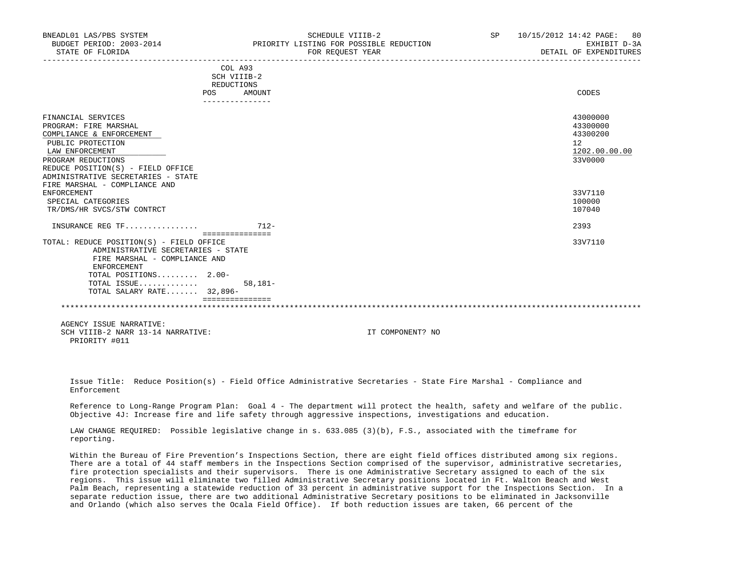BNEADL01 LAS/PBS SYSTEM
BUDGET PERIOD: 2003-2014
STATE OF FLORIDA

SCHEDULE VIIIB-2
PRIORITY LISTING FOR POSSIBLE REDUCTION
FOR REQUEST YEAR

SP 10/15/2012 14:42
EXHIBIT D-3A
DETAIL OF EXPENDITURES

| | COL A93 SCH VIIIB-2 REDUCTIONS POS | AMOUNT | CODES |
|---|---|---|---|
| FINANCIAL SERVICES | | | 43000000 |
| PROGRAM: FIRE MARSHAL | | | 43300000 |
| COMPLIANCE & ENFORCEMENT | | | 43300200 |
| PUBLIC PROTECTION | | | 12 |
| LAW ENFORCEMENT | | | 1202.00.00.00 |
| PROGRAM REDUCTIONS | | | 33V0000 |
| REDUCE POSITION(S) - FIELD OFFICE ADMINISTRATIVE SECRETARIES - STATE FIRE MARSHAL - COMPLIANCE AND ENFORCEMENT | | | 33V7110 |
| SPECIAL CATEGORIES | | | 100000 |
| TR/DMS/HR SVCS/STW CONTRCT | | | 107040 |
| INSURANCE REG TF................ | | 712- | 2393 |
| TOTAL: REDUCE POSITION(S) - FIELD OFFICE ADMINISTRATIVE SECRETARIES - STATE FIRE MARSHAL - COMPLIANCE AND ENFORCEMENT | | | 33V7110 |
| TOTAL POSITIONS......... | 2.00- | | |
| TOTAL ISSUE............. | | 58,181- | |
| TOTAL SALARY RATE....... | 32,896- | | |

AGENCY ISSUE NARRATIVE:
SCH VIIIB-2 NARR 13-14 NARRATIVE: IT COMPONENT? NO
PRIORITY #011

Issue Title: Reduce Position(s) - Field Office Administrative Secretaries - State Fire Marshal - Compliance and Enforcement

Reference to Long-Range Program Plan: Goal 4 - The department will protect the health, safety and welfare of the public. Objective 4J: Increase fire and life safety through aggressive inspections, investigations and education.

LAW CHANGE REQUIRED: Possible legislative change in s. 633.085 (3)(b), F.S., associated with the timeframe for reporting.

Within the Bureau of Fire Prevention's Inspections Section, there are eight field offices distributed among six regions. There are a total of 44 staff members in the Inspections Section comprised of the supervisor, administrative secretaries, fire protection specialists and their supervisors. There is one Administrative Secretary assigned to each of the six regions. This issue will eliminate two filled Administrative Secretary positions located in Ft. Walton Beach and West Palm Beach, representing a statewide reduction of 33 percent in administrative support for the Inspections Section. In a separate reduction issue, there are two additional Administrative Secretary positions to be eliminated in Jacksonville and Orlando (which also serves the Ocala Field Office). If both reduction issues are taken, 66 percent of the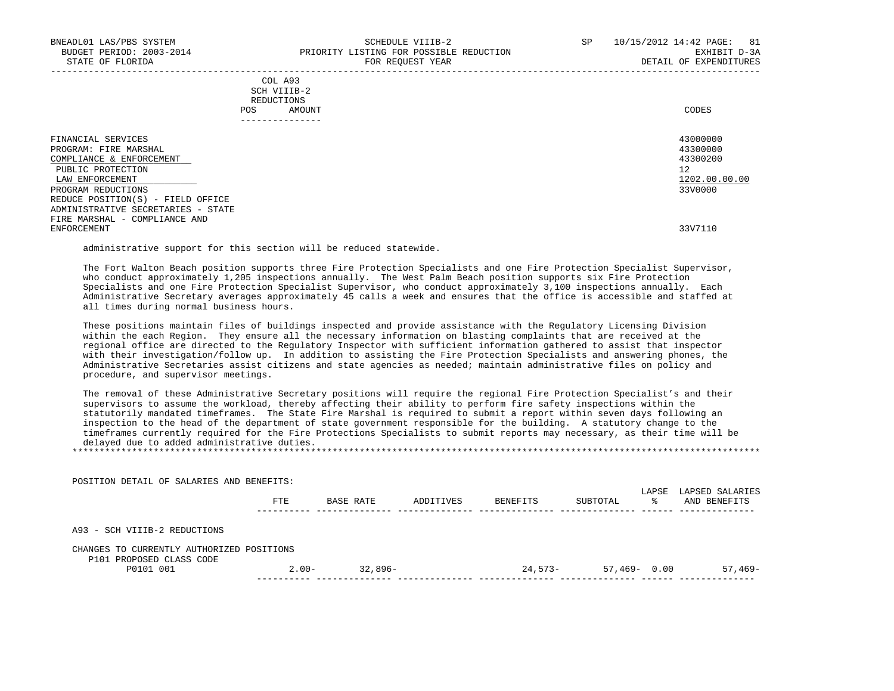| | COL A93 SCH VIIIB-2 REDUCTIONS POS AMOUNT | CODES |
|---|---|---|
| FINANCIAL SERVICES | | 43000000 |
| PROGRAM: FIRE MARSHAL | | 43300000 |
| COMPLIANCE & ENFORCEMENT | | 43300200 |
| PUBLIC PROTECTION | | 12 |
| LAW ENFORCEMENT | | 1202.00.00.00 |
| PROGRAM REDUCTIONS | | 33V0000 |
| REDUCE POSITION(S) - FIELD OFFICE ADMINISTRATIVE SECRETARIES - STATE FIRE MARSHAL - COMPLIANCE AND ENFORCEMENT | | 33V7110 |

administrative support for this section will be reduced statewide.

The Fort Walton Beach position supports three Fire Protection Specialists and one Fire Protection Specialist Supervisor, who conduct approximately 1,205 inspections annually. The West Palm Beach position supports six Fire Protection Specialists and one Fire Protection Specialist Supervisor, who conduct approximately 3,100 inspections annually. Each Administrative Secretary averages approximately 45 calls a week and ensures that the office is accessible and staffed at all times during normal business hours.

These positions maintain files of buildings inspected and provide assistance with the Regulatory Licensing Division within the each Region. They ensure all the necessary information on blasting complaints that are received at the regional office are directed to the Regulatory Inspector with sufficient information gathered to assist that inspector with their investigation/follow up. In addition to assisting the Fire Protection Specialists and answering phones, the Administrative Secretaries assist citizens and state agencies as needed; maintain administrative files on policy and procedure, and supervisor meetings.

The removal of these Administrative Secretary positions will require the regional Fire Protection Specialist's and their supervisors to assume the workload, thereby affecting their ability to perform fire safety inspections within the statutorily mandated timeframes. The State Fire Marshal is required to submit a report within seven days following an inspection to the head of the department of state government responsible for the building. A statutory change to the timeframes currently required for the Fire Protections Specialists to submit reports may necessary, as their time will be delayed due to added administrative duties.

*******************************************************************************************************************************

POSITION DETAIL OF SALARIES AND BENEFITS:

| | FTE | BASE RATE | ADDITIVES | BENEFITS | SUBTOTAL | LAPSE % | LAPSED SALARIES AND BENEFITS |
|---|---|---|---|---|---|---|---|
| A93 - SCH VIIIB-2 REDUCTIONS | | | | | | | |
| CHANGES TO CURRENTLY AUTHORIZED POSITIONS | | | | | | | |
| P101 PROPOSED CLASS CODE | | | | | | | |
| P0101 001 | 2.00- | 32,896- | | 24,573- | 57,469- | 0.00 | 57,469- |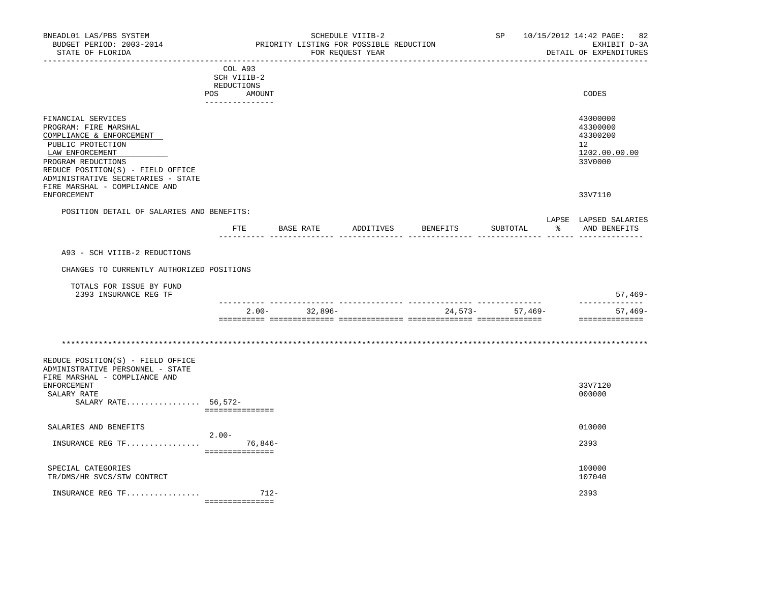BNEADL01 LAS/PBS SYSTEM — SCHEDULE VIIIB-2 — SP 10/15/2012 14:42
BUDGET PERIOD: 2003-2014 — PRIORITY LISTING FOR POSSIBLE REDUCTION — EXHIBIT D-3A
STATE OF FLORIDA — FOR REQUEST YEAR — DETAIL OF EXPENDITURES

| | COL A93 SCH VIIIB-2 REDUCTIONS POS | AMOUNT | CODES |
|---|---|---|---|
| FINANCIAL SERVICES | | | 43000000 |
| PROGRAM: FIRE MARSHAL | | | 43300000 |
| COMPLIANCE & ENFORCEMENT | | | 43300200 |
| PUBLIC PROTECTION | | | 12 |
| LAW ENFORCEMENT | | | 1202.00.00.00 |
| PROGRAM REDUCTIONS | | | 33V0000 |
| REDUCE POSITION(S) - FIELD OFFICE ADMINISTRATIVE SECRETARIES - STATE FIRE MARSHAL - COMPLIANCE AND ENFORCEMENT | | | 33V7110 |

POSITION DETAIL OF SALARIES AND BENEFITS:

| | FTE | BASE RATE | ADDITIVES | BENEFITS | SUBTOTAL | LAPSE % | LAPSED SALARIES AND BENEFITS |
|---|---|---|---|---|---|---|---|
| A93 - SCH VIIIB-2 REDUCTIONS | | | | | | | |
| CHANGES TO CURRENTLY AUTHORIZED POSITIONS | | | | | | | |
| TOTALS FOR ISSUE BY FUND | | | | | | | |
| 2393 INSURANCE REG TF | | | | | | | 57,469- |
| | 2.00- | 32,896- | | 24,573- | 57,469- | | 57,469- |

\*\*\*\*\*\*\*\*\*\*\*\*\*\*\*\*\*\*\*\*\*\*\*\*\*\*\*\*\*\*\*\*\*\*\*\*\*\*\*\*\*\*\*\*\*\*\*\*\*\*\*\*\*\*\*\*\*\*\*\*\*\*\*\*\*\*\*\*\*\*\*\*\*\*\*\*\*\*\*\*\*\*\*\*\*\*\*\*\*\*\*\*\*\*\*\*\*\*\*\*\*\*\*\*\*\*\*\*\*\*\*\*\*\*\*\*\*\*\*\*\*\*\*\*\*\*

| | POS | AMOUNT | CODES |
|---|---|---|---|
| REDUCE POSITION(S) - FIELD OFFICE ADMINISTRATIVE PERSONNEL - STATE FIRE MARSHAL - COMPLIANCE AND ENFORCEMENT | | | 33V7120 |
| SALARY RATE | | | 000000 |
| SALARY RATE................ | 56,572- | | |
| SALARIES AND BENEFITS | | | 010000 |
| INSURANCE REG TF................ | 2.00- | 76,846- | 2393 |
| SPECIAL CATEGORIES | | | 100000 |
| TR/DMS/HR SVCS/STW CONTRCT | | | 107040 |
| INSURANCE REG TF................ | | 712- | 2393 |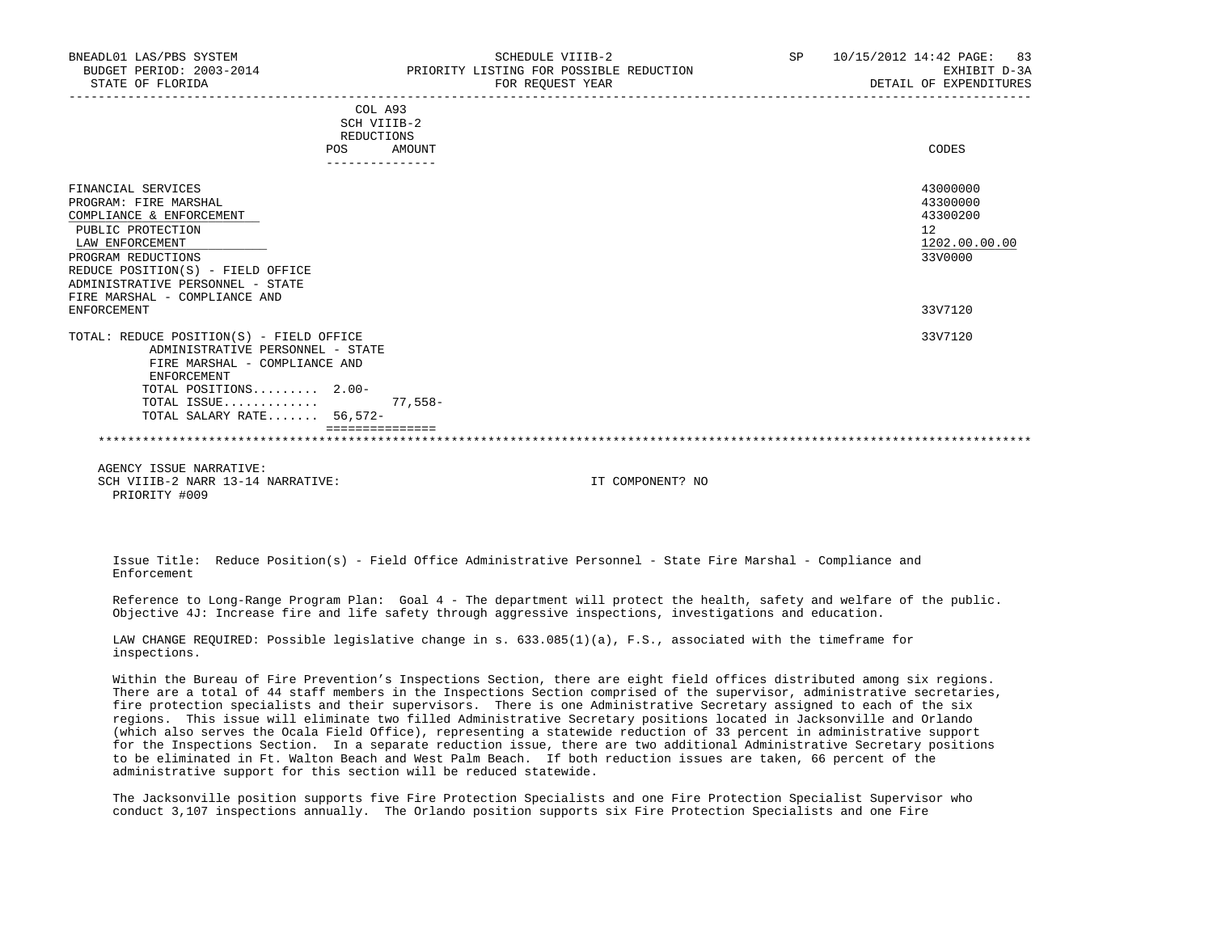| | COL A93 SCH VIIIB-2 REDUCTIONS POS | AMOUNT | CODES |
|---|---|---|---|
| FINANCIAL SERVICES | | | 43000000 |
| PROGRAM: FIRE MARSHAL | | | 43300000 |
| COMPLIANCE & ENFORCEMENT | | | 43300200 |
| PUBLIC PROTECTION | | | 12 |
| LAW ENFORCEMENT | | | 1202.00.00.00 |
| PROGRAM REDUCTIONS | | | 33V0000 |
| REDUCE POSITION(S) - FIELD OFFICE ADMINISTRATIVE PERSONNEL - STATE FIRE MARSHAL - COMPLIANCE AND ENFORCEMENT | | | 33V7120 |
| TOTAL: REDUCE POSITION(S) - FIELD OFFICE ADMINISTRATIVE PERSONNEL - STATE FIRE MARSHAL - COMPLIANCE AND ENFORCEMENT | | | 33V7120 |
| TOTAL POSITIONS......... | 2.00- | | |
| TOTAL ISSUE............. | | 77,558- | |
| TOTAL SALARY RATE....... | 56,572- | | |

AGENCY ISSUE NARRATIVE:
SCH VIIIB-2 NARR 13-14 NARRATIVE: IT COMPONENT? NO
PRIORITY #009

Issue Title: Reduce Position(s) - Field Office Administrative Personnel - State Fire Marshal - Compliance and Enforcement

Reference to Long-Range Program Plan: Goal 4 - The department will protect the health, safety and welfare of the public. Objective 4J: Increase fire and life safety through aggressive inspections, investigations and education.

LAW CHANGE REQUIRED: Possible legislative change in s. 633.085(1)(a), F.S., associated with the timeframe for inspections.

Within the Bureau of Fire Prevention's Inspections Section, there are eight field offices distributed among six regions. There are a total of 44 staff members in the Inspections Section comprised of the supervisor, administrative secretaries, fire protection specialists and their supervisors. There is one Administrative Secretary assigned to each of the six regions. This issue will eliminate two filled Administrative Secretary positions located in Jacksonville and Orlando (which also serves the Ocala Field Office), representing a statewide reduction of 33 percent in administrative support for the Inspections Section. In a separate reduction issue, there are two additional Administrative Secretary positions to be eliminated in Ft. Walton Beach and West Palm Beach. If both reduction issues are taken, 66 percent of the administrative support for this section will be reduced statewide.

The Jacksonville position supports five Fire Protection Specialists and one Fire Protection Specialist Supervisor who conduct 3,107 inspections annually. The Orlando position supports six Fire Protection Specialists and one Fire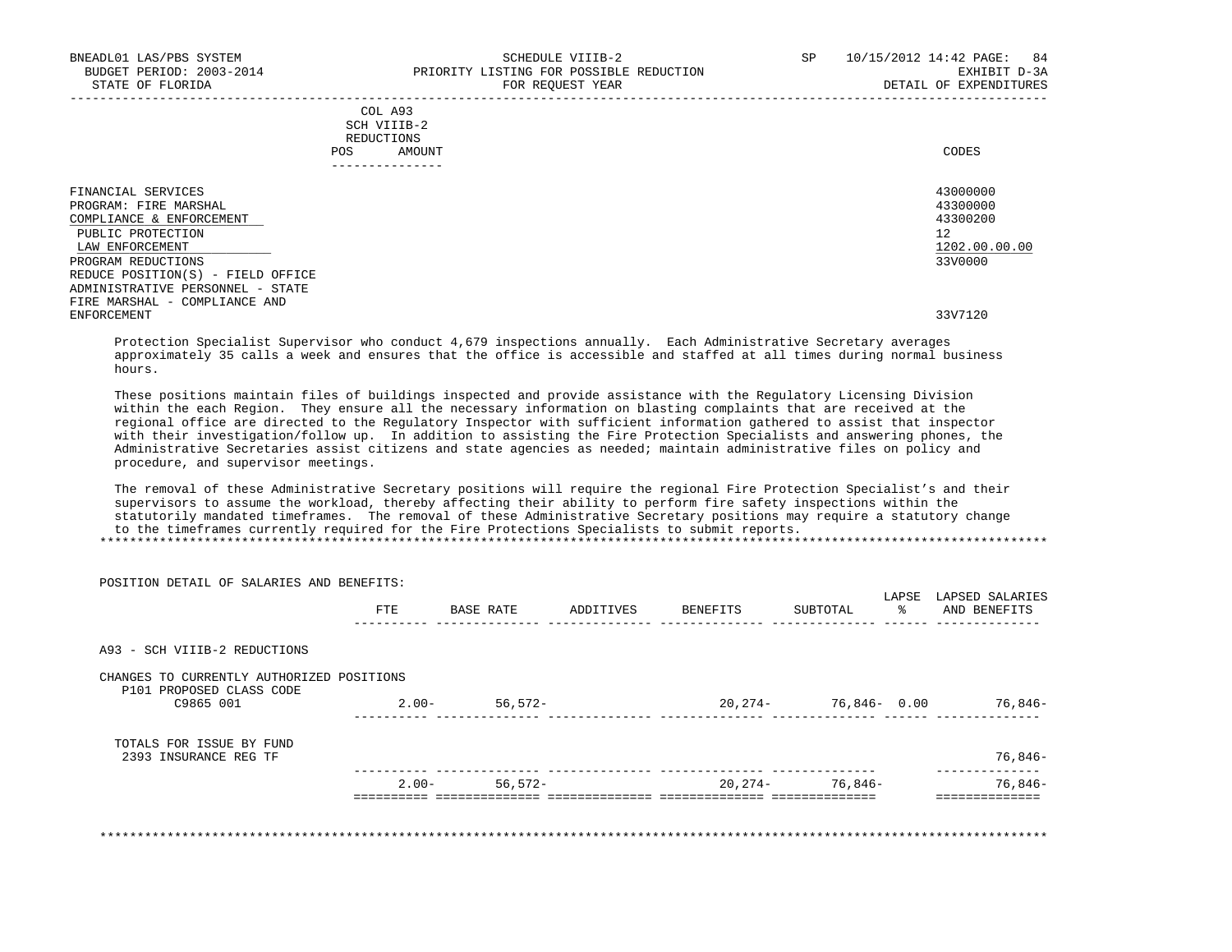COL A93
SCH VIIIB-2
REDUCTIONS
POS AMOUNT

| | CODES |
|---|---|
| FINANCIAL SERVICES | 43000000 |
| PROGRAM: FIRE MARSHAL | 43300000 |
| COMPLIANCE & ENFORCEMENT | 43300200 |
| PUBLIC PROTECTION | 12 |
| LAW ENFORCEMENT | 1202.00.00.00 |
| PROGRAM REDUCTIONS | 33V0000 |
| REDUCE POSITION(S) - FIELD OFFICE ADMINISTRATIVE PERSONNEL - STATE FIRE MARSHAL - COMPLIANCE AND ENFORCEMENT | 33V7120 |

Protection Specialist Supervisor who conduct 4,679 inspections annually. Each Administrative Secretary averages approximately 35 calls a week and ensures that the office is accessible and staffed at all times during normal business hours.

These positions maintain files of buildings inspected and provide assistance with the Regulatory Licensing Division within the each Region. They ensure all the necessary information on blasting complaints that are received at the regional office are directed to the Regulatory Inspector with sufficient information gathered to assist that inspector with their investigation/follow up. In addition to assisting the Fire Protection Specialists and answering phones, the Administrative Secretaries assist citizens and state agencies as needed; maintain administrative files on policy and procedure, and supervisor meetings.

The removal of these Administrative Secretary positions will require the regional Fire Protection Specialist's and their supervisors to assume the workload, thereby affecting their ability to perform fire safety inspections within the statutorily mandated timeframes. The removal of these Administrative Secretary positions may require a statutory change to the timeframes currently required for the Fire Protections Specialists to submit reports.

*****************************************************************************************************************************

POSITION DETAIL OF SALARIES AND BENEFITS:

| | FTE | BASE RATE | ADDITIVES | BENEFITS | SUBTOTAL | LAPSE % | LAPSED SALARIES AND BENEFITS |
|---|---|---|---|---|---|---|---|
| A93 - SCH VIIIB-2 REDUCTIONS | | | | | | | |
| CHANGES TO CURRENTLY AUTHORIZED POSITIONS | | | | | | | |
| P101 PROPOSED CLASS CODE | | | | | | | |
| C9865 001 | 2.00- | 56,572- | | 20,274- | 76,846- | 0.00 | 76,846- |
| TOTALS FOR ISSUE BY FUND | | | | | | | |
| 2393 INSURANCE REG TF | | | | | | | 76,846- |
| | 2.00- | 56,572- | | 20,274- | 76,846- | | 76,846- |

*****************************************************************************************************************************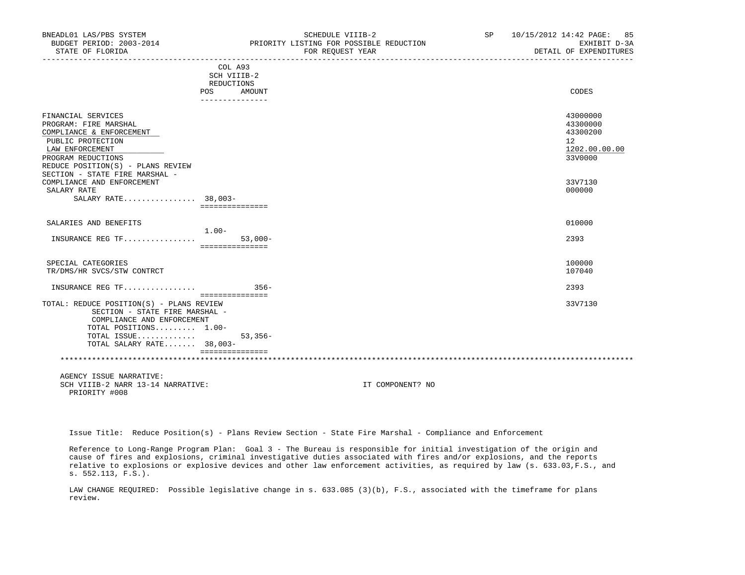BNEADL01 LAS/PBS SYSTEM
BUDGET PERIOD: 2003-2014
STATE OF FLORIDA

SCHEDULE VIIIB-2
PRIORITY LISTING FOR POSSIBLE REDUCTION
FOR REQUEST YEAR

SP 10/15/2012 14:42
EXHIBIT D-3A
DETAIL OF EXPENDITURES

| | COL A93 SCH VIIIB-2 REDUCTIONS POS | AMOUNT | CODES |
|---|---|---|---|
| FINANCIAL SERVICES | | | 43000000 |
| PROGRAM: FIRE MARSHAL | | | 43300000 |
| COMPLIANCE & ENFORCEMENT | | | 43300200 |
| PUBLIC PROTECTION | | | 12 |
| LAW ENFORCEMENT | | | 1202.00.00.00 |
| PROGRAM REDUCTIONS | | | 33V0000 |
| REDUCE POSITION(S) - PLANS REVIEW SECTION - STATE FIRE MARSHAL - COMPLIANCE AND ENFORCEMENT | | | 33V7130 |
| SALARY RATE | | | 000000 |
| SALARY RATE................ | 38,003- | | |
| SALARIES AND BENEFITS | | | 010000 |
| | 1.00- | | |
| INSURANCE REG TF................ | | 53,000- | 2393 |
| SPECIAL CATEGORIES | | | 100000 |
| TR/DMS/HR SVCS/STW CONTRCT | | | 107040 |
| INSURANCE REG TF................ | | 356- | 2393 |
| TOTAL: REDUCE POSITION(S) - PLANS REVIEW SECTION - STATE FIRE MARSHAL - COMPLIANCE AND ENFORCEMENT | | | 33V7130 |
| TOTAL POSITIONS......... | 1.00- | | |
| TOTAL ISSUE............. | | 53,356- | |
| TOTAL SALARY RATE....... | 38,003- | | |

AGENCY ISSUE NARRATIVE:
SCH VIIIB-2 NARR 13-14 NARRATIVE: IT COMPONENT? NO
PRIORITY #008

Issue Title: Reduce Position(s) - Plans Review Section - State Fire Marshal - Compliance and Enforcement

Reference to Long-Range Program Plan: Goal 3 - The Bureau is responsible for initial investigation of the origin and cause of fires and explosions, criminal investigative duties associated with fires and/or explosions, and the reports relative to explosions or explosive devices and other law enforcement activities, as required by law (s. 633.03,F.S., and s. 552.113, F.S.).

LAW CHANGE REQUIRED: Possible legislative change in s. 633.085 (3)(b), F.S., associated with the timeframe for plans review.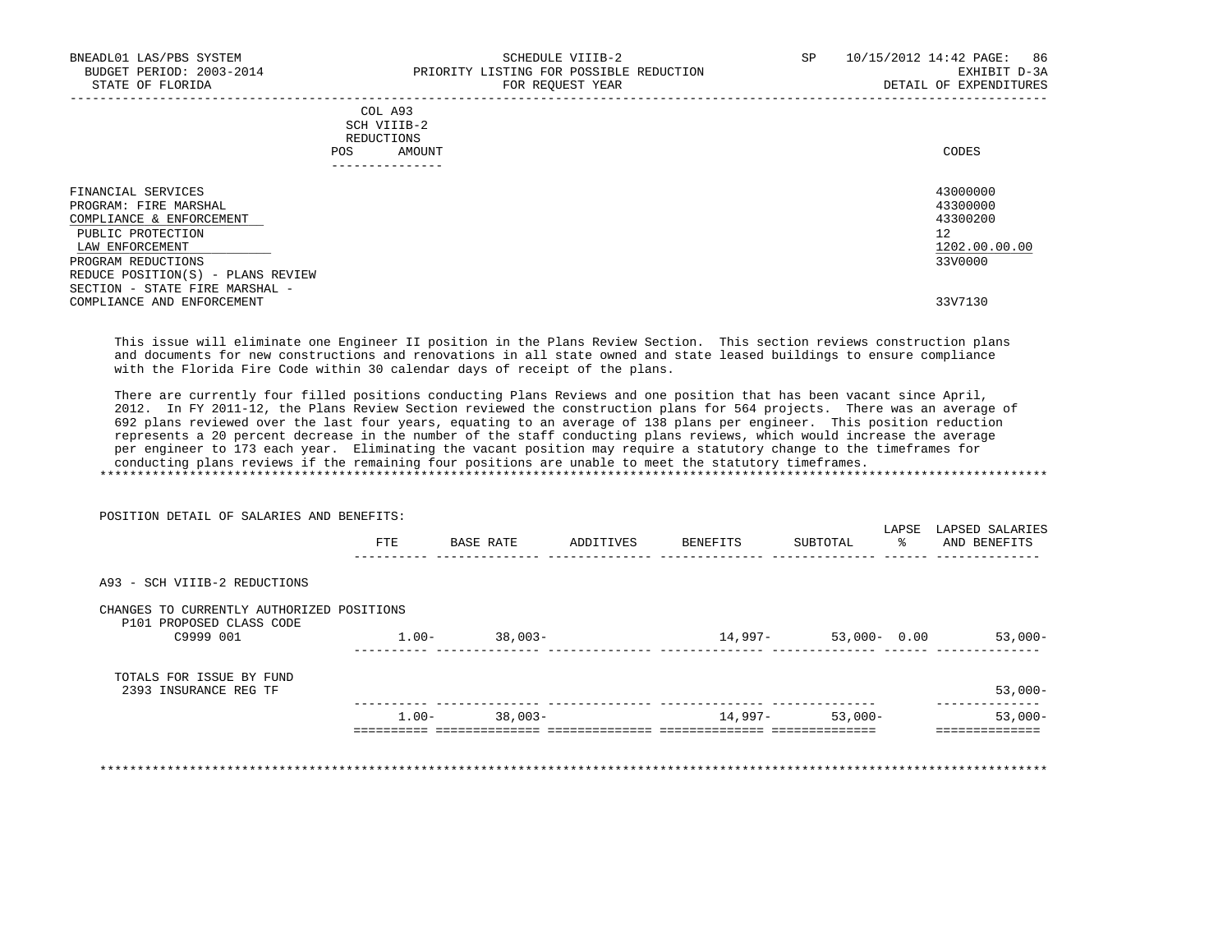BNEADL01 LAS/PBS SYSTEM
BUDGET PERIOD: 2003-2014
STATE OF FLORIDA

SCHEDULE VIIIB-2
PRIORITY LISTING FOR POSSIBLE REDUCTION
FOR REQUEST YEAR

SP 10/15/2012 14:42

EXHIBIT D-3A
DETAIL OF EXPENDITURES

| | COL A93 SCH VIIIB-2 REDUCTIONS POS AMOUNT | CODES |
|---|---|---|
| FINANCIAL SERVICES | | 43000000 |
| PROGRAM: FIRE MARSHAL | | 43300000 |
| COMPLIANCE & ENFORCEMENT | | 43300200 |
| PUBLIC PROTECTION | | 12 |
| LAW ENFORCEMENT | | 1202.00.00.00 |
| PROGRAM REDUCTIONS | | 33V0000 |
| REDUCE POSITION(S) - PLANS REVIEW SECTION - STATE FIRE MARSHAL - COMPLIANCE AND ENFORCEMENT | | 33V7130 |

This issue will eliminate one Engineer II position in the Plans Review Section. This section reviews construction plans and documents for new constructions and renovations in all state owned and state leased buildings to ensure compliance with the Florida Fire Code within 30 calendar days of receipt of the plans.

There are currently four filled positions conducting Plans Reviews and one position that has been vacant since April, 2012. In FY 2011-12, the Plans Review Section reviewed the construction plans for 564 projects. There was an average of 692 plans reviewed over the last four years, equating to an average of 138 plans per engineer. This position reduction represents a 20 percent decrease in the number of the staff conducting plans reviews, which would increase the average per engineer to 173 each year. Eliminating the vacant position may require a statutory change to the timeframes for conducting plans reviews if the remaining four positions are unable to meet the statutory timeframes.

*****************************************************************************************************************************

POSITION DETAIL OF SALARIES AND BENEFITS:

| | FTE | BASE RATE | ADDITIVES | BENEFITS | SUBTOTAL | LAPSE % | LAPSED SALARIES AND BENEFITS |
|---|---|---|---|---|---|---|---|
| A93 - SCH VIIIB-2 REDUCTIONS | | | | | | | |
| CHANGES TO CURRENTLY AUTHORIZED POSITIONS | | | | | | | |
| P101 PROPOSED CLASS CODE | | | | | | | |
| C9999 001 | 1.00- | 38,003- | | 14,997- | 53,000- | 0.00 | 53,000- |
| TOTALS FOR ISSUE BY FUND | | | | | | | |
| 2393 INSURANCE REG TF | | | | | | | 53,000- |
| | 1.00- | 38,003- | | 14,997- | 53,000- | | 53,000- |

*****************************************************************************************************************************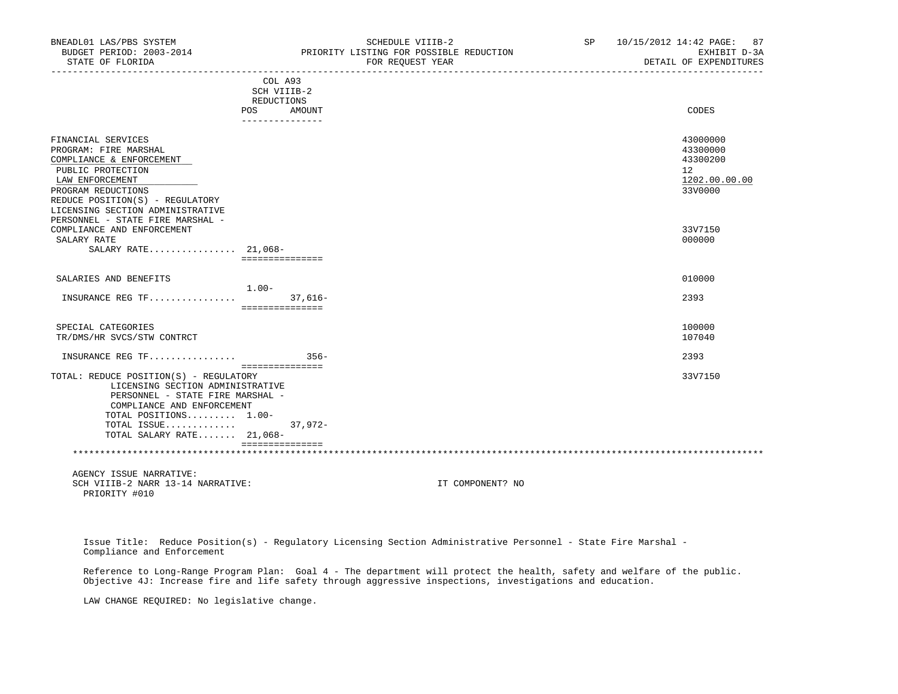| | COL A93 SCH VIIIB-2 REDUCTIONS POS | AMOUNT | CODES |
|---|---|---|---|
| FINANCIAL SERVICES | | | 43000000 |
| PROGRAM: FIRE MARSHAL | | | 43300000 |
| COMPLIANCE & ENFORCEMENT | | | 43300200 |
| PUBLIC PROTECTION | | | 12 |
| LAW ENFORCEMENT | | | 1202.00.00.00 |
| PROGRAM REDUCTIONS | | | 33V0000 |
| REDUCE POSITION(S) - REGULATORY LICENSING SECTION ADMINISTRATIVE PERSONNEL - STATE FIRE MARSHAL - COMPLIANCE AND ENFORCEMENT | | | 33V7150 |
| SALARY RATE | | | 000000 |
| SALARY RATE................ | 21,068- | | |
| SALARIES AND BENEFITS | | | 010000 |
| INSURANCE REG TF................ | 1.00- | 37,616- | 2393 |
| SPECIAL CATEGORIES | | | 100000 |
| TR/DMS/HR SVCS/STW CONTRCT | | | 107040 |
| INSURANCE REG TF................ | | 356- | 2393 |
| TOTAL: REDUCE POSITION(S) - REGULATORY LICENSING SECTION ADMINISTRATIVE PERSONNEL - STATE FIRE MARSHAL - COMPLIANCE AND ENFORCEMENT | | | 33V7150 |
| TOTAL POSITIONS......... | 1.00- | | |
| TOTAL ISSUE............. | | 37,972- | |
| TOTAL SALARY RATE....... | 21,068- | | |

AGENCY ISSUE NARRATIVE:
SCH VIIIB-2 NARR 13-14 NARRATIVE: IT COMPONENT? NO
PRIORITY #010

Issue Title: Reduce Position(s) - Regulatory Licensing Section Administrative Personnel - State Fire Marshal - Compliance and Enforcement

Reference to Long-Range Program Plan: Goal 4 - The department will protect the health, safety and welfare of the public. Objective 4J: Increase fire and life safety through aggressive inspections, investigations and education.

LAW CHANGE REQUIRED: No legislative change.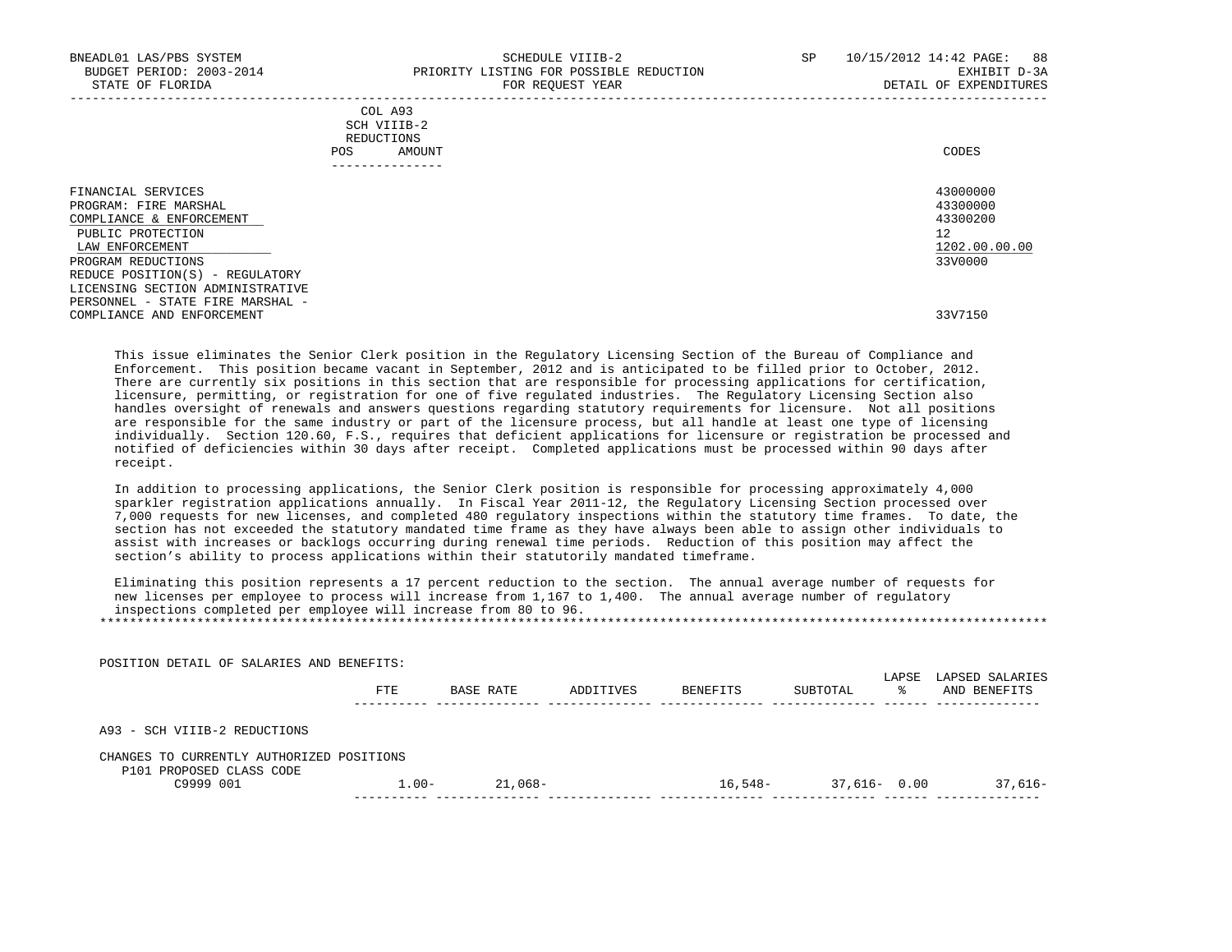BNEADL01 LAS/PBS SYSTEM | SCHEDULE VIIIB-2 | SP 10/15/2012 14:42 PAGE: 88
BUDGET PERIOD: 2003-2014 | PRIORITY LISTING FOR POSSIBLE REDUCTION | EXHIBIT D-3A
STATE OF FLORIDA | FOR REQUEST YEAR | DETAIL OF EXPENDITURES

| | COL A93 SCH VIIIB-2 REDUCTIONS POS AMOUNT | CODES |
|---|---|---|
| FINANCIAL SERVICES | | 43000000 |
| PROGRAM: FIRE MARSHAL | | 43300000 |
| COMPLIANCE & ENFORCEMENT | | 43300200 |
| PUBLIC PROTECTION | | 12 |
| LAW ENFORCEMENT | | 1202.00.00.00 |
| PROGRAM REDUCTIONS | | 33V0000 |
| REDUCE POSITION(S) - REGULATORY LICENSING SECTION ADMINISTRATIVE PERSONNEL - STATE FIRE MARSHAL - COMPLIANCE AND ENFORCEMENT | | 33V7150 |

This issue eliminates the Senior Clerk position in the Regulatory Licensing Section of the Bureau of Compliance and Enforcement. This position became vacant in September, 2012 and is anticipated to be filled prior to October, 2012. There are currently six positions in this section that are responsible for processing applications for certification, licensure, permitting, or registration for one of five regulated industries. The Regulatory Licensing Section also handles oversight of renewals and answers questions regarding statutory requirements for licensure. Not all positions are responsible for the same industry or part of the licensure process, but all handle at least one type of licensing individually. Section 120.60, F.S., requires that deficient applications for licensure or registration be processed and notified of deficiencies within 30 days after receipt. Completed applications must be processed within 90 days after receipt.

In addition to processing applications, the Senior Clerk position is responsible for processing approximately 4,000 sparkler registration applications annually. In Fiscal Year 2011-12, the Regulatory Licensing Section processed over 7,000 requests for new licenses, and completed 480 regulatory inspections within the statutory time frames. To date, the section has not exceeded the statutory mandated time frame as they have always been able to assign other individuals to assist with increases or backlogs occurring during renewal time periods. Reduction of this position may affect the section's ability to process applications within their statutorily mandated timeframe.

Eliminating this position represents a 17 percent reduction to the section. The annual average number of requests for new licenses per employee to process will increase from 1,167 to 1,400. The annual average number of regulatory inspections completed per employee will increase from 80 to 96.

*************************************************************************************************************************************

POSITION DETAIL OF SALARIES AND BENEFITS:

| | FTE | BASE RATE | ADDITIVES | BENEFITS | SUBTOTAL | LAPSE % | LAPSED SALARIES AND BENEFITS |
|---|---|---|---|---|---|---|---|
| A93 - SCH VIIIB-2 REDUCTIONS | | | | | | | |
| CHANGES TO CURRENTLY AUTHORIZED POSITIONS | | | | | | | |
| P101 PROPOSED CLASS CODE | | | | | | | |
| C9999 001 | 1.00- | 21,068- | | 16,548- | 37,616- | 0.00 | 37,616- |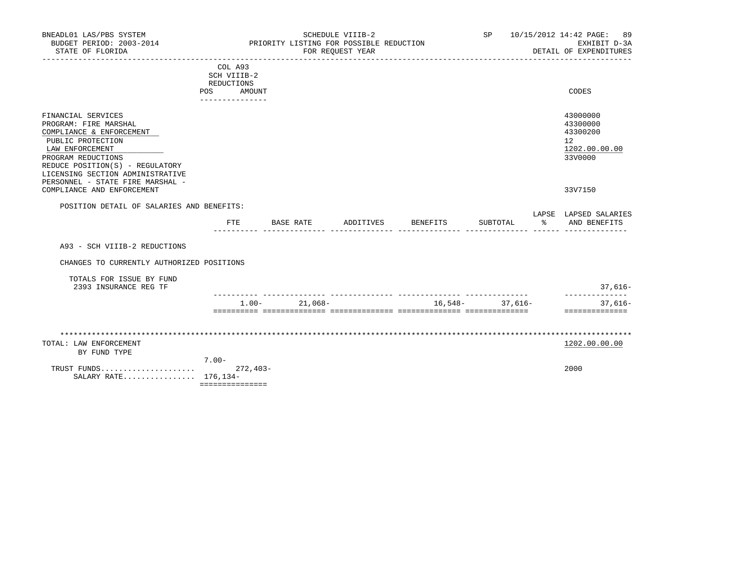BNEADL01 LAS/PBS SYSTEM
BUDGET PERIOD: 2003-2014
STATE OF FLORIDA

SCHEDULE VIIIB-2
PRIORITY LISTING FOR POSSIBLE REDUCTION
FOR REQUEST YEAR

SP 10/15/2012 14:42

EXHIBIT D-3A
DETAIL OF EXPENDITURES

| | COL A93 SCH VIIIB-2 REDUCTIONS POS | AMOUNT | CODES |
|---|---|---|---|
| FINANCIAL SERVICES | | | 43000000 |
| PROGRAM: FIRE MARSHAL | | | 43300000 |
| COMPLIANCE & ENFORCEMENT | | | 43300200 |
| PUBLIC PROTECTION | | | 12 |
| LAW ENFORCEMENT | | | 1202.00.00.00 |
| PROGRAM REDUCTIONS | | | 33V0000 |
| REDUCE POSITION(S) - REGULATORY LICENSING SECTION ADMINISTRATIVE PERSONNEL - STATE FIRE MARSHAL - COMPLIANCE AND ENFORCEMENT | | | 33V7150 |

POSITION DETAIL OF SALARIES AND BENEFITS:

| | FTE | BASE RATE | ADDITIVES | BENEFITS | SUBTOTAL | LAPSE % | LAPSED SALARIES AND BENEFITS |
|---|---|---|---|---|---|---|---|
| A93 - SCH VIIIB-2 REDUCTIONS | | | | | | | |
| CHANGES TO CURRENTLY AUTHORIZED POSITIONS | | | | | | | |
| TOTALS FOR ISSUE BY FUND | | | | | | | |
| 2393 INSURANCE REG TF | | | | | | | 37,616- |
| | 1.00- | 21,068- | | 16,548- | 37,616- | | 37,616- |

| | POS | AMOUNT | CODES |
|---|---|---|---|
| TOTAL: LAW ENFORCEMENT | | | 1202.00.00.00 |
| BY FUND TYPE | | | |
| TRUST FUNDS | 7.00- | 272,403- | 2000 |
| SALARY RATE | 176,134- | | |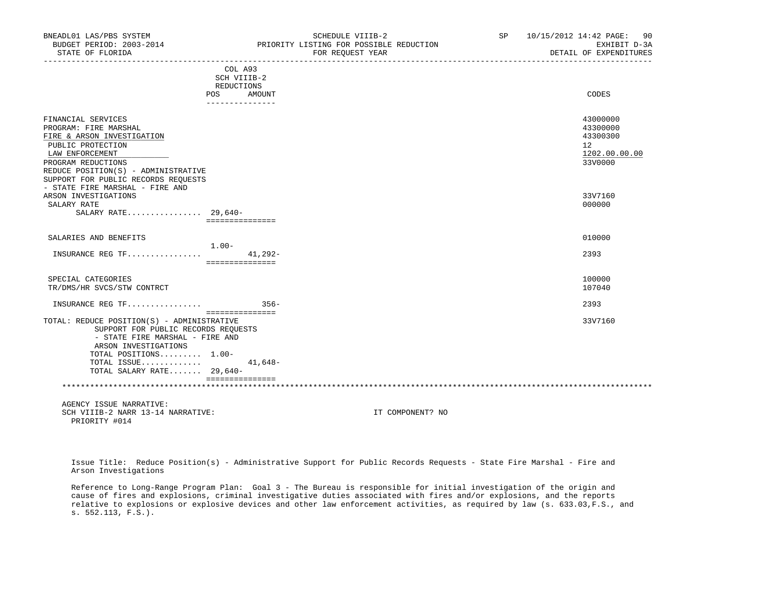BNEADL01 LAS/PBS SYSTEM | SCHEDULE VIIIB-2 | SP 10/15/2012 14:42
BUDGET PERIOD: 2003-2014 | PRIORITY LISTING FOR POSSIBLE REDUCTION | EXHIBIT D-3A
STATE OF FLORIDA | FOR REQUEST YEAR | DETAIL OF EXPENDITURES

| | COL A93 SCH VIIIB-2 REDUCTIONS POS | AMOUNT | CODES |
|---|---|---|---|
| FINANCIAL SERVICES | | | 43000000 |
| PROGRAM: FIRE MARSHAL | | | 43300000 |
| FIRE & ARSON INVESTIGATION | | | 43300300 |
| PUBLIC PROTECTION | | | 12 |
| LAW ENFORCEMENT | | | 1202.00.00.00 |
| PROGRAM REDUCTIONS | | | 33V0000 |
| REDUCE POSITION(S) - ADMINISTRATIVE SUPPORT FOR PUBLIC RECORDS REQUESTS - STATE FIRE MARSHAL - FIRE AND ARSON INVESTIGATIONS | | | 33V7160 |
| SALARY RATE | | | 000000 |
| SALARY RATE................ | 29,640- | | |
| SALARIES AND BENEFITS | | | 010000 |
| INSURANCE REG TF................ | 1.00- | 41,292- | 2393 |
| SPECIAL CATEGORIES | | | 100000 |
| TR/DMS/HR SVCS/STW CONTRCT | | | 107040 |
| INSURANCE REG TF................ | | 356- | 2393 |
| TOTAL: REDUCE POSITION(S) - ADMINISTRATIVE SUPPORT FOR PUBLIC RECORDS REQUESTS - STATE FIRE MARSHAL - FIRE AND ARSON INVESTIGATIONS | | | 33V7160 |
| TOTAL POSITIONS......... | 1.00- | | |
| TOTAL ISSUE............. | | 41,648- | |
| TOTAL SALARY RATE....... | 29,640- | | |

AGENCY ISSUE NARRATIVE:
SCH VIIIB-2 NARR 13-14 NARRATIVE: IT COMPONENT? NO
PRIORITY #014

Issue Title: Reduce Position(s) - Administrative Support for Public Records Requests - State Fire Marshal - Fire and Arson Investigations

Reference to Long-Range Program Plan: Goal 3 - The Bureau is responsible for initial investigation of the origin and cause of fires and explosions, criminal investigative duties associated with fires and/or explosions, and the reports relative to explosions or explosive devices and other law enforcement activities, as required by law (s. 633.03,F.S., and s. 552.113, F.S.).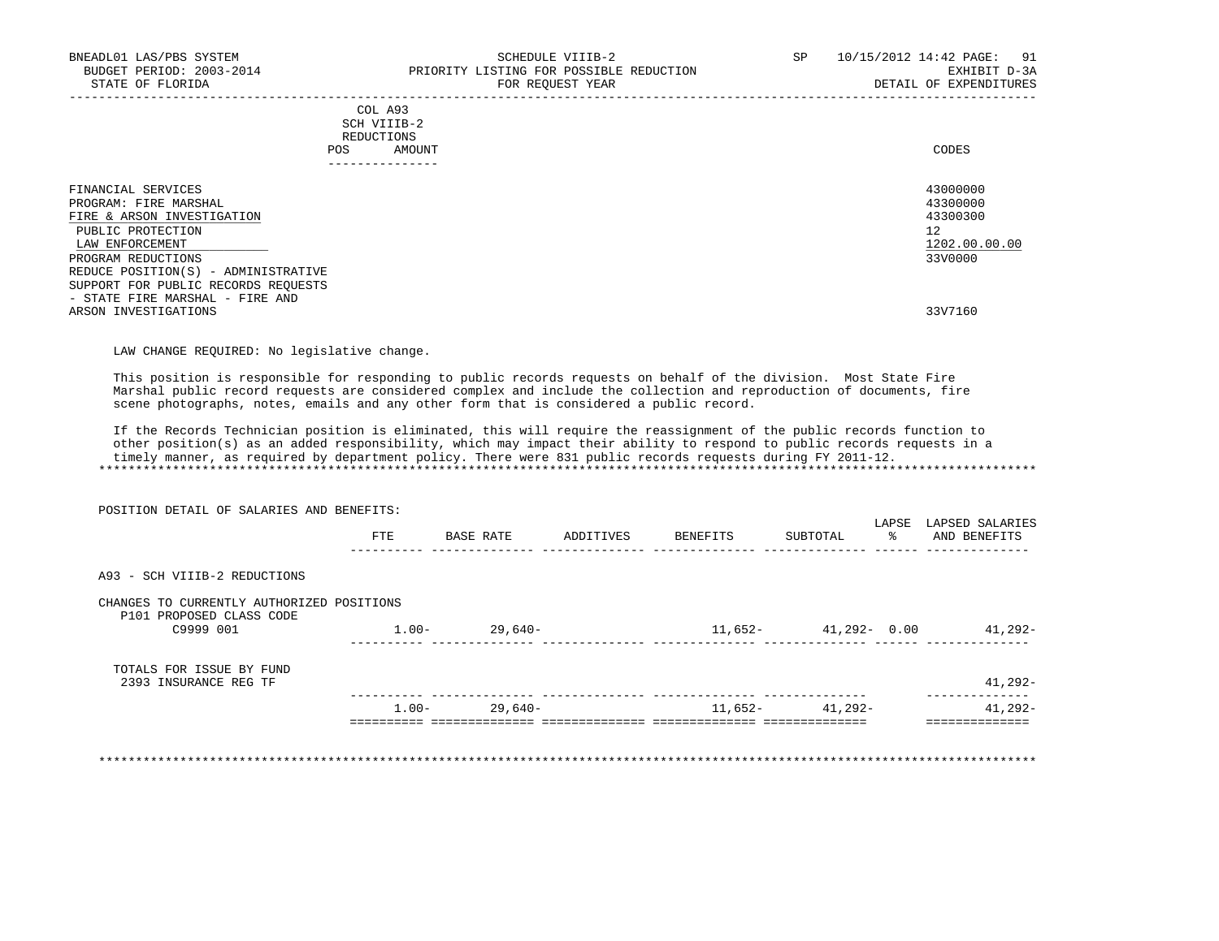BNEADL01 LAS/PBS SYSTEM
BUDGET PERIOD: 2003-2014
STATE OF FLORIDA

SCHEDULE VIIIB-2
PRIORITY LISTING FOR POSSIBLE REDUCTION
FOR REQUEST YEAR

SP 10/15/2012 14:42

EXHIBIT D-3A
DETAIL OF EXPENDITURES

| | COL A93 SCH VIIIB-2 REDUCTIONS POS AMOUNT | CODES |
|---|---|---|
| FINANCIAL SERVICES | | 43000000 |
| PROGRAM: FIRE MARSHAL | | 43300000 |
| FIRE & ARSON INVESTIGATION | | 43300300 |
| PUBLIC PROTECTION | | 12 |
| LAW ENFORCEMENT | | 1202.00.00.00 |
| PROGRAM REDUCTIONS | | 33V0000 |
| REDUCE POSITION(S) - ADMINISTRATIVE SUPPORT FOR PUBLIC RECORDS REQUESTS - STATE FIRE MARSHAL - FIRE AND ARSON INVESTIGATIONS | | 33V7160 |

LAW CHANGE REQUIRED: No legislative change.

This position is responsible for responding to public records requests on behalf of the division. Most State Fire Marshal public record requests are considered complex and include the collection and reproduction of documents, fire scene photographs, notes, emails and any other form that is considered a public record.

If the Records Technician position is eliminated, this will require the reassignment of the public records function to other position(s) as an added responsibility, which may impact their ability to respond to public records requests in a timely manner, as required by department policy. There were 831 public records requests during FY 2011-12.

POSITION DETAIL OF SALARIES AND BENEFITS:

| | FTE | BASE RATE | ADDITIVES | BENEFITS | SUBTOTAL | LAPSE % | LAPSED SALARIES AND BENEFITS |
|---|---|---|---|---|---|---|---|
| A93 - SCH VIIIB-2 REDUCTIONS | | | | | | | |
| CHANGES TO CURRENTLY AUTHORIZED POSITIONS | | | | | | | |
| P101 PROPOSED CLASS CODE | | | | | | | |
| C9999 001 | 1.00- | 29,640- | | 11,652- | 41,292- | 0.00 | 41,292- |
| TOTALS FOR ISSUE BY FUND | | | | | | | |
| 2393 INSURANCE REG TF | | | | | | | 41,292- |
| | 1.00- | 29,640- | | 11,652- | 41,292- | | 41,292- |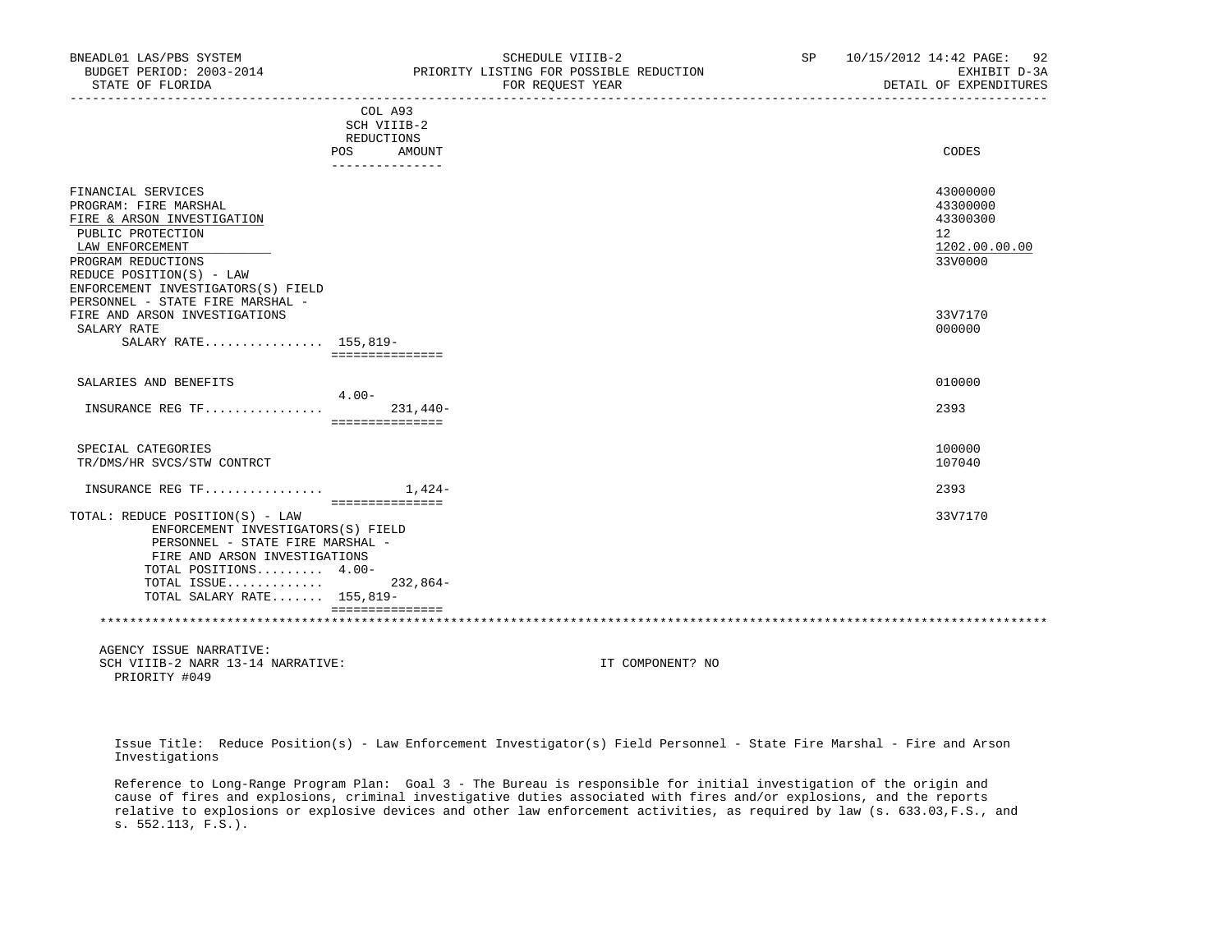BNEADL01 LAS/PBS SYSTEM | SCHEDULE VIIIB-2 | SP 10/15/2012 14:42
BUDGET PERIOD: 2003-2014 | PRIORITY LISTING FOR POSSIBLE REDUCTION | EXHIBIT D-3A
STATE OF FLORIDA | FOR REQUEST YEAR | DETAIL OF EXPENDITURES

| | COL A93 SCH VIIIB-2 REDUCTIONS POS | AMOUNT | CODES |
|---|---|---|---|
| FINANCIAL SERVICES | | | 43000000 |
| PROGRAM: FIRE MARSHAL | | | 43300000 |
| FIRE & ARSON INVESTIGATION | | | 43300300 |
| PUBLIC PROTECTION | | | 12 |
| LAW ENFORCEMENT | | | 1202.00.00.00 |
| PROGRAM REDUCTIONS | | | 33V0000 |
| REDUCE POSITION(S) - LAW ENFORCEMENT INVESTIGATORS(S) FIELD PERSONNEL - STATE FIRE MARSHAL - FIRE AND ARSON INVESTIGATIONS | | | 33V7170 |
| SALARY RATE | | | 000000 |
| SALARY RATE................ | 155,819- | | |
| SALARIES AND BENEFITS | | | 010000 |
| INSURANCE REG TF................ | 4.00- | 231,440- | 2393 |
| SPECIAL CATEGORIES | | | 100000 |
| TR/DMS/HR SVCS/STW CONTRCT | | | 107040 |
| INSURANCE REG TF................ | | 1,424- | 2393 |
| TOTAL: REDUCE POSITION(S) - LAW ENFORCEMENT INVESTIGATORS(S) FIELD PERSONNEL - STATE FIRE MARSHAL - FIRE AND ARSON INVESTIGATIONS | | | 33V7170 |
| TOTAL POSITIONS......... | 4.00- | | |
| TOTAL ISSUE............. | | 232,864- | |
| TOTAL SALARY RATE....... | 155,819- | | |

AGENCY ISSUE NARRATIVE:
SCH VIIIB-2 NARR 13-14 NARRATIVE: IT COMPONENT? NO
PRIORITY #049

Issue Title: Reduce Position(s) - Law Enforcement Investigator(s) Field Personnel - State Fire Marshal - Fire and Arson Investigations

Reference to Long-Range Program Plan: Goal 3 - The Bureau is responsible for initial investigation of the origin and cause of fires and explosions, criminal investigative duties associated with fires and/or explosions, and the reports relative to explosions or explosive devices and other law enforcement activities, as required by law (s. 633.03,F.S., and s. 552.113, F.S.).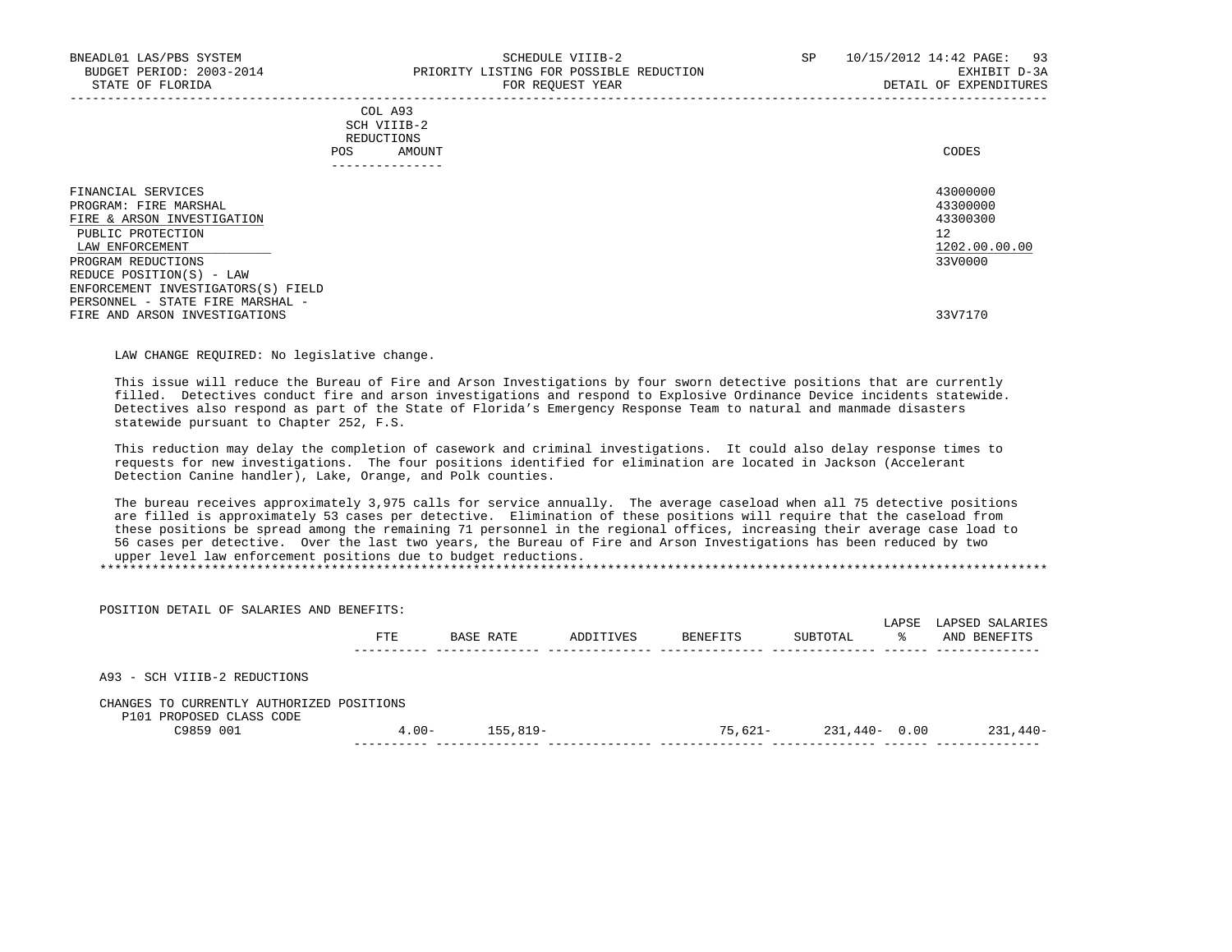BNEADL01 LAS/PBS SYSTEM — SCHEDULE VIIIB-2 — SP 10/15/2012 14:42
BUDGET PERIOD: 2003-2014 — PRIORITY LISTING FOR POSSIBLE REDUCTION — EXHIBIT D-3A
STATE OF FLORIDA — FOR REQUEST YEAR — DETAIL OF EXPENDITURES

| | COL A93 SCH VIIIB-2 REDUCTIONS POS AMOUNT | CODES |
|---|---|---|
| FINANCIAL SERVICES | | 43000000 |
| PROGRAM: FIRE MARSHAL | | 43300000 |
| FIRE & ARSON INVESTIGATION | | 43300300 |
| PUBLIC PROTECTION | | 12 |
| LAW ENFORCEMENT | | 1202.00.00.00 |
| PROGRAM REDUCTIONS | | 33V0000 |
| REDUCE POSITION(S) - LAW ENFORCEMENT INVESTIGATORS(S) FIELD PERSONNEL - STATE FIRE MARSHAL - FIRE AND ARSON INVESTIGATIONS | | 33V7170 |

LAW CHANGE REQUIRED: No legislative change.

This issue will reduce the Bureau of Fire and Arson Investigations by four sworn detective positions that are currently filled. Detectives conduct fire and arson investigations and respond to Explosive Ordinance Device incidents statewide. Detectives also respond as part of the State of Florida's Emergency Response Team to natural and manmade disasters statewide pursuant to Chapter 252, F.S.

This reduction may delay the completion of casework and criminal investigations. It could also delay response times to requests for new investigations. The four positions identified for elimination are located in Jackson (Accelerant Detection Canine handler), Lake, Orange, and Polk counties.

The bureau receives approximately 3,975 calls for service annually. The average caseload when all 75 detective positions are filled is approximately 53 cases per detective. Elimination of these positions will require that the caseload from these positions be spread among the remaining 71 personnel in the regional offices, increasing their average case load to 56 cases per detective. Over the last two years, the Bureau of Fire and Arson Investigations has been reduced by two upper level law enforcement positions due to budget reductions.

*******************************************************************************************************************************

POSITION DETAIL OF SALARIES AND BENEFITS:

| | FTE | BASE RATE | ADDITIVES | BENEFITS | SUBTOTAL | LAPSE % | LAPSED SALARIES AND BENEFITS |
|---|---|---|---|---|---|---|---|
| A93 - SCH VIIIB-2 REDUCTIONS | | | | | | | |
| CHANGES TO CURRENTLY AUTHORIZED POSITIONS | | | | | | | |
| P101 PROPOSED CLASS CODE | | | | | | | |
| C9859 001 | 4.00- | 155,819- | | 75,621- | 231,440- | 0.00 | 231,440- |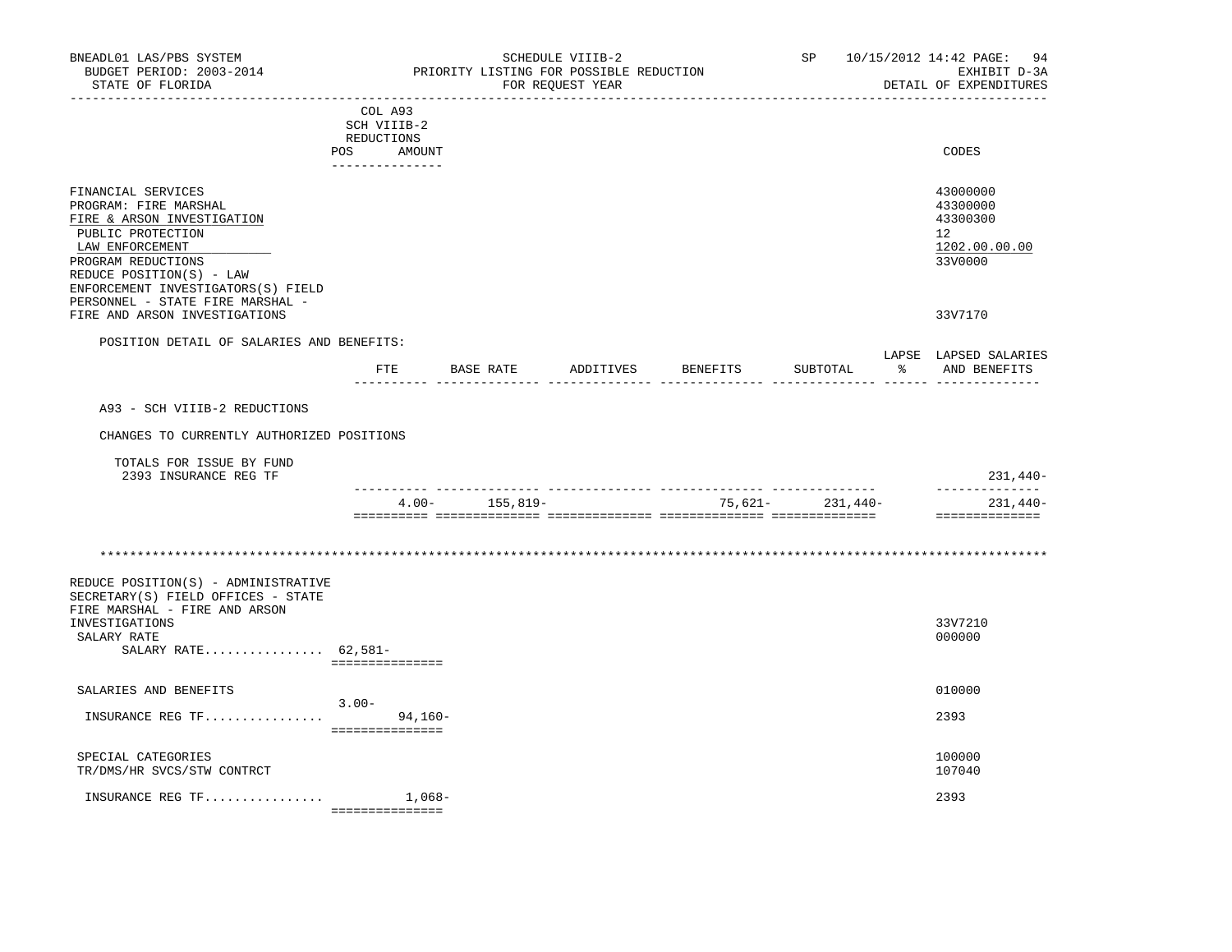BNEADL01 LAS/PBS SYSTEM — SCHEDULE VIIIB-2 — SP 10/15/2012 14:42
BUDGET PERIOD: 2003-2014 — PRIORITY LISTING FOR POSSIBLE REDUCTION — EXHIBIT D-3A
STATE OF FLORIDA — FOR REQUEST YEAR — DETAIL OF EXPENDITURES

| | COL A93 SCH VIIIB-2 REDUCTIONS POS | AMOUNT | CODES |
|---|---|---|---|
| FINANCIAL SERVICES | | | 43000000 |
| PROGRAM: FIRE MARSHAL | | | 43300000 |
| FIRE & ARSON INVESTIGATION | | | 43300300 |
| PUBLIC PROTECTION | | | 12 |
| LAW ENFORCEMENT | | | 1202.00.00.00 |
| PROGRAM REDUCTIONS | | | 33V0000 |
| REDUCE POSITION(S) - LAW ENFORCEMENT INVESTIGATORS(S) FIELD PERSONNEL - STATE FIRE MARSHAL - FIRE AND ARSON INVESTIGATIONS | | | 33V7170 |

POSITION DETAIL OF SALARIES AND BENEFITS:

| | FTE | BASE RATE | ADDITIVES | BENEFITS | SUBTOTAL | LAPSE % | LAPSED SALARIES AND BENEFITS |
|---|---|---|---|---|---|---|---|
| A93 - SCH VIIIB-2 REDUCTIONS | | | | | | | |
| CHANGES TO CURRENTLY AUTHORIZED POSITIONS | | | | | | | |
| TOTALS FOR ISSUE BY FUND | | | | | | | |
| 2393 INSURANCE REG TF | | | | | | | 231,440- |
| | 4.00- | 155,819- | | 75,621- | 231,440- | | 231,440- |

***

| | POS | AMOUNT | CODES |
|---|---|---|---|
| REDUCE POSITION(S) - ADMINISTRATIVE SECRETARY(S) FIELD OFFICES - STATE FIRE MARSHAL - FIRE AND ARSON INVESTIGATIONS | | | 33V7210 |
| SALARY RATE | | | 000000 |
| SALARY RATE................ | 62,581- | | |
| SALARIES AND BENEFITS | | | 010000 |
| INSURANCE REG TF................ | 3.00- | 94,160- | 2393 |
| SPECIAL CATEGORIES | | | 100000 |
| TR/DMS/HR SVCS/STW CONTRCT | | | 107040 |
| INSURANCE REG TF................ | | 1,068- | 2393 |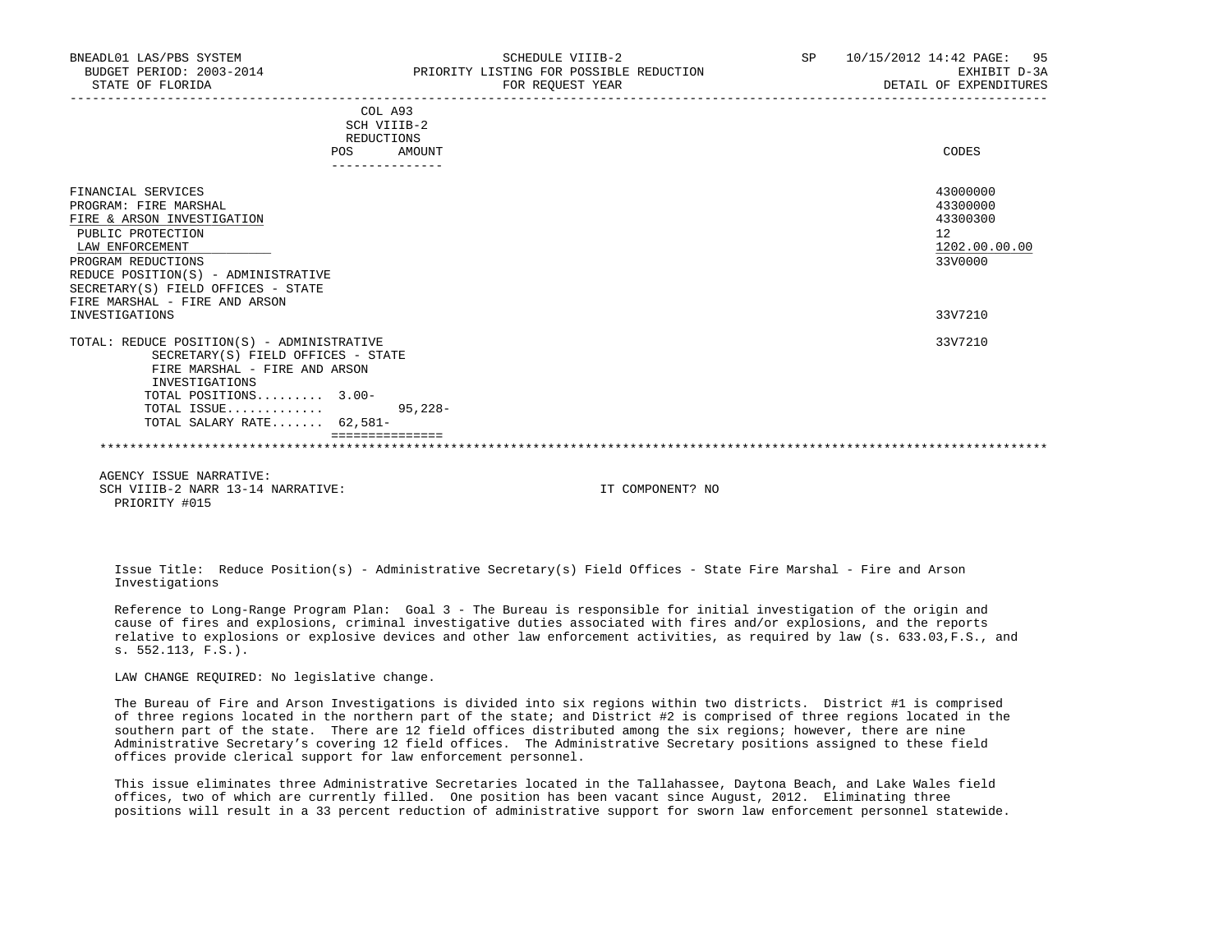| | COL A93 SCH VIIIB-2 REDUCTIONS POS AMOUNT | CODES |
|---|---|---|
| FINANCIAL SERVICES | | 43000000 |
| PROGRAM: FIRE MARSHAL | | 43300000 |
| FIRE & ARSON INVESTIGATION | | 43300300 |
| PUBLIC PROTECTION | | 12 |
| LAW ENFORCEMENT | | 1202.00.00.00 |
| PROGRAM REDUCTIONS | | 33V0000 |
| REDUCE POSITION(S) - ADMINISTRATIVE SECRETARY(S) FIELD OFFICES - STATE FIRE MARSHAL - FIRE AND ARSON INVESTIGATIONS | | 33V7210 |
| TOTAL: REDUCE POSITION(S) - ADMINISTRATIVE SECRETARY(S) FIELD OFFICES - STATE FIRE MARSHAL - FIRE AND ARSON INVESTIGATIONS | | 33V7210 |
| TOTAL POSITIONS......... | 3.00- | |
| TOTAL ISSUE............ | 95,228- | |
| TOTAL SALARY RATE....... | 62,581- | |

AGENCY ISSUE NARRATIVE:
SCH VIIIB-2 NARR 13-14 NARRATIVE: IT COMPONENT? NO
PRIORITY #015

Issue Title: Reduce Position(s) - Administrative Secretary(s) Field Offices - State Fire Marshal - Fire and Arson Investigations

Reference to Long-Range Program Plan: Goal 3 - The Bureau is responsible for initial investigation of the origin and cause of fires and explosions, criminal investigative duties associated with fires and/or explosions, and the reports relative to explosions or explosive devices and other law enforcement activities, as required by law (s. 633.03,F.S., and s. 552.113, F.S.).

LAW CHANGE REQUIRED: No legislative change.

The Bureau of Fire and Arson Investigations is divided into six regions within two districts. District #1 is comprised of three regions located in the northern part of the state; and District #2 is comprised of three regions located in the southern part of the state. There are 12 field offices distributed among the six regions; however, there are nine Administrative Secretary's covering 12 field offices. The Administrative Secretary positions assigned to these field offices provide clerical support for law enforcement personnel.

This issue eliminates three Administrative Secretaries located in the Tallahassee, Daytona Beach, and Lake Wales field offices, two of which are currently filled. One position has been vacant since August, 2012. Eliminating three positions will result in a 33 percent reduction of administrative support for sworn law enforcement personnel statewide.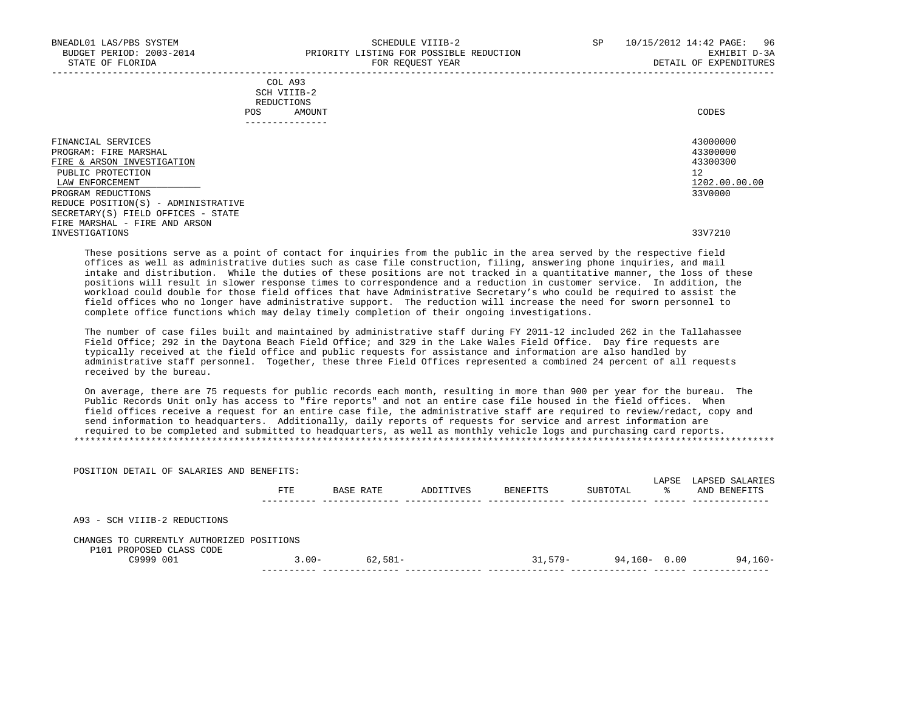| | COL A93 SCH VIIIB-2 REDUCTIONS | | |
|---|---|---|---|
| | POS | AMOUNT | CODES |
| FINANCIAL SERVICES | | | 43000000 |
| PROGRAM: FIRE MARSHAL | | | 43300000 |
| FIRE & ARSON INVESTIGATION | | | 43300300 |
| PUBLIC PROTECTION | | | 12 |
| LAW ENFORCEMENT | | | 1202.00.00.00 |
| PROGRAM REDUCTIONS | | | 33V0000 |
| REDUCE POSITION(S) - ADMINISTRATIVE SECRETARY(S) FIELD OFFICES - STATE FIRE MARSHAL - FIRE AND ARSON INVESTIGATIONS | | | 33V7210 |

These positions serve as a point of contact for inquiries from the public in the area served by the respective field offices as well as administrative duties such as case file construction, filing, answering phone inquiries, and mail intake and distribution. While the duties of these positions are not tracked in a quantitative manner, the loss of these positions will result in slower response times to correspondence and a reduction in customer service. In addition, the workload could double for those field offices that have Administrative Secretary's who could be required to assist the field offices who no longer have administrative support. The reduction will increase the need for sworn personnel to complete office functions which may delay timely completion of their ongoing investigations.

The number of case files built and maintained by administrative staff during FY 2011-12 included 262 in the Tallahassee Field Office; 292 in the Daytona Beach Field Office; and 329 in the Lake Wales Field Office. Day fire requests are typically received at the field office and public requests for assistance and information are also handled by administrative staff personnel. Together, these three Field Offices represented a combined 24 percent of all requests received by the bureau.

On average, there are 75 requests for public records each month, resulting in more than 900 per year for the bureau. The Public Records Unit only has access to "fire reports" and not an entire case file housed in the field offices. When field offices receive a request for an entire case file, the administrative staff are required to review/redact, copy and send information to headquarters. Additionally, daily reports of requests for service and arrest information are required to be completed and submitted to headquarters, as well as monthly vehicle logs and purchasing card reports.

******************************************************************************************************************************

POSITION DETAIL OF SALARIES AND BENEFITS:

| | FTE | BASE RATE | ADDITIVES | BENEFITS | SUBTOTAL | LAPSE % | LAPSED SALARIES AND BENEFITS |
|---|---|---|---|---|---|---|---|
| A93 - SCH VIIIB-2 REDUCTIONS | | | | | | | |
| CHANGES TO CURRENTLY AUTHORIZED POSITIONS | | | | | | | |
| P101 PROPOSED CLASS CODE | | | | | | | |
| C9999 001 | 3.00- | 62,581- | | 31,579- | 94,160- | 0.00 | 94,160- |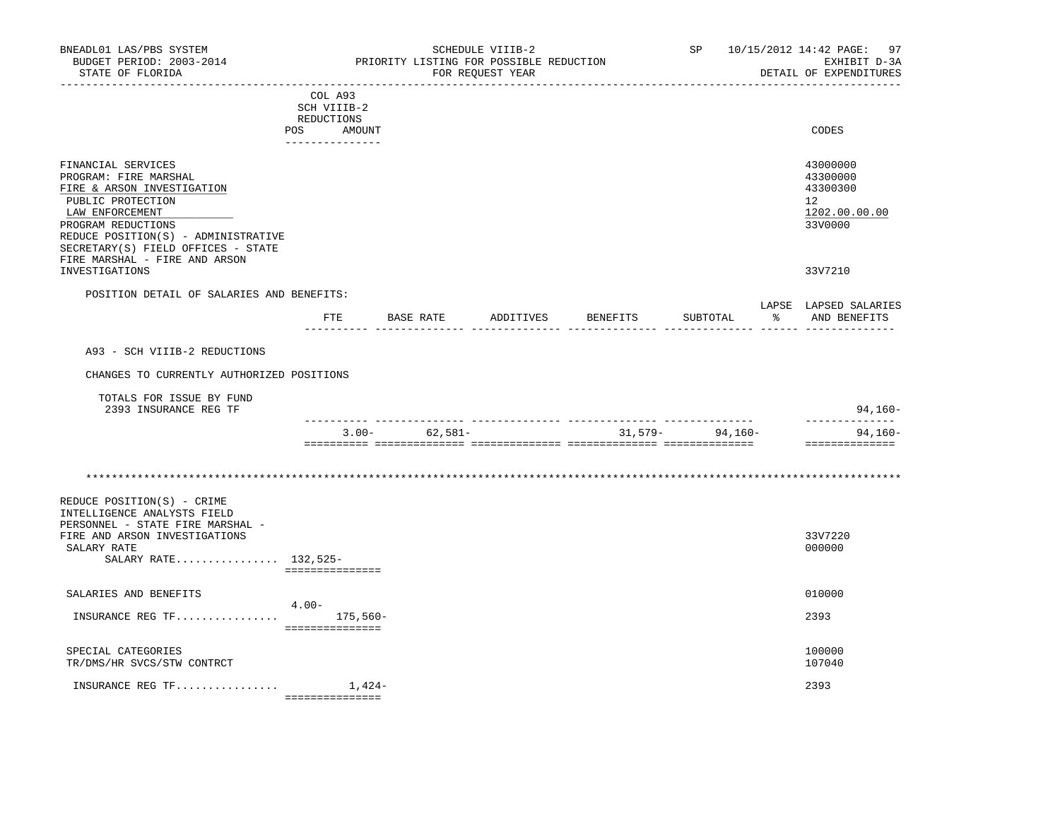BNEADL01 LAS/PBS SYSTEM
BUDGET PERIOD: 2003-2014
STATE OF FLORIDA

SCHEDULE VIIIB-2
PRIORITY LISTING FOR POSSIBLE REDUCTION
FOR REQUEST YEAR

SP 10/15/2012 14:42
EXHIBIT D-3A
DETAIL OF EXPENDITURES

| | COL A93 SCH VIIIB-2 REDUCTIONS POS | AMOUNT | CODES |
|---|---|---|---|
| FINANCIAL SERVICES | | | 43000000 |
| PROGRAM: FIRE MARSHAL | | | 43300000 |
| FIRE & ARSON INVESTIGATION | | | 43300300 |
| PUBLIC PROTECTION | | | 12 |
| LAW ENFORCEMENT | | | 1202.00.00.00 |
| PROGRAM REDUCTIONS | | | 33V0000 |
| REDUCE POSITION(S) - ADMINISTRATIVE SECRETARY(S) FIELD OFFICES - STATE FIRE MARSHAL - FIRE AND ARSON INVESTIGATIONS | | | 33V7210 |

POSITION DETAIL OF SALARIES AND BENEFITS:

| | FTE | BASE RATE | ADDITIVES | BENEFITS | SUBTOTAL | LAPSE % | LAPSED SALARIES AND BENEFITS |
|---|---|---|---|---|---|---|---|
| A93 - SCH VIIIB-2 REDUCTIONS | | | | | | | |
| CHANGES TO CURRENTLY AUTHORIZED POSITIONS | | | | | | | |
| TOTALS FOR ISSUE BY FUND | | | | | | | |
| 2393 INSURANCE REG TF | | | | | | | 94,160- |
| | 3.00- | 62,581- | | 31,579- | 94,160- | | 94,160- |

\*\*\*\*\*\*\*\*\*\*\*\*\*\*\*\*\*\*\*\*\*\*\*\*\*\*\*\*\*\*\*\*\*\*\*\*\*\*\*\*\*\*\*\*\*\*\*\*\*\*\*\*\*\*\*\*\*\*\*\*\*\*\*\*\*\*\*\*\*\*\*\*\*\*\*\*\*\*

| | POS | AMOUNT | CODES |
|---|---|---|---|
| REDUCE POSITION(S) - CRIME INTELLIGENCE ANALYSTS FIELD PERSONNEL - STATE FIRE MARSHAL - FIRE AND ARSON INVESTIGATIONS | | | 33V7220 |
| SALARY RATE | | | 000000 |
| SALARY RATE................ | 132,525- | | |
| SALARIES AND BENEFITS | | | 010000 |
| INSURANCE REG TF................ | 4.00- | 175,560- | 2393 |
| SPECIAL CATEGORIES | | | 100000 |
| TR/DMS/HR SVCS/STW CONTRCT | | | 107040 |
| INSURANCE REG TF................ | | 1,424- | 2393 |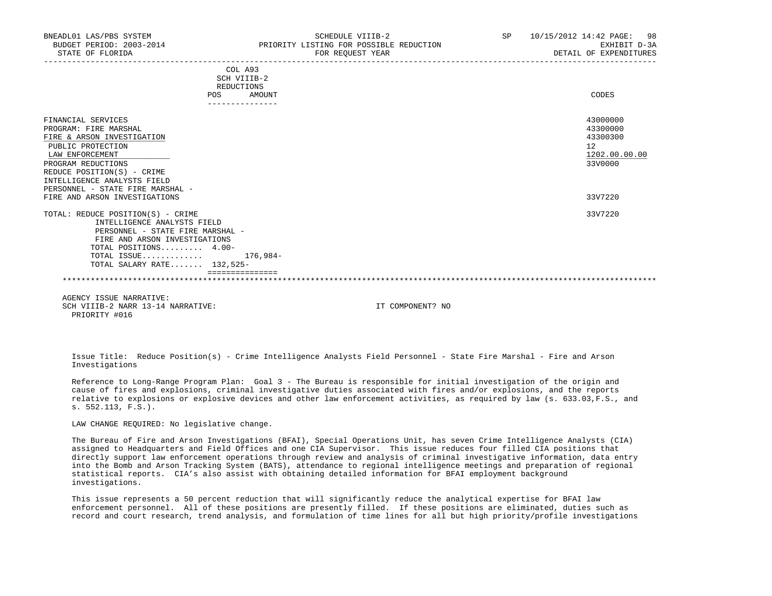BNEADL01 LAS/PBS SYSTEM
BUDGET PERIOD: 2003-2014
STATE OF FLORIDA

SCHEDULE VIIIB-2
PRIORITY LISTING FOR POSSIBLE REDUCTION
FOR REQUEST YEAR

SP 10/15/2012 14:42

EXHIBIT D-3A
DETAIL OF EXPENDITURES

| | COL A93 SCH VIIIB-2 REDUCTIONS POS | AMOUNT | CODES |
|---|---|---|---|
| FINANCIAL SERVICES | | | 43000000 |
| PROGRAM: FIRE MARSHAL | | | 43300000 |
| FIRE & ARSON INVESTIGATION | | | 43300300 |
| PUBLIC PROTECTION | | | 12 |
| LAW ENFORCEMENT | | | 1202.00.00.00 |
| PROGRAM REDUCTIONS | | | 33V0000 |
| REDUCE POSITION(S) - CRIME INTELLIGENCE ANALYSTS FIELD PERSONNEL - STATE FIRE MARSHAL - FIRE AND ARSON INVESTIGATIONS | | | 33V7220 |
| TOTAL: REDUCE POSITION(S) - CRIME INTELLIGENCE ANALYSTS FIELD PERSONNEL - STATE FIRE MARSHAL - FIRE AND ARSON INVESTIGATIONS | | | 33V7220 |
| TOTAL POSITIONS......... | 4.00- | | |
| TOTAL ISSUE............. | | 176,984- | |
| TOTAL SALARY RATE....... | 132,525- | | |

AGENCY ISSUE NARRATIVE:
SCH VIIIB-2 NARR 13-14 NARRATIVE: IT COMPONENT? NO
PRIORITY #016

Issue Title: Reduce Position(s) - Crime Intelligence Analysts Field Personnel - State Fire Marshal - Fire and Arson Investigations

Reference to Long-Range Program Plan: Goal 3 - The Bureau is responsible for initial investigation of the origin and cause of fires and explosions, criminal investigative duties associated with fires and/or explosions, and the reports relative to explosions or explosive devices and other law enforcement activities, as required by law (s. 633.03,F.S., and s. 552.113, F.S.).

LAW CHANGE REQUIRED: No legislative change.

The Bureau of Fire and Arson Investigations (BFAI), Special Operations Unit, has seven Crime Intelligence Analysts (CIA) assigned to Headquarters and Field Offices and one CIA Supervisor. This issue reduces four filled CIA positions that directly support law enforcement operations through review and analysis of criminal investigative information, data entry into the Bomb and Arson Tracking System (BATS), attendance to regional intelligence meetings and preparation of regional statistical reports. CIA's also assist with obtaining detailed information for BFAI employment background investigations.

This issue represents a 50 percent reduction that will significantly reduce the analytical expertise for BFAI law enforcement personnel. All of these positions are presently filled. If these positions are eliminated, duties such as record and court research, trend analysis, and formulation of time lines for all but high priority/profile investigations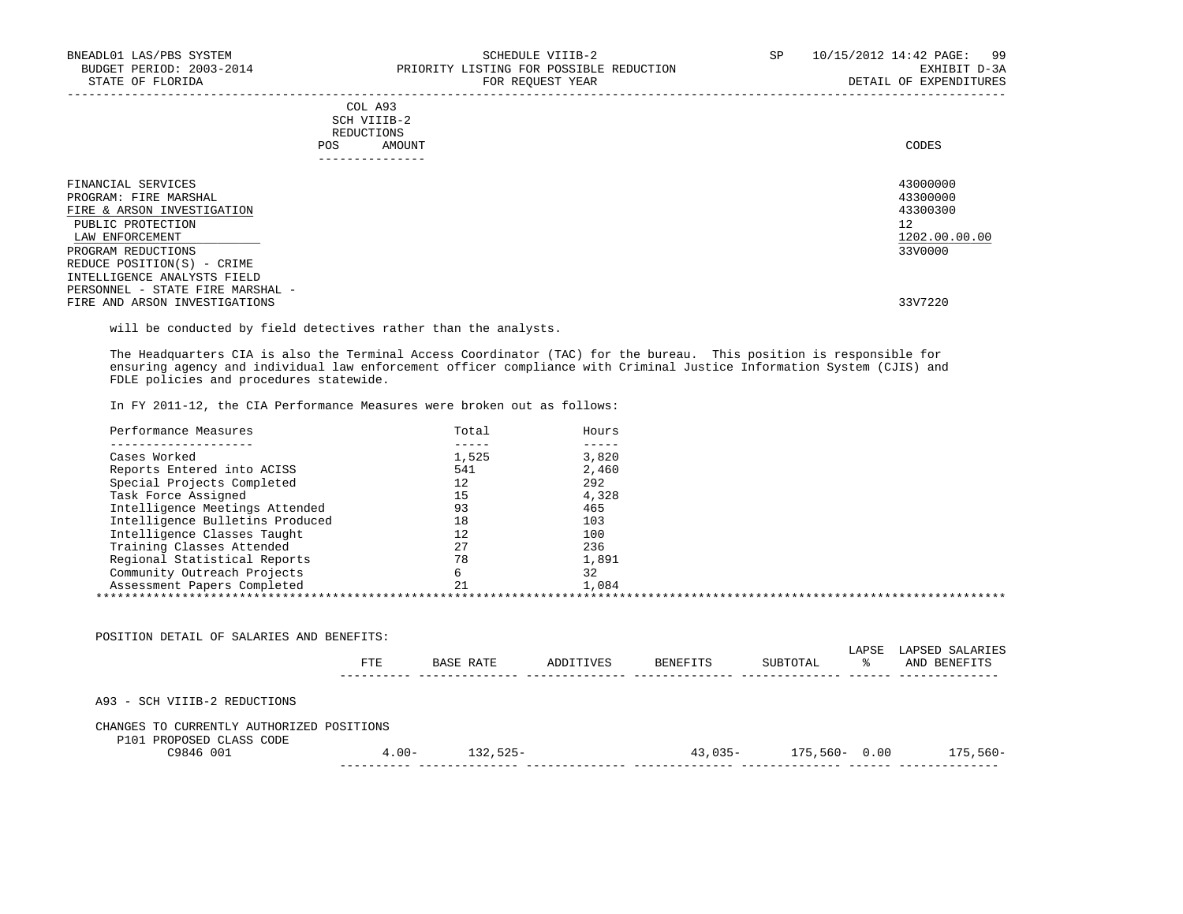COL A93
SCH VIIIB-2
REDUCTIONS

| | POS | AMOUNT | CODES |
|---|---|---|---|
| FINANCIAL SERVICES | | | 43000000 |
| PROGRAM: FIRE MARSHAL | | | 43300000 |
| FIRE & ARSON INVESTIGATION | | | 43300300 |
| PUBLIC PROTECTION | | | 12 |
| LAW ENFORCEMENT | | | 1202.00.00.00 |
| PROGRAM REDUCTIONS | | | 33V0000 |
| REDUCE POSITION(S) - CRIME INTELLIGENCE ANALYSTS FIELD PERSONNEL - STATE FIRE MARSHAL - FIRE AND ARSON INVESTIGATIONS | | | 33V7220 |

will be conducted by field detectives rather than the analysts.

The Headquarters CIA is also the Terminal Access Coordinator (TAC) for the bureau. This position is responsible for ensuring agency and individual law enforcement officer compliance with Criminal Justice Information System (CJIS) and FDLE policies and procedures statewide.

In FY 2011-12, the CIA Performance Measures were broken out as follows:

| Performance Measures | Total | Hours |
|---|---|---|
| Cases Worked | 1,525 | 3,820 |
| Reports Entered into ACISS | 541 | 2,460 |
| Special Projects Completed | 12 | 292 |
| Task Force Assigned | 15 | 4,328 |
| Intelligence Meetings Attended | 93 | 465 |
| Intelligence Bulletins Produced | 18 | 103 |
| Intelligence Classes Taught | 12 | 100 |
| Training Classes Attended | 27 | 236 |
| Regional Statistical Reports | 78 | 1,891 |
| Community Outreach Projects | 6 | 32 |
| Assessment Papers Completed | 21 | 1,084 |

POSITION DETAIL OF SALARIES AND BENEFITS:

| | FTE | BASE RATE | ADDITIVES | BENEFITS | SUBTOTAL | LAPSE % | LAPSED SALARIES AND BENEFITS |
|---|---|---|---|---|---|---|---|
| A93 - SCH VIIIB-2 REDUCTIONS | | | | | | | |
| CHANGES TO CURRENTLY AUTHORIZED POSITIONS | | | | | | | |
| P101 PROPOSED CLASS CODE | | | | | | | |
| C9846 001 | 4.00- | 132,525- | | 43,035- | 175,560- | 0.00 | 175,560- |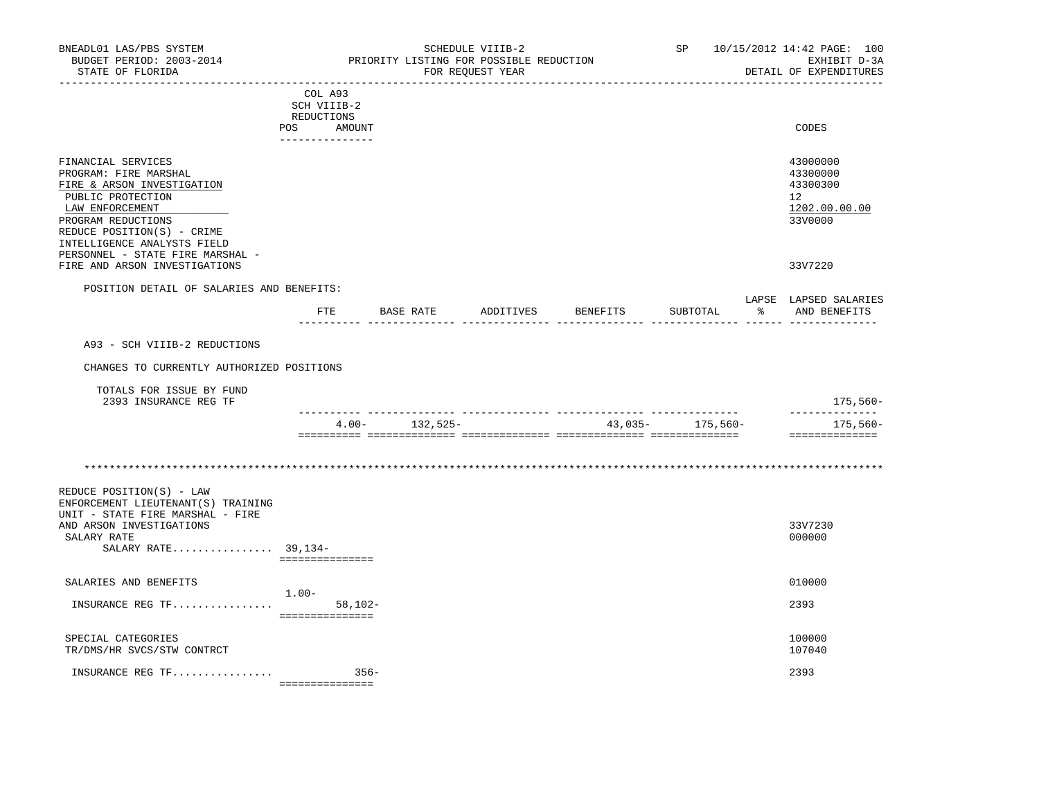BNEADL01 LAS/PBS SYSTEM | SCHEDULE VIIIB-2 | SP 10/15/2012 14:42
BUDGET PERIOD: 2003-2014 | PRIORITY LISTING FOR POSSIBLE REDUCTION | EXHIBIT D-3A
STATE OF FLORIDA | FOR REQUEST YEAR | DETAIL OF EXPENDITURES

| | COL A93 SCH VIIIB-2 REDUCTIONS POS | AMOUNT | CODES |
|---|---|---|---|
| FINANCIAL SERVICES | | | 43000000 |
| PROGRAM: FIRE MARSHAL | | | 43300000 |
| FIRE & ARSON INVESTIGATION | | | 43300300 |
| PUBLIC PROTECTION | | | 12 |
| LAW ENFORCEMENT | | | 1202.00.00.00 |
| PROGRAM REDUCTIONS | | | 33V0000 |
| REDUCE POSITION(S) - CRIME INTELLIGENCE ANALYSTS FIELD PERSONNEL - STATE FIRE MARSHAL - FIRE AND ARSON INVESTIGATIONS | | | 33V7220 |

POSITION DETAIL OF SALARIES AND BENEFITS:

| | FTE | BASE RATE | ADDITIVES | BENEFITS | SUBTOTAL | LAPSE % | LAPSED SALARIES AND BENEFITS |
|---|---|---|---|---|---|---|---|
| A93 - SCH VIIIB-2 REDUCTIONS | | | | | | | |
| CHANGES TO CURRENTLY AUTHORIZED POSITIONS | | | | | | | |
| TOTALS FOR ISSUE BY FUND | | | | | | | |
| 2393 INSURANCE REG TF | | | | | | | 175,560- |
| | 4.00- | 132,525- | | 43,035- | 175,560- | | 175,560- |

---

| | COL A93 SCH VIIIB-2 REDUCTIONS POS | AMOUNT | CODES |
|---|---|---|---|
| REDUCE POSITION(S) - LAW ENFORCEMENT LIEUTENANT(S) TRAINING UNIT - STATE FIRE MARSHAL - FIRE AND ARSON INVESTIGATIONS | | | 33V7230 |
| SALARY RATE | | | 000000 |
| SALARY RATE................ | 39,134- | | |
| SALARIES AND BENEFITS | | | 010000 |
| INSURANCE REG TF................ | 1.00- | 58,102- | 2393 |
| SPECIAL CATEGORIES | | | 100000 |
| TR/DMS/HR SVCS/STW CONTRCT | | | 107040 |
| INSURANCE REG TF................ | | 356- | 2393 |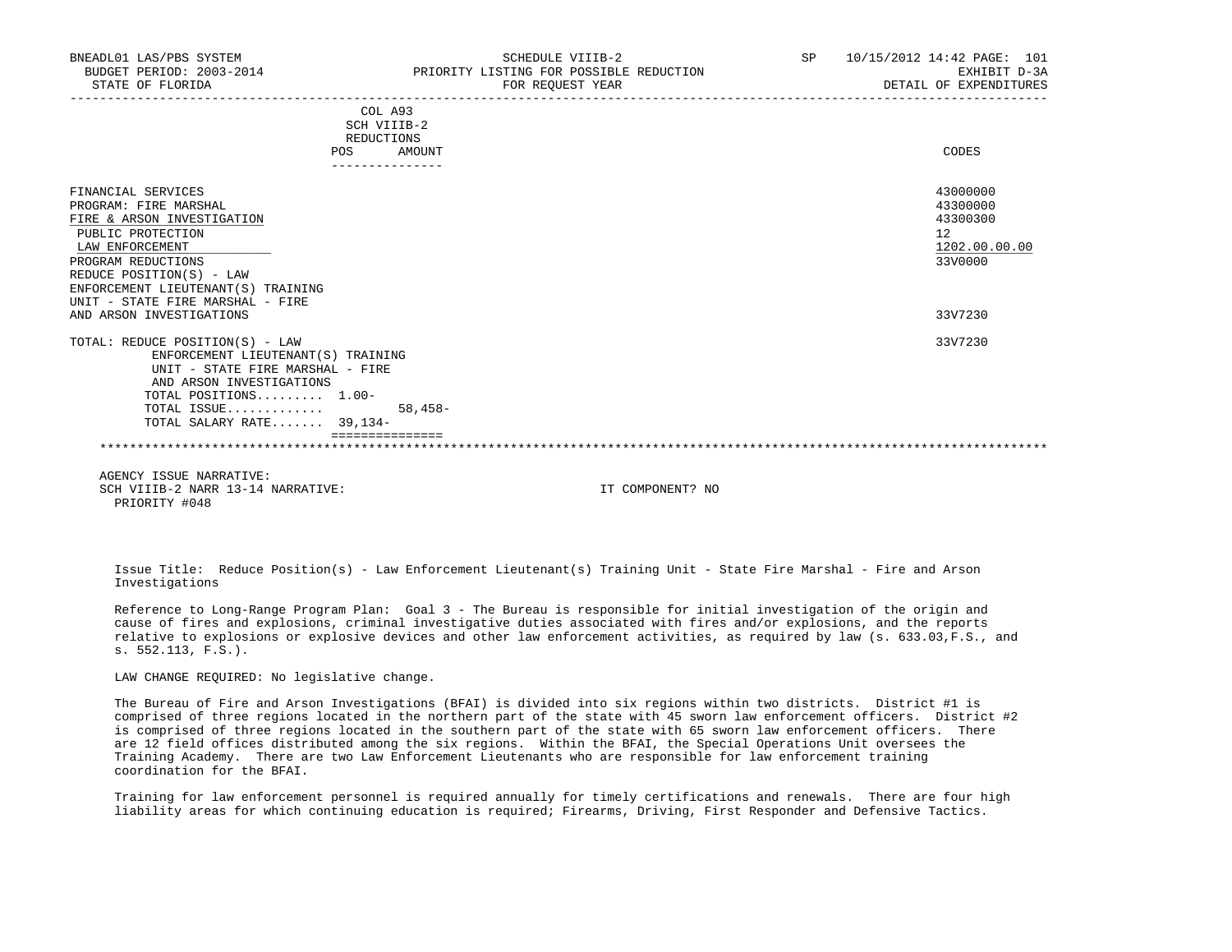BNEADL01 LAS/PBS SYSTEM
BUDGET PERIOD: 2003-2014
STATE OF FLORIDA

SCHEDULE VIIIB-2
PRIORITY LISTING FOR POSSIBLE REDUCTION
FOR REQUEST YEAR

SP 10/15/2012 14:42
EXHIBIT D-3A
DETAIL OF EXPENDITURES

| | COL A93 SCH VIIIB-2 REDUCTIONS POS | AMOUNT | CODES |
|---|---|---|---|
| FINANCIAL SERVICES | | | 43000000 |
| PROGRAM: FIRE MARSHAL | | | 43300000 |
| FIRE & ARSON INVESTIGATION | | | 43300300 |
| PUBLIC PROTECTION | | | 12 |
| LAW ENFORCEMENT | | | 1202.00.00.00 |
| PROGRAM REDUCTIONS | | | 33V0000 |
| REDUCE POSITION(S) - LAW ENFORCEMENT LIEUTENANT(S) TRAINING UNIT - STATE FIRE MARSHAL - FIRE AND ARSON INVESTIGATIONS | | | 33V7230 |
| TOTAL: REDUCE POSITION(S) - LAW ENFORCEMENT LIEUTENANT(S) TRAINING UNIT - STATE FIRE MARSHAL - FIRE AND ARSON INVESTIGATIONS | | | 33V7230 |
| TOTAL POSITIONS......... | 1.00- | | |
| TOTAL ISSUE............. | | 58,458- | |
| TOTAL SALARY RATE....... | 39,134- | | |

AGENCY ISSUE NARRATIVE:
SCH VIIIB-2 NARR 13-14 NARRATIVE: IT COMPONENT? NO
PRIORITY #048

Issue Title: Reduce Position(s) - Law Enforcement Lieutenant(s) Training Unit - State Fire Marshal - Fire and Arson Investigations

Reference to Long-Range Program Plan: Goal 3 - The Bureau is responsible for initial investigation of the origin and cause of fires and explosions, criminal investigative duties associated with fires and/or explosions, and the reports relative to explosions or explosive devices and other law enforcement activities, as required by law (s. 633.03,F.S., and s. 552.113, F.S.).

LAW CHANGE REQUIRED: No legislative change.

The Bureau of Fire and Arson Investigations (BFAI) is divided into six regions within two districts. District #1 is comprised of three regions located in the northern part of the state with 45 sworn law enforcement officers. District #2 is comprised of three regions located in the southern part of the state with 65 sworn law enforcement officers. There are 12 field offices distributed among the six regions. Within the BFAI, the Special Operations Unit oversees the Training Academy. There are two Law Enforcement Lieutenants who are responsible for law enforcement training coordination for the BFAI.

Training for law enforcement personnel is required annually for timely certifications and renewals. There are four high liability areas for which continuing education is required; Firearms, Driving, First Responder and Defensive Tactics.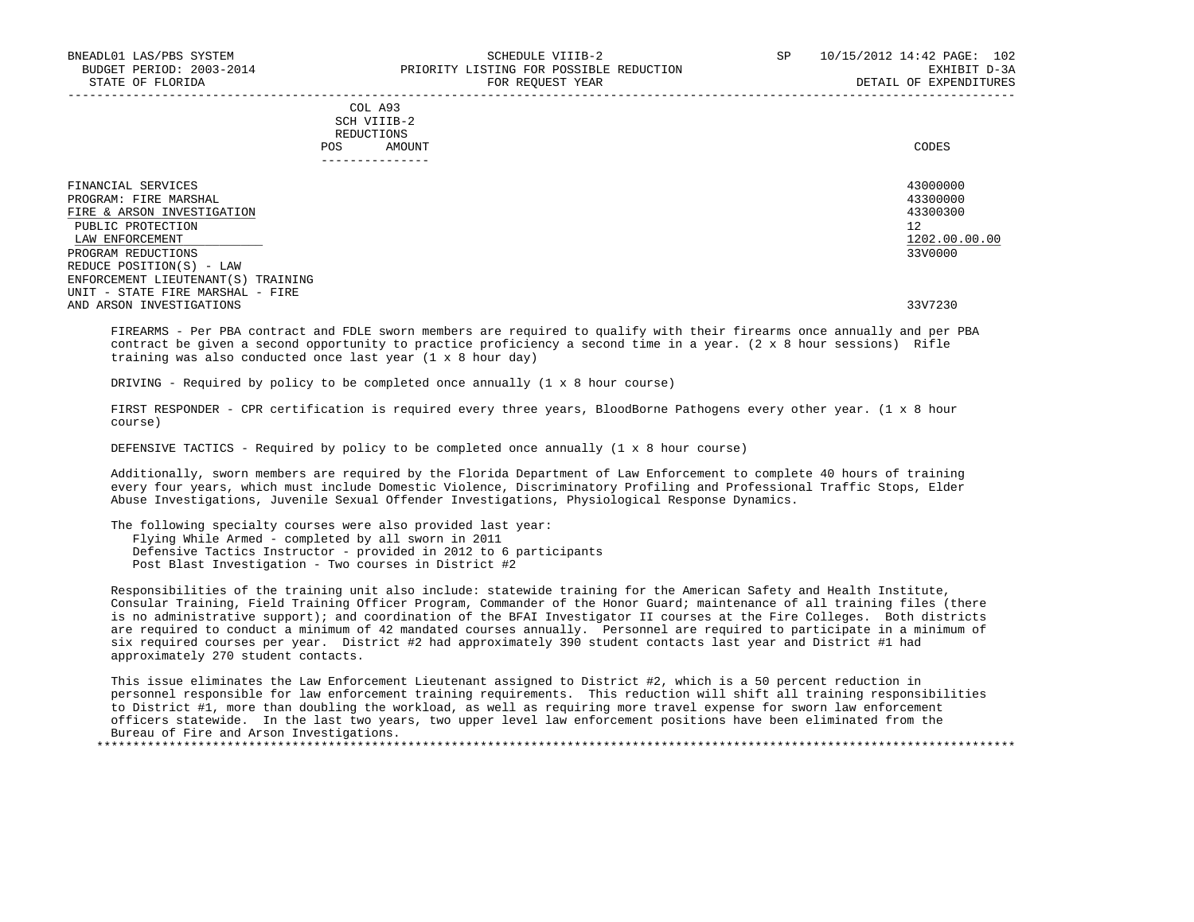COL A93
SCH VIIIB-2
REDUCTIONS

| | POS | AMOUNT | CODES |
|---|---|---|---|
| FINANCIAL SERVICES | | | 43000000 |
| PROGRAM: FIRE MARSHAL | | | 43300000 |
| FIRE & ARSON INVESTIGATION | | | 43300300 |
| PUBLIC PROTECTION | | | 12 |
| LAW ENFORCEMENT | | | 1202.00.00.00 |
| PROGRAM REDUCTIONS | | | 33V0000 |
| REDUCE POSITION(S) - LAW ENFORCEMENT LIEUTENANT(S) TRAINING UNIT - STATE FIRE MARSHAL - FIRE AND ARSON INVESTIGATIONS | | | 33V7230 |

FIREARMS - Per PBA contract and FDLE sworn members are required to qualify with their firearms once annually and per PBA contract be given a second opportunity to practice proficiency a second time in a year. (2 x 8 hour sessions) Rifle training was also conducted once last year (1 x 8 hour day)

DRIVING - Required by policy to be completed once annually (1 x 8 hour course)

FIRST RESPONDER - CPR certification is required every three years, BloodBorne Pathogens every other year. (1 x 8 hour course)

DEFENSIVE TACTICS - Required by policy to be completed once annually (1 x 8 hour course)

Additionally, sworn members are required by the Florida Department of Law Enforcement to complete 40 hours of training every four years, which must include Domestic Violence, Discriminatory Profiling and Professional Traffic Stops, Elder Abuse Investigations, Juvenile Sexual Offender Investigations, Physiological Response Dynamics.

The following specialty courses were also provided last year:
- Flying While Armed - completed by all sworn in 2011
- Defensive Tactics Instructor - provided in 2012 to 6 participants
- Post Blast Investigation - Two courses in District #2

Responsibilities of the training unit also include: statewide training for the American Safety and Health Institute, Consular Training, Field Training Officer Program, Commander of the Honor Guard; maintenance of all training files (there is no administrative support); and coordination of the BFAI Investigator II courses at the Fire Colleges. Both districts are required to conduct a minimum of 42 mandated courses annually. Personnel are required to participate in a minimum of six required courses per year. District #2 had approximately 390 student contacts last year and District #1 had approximately 270 student contacts.

This issue eliminates the Law Enforcement Lieutenant assigned to District #2, which is a 50 percent reduction in personnel responsible for law enforcement training requirements. This reduction will shift all training responsibilities to District #1, more than doubling the workload, as well as requiring more travel expense for sworn law enforcement officers statewide. In the last two years, two upper level law enforcement positions have been eliminated from the Bureau of Fire and Arson Investigations.

*******************************************************************************************************************************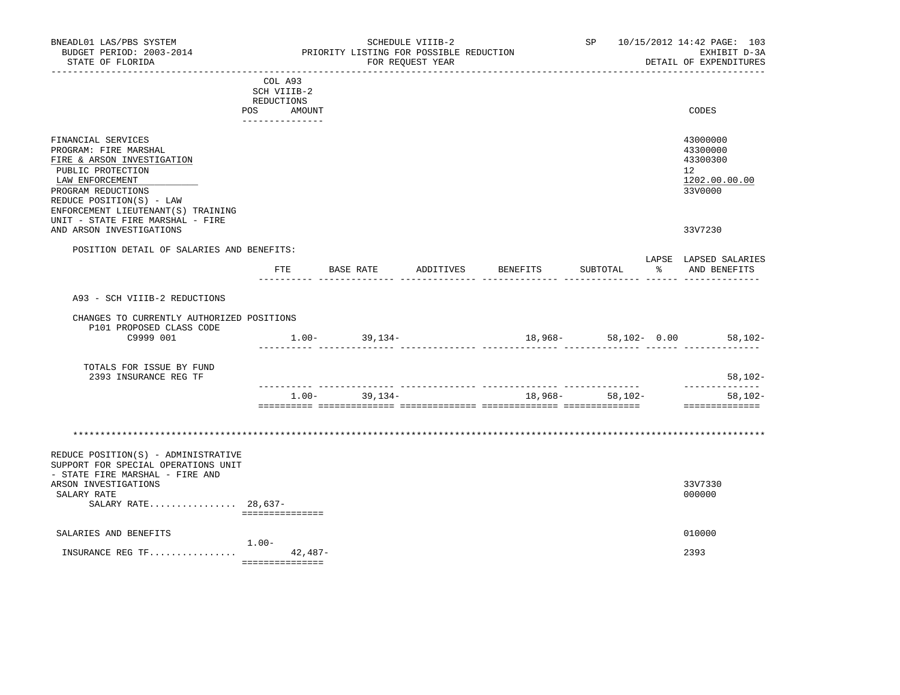BNEADL01 LAS/PBS SYSTEM
BUDGET PERIOD: 2003-2014
STATE OF FLORIDA

SCHEDULE VIIIB-2
PRIORITY LISTING FOR POSSIBLE REDUCTION
FOR REQUEST YEAR

SP 10/15/2012 14:42
EXHIBIT D-3A
DETAIL OF EXPENDITURES

| | COL A93 SCH VIIIB-2 REDUCTIONS POS | AMOUNT | CODES |
|---|---|---|---|
| FINANCIAL SERVICES | | | 43000000 |
| PROGRAM: FIRE MARSHAL | | | 43300000 |
| FIRE & ARSON INVESTIGATION | | | 43300300 |
| PUBLIC PROTECTION | | | 12 |
| LAW ENFORCEMENT | | | 1202.00.00.00 |
| PROGRAM REDUCTIONS | | | 33V0000 |
| REDUCE POSITION(S) - LAW ENFORCEMENT LIEUTENANT(S) TRAINING UNIT - STATE FIRE MARSHAL - FIRE AND ARSON INVESTIGATIONS | | | 33V7230 |

POSITION DETAIL OF SALARIES AND BENEFITS:

| | FTE | BASE RATE | ADDITIVES | BENEFITS | SUBTOTAL | LAPSE % | LAPSED SALARIES AND BENEFITS |
|---|---|---|---|---|---|---|---|
| A93 - SCH VIIIB-2 REDUCTIONS | | | | | | | |
| CHANGES TO CURRENTLY AUTHORIZED POSITIONS | | | | | | | |
| P101 PROPOSED CLASS CODE C9999 001 | 1.00- | 39,134- | | 18,968- | 58,102- | 0.00 | 58,102- |
| TOTALS FOR ISSUE BY FUND | | | | | | | |
| 2393 INSURANCE REG TF | | | | | | | 58,102- |
| | 1.00- | 39,134- | | 18,968- | 58,102- | | 58,102- |

\*\*\*\*\*\*\*\*\*\*\*\*\*\*\*\*\*\*\*\*\*\*\*\*\*\*\*\*\*\*\*\*\*\*\*\*\*\*\*\*\*\*\*\*\*\*\*\*\*\*\*\*\*\*\*\*\*\*\*\*\*\*\*\*\*\*\*\*\*\*\*\*\*\*\*\*\*\*\*\*\*\*\*\*\*\*\*\*\*\*\*\*\*\*\*\*\*\*\*\*\*\*\*\*\*\*\*\*\*\*\*\*\*\*\*\*\*\*\*\*\*\*\*\*\*\*\*\*\*

| | POS | AMOUNT | CODES |
|---|---|---|---|
| REDUCE POSITION(S) - ADMINISTRATIVE SUPPORT FOR SPECIAL OPERATIONS UNIT - STATE FIRE MARSHAL - FIRE AND ARSON INVESTIGATIONS | | | 33V7330 |
| SALARY RATE | | | 000000 |
| SALARY RATE................ | 28,637- | | |
| SALARIES AND BENEFITS | | | 010000 |
| INSURANCE REG TF................ | 1.00- | 42,487- | 2393 |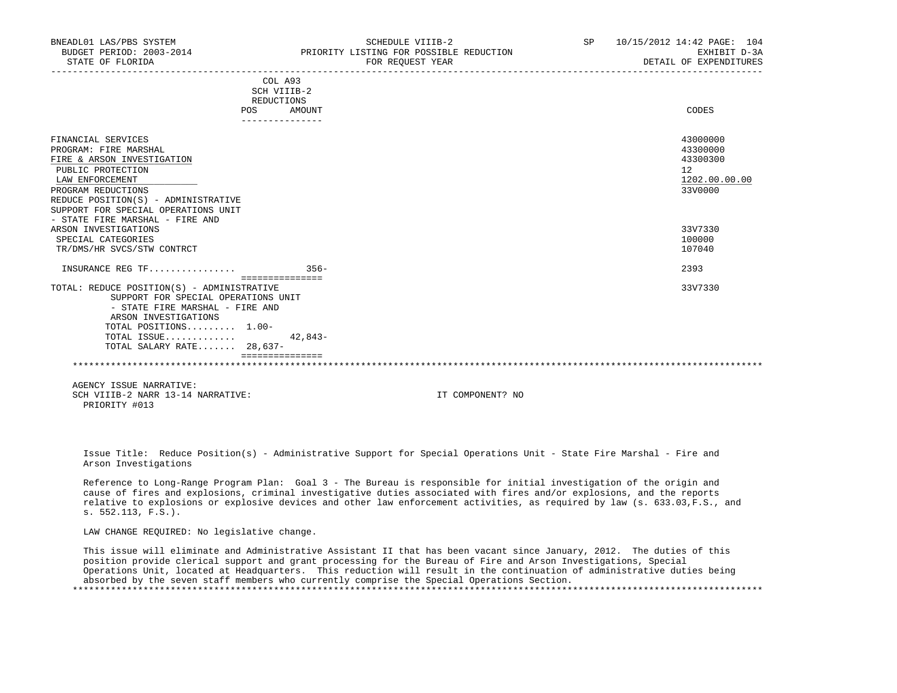BNEADL01 LAS/PBS SYSTEM
BUDGET PERIOD: 2003-2014
STATE OF FLORIDA

SCHEDULE VIIIB-2
PRIORITY LISTING FOR POSSIBLE REDUCTION
FOR REQUEST YEAR

SP 10/15/2012 14:42
EXHIBIT D-3A
DETAIL OF EXPENDITURES

| | COL A93 SCH VIIIB-2 REDUCTIONS POS | AMOUNT | CODES |
|---|---|---|---|
| FINANCIAL SERVICES | | | 43000000 |
| PROGRAM: FIRE MARSHAL | | | 43300000 |
| FIRE & ARSON INVESTIGATION | | | 43300300 |
| PUBLIC PROTECTION | | | 12 |
| LAW ENFORCEMENT | | | 1202.00.00.00 |
| PROGRAM REDUCTIONS | | | 33V0000 |
| REDUCE POSITION(S) - ADMINISTRATIVE SUPPORT FOR SPECIAL OPERATIONS UNIT - STATE FIRE MARSHAL - FIRE AND ARSON INVESTIGATIONS | | | 33V7330 |
| SPECIAL CATEGORIES | | | 100000 |
| TR/DMS/HR SVCS/STW CONTRCT | | | 107040 |
| INSURANCE REG TF................ | | 356- | 2393 |
| TOTAL: REDUCE POSITION(S) - ADMINISTRATIVE SUPPORT FOR SPECIAL OPERATIONS UNIT - STATE FIRE MARSHAL - FIRE AND ARSON INVESTIGATIONS | | | 33V7330 |
| TOTAL POSITIONS......... | 1.00- | | |
| TOTAL ISSUE............. | | 42,843- | |
| TOTAL SALARY RATE....... | 28,637- | | |

AGENCY ISSUE NARRATIVE:
SCH VIIIB-2 NARR 13-14 NARRATIVE: IT COMPONENT? NO
PRIORITY #013

Issue Title: Reduce Position(s) - Administrative Support for Special Operations Unit - State Fire Marshal - Fire and Arson Investigations

Reference to Long-Range Program Plan: Goal 3 - The Bureau is responsible for initial investigation of the origin and cause of fires and explosions, criminal investigative duties associated with fires and/or explosions, and the reports relative to explosions or explosive devices and other law enforcement activities, as required by law (s. 633.03,F.S., and s. 552.113, F.S.).

LAW CHANGE REQUIRED: No legislative change.

This issue will eliminate and Administrative Assistant II that has been vacant since January, 2012. The duties of this position provide clerical support and grant processing for the Bureau of Fire and Arson Investigations, Special Operations Unit, located at Headquarters. This reduction will result in the continuation of administrative duties being absorbed by the seven staff members who currently comprise the Special Operations Section.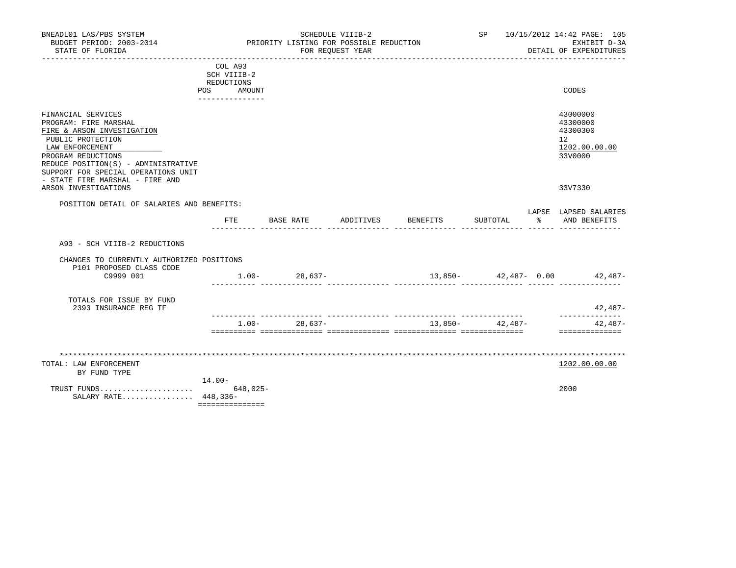BNEADL01 LAS/PBS SYSTEM
BUDGET PERIOD: 2003-2014
STATE OF FLORIDA

SCHEDULE VIIIB-2
PRIORITY LISTING FOR POSSIBLE REDUCTION
FOR REQUEST YEAR

SP 10/15/2012 14:42 PAGE: 105
EXHIBIT D-3A
DETAIL OF EXPENDITURES

| | COL A93 SCH VIIIB-2 REDUCTIONS POS | AMOUNT | CODES |
|---|---|---|---|
| FINANCIAL SERVICES | | | 43000000 |
| PROGRAM: FIRE MARSHAL | | | 43300000 |
| FIRE & ARSON INVESTIGATION | | | 43300300 |
| PUBLIC PROTECTION | | | 12 |
| LAW ENFORCEMENT | | | 1202.00.00.00 |
| PROGRAM REDUCTIONS | | | 33V0000 |
| REDUCE POSITION(S) - ADMINISTRATIVE SUPPORT FOR SPECIAL OPERATIONS UNIT - STATE FIRE MARSHAL - FIRE AND ARSON INVESTIGATIONS | | | 33V7330 |

POSITION DETAIL OF SALARIES AND BENEFITS:

| | FTE | BASE RATE | ADDITIVES | BENEFITS | SUBTOTAL | LAPSE % | LAPSED SALARIES AND BENEFITS |
|---|---|---|---|---|---|---|---|
| A93 - SCH VIIIB-2 REDUCTIONS | | | | | | | |
| CHANGES TO CURRENTLY AUTHORIZED POSITIONS | | | | | | | |
| P101 PROPOSED CLASS CODE C9999 001 | 1.00- | 28,637- | | 13,850- | 42,487- | 0.00 | 42,487- |
| TOTALS FOR ISSUE BY FUND | | | | | | | |
| 2393 INSURANCE REG TF | | | | | | | 42,487- |
| | 1.00- | 28,637- | | 13,850- | 42,487- | | 42,487- |

| TOTAL: LAW ENFORCEMENT BY FUND TYPE | POS / AMOUNT | CODES |
|---|---|---|
| | 14.00- | 1202.00.00.00 |
| TRUST FUNDS | 648,025- | 2000 |
| SALARY RATE | 448,336- | |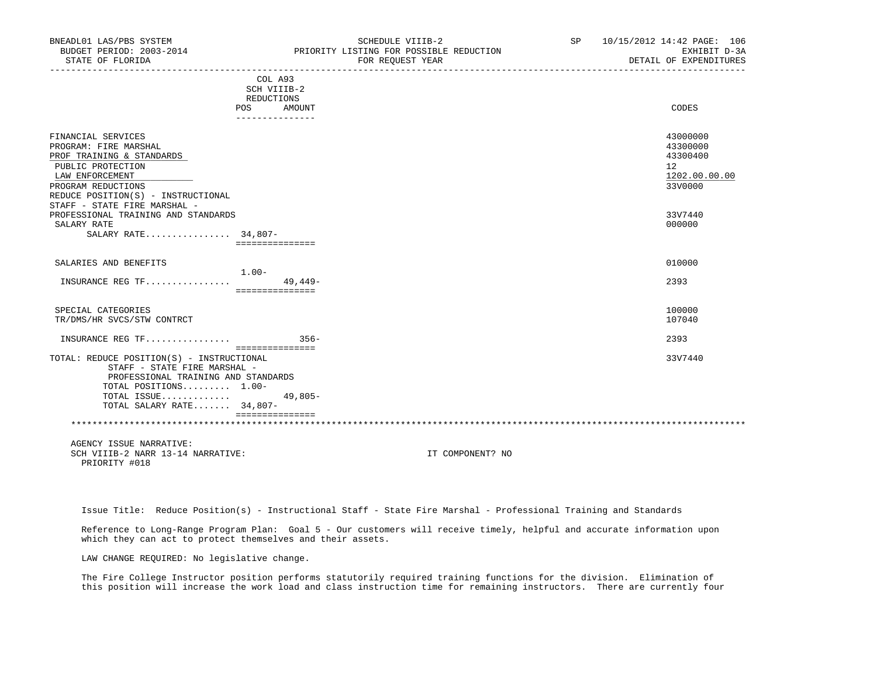BNEADL01 LAS/PBS SYSTEM
BUDGET PERIOD: 2003-2014
STATE OF FLORIDA

SCHEDULE VIIIB-2
PRIORITY LISTING FOR POSSIBLE REDUCTION
FOR REQUEST YEAR

SP 10/15/2012 14:42 PAGE: 106
EXHIBIT D-3A
DETAIL OF EXPENDITURES

| | COL A93 SCH VIIIB-2 REDUCTIONS POS | AMOUNT | CODES |
|---|---|---|---|
| FINANCIAL SERVICES | | | 43000000 |
| PROGRAM: FIRE MARSHAL | | | 43300000 |
| PROF TRAINING & STANDARDS | | | 43300400 |
| PUBLIC PROTECTION | | | 12 |
| LAW ENFORCEMENT | | | 1202.00.00.00 |
| PROGRAM REDUCTIONS | | | 33V0000 |
| REDUCE POSITION(S) - INSTRUCTIONAL STAFF - STATE FIRE MARSHAL - PROFESSIONAL TRAINING AND STANDARDS | | | 33V7440 |
| SALARY RATE | | | 000000 |
| SALARY RATE................ | 34,807- | | |
| SALARIES AND BENEFITS | | | 010000 |
| | 1.00- | | |
| INSURANCE REG TF................ | | 49,449- | 2393 |
| SPECIAL CATEGORIES | | | 100000 |
| TR/DMS/HR SVCS/STW CONTRCT | | | 107040 |
| INSURANCE REG TF................ | | 356- | 2393 |
| TOTAL: REDUCE POSITION(S) - INSTRUCTIONAL STAFF - STATE FIRE MARSHAL - PROFESSIONAL TRAINING AND STANDARDS | | | 33V7440 |
| TOTAL POSITIONS......... | 1.00- | | |
| TOTAL ISSUE............. | | 49,805- | |
| TOTAL SALARY RATE....... | 34,807- | | |

AGENCY ISSUE NARRATIVE:
SCH VIIIB-2 NARR 13-14 NARRATIVE: IT COMPONENT? NO
PRIORITY #018

Issue Title: Reduce Position(s) - Instructional Staff - State Fire Marshal - Professional Training and Standards

Reference to Long-Range Program Plan: Goal 5 - Our customers will receive timely, helpful and accurate information upon which they can act to protect themselves and their assets.

LAW CHANGE REQUIRED: No legislative change.

The Fire College Instructor position performs statutorily required training functions for the division. Elimination of this position will increase the work load and class instruction time for remaining instructors. There are currently four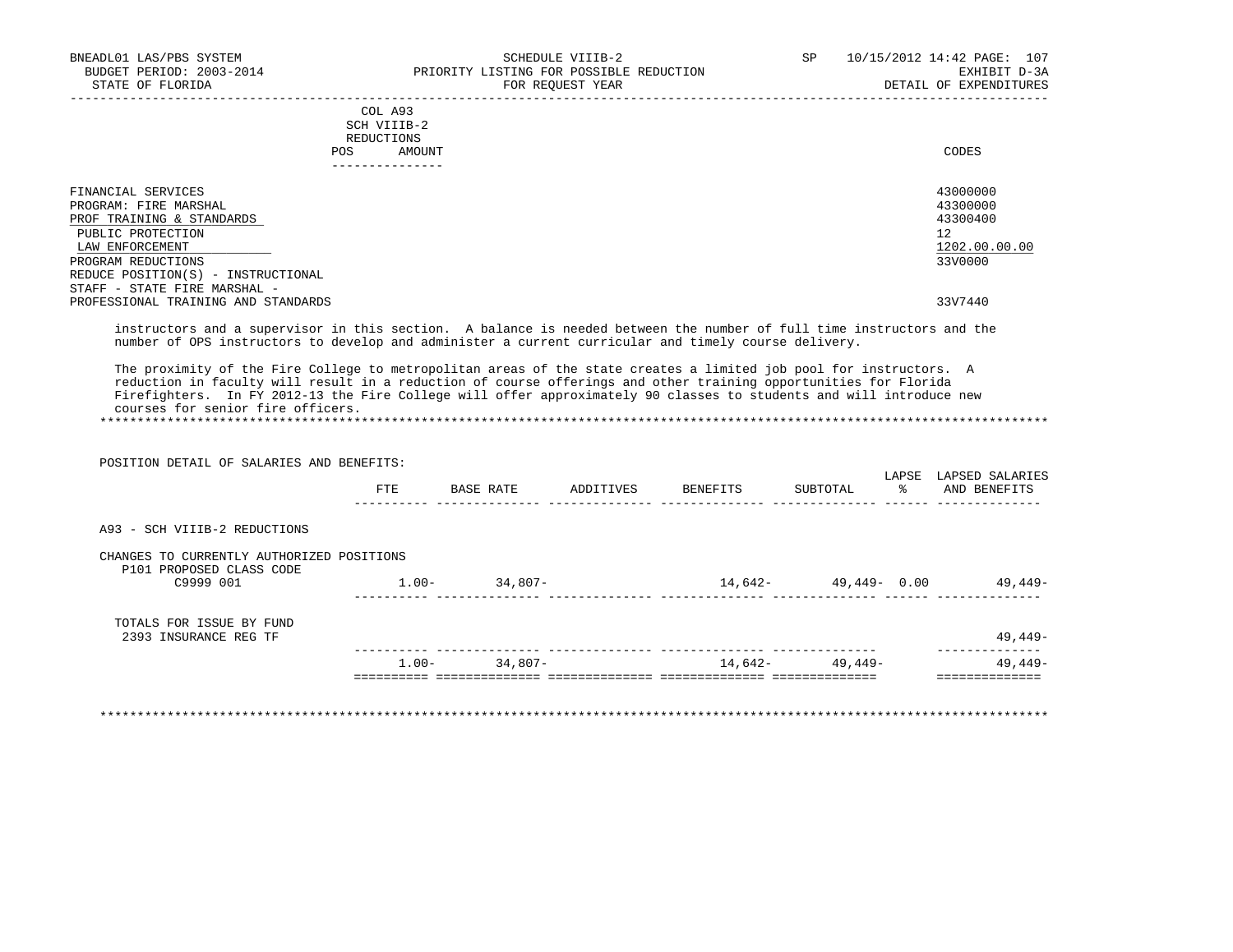BNEADL01 LAS/PBS SYSTEM — SCHEDULE VIIIB-2 — SP 10/15/2012 14:42
BUDGET PERIOD: 2003-2014 — PRIORITY LISTING FOR POSSIBLE REDUCTION — EXHIBIT D-3A
STATE OF FLORIDA — FOR REQUEST YEAR — DETAIL OF EXPENDITURES

| | COL A93 SCH VIIIB-2 REDUCTIONS POS AMOUNT | CODES |
|---|---|---|
| FINANCIAL SERVICES | | 43000000 |
| PROGRAM: FIRE MARSHAL | | 43300000 |
| PROF TRAINING & STANDARDS | | 43300400 |
| PUBLIC PROTECTION | | 12 |
| LAW ENFORCEMENT | | 1202.00.00.00 |
| PROGRAM REDUCTIONS | | 33V0000 |
| REDUCE POSITION(S) - INSTRUCTIONAL STAFF - STATE FIRE MARSHAL - PROFESSIONAL TRAINING AND STANDARDS | | 33V7440 |

instructors and a supervisor in this section. A balance is needed between the number of full time instructors and the number of OPS instructors to develop and administer a current curricular and timely course delivery.

The proximity of the Fire College to metropolitan areas of the state creates a limited job pool for instructors. A reduction in faculty will result in a reduction of course offerings and other training opportunities for Florida Firefighters. In FY 2012-13 the Fire College will offer approximately 90 classes to students and will introduce new courses for senior fire officers.

*******************************************************************************************************************

POSITION DETAIL OF SALARIES AND BENEFITS:

| | FTE | BASE RATE | ADDITIVES | BENEFITS | SUBTOTAL | LAPSE % | LAPSED SALARIES AND BENEFITS |
|---|---|---|---|---|---|---|---|
| A93 - SCH VIIIB-2 REDUCTIONS | | | | | | | |
| CHANGES TO CURRENTLY AUTHORIZED POSITIONS | | | | | | | |
| P101 PROPOSED CLASS CODE C9999 001 | 1.00- | 34,807- | | 14,642- | 49,449- | 0.00 | 49,449- |
| TOTALS FOR ISSUE BY FUND | | | | | | | |
| 2393 INSURANCE REG TF | | | | | | | 49,449- |
| | 1.00- | 34,807- | | 14,642- | 49,449- | | 49,449- |

*******************************************************************************************************************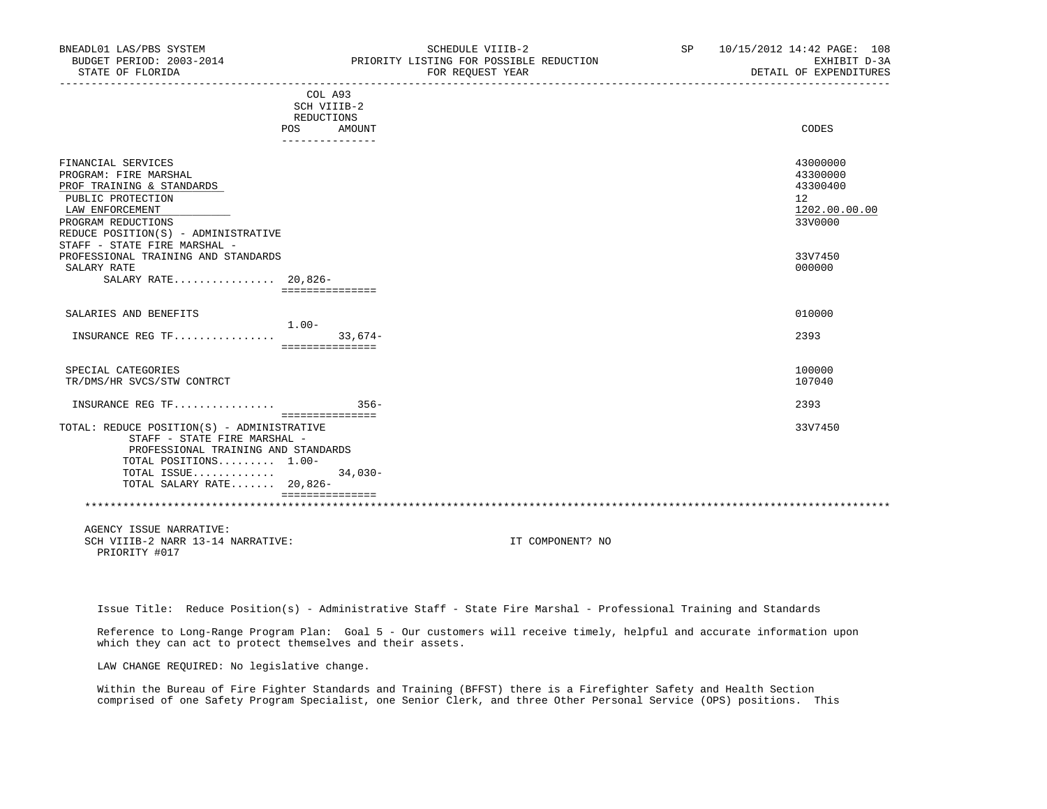BNEADL01 LAS/PBS SYSTEM — SCHEDULE VIIIB-2 — SP 10/15/2012 14:42 PAGE: 108
BUDGET PERIOD: 2003-2014 — PRIORITY LISTING FOR POSSIBLE REDUCTION — EXHIBIT D-3A
STATE OF FLORIDA — FOR REQUEST YEAR — DETAIL OF EXPENDITURES

| | COL A93 SCH VIIIB-2 REDUCTIONS POS | AMOUNT | CODES |
|---|---|---|---|
| FINANCIAL SERVICES | | | 43000000 |
| PROGRAM: FIRE MARSHAL | | | 43300000 |
| PROF TRAINING & STANDARDS | | | 43300400 |
| PUBLIC PROTECTION | | | 12 |
| LAW ENFORCEMENT | | | 1202.00.00.00 |
| PROGRAM REDUCTIONS | | | 33V0000 |
| REDUCE POSITION(S) - ADMINISTRATIVE STAFF - STATE FIRE MARSHAL - PROFESSIONAL TRAINING AND STANDARDS | | | 33V7450 |
| SALARY RATE | | | 000000 |
| SALARY RATE................ | 20,826- | | |
| SALARIES AND BENEFITS | | | 010000 |
| | 1.00- | | |
| INSURANCE REG TF................ | | 33,674- | 2393 |
| SPECIAL CATEGORIES | | | 100000 |
| TR/DMS/HR SVCS/STW CONTRCT | | | 107040 |
| INSURANCE REG TF................ | | 356- | 2393 |
| TOTAL: REDUCE POSITION(S) - ADMINISTRATIVE STAFF - STATE FIRE MARSHAL - PROFESSIONAL TRAINING AND STANDARDS | | | 33V7450 |
| TOTAL POSITIONS......... | 1.00- | | |
| TOTAL ISSUE............. | | 34,030- | |
| TOTAL SALARY RATE....... | 20,826- | | |

AGENCY ISSUE NARRATIVE:
SCH VIIIB-2 NARR 13-14 NARRATIVE: IT COMPONENT? NO
PRIORITY #017

Issue Title: Reduce Position(s) - Administrative Staff - State Fire Marshal - Professional Training and Standards

Reference to Long-Range Program Plan: Goal 5 - Our customers will receive timely, helpful and accurate information upon which they can act to protect themselves and their assets.

LAW CHANGE REQUIRED: No legislative change.

Within the Bureau of Fire Fighter Standards and Training (BFFST) there is a Firefighter Safety and Health Section comprised of one Safety Program Specialist, one Senior Clerk, and three Other Personal Service (OPS) positions. This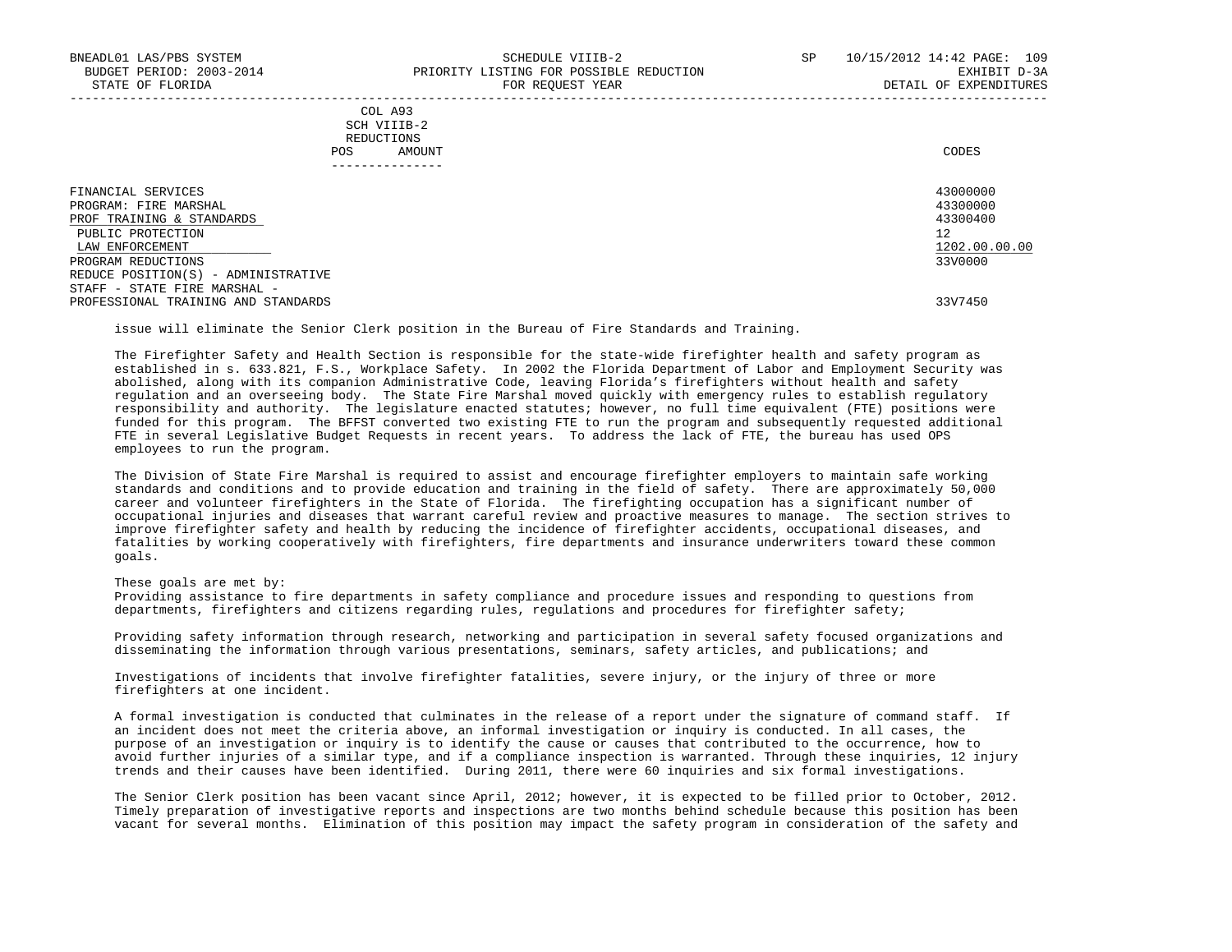| | COL A93 SCH VIIIB-2 REDUCTIONS POS AMOUNT | CODES |
|---|---|---|
| FINANCIAL SERVICES | | 43000000 |
| PROGRAM: FIRE MARSHAL | | 43300000 |
| PROF TRAINING & STANDARDS | | 43300400 |
| PUBLIC PROTECTION | | 12 |
| LAW ENFORCEMENT | | 1202.00.00.00 |
| PROGRAM REDUCTIONS | | 33V0000 |
| REDUCE POSITION(S) - ADMINISTRATIVE STAFF - STATE FIRE MARSHAL - PROFESSIONAL TRAINING AND STANDARDS | | 33V7450 |

issue will eliminate the Senior Clerk position in the Bureau of Fire Standards and Training.

The Firefighter Safety and Health Section is responsible for the state-wide firefighter health and safety program as established in s. 633.821, F.S., Workplace Safety. In 2002 the Florida Department of Labor and Employment Security was abolished, along with its companion Administrative Code, leaving Florida's firefighters without health and safety regulation and an overseeing body. The State Fire Marshal moved quickly with emergency rules to establish regulatory responsibility and authority. The legislature enacted statutes; however, no full time equivalent (FTE) positions were funded for this program. The BFFST converted two existing FTE to run the program and subsequently requested additional FTE in several Legislative Budget Requests in recent years. To address the lack of FTE, the bureau has used OPS employees to run the program.

The Division of State Fire Marshal is required to assist and encourage firefighter employers to maintain safe working standards and conditions and to provide education and training in the field of safety. There are approximately 50,000 career and volunteer firefighters in the State of Florida. The firefighting occupation has a significant number of occupational injuries and diseases that warrant careful review and proactive measures to manage. The section strives to improve firefighter safety and health by reducing the incidence of firefighter accidents, occupational diseases, and fatalities by working cooperatively with firefighters, fire departments and insurance underwriters toward these common goals.

These goals are met by:
Providing assistance to fire departments in safety compliance and procedure issues and responding to questions from departments, firefighters and citizens regarding rules, regulations and procedures for firefighter safety;

Providing safety information through research, networking and participation in several safety focused organizations and disseminating the information through various presentations, seminars, safety articles, and publications; and

Investigations of incidents that involve firefighter fatalities, severe injury, or the injury of three or more firefighters at one incident.

A formal investigation is conducted that culminates in the release of a report under the signature of command staff. If an incident does not meet the criteria above, an informal investigation or inquiry is conducted. In all cases, the purpose of an investigation or inquiry is to identify the cause or causes that contributed to the occurrence, how to avoid further injuries of a similar type, and if a compliance inspection is warranted. Through these inquiries, 12 injury trends and their causes have been identified. During 2011, there were 60 inquiries and six formal investigations.

The Senior Clerk position has been vacant since April, 2012; however, it is expected to be filled prior to October, 2012. Timely preparation of investigative reports and inspections are two months behind schedule because this position has been vacant for several months. Elimination of this position may impact the safety program in consideration of the safety and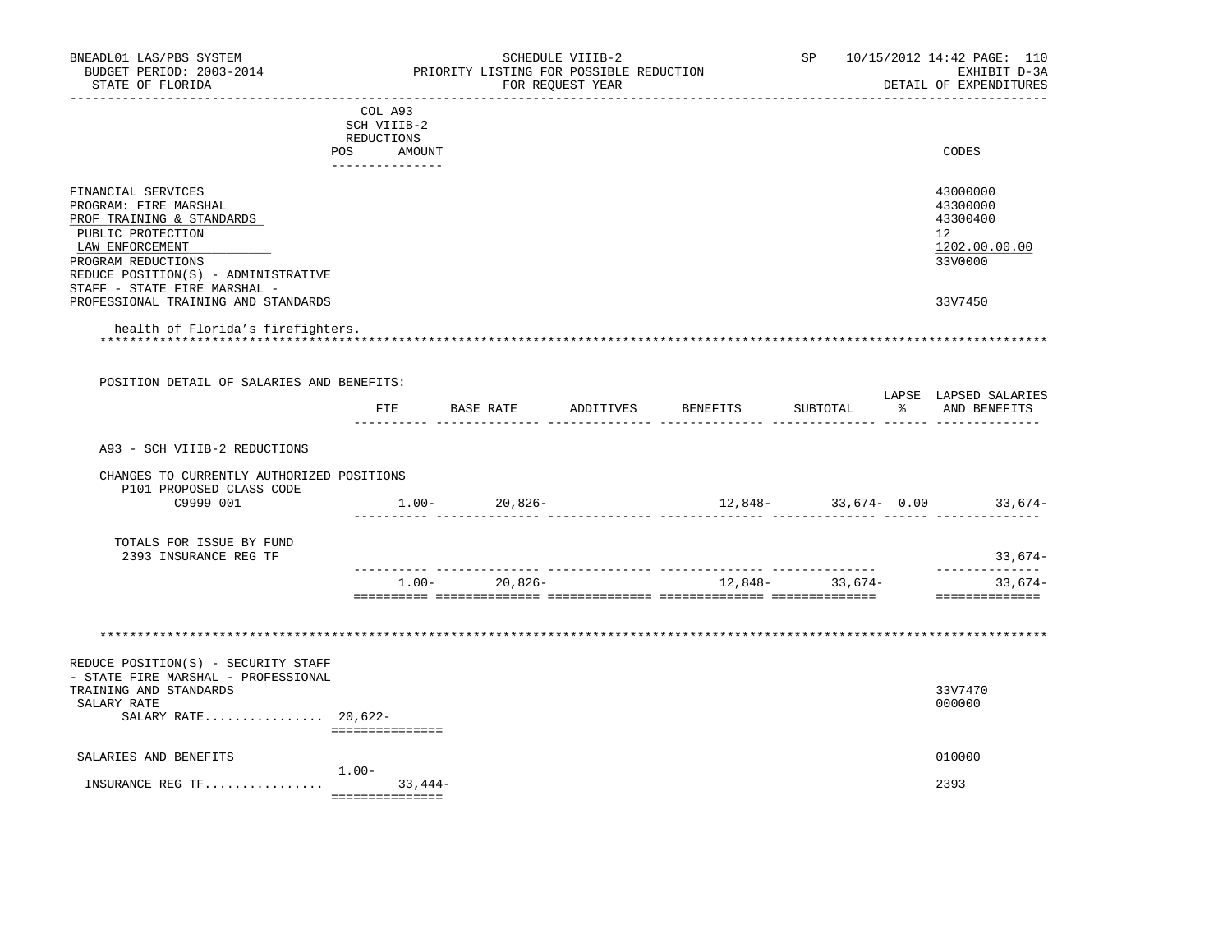| | COL A93 SCH VIIIB-2 REDUCTIONS POS | AMOUNT | CODES |
|---|---|---|---|
| FINANCIAL SERVICES | | | 43000000 |
| PROGRAM: FIRE MARSHAL | | | 43300000 |
| PROF TRAINING & STANDARDS | | | 43300400 |
| PUBLIC PROTECTION | | | 12 |
| LAW ENFORCEMENT | | | 1202.00.00.00 |
| PROGRAM REDUCTIONS | | | 33V0000 |
| REDUCE POSITION(S) - ADMINISTRATIVE STAFF - STATE FIRE MARSHAL - PROFESSIONAL TRAINING AND STANDARDS | | | 33V7450 |

health of Florida's firefighters.

********************************************************************************************************************

POSITION DETAIL OF SALARIES AND BENEFITS:

| | FTE | BASE RATE | ADDITIVES | BENEFITS | SUBTOTAL | LAPSE % | LAPSED SALARIES AND BENEFITS |
|---|---|---|---|---|---|---|---|
| A93 - SCH VIIIB-2 REDUCTIONS | | | | | | | |
| CHANGES TO CURRENTLY AUTHORIZED POSITIONS | | | | | | | |
| P101 PROPOSED CLASS CODE | | | | | | | |
| C9999 001 | 1.00- | 20,826- | | 12,848- | 33,674- | 0.00 | 33,674- |
| TOTALS FOR ISSUE BY FUND | | | | | | | |
| 2393 INSURANCE REG TF | | | | | | | 33,674- |
| | 1.00- | 20,826- | | 12,848- | 33,674- | | 33,674- |

********************************************************************************************************************

| | POS | AMOUNT | CODES |
|---|---|---|---|
| REDUCE POSITION(S) - SECURITY STAFF - STATE FIRE MARSHAL - PROFESSIONAL TRAINING AND STANDARDS | | | 33V7470 |
| SALARY RATE | | | 000000 |
| SALARY RATE................ | 20,622- | | |
| SALARIES AND BENEFITS | | | 010000 |
| INSURANCE REG TF................ | 1.00- | 33,444- | 2393 |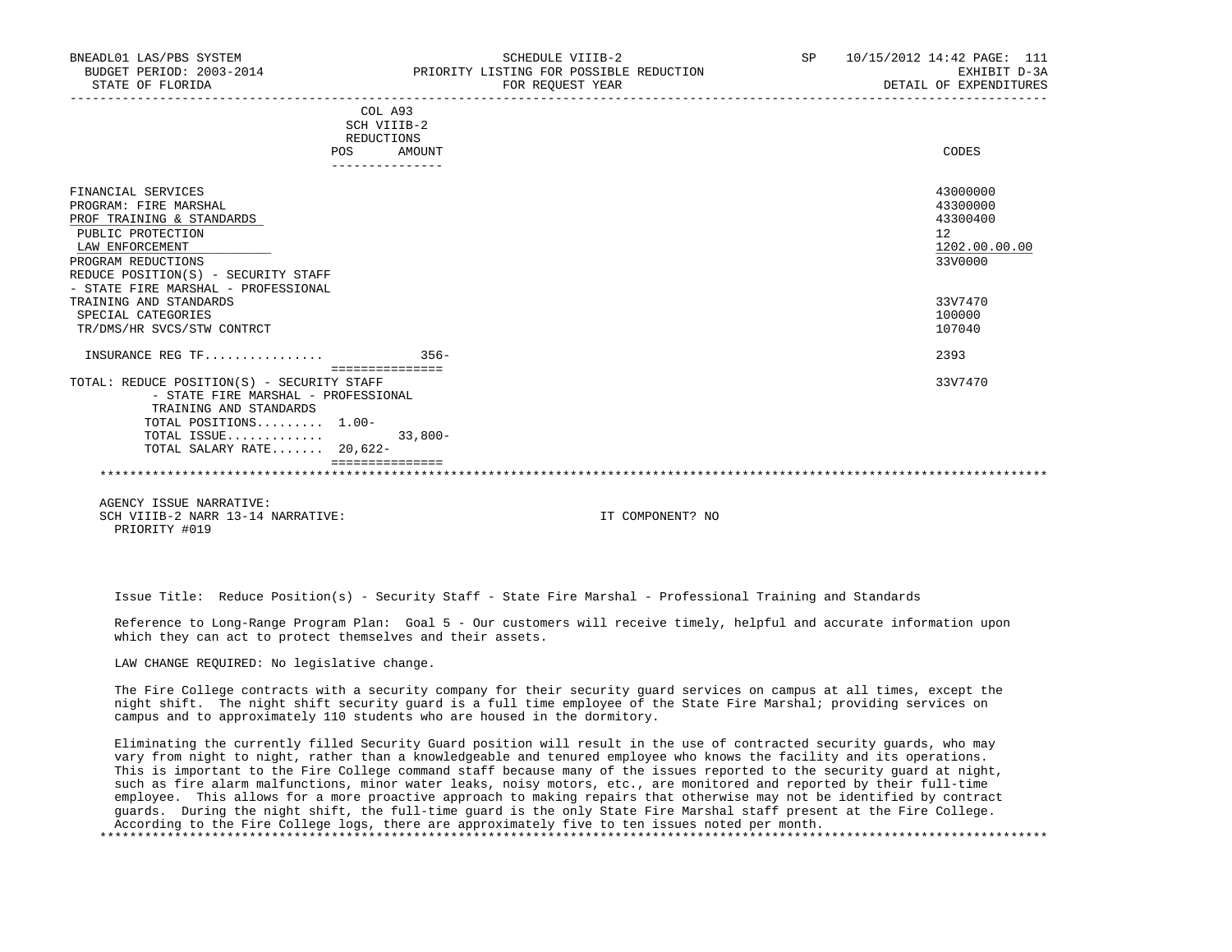BNEADL01 LAS/PBS SYSTEM
BUDGET PERIOD: 2003-2014
STATE OF FLORIDA

SCHEDULE VIIIB-2
PRIORITY LISTING FOR POSSIBLE REDUCTION
FOR REQUEST YEAR

SP 10/15/2012 14:42 PAGE: 111
EXHIBIT D-3A
DETAIL OF EXPENDITURES

| | COL A93 SCH VIIIB-2 REDUCTIONS POS | AMOUNT | CODES |
|---|---|---|---|
| FINANCIAL SERVICES | | | 43000000 |
| PROGRAM: FIRE MARSHAL | | | 43300000 |
| PROF TRAINING & STANDARDS | | | 43300400 |
| PUBLIC PROTECTION | | | 12 |
| LAW ENFORCEMENT | | | 1202.00.00.00 |
| PROGRAM REDUCTIONS | | | 33V0000 |
| REDUCE POSITION(S) - SECURITY STAFF - STATE FIRE MARSHAL - PROFESSIONAL TRAINING AND STANDARDS | | | 33V7470 |
| SPECIAL CATEGORIES | | | 100000 |
| TR/DMS/HR SVCS/STW CONTRCT | | | 107040 |
| INSURANCE REG TF................ | | 356- | 2393 |
| TOTAL: REDUCE POSITION(S) - SECURITY STAFF - STATE FIRE MARSHAL - PROFESSIONAL TRAINING AND STANDARDS | | | 33V7470 |
| TOTAL POSITIONS......... | 1.00- | | |
| TOTAL ISSUE............ | | 33,800- | |
| TOTAL SALARY RATE....... | 20,622- | | |

AGENCY ISSUE NARRATIVE:
SCH VIIIB-2 NARR 13-14 NARRATIVE: IT COMPONENT? NO
PRIORITY #019

Issue Title: Reduce Position(s) - Security Staff - State Fire Marshal - Professional Training and Standards

Reference to Long-Range Program Plan: Goal 5 - Our customers will receive timely, helpful and accurate information upon which they can act to protect themselves and their assets.

LAW CHANGE REQUIRED: No legislative change.

The Fire College contracts with a security company for their security guard services on campus at all times, except the night shift. The night shift security guard is a full time employee of the State Fire Marshal; providing services on campus and to approximately 110 students who are housed in the dormitory.

Eliminating the currently filled Security Guard position will result in the use of contracted security guards, who may vary from night to night, rather than a knowledgeable and tenured employee who knows the facility and its operations. This is important to the Fire College command staff because many of the issues reported to the security guard at night, such as fire alarm malfunctions, minor water leaks, noisy motors, etc., are monitored and reported by their full-time employee. This allows for a more proactive approach to making repairs that otherwise may not be identified by contract guards. During the night shift, the full-time guard is the only State Fire Marshal staff present at the Fire College. According to the Fire College logs, there are approximately five to ten issues noted per month.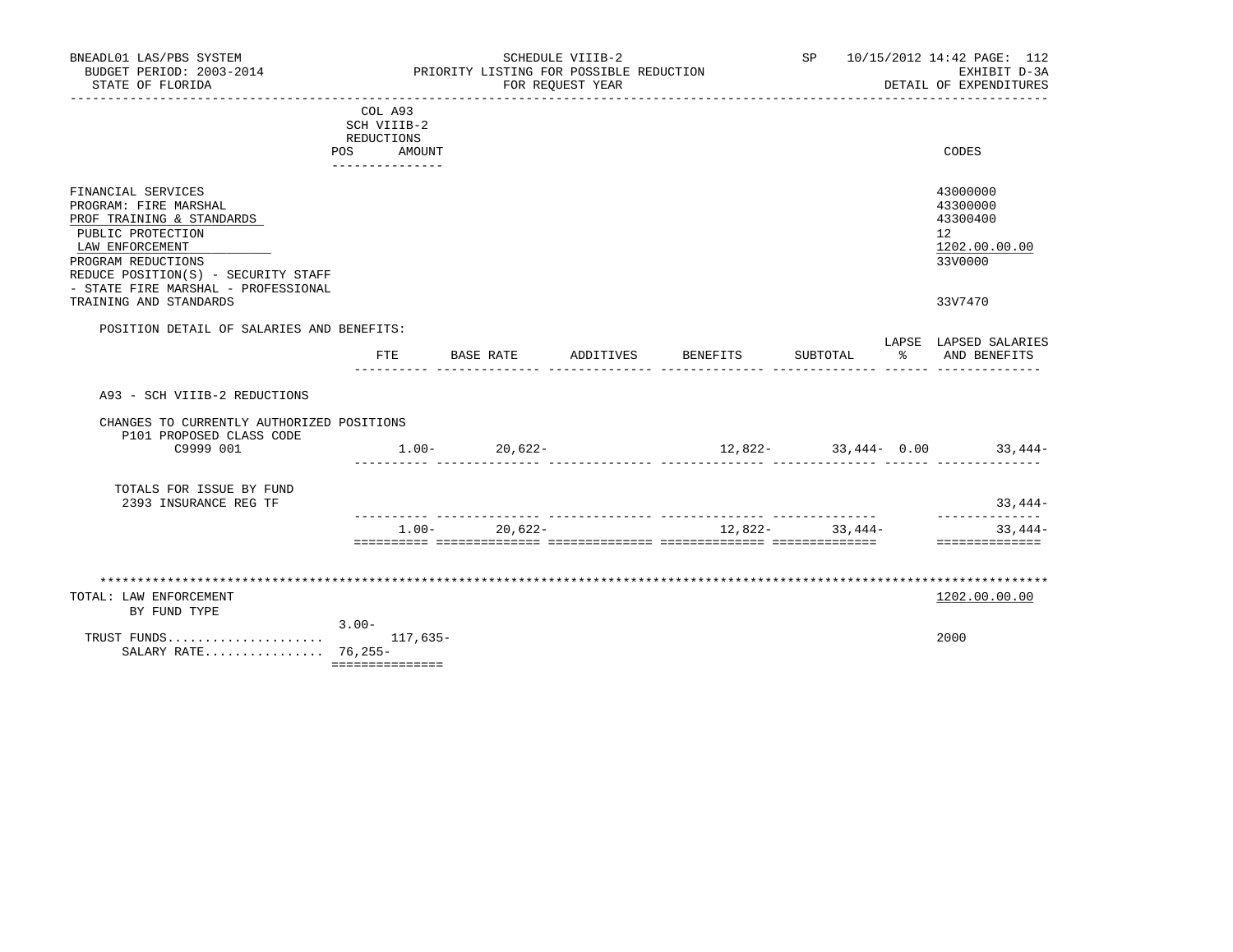BNEADL01 LAS/PBS SYSTEM
BUDGET PERIOD: 2003-2014
STATE OF FLORIDA

SCHEDULE VIIIB-2
PRIORITY LISTING FOR POSSIBLE REDUCTION
FOR REQUEST YEAR

SP 10/15/2012 14:42 PAGE: 112
EXHIBIT D-3A
DETAIL OF EXPENDITURES

| | COL A93 SCH VIIIB-2 REDUCTIONS POS | AMOUNT | CODES |
|---|---|---|---|
| FINANCIAL SERVICES | | | 43000000 |
| PROGRAM: FIRE MARSHAL | | | 43300000 |
| PROF TRAINING & STANDARDS | | | 43300400 |
| PUBLIC PROTECTION | | | 12 |
| LAW ENFORCEMENT | | | 1202.00.00.00 |
| PROGRAM REDUCTIONS | | | 33V0000 |
| REDUCE POSITION(S) - SECURITY STAFF - STATE FIRE MARSHAL - PROFESSIONAL TRAINING AND STANDARDS | | | 33V7470 |

POSITION DETAIL OF SALARIES AND BENEFITS:

| | FTE | BASE RATE | ADDITIVES | BENEFITS | SUBTOTAL | LAPSE % | LAPSED SALARIES AND BENEFITS |
|---|---|---|---|---|---|---|---|
| A93 - SCH VIIIB-2 REDUCTIONS | | | | | | | |
| CHANGES TO CURRENTLY AUTHORIZED POSITIONS | | | | | | | |
| P101 PROPOSED CLASS CODE | | | | | | | |
| C9999 001 | 1.00- | 20,622- | | 12,822- | 33,444- | 0.00 | 33,444- |
| TOTALS FOR ISSUE BY FUND | | | | | | | |
| 2393 INSURANCE REG TF | | | | | | | 33,444- |
| | 1.00- | 20,622- | | 12,822- | 33,444- | | 33,444- |

TOTAL: LAW ENFORCEMENT — 1202.00.00.00
BY FUND TYPE

| | POS | AMOUNT | CODES |
|---|---|---|---|
| TRUST FUNDS | 3.00- | 117,635- | 2000 |
| SALARY RATE | 76,255- | | |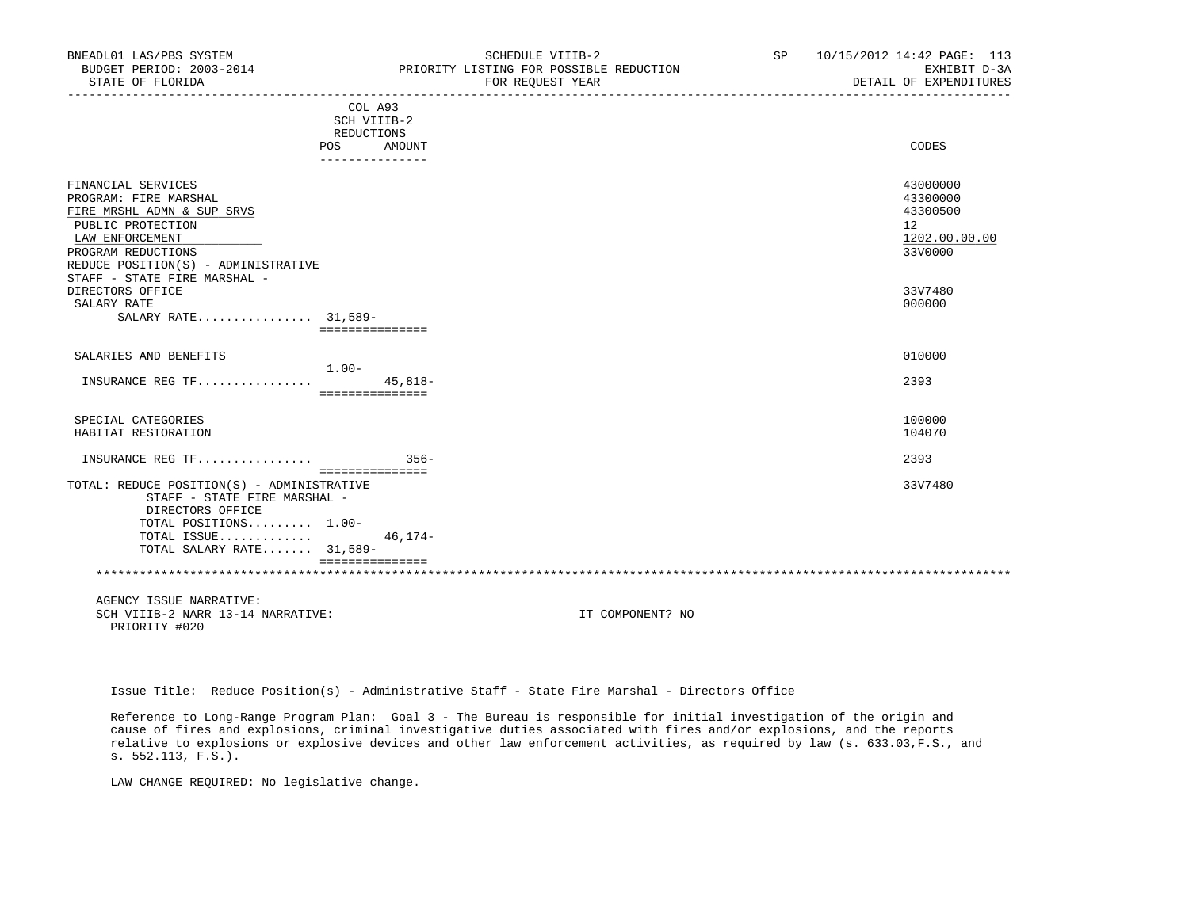BNEADL01 LAS/PBS SYSTEM SCHEDULE VIIIB-2 SP 10/15/2012 14:42 PAGE: 113
BUDGET PERIOD: 2003-2014 PRIORITY LISTING FOR POSSIBLE REDUCTION EXHIBIT D-3A
STATE OF FLORIDA FOR REQUEST YEAR DETAIL OF EXPENDITURES

| | COL A93 SCH VIIIB-2 REDUCTIONS POS | AMOUNT | CODES |
|---|---|---|---|
| FINANCIAL SERVICES | | | 43000000 |
| PROGRAM: FIRE MARSHAL | | | 43300000 |
| FIRE MRSHL ADMN & SUP SRVS | | | 43300500 |
| PUBLIC PROTECTION | | | 12 |
| LAW ENFORCEMENT | | | 1202.00.00.00 |
| PROGRAM REDUCTIONS | | | 33V0000 |
| REDUCE POSITION(S) - ADMINISTRATIVE STAFF - STATE FIRE MARSHAL - DIRECTORS OFFICE | | | 33V7480 |
| SALARY RATE | | | 000000 |
| SALARY RATE................ | 31,589- | | |
| SALARIES AND BENEFITS | | | 010000 |
| | 1.00- | | |
| INSURANCE REG TF................ | | 45,818- | 2393 |
| SPECIAL CATEGORIES | | | 100000 |
| HABITAT RESTORATION | | | 104070 |
| INSURANCE REG TF................ | | 356- | 2393 |
| TOTAL: REDUCE POSITION(S) - ADMINISTRATIVE STAFF - STATE FIRE MARSHAL - DIRECTORS OFFICE | | | 33V7480 |
| TOTAL POSITIONS......... | 1.00- | | |
| TOTAL ISSUE............. | | 46,174- | |
| TOTAL SALARY RATE....... | 31,589- | | |

AGENCY ISSUE NARRATIVE:
SCH VIIIB-2 NARR 13-14 NARRATIVE: IT COMPONENT? NO
PRIORITY #020

Issue Title: Reduce Position(s) - Administrative Staff - State Fire Marshal - Directors Office

Reference to Long-Range Program Plan: Goal 3 - The Bureau is responsible for initial investigation of the origin and cause of fires and explosions, criminal investigative duties associated with fires and/or explosions, and the reports relative to explosions or explosive devices and other law enforcement activities, as required by law (s. 633.03,F.S., and s. 552.113, F.S.).

LAW CHANGE REQUIRED: No legislative change.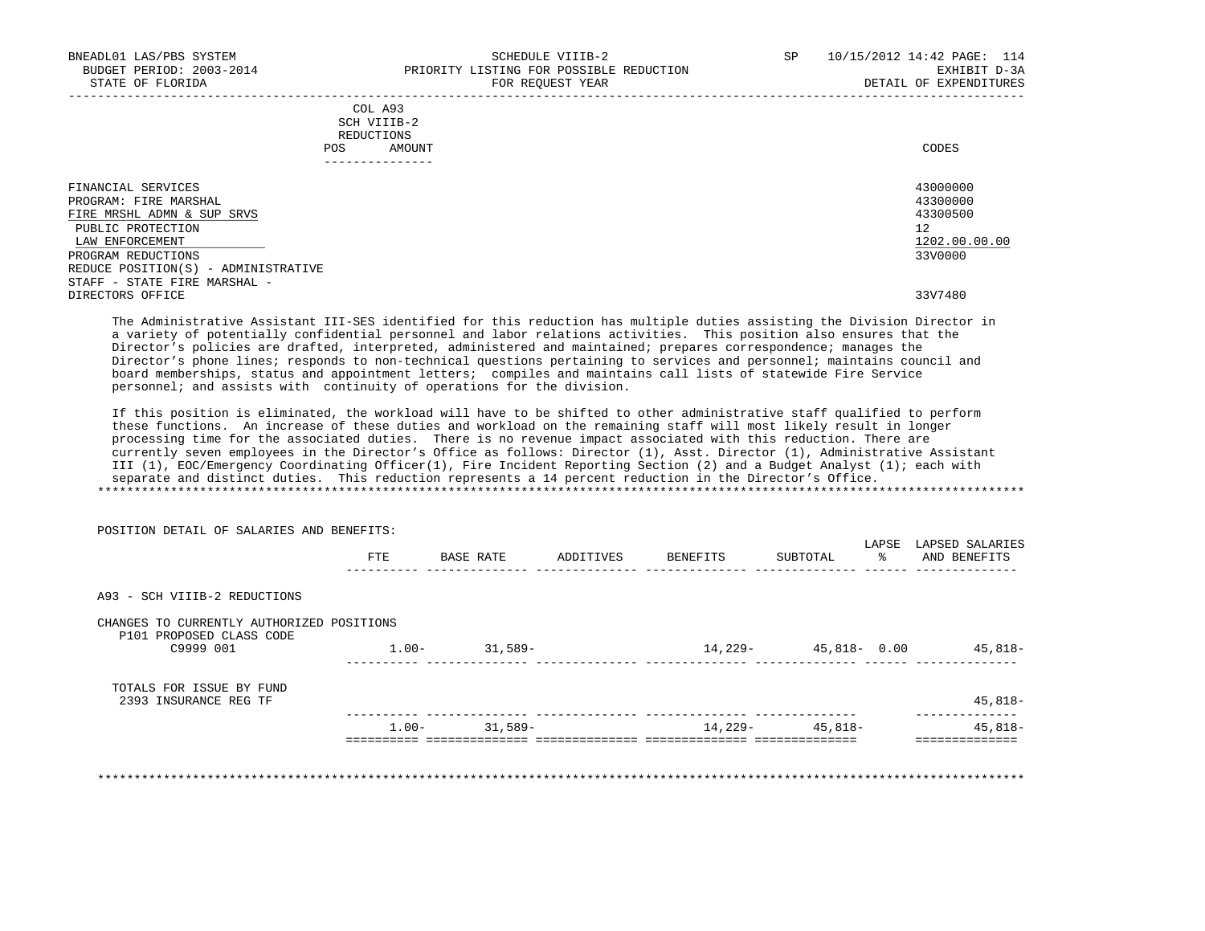BNEADL01 LAS/PBS SYSTEM
BUDGET PERIOD: 2003-2014
STATE OF FLORIDA

SCHEDULE VIIIB-2
PRIORITY LISTING FOR POSSIBLE REDUCTION
FOR REQUEST YEAR

SP 10/15/2012 14:42
EXHIBIT D-3A
DETAIL OF EXPENDITURES

| | COL A93 SCH VIIIB-2 REDUCTIONS POS AMOUNT | CODES |
|---|---|---|
| FINANCIAL SERVICES | | 43000000 |
| PROGRAM: FIRE MARSHAL | | 43300000 |
| FIRE MRSHL ADMN & SUP SRVS | | 43300500 |
| PUBLIC PROTECTION | | 12 |
| LAW ENFORCEMENT | | 1202.00.00.00 |
| PROGRAM REDUCTIONS | | 33V0000 |
| REDUCE POSITION(S) - ADMINISTRATIVE STAFF - STATE FIRE MARSHAL - DIRECTORS OFFICE | | 33V7480 |

The Administrative Assistant III-SES identified for this reduction has multiple duties assisting the Division Director in a variety of potentially confidential personnel and labor relations activities. This position also ensures that the Director's policies are drafted, interpreted, administered and maintained; prepares correspondence; manages the Director's phone lines; responds to non-technical questions pertaining to services and personnel; maintains council and board memberships, status and appointment letters; compiles and maintains call lists of statewide Fire Service personnel; and assists with continuity of operations for the division.

If this position is eliminated, the workload will have to be shifted to other administrative staff qualified to perform these functions. An increase of these duties and workload on the remaining staff will most likely result in longer processing time for the associated duties. There is no revenue impact associated with this reduction. There are currently seven employees in the Director's Office as follows: Director (1), Asst. Director (1), Administrative Assistant III (1), EOC/Emergency Coordinating Officer(1), Fire Incident Reporting Section (2) and a Budget Analyst (1); each with separate and distinct duties. This reduction represents a 14 percent reduction in the Director's Office.

POSITION DETAIL OF SALARIES AND BENEFITS:

| | FTE | BASE RATE | ADDITIVES | BENEFITS | SUBTOTAL | LAPSE % | LAPSED SALARIES AND BENEFITS |
|---|---|---|---|---|---|---|---|
| A93 - SCH VIIIB-2 REDUCTIONS | | | | | | | |
| CHANGES TO CURRENTLY AUTHORIZED POSITIONS | | | | | | | |
| P101 PROPOSED CLASS CODE | | | | | | | |
| C9999 001 | 1.00- | 31,589- | | 14,229- | 45,818- | 0.00 | 45,818- |
| TOTALS FOR ISSUE BY FUND | | | | | | | |
| 2393 INSURANCE REG TF | | | | | | | 45,818- |
| | 1.00- | 31,589- | | 14,229- | 45,818- | | 45,818- |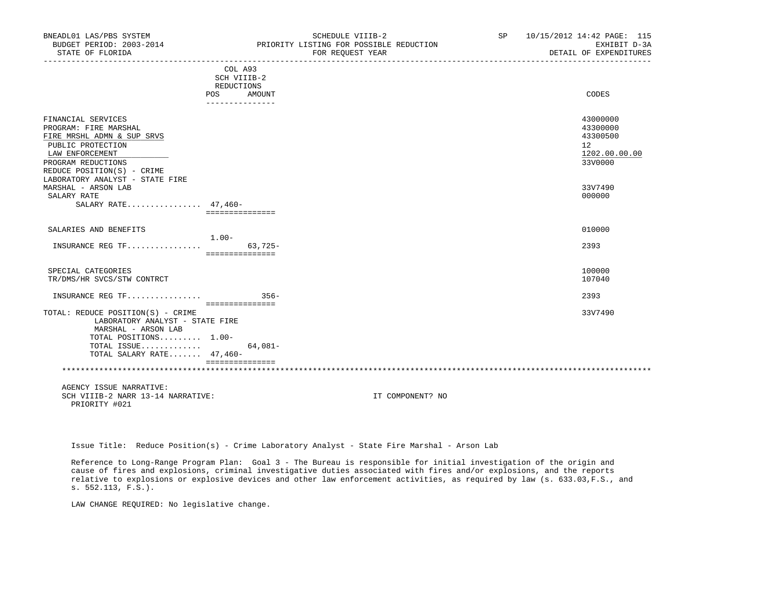BNEADL01 LAS/PBS SYSTEM | SCHEDULE VIIIB-2 | SP 10/15/2012 14:42 PAGE: 115
BUDGET PERIOD: 2003-2014 | PRIORITY LISTING FOR POSSIBLE REDUCTION | EXHIBIT D-3A
STATE OF FLORIDA | FOR REQUEST YEAR | DETAIL OF EXPENDITURES

| | COL A93 SCH VIIIB-2 REDUCTIONS POS | AMOUNT | CODES |
|---|---|---|---|
| FINANCIAL SERVICES | | | 43000000 |
| PROGRAM: FIRE MARSHAL | | | 43300000 |
| FIRE MRSHL ADMN & SUP SRVS | | | 43300500 |
| PUBLIC PROTECTION | | | 12 |
| LAW ENFORCEMENT | | | 1202.00.00.00 |
| PROGRAM REDUCTIONS | | | 33V0000 |
| REDUCE POSITION(S) - CRIME LABORATORY ANALYST - STATE FIRE MARSHAL - ARSON LAB | | | 33V7490 |
| SALARY RATE | | | 000000 |
| SALARY RATE................ | 47,460- | | |
| SALARIES AND BENEFITS | | | 010000 |
| | 1.00- | | |
| INSURANCE REG TF................ | | 63,725- | 2393 |
| SPECIAL CATEGORIES | | | 100000 |
| TR/DMS/HR SVCS/STW CONTRCT | | | 107040 |
| INSURANCE REG TF................ | | 356- | 2393 |
| TOTAL: REDUCE POSITION(S) - CRIME LABORATORY ANALYST - STATE FIRE MARSHAL - ARSON LAB | | | 33V7490 |
| TOTAL POSITIONS......... | 1.00- | | |
| TOTAL ISSUE............. | | 64,081- | |
| TOTAL SALARY RATE....... | 47,460- | | |

AGENCY ISSUE NARRATIVE:
SCH VIIIB-2 NARR 13-14 NARRATIVE: IT COMPONENT? NO
PRIORITY #021

Issue Title: Reduce Position(s) - Crime Laboratory Analyst - State Fire Marshal - Arson Lab

Reference to Long-Range Program Plan: Goal 3 - The Bureau is responsible for initial investigation of the origin and cause of fires and explosions, criminal investigative duties associated with fires and/or explosions, and the reports relative to explosions or explosive devices and other law enforcement activities, as required by law (s. 633.03,F.S., and s. 552.113, F.S.).

LAW CHANGE REQUIRED: No legislative change.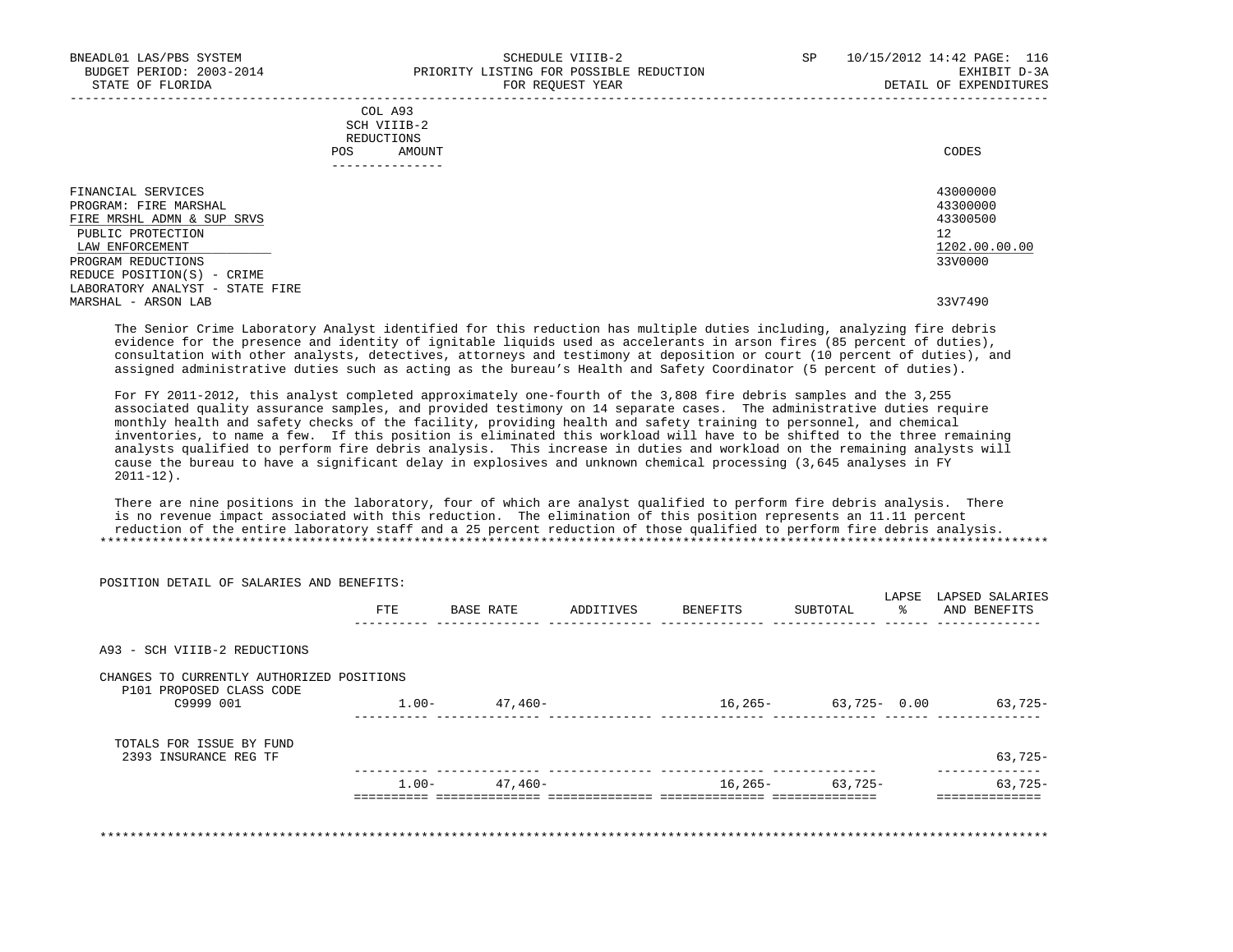BNEADL01 LAS/PBS SYSTEM | SCHEDULE VIIIB-2 | SP 10/15/2012 14:42
BUDGET PERIOD: 2003-2014 | PRIORITY LISTING FOR POSSIBLE REDUCTION | EXHIBIT D-3A
STATE OF FLORIDA | FOR REQUEST YEAR | DETAIL OF EXPENDITURES

| | COL A93 SCH VIIIB-2 REDUCTIONS POS AMOUNT | CODES |
|---|---|---|
| FINANCIAL SERVICES | | 43000000 |
| PROGRAM: FIRE MARSHAL | | 43300000 |
| FIRE MRSHL ADMN & SUP SRVS | | 43300500 |
| PUBLIC PROTECTION | | 12 |
| LAW ENFORCEMENT | | 1202.00.00.00 |
| PROGRAM REDUCTIONS | | 33V0000 |
| REDUCE POSITION(S) - CRIME LABORATORY ANALYST - STATE FIRE MARSHAL - ARSON LAB | | 33V7490 |

The Senior Crime Laboratory Analyst identified for this reduction has multiple duties including, analyzing fire debris evidence for the presence and identity of ignitable liquids used as accelerants in arson fires (85 percent of duties), consultation with other analysts, detectives, attorneys and testimony at deposition or court (10 percent of duties), and assigned administrative duties such as acting as the bureau's Health and Safety Coordinator (5 percent of duties).

For FY 2011-2012, this analyst completed approximately one-fourth of the 3,808 fire debris samples and the 3,255 associated quality assurance samples, and provided testimony on 14 separate cases. The administrative duties require monthly health and safety checks of the facility, providing health and safety training to personnel, and chemical inventories, to name a few. If this position is eliminated this workload will have to be shifted to the three remaining analysts qualified to perform fire debris analysis. This increase in duties and workload on the remaining analysts will cause the bureau to have a significant delay in explosives and unknown chemical processing (3,645 analyses in FY 2011-12).

There are nine positions in the laboratory, four of which are analyst qualified to perform fire debris analysis. There is no revenue impact associated with this reduction. The elimination of this position represents an 11.11 percent reduction of the entire laboratory staff and a 25 percent reduction of those qualified to perform fire debris analysis.

POSITION DETAIL OF SALARIES AND BENEFITS:

| | FTE | BASE RATE | ADDITIVES | BENEFITS | SUBTOTAL | LAPSE % | LAPSED SALARIES AND BENEFITS |
|---|---|---|---|---|---|---|---|
| A93 - SCH VIIIB-2 REDUCTIONS | | | | | | | |
| CHANGES TO CURRENTLY AUTHORIZED POSITIONS | | | | | | | |
| P101 PROPOSED CLASS CODE | | | | | | | |
| C9999 001 | 1.00- | 47,460- | | 16,265- | 63,725- | 0.00 | 63,725- |
| TOTALS FOR ISSUE BY FUND | | | | | | | |
| 2393 INSURANCE REG TF | | | | | | | 63,725- |
| | 1.00- | 47,460- | | 16,265- | 63,725- | | 63,725- |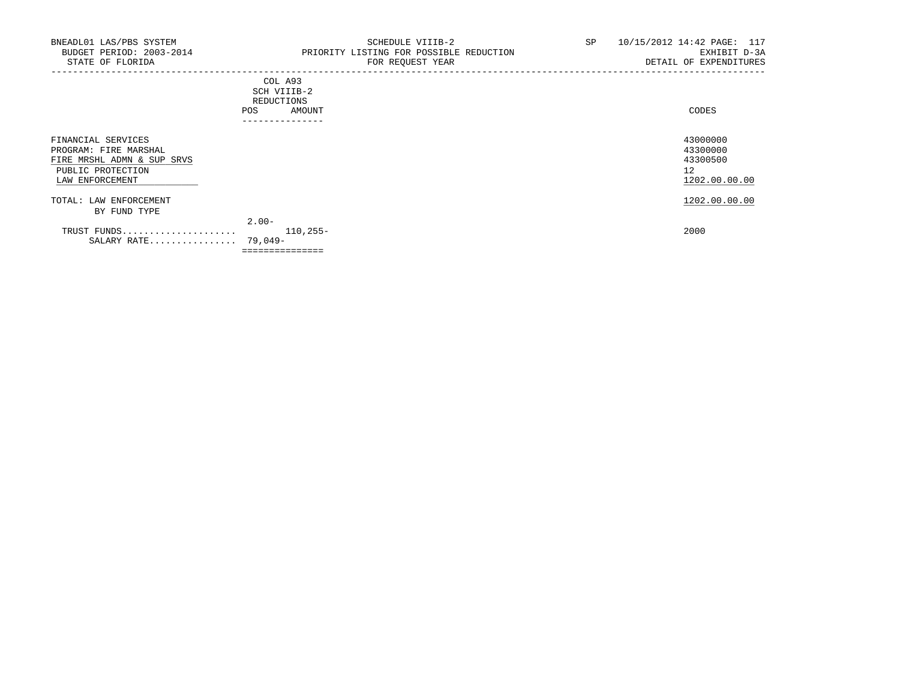BNEADL01 LAS/PBS SYSTEM
BUDGET PERIOD: 2003-2014
STATE OF FLORIDA

SCHEDULE VIIIB-2
PRIORITY LISTING FOR POSSIBLE REDUCTION
FOR REQUEST YEAR

SP 10/15/2012 14:42
EXHIBIT D-3A
DETAIL OF EXPENDITURES

| | COL A93 SCH VIIIB-2 REDUCTIONS POS | AMOUNT | CODES |
|---|---|---|---|
| FINANCIAL SERVICES | | | 43000000 |
| PROGRAM: FIRE MARSHAL | | | 43300000 |
| FIRE MRSHL ADMN & SUP SRVS | | | 43300500 |
| PUBLIC PROTECTION | | | 12 |
| LAW ENFORCEMENT | | | 1202.00.00.00 |
| TOTAL: LAW ENFORCEMENT | | | 1202.00.00.00 |
| BY FUND TYPE | | | |
| | 2.00- | | |
| TRUST FUNDS..................... | | 110,255- | 2000 |
| SALARY RATE................ | 79,049- | | |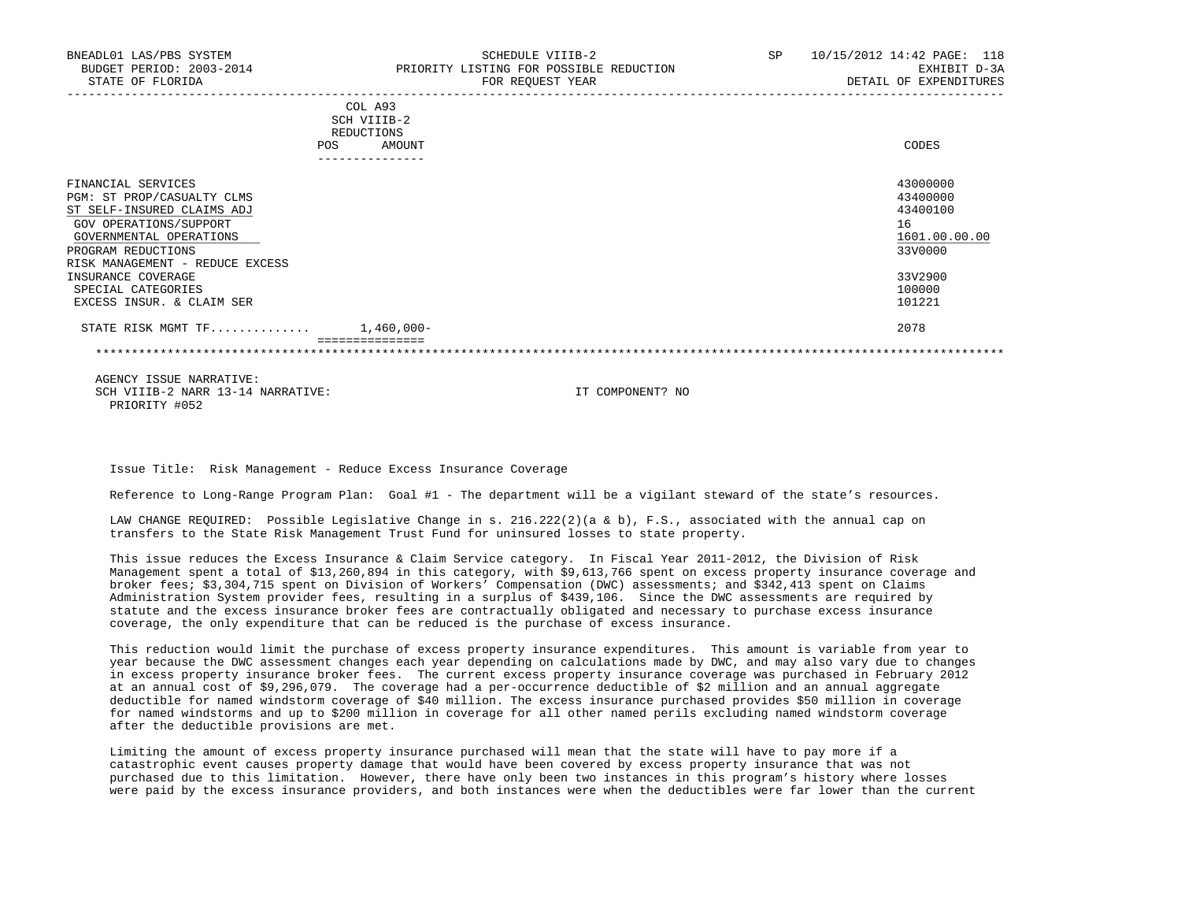BNEADL01 LAS/PBS SYSTEM | SCHEDULE VIIIB-2 | SP 10/15/2012 14:42 PAGE: 118
BUDGET PERIOD: 2003-2014 | PRIORITY LISTING FOR POSSIBLE REDUCTION | EXHIBIT D-3A
STATE OF FLORIDA | FOR REQUEST YEAR | DETAIL OF EXPENDITURES

| | COL A93 SCH VIIIB-2 REDUCTIONS POS | AMOUNT | CODES |
|---|---|---|---|
| FINANCIAL SERVICES | | | 43000000 |
| PGM: ST PROP/CASUALTY CLMS | | | 43400000 |
| ST SELF-INSURED CLAIMS ADJ | | | 43400100 |
| GOV OPERATIONS/SUPPORT | | | 16 |
| GOVERNMENTAL OPERATIONS | | | 1601.00.00.00 |
| PROGRAM REDUCTIONS | | | 33V0000 |
| RISK MANAGEMENT - REDUCE EXCESS INSURANCE COVERAGE | | | 33V2900 |
| SPECIAL CATEGORIES | | | 100000 |
| EXCESS INSUR. & CLAIM SER | | | 101221 |
| STATE RISK MGMT TF............. | | 1,460,000- | 2078 |

AGENCY ISSUE NARRATIVE:
SCH VIIIB-2 NARR 13-14 NARRATIVE: IT COMPONENT? NO
PRIORITY #052

Issue Title: Risk Management - Reduce Excess Insurance Coverage

Reference to Long-Range Program Plan: Goal #1 - The department will be a vigilant steward of the state's resources.

LAW CHANGE REQUIRED: Possible Legislative Change in s. 216.222(2)(a & b), F.S., associated with the annual cap on transfers to the State Risk Management Trust Fund for uninsured losses to state property.

This issue reduces the Excess Insurance & Claim Service category. In Fiscal Year 2011-2012, the Division of Risk Management spent a total of $13,260,894 in this category, with $9,613,766 spent on excess property insurance coverage and broker fees; $3,304,715 spent on Division of Workers' Compensation (DWC) assessments; and $342,413 spent on Claims Administration System provider fees, resulting in a surplus of $439,106. Since the DWC assessments are required by statute and the excess insurance broker fees are contractually obligated and necessary to purchase excess insurance coverage, the only expenditure that can be reduced is the purchase of excess insurance.

This reduction would limit the purchase of excess property insurance expenditures. This amount is variable from year to year because the DWC assessment changes each year depending on calculations made by DWC, and may also vary due to changes in excess property insurance broker fees. The current excess property insurance coverage was purchased in February 2012 at an annual cost of $9,296,079. The coverage had a per-occurrence deductible of $2 million and an annual aggregate deductible for named windstorm coverage of $40 million. The excess insurance purchased provides $50 million in coverage for named windstorms and up to $200 million in coverage for all other named perils excluding named windstorm coverage after the deductible provisions are met.

Limiting the amount of excess property insurance purchased will mean that the state will have to pay more if a catastrophic event causes property damage that would have been covered by excess property insurance that was not purchased due to this limitation. However, there have only been two instances in this program's history where losses were paid by the excess insurance providers, and both instances were when the deductibles were far lower than the current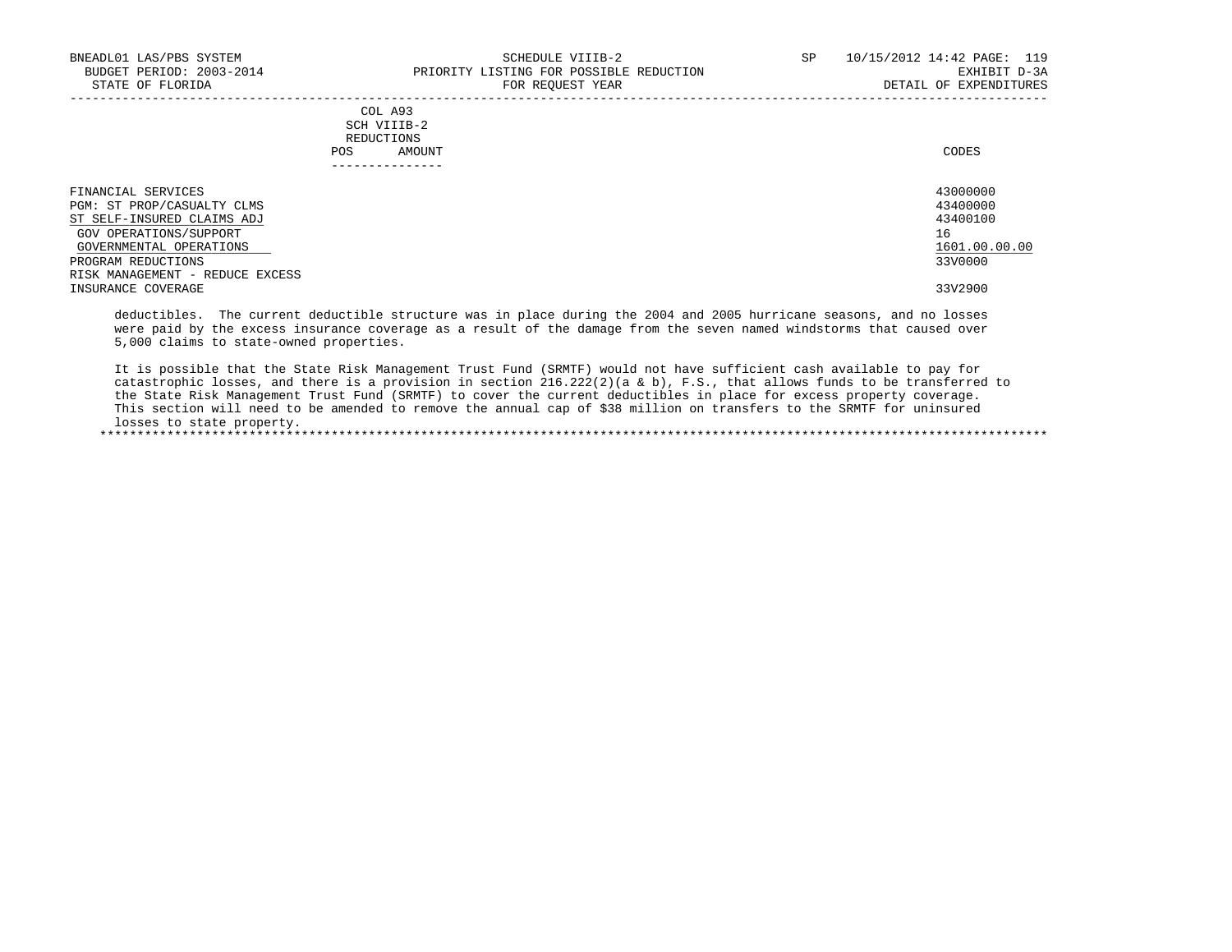BNEADL01 LAS/PBS SYSTEM SCHEDULE VIIIB-2 SP 10/15/2012 14:42 PAGE: 119
BUDGET PERIOD: 2003-2014 PRIORITY LISTING FOR POSSIBLE REDUCTION EXHIBIT D-3A
STATE OF FLORIDA FOR REQUEST YEAR DETAIL OF EXPENDITURES

| | COL A93 SCH VIIIB-2 REDUCTIONS POS AMOUNT | CODES |
|---|---|---|
| FINANCIAL SERVICES | | 43000000 |
| PGM: ST PROP/CASUALTY CLMS | | 43400000 |
| ST SELF-INSURED CLAIMS ADJ | | 43400100 |
| GOV OPERATIONS/SUPPORT | | 16 |
| GOVERNMENTAL OPERATIONS | | 1601.00.00.00 |
| PROGRAM REDUCTIONS | | 33V0000 |
| RISK MANAGEMENT - REDUCE EXCESS INSURANCE COVERAGE | | 33V2900 |

deductibles. The current deductible structure was in place during the 2004 and 2005 hurricane seasons, and no losses were paid by the excess insurance coverage as a result of the damage from the seven named windstorms that caused over 5,000 claims to state-owned properties.

It is possible that the State Risk Management Trust Fund (SRMTF) would not have sufficient cash available to pay for catastrophic losses, and there is a provision in section 216.222(2)(a & b), F.S., that allows funds to be transferred to the State Risk Management Trust Fund (SRMTF) to cover the current deductibles in place for excess property coverage. This section will need to be amended to remove the annual cap of $38 million on transfers to the SRMTF for uninsured losses to state property.

*******************************************************************************************************************************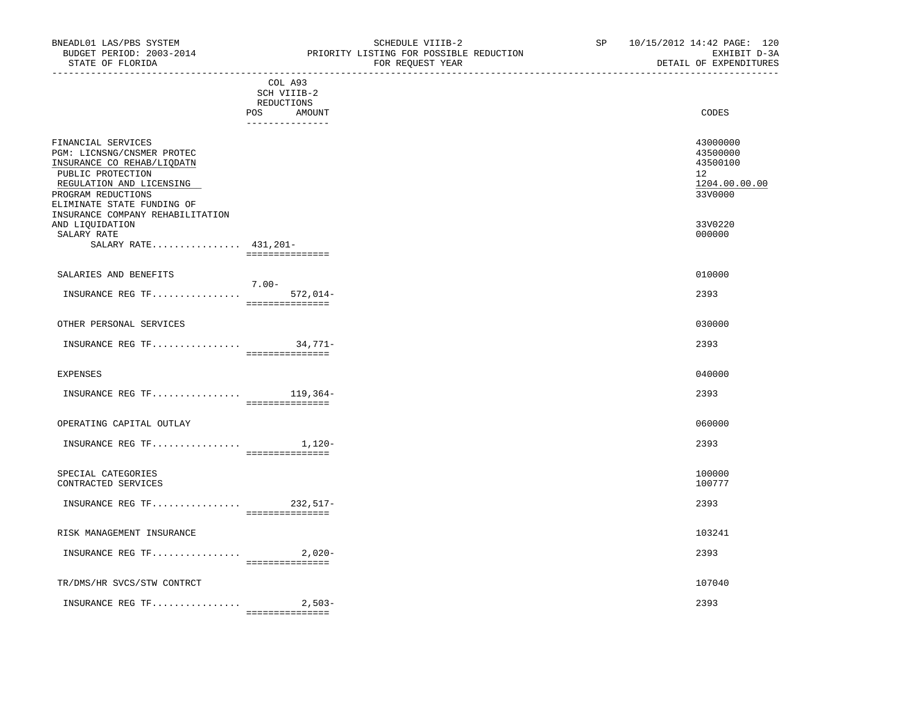BNEADL01 LAS/PBS SYSTEM | SCHEDULE VIIIB-2 | SP 10/15/2012 14:42 PAGE: 120
BUDGET PERIOD: 2003-2014 | PRIORITY LISTING FOR POSSIBLE REDUCTION | EXHIBIT D-3A
STATE OF FLORIDA | FOR REQUEST YEAR | DETAIL OF EXPENDITURES

| | COL A93 SCH VIIIB-2 REDUCTIONS POS | AMOUNT | CODES |
|---|---|---|---|
| FINANCIAL SERVICES | | | 43000000 |
| PGM: LICNSNG/CNSMER PROTEC | | | 43500000 |
| INSURANCE CO REHAB/LIQDATN | | | 43500100 |
| PUBLIC PROTECTION | | | 12 |
| REGULATION AND LICENSING | | | 1204.00.00.00 |
| PROGRAM REDUCTIONS | | | 33V0000 |
| ELIMINATE STATE FUNDING OF INSURANCE COMPANY REHABILITATION AND LIQUIDATION | | | 33V0220 |
| SALARY RATE | | | 000000 |
| SALARY RATE................ | 431,201- | | |
| SALARIES AND BENEFITS | | | 010000 |
| | 7.00- | | |
| INSURANCE REG TF................ | | 572,014- | 2393 |
| OTHER PERSONAL SERVICES | | | 030000 |
| INSURANCE REG TF................ | | 34,771- | 2393 |
| EXPENSES | | | 040000 |
| INSURANCE REG TF................ | | 119,364- | 2393 |
| OPERATING CAPITAL OUTLAY | | | 060000 |
| INSURANCE REG TF................ | | 1,120- | 2393 |
| SPECIAL CATEGORIES | | | 100000 |
| CONTRACTED SERVICES | | | 100777 |
| INSURANCE REG TF................ | | 232,517- | 2393 |
| RISK MANAGEMENT INSURANCE | | | 103241 |
| INSURANCE REG TF................ | | 2,020- | 2393 |
| TR/DMS/HR SVCS/STW CONTRCT | | | 107040 |
| INSURANCE REG TF................ | | 2,503- | 2393 |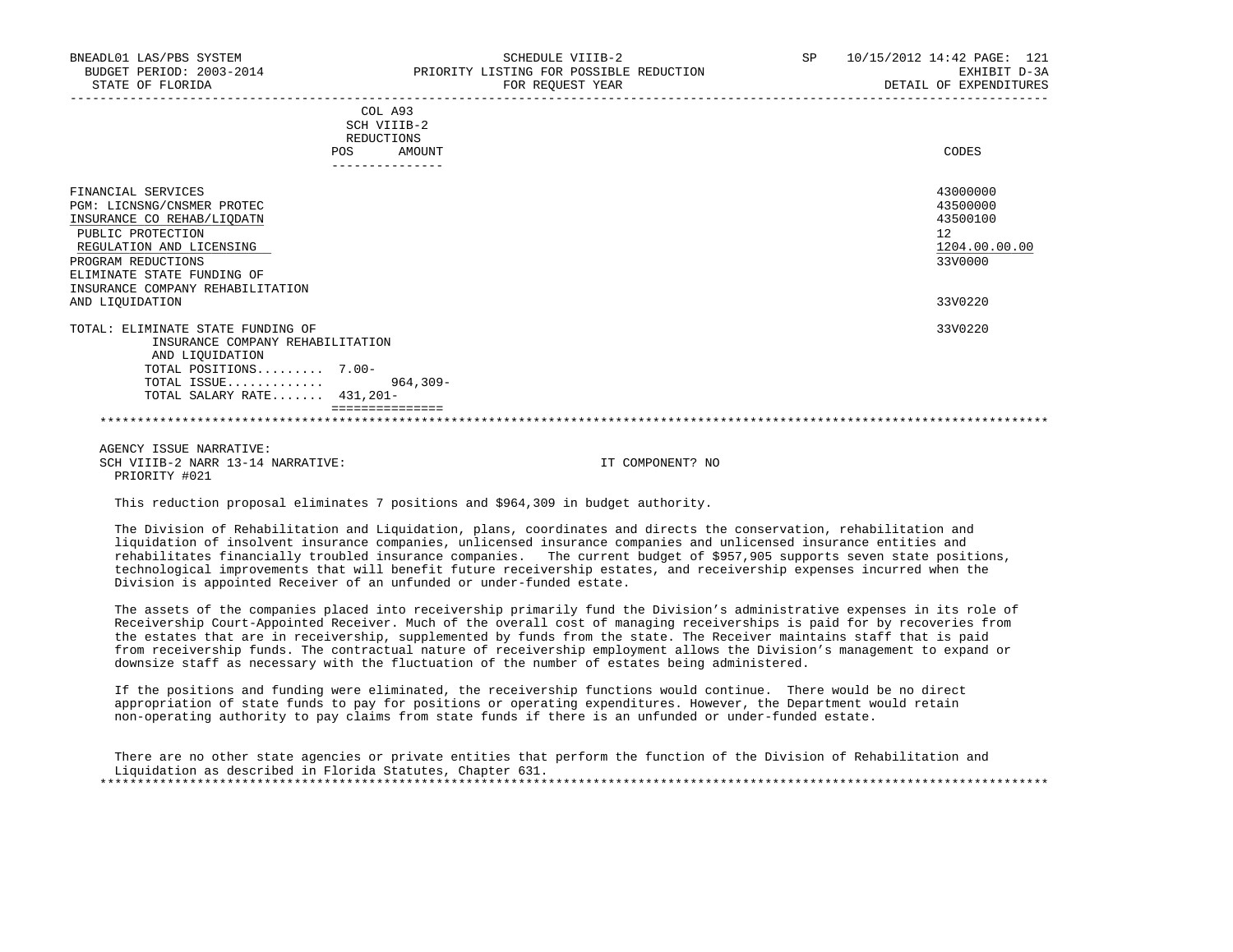BNEADL01 LAS/PBS SYSTEM
BUDGET PERIOD: 2003-2014
STATE OF FLORIDA

SCHEDULE VIIIB-2
PRIORITY LISTING FOR POSSIBLE REDUCTION
FOR REQUEST YEAR

SP 10/15/2012 14:42

EXHIBIT D-3A
DETAIL OF EXPENDITURES

| | COL A93 SCH VIIIB-2 REDUCTIONS POS | AMOUNT | CODES |
|---|---|---|---|
| FINANCIAL SERVICES | | | 43000000 |
| PGM: LICNSNG/CNSMER PROTEC | | | 43500000 |
| INSURANCE CO REHAB/LIQDATN | | | 43500100 |
| PUBLIC PROTECTION | | | 12 |
| REGULATION AND LICENSING | | | 1204.00.00.00 |
| PROGRAM REDUCTIONS | | | 33V0000 |
| ELIMINATE STATE FUNDING OF INSURANCE COMPANY REHABILITATION AND LIQUIDATION | | | 33V0220 |
| TOTAL: ELIMINATE STATE FUNDING OF INSURANCE COMPANY REHABILITATION AND LIQUIDATION | | | 33V0220 |
| TOTAL POSITIONS......... | 7.00- | | |
| TOTAL ISSUE............ | | 964,309- | |
| TOTAL SALARY RATE....... | 431,201- | | |

AGENCY ISSUE NARRATIVE:
SCH VIIIB-2 NARR 13-14 NARRATIVE: IT COMPONENT? NO
PRIORITY #021

This reduction proposal eliminates 7 positions and $964,309 in budget authority.

The Division of Rehabilitation and Liquidation, plans, coordinates and directs the conservation, rehabilitation and liquidation of insolvent insurance companies, unlicensed insurance companies and unlicensed insurance entities and rehabilitates financially troubled insurance companies. The current budget of $957,905 supports seven state positions, technological improvements that will benefit future receivership estates, and receivership expenses incurred when the Division is appointed Receiver of an unfunded or under-funded estate.

The assets of the companies placed into receivership primarily fund the Division's administrative expenses in its role of Receivership Court-Appointed Receiver. Much of the overall cost of managing receiverships is paid for by recoveries from the estates that are in receivership, supplemented by funds from the state. The Receiver maintains staff that is paid from receivership funds. The contractual nature of receivership employment allows the Division's management to expand or downsize staff as necessary with the fluctuation of the number of estates being administered.

If the positions and funding were eliminated, the receivership functions would continue. There would be no direct appropriation of state funds to pay for positions or operating expenditures. However, the Department would retain non-operating authority to pay claims from state funds if there is an unfunded or under-funded estate.

There are no other state agencies or private entities that perform the function of the Division of Rehabilitation and Liquidation as described in Florida Statutes, Chapter 631.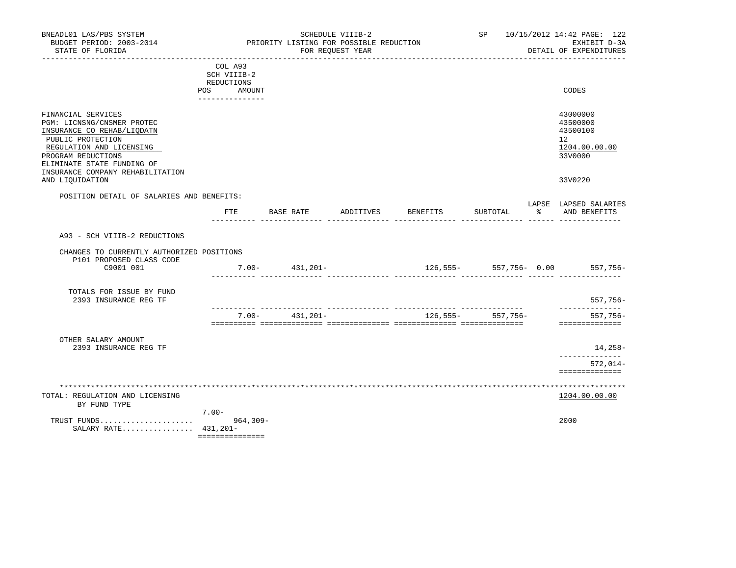BNEADL01 LAS/PBS SYSTEM — SCHEDULE VIIIB-2 — SP 10/15/2012 14:42 PAGE: 122
BUDGET PERIOD: 2003-2014 — PRIORITY LISTING FOR POSSIBLE REDUCTION — EXHIBIT D-3A
STATE OF FLORIDA — FOR REQUEST YEAR — DETAIL OF EXPENDITURES

| | COL A93 SCH VIIIB-2 REDUCTIONS POS AMOUNT | CODES |
|---|---|---|
| FINANCIAL SERVICES | | 43000000 |
| PGM: LICNSNG/CNSMER PROTEC | | 43500000 |
| INSURANCE CO REHAB/LIQDATN | | 43500100 |
| PUBLIC PROTECTION | | 12 |
| REGULATION AND LICENSING | | 1204.00.00.00 |
| PROGRAM REDUCTIONS | | 33V0000 |
| ELIMINATE STATE FUNDING OF INSURANCE COMPANY REHABILITATION AND LIQUIDATION | | 33V0220 |

POSITION DETAIL OF SALARIES AND BENEFITS:

| | FTE | BASE RATE | ADDITIVES | BENEFITS | SUBTOTAL | LAPSE % | LAPSED SALARIES AND BENEFITS |
|---|---|---|---|---|---|---|---|
| A93 - SCH VIIIB-2 REDUCTIONS | | | | | | | |
| CHANGES TO CURRENTLY AUTHORIZED POSITIONS | | | | | | | |
| P101 PROPOSED CLASS CODE C9001 001 | 7.00- | 431,201- | | 126,555- | 557,756- | 0.00 | 557,756- |
| TOTALS FOR ISSUE BY FUND | | | | | | | |
| 2393 INSURANCE REG TF | | | | | | | 557,756- |
| | 7.00- | 431,201- | | 126,555- | 557,756- | | 557,756- |
| OTHER SALARY AMOUNT | | | | | | | |
| 2393 INSURANCE REG TF | | | | | | | 14,258- |
| | | | | | | | 572,014- |

TOTAL: REGULATION AND LICENSING — 1204.00.00.00
BY FUND TYPE

| | POS | AMOUNT | CODES |
|---|---|---|---|
| TRUST FUNDS | 7.00- | 964,309- | 2000 |
| SALARY RATE | 431,201- | | |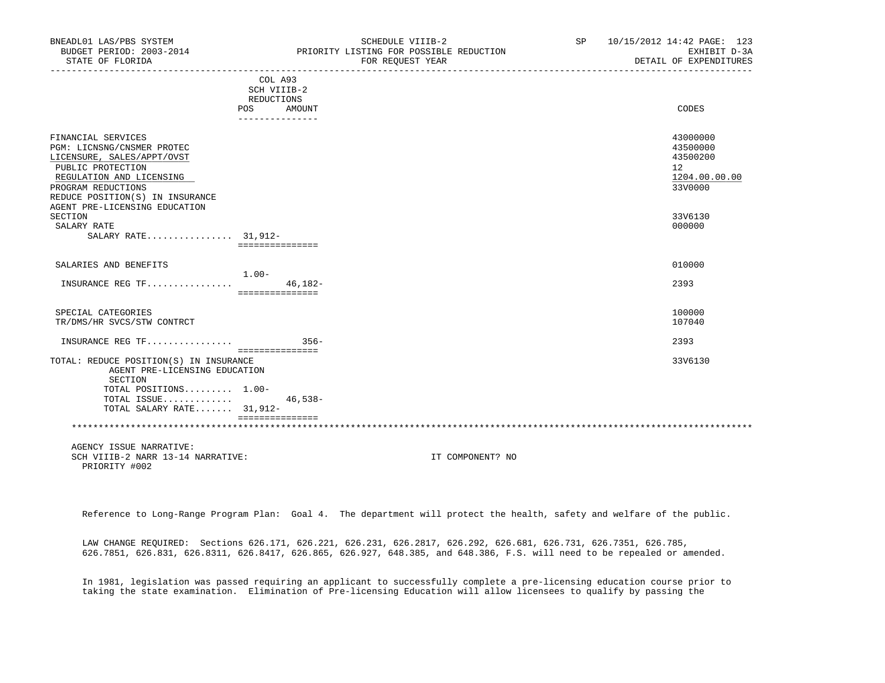| | COL A93 SCH VIIIB-2 REDUCTIONS POS | AMOUNT | CODES |
|---|---|---|---|
| FINANCIAL SERVICES | | | 43000000 |
| PGM: LICNSNG/CNSMER PROTEC | | | 43500000 |
| LICENSURE, SALES/APPT/OVST | | | 43500200 |
| PUBLIC PROTECTION | | | 12 |
| REGULATION AND LICENSING | | | 1204.00.00.00 |
| PROGRAM REDUCTIONS | | | 33V0000 |
| REDUCE POSITION(S) IN INSURANCE AGENT PRE-LICENSING EDUCATION SECTION | | | 33V6130 |
| SALARY RATE | | | 000000 |
| SALARY RATE................ | 31,912- | | |
| SALARIES AND BENEFITS | | | 010000 |
| INSURANCE REG TF................ | 1.00- | 46,182- | 2393 |
| SPECIAL CATEGORIES | | | 100000 |
| TR/DMS/HR SVCS/STW CONTRCT | | | 107040 |
| INSURANCE REG TF................ | | 356- | 2393 |
| TOTAL: REDUCE POSITION(S) IN INSURANCE AGENT PRE-LICENSING EDUCATION SECTION | | | 33V6130 |
| TOTAL POSITIONS......... | 1.00- | | |
| TOTAL ISSUE............. | | 46,538- | |
| TOTAL SALARY RATE....... | 31,912- | | |

AGENCY ISSUE NARRATIVE:
SCH VIIIB-2 NARR 13-14 NARRATIVE: IT COMPONENT? NO
PRIORITY #002

Reference to Long-Range Program Plan: Goal 4. The department will protect the health, safety and welfare of the public.

LAW CHANGE REQUIRED: Sections 626.171, 626.221, 626.231, 626.2817, 626.292, 626.681, 626.731, 626.7351, 626.785, 626.7851, 626.831, 626.8311, 626.8417, 626.865, 626.927, 648.385, and 648.386, F.S. will need to be repealed or amended.

In 1981, legislation was passed requiring an applicant to successfully complete a pre-licensing education course prior to taking the state examination. Elimination of Pre-licensing Education will allow licensees to qualify by passing the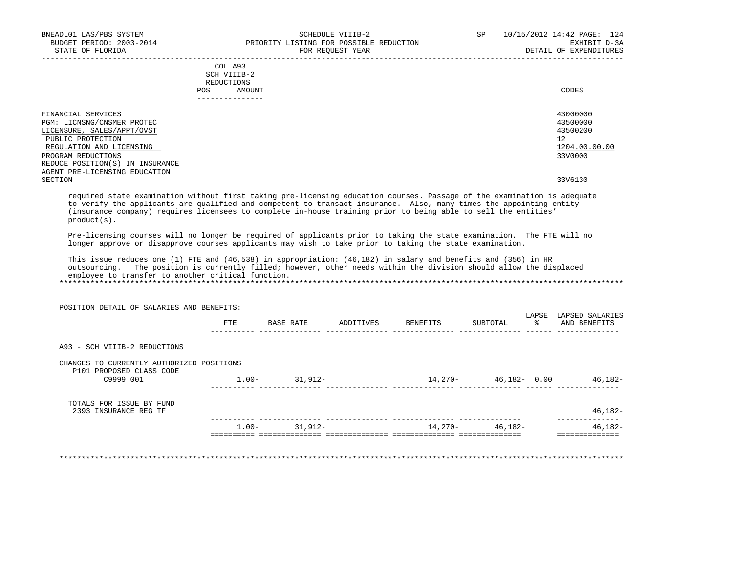BNEADL01 LAS/PBS SYSTEM | SCHEDULE VIIIB-2 | SP 10/15/2012 14:42 PAGE: 124
BUDGET PERIOD: 2003-2014 | PRIORITY LISTING FOR POSSIBLE REDUCTION | EXHIBIT D-3A
STATE OF FLORIDA | FOR REQUEST YEAR | DETAIL OF EXPENDITURES

| | COL A93 SCH VIIIB-2 REDUCTIONS POS AMOUNT | CODES |
|---|---|---|
| FINANCIAL SERVICES | | 43000000 |
| PGM: LICNSNG/CNSMER PROTEC | | 43500000 |
| LICENSURE, SALES/APPT/OVST | | 43500200 |
| PUBLIC PROTECTION | | 12 |
| REGULATION AND LICENSING | | 1204.00.00.00 |
| PROGRAM REDUCTIONS | | 33V0000 |
| REDUCE POSITION(S) IN INSURANCE AGENT PRE-LICENSING EDUCATION SECTION | | 33V6130 |

required state examination without first taking pre-licensing education courses. Passage of the examination is adequate to verify the applicants are qualified and competent to transact insurance. Also, many times the appointing entity (insurance company) requires licensees to complete in-house training prior to being able to sell the entities' product(s).

Pre-licensing courses will no longer be required of applicants prior to taking the state examination. The FTE will no longer approve or disapprove courses applicants may wish to take prior to taking the state examination.

This issue reduces one (1) FTE and (46,538) in appropriation: (46,182) in salary and benefits and (356) in HR outsourcing. The position is currently filled; however, other needs within the division should allow the displaced employee to transfer to another critical function.

POSITION DETAIL OF SALARIES AND BENEFITS:

| | FTE | BASE RATE | ADDITIVES | BENEFITS | SUBTOTAL | LAPSE % | LAPSED SALARIES AND BENEFITS |
|---|---|---|---|---|---|---|---|
| A93 - SCH VIIIB-2 REDUCTIONS | | | | | | | |
| CHANGES TO CURRENTLY AUTHORIZED POSITIONS | | | | | | | |
| P101 PROPOSED CLASS CODE | | | | | | | |
| C9999 001 | 1.00- | 31,912- | | 14,270- | 46,182- | 0.00 | 46,182- |
| TOTALS FOR ISSUE BY FUND | | | | | | | |
| 2393 INSURANCE REG TF | | | | | | | 46,182- |
| | 1.00- | 31,912- | | 14,270- | 46,182- | | 46,182- |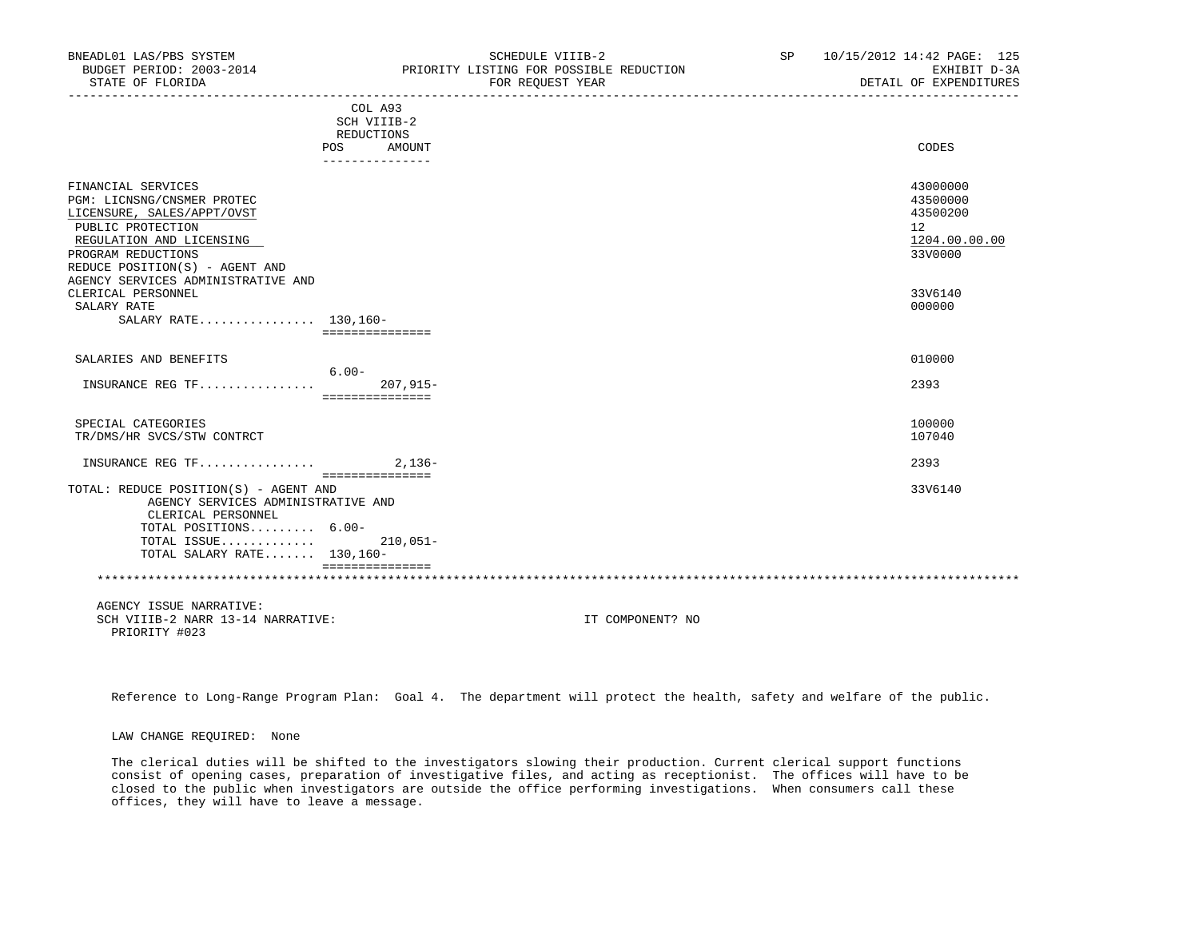BNEADL01 LAS/PBS SYSTEM — SCHEDULE VIIIB-2 — SP 10/15/2012 14:42
BUDGET PERIOD: 2003-2014 — PRIORITY LISTING FOR POSSIBLE REDUCTION — EXHIBIT D-3A
STATE OF FLORIDA — FOR REQUEST YEAR — DETAIL OF EXPENDITURES

| | COL A93 SCH VIIIB-2 REDUCTIONS POS | AMOUNT | CODES |
|---|---|---|---|
| FINANCIAL SERVICES | | | 43000000 |
| PGM: LICNSNG/CNSMER PROTEC | | | 43500000 |
| LICENSURE, SALES/APPT/OVST | | | 43500200 |
| PUBLIC PROTECTION | | | 12 |
| REGULATION AND LICENSING | | | 1204.00.00.00 |
| PROGRAM REDUCTIONS | | | 33V0000 |
| REDUCE POSITION(S) - AGENT AND AGENCY SERVICES ADMINISTRATIVE AND CLERICAL PERSONNEL | | | 33V6140 |
| SALARY RATE | | | 000000 |
| SALARY RATE................ | 130,160- | | |
| SALARIES AND BENEFITS | | | 010000 |
| INSURANCE REG TF................ | 6.00- | 207,915- | 2393 |
| SPECIAL CATEGORIES | | | 100000 |
| TR/DMS/HR SVCS/STW CONTRCT | | | 107040 |
| INSURANCE REG TF................ | | 2,136- | 2393 |
| TOTAL: REDUCE POSITION(S) - AGENT AND AGENCY SERVICES ADMINISTRATIVE AND CLERICAL PERSONNEL | | | 33V6140 |
| TOTAL POSITIONS......... | 6.00- | | |
| TOTAL ISSUE............. | | 210,051- | |
| TOTAL SALARY RATE....... | 130,160- | | |

AGENCY ISSUE NARRATIVE:
SCH VIIIB-2 NARR 13-14 NARRATIVE: IT COMPONENT? NO
PRIORITY #023

Reference to Long-Range Program Plan: Goal 4. The department will protect the health, safety and welfare of the public.

LAW CHANGE REQUIRED: None

The clerical duties will be shifted to the investigators slowing their production. Current clerical support functions consist of opening cases, preparation of investigative files, and acting as receptionist. The offices will have to be closed to the public when investigators are outside the office performing investigations. When consumers call these offices, they will have to leave a message.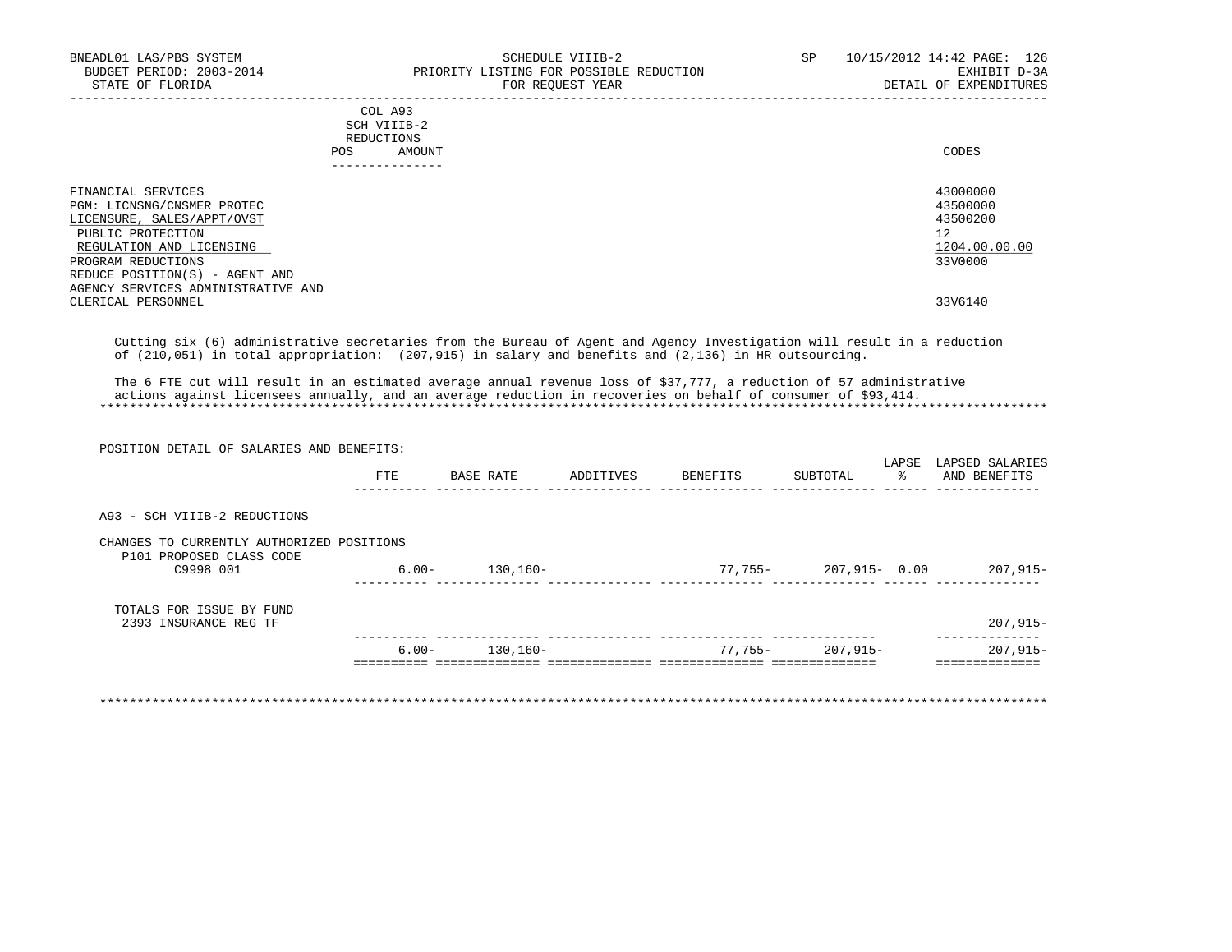BNEADL01 LAS/PBS SYSTEM
BUDGET PERIOD: 2003-2014
STATE OF FLORIDA

SCHEDULE VIIIB-2
PRIORITY LISTING FOR POSSIBLE REDUCTION
FOR REQUEST YEAR

SP 10/15/2012 14:42

EXHIBIT D-3A
DETAIL OF EXPENDITURES

| | COL A93 SCH VIIIB-2 REDUCTIONS POS | AMOUNT | CODES |
|---|---|---|---|
| FINANCIAL SERVICES | | | 43000000 |
| PGM: LICNSNG/CNSMER PROTEC | | | 43500000 |
| LICENSURE, SALES/APPT/OVST | | | 43500200 |
| PUBLIC PROTECTION | | | 12 |
| REGULATION AND LICENSING | | | 1204.00.00.00 |
| PROGRAM REDUCTIONS | | | 33V0000 |
| REDUCE POSITION(S) - AGENT AND AGENCY SERVICES ADMINISTRATIVE AND CLERICAL PERSONNEL | | | 33V6140 |

Cutting six (6) administrative secretaries from the Bureau of Agent and Agency Investigation will result in a reduction of (210,051) in total appropriation: (207,915) in salary and benefits and (2,136) in HR outsourcing.

The 6 FTE cut will result in an estimated average annual revenue loss of $37,777, a reduction of 57 administrative actions against licensees annually, and an average reduction in recoveries on behalf of consumer of $93,414.

POSITION DETAIL OF SALARIES AND BENEFITS:

| | FTE | BASE RATE | ADDITIVES | BENEFITS | SUBTOTAL | LAPSE % | LAPSED SALARIES AND BENEFITS |
|---|---|---|---|---|---|---|---|
| A93 - SCH VIIIB-2 REDUCTIONS | | | | | | | |
| CHANGES TO CURRENTLY AUTHORIZED POSITIONS | | | | | | | |
| P101 PROPOSED CLASS CODE | | | | | | | |
| C9998 001 | 6.00- | 130,160- | | 77,755- | 207,915- | 0.00 | 207,915- |
| TOTALS FOR ISSUE BY FUND | | | | | | | |
| 2393 INSURANCE REG TF | | | | | | | 207,915- |
| | 6.00- | 130,160- | | 77,755- | 207,915- | | 207,915- |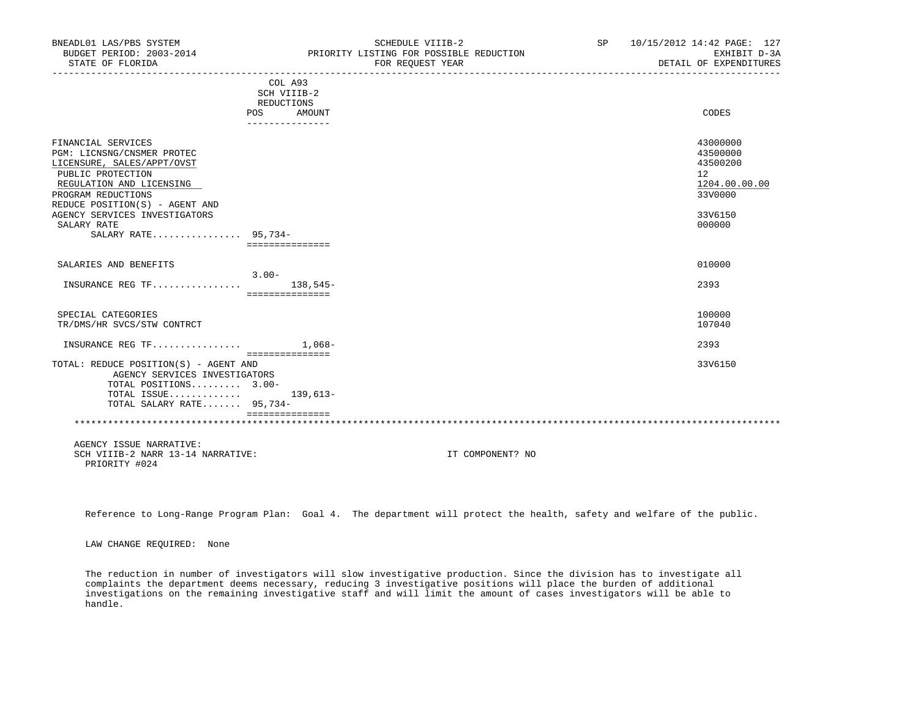BNEADL01 LAS/PBS SYSTEM | SCHEDULE VIIIB-2 | SP 10/15/2012 14:42 PAGE: 127
BUDGET PERIOD: 2003-2014 | PRIORITY LISTING FOR POSSIBLE REDUCTION | EXHIBIT D-3A
STATE OF FLORIDA | FOR REQUEST YEAR | DETAIL OF EXPENDITURES

| | COL A93 SCH VIIIB-2 REDUCTIONS POS | AMOUNT | CODES |
|---|---|---|---|
| FINANCIAL SERVICES | | | 43000000 |
| PGM: LICNSNG/CNSMER PROTEC | | | 43500000 |
| LICENSURE, SALES/APPT/OVST | | | 43500200 |
| PUBLIC PROTECTION | | | 12 |
| REGULATION AND LICENSING | | | 1204.00.00.00 |
| PROGRAM REDUCTIONS | | | 33V0000 |
| REDUCE POSITION(S) - AGENT AND AGENCY SERVICES INVESTIGATORS | | | 33V6150 |
| SALARY RATE | | | 000000 |
| SALARY RATE................ | 95,734- | | |
| SALARIES AND BENEFITS | | | 010000 |
| | 3.00- | | |
| INSURANCE REG TF................ | | 138,545- | 2393 |
| SPECIAL CATEGORIES | | | 100000 |
| TR/DMS/HR SVCS/STW CONTRCT | | | 107040 |
| INSURANCE REG TF................ | | 1,068- | 2393 |
| TOTAL: REDUCE POSITION(S) - AGENT AND AGENCY SERVICES INVESTIGATORS | | | 33V6150 |
| TOTAL POSITIONS......... | 3.00- | | |
| TOTAL ISSUE............ | | 139,613- | |
| TOTAL SALARY RATE....... | 95,734- | | |

AGENCY ISSUE NARRATIVE:
SCH VIIIB-2 NARR 13-14 NARRATIVE: IT COMPONENT? NO
PRIORITY #024

Reference to Long-Range Program Plan: Goal 4. The department will protect the health, safety and welfare of the public.

LAW CHANGE REQUIRED: None

The reduction in number of investigators will slow investigative production. Since the division has to investigate all complaints the department deems necessary, reducing 3 investigative positions will place the burden of additional investigations on the remaining investigative staff and will limit the amount of cases investigators will be able to handle.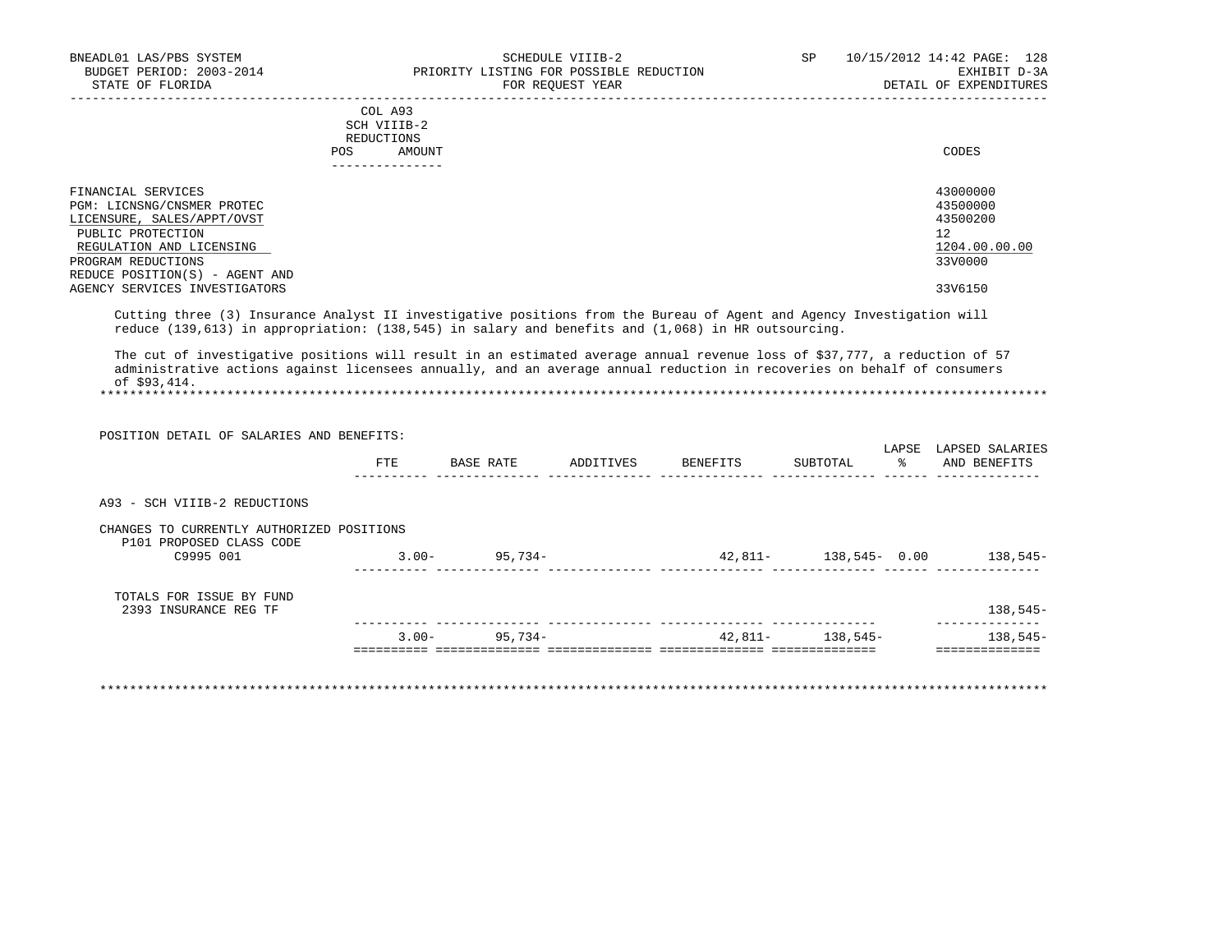BNEADL01 LAS/PBS SYSTEM
BUDGET PERIOD: 2003-2014
STATE OF FLORIDA

SCHEDULE VIIIB-2
PRIORITY LISTING FOR POSSIBLE REDUCTION
FOR REQUEST YEAR

SP 10/15/2012 14:42
EXHIBIT D-3A
DETAIL OF EXPENDITURES

| | COL A93 SCH VIIIB-2 REDUCTIONS POS AMOUNT | CODES |
|---|---|---|
| FINANCIAL SERVICES | | 43000000 |
| PGM: LICNSNG/CNSMER PROTEC | | 43500000 |
| LICENSURE, SALES/APPT/OVST | | 43500200 |
| PUBLIC PROTECTION | | 12 |
| REGULATION AND LICENSING | | 1204.00.00.00 |
| PROGRAM REDUCTIONS | | 33V0000 |
| REDUCE POSITION(S) - AGENT AND AGENCY SERVICES INVESTIGATORS | | 33V6150 |

Cutting three (3) Insurance Analyst II investigative positions from the Bureau of Agent and Agency Investigation will reduce (139,613) in appropriation: (138,545) in salary and benefits and (1,068) in HR outsourcing.

The cut of investigative positions will result in an estimated average annual revenue loss of $37,777, a reduction of 57 administrative actions against licensees annually, and an average annual reduction in recoveries on behalf of consumers of $93,414.

POSITION DETAIL OF SALARIES AND BENEFITS:

| | FTE | BASE RATE | ADDITIVES | BENEFITS | SUBTOTAL | LAPSE % | LAPSED SALARIES AND BENEFITS |
|---|---|---|---|---|---|---|---|
| A93 - SCH VIIIB-2 REDUCTIONS | | | | | | | |
| CHANGES TO CURRENTLY AUTHORIZED POSITIONS | | | | | | | |
| P101 PROPOSED CLASS CODE | | | | | | | |
| C9995 001 | 3.00- | 95,734- | | 42,811- | 138,545- | 0.00 | 138,545- |
| TOTALS FOR ISSUE BY FUND | | | | | | | |
| 2393 INSURANCE REG TF | | | | | | | 138,545- |
| | 3.00- | 95,734- | | 42,811- | 138,545- | | 138,545- |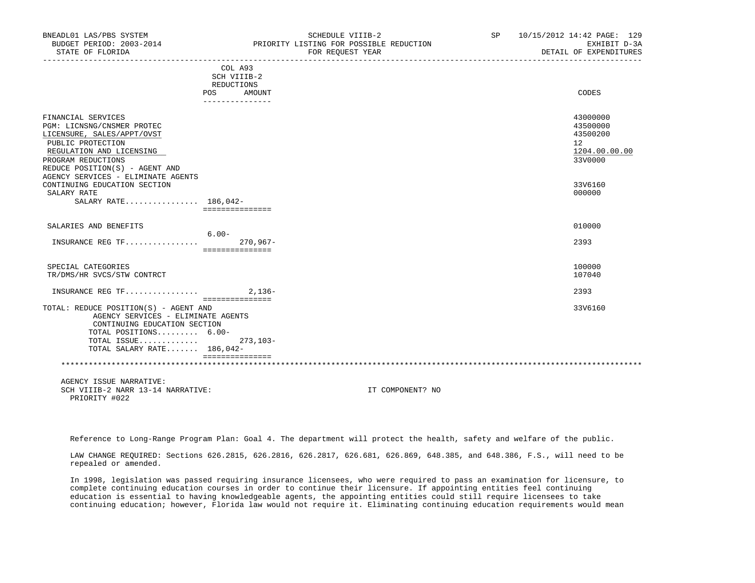BNEADL01 LAS/PBS SYSTEM — SCHEDULE VIIIB-2 — SP 10/15/2012 14:42
BUDGET PERIOD: 2003-2014 — PRIORITY LISTING FOR POSSIBLE REDUCTION — EXHIBIT D-3A
STATE OF FLORIDA — FOR REQUEST YEAR — DETAIL OF EXPENDITURES

| | COL A93 SCH VIIIB-2 REDUCTIONS POS | AMOUNT | CODES |
|---|---|---|---|
| FINANCIAL SERVICES | | | 43000000 |
| PGM: LICNSNG/CNSMER PROTEC | | | 43500000 |
| LICENSURE, SALES/APPT/OVST | | | 43500200 |
| PUBLIC PROTECTION | | | 12 |
| REGULATION AND LICENSING | | | 1204.00.00.00 |
| PROGRAM REDUCTIONS | | | 33V0000 |
| REDUCE POSITION(S) - AGENT AND AGENCY SERVICES - ELIMINATE AGENTS CONTINUING EDUCATION SECTION | | | 33V6160 |
| SALARY RATE | | | 000000 |
| SALARY RATE................ | 186,042- | | |
| SALARIES AND BENEFITS | | | 010000 |
| | 6.00- | | |
| INSURANCE REG TF................ | | 270,967- | 2393 |
| SPECIAL CATEGORIES | | | 100000 |
| TR/DMS/HR SVCS/STW CONTRCT | | | 107040 |
| INSURANCE REG TF................ | | 2,136- | 2393 |
| TOTAL: REDUCE POSITION(S) - AGENT AND AGENCY SERVICES - ELIMINATE AGENTS CONTINUING EDUCATION SECTION | | | 33V6160 |
| TOTAL POSITIONS......... | 6.00- | | |
| TOTAL ISSUE............. | | 273,103- | |
| TOTAL SALARY RATE....... | 186,042- | | |

AGENCY ISSUE NARRATIVE:
SCH VIIIB-2 NARR 13-14 NARRATIVE: IT COMPONENT? NO
PRIORITY #022

Reference to Long-Range Program Plan: Goal 4. The department will protect the health, safety and welfare of the public.

LAW CHANGE REQUIRED: Sections 626.2815, 626.2816, 626.2817, 626.681, 626.869, 648.385, and 648.386, F.S., will need to be repealed or amended.

In 1998, legislation was passed requiring insurance licensees, who were required to pass an examination for licensure, to complete continuing education courses in order to continue their licensure. If appointing entities feel continuing education is essential to having knowledgeable agents, the appointing entities could still require licensees to take continuing education; however, Florida law would not require it. Eliminating continuing education requirements would mean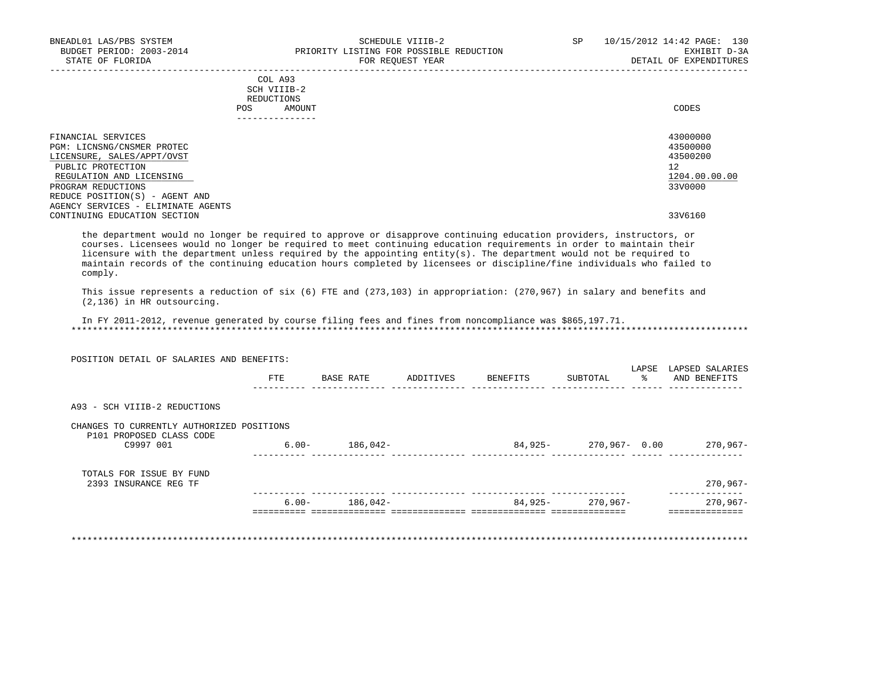COL A93
SCH VIIIB-2
REDUCTIONS

| | POS | AMOUNT | CODES |
|---|---|---|---|
| FINANCIAL SERVICES | | | 43000000 |
| PGM: LICNSNG/CNSMER PROTEC | | | 43500000 |
| LICENSURE, SALES/APPT/OVST | | | 43500200 |
| PUBLIC PROTECTION | | | 12 |
| REGULATION AND LICENSING | | | 1204.00.00.00 |
| PROGRAM REDUCTIONS | | | 33V0000 |
| REDUCE POSITION(S) - AGENT AND AGENCY SERVICES - ELIMINATE AGENTS CONTINUING EDUCATION SECTION | | | 33V6160 |

the department would no longer be required to approve or disapprove continuing education providers, instructors, or courses. Licensees would no longer be required to meet continuing education requirements in order to maintain their licensure with the department unless required by the appointing entity(s). The department would not be required to maintain records of the continuing education hours completed by licensees or discipline/fine individuals who failed to comply.

This issue represents a reduction of six (6) FTE and (273,103) in appropriation: (270,967) in salary and benefits and (2,136) in HR outsourcing.

In FY 2011-2012, revenue generated by course filing fees and fines from noncompliance was $865,197.71.

POSITION DETAIL OF SALARIES AND BENEFITS:

| | FTE | BASE RATE | ADDITIVES | BENEFITS | SUBTOTAL | LAPSE % | LAPSED SALARIES AND BENEFITS |
|---|---|---|---|---|---|---|---|
| A93 - SCH VIIIB-2 REDUCTIONS | | | | | | | |
| CHANGES TO CURRENTLY AUTHORIZED POSITIONS | | | | | | | |
| P101 PROPOSED CLASS CODE C9997 001 | 6.00- | 186,042- | | 84,925- | 270,967- | 0.00 | 270,967- |
| TOTALS FOR ISSUE BY FUND | | | | | | | |
| 2393 INSURANCE REG TF | | | | | | | 270,967- |
| | 6.00- | 186,042- | | 84,925- | 270,967- | | 270,967- |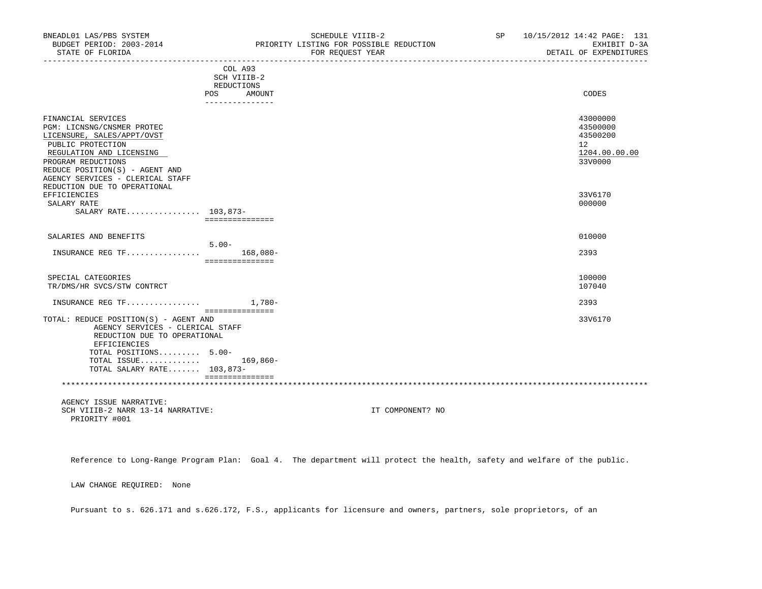| | COL A93 SCH VIIIB-2 REDUCTIONS POS | AMOUNT | CODES |
|---|---|---|---|
| FINANCIAL SERVICES | | | 43000000 |
| PGM: LICNSNG/CNSMER PROTEC | | | 43500000 |
| LICENSURE, SALES/APPT/OVST | | | 43500200 |
| PUBLIC PROTECTION | | | 12 |
| REGULATION AND LICENSING | | | 1204.00.00.00 |
| PROGRAM REDUCTIONS | | | 33V0000 |
| REDUCE POSITION(S) - AGENT AND AGENCY SERVICES - CLERICAL STAFF REDUCTION DUE TO OPERATIONAL EFFICIENCIES | | | 33V6170 |
| SALARY RATE | | | 000000 |
| SALARY RATE................ | 103,873- | | |
| SALARIES AND BENEFITS | | | 010000 |
| INSURANCE REG TF................ | 5.00- | 168,080- | 2393 |
| SPECIAL CATEGORIES | | | 100000 |
| TR/DMS/HR SVCS/STW CONTRCT | | | 107040 |
| INSURANCE REG TF................ | | 1,780- | 2393 |
| TOTAL: REDUCE POSITION(S) - AGENT AND AGENCY SERVICES - CLERICAL STAFF REDUCTION DUE TO OPERATIONAL EFFICIENCIES | | | 33V6170 |
| TOTAL POSITIONS......... | 5.00- | | |
| TOTAL ISSUE............. | | 169,860- | |
| TOTAL SALARY RATE....... | 103,873- | | |

AGENCY ISSUE NARRATIVE:
SCH VIIIB-2 NARR 13-14 NARRATIVE: IT COMPONENT? NO
PRIORITY #001

Reference to Long-Range Program Plan: Goal 4. The department will protect the health, safety and welfare of the public.

LAW CHANGE REQUIRED: None

Pursuant to s. 626.171 and s.626.172, F.S., applicants for licensure and owners, partners, sole proprietors, of an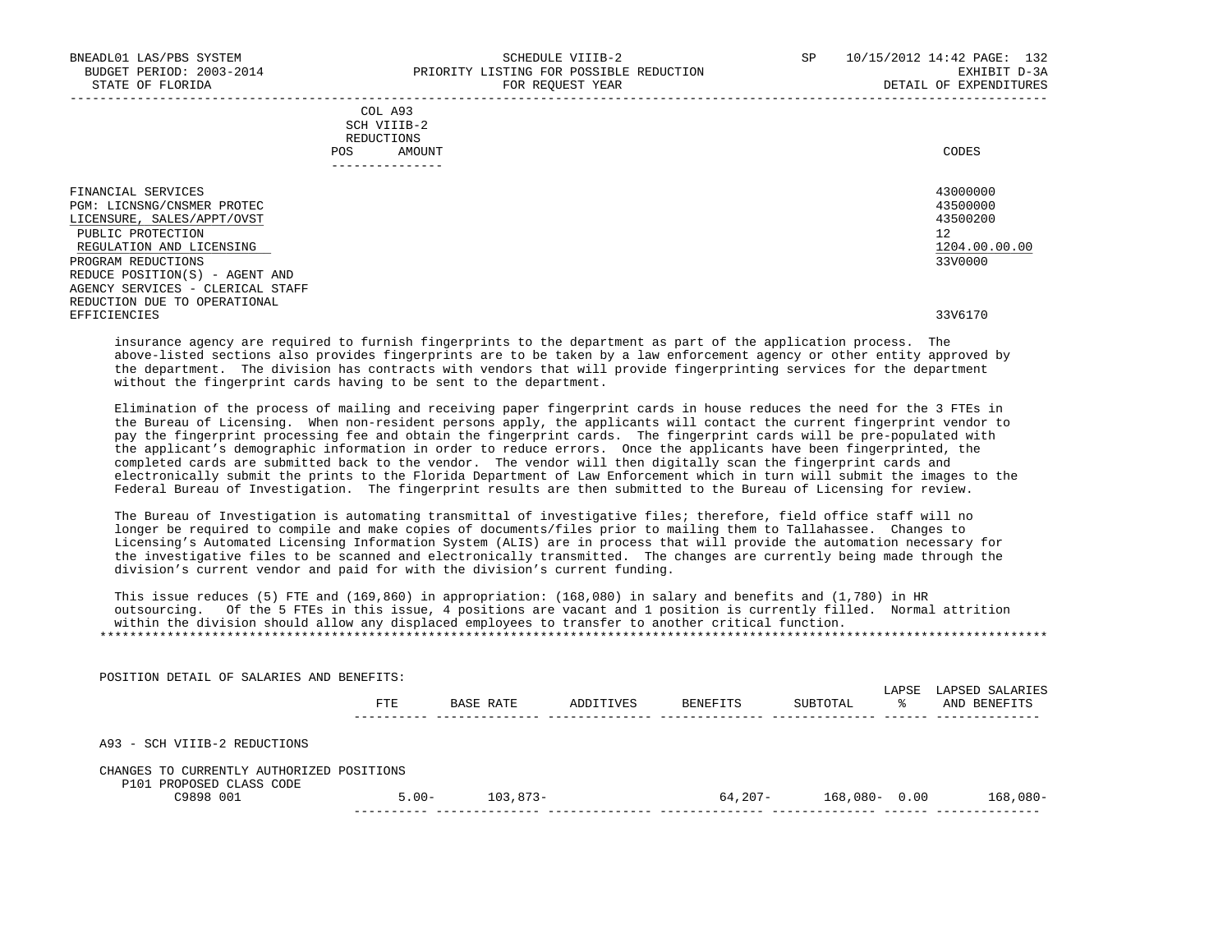BNEADL01 LAS/PBS SYSTEM | SCHEDULE VIIIB-2 | SP 10/15/2012 14:42
BUDGET PERIOD: 2003-2014 | PRIORITY LISTING FOR POSSIBLE REDUCTION | EXHIBIT D-3A
STATE OF FLORIDA | FOR REQUEST YEAR | DETAIL OF EXPENDITURES

| | COL A93 SCH VIIIB-2 REDUCTIONS POS AMOUNT | CODES |
|---|---|---|
| FINANCIAL SERVICES | | 43000000 |
| PGM: LICNSNG/CNSMER PROTEC | | 43500000 |
| LICENSURE, SALES/APPT/OVST | | 43500200 |
| PUBLIC PROTECTION | | 12 |
| REGULATION AND LICENSING | | 1204.00.00.00 |
| PROGRAM REDUCTIONS | | 33V0000 |
| REDUCE POSITION(S) - AGENT AND AGENCY SERVICES - CLERICAL STAFF REDUCTION DUE TO OPERATIONAL EFFICIENCIES | | 33V6170 |

insurance agency are required to furnish fingerprints to the department as part of the application process. The above-listed sections also provides fingerprints are to be taken by a law enforcement agency or other entity approved by the department. The division has contracts with vendors that will provide fingerprinting services for the department without the fingerprint cards having to be sent to the department.

Elimination of the process of mailing and receiving paper fingerprint cards in house reduces the need for the 3 FTEs in the Bureau of Licensing. When non-resident persons apply, the applicants will contact the current fingerprint vendor to pay the fingerprint processing fee and obtain the fingerprint cards. The fingerprint cards will be pre-populated with the applicant's demographic information in order to reduce errors. Once the applicants have been fingerprinted, the completed cards are submitted back to the vendor. The vendor will then digitally scan the fingerprint cards and electronically submit the prints to the Florida Department of Law Enforcement which in turn will submit the images to the Federal Bureau of Investigation. The fingerprint results are then submitted to the Bureau of Licensing for review.

The Bureau of Investigation is automating transmittal of investigative files; therefore, field office staff will no longer be required to compile and make copies of documents/files prior to mailing them to Tallahassee. Changes to Licensing's Automated Licensing Information System (ALIS) are in process that will provide the automation necessary for the investigative files to be scanned and electronically transmitted. The changes are currently being made through the division's current vendor and paid for with the division's current funding.

This issue reduces (5) FTE and (169,860) in appropriation: (168,080) in salary and benefits and (1,780) in HR outsourcing. Of the 5 FTEs in this issue, 4 positions are vacant and 1 position is currently filled. Normal attrition within the division should allow any displaced employees to transfer to another critical function.

*******************************************************************************************************************************

POSITION DETAIL OF SALARIES AND BENEFITS:

| | FTE | BASE RATE | ADDITIVES | BENEFITS | SUBTOTAL | LAPSE % | LAPSED SALARIES AND BENEFITS |
|---|---|---|---|---|---|---|---|
| A93 - SCH VIIIB-2 REDUCTIONS | | | | | | | |
| CHANGES TO CURRENTLY AUTHORIZED POSITIONS | | | | | | | |
| P101 PROPOSED CLASS CODE | | | | | | | |
| C9898 001 | 5.00- | 103,873- | | 64,207- | 168,080- | 0.00 | 168,080- |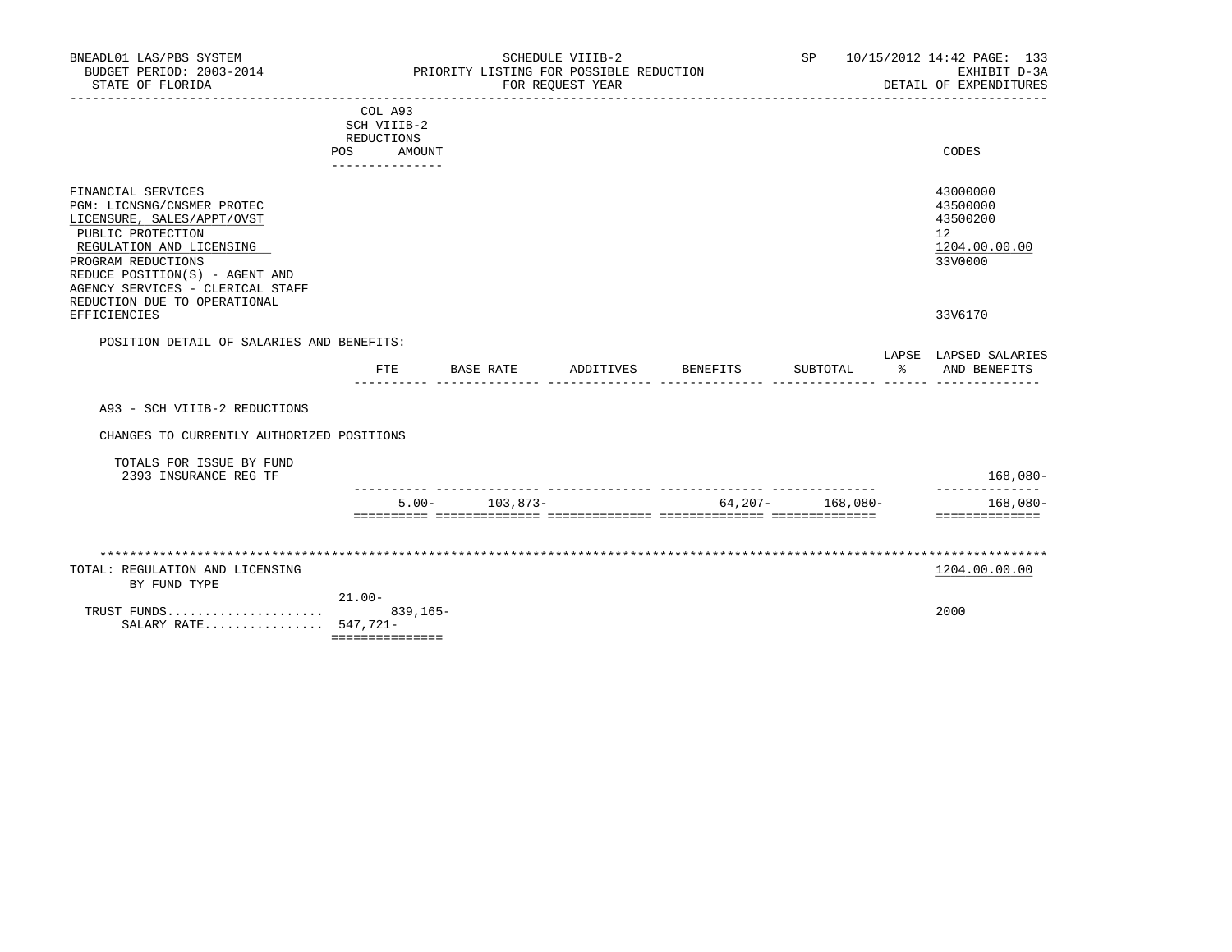BNEADL01 LAS/PBS SYSTEM
BUDGET PERIOD: 2003-2014
STATE OF FLORIDA

SCHEDULE VIIIB-2
PRIORITY LISTING FOR POSSIBLE REDUCTION
FOR REQUEST YEAR

SP 10/15/2012 14:42
EXHIBIT D-3A
DETAIL OF EXPENDITURES

| | COL A93 SCH VIIIB-2 REDUCTIONS POS | AMOUNT | CODES |
|---|---|---|---|
| FINANCIAL SERVICES | | | 43000000 |
| PGM: LICNSNG/CNSMER PROTEC | | | 43500000 |
| LICENSURE, SALES/APPT/OVST | | | 43500200 |
| PUBLIC PROTECTION | | | 12 |
| REGULATION AND LICENSING | | | 1204.00.00.00 |
| PROGRAM REDUCTIONS | | | 33V0000 |
| REDUCE POSITION(S) - AGENT AND AGENCY SERVICES - CLERICAL STAFF REDUCTION DUE TO OPERATIONAL EFFICIENCIES | | | 33V6170 |

POSITION DETAIL OF SALARIES AND BENEFITS:

| | FTE | BASE RATE | ADDITIVES | BENEFITS | SUBTOTAL | LAPSE % | LAPSED SALARIES AND BENEFITS |
|---|---|---|---|---|---|---|---|
| A93 - SCH VIIIB-2 REDUCTIONS | | | | | | | |
| CHANGES TO CURRENTLY AUTHORIZED POSITIONS | | | | | | | |
| TOTALS FOR ISSUE BY FUND | | | | | | | |
| 2393 INSURANCE REG TF | | | | | | | 168,080- |
| | 5.00- | 103,873- | | 64,207- | 168,080- | | 168,080- |

************************************************************************************************************

| | POS | AMOUNT | CODES |
|---|---|---|---|
| TOTAL: REGULATION AND LICENSING | | | 1204.00.00.00 |
| BY FUND TYPE | | | |
| TRUST FUNDS.................... | 21.00- | 839,165- | 2000 |
| SALARY RATE................ | 547,721- | | |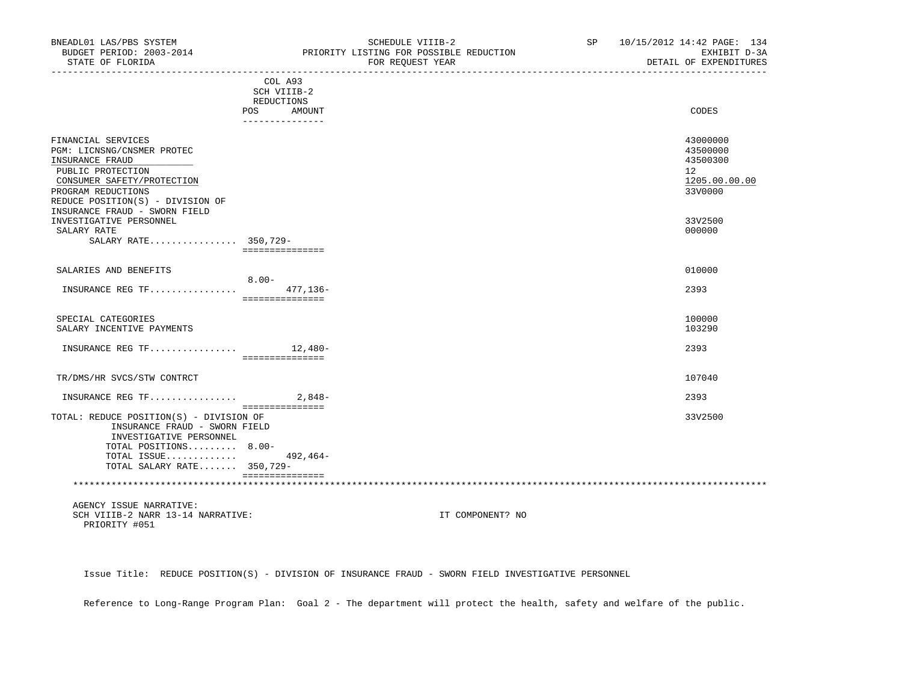BNEADL01 LAS/PBS SYSTEM | SCHEDULE VIIIB-2 | SP 10/15/2012 14:42 PAGE: 134
BUDGET PERIOD: 2003-2014 | PRIORITY LISTING FOR POSSIBLE REDUCTION | EXHIBIT D-3A
STATE OF FLORIDA | FOR REQUEST YEAR | DETAIL OF EXPENDITURES

| | COL A93 SCH VIIIB-2 REDUCTIONS POS | AMOUNT | CODES |
|---|---|---|---|
| FINANCIAL SERVICES | | | 43000000 |
| PGM: LICNSNG/CNSMER PROTEC | | | 43500000 |
| INSURANCE FRAUD | | | 43500300 |
| PUBLIC PROTECTION | | | 12 |
| CONSUMER SAFETY/PROTECTION | | | 1205.00.00.00 |
| PROGRAM REDUCTIONS | | | 33V0000 |
| REDUCE POSITION(S) - DIVISION OF INSURANCE FRAUD - SWORN FIELD INVESTIGATIVE PERSONNEL | | | 33V2500 |
| SALARY RATE | | | 000000 |
| SALARY RATE................ | 350,729- | | |
| SALARIES AND BENEFITS | | | 010000 |
| | 8.00- | | |
| INSURANCE REG TF................ | | 477,136- | 2393 |
| SPECIAL CATEGORIES | | | 100000 |
| SALARY INCENTIVE PAYMENTS | | | 103290 |
| INSURANCE REG TF................ | | 12,480- | 2393 |
| TR/DMS/HR SVCS/STW CONTRCT | | | 107040 |
| INSURANCE REG TF................ | | 2,848- | 2393 |
| TOTAL: REDUCE POSITION(S) - DIVISION OF INSURANCE FRAUD - SWORN FIELD INVESTIGATIVE PERSONNEL | | | 33V2500 |
| TOTAL POSITIONS......... | 8.00- | | |
| TOTAL ISSUE............ | | 492,464- | |
| TOTAL SALARY RATE....... | 350,729- | | |

AGENCY ISSUE NARRATIVE:
SCH VIIIB-2 NARR 13-14 NARRATIVE: IT COMPONENT? NO
PRIORITY #051

Issue Title: REDUCE POSITION(S) - DIVISION OF INSURANCE FRAUD - SWORN FIELD INVESTIGATIVE PERSONNEL

Reference to Long-Range Program Plan: Goal 2 - The department will protect the health, safety and welfare of the public.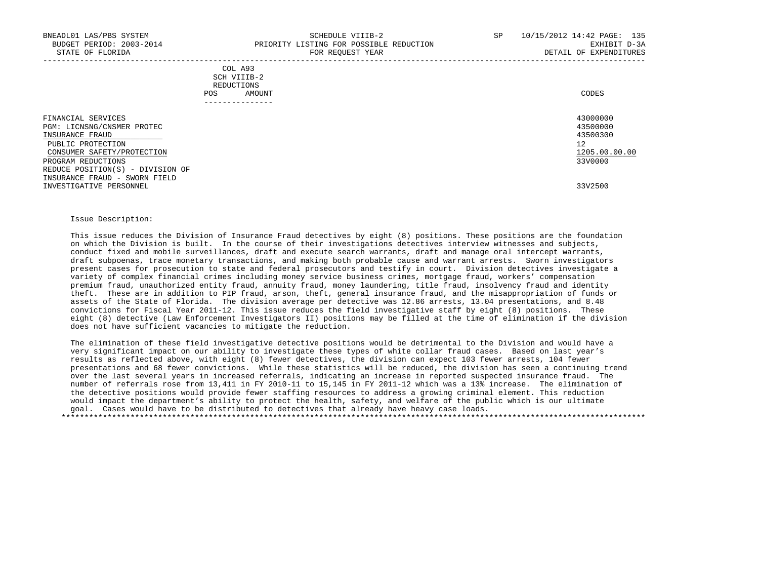BNEADL01 LAS/PBS SYSTEM — SCHEDULE VIIIB-2 — SP 10/15/2012 14:42

BUDGET PERIOD: 2003-2014 — PRIORITY LISTING FOR POSSIBLE REDUCTION — EXHIBIT D-3A

STATE OF FLORIDA — FOR REQUEST YEAR — DETAIL OF EXPENDITURES

| | COL A93 SCH VIIIB-2 REDUCTIONS POS AMOUNT | CODES |
|---|---|---|
| FINANCIAL SERVICES | | 43000000 |
| PGM: LICNSNG/CNSMER PROTEC | | 43500000 |
| INSURANCE FRAUD | | 43500300 |
| PUBLIC PROTECTION | | 12 |
| CONSUMER SAFETY/PROTECTION | | 1205.00.00.00 |
| PROGRAM REDUCTIONS | | 33V0000 |
| REDUCE POSITION(S) - DIVISION OF INSURANCE FRAUD - SWORN FIELD INVESTIGATIVE PERSONNEL | | 33V2500 |

Issue Description:

This issue reduces the Division of Insurance Fraud detectives by eight (8) positions. These positions are the foundation on which the Division is built. In the course of their investigations detectives interview witnesses and subjects, conduct fixed and mobile surveillances, draft and execute search warrants, draft and manage oral intercept warrants, draft subpoenas, trace monetary transactions, and making both probable cause and warrant arrests. Sworn investigators present cases for prosecution to state and federal prosecutors and testify in court. Division detectives investigate a variety of complex financial crimes including money service business crimes, mortgage fraud, workers' compensation premium fraud, unauthorized entity fraud, annuity fraud, money laundering, title fraud, insolvency fraud and identity theft. These are in addition to PIP fraud, arson, theft, general insurance fraud, and the misappropriation of funds or assets of the State of Florida. The division average per detective was 12.86 arrests, 13.04 presentations, and 8.48 convictions for Fiscal Year 2011-12. This issue reduces the field investigative staff by eight (8) positions. These eight (8) detective (Law Enforcement Investigators II) positions may be filled at the time of elimination if the division does not have sufficient vacancies to mitigate the reduction.

The elimination of these field investigative detective positions would be detrimental to the Division and would have a very significant impact on our ability to investigate these types of white collar fraud cases. Based on last year's results as reflected above, with eight (8) fewer detectives, the division can expect 103 fewer arrests, 104 fewer presentations and 68 fewer convictions. While these statistics will be reduced, the division has seen a continuing trend over the last several years in increased referrals, indicating an increase in reported suspected insurance fraud. The number of referrals rose from 13,411 in FY 2010-11 to 15,145 in FY 2011-12 which was a 13% increase. The elimination of the detective positions would provide fewer staffing resources to address a growing criminal element. This reduction would impact the department's ability to protect the health, safety, and welfare of the public which is our ultimate goal. Cases would have to be distributed to detectives that already have heavy case loads.

*******************************************************************************************************************************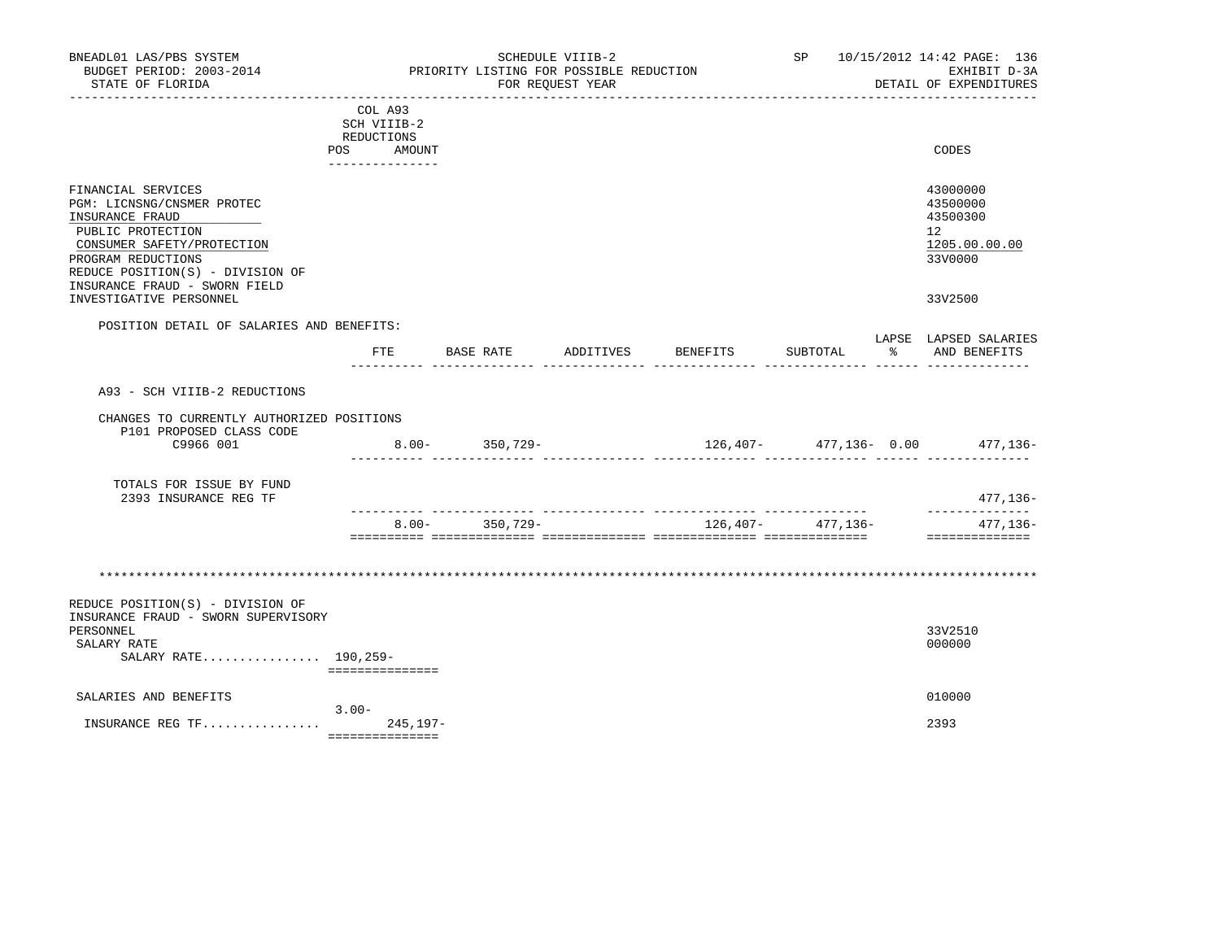BNEADL01 LAS/PBS SYSTEM
BUDGET PERIOD: 2003-2014
STATE OF FLORIDA

SCHEDULE VIIIB-2
PRIORITY LISTING FOR POSSIBLE REDUCTION
FOR REQUEST YEAR

SP 10/15/2012 14:42 PAGE: 136
EXHIBIT D-3A
DETAIL OF EXPENDITURES

| | COL A93 SCH VIIIB-2 REDUCTIONS POS | AMOUNT | CODES |
|---|---|---|---|
| FINANCIAL SERVICES | | | 43000000 |
| PGM: LICNSNG/CNSMER PROTEC | | | 43500000 |
| INSURANCE FRAUD | | | 43500300 |
| PUBLIC PROTECTION | | | 12 |
| CONSUMER SAFETY/PROTECTION | | | 1205.00.00.00 |
| PROGRAM REDUCTIONS | | | 33V0000 |
| REDUCE POSITION(S) - DIVISION OF INSURANCE FRAUD - SWORN FIELD INVESTIGATIVE PERSONNEL | | | 33V2500 |

POSITION DETAIL OF SALARIES AND BENEFITS:

| | FTE | BASE RATE | ADDITIVES | BENEFITS | SUBTOTAL | LAPSE % | LAPSED SALARIES AND BENEFITS |
|---|---|---|---|---|---|---|---|
| A93 - SCH VIIIB-2 REDUCTIONS | | | | | | | |
| CHANGES TO CURRENTLY AUTHORIZED POSITIONS | | | | | | | |
| P101 PROPOSED CLASS CODE | | | | | | | |
| C9966 001 | 8.00- | 350,729- | | 126,407- | 477,136- | 0.00 | 477,136- |
| TOTALS FOR ISSUE BY FUND | | | | | | | |
| 2393 INSURANCE REG TF | | | | | | | 477,136- |
| | 8.00- | 350,729- | | 126,407- | 477,136- | | 477,136- |

*******************************************************************************************************************

| | POS | AMOUNT | CODES |
|---|---|---|---|
| REDUCE POSITION(S) - DIVISION OF INSURANCE FRAUD - SWORN SUPERVISORY PERSONNEL | | | 33V2510 |
| SALARY RATE | | | 000000 |
| SALARY RATE................ | 190,259- | | |
| SALARIES AND BENEFITS | | | 010000 |
| INSURANCE REG TF................ | 3.00- | 245,197- | 2393 |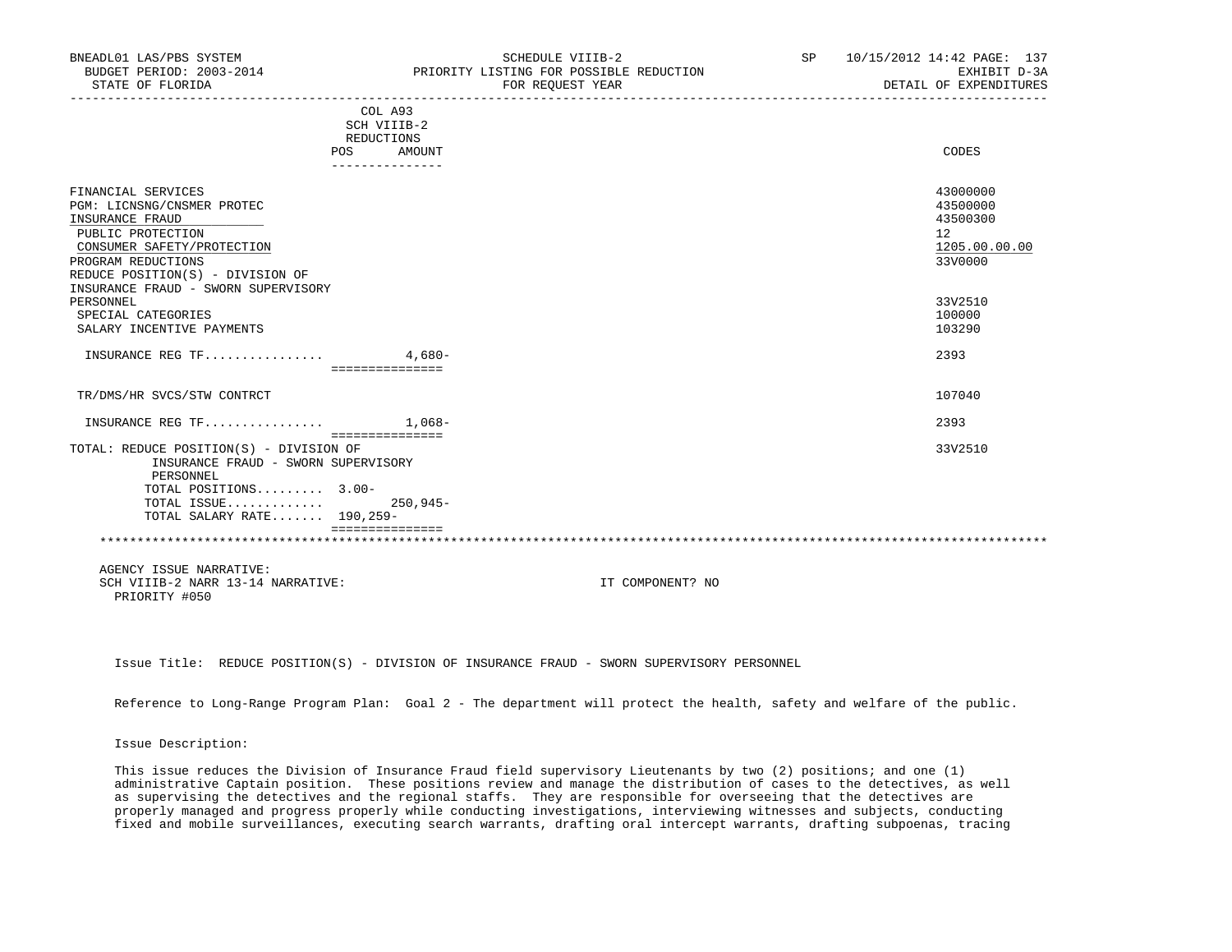| | COL A93 SCH VIIIB-2 REDUCTIONS POS AMOUNT | CODES |
|---|---|---|
| FINANCIAL SERVICES | | 43000000 |
| PGM: LICNSNG/CNSMER PROTEC | | 43500000 |
| INSURANCE FRAUD | | 43500300 |
| PUBLIC PROTECTION | | 12 |
| CONSUMER SAFETY/PROTECTION | | 1205.00.00.00 |
| PROGRAM REDUCTIONS | | 33V0000 |
| REDUCE POSITION(S) - DIVISION OF INSURANCE FRAUD - SWORN SUPERVISORY PERSONNEL | | 33V2510 |
| SPECIAL CATEGORIES | | 100000 |
| SALARY INCENTIVE PAYMENTS | | 103290 |
| INSURANCE REG TF................ | 4,680- | 2393 |
| TR/DMS/HR SVCS/STW CONTRCT | | 107040 |
| INSURANCE REG TF................ | 1,068- | 2393 |
| TOTAL: REDUCE POSITION(S) - DIVISION OF INSURANCE FRAUD - SWORN SUPERVISORY PERSONNEL | | 33V2510 |
| TOTAL POSITIONS......... | 3.00- | |
| TOTAL ISSUE............. | 250,945- | |
| TOTAL SALARY RATE....... | 190,259- | |

AGENCY ISSUE NARRATIVE:
SCH VIIIB-2 NARR 13-14 NARRATIVE: IT COMPONENT? NO
PRIORITY #050

Issue Title: REDUCE POSITION(S) - DIVISION OF INSURANCE FRAUD - SWORN SUPERVISORY PERSONNEL

Reference to Long-Range Program Plan: Goal 2 - The department will protect the health, safety and welfare of the public.

Issue Description:

This issue reduces the Division of Insurance Fraud field supervisory Lieutenants by two (2) positions; and one (1) administrative Captain position. These positions review and manage the distribution of cases to the detectives, as well as supervising the detectives and the regional staffs. They are responsible for overseeing that the detectives are properly managed and progress properly while conducting investigations, interviewing witnesses and subjects, conducting fixed and mobile surveillances, executing search warrants, drafting oral intercept warrants, drafting subpoenas, tracing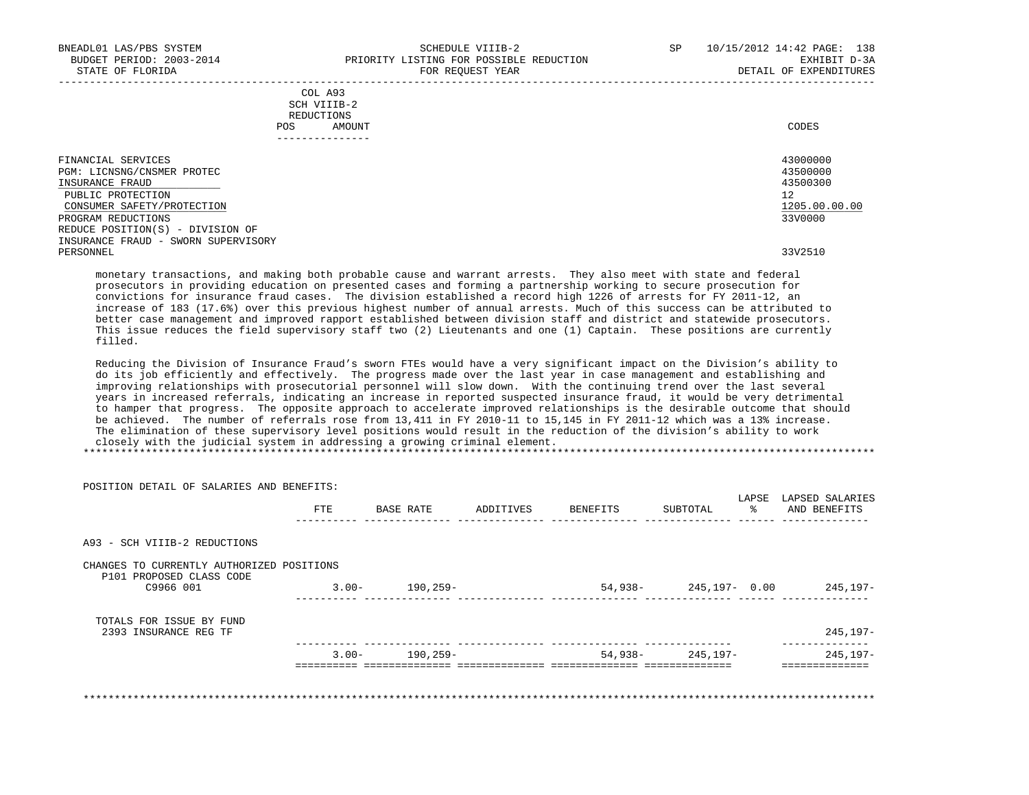| | COL A93 SCH VIIIB-2 REDUCTIONS POS AMOUNT | CODES |
|---|---|---|
| FINANCIAL SERVICES | | 43000000 |
| PGM: LICNSNG/CNSMER PROTEC | | 43500000 |
| INSURANCE FRAUD | | 43500300 |
| PUBLIC PROTECTION | | 12 |
| CONSUMER SAFETY/PROTECTION | | 1205.00.00.00 |
| PROGRAM REDUCTIONS | | 33V0000 |
| REDUCE POSITION(S) - DIVISION OF INSURANCE FRAUD - SWORN SUPERVISORY PERSONNEL | | 33V2510 |

monetary transactions, and making both probable cause and warrant arrests. They also meet with state and federal prosecutors in providing education on presented cases and forming a partnership working to secure prosecution for convictions for insurance fraud cases. The division established a record high 1226 of arrests for FY 2011-12, an increase of 183 (17.6%) over this previous highest number of annual arrests. Much of this success can be attributed to better case management and improved rapport established between division staff and district and statewide prosecutors. This issue reduces the field supervisory staff two (2) Lieutenants and one (1) Captain. These positions are currently filled.

Reducing the Division of Insurance Fraud's sworn FTEs would have a very significant impact on the Division's ability to do its job efficiently and effectively. The progress made over the last year in case management and establishing and improving relationships with prosecutorial personnel will slow down. With the continuing trend over the last several years in increased referrals, indicating an increase in reported suspected insurance fraud, it would be very detrimental to hamper that progress. The opposite approach to accelerate improved relationships is the desirable outcome that should be achieved. The number of referrals rose from 13,411 in FY 2010-11 to 15,145 in FY 2011-12 which was a 13% increase. The elimination of these supervisory level positions would result in the reduction of the division's ability to work closely with the judicial system in addressing a growing criminal element.

POSITION DETAIL OF SALARIES AND BENEFITS:

| | FTE | BASE RATE | ADDITIVES | BENEFITS | SUBTOTAL | LAPSE % | LAPSED SALARIES AND BENEFITS |
|---|---|---|---|---|---|---|---|
| A93 - SCH VIIIB-2 REDUCTIONS | | | | | | | |
| CHANGES TO CURRENTLY AUTHORIZED POSITIONS | | | | | | | |
| P101 PROPOSED CLASS CODE | | | | | | | |
| C9966 001 | 3.00- | 190,259- | | 54,938- | 245,197- | 0.00 | 245,197- |
| TOTALS FOR ISSUE BY FUND | | | | | | | |
| 2393 INSURANCE REG TF | | | | | | | 245,197- |
| | 3.00- | 190,259- | | 54,938- | 245,197- | | 245,197- |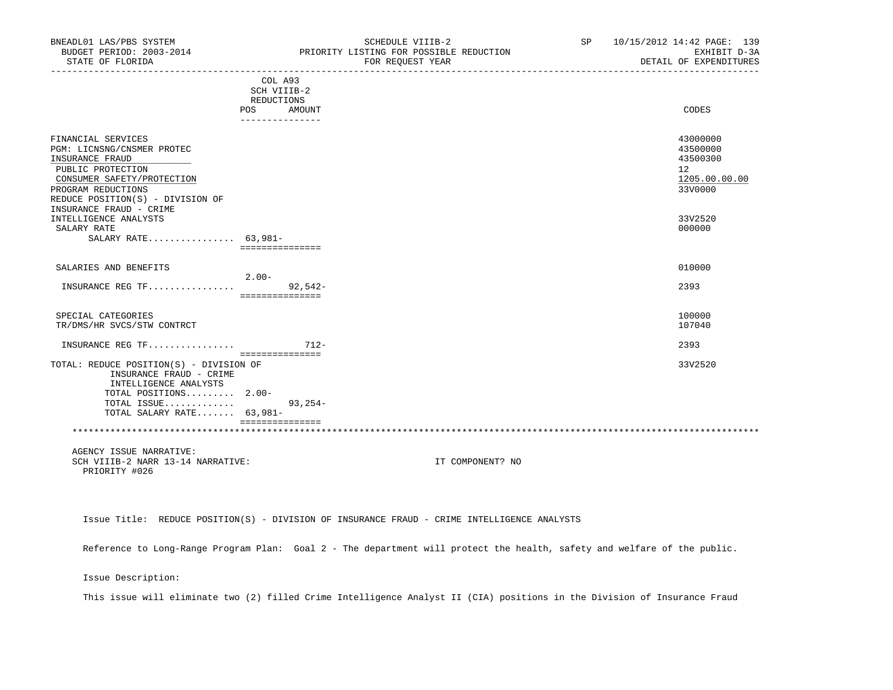| | COL A93 SCH VIIIB-2 REDUCTIONS POS | AMOUNT | CODES |
|---|---|---|---|
| FINANCIAL SERVICES | | | 43000000 |
| PGM: LICNSNG/CNSMER PROTEC | | | 43500000 |
| INSURANCE FRAUD | | | 43500300 |
| PUBLIC PROTECTION | | | 12 |
| CONSUMER SAFETY/PROTECTION | | | 1205.00.00.00 |
| PROGRAM REDUCTIONS | | | 33V0000 |
| REDUCE POSITION(S) - DIVISION OF INSURANCE FRAUD - CRIME INTELLIGENCE ANALYSTS | | | 33V2520 |
| SALARY RATE | | | 000000 |
| SALARY RATE................ | 63,981- | | |
| SALARIES AND BENEFITS | | | 010000 |
| INSURANCE REG TF................ | 2.00- | 92,542- | 2393 |
| SPECIAL CATEGORIES | | | 100000 |
| TR/DMS/HR SVCS/STW CONTRCT | | | 107040 |
| INSURANCE REG TF................ | | 712- | 2393 |
| TOTAL: REDUCE POSITION(S) - DIVISION OF INSURANCE FRAUD - CRIME INTELLIGENCE ANALYSTS | | | 33V2520 |
| TOTAL POSITIONS......... | 2.00- | | |
| TOTAL ISSUE............. | | 93,254- | |
| TOTAL SALARY RATE....... | 63,981- | | |

AGENCY ISSUE NARRATIVE:
SCH VIIIB-2 NARR 13-14 NARRATIVE: IT COMPONENT? NO
PRIORITY #026

Issue Title: REDUCE POSITION(S) - DIVISION OF INSURANCE FRAUD - CRIME INTELLIGENCE ANALYSTS

Reference to Long-Range Program Plan: Goal 2 - The department will protect the health, safety and welfare of the public.

Issue Description:

This issue will eliminate two (2) filled Crime Intelligence Analyst II (CIA) positions in the Division of Insurance Fraud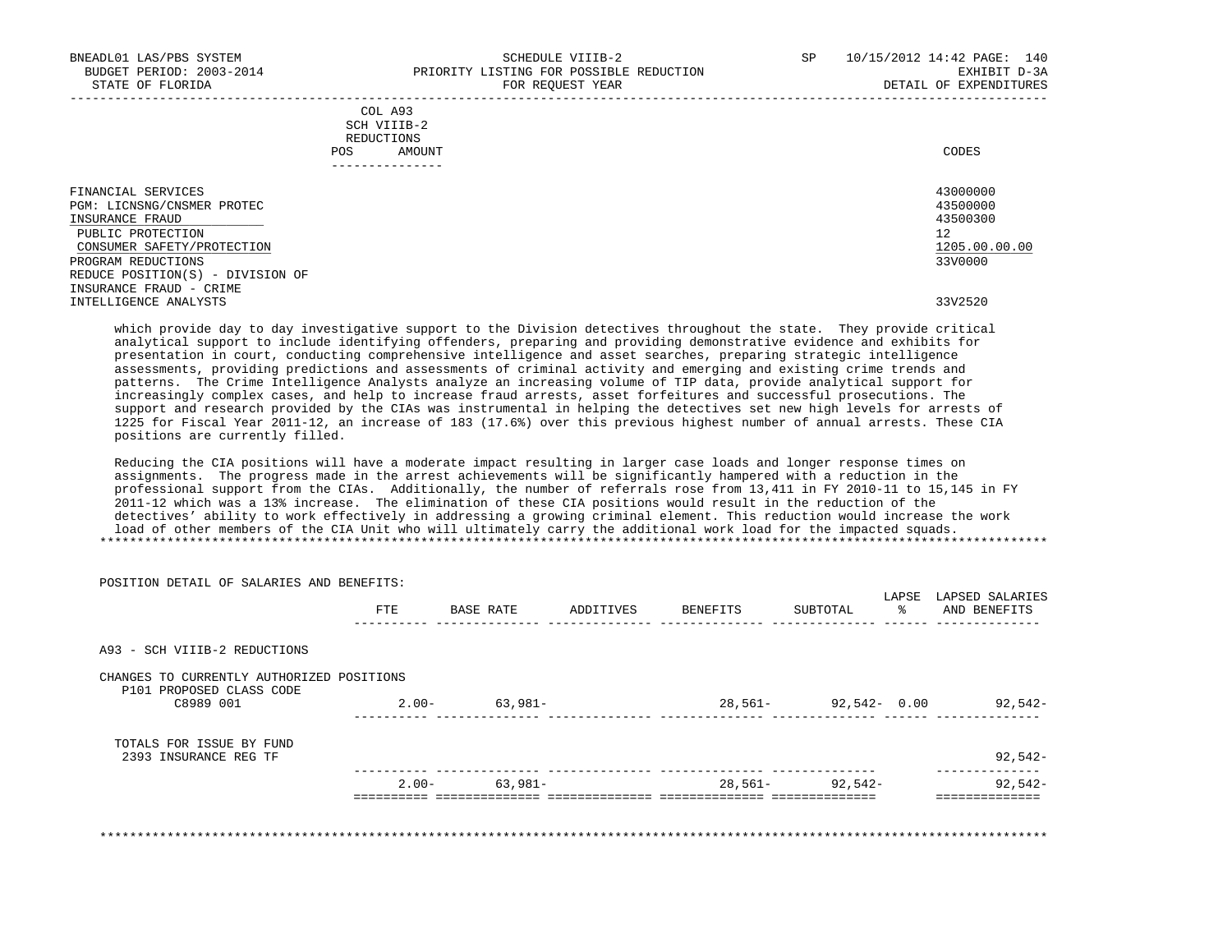COL A93
SCH VIIIB-2
REDUCTIONS
POS AMOUNT

| | CODES |
|---|---|
| FINANCIAL SERVICES | 43000000 |
| PGM: LICNSNG/CNSMER PROTEC | 43500000 |
| INSURANCE FRAUD | 43500300 |
| PUBLIC PROTECTION | 12 |
| CONSUMER SAFETY/PROTECTION | 1205.00.00.00 |
| PROGRAM REDUCTIONS | 33V0000 |
| REDUCE POSITION(S) - DIVISION OF INSURANCE FRAUD - CRIME INTELLIGENCE ANALYSTS | 33V2520 |

which provide day to day investigative support to the Division detectives throughout the state. They provide critical analytical support to include identifying offenders, preparing and providing demonstrative evidence and exhibits for presentation in court, conducting comprehensive intelligence and asset searches, preparing strategic intelligence assessments, providing predictions and assessments of criminal activity and emerging and existing crime trends and patterns. The Crime Intelligence Analysts analyze an increasing volume of TIP data, provide analytical support for increasingly complex cases, and help to increase fraud arrests, asset forfeitures and successful prosecutions. The support and research provided by the CIAs was instrumental in helping the detectives set new high levels for arrests of 1225 for Fiscal Year 2011-12, an increase of 183 (17.6%) over this previous highest number of annual arrests. These CIA positions are currently filled.

Reducing the CIA positions will have a moderate impact resulting in larger case loads and longer response times on assignments. The progress made in the arrest achievements will be significantly hampered with a reduction in the professional support from the CIAs. Additionally, the number of referrals rose from 13,411 in FY 2010-11 to 15,145 in FY 2011-12 which was a 13% increase. The elimination of these CIA positions would result in the reduction of the detectives' ability to work effectively in addressing a growing criminal element. This reduction would increase the work load of other members of the CIA Unit who will ultimately carry the additional work load for the impacted squads.

POSITION DETAIL OF SALARIES AND BENEFITS:

| | FTE | BASE RATE | ADDITIVES | BENEFITS | SUBTOTAL | LAPSE % | LAPSED SALARIES AND BENEFITS |
|---|---|---|---|---|---|---|---|
| A93 - SCH VIIIB-2 REDUCTIONS | | | | | | | |
| CHANGES TO CURRENTLY AUTHORIZED POSITIONS | | | | | | | |
| P101 PROPOSED CLASS CODE | | | | | | | |
| C8989 001 | 2.00- | 63,981- | | 28,561- | 92,542- | 0.00 | 92,542- |
| TOTALS FOR ISSUE BY FUND | | | | | | | |
| 2393 INSURANCE REG TF | | | | | | | 92,542- |
| | 2.00- | 63,981- | | 28,561- | 92,542- | | 92,542- |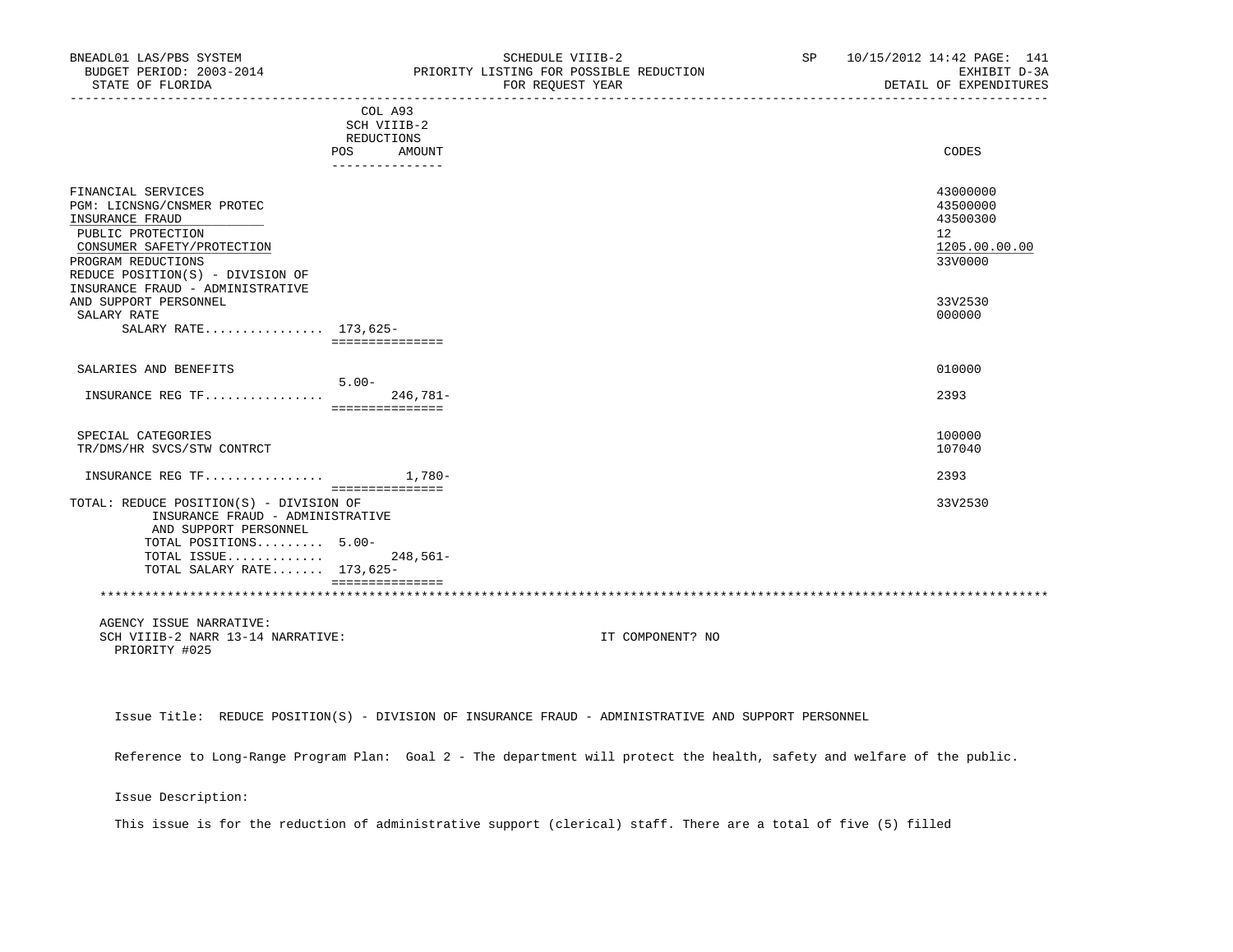BNEADL01 LAS/PBS SYSTEM | SCHEDULE VIIIB-2 | SP 10/15/2012 14:42 PAGE: 141
BUDGET PERIOD: 2003-2014 | PRIORITY LISTING FOR POSSIBLE REDUCTION | EXHIBIT D-3A
STATE OF FLORIDA | FOR REQUEST YEAR | DETAIL OF EXPENDITURES

| | COL A93 SCH VIIIB-2 REDUCTIONS POS | AMOUNT | CODES |
|---|---|---|---|
| FINANCIAL SERVICES | | | 43000000 |
| PGM: LICNSNG/CNSMER PROTEC | | | 43500000 |
| INSURANCE FRAUD | | | 43500300 |
| PUBLIC PROTECTION | | | 12 |
| CONSUMER SAFETY/PROTECTION | | | 1205.00.00.00 |
| PROGRAM REDUCTIONS | | | 33V0000 |
| REDUCE POSITION(S) - DIVISION OF INSURANCE FRAUD - ADMINISTRATIVE AND SUPPORT PERSONNEL | | | 33V2530 |
| SALARY RATE | | | 000000 |
| SALARY RATE................ | 173,625- | | |
| SALARIES AND BENEFITS | | | 010000 |
| INSURANCE REG TF................ | 5.00- | 246,781- | 2393 |
| SPECIAL CATEGORIES | | | 100000 |
| TR/DMS/HR SVCS/STW CONTRCT | | | 107040 |
| INSURANCE REG TF................ | | 1,780- | 2393 |
| TOTAL: REDUCE POSITION(S) - DIVISION OF INSURANCE FRAUD - ADMINISTRATIVE AND SUPPORT PERSONNEL | | | 33V2530 |
| TOTAL POSITIONS......... | 5.00- | | |
| TOTAL ISSUE............. | | 248,561- | |
| TOTAL SALARY RATE....... | 173,625- | | |

AGENCY ISSUE NARRATIVE:
SCH VIIIB-2 NARR 13-14 NARRATIVE: IT COMPONENT? NO
PRIORITY #025

Issue Title: REDUCE POSITION(S) - DIVISION OF INSURANCE FRAUD - ADMINISTRATIVE AND SUPPORT PERSONNEL

Reference to Long-Range Program Plan: Goal 2 - The department will protect the health, safety and welfare of the public.

Issue Description:

This issue is for the reduction of administrative support (clerical) staff. There are a total of five (5) filled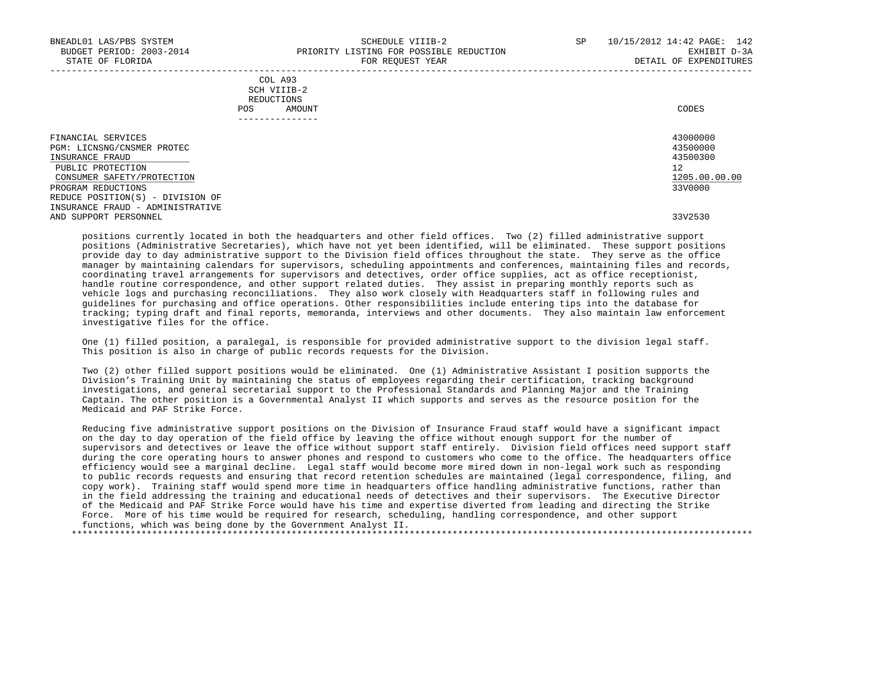| | COL A93 SCH VIIIB-2 REDUCTIONS POS AMOUNT | CODES |
|---|---|---|
| FINANCIAL SERVICES | | 43000000 |
| PGM: LICNSNG/CNSMER PROTEC | | 43500000 |
| INSURANCE FRAUD | | 43500300 |
| PUBLIC PROTECTION | | 12 |
| CONSUMER SAFETY/PROTECTION | | 1205.00.00.00 |
| PROGRAM REDUCTIONS | | 33V0000 |
| REDUCE POSITION(S) - DIVISION OF INSURANCE FRAUD - ADMINISTRATIVE AND SUPPORT PERSONNEL | | 33V2530 |

positions currently located in both the headquarters and other field offices. Two (2) filled administrative support positions (Administrative Secretaries), which have not yet been identified, will be eliminated. These support positions provide day to day administrative support to the Division field offices throughout the state. They serve as the office manager by maintaining calendars for supervisors, scheduling appointments and conferences, maintaining files and records, coordinating travel arrangements for supervisors and detectives, order office supplies, act as office receptionist, handle routine correspondence, and other support related duties. They assist in preparing monthly reports such as vehicle logs and purchasing reconciliations. They also work closely with Headquarters staff in following rules and guidelines for purchasing and office operations. Other responsibilities include entering tips into the database for tracking; typing draft and final reports, memoranda, interviews and other documents. They also maintain law enforcement investigative files for the office.

One (1) filled position, a paralegal, is responsible for provided administrative support to the division legal staff. This position is also in charge of public records requests for the Division.

Two (2) other filled support positions would be eliminated. One (1) Administrative Assistant I position supports the Division's Training Unit by maintaining the status of employees regarding their certification, tracking background investigations, and general secretarial support to the Professional Standards and Planning Major and the Training Captain. The other position is a Governmental Analyst II which supports and serves as the resource position for the Medicaid and PAF Strike Force.

Reducing five administrative support positions on the Division of Insurance Fraud staff would have a significant impact on the day to day operation of the field office by leaving the office without enough support for the number of supervisors and detectives or leave the office without support staff entirely. Division field offices need support staff during the core operating hours to answer phones and respond to customers who come to the office. The headquarters office efficiency would see a marginal decline. Legal staff would become more mired down in non-legal work such as responding to public records requests and ensuring that record retention schedules are maintained (legal correspondence, filing, and copy work). Training staff would spend more time in headquarters office handling administrative functions, rather than in the field addressing the training and educational needs of detectives and their supervisors. The Executive Director of the Medicaid and PAF Strike Force would have his time and expertise diverted from leading and directing the Strike Force. More of his time would be required for research, scheduling, handling correspondence, and other support functions, which was being done by the Government Analyst II.

*****************************************************************************************************************************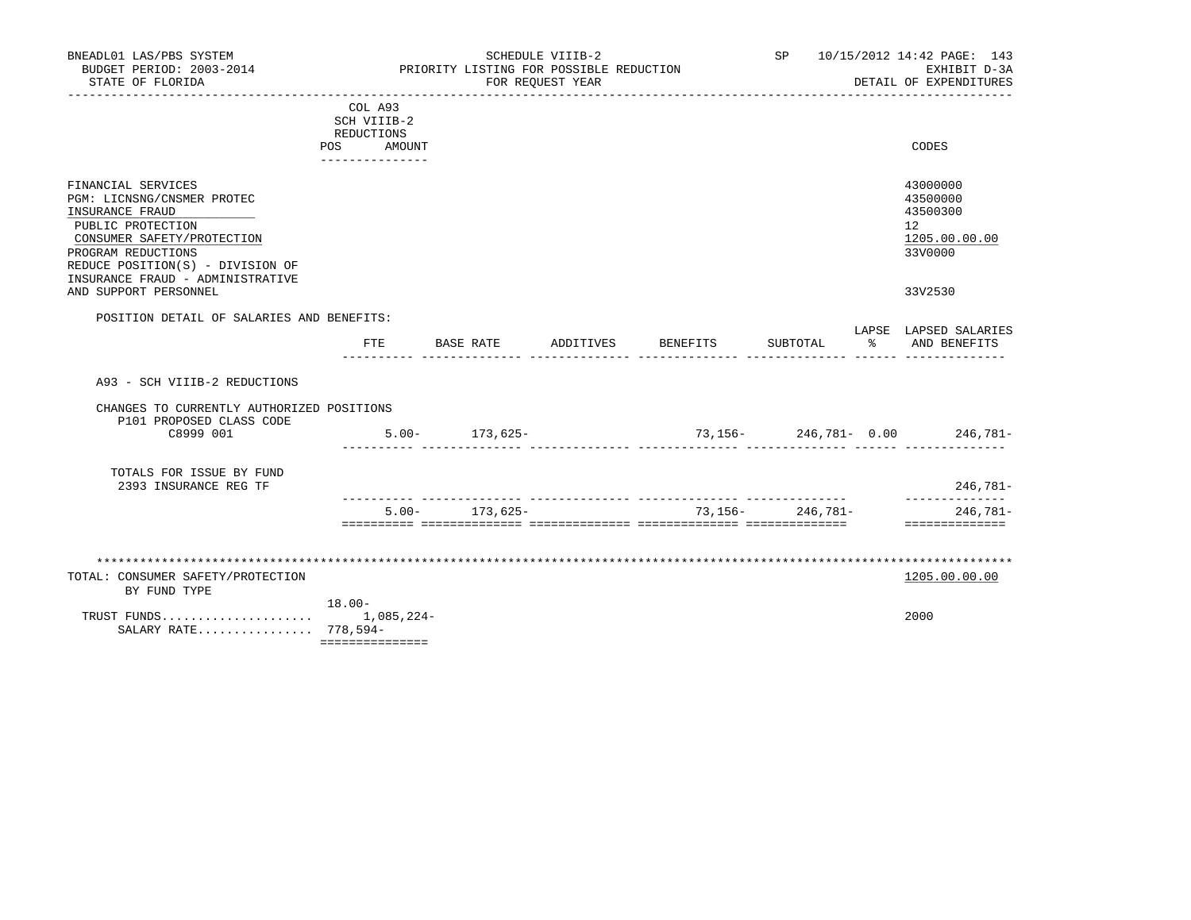BNEADL01 LAS/PBS SYSTEM — SCHEDULE VIIIB-2 — SP 10/15/2012 14:42

BUDGET PERIOD: 2003-2014 — PRIORITY LISTING FOR POSSIBLE REDUCTION — EXHIBIT D-3A

STATE OF FLORIDA — FOR REQUEST YEAR — DETAIL OF EXPENDITURES

| | COL A93 SCH VIIIB-2 REDUCTIONS POS AMOUNT | CODES |
|---|---|---|
| FINANCIAL SERVICES | | 43000000 |
| PGM: LICNSNG/CNSMER PROTEC | | 43500000 |
| INSURANCE FRAUD | | 43500300 |
| PUBLIC PROTECTION | | 12 |
| CONSUMER SAFETY/PROTECTION | | 1205.00.00.00 |
| PROGRAM REDUCTIONS | | 33V0000 |
| REDUCE POSITION(S) - DIVISION OF INSURANCE FRAUD - ADMINISTRATIVE AND SUPPORT PERSONNEL | | 33V2530 |

POSITION DETAIL OF SALARIES AND BENEFITS:

| | FTE | BASE RATE | ADDITIVES | BENEFITS | SUBTOTAL | LAPSE % | LAPSED SALARIES AND BENEFITS |
|---|---|---|---|---|---|---|---|
| A93 - SCH VIIIB-2 REDUCTIONS | | | | | | | |
| CHANGES TO CURRENTLY AUTHORIZED POSITIONS | | | | | | | |
| P101 PROPOSED CLASS CODE | | | | | | | |
| C8999 001 | 5.00- | 173,625- | | 73,156- | 246,781- | 0.00 | 246,781- |
| TOTALS FOR ISSUE BY FUND | | | | | | | |
| 2393 INSURANCE REG TF | | | | | | | 246,781- |
| | 5.00- | 173,625- | | 73,156- | 246,781- | | 246,781- |

TOTAL: CONSUMER SAFETY/PROTECTION — 1205.00.00.00

BY FUND TYPE

| | POS / AMOUNT | CODES |
|---|---|---|
| | 18.00- | |
| TRUST FUNDS..................... | 1,085,224- | 2000 |
| SALARY RATE................ | 778,594- | |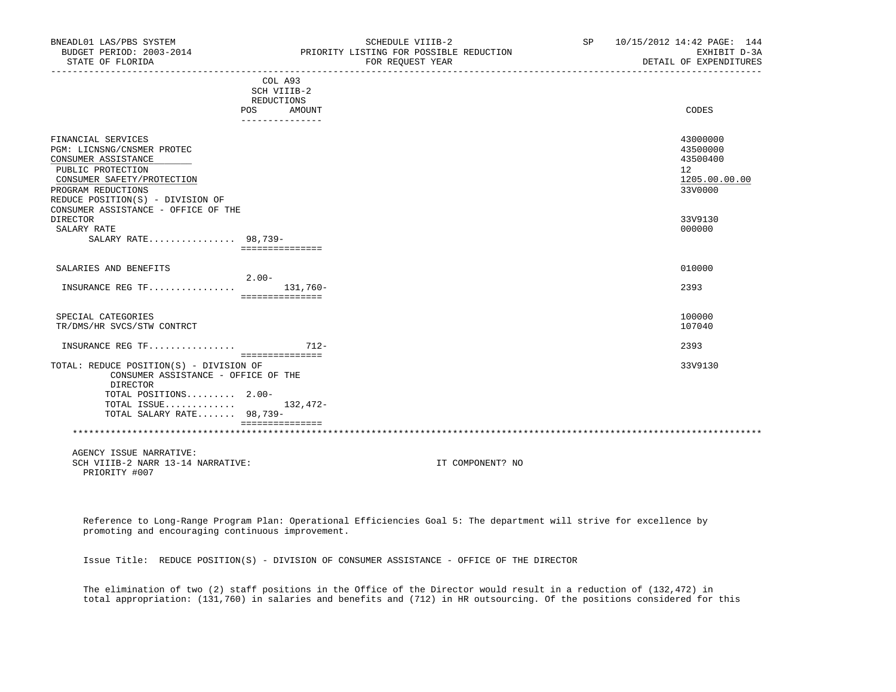| | COL A93 SCH VIIIB-2 REDUCTIONS POS | AMOUNT | CODES |
|---|---|---|---|
| FINANCIAL SERVICES | | | 43000000 |
| PGM: LICNSNG/CNSMER PROTEC | | | 43500000 |
| CONSUMER ASSISTANCE | | | 43500400 |
| PUBLIC PROTECTION | | | 12 |
| CONSUMER SAFETY/PROTECTION | | | 1205.00.00.00 |
| PROGRAM REDUCTIONS | | | 33V0000 |
| REDUCE POSITION(S) - DIVISION OF CONSUMER ASSISTANCE - OFFICE OF THE DIRECTOR | | | 33V9130 |
| SALARY RATE | | | 000000 |
| SALARY RATE................ | 98,739- | | |
| SALARIES AND BENEFITS | | | 010000 |
| | 2.00- | | |
| INSURANCE REG TF................ | | 131,760- | 2393 |
| SPECIAL CATEGORIES | | | 100000 |
| TR/DMS/HR SVCS/STW CONTRCT | | | 107040 |
| INSURANCE REG TF................ | | 712- | 2393 |
| TOTAL: REDUCE POSITION(S) - DIVISION OF CONSUMER ASSISTANCE - OFFICE OF THE DIRECTOR | | | 33V9130 |
| TOTAL POSITIONS......... | 2.00- | | |
| TOTAL ISSUE............. | | 132,472- | |
| TOTAL SALARY RATE....... | 98,739- | | |

AGENCY ISSUE NARRATIVE:
SCH VIIIB-2 NARR 13-14 NARRATIVE: IT COMPONENT? NO
PRIORITY #007

Reference to Long-Range Program Plan: Operational Efficiencies Goal 5: The department will strive for excellence by promoting and encouraging continuous improvement.

Issue Title: REDUCE POSITION(S) - DIVISION OF CONSUMER ASSISTANCE - OFFICE OF THE DIRECTOR

The elimination of two (2) staff positions in the Office of the Director would result in a reduction of (132,472) in total appropriation: (131,760) in salaries and benefits and (712) in HR outsourcing. Of the positions considered for this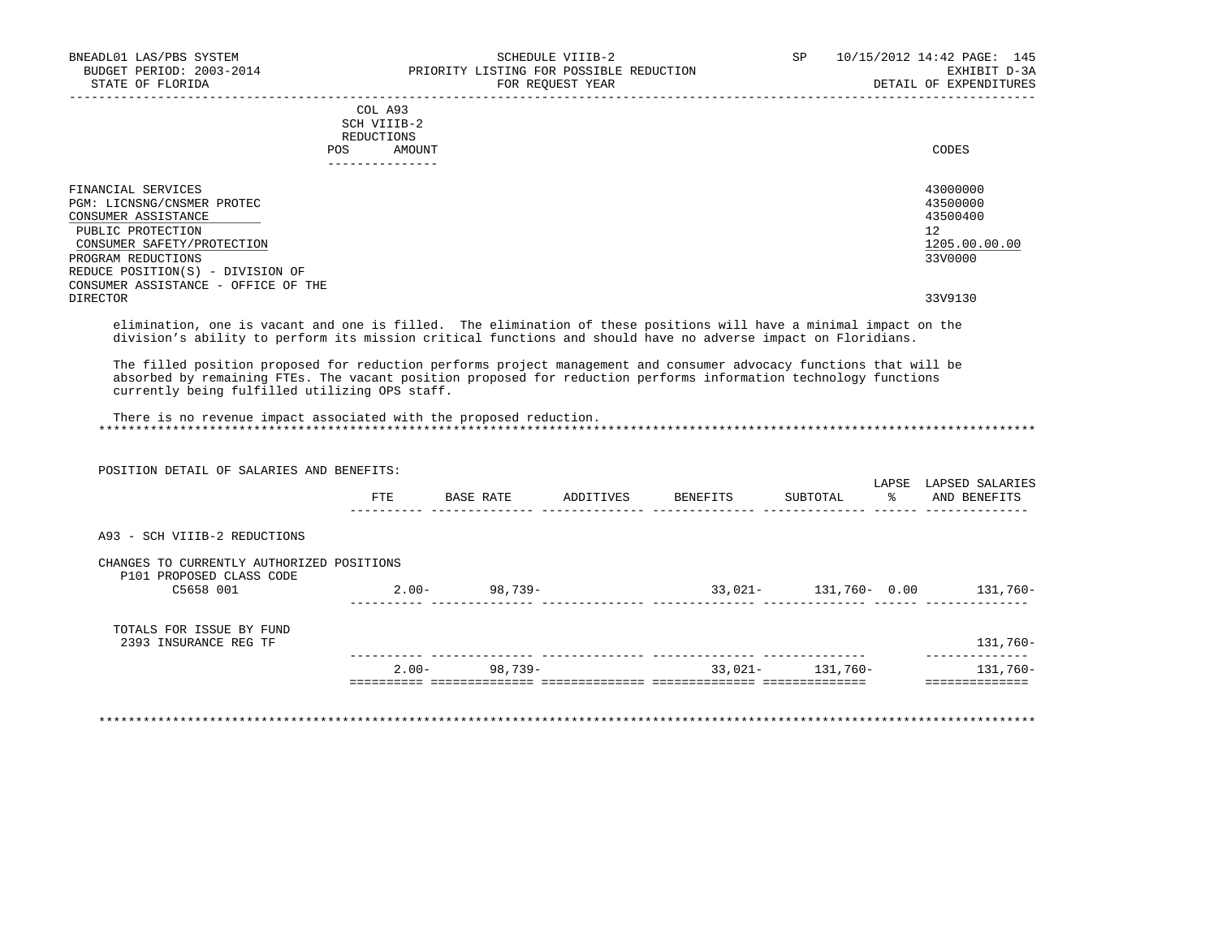BNEADL01 LAS/PBS SYSTEM
BUDGET PERIOD: 2003-2014
STATE OF FLORIDA

SCHEDULE VIIIB-2
PRIORITY LISTING FOR POSSIBLE REDUCTION
FOR REQUEST YEAR

SP 10/15/2012 14:42 PAGE: 145
EXHIBIT D-3A
DETAIL OF EXPENDITURES

| | COL A93 SCH VIIIB-2 REDUCTIONS POS AMOUNT | CODES |
|---|---|---|
| FINANCIAL SERVICES | | 43000000 |
| PGM: LICNSNG/CNSMER PROTEC | | 43500000 |
| CONSUMER ASSISTANCE | | 43500400 |
| PUBLIC PROTECTION | | 12 |
| CONSUMER SAFETY/PROTECTION | | 1205.00.00.00 |
| PROGRAM REDUCTIONS | | 33V0000 |
| REDUCE POSITION(S) - DIVISION OF CONSUMER ASSISTANCE - OFFICE OF THE DIRECTOR | | 33V9130 |

elimination, one is vacant and one is filled. The elimination of these positions will have a minimal impact on the division's ability to perform its mission critical functions and should have no adverse impact on Floridians.

The filled position proposed for reduction performs project management and consumer advocacy functions that will be absorbed by remaining FTEs. The vacant position proposed for reduction performs information technology functions currently being fulfilled utilizing OPS staff.

There is no revenue impact associated with the proposed reduction.

POSITION DETAIL OF SALARIES AND BENEFITS:

| | FTE | BASE RATE | ADDITIVES | BENEFITS | SUBTOTAL | LAPSE % | LAPSED SALARIES AND BENEFITS |
|---|---|---|---|---|---|---|---|
| A93 - SCH VIIIB-2 REDUCTIONS | | | | | | | |
| CHANGES TO CURRENTLY AUTHORIZED POSITIONS | | | | | | | |
| P101 PROPOSED CLASS CODE | | | | | | | |
| C5658 001 | 2.00- | 98,739- | | 33,021- | 131,760- | 0.00 | 131,760- |
| TOTALS FOR ISSUE BY FUND | | | | | | | |
| 2393 INSURANCE REG TF | | | | | | | 131,760- |
| | 2.00- | 98,739- | | 33,021- | 131,760- | | 131,760- |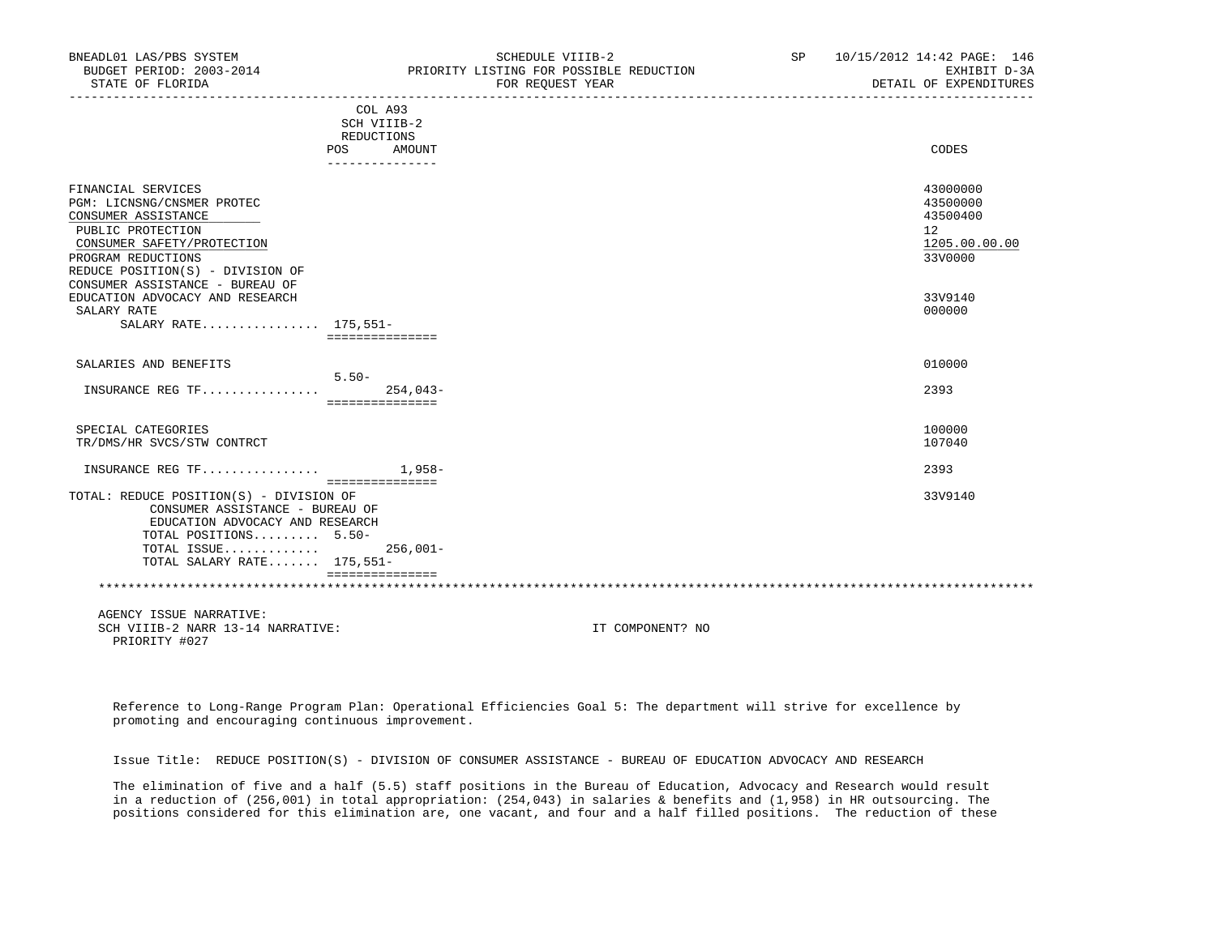BNEADL01 LAS/PBS SYSTEM SCHEDULE VIIIB-2 SP 10/15/2012 14:42 PAGE: 146
BUDGET PERIOD: 2003-2014 PRIORITY LISTING FOR POSSIBLE REDUCTION EXHIBIT D-3A
STATE OF FLORIDA FOR REQUEST YEAR DETAIL OF EXPENDITURES

| | COL A93 SCH VIIIB-2 REDUCTIONS POS | AMOUNT | CODES |
|---|---|---|---|
| FINANCIAL SERVICES | | | 43000000 |
| PGM: LICNSNG/CNSMER PROTEC | | | 43500000 |
| CONSUMER ASSISTANCE | | | 43500400 |
| PUBLIC PROTECTION | | | 12 |
| CONSUMER SAFETY/PROTECTION | | | 1205.00.00.00 |
| PROGRAM REDUCTIONS | | | 33V0000 |
| REDUCE POSITION(S) - DIVISION OF CONSUMER ASSISTANCE - BUREAU OF EDUCATION ADVOCACY AND RESEARCH | | | 33V9140 |
| SALARY RATE | | | 000000 |
| SALARY RATE................ | 175,551- | | |
| SALARIES AND BENEFITS | | | 010000 |
| INSURANCE REG TF................ | 5.50- | 254,043- | 2393 |
| SPECIAL CATEGORIES | | | 100000 |
| TR/DMS/HR SVCS/STW CONTRCT | | | 107040 |
| INSURANCE REG TF................ | | 1,958- | 2393 |
| TOTAL: REDUCE POSITION(S) - DIVISION OF CONSUMER ASSISTANCE - BUREAU OF EDUCATION ADVOCACY AND RESEARCH | | | 33V9140 |
| TOTAL POSITIONS......... | 5.50- | | |
| TOTAL ISSUE............. | | 256,001- | |
| TOTAL SALARY RATE....... | 175,551- | | |

AGENCY ISSUE NARRATIVE:
SCH VIIIB-2 NARR 13-14 NARRATIVE: IT COMPONENT? NO
PRIORITY #027

Reference to Long-Range Program Plan: Operational Efficiencies Goal 5: The department will strive for excellence by promoting and encouraging continuous improvement.

Issue Title: REDUCE POSITION(S) - DIVISION OF CONSUMER ASSISTANCE - BUREAU OF EDUCATION ADVOCACY AND RESEARCH

The elimination of five and a half (5.5) staff positions in the Bureau of Education, Advocacy and Research would result in a reduction of (256,001) in total appropriation: (254,043) in salaries & benefits and (1,958) in HR outsourcing. The positions considered for this elimination are, one vacant, and four and a half filled positions. The reduction of these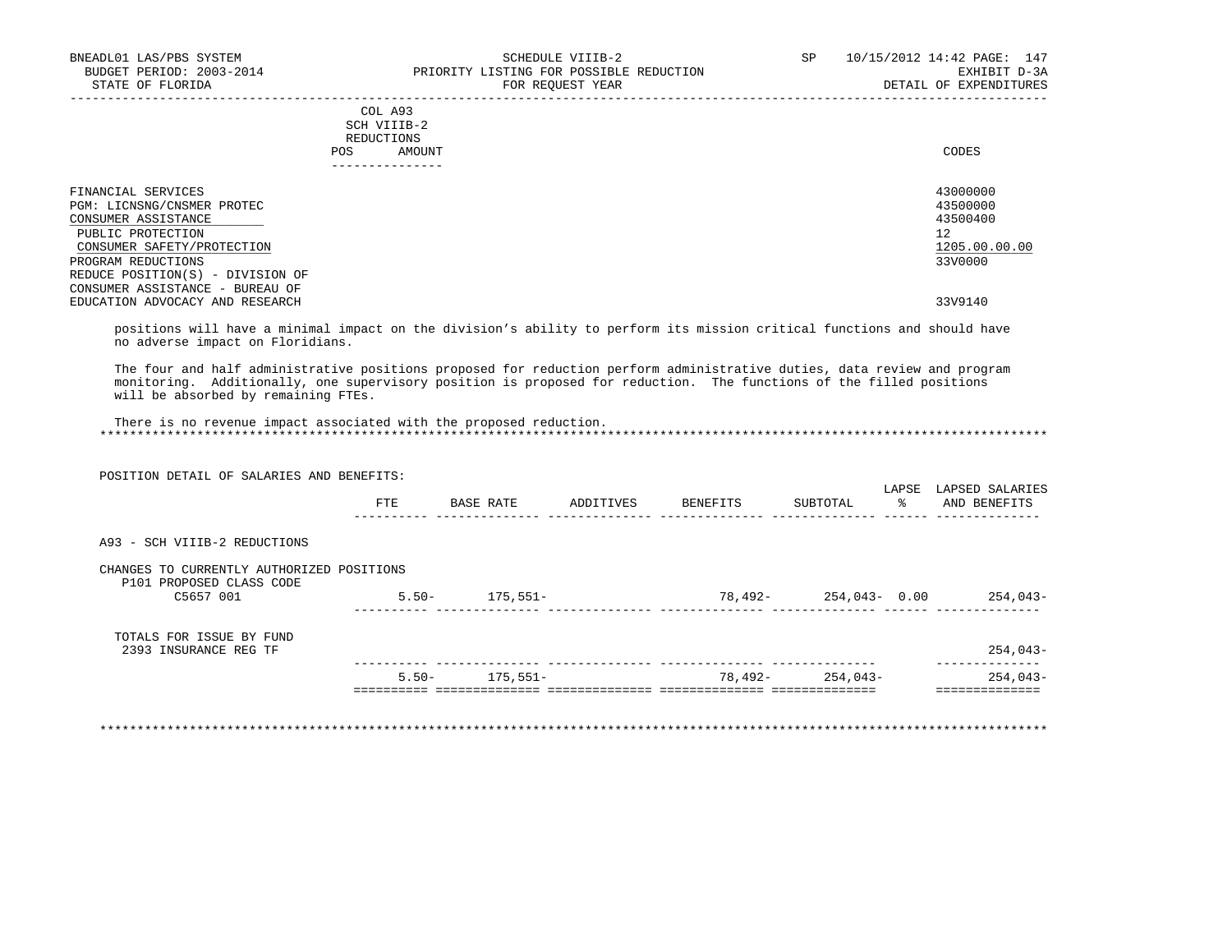COL A93
SCH VIIIB-2
REDUCTIONS

| | POS | AMOUNT | CODES |
|---|---|---|---|
| FINANCIAL SERVICES | | | 43000000 |
| PGM: LICNSNG/CNSMER PROTEC | | | 43500000 |
| CONSUMER ASSISTANCE | | | 43500400 |
| PUBLIC PROTECTION | | | 12 |
| CONSUMER SAFETY/PROTECTION | | | 1205.00.00.00 |
| PROGRAM REDUCTIONS | | | 33V0000 |
| REDUCE POSITION(S) - DIVISION OF CONSUMER ASSISTANCE - BUREAU OF EDUCATION ADVOCACY AND RESEARCH | | | 33V9140 |

positions will have a minimal impact on the division's ability to perform its mission critical functions and should have no adverse impact on Floridians.

The four and half administrative positions proposed for reduction perform administrative duties, data review and program monitoring. Additionally, one supervisory position is proposed for reduction. The functions of the filled positions will be absorbed by remaining FTEs.

There is no revenue impact associated with the proposed reduction.

POSITION DETAIL OF SALARIES AND BENEFITS:

| | FTE | BASE RATE | ADDITIVES | BENEFITS | SUBTOTAL | LAPSE % | LAPSED SALARIES AND BENEFITS |
|---|---|---|---|---|---|---|---|
| A93 - SCH VIIIB-2 REDUCTIONS | | | | | | | |
| CHANGES TO CURRENTLY AUTHORIZED POSITIONS | | | | | | | |
| P101 PROPOSED CLASS CODE | | | | | | | |
| C5657 001 | 5.50- | 175,551- | | 78,492- | 254,043- | 0.00 | 254,043- |
| TOTALS FOR ISSUE BY FUND | | | | | | | |
| 2393 INSURANCE REG TF | | | | | | | 254,043- |
| | 5.50- | 175,551- | | 78,492- | 254,043- | | 254,043- |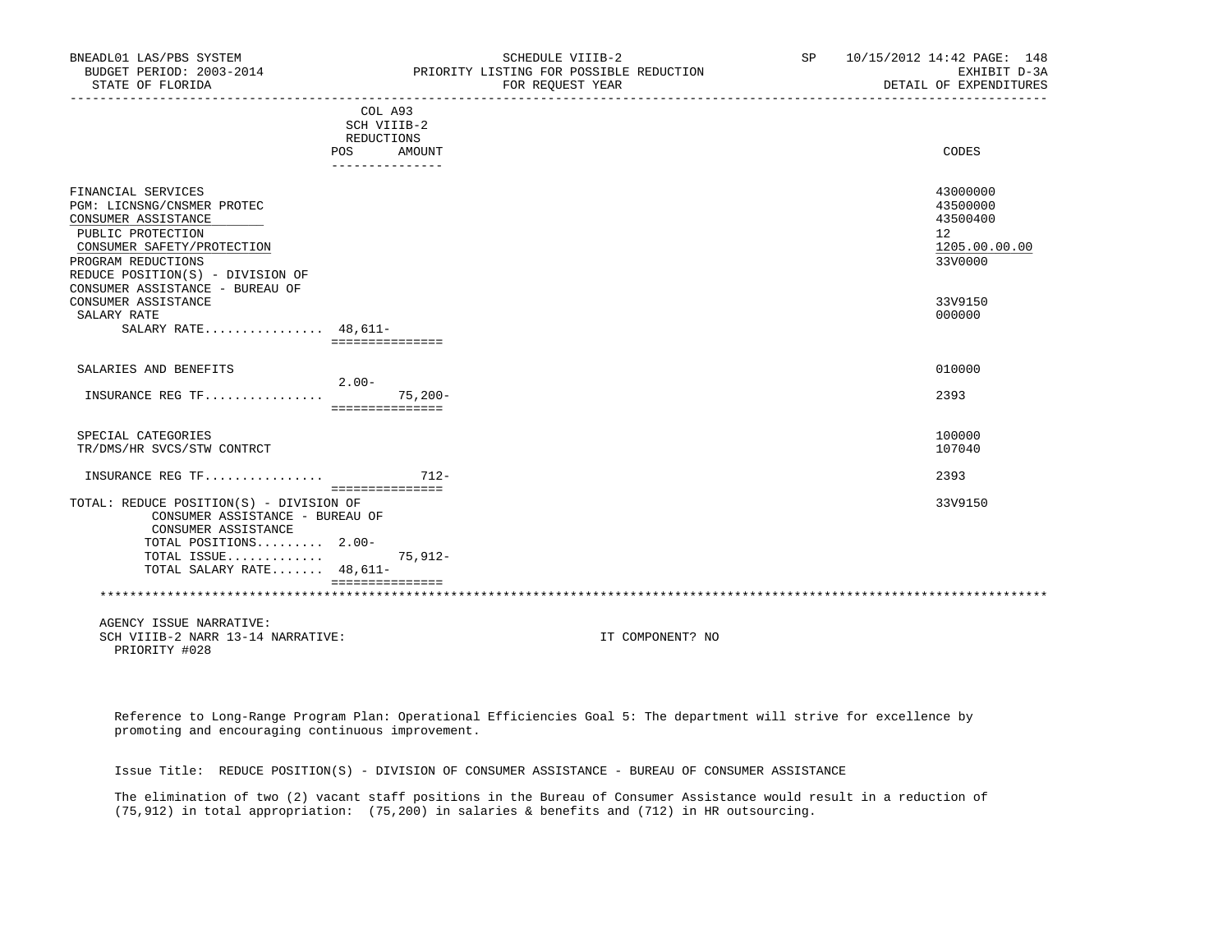| | COL A93 SCH VIIIB-2 REDUCTIONS POS | AMOUNT | CODES |
|---|---|---|---|
| FINANCIAL SERVICES | | | 43000000 |
| PGM: LICNSNG/CNSMER PROTEC | | | 43500000 |
| CONSUMER ASSISTANCE | | | 43500400 |
| PUBLIC PROTECTION | | | 12 |
| CONSUMER SAFETY/PROTECTION | | | 1205.00.00.00 |
| PROGRAM REDUCTIONS | | | 33V0000 |
| REDUCE POSITION(S) - DIVISION OF CONSUMER ASSISTANCE - BUREAU OF CONSUMER ASSISTANCE | | | 33V9150 |
| SALARY RATE | | | 000000 |
| SALARY RATE................ | 48,611- | | |
| SALARIES AND BENEFITS | | | 010000 |
| INSURANCE REG TF................ | 2.00- | 75,200- | 2393 |
| SPECIAL CATEGORIES | | | 100000 |
| TR/DMS/HR SVCS/STW CONTRCT | | | 107040 |
| INSURANCE REG TF................ | | 712- | 2393 |
| TOTAL: REDUCE POSITION(S) - DIVISION OF CONSUMER ASSISTANCE - BUREAU OF CONSUMER ASSISTANCE | | | 33V9150 |
| TOTAL POSITIONS......... | 2.00- | | |
| TOTAL ISSUE............. | | 75,912- | |
| TOTAL SALARY RATE....... | 48,611- | | |

AGENCY ISSUE NARRATIVE:
SCH VIIIB-2 NARR 13-14 NARRATIVE: IT COMPONENT? NO
PRIORITY #028

Reference to Long-Range Program Plan: Operational Efficiencies Goal 5: The department will strive for excellence by promoting and encouraging continuous improvement.

Issue Title: REDUCE POSITION(S) - DIVISION OF CONSUMER ASSISTANCE - BUREAU OF CONSUMER ASSISTANCE

The elimination of two (2) vacant staff positions in the Bureau of Consumer Assistance would result in a reduction of (75,912) in total appropriation: (75,200) in salaries & benefits and (712) in HR outsourcing.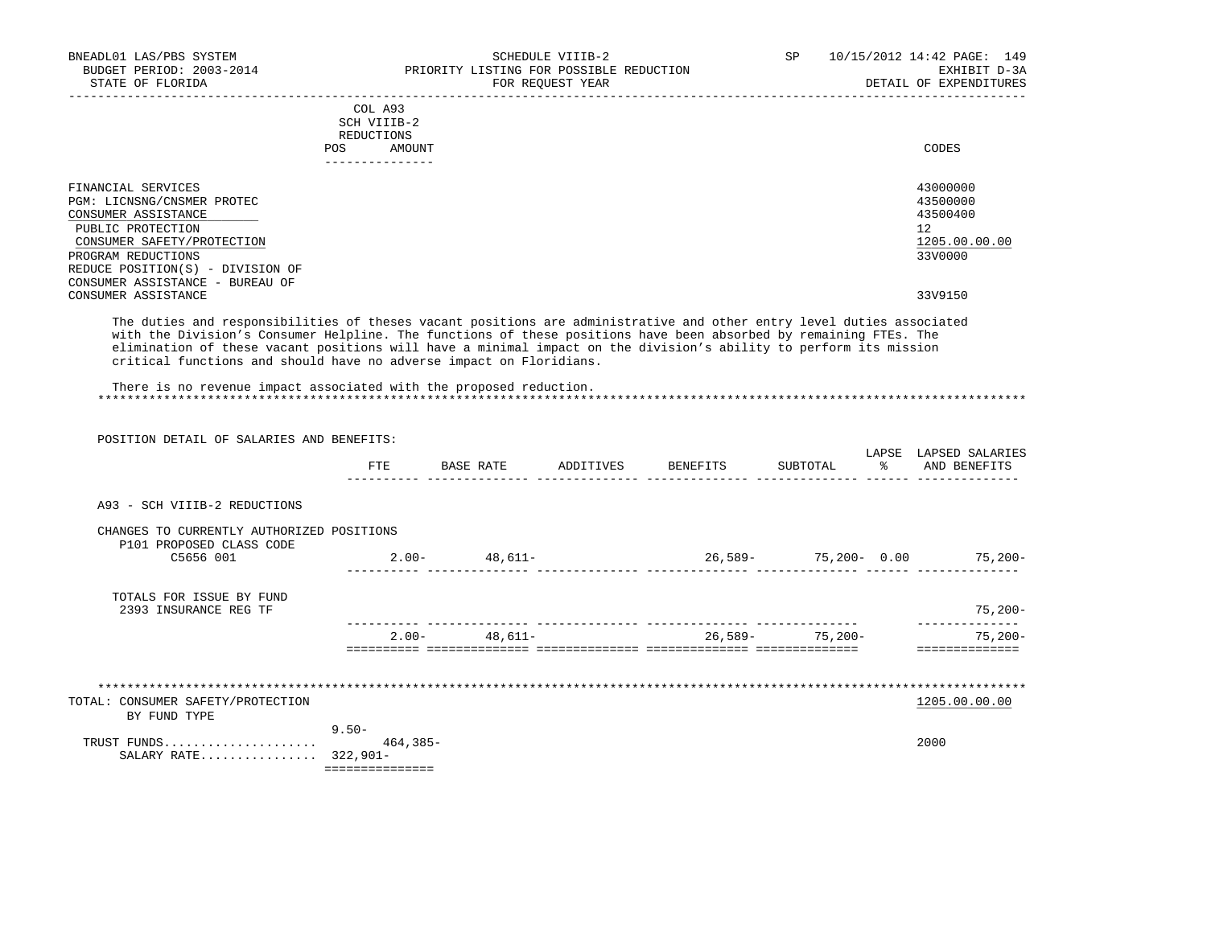BNEADL01 LAS/PBS SYSTEM
BUDGET PERIOD: 2003-2014
STATE OF FLORIDA

SCHEDULE VIIIB-2
PRIORITY LISTING FOR POSSIBLE REDUCTION
FOR REQUEST YEAR

SP 10/15/2012 14:42 PAGE: 149
EXHIBIT D-3A
DETAIL OF EXPENDITURES

| | COL A93 SCH VIIIB-2 REDUCTIONS POS | AMOUNT | CODES |
|---|---|---|---|
| FINANCIAL SERVICES | | | 43000000 |
| PGM: LICNSNG/CNSMER PROTEC | | | 43500000 |
| CONSUMER ASSISTANCE | | | 43500400 |
| PUBLIC PROTECTION | | | 12 |
| CONSUMER SAFETY/PROTECTION | | | 1205.00.00.00 |
| PROGRAM REDUCTIONS | | | 33V0000 |
| REDUCE POSITION(S) - DIVISION OF CONSUMER ASSISTANCE - BUREAU OF CONSUMER ASSISTANCE | | | 33V9150 |

The duties and responsibilities of theses vacant positions are administrative and other entry level duties associated with the Division's Consumer Helpline. The functions of these positions have been absorbed by remaining FTEs. The elimination of these vacant positions will have a minimal impact on the division's ability to perform its mission critical functions and should have no adverse impact on Floridians.

There is no revenue impact associated with the proposed reduction.

POSITION DETAIL OF SALARIES AND BENEFITS:

| | FTE | BASE RATE | ADDITIVES | BENEFITS | SUBTOTAL | LAPSE % | LAPSED SALARIES AND BENEFITS |
|---|---|---|---|---|---|---|---|
| A93 - SCH VIIIB-2 REDUCTIONS | | | | | | | |
| CHANGES TO CURRENTLY AUTHORIZED POSITIONS | | | | | | | |
| P101 PROPOSED CLASS CODE C5656 001 | 2.00- | 48,611- | | 26,589- | 75,200- | 0.00 | 75,200- |
| TOTALS FOR ISSUE BY FUND 2393 INSURANCE REG TF | | | | | | | 75,200- |
| | 2.00- | 48,611- | | 26,589- | 75,200- | | 75,200- |

| | POS | AMOUNT | CODES |
|---|---|---|---|
| TOTAL: CONSUMER SAFETY/PROTECTION BY FUND TYPE | | | 1205.00.00.00 |
| TRUST FUNDS..................... | 9.50- | 464,385- | 2000 |
| SALARY RATE................ | 322,901- | | |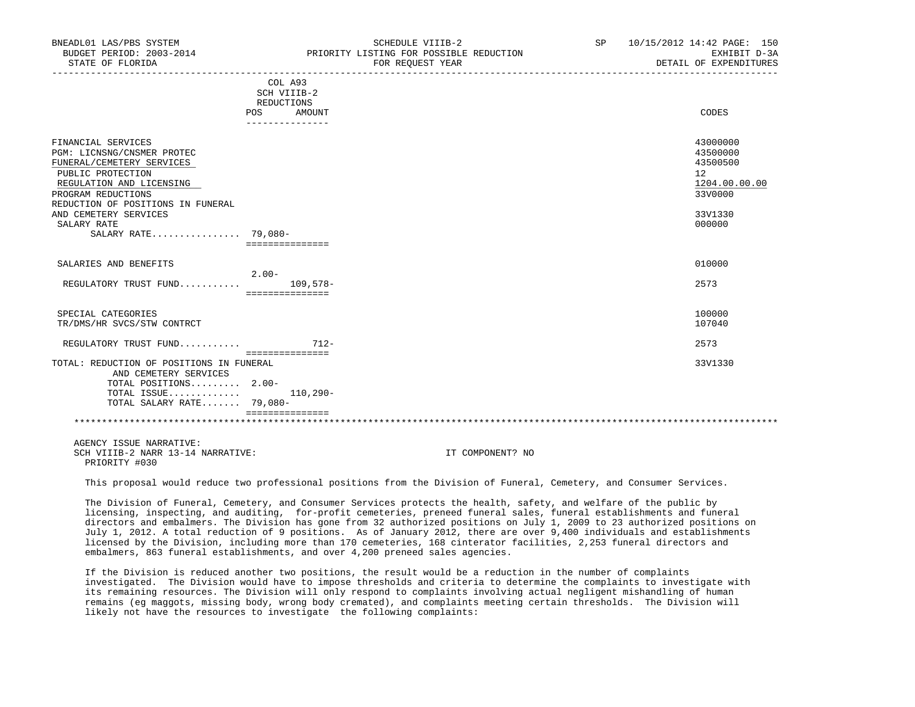| | COL A93 SCH VIIIB-2 REDUCTIONS POS | AMOUNT | CODES |
|---|---|---|---|
| FINANCIAL SERVICES | | | 43000000 |
| PGM: LICNSNG/CNSMER PROTEC | | | 43500000 |
| FUNERAL/CEMETERY SERVICES | | | 43500500 |
| PUBLIC PROTECTION | | | 12 |
| REGULATION AND LICENSING | | | 1204.00.00.00 |
| PROGRAM REDUCTIONS | | | 33V0000 |
| REDUCTION OF POSITIONS IN FUNERAL AND CEMETERY SERVICES | | | 33V1330 |
| SALARY RATE | | | 000000 |
| SALARY RATE................ | 79,080- | | |
| SALARIES AND BENEFITS | | | 010000 |
| | 2.00- | | |
| REGULATORY TRUST FUND........... | | 109,578- | 2573 |
| SPECIAL CATEGORIES | | | 100000 |
| TR/DMS/HR SVCS/STW CONTRCT | | | 107040 |
| REGULATORY TRUST FUND........... | | 712- | 2573 |
| TOTAL: REDUCTION OF POSITIONS IN FUNERAL AND CEMETERY SERVICES | | | 33V1330 |
| TOTAL POSITIONS......... | 2.00- | | |
| TOTAL ISSUE............. | | 110,290- | |
| TOTAL SALARY RATE....... | 79,080- | | |

AGENCY ISSUE NARRATIVE:
SCH VIIIB-2 NARR 13-14 NARRATIVE: IT COMPONENT? NO
PRIORITY #030

This proposal would reduce two professional positions from the Division of Funeral, Cemetery, and Consumer Services.

The Division of Funeral, Cemetery, and Consumer Services protects the health, safety, and welfare of the public by licensing, inspecting, and auditing, for-profit cemeteries, preneed funeral sales, funeral establishments and funeral directors and embalmers. The Division has gone from 32 authorized positions on July 1, 2009 to 23 authorized positions on July 1, 2012. A total reduction of 9 positions. As of January 2012, there are over 9,400 individuals and establishments licensed by the Division, including more than 170 cemeteries, 168 cinterator facilities, 2,253 funeral directors and embalmers, 863 funeral establishments, and over 4,200 preneed sales agencies.

If the Division is reduced another two positions, the result would be a reduction in the number of complaints investigated. The Division would have to impose thresholds and criteria to determine the complaints to investigate with its remaining resources. The Division will only respond to complaints involving actual negligent mishandling of human remains (eg maggots, missing body, wrong body cremated), and complaints meeting certain thresholds. The Division will likely not have the resources to investigate the following complaints: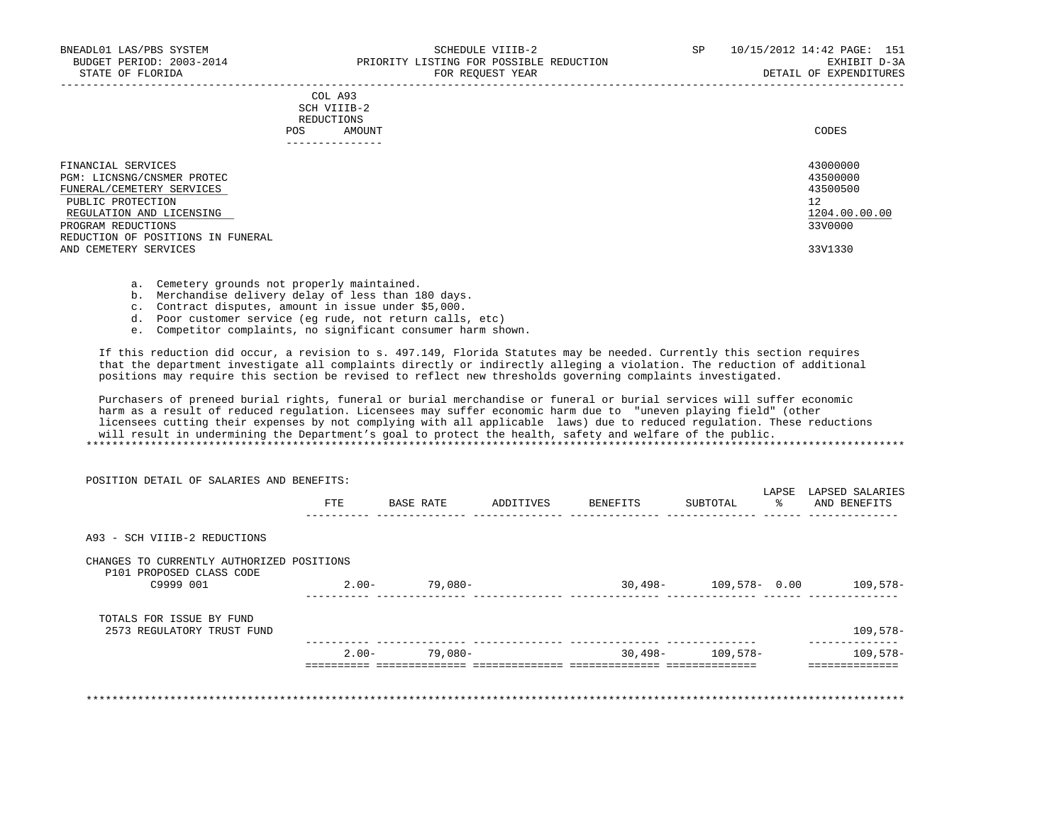BNEADL01 LAS/PBS SYSTEM — SCHEDULE VIIIB-2 — SP 10/15/2012 14:42 PAGE: 151
BUDGET PERIOD: 2003-2014 — PRIORITY LISTING FOR POSSIBLE REDUCTION — EXHIBIT D-3A
STATE OF FLORIDA — FOR REQUEST YEAR — DETAIL OF EXPENDITURES

| | COL A93 SCH VIIIB-2 REDUCTIONS POS AMOUNT | CODES |
|---|---|---|
| FINANCIAL SERVICES | | 43000000 |
| PGM: LICNSNG/CNSMER PROTEC | | 43500000 |
| FUNERAL/CEMETERY SERVICES | | 43500500 |
| PUBLIC PROTECTION | | 12 |
| REGULATION AND LICENSING | | 1204.00.00.00 |
| PROGRAM REDUCTIONS | | 33V0000 |
| REDUCTION OF POSITIONS IN FUNERAL AND CEMETERY SERVICES | | 33V1330 |

a. Cemetery grounds not properly maintained.
b. Merchandise delivery delay of less than 180 days.
c. Contract disputes, amount in issue under $5,000.
d. Poor customer service (eg rude, not return calls, etc)
e. Competitor complaints, no significant consumer harm shown.

If this reduction did occur, a revision to s. 497.149, Florida Statutes may be needed. Currently this section requires that the department investigate all complaints directly or indirectly alleging a violation. The reduction of additional positions may require this section be revised to reflect new thresholds governing complaints investigated.

Purchasers of preneed burial rights, funeral or burial merchandise or funeral or burial services will suffer economic harm as a result of reduced regulation. Licensees may suffer economic harm due to "uneven playing field" (other licensees cutting their expenses by not complying with all applicable laws) due to reduced regulation. These reductions will result in undermining the Department's goal to protect the health, safety and welfare of the public.

POSITION DETAIL OF SALARIES AND BENEFITS:

| | FTE | BASE RATE | ADDITIVES | BENEFITS | SUBTOTAL | LAPSE % | LAPSED SALARIES AND BENEFITS |
|---|---|---|---|---|---|---|---|
| A93 - SCH VIIIB-2 REDUCTIONS | | | | | | | |
| CHANGES TO CURRENTLY AUTHORIZED POSITIONS | | | | | | | |
| P101 PROPOSED CLASS CODE | | | | | | | |
| C9999 001 | 2.00- | 79,080- | | 30,498- | 109,578- | 0.00 | 109,578- |
| TOTALS FOR ISSUE BY FUND | | | | | | | |
| 2573 REGULATORY TRUST FUND | | | | | | | 109,578- |
| | 2.00- | 79,080- | | 30,498- | 109,578- | | 109,578- |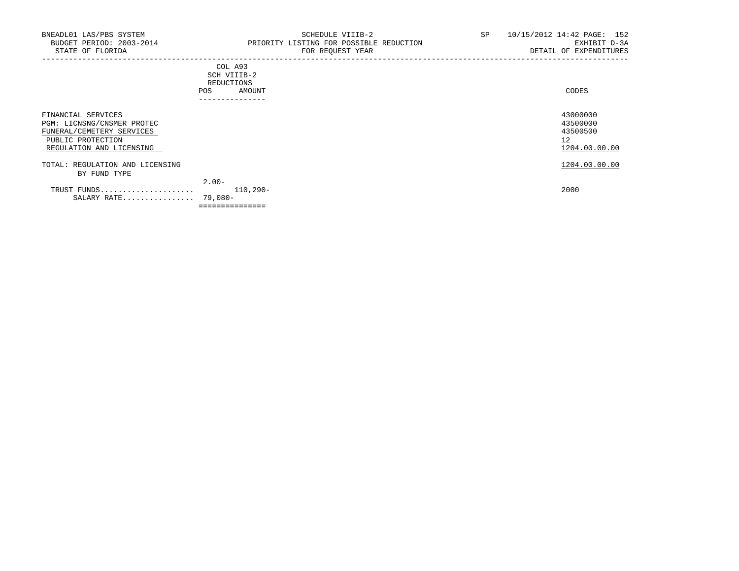BNEADL01 LAS/PBS SYSTEM
BUDGET PERIOD: 2003-2014
STATE OF FLORIDA

SCHEDULE VIIIB-2
PRIORITY LISTING FOR POSSIBLE REDUCTION
FOR REQUEST YEAR

SP 10/15/2012 14:42 PAGE: 152
EXHIBIT D-3A
DETAIL OF EXPENDITURES

| | COL A93 SCH VIIIB-2 REDUCTIONS POS | AMOUNT | CODES |
|---|---|---|---|
| FINANCIAL SERVICES | | | 43000000 |
| PGM: LICNSNG/CNSMER PROTEC | | | 43500000 |
| FUNERAL/CEMETERY SERVICES | | | 43500500 |
| PUBLIC PROTECTION | | | 12 |
| REGULATION AND LICENSING | | | 1204.00.00.00 |
| TOTAL: REGULATION AND LICENSING | | | 1204.00.00.00 |
| BY FUND TYPE | | | |
| | 2.00- | | |
| TRUST FUNDS..................... | | 110,290- | 2000 |
| SALARY RATE................ | 79,080- | | |
| | =============== | | |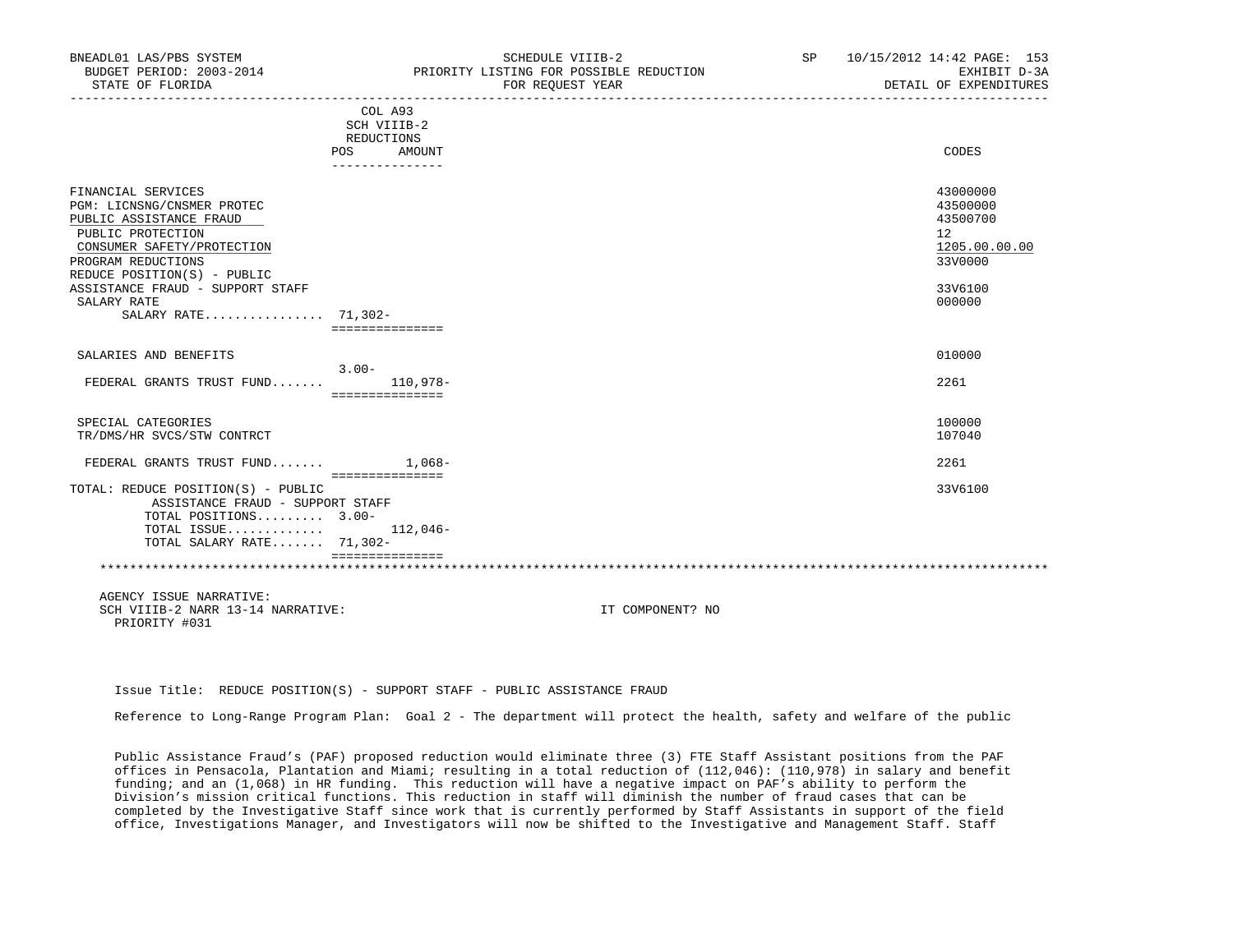| | COL A93 SCH VIIIB-2 REDUCTIONS POS | AMOUNT | CODES |
|---|---|---|---|
| FINANCIAL SERVICES | | | 43000000 |
| PGM: LICNSNG/CNSMER PROTEC | | | 43500000 |
| PUBLIC ASSISTANCE FRAUD | | | 43500700 |
| PUBLIC PROTECTION | | | 12 |
| CONSUMER SAFETY/PROTECTION | | | 1205.00.00.00 |
| PROGRAM REDUCTIONS | | | 33V0000 |
| REDUCE POSITION(S) - PUBLIC ASSISTANCE FRAUD - SUPPORT STAFF | | | 33V6100 |
| SALARY RATE | | | 000000 |
| SALARY RATE................ | 71,302- | | |
| SALARIES AND BENEFITS | | | 010000 |
| | 3.00- | | |
| FEDERAL GRANTS TRUST FUND....... | | 110,978- | 2261 |
| SPECIAL CATEGORIES | | | 100000 |
| TR/DMS/HR SVCS/STW CONTRCT | | | 107040 |
| FEDERAL GRANTS TRUST FUND....... | | 1,068- | 2261 |
| TOTAL: REDUCE POSITION(S) - PUBLIC ASSISTANCE FRAUD - SUPPORT STAFF | | | 33V6100 |
| TOTAL POSITIONS......... | 3.00- | | |
| TOTAL ISSUE............. | | 112,046- | |
| TOTAL SALARY RATE....... | 71,302- | | |

AGENCY ISSUE NARRATIVE:
SCH VIIIB-2 NARR 13-14 NARRATIVE: IT COMPONENT? NO
PRIORITY #031

Issue Title: REDUCE POSITION(S) - SUPPORT STAFF - PUBLIC ASSISTANCE FRAUD

Reference to Long-Range Program Plan: Goal 2 - The department will protect the health, safety and welfare of the public

Public Assistance Fraud's (PAF) proposed reduction would eliminate three (3) FTE Staff Assistant positions from the PAF offices in Pensacola, Plantation and Miami; resulting in a total reduction of (112,046): (110,978) in salary and benefit funding; and an (1,068) in HR funding. This reduction will have a negative impact on PAF's ability to perform the Division's mission critical functions. This reduction in staff will diminish the number of fraud cases that can be completed by the Investigative Staff since work that is currently performed by Staff Assistants in support of the field office, Investigations Manager, and Investigators will now be shifted to the Investigative and Management Staff. Staff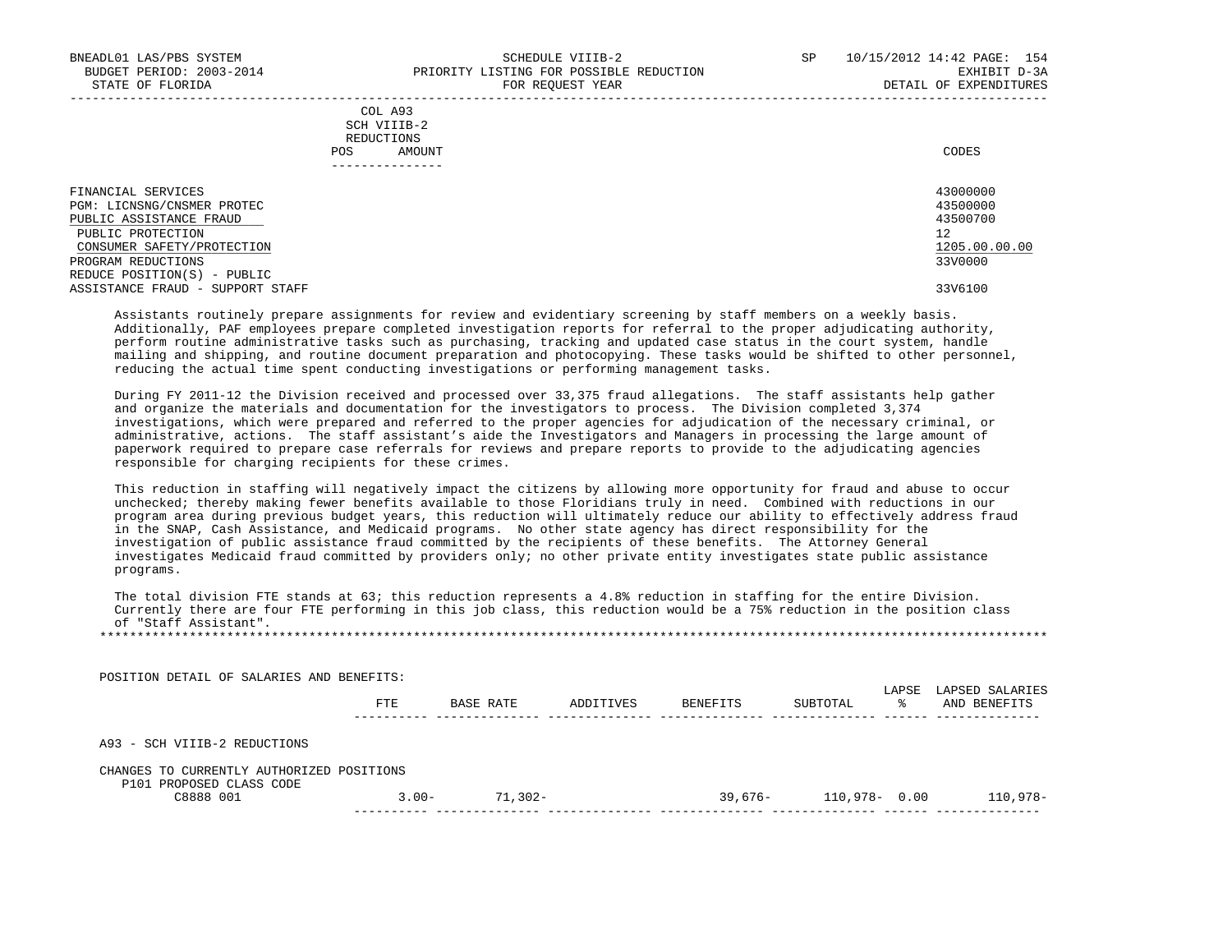COL A93
SCH VIIIB-2
REDUCTIONS
POS AMOUNT

| | CODES |
|---|---|
| FINANCIAL SERVICES | 43000000 |
| PGM: LICNSNG/CNSMER PROTEC | 43500000 |
| PUBLIC ASSISTANCE FRAUD | 43500700 |
| PUBLIC PROTECTION | 12 |
| CONSUMER SAFETY/PROTECTION | 1205.00.00.00 |
| PROGRAM REDUCTIONS | 33V0000 |
| REDUCE POSITION(S) - PUBLIC ASSISTANCE FRAUD - SUPPORT STAFF | 33V6100 |

Assistants routinely prepare assignments for review and evidentiary screening by staff members on a weekly basis. Additionally, PAF employees prepare completed investigation reports for referral to the proper adjudicating authority, perform routine administrative tasks such as purchasing, tracking and updated case status in the court system, handle mailing and shipping, and routine document preparation and photocopying. These tasks would be shifted to other personnel, reducing the actual time spent conducting investigations or performing management tasks.

During FY 2011-12 the Division received and processed over 33,375 fraud allegations. The staff assistants help gather and organize the materials and documentation for the investigators to process. The Division completed 3,374 investigations, which were prepared and referred to the proper agencies for adjudication of the necessary criminal, or administrative, actions. The staff assistant's aide the Investigators and Managers in processing the large amount of paperwork required to prepare case referrals for reviews and prepare reports to provide to the adjudicating agencies responsible for charging recipients for these crimes.

This reduction in staffing will negatively impact the citizens by allowing more opportunity for fraud and abuse to occur unchecked; thereby making fewer benefits available to those Floridians truly in need. Combined with reductions in our program area during previous budget years, this reduction will ultimately reduce our ability to effectively address fraud in the SNAP, Cash Assistance, and Medicaid programs. No other state agency has direct responsibility for the investigation of public assistance fraud committed by the recipients of these benefits. The Attorney General investigates Medicaid fraud committed by providers only; no other private entity investigates state public assistance programs.

The total division FTE stands at 63; this reduction represents a 4.8% reduction in staffing for the entire Division. Currently there are four FTE performing in this job class, this reduction would be a 75% reduction in the position class of "Staff Assistant".

*******************************************************************************************************************************

POSITION DETAIL OF SALARIES AND BENEFITS:

| | FTE | BASE RATE | ADDITIVES | BENEFITS | SUBTOTAL | LAPSE % | LAPSED SALARIES AND BENEFITS |
|---|---|---|---|---|---|---|---|
| A93 - SCH VIIIB-2 REDUCTIONS | | | | | | | |
| CHANGES TO CURRENTLY AUTHORIZED POSITIONS | | | | | | | |
| P101 PROPOSED CLASS CODE | | | | | | | |
| C8888 001 | 3.00- | 71,302- | | 39,676- | 110,978- | 0.00 | 110,978- |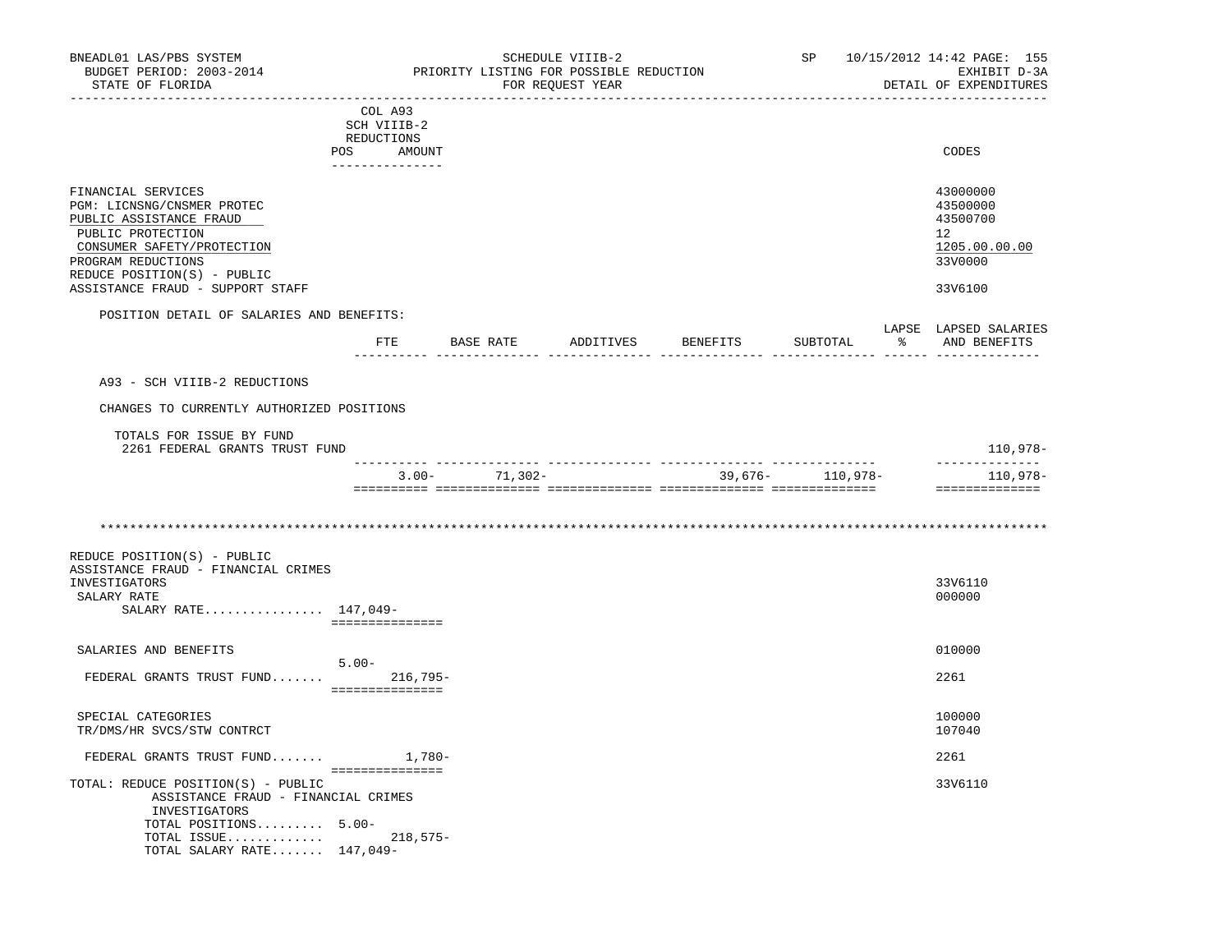BNEADL01 LAS/PBS SYSTEM
BUDGET PERIOD: 2003-2014
STATE OF FLORIDA

SCHEDULE VIIIB-2
PRIORITY LISTING FOR POSSIBLE REDUCTION
FOR REQUEST YEAR

SP 10/15/2012 14:42 PAGE: 155
EXHIBIT D-3A
DETAIL OF EXPENDITURES

| | COL A93 SCH VIIIB-2 REDUCTIONS POS AMOUNT | CODES |
|---|---|---|
| FINANCIAL SERVICES | | 43000000 |
| PGM: LICNSNG/CNSMER PROTEC | | 43500000 |
| PUBLIC ASSISTANCE FRAUD | | 43500700 |
| PUBLIC PROTECTION | | 12 |
| CONSUMER SAFETY/PROTECTION | | 1205.00.00.00 |
| PROGRAM REDUCTIONS | | 33V0000 |
| REDUCE POSITION(S) - PUBLIC ASSISTANCE FRAUD - SUPPORT STAFF | | 33V6100 |

POSITION DETAIL OF SALARIES AND BENEFITS:

| | FTE | BASE RATE | ADDITIVES | BENEFITS | SUBTOTAL | LAPSE % | LAPSED SALARIES AND BENEFITS |
|---|---|---|---|---|---|---|---|
| A93 - SCH VIIIB-2 REDUCTIONS | | | | | | | |
| CHANGES TO CURRENTLY AUTHORIZED POSITIONS | | | | | | | |
| TOTALS FOR ISSUE BY FUND | | | | | | | |
| 2261 FEDERAL GRANTS TRUST FUND | | | | | | | 110,978- |
| | 3.00- | 71,302- | | 39,676- | 110,978- | | 110,978- |

\*\*\*\*\*\*\*\*\*\*\*\*\*\*\*\*\*\*\*\*\*\*\*\*\*\*\*\*\*\*\*\*\*\*\*\*\*\*\*\*\*\*\*\*\*\*\*\*\*\*\*\*\*\*\*\*\*\*\*\*\*\*\*\*\*\*\*\*\*\*\*\*\*\*\*\*\*\*\*\*

| | POS | AMOUNT | CODES |
|---|---|---|---|
| REDUCE POSITION(S) - PUBLIC ASSISTANCE FRAUD - FINANCIAL CRIMES INVESTIGATORS | | | 33V6110 |
| SALARY RATE | | | 000000 |
| SALARY RATE................ | 147,049- | | |
| SALARIES AND BENEFITS | | | 010000 |
| FEDERAL GRANTS TRUST FUND....... | 5.00- | 216,795- | 2261 |
| SPECIAL CATEGORIES | | | 100000 |
| TR/DMS/HR SVCS/STW CONTRCT | | | 107040 |
| FEDERAL GRANTS TRUST FUND....... | | 1,780- | 2261 |
| TOTAL: REDUCE POSITION(S) - PUBLIC ASSISTANCE FRAUD - FINANCIAL CRIMES INVESTIGATORS | | | 33V6110 |
| TOTAL POSITIONS......... | 5.00- | | |
| TOTAL ISSUE............. | | 218,575- | |
| TOTAL SALARY RATE....... | 147,049- | | |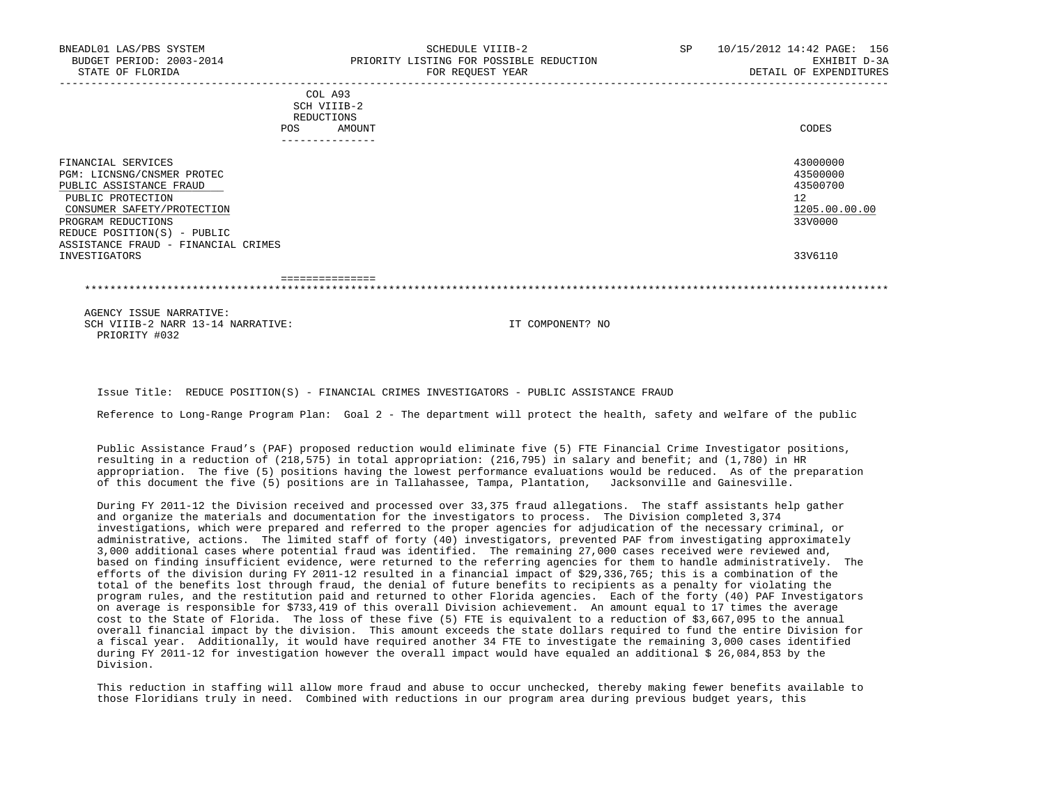BNEADL01 LAS/PBS SYSTEM — SCHEDULE VIIIB-2 — SP 10/15/2012 14:42

BUDGET PERIOD: 2003-2014 — PRIORITY LISTING FOR POSSIBLE REDUCTION — EXHIBIT D-3A

STATE OF FLORIDA — FOR REQUEST YEAR — DETAIL OF EXPENDITURES

| | COL A93 SCH VIIIB-2 REDUCTIONS POS AMOUNT | CODES |
|---|---|---|
| FINANCIAL SERVICES | | 43000000 |
| PGM: LICNSNG/CNSMER PROTEC | | 43500000 |
| PUBLIC ASSISTANCE FRAUD | | 43500700 |
| PUBLIC PROTECTION | | 12 |
| CONSUMER SAFETY/PROTECTION | | 1205.00.00.00 |
| PROGRAM REDUCTIONS | | 33V0000 |
| REDUCE POSITION(S) - PUBLIC ASSISTANCE FRAUD - FINANCIAL CRIMES INVESTIGATORS | | 33V6110 |

AGENCY ISSUE NARRATIVE:
SCH VIIIB-2 NARR 13-14 NARRATIVE: IT COMPONENT? NO
PRIORITY #032

Issue Title: REDUCE POSITION(S) - FINANCIAL CRIMES INVESTIGATORS - PUBLIC ASSISTANCE FRAUD

Reference to Long-Range Program Plan: Goal 2 - The department will protect the health, safety and welfare of the public

Public Assistance Fraud's (PAF) proposed reduction would eliminate five (5) FTE Financial Crime Investigator positions, resulting in a reduction of (218,575) in total appropriation: (216,795) in salary and benefit; and (1,780) in HR appropriation. The five (5) positions having the lowest performance evaluations would be reduced. As of the preparation of this document the five (5) positions are in Tallahassee, Tampa, Plantation, Jacksonville and Gainesville.

During FY 2011-12 the Division received and processed over 33,375 fraud allegations. The staff assistants help gather and organize the materials and documentation for the investigators to process. The Division completed 3,374 investigations, which were prepared and referred to the proper agencies for adjudication of the necessary criminal, or administrative, actions. The limited staff of forty (40) investigators, prevented PAF from investigating approximately 3,000 additional cases where potential fraud was identified. The remaining 27,000 cases received were reviewed and, based on finding insufficient evidence, were returned to the referring agencies for them to handle administratively. The efforts of the division during FY 2011-12 resulted in a financial impact of $29,336,765; this is a combination of the total of the benefits lost through fraud, the denial of future benefits to recipients as a penalty for violating the program rules, and the restitution paid and returned to other Florida agencies. Each of the forty (40) PAF Investigators on average is responsible for $733,419 of this overall Division achievement. An amount equal to 17 times the average cost to the State of Florida. The loss of these five (5) FTE is equivalent to a reduction of $3,667,095 to the annual overall financial impact by the division. This amount exceeds the state dollars required to fund the entire Division for a fiscal year. Additionally, it would have required another 34 FTE to investigate the remaining 3,000 cases identified during FY 2011-12 for investigation however the overall impact would have equaled an additional $ 26,084,853 by the Division.

This reduction in staffing will allow more fraud and abuse to occur unchecked, thereby making fewer benefits available to those Floridians truly in need. Combined with reductions in our program area during previous budget years, this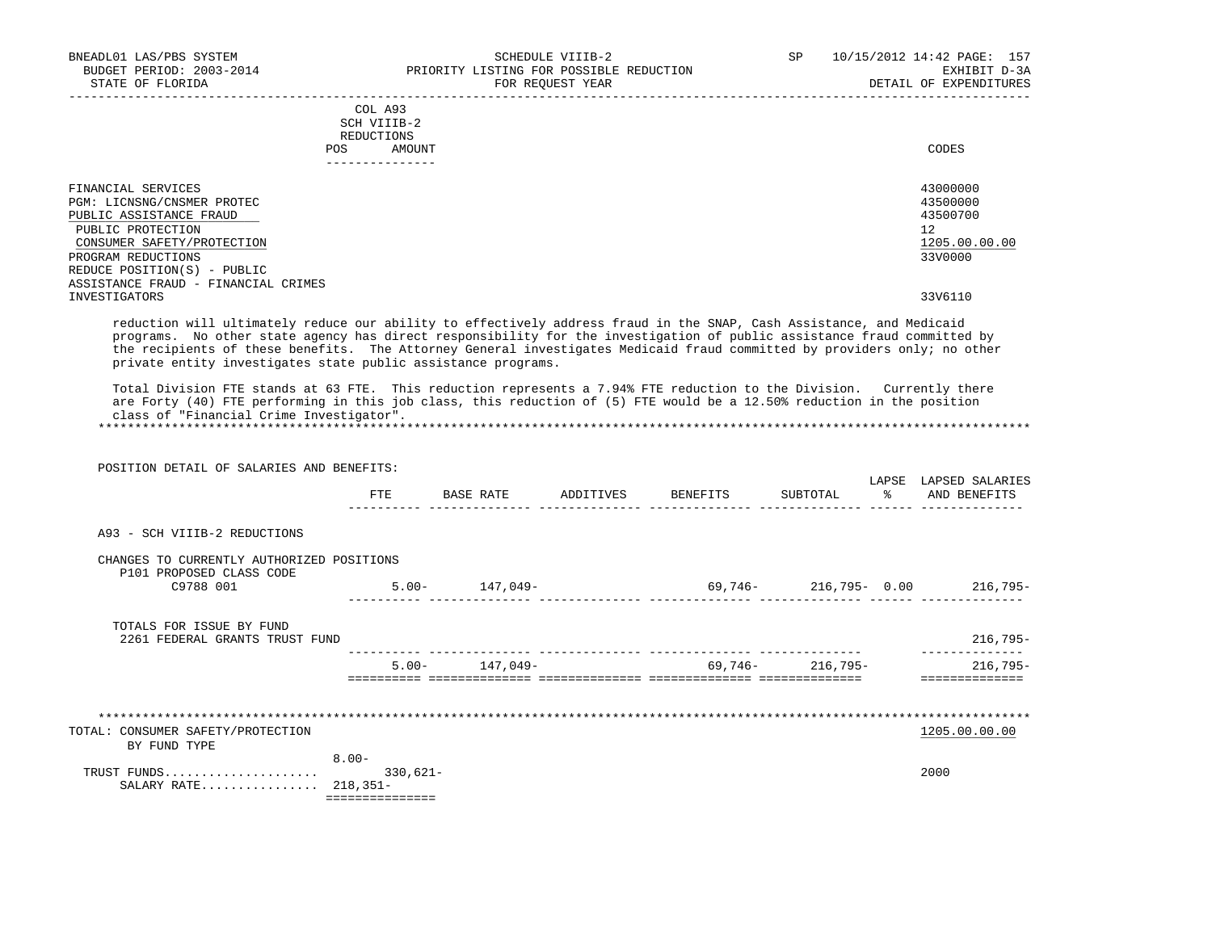COL A93
SCH VIIIB-2
REDUCTIONS

| | POS | AMOUNT | CODES |
|---|---|---|---|
| FINANCIAL SERVICES | | | 43000000 |
| PGM: LICNSNG/CNSMER PROTEC | | | 43500000 |
| PUBLIC ASSISTANCE FRAUD | | | 43500700 |
| PUBLIC PROTECTION | | | 12 |
| CONSUMER SAFETY/PROTECTION | | | 1205.00.00.00 |
| PROGRAM REDUCTIONS | | | 33V0000 |
| REDUCE POSITION(S) - PUBLIC ASSISTANCE FRAUD - FINANCIAL CRIMES INVESTIGATORS | | | 33V6110 |

reduction will ultimately reduce our ability to effectively address fraud in the SNAP, Cash Assistance, and Medicaid programs. No other state agency has direct responsibility for the investigation of public assistance fraud committed by the recipients of these benefits. The Attorney General investigates Medicaid fraud committed by providers only; no other private entity investigates state public assistance programs.

Total Division FTE stands at 63 FTE. This reduction represents a 7.94% FTE reduction to the Division. Currently there are Forty (40) FTE performing in this job class, this reduction of (5) FTE would be a 12.50% reduction in the position class of "Financial Crime Investigator".

POSITION DETAIL OF SALARIES AND BENEFITS:

| | FTE | BASE RATE | ADDITIVES | BENEFITS | SUBTOTAL | LAPSE % | LAPSED SALARIES AND BENEFITS |
|---|---|---|---|---|---|---|---|
| A93 - SCH VIIIB-2 REDUCTIONS | | | | | | | |
| CHANGES TO CURRENTLY AUTHORIZED POSITIONS | | | | | | | |
| P101 PROPOSED CLASS CODE | | | | | | | |
| C9788 001 | 5.00- | 147,049- | | 69,746- | 216,795- | 0.00 | 216,795- |
| TOTALS FOR ISSUE BY FUND | | | | | | | |
| 2261 FEDERAL GRANTS TRUST FUND | | | | | | | 216,795- |
| | 5.00- | 147,049- | | 69,746- | 216,795- | | 216,795- |

| | POS | AMOUNT | CODES |
|---|---|---|---|
| TOTAL: CONSUMER SAFETY/PROTECTION | | | 1205.00.00.00 |
| BY FUND TYPE | | | |
| | 8.00- | | |
| TRUST FUNDS..................... | | 330,621- | 2000 |
| SALARY RATE................ | 218,351- | | |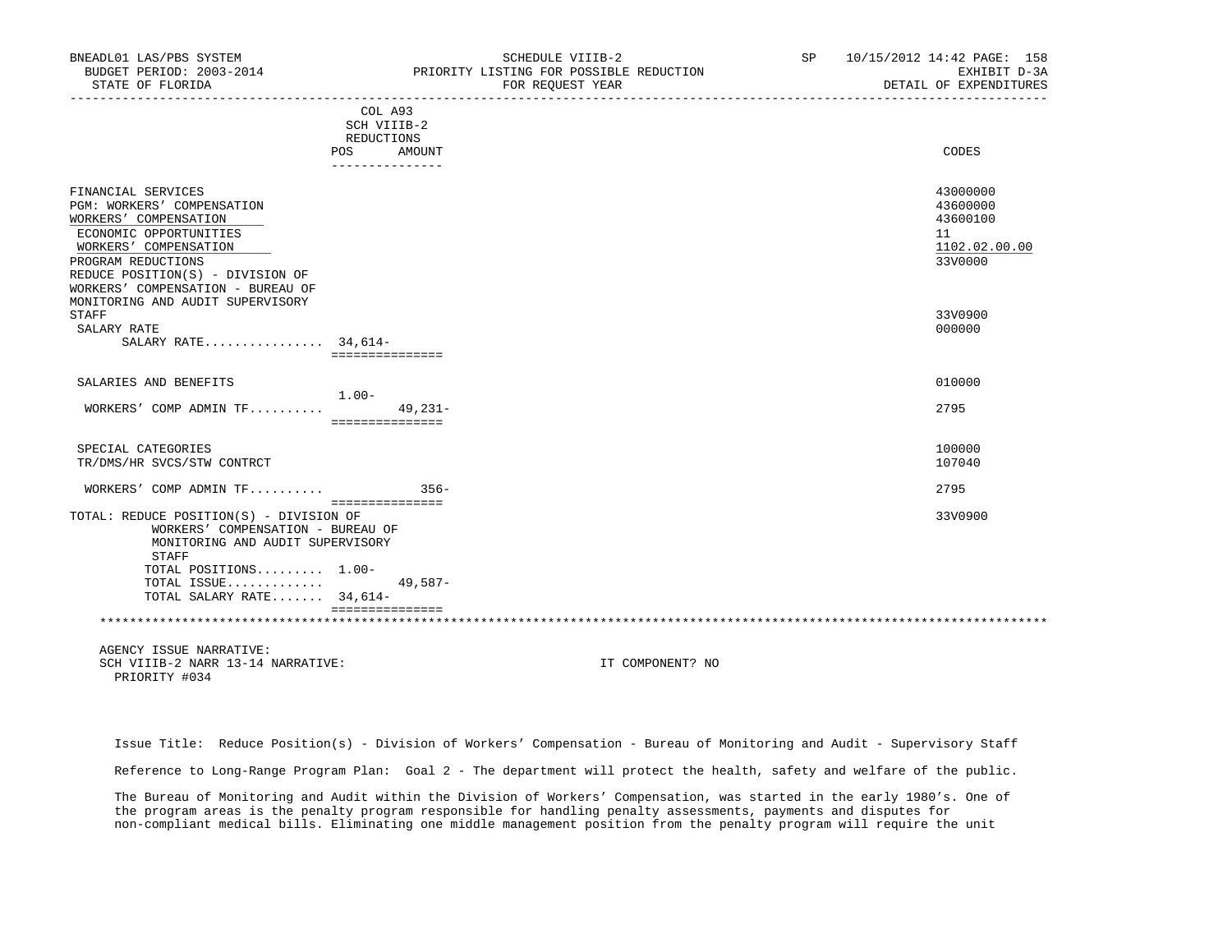BNEADL01 LAS/PBS SYSTEM | SCHEDULE VIIIB-2 | SP 10/15/2012 14:42 PAGE: 158
BUDGET PERIOD: 2003-2014 | PRIORITY LISTING FOR POSSIBLE REDUCTION | EXHIBIT D-3A
STATE OF FLORIDA | FOR REQUEST YEAR | DETAIL OF EXPENDITURES

| | COL A93 SCH VIIIB-2 REDUCTIONS POS | AMOUNT | CODES |
|---|---|---|---|
| FINANCIAL SERVICES | | | 43000000 |
| PGM: WORKERS' COMPENSATION | | | 43600000 |
| WORKERS' COMPENSATION | | | 43600100 |
| ECONOMIC OPPORTUNITIES | | | 11 |
| WORKERS' COMPENSATION | | | 1102.02.00.00 |
| PROGRAM REDUCTIONS | | | 33V0000 |
| REDUCE POSITION(S) - DIVISION OF WORKERS' COMPENSATION - BUREAU OF MONITORING AND AUDIT SUPERVISORY STAFF | | | 33V0900 |
| SALARY RATE | | | 000000 |
| SALARY RATE................ | 34,614- | | |
| SALARIES AND BENEFITS | | | 010000 |
| WORKERS' COMP ADMIN TF.......... | 1.00- | 49,231- | 2795 |
| SPECIAL CATEGORIES | | | 100000 |
| TR/DMS/HR SVCS/STW CONTRCT | | | 107040 |
| WORKERS' COMP ADMIN TF.......... | | 356- | 2795 |
| TOTAL: REDUCE POSITION(S) - DIVISION OF WORKERS' COMPENSATION - BUREAU OF MONITORING AND AUDIT SUPERVISORY STAFF | | | 33V0900 |
| TOTAL POSITIONS......... | 1.00- | | |
| TOTAL ISSUE............. | | 49,587- | |
| TOTAL SALARY RATE....... | 34,614- | | |

AGENCY ISSUE NARRATIVE:
SCH VIIIB-2 NARR 13-14 NARRATIVE: IT COMPONENT? NO
PRIORITY #034

Issue Title: Reduce Position(s) - Division of Workers' Compensation - Bureau of Monitoring and Audit - Supervisory Staff

Reference to Long-Range Program Plan: Goal 2 - The department will protect the health, safety and welfare of the public.

The Bureau of Monitoring and Audit within the Division of Workers' Compensation, was started in the early 1980's. One of the program areas is the penalty program responsible for handling penalty assessments, payments and disputes for non-compliant medical bills. Eliminating one middle management position from the penalty program will require the unit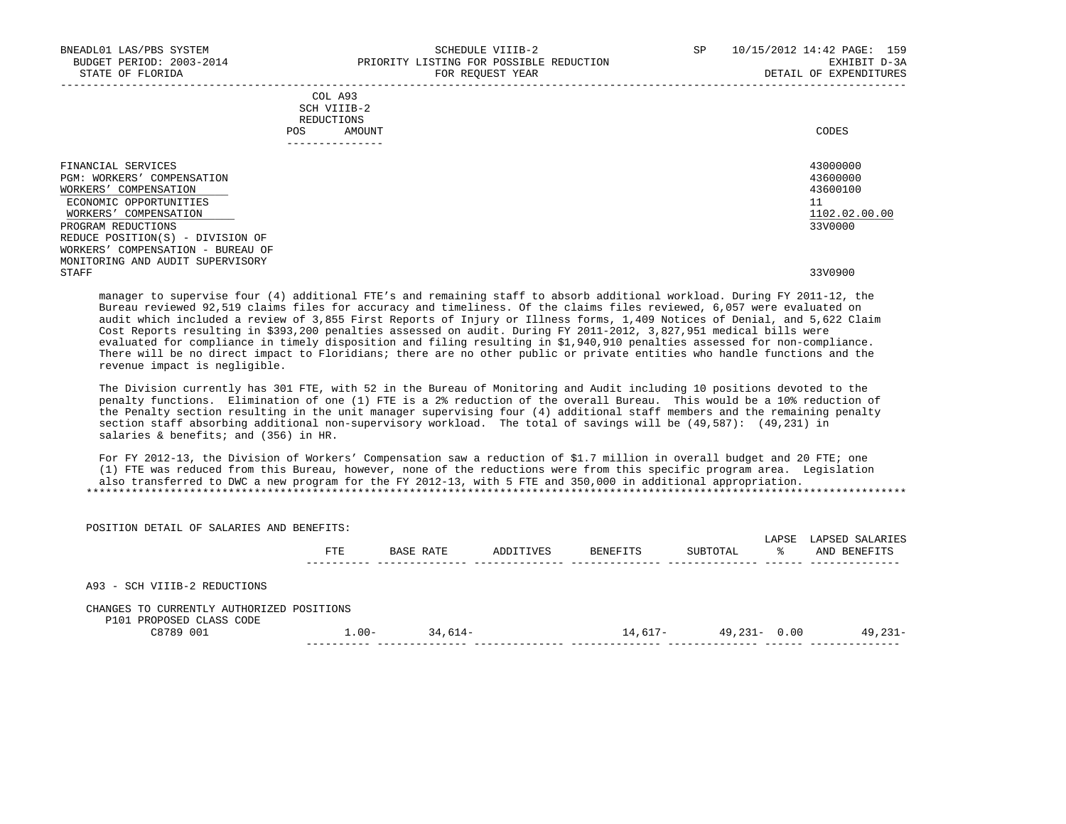BNEADL01 LAS/PBS SYSTEM
BUDGET PERIOD: 2003-2014
STATE OF FLORIDA

SCHEDULE VIIIB-2
PRIORITY LISTING FOR POSSIBLE REDUCTION
FOR REQUEST YEAR

SP 10/15/2012 14:42 PAGE: 159
EXHIBIT D-3A
DETAIL OF EXPENDITURES

| | COL A93 SCH VIIIB-2 REDUCTIONS POS AMOUNT | CODES |
|---|---|---|
| FINANCIAL SERVICES | | 43000000 |
| PGM: WORKERS' COMPENSATION | | 43600000 |
| WORKERS' COMPENSATION | | 43600100 |
| ECONOMIC OPPORTUNITIES | | 11 |
| WORKERS' COMPENSATION | | 1102.02.00.00 |
| PROGRAM REDUCTIONS | | 33V0000 |
| REDUCE POSITION(S) - DIVISION OF WORKERS' COMPENSATION - BUREAU OF MONITORING AND AUDIT SUPERVISORY STAFF | | 33V0900 |

manager to supervise four (4) additional FTE's and remaining staff to absorb additional workload. During FY 2011-12, the Bureau reviewed 92,519 claims files for accuracy and timeliness. Of the claims files reviewed, 6,057 were evaluated on audit which included a review of 3,855 First Reports of Injury or Illness forms, 1,409 Notices of Denial, and 5,622 Claim Cost Reports resulting in $393,200 penalties assessed on audit. During FY 2011-2012, 3,827,951 medical bills were evaluated for compliance in timely disposition and filing resulting in $1,940,910 penalties assessed for non-compliance. There will be no direct impact to Floridians; there are no other public or private entities who handle functions and the revenue impact is negligible.

The Division currently has 301 FTE, with 52 in the Bureau of Monitoring and Audit including 10 positions devoted to the penalty functions. Elimination of one (1) FTE is a 2% reduction of the overall Bureau. This would be a 10% reduction of the Penalty section resulting in the unit manager supervising four (4) additional staff members and the remaining penalty section staff absorbing additional non-supervisory workload. The total of savings will be (49,587): (49,231) in salaries & benefits; and (356) in HR.

For FY 2012-13, the Division of Workers' Compensation saw a reduction of $1.7 million in overall budget and 20 FTE; one (1) FTE was reduced from this Bureau, however, none of the reductions were from this specific program area. Legislation also transferred to DWC a new program for the FY 2012-13, with 5 FTE and 350,000 in additional appropriation.

POSITION DETAIL OF SALARIES AND BENEFITS:

| | FTE | BASE RATE | ADDITIVES | BENEFITS | SUBTOTAL | LAPSE % | LAPSED SALARIES AND BENEFITS |
|---|---|---|---|---|---|---|---|
| A93 - SCH VIIIB-2 REDUCTIONS | | | | | | | |
| CHANGES TO CURRENTLY AUTHORIZED POSITIONS | | | | | | | |
| P101 PROPOSED CLASS CODE | | | | | | | |
| C8789 001 | 1.00- | 34,614- | | 14,617- | 49,231- | 0.00 | 49,231- |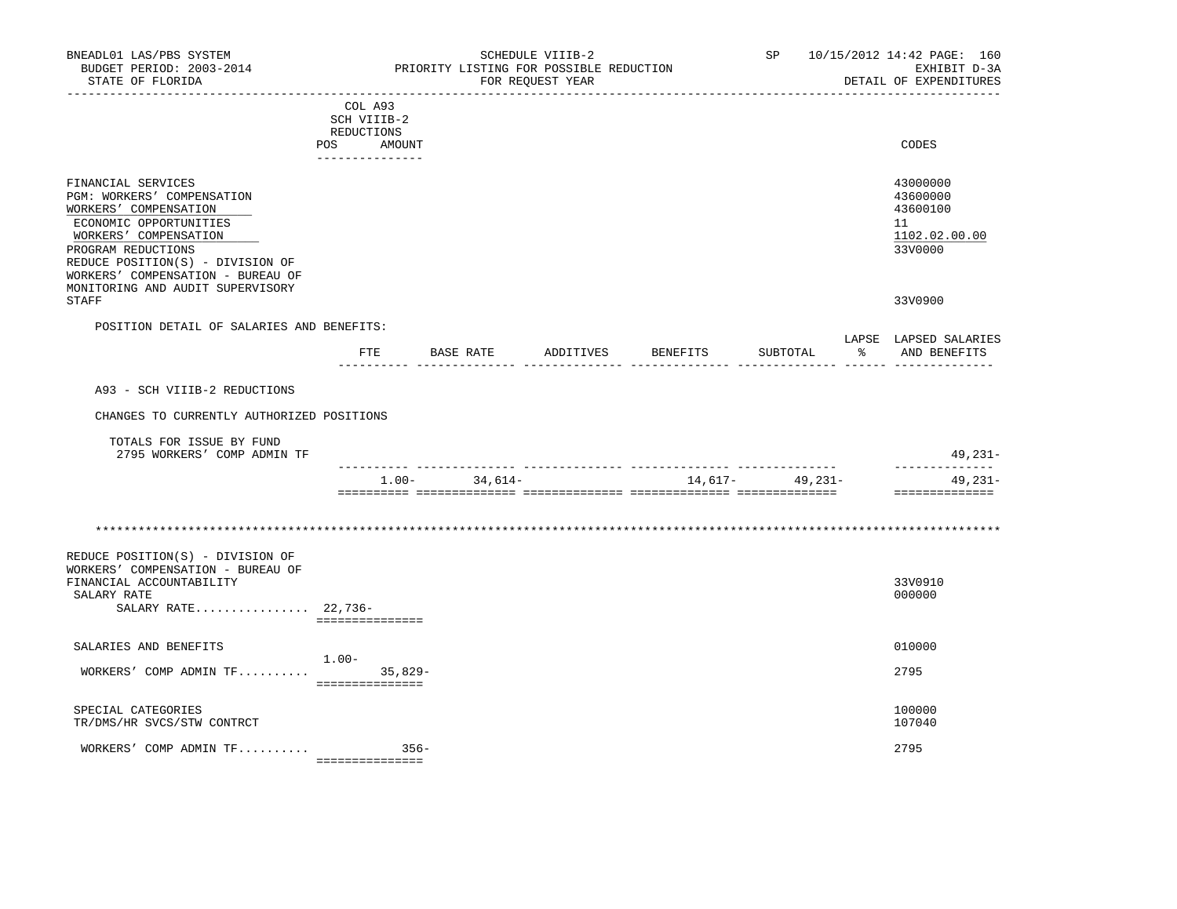BNEADL01 LAS/PBS SYSTEM — SCHEDULE VIIIB-2 — SP 10/15/2012 14:42
BUDGET PERIOD: 2003-2014 — PRIORITY LISTING FOR POSSIBLE REDUCTION — EXHIBIT D-3A
STATE OF FLORIDA — FOR REQUEST YEAR — DETAIL OF EXPENDITURES

| | COL A93 SCH VIIIB-2 REDUCTIONS POS | AMOUNT | CODES |
|---|---|---|---|
| FINANCIAL SERVICES | | | 43000000 |
| PGM: WORKERS' COMPENSATION | | | 43600000 |
| WORKERS' COMPENSATION | | | 43600100 |
| ECONOMIC OPPORTUNITIES | | | 11 |
| WORKERS' COMPENSATION | | | 1102.02.00.00 |
| PROGRAM REDUCTIONS | | | 33V0000 |
| REDUCE POSITION(S) - DIVISION OF WORKERS' COMPENSATION - BUREAU OF MONITORING AND AUDIT SUPERVISORY STAFF | | | 33V0900 |

POSITION DETAIL OF SALARIES AND BENEFITS:

| | FTE | BASE RATE | ADDITIVES | BENEFITS | SUBTOTAL | LAPSE % | LAPSED SALARIES AND BENEFITS |
|---|---|---|---|---|---|---|---|
| A93 - SCH VIIIB-2 REDUCTIONS | | | | | | | |
| CHANGES TO CURRENTLY AUTHORIZED POSITIONS | | | | | | | |
| TOTALS FOR ISSUE BY FUND | | | | | | | |
| 2795 WORKERS' COMP ADMIN TF | | | | | | | 49,231- |
| | 1.00- | 34,614- | | 14,617- | 49,231- | | 49,231- |

************************************************************************************************************************

| | POS | AMOUNT | CODES |
|---|---|---|---|
| REDUCE POSITION(S) - DIVISION OF WORKERS' COMPENSATION - BUREAU OF FINANCIAL ACCOUNTABILITY | | | 33V0910 |
| SALARY RATE | | | 000000 |
| SALARY RATE................ | 22,736- | | |
| SALARIES AND BENEFITS | | | 010000 |
| WORKERS' COMP ADMIN TF.......... | 1.00- | 35,829- | 2795 |
| SPECIAL CATEGORIES | | | 100000 |
| TR/DMS/HR SVCS/STW CONTRCT | | | 107040 |
| WORKERS' COMP ADMIN TF.......... | | 356- | 2795 |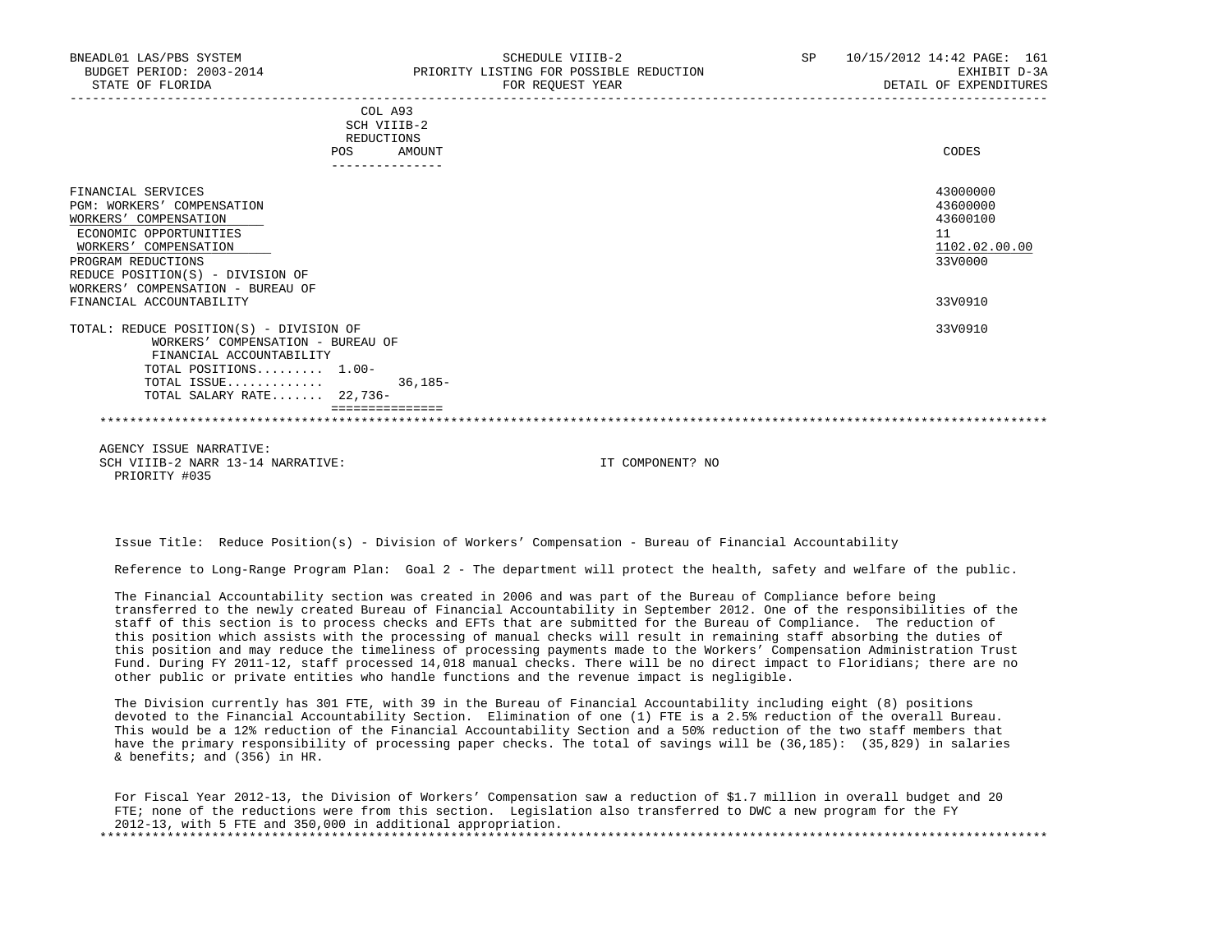BNEADL01 LAS/PBS SYSTEM — SCHEDULE VIIIB-2 — SP 10/15/2012 14:42 PAGE: 161
BUDGET PERIOD: 2003-2014 — PRIORITY LISTING FOR POSSIBLE REDUCTION — EXHIBIT D-3A
STATE OF FLORIDA — FOR REQUEST YEAR — DETAIL OF EXPENDITURES

| | COL A93 SCH VIIIB-2 REDUCTIONS POS | AMOUNT | CODES |
|---|---|---|---|
| FINANCIAL SERVICES | | | 43000000 |
| PGM: WORKERS' COMPENSATION | | | 43600000 |
| WORKERS' COMPENSATION | | | 43600100 |
| ECONOMIC OPPORTUNITIES | | | 11 |
| WORKERS' COMPENSATION | | | 1102.02.00.00 |
| PROGRAM REDUCTIONS | | | 33V0000 |
| REDUCE POSITION(S) - DIVISION OF WORKERS' COMPENSATION - BUREAU OF FINANCIAL ACCOUNTABILITY | | | 33V0910 |
| TOTAL: REDUCE POSITION(S) - DIVISION OF WORKERS' COMPENSATION - BUREAU OF FINANCIAL ACCOUNTABILITY | | | 33V0910 |
| TOTAL POSITIONS......... | 1.00- | | |
| TOTAL ISSUE............. | | 36,185- | |
| TOTAL SALARY RATE....... | 22,736- | | |

AGENCY ISSUE NARRATIVE:
SCH VIIIB-2 NARR 13-14 NARRATIVE: IT COMPONENT? NO
PRIORITY #035

Issue Title: Reduce Position(s) - Division of Workers' Compensation - Bureau of Financial Accountability

Reference to Long-Range Program Plan: Goal 2 - The department will protect the health, safety and welfare of the public.

The Financial Accountability section was created in 2006 and was part of the Bureau of Compliance before being transferred to the newly created Bureau of Financial Accountability in September 2012. One of the responsibilities of the staff of this section is to process checks and EFTs that are submitted for the Bureau of Compliance. The reduction of this position which assists with the processing of manual checks will result in remaining staff absorbing the duties of this position and may reduce the timeliness of processing payments made to the Workers' Compensation Administration Trust Fund. During FY 2011-12, staff processed 14,018 manual checks. There will be no direct impact to Floridians; there are no other public or private entities who handle functions and the revenue impact is negligible.

The Division currently has 301 FTE, with 39 in the Bureau of Financial Accountability including eight (8) positions devoted to the Financial Accountability Section. Elimination of one (1) FTE is a 2.5% reduction of the overall Bureau. This would be a 12% reduction of the Financial Accountability Section and a 50% reduction of the two staff members that have the primary responsibility of processing paper checks. The total of savings will be (36,185): (35,829) in salaries & benefits; and (356) in HR.

For Fiscal Year 2012-13, the Division of Workers' Compensation saw a reduction of $1.7 million in overall budget and 20 FTE; none of the reductions were from this section. Legislation also transferred to DWC a new program for the FY 2012-13, with 5 FTE and 350,000 in additional appropriation.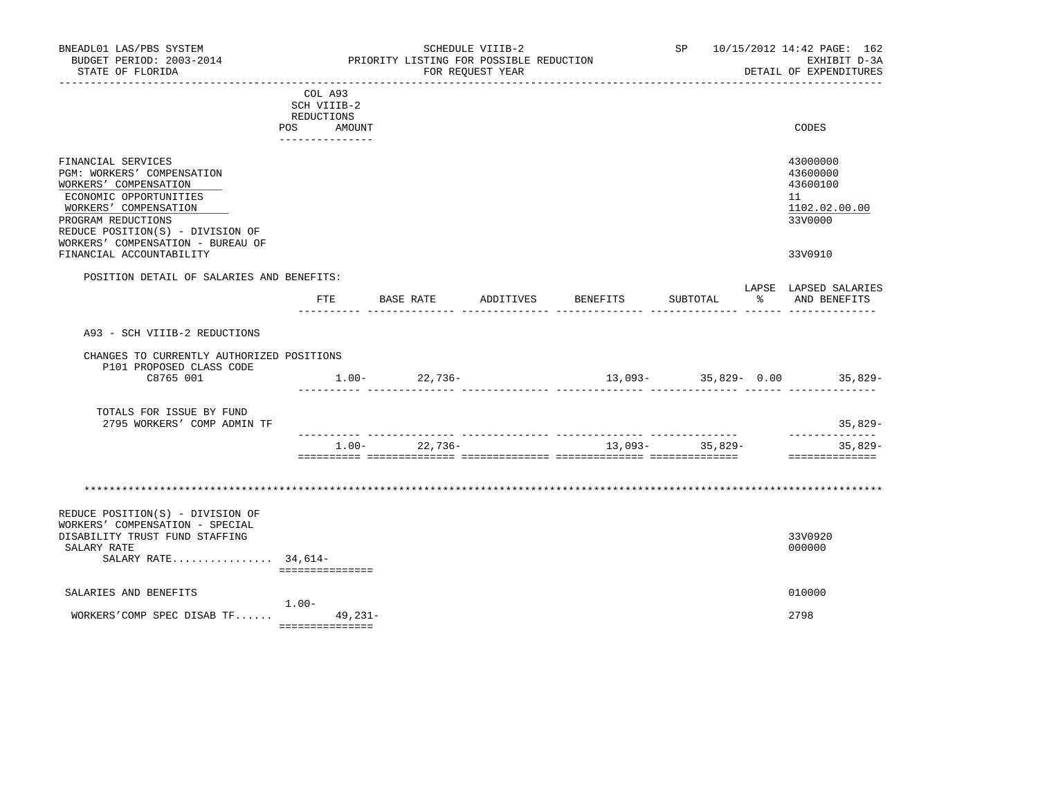BNEADL01 LAS/PBS SYSTEM
BUDGET PERIOD: 2003-2014
STATE OF FLORIDA

SCHEDULE VIIIB-2
PRIORITY LISTING FOR POSSIBLE REDUCTION
FOR REQUEST YEAR

SP 10/15/2012 14:42
EXHIBIT D-3A
DETAIL OF EXPENDITURES

| | COL A93 SCH VIIIB-2 REDUCTIONS POS AMOUNT | CODES |
|---|---|---|
| FINANCIAL SERVICES | | 43000000 |
| PGM: WORKERS' COMPENSATION | | 43600000 |
| WORKERS' COMPENSATION | | 43600100 |
| ECONOMIC OPPORTUNITIES | | 11 |
| WORKERS' COMPENSATION | | 1102.02.00.00 |
| PROGRAM REDUCTIONS | | 33V0000 |
| REDUCE POSITION(S) - DIVISION OF WORKERS' COMPENSATION - BUREAU OF FINANCIAL ACCOUNTABILITY | | 33V0910 |

POSITION DETAIL OF SALARIES AND BENEFITS:

| | FTE | BASE RATE | ADDITIVES | BENEFITS | SUBTOTAL | LAPSE % | LAPSED SALARIES AND BENEFITS |
|---|---|---|---|---|---|---|---|
| A93 - SCH VIIIB-2 REDUCTIONS | | | | | | | |
| CHANGES TO CURRENTLY AUTHORIZED POSITIONS | | | | | | | |
| P101 PROPOSED CLASS CODE C8765 001 | 1.00- | 22,736- | | 13,093- | 35,829- | 0.00 | 35,829- |
| TOTALS FOR ISSUE BY FUND | | | | | | | |
| 2795 WORKERS' COMP ADMIN TF | | | | | | | 35,829- |
| | 1.00- | 22,736- | | 13,093- | 35,829- | | 35,829- |

\*\*\*\*\*\*\*\*\*\*\*\*\*\*\*\*\*\*\*\*\*\*\*\*\*\*\*\*\*\*\*\*\*\*\*\*\*\*\*\*\*\*\*\*\*\*\*\*\*\*\*\*\*\*\*\*\*\*\*\*\*\*\*\*\*\*\*\*\*\*\*\*\*\*\*\*\*\*\*\*\*\*\*\*

| | POS | AMOUNT | CODES |
|---|---|---|---|
| REDUCE POSITION(S) - DIVISION OF WORKERS' COMPENSATION - SPECIAL DISABILITY TRUST FUND STAFFING | | | 33V0920 |
| SALARY RATE | | | 000000 |
| SALARY RATE................ | 34,614- | | |
| SALARIES AND BENEFITS | | | 010000 |
| WORKERS'COMP SPEC DISAB TF...... | 1.00- | 49,231- | 2798 |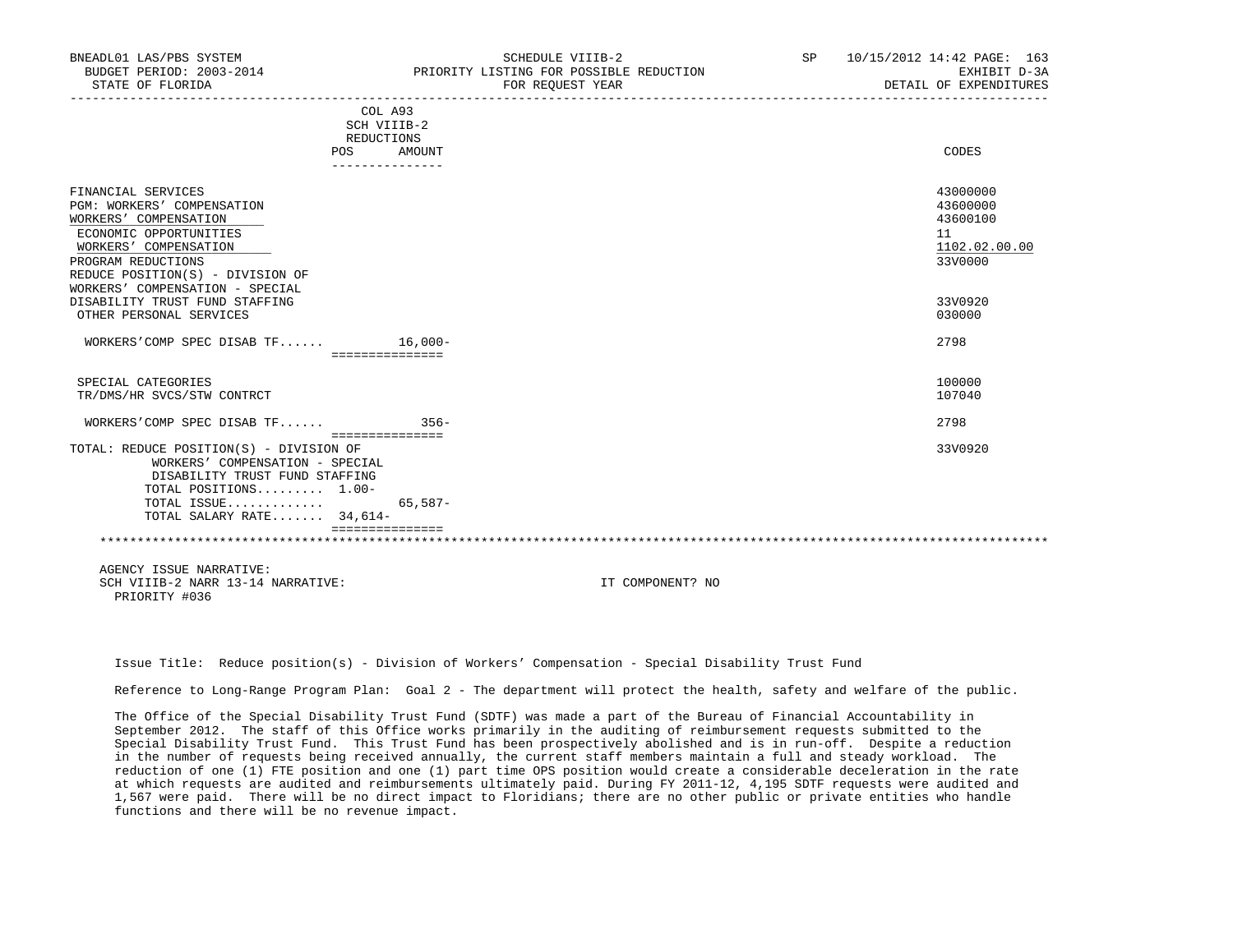| | COL A93 SCH VIIIB-2 REDUCTIONS POS AMOUNT | CODES |
|---|---|---|
| FINANCIAL SERVICES | | 43000000 |
| PGM: WORKERS' COMPENSATION | | 43600000 |
| WORKERS' COMPENSATION | | 43600100 |
| ECONOMIC OPPORTUNITIES | | 11 |
| WORKERS' COMPENSATION | | 1102.02.00.00 |
| PROGRAM REDUCTIONS | | 33V0000 |
| REDUCE POSITION(S) - DIVISION OF WORKERS' COMPENSATION - SPECIAL DISABILITY TRUST FUND STAFFING | | 33V0920 |
| OTHER PERSONAL SERVICES | | 030000 |
| WORKERS'COMP SPEC DISAB TF...... | 16,000- | 2798 |
| SPECIAL CATEGORIES | | 100000 |
| TR/DMS/HR SVCS/STW CONTRCT | | 107040 |
| WORKERS'COMP SPEC DISAB TF...... | 356- | 2798 |
| TOTAL: REDUCE POSITION(S) - DIVISION OF WORKERS' COMPENSATION - SPECIAL DISABILITY TRUST FUND STAFFING | | 33V0920 |
| TOTAL POSITIONS......... | 1.00- | |
| TOTAL ISSUE............ | 65,587- | |
| TOTAL SALARY RATE....... | 34,614- | |

AGENCY ISSUE NARRATIVE:
SCH VIIIB-2 NARR 13-14 NARRATIVE: IT COMPONENT? NO
PRIORITY #036

Issue Title: Reduce position(s) - Division of Workers' Compensation - Special Disability Trust Fund

Reference to Long-Range Program Plan: Goal 2 - The department will protect the health, safety and welfare of the public.

The Office of the Special Disability Trust Fund (SDTF) was made a part of the Bureau of Financial Accountability in September 2012. The staff of this Office works primarily in the auditing of reimbursement requests submitted to the Special Disability Trust Fund. This Trust Fund has been prospectively abolished and is in run-off. Despite a reduction in the number of requests being received annually, the current staff members maintain a full and steady workload. The reduction of one (1) FTE position and one (1) part time OPS position would create a considerable deceleration in the rate at which requests are audited and reimbursements ultimately paid. During FY 2011-12, 4,195 SDTF requests were audited and 1,567 were paid. There will be no direct impact to Floridians; there are no other public or private entities who handle functions and there will be no revenue impact.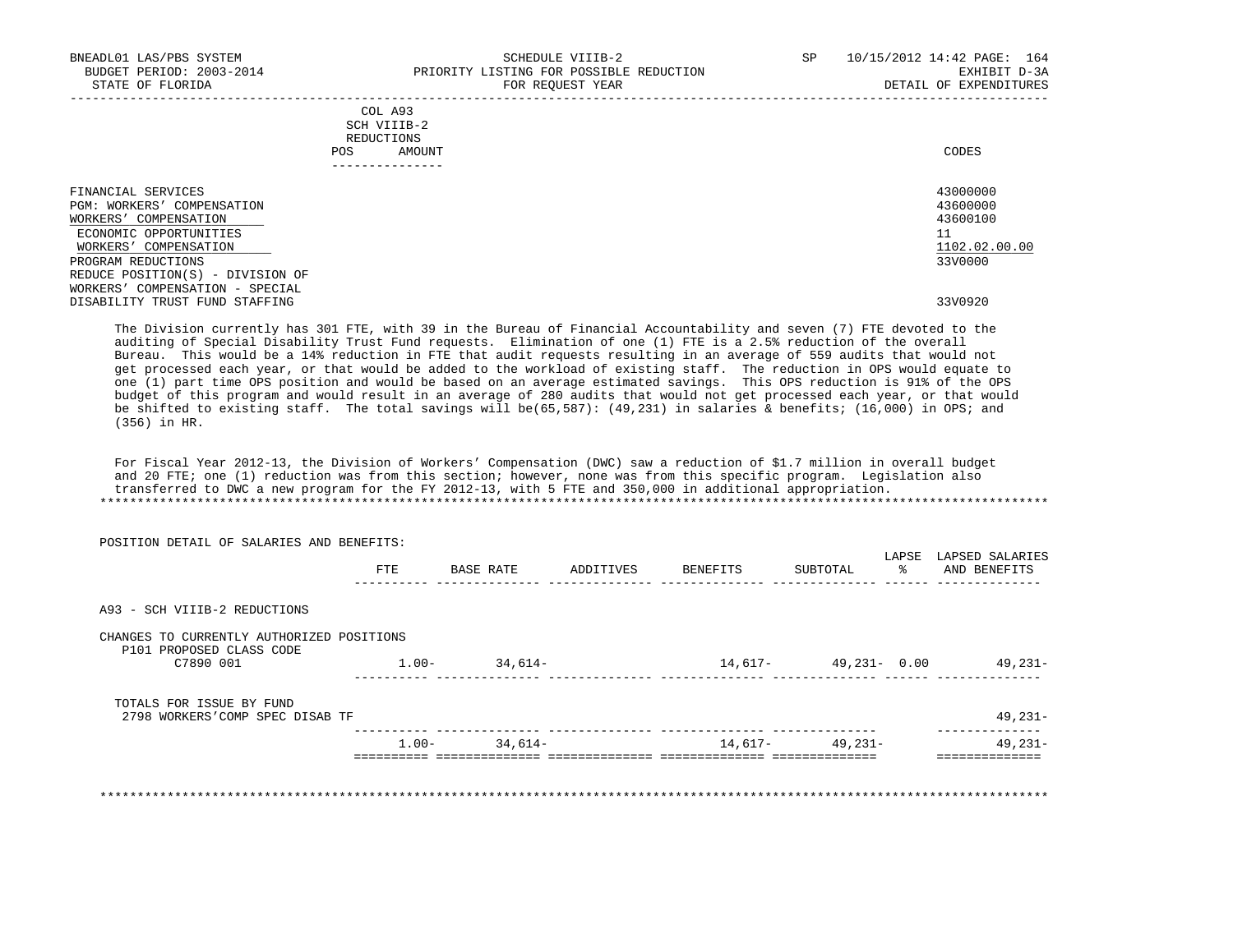BNEADL01 LAS/PBS SYSTEM
BUDGET PERIOD: 2003-2014
STATE OF FLORIDA

SCHEDULE VIIIB-2
PRIORITY LISTING FOR POSSIBLE REDUCTION
FOR REQUEST YEAR

SP 10/15/2012 14:42 PAGE: 164
EXHIBIT D-3A
DETAIL OF EXPENDITURES

| | COL A93 SCH VIIIB-2 REDUCTIONS POS AMOUNT | CODES |
|---|---|---|
| FINANCIAL SERVICES | | 43000000 |
| PGM: WORKERS' COMPENSATION | | 43600000 |
| WORKERS' COMPENSATION | | 43600100 |
| ECONOMIC OPPORTUNITIES | | 11 |
| WORKERS' COMPENSATION | | 1102.02.00.00 |
| PROGRAM REDUCTIONS | | 33V0000 |
| REDUCE POSITION(S) - DIVISION OF WORKERS' COMPENSATION - SPECIAL DISABILITY TRUST FUND STAFFING | | 33V0920 |

The Division currently has 301 FTE, with 39 in the Bureau of Financial Accountability and seven (7) FTE devoted to the auditing of Special Disability Trust Fund requests. Elimination of one (1) FTE is a 2.5% reduction of the overall Bureau. This would be a 14% reduction in FTE that audit requests resulting in an average of 559 audits that would not get processed each year, or that would be added to the workload of existing staff. The reduction in OPS would equate to one (1) part time OPS position and would be based on an average estimated savings. This OPS reduction is 91% of the OPS budget of this program and would result in an average of 280 audits that would not get processed each year, or that would be shifted to existing staff. The total savings will be(65,587): (49,231) in salaries & benefits; (16,000) in OPS; and (356) in HR.

For Fiscal Year 2012-13, the Division of Workers' Compensation (DWC) saw a reduction of $1.7 million in overall budget and 20 FTE; one (1) reduction was from this section; however, none was from this specific program. Legislation also transferred to DWC a new program for the FY 2012-13, with 5 FTE and 350,000 in additional appropriation.

*****************************************************************************************************************

POSITION DETAIL OF SALARIES AND BENEFITS:

| | FTE | BASE RATE | ADDITIVES | BENEFITS | SUBTOTAL | LAPSE % | LAPSED SALARIES AND BENEFITS |
|---|---|---|---|---|---|---|---|
| A93 - SCH VIIIB-2 REDUCTIONS | | | | | | | |
| CHANGES TO CURRENTLY AUTHORIZED POSITIONS | | | | | | | |
| P101 PROPOSED CLASS CODE | | | | | | | |
| C7890 001 | 1.00- | 34,614- | | 14,617- | 49,231- | 0.00 | 49,231- |
| TOTALS FOR ISSUE BY FUND | | | | | | | |
| 2798 WORKERS'COMP SPEC DISAB TF | | | | | | | 49,231- |
| | 1.00- | 34,614- | | 14,617- | 49,231- | | 49,231- |

*****************************************************************************************************************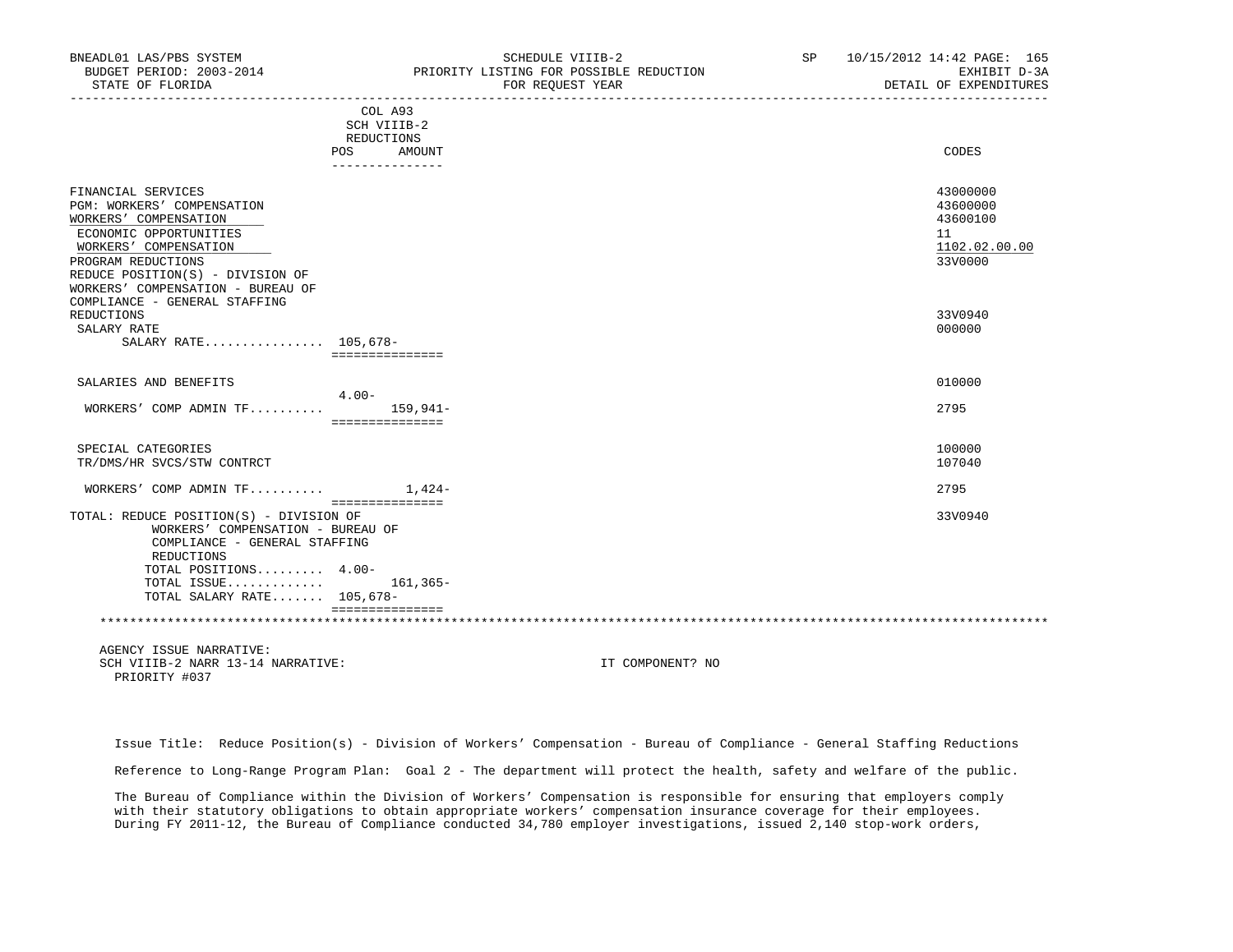BNEADL01 LAS/PBS SYSTEM
BUDGET PERIOD: 2003-2014
STATE OF FLORIDA

SCHEDULE VIIIB-2
PRIORITY LISTING FOR POSSIBLE REDUCTION
FOR REQUEST YEAR

SP 10/15/2012 14:42
EXHIBIT D-3A
DETAIL OF EXPENDITURES

| | COL A93 SCH VIIIB-2 REDUCTIONS POS | AMOUNT | CODES |
|---|---|---|---|
| FINANCIAL SERVICES | | | 43000000 |
| PGM: WORKERS' COMPENSATION | | | 43600000 |
| WORKERS' COMPENSATION | | | 43600100 |
| ECONOMIC OPPORTUNITIES | | | 11 |
| WORKERS' COMPENSATION | | | 1102.02.00.00 |
| PROGRAM REDUCTIONS | | | 33V0000 |
| REDUCE POSITION(S) - DIVISION OF WORKERS' COMPENSATION - BUREAU OF COMPLIANCE - GENERAL STAFFING REDUCTIONS | | | 33V0940 |
| SALARY RATE | | | 000000 |
| SALARY RATE................ | 105,678- | | |
| SALARIES AND BENEFITS | | | 010000 |
| WORKERS' COMP ADMIN TF.......... | 4.00- | 159,941- | 2795 |
| SPECIAL CATEGORIES | | | 100000 |
| TR/DMS/HR SVCS/STW CONTRCT | | | 107040 |
| WORKERS' COMP ADMIN TF.......... | | 1,424- | 2795 |
| TOTAL: REDUCE POSITION(S) - DIVISION OF WORKERS' COMPENSATION - BUREAU OF COMPLIANCE - GENERAL STAFFING REDUCTIONS | | | 33V0940 |
| TOTAL POSITIONS......... | 4.00- | | |
| TOTAL ISSUE............. | | 161,365- | |
| TOTAL SALARY RATE....... | 105,678- | | |

AGENCY ISSUE NARRATIVE:
SCH VIIIB-2 NARR 13-14 NARRATIVE: IT COMPONENT? NO
PRIORITY #037

Issue Title: Reduce Position(s) - Division of Workers' Compensation - Bureau of Compliance - General Staffing Reductions

Reference to Long-Range Program Plan: Goal 2 - The department will protect the health, safety and welfare of the public.

The Bureau of Compliance within the Division of Workers' Compensation is responsible for ensuring that employers comply with their statutory obligations to obtain appropriate workers' compensation insurance coverage for their employees. During FY 2011-12, the Bureau of Compliance conducted 34,780 employer investigations, issued 2,140 stop-work orders,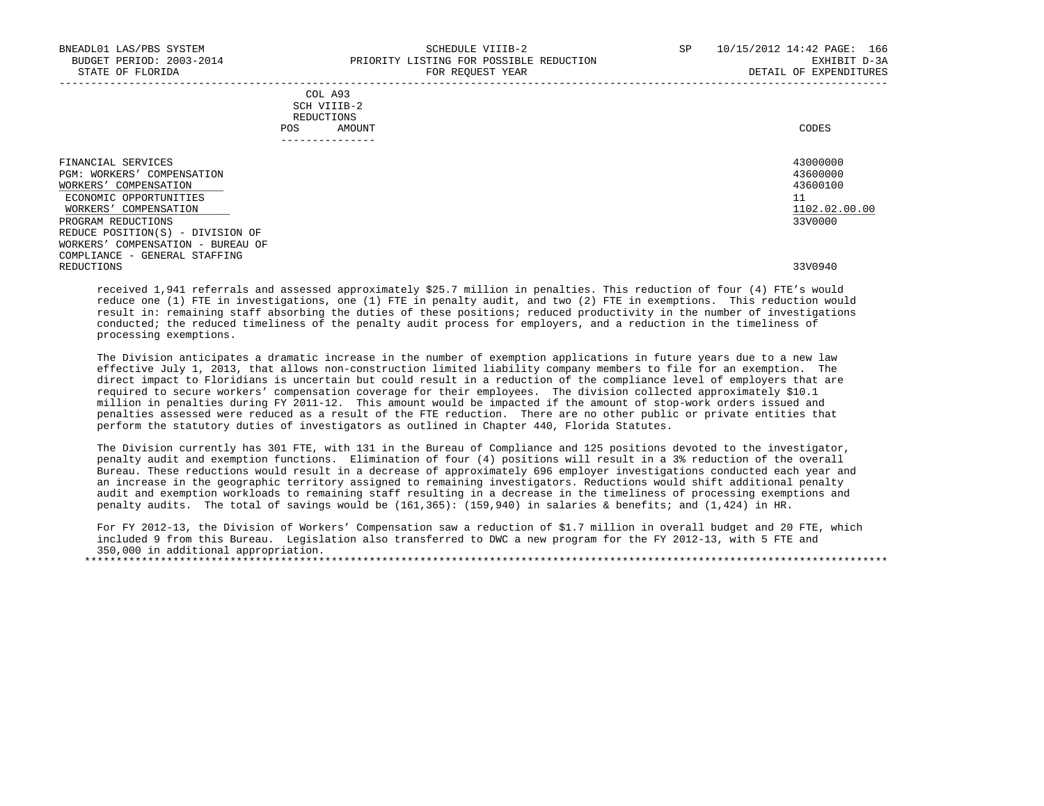COL A93
SCH VIIIB-2
REDUCTIONS

| | POS | AMOUNT | CODES |
|---|---|---|---|
| FINANCIAL SERVICES | | | 43000000 |
| PGM: WORKERS' COMPENSATION | | | 43600000 |
| WORKERS' COMPENSATION | | | 43600100 |
| ECONOMIC OPPORTUNITIES | | | 11 |
| WORKERS' COMPENSATION | | | 1102.02.00.00 |
| PROGRAM REDUCTIONS | | | 33V0000 |
| REDUCE POSITION(S) - DIVISION OF WORKERS' COMPENSATION - BUREAU OF COMPLIANCE - GENERAL STAFFING REDUCTIONS | | | 33V0940 |

received 1,941 referrals and assessed approximately $25.7 million in penalties. This reduction of four (4) FTE's would reduce one (1) FTE in investigations, one (1) FTE in penalty audit, and two (2) FTE in exemptions. This reduction would result in: remaining staff absorbing the duties of these positions; reduced productivity in the number of investigations conducted; the reduced timeliness of the penalty audit process for employers, and a reduction in the timeliness of processing exemptions.

The Division anticipates a dramatic increase in the number of exemption applications in future years due to a new law effective July 1, 2013, that allows non-construction limited liability company members to file for an exemption. The direct impact to Floridians is uncertain but could result in a reduction of the compliance level of employers that are required to secure workers' compensation coverage for their employees. The division collected approximately $10.1 million in penalties during FY 2011-12. This amount would be impacted if the amount of stop-work orders issued and penalties assessed were reduced as a result of the FTE reduction. There are no other public or private entities that perform the statutory duties of investigators as outlined in Chapter 440, Florida Statutes.

The Division currently has 301 FTE, with 131 in the Bureau of Compliance and 125 positions devoted to the investigator, penalty audit and exemption functions. Elimination of four (4) positions will result in a 3% reduction of the overall Bureau. These reductions would result in a decrease of approximately 696 employer investigations conducted each year and an increase in the geographic territory assigned to remaining investigators. Reductions would shift additional penalty audit and exemption workloads to remaining staff resulting in a decrease in the timeliness of processing exemptions and penalty audits. The total of savings would be (161,365): (159,940) in salaries & benefits; and (1,424) in HR.

For FY 2012-13, the Division of Workers' Compensation saw a reduction of $1.7 million in overall budget and 20 FTE, which included 9 from this Bureau. Legislation also transferred to DWC a new program for the FY 2012-13, with 5 FTE and 350,000 in additional appropriation.

*******************************************************************************************************************************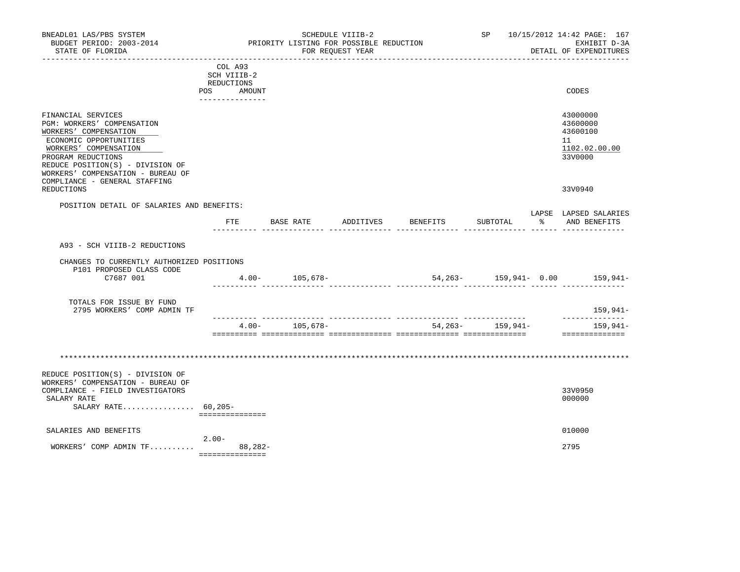BNEADL01 LAS/PBS SYSTEM | SCHEDULE VIIIB-2 | SP 10/15/2012 14:42 PAGE: 167
BUDGET PERIOD: 2003-2014 | PRIORITY LISTING FOR POSSIBLE REDUCTION | EXHIBIT D-3A
STATE OF FLORIDA | FOR REQUEST YEAR | DETAIL OF EXPENDITURES

| | COL A93 SCH VIIIB-2 REDUCTIONS POS | AMOUNT | CODES |
|---|---|---|---|
| FINANCIAL SERVICES | | | 43000000 |
| PGM: WORKERS' COMPENSATION | | | 43600000 |
| WORKERS' COMPENSATION | | | 43600100 |
| ECONOMIC OPPORTUNITIES | | | 11 |
| WORKERS' COMPENSATION | | | 1102.02.00.00 |
| PROGRAM REDUCTIONS | | | 33V0000 |
| REDUCE POSITION(S) - DIVISION OF WORKERS' COMPENSATION - BUREAU OF COMPLIANCE - GENERAL STAFFING REDUCTIONS | | | 33V0940 |

POSITION DETAIL OF SALARIES AND BENEFITS:

| | FTE | BASE RATE | ADDITIVES | BENEFITS | SUBTOTAL | LAPSE % | LAPSED SALARIES AND BENEFITS |
|---|---|---|---|---|---|---|---|
| A93 - SCH VIIIB-2 REDUCTIONS | | | | | | | |
| CHANGES TO CURRENTLY AUTHORIZED POSITIONS | | | | | | | |
| P101 PROPOSED CLASS CODE C7687 001 | 4.00- | 105,678- | | 54,263- | 159,941- | 0.00 | 159,941- |
| TOTALS FOR ISSUE BY FUND | | | | | | | |
| 2795 WORKERS' COMP ADMIN TF | | | | | | | 159,941- |
| | 4.00- | 105,678- | | 54,263- | 159,941- | | 159,941- |

\*\*\*\*\*\*\*\*\*\*\*\*\*\*\*\*\*\*\*\*\*\*\*\*\*\*\*\*\*\*\*\*\*\*\*\*\*\*\*\*\*\*\*\*\*\*\*\*\*\*\*\*\*\*\*\*\*\*\*\*\*\*\*\*\*\*\*\*\*\*\*\*\*\*\*\*\*\*\*\*\*\*\*\*

| | POS | AMOUNT | CODES |
|---|---|---|---|
| REDUCE POSITION(S) - DIVISION OF WORKERS' COMPENSATION - BUREAU OF COMPLIANCE - FIELD INVESTIGATORS | | | 33V0950 |
| SALARY RATE | | | 000000 |
| SALARY RATE................ | 60,205- | | |
| SALARIES AND BENEFITS | | | 010000 |
| WORKERS' COMP ADMIN TF.......... | 2.00- | 88,282- | 2795 |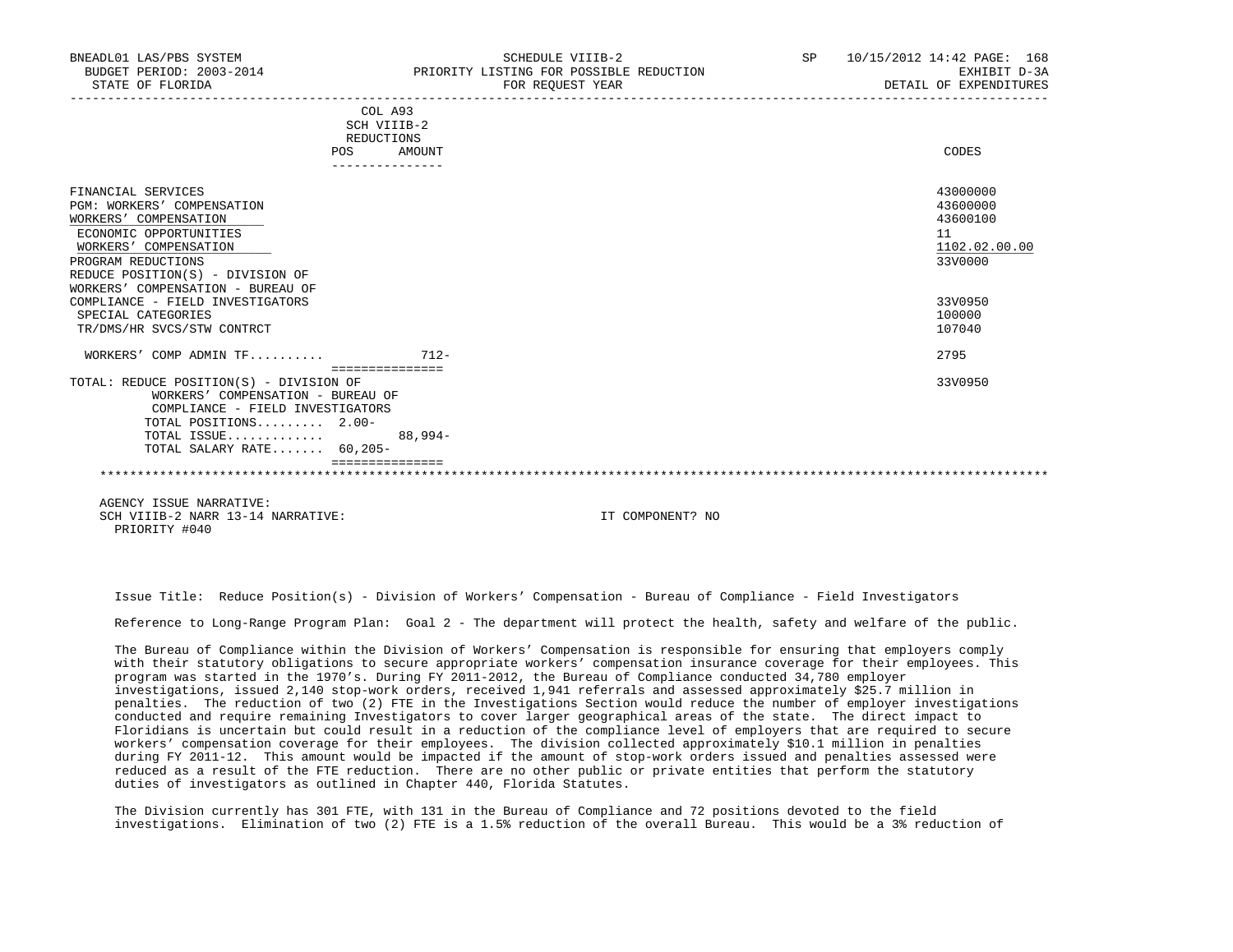| | COL A93 SCH VIIIB-2 REDUCTIONS POS | AMOUNT | CODES |
|---|---|---|---|
| FINANCIAL SERVICES | | | 43000000 |
| PGM: WORKERS' COMPENSATION | | | 43600000 |
| WORKERS' COMPENSATION | | | 43600100 |
| ECONOMIC OPPORTUNITIES | | | 11 |
| WORKERS' COMPENSATION | | | 1102.02.00.00 |
| PROGRAM REDUCTIONS | | | 33V0000 |
| REDUCE POSITION(S) - DIVISION OF WORKERS' COMPENSATION - BUREAU OF COMPLIANCE - FIELD INVESTIGATORS | | | 33V0950 |
| SPECIAL CATEGORIES | | | 100000 |
| TR/DMS/HR SVCS/STW CONTRCT | | | 107040 |
| WORKERS' COMP ADMIN TF.......... | | 712- | 2795 |
| TOTAL: REDUCE POSITION(S) - DIVISION OF WORKERS' COMPENSATION - BUREAU OF COMPLIANCE - FIELD INVESTIGATORS | | | 33V0950 |
| TOTAL POSITIONS......... | 2.00- | | |
| TOTAL ISSUE............ | | 88,994- | |
| TOTAL SALARY RATE....... | 60,205- | | |

AGENCY ISSUE NARRATIVE:
SCH VIIIB-2 NARR 13-14 NARRATIVE: IT COMPONENT? NO
PRIORITY #040

Issue Title: Reduce Position(s) - Division of Workers' Compensation - Bureau of Compliance - Field Investigators

Reference to Long-Range Program Plan: Goal 2 - The department will protect the health, safety and welfare of the public.

The Bureau of Compliance within the Division of Workers' Compensation is responsible for ensuring that employers comply with their statutory obligations to secure appropriate workers' compensation insurance coverage for their employees. This program was started in the 1970's. During FY 2011-2012, the Bureau of Compliance conducted 34,780 employer investigations, issued 2,140 stop-work orders, received 1,941 referrals and assessed approximately $25.7 million in penalties. The reduction of two (2) FTE in the Investigations Section would reduce the number of employer investigations conducted and require remaining Investigators to cover larger geographical areas of the state. The direct impact to Floridians is uncertain but could result in a reduction of the compliance level of employers that are required to secure workers' compensation coverage for their employees. The division collected approximately $10.1 million in penalties during FY 2011-12. This amount would be impacted if the amount of stop-work orders issued and penalties assessed were reduced as a result of the FTE reduction. There are no other public or private entities that perform the statutory duties of investigators as outlined in Chapter 440, Florida Statutes.

The Division currently has 301 FTE, with 131 in the Bureau of Compliance and 72 positions devoted to the field investigations. Elimination of two (2) FTE is a 1.5% reduction of the overall Bureau. This would be a 3% reduction of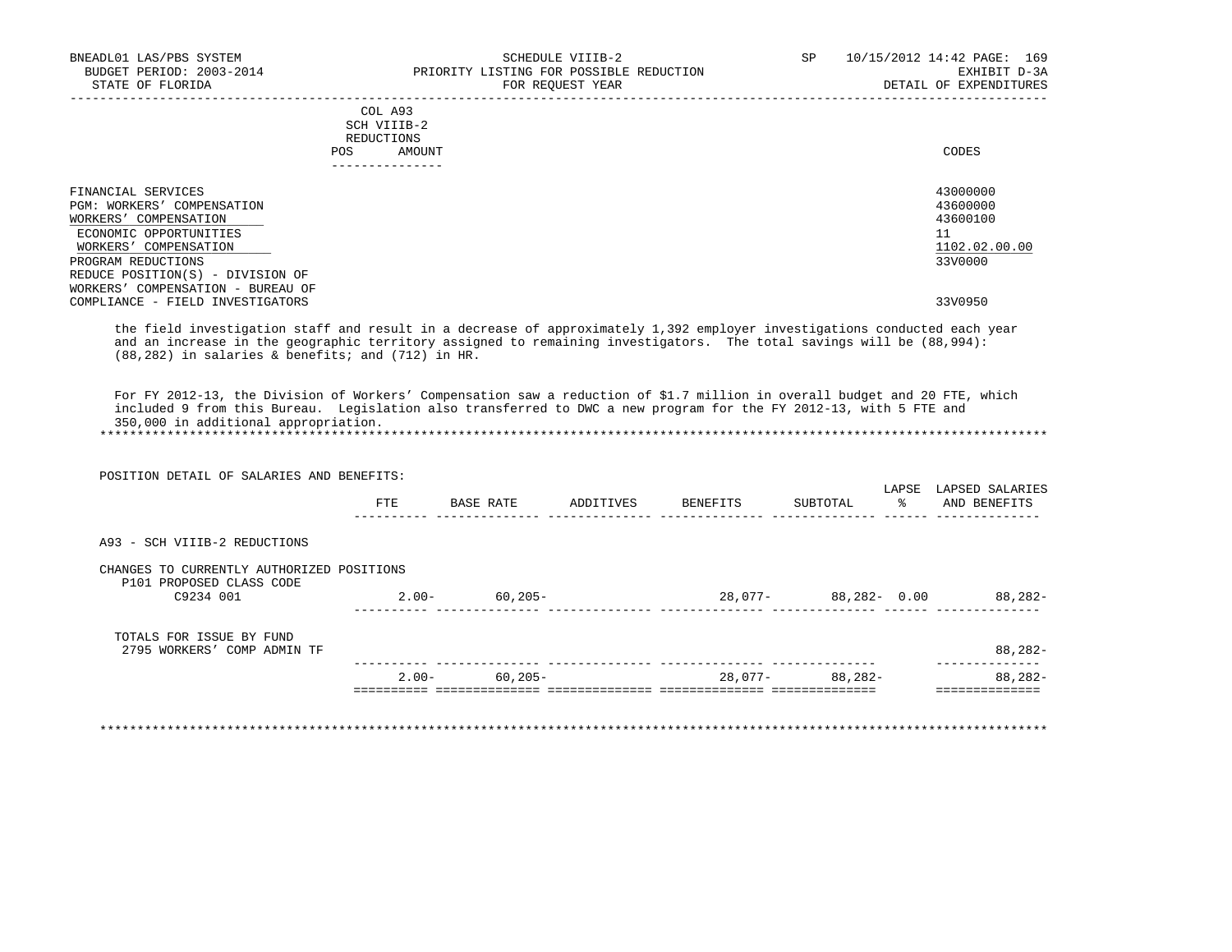| | COL A93 SCH VIIIB-2 REDUCTIONS | | |
|---|---|---|---|
| | POS | AMOUNT | CODES |
| FINANCIAL SERVICES | | | 43000000 |
| PGM: WORKERS' COMPENSATION | | | 43600000 |
| WORKERS' COMPENSATION | | | 43600100 |
| ECONOMIC OPPORTUNITIES | | | 11 |
| WORKERS' COMPENSATION | | | 1102.02.00.00 |
| PROGRAM REDUCTIONS | | | 33V0000 |
| REDUCE POSITION(S) - DIVISION OF WORKERS' COMPENSATION - BUREAU OF COMPLIANCE - FIELD INVESTIGATORS | | | 33V0950 |

the field investigation staff and result in a decrease of approximately 1,392 employer investigations conducted each year and an increase in the geographic territory assigned to remaining investigators. The total savings will be (88,994): (88,282) in salaries & benefits; and (712) in HR.

For FY 2012-13, the Division of Workers' Compensation saw a reduction of $1.7 million in overall budget and 20 FTE, which included 9 from this Bureau. Legislation also transferred to DWC a new program for the FY 2012-13, with 5 FTE and 350,000 in additional appropriation.

*******************************************************************************************************************

POSITION DETAIL OF SALARIES AND BENEFITS:

| | FTE | BASE RATE | ADDITIVES | BENEFITS | SUBTOTAL | LAPSE % | LAPSED SALARIES AND BENEFITS |
|---|---|---|---|---|---|---|---|
| A93 - SCH VIIIB-2 REDUCTIONS | | | | | | | |
| CHANGES TO CURRENTLY AUTHORIZED POSITIONS | | | | | | | |
| P101 PROPOSED CLASS CODE | | | | | | | |
| C9234 001 | 2.00- | 60,205- | | 28,077- | 88,282- | 0.00 | 88,282- |
| TOTALS FOR ISSUE BY FUND | | | | | | | |
| 2795 WORKERS' COMP ADMIN TF | | | | | | | 88,282- |
| | 2.00- | 60,205- | | 28,077- | 88,282- | | 88,282- |

*******************************************************************************************************************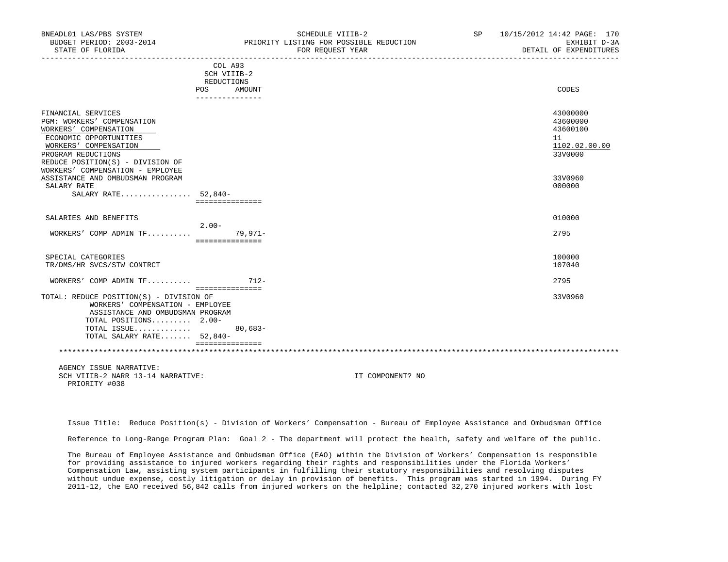| | COL A93 SCH VIIIB-2 REDUCTIONS | | |
|---|---|---|---|
| | POS | AMOUNT | CODES |
| FINANCIAL SERVICES | | | 43000000 |
| PGM: WORKERS' COMPENSATION | | | 43600000 |
| WORKERS' COMPENSATION | | | 43600100 |
| ECONOMIC OPPORTUNITIES | | | 11 |
| WORKERS' COMPENSATION | | | 1102.02.00.00 |
| PROGRAM REDUCTIONS | | | 33V0000 |
| REDUCE POSITION(S) - DIVISION OF WORKERS' COMPENSATION - EMPLOYEE ASSISTANCE AND OMBUDSMAN PROGRAM | | | 33V0960 |
| SALARY RATE | | | 000000 |
| SALARY RATE................ | 52,840- | | |
| SALARIES AND BENEFITS | | | 010000 |
| WORKERS' COMP ADMIN TF.......... | 2.00- | 79,971- | 2795 |
| SPECIAL CATEGORIES | | | 100000 |
| TR/DMS/HR SVCS/STW CONTRCT | | | 107040 |
| WORKERS' COMP ADMIN TF.......... | | 712- | 2795 |
| TOTAL: REDUCE POSITION(S) - DIVISION OF WORKERS' COMPENSATION - EMPLOYEE ASSISTANCE AND OMBUDSMAN PROGRAM | | | 33V0960 |
| TOTAL POSITIONS......... | 2.00- | | |
| TOTAL ISSUE............. | | 80,683- | |
| TOTAL SALARY RATE....... | 52,840- | | |

AGENCY ISSUE NARRATIVE:
SCH VIIIB-2 NARR 13-14 NARRATIVE: IT COMPONENT? NO
PRIORITY #038

Issue Title: Reduce Position(s) - Division of Workers' Compensation - Bureau of Employee Assistance and Ombudsman Office

Reference to Long-Range Program Plan: Goal 2 - The department will protect the health, safety and welfare of the public.

The Bureau of Employee Assistance and Ombudsman Office (EAO) within the Division of Workers' Compensation is responsible for providing assistance to injured workers regarding their rights and responsibilities under the Florida Workers' Compensation Law, assisting system participants in fulfilling their statutory responsibilities and resolving disputes without undue expense, costly litigation or delay in provision of benefits. This program was started in 1994. During FY 2011-12, the EAO received 56,842 calls from injured workers on the helpline; contacted 32,270 injured workers with lost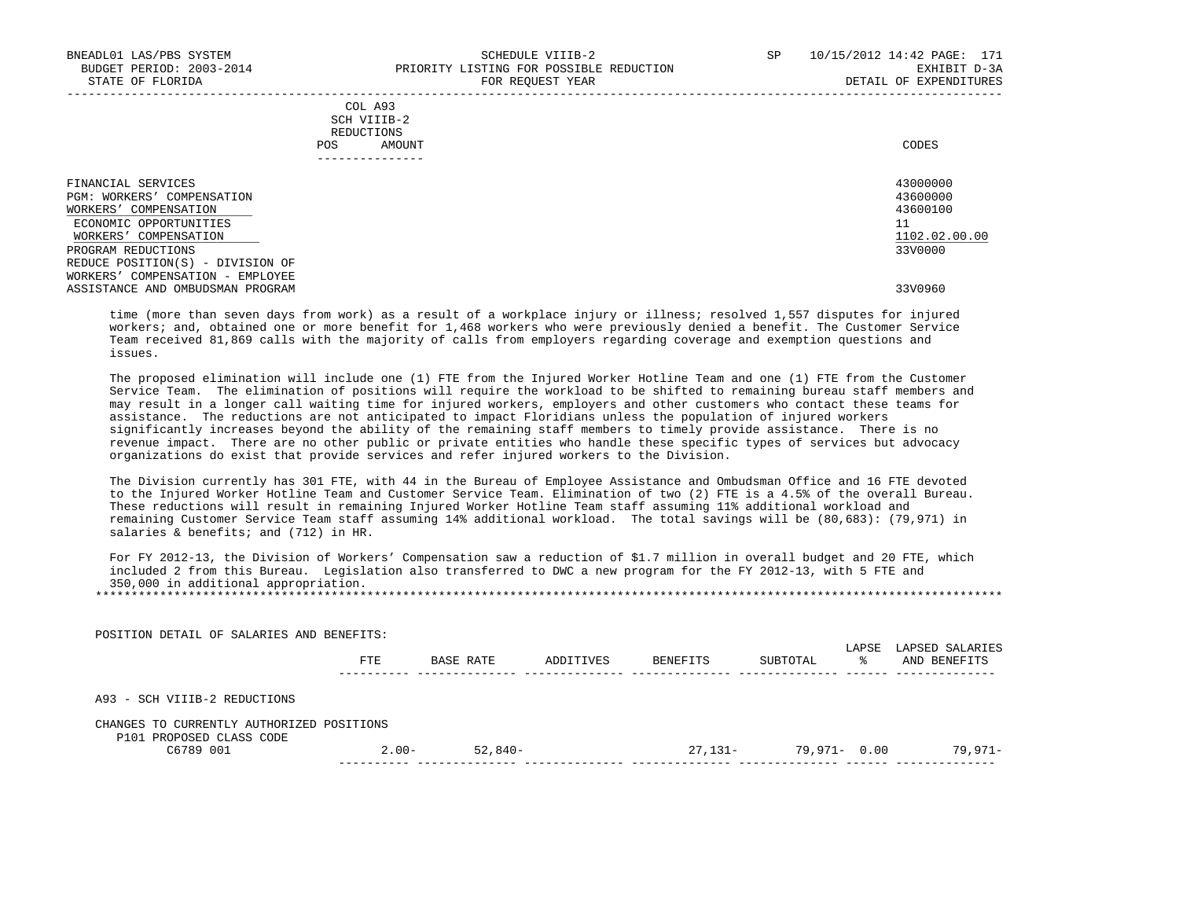COL A93
SCH VIIIB-2
REDUCTIONS

| | POS | AMOUNT | CODES |
|---|---|---|---|
| FINANCIAL SERVICES | | | 43000000 |
| PGM: WORKERS' COMPENSATION | | | 43600000 |
| WORKERS' COMPENSATION | | | 43600100 |
| ECONOMIC OPPORTUNITIES | | | 11 |
| WORKERS' COMPENSATION | | | 1102.02.00.00 |
| PROGRAM REDUCTIONS | | | 33V0000 |
| REDUCE POSITION(S) - DIVISION OF WORKERS' COMPENSATION - EMPLOYEE ASSISTANCE AND OMBUDSMAN PROGRAM | | | 33V0960 |

time (more than seven days from work) as a result of a workplace injury or illness; resolved 1,557 disputes for injured workers; and, obtained one or more benefit for 1,468 workers who were previously denied a benefit. The Customer Service Team received 81,869 calls with the majority of calls from employers regarding coverage and exemption questions and issues.

The proposed elimination will include one (1) FTE from the Injured Worker Hotline Team and one (1) FTE from the Customer Service Team. The elimination of positions will require the workload to be shifted to remaining bureau staff members and may result in a longer call waiting time for injured workers, employers and other customers who contact these teams for assistance. The reductions are not anticipated to impact Floridians unless the population of injured workers significantly increases beyond the ability of the remaining staff members to timely provide assistance. There is no revenue impact. There are no other public or private entities who handle these specific types of services but advocacy organizations do exist that provide services and refer injured workers to the Division.

The Division currently has 301 FTE, with 44 in the Bureau of Employee Assistance and Ombudsman Office and 16 FTE devoted to the Injured Worker Hotline Team and Customer Service Team. Elimination of two (2) FTE is a 4.5% of the overall Bureau. These reductions will result in remaining Injured Worker Hotline Team staff assuming 11% additional workload and remaining Customer Service Team staff assuming 14% additional workload. The total savings will be (80,683): (79,971) in salaries & benefits; and (712) in HR.

For FY 2012-13, the Division of Workers' Compensation saw a reduction of $1.7 million in overall budget and 20 FTE, which included 2 from this Bureau. Legislation also transferred to DWC a new program for the FY 2012-13, with 5 FTE and 350,000 in additional appropriation.

POSITION DETAIL OF SALARIES AND BENEFITS:

| | FTE | BASE RATE | ADDITIVES | BENEFITS | SUBTOTAL | LAPSE % | LAPSED SALARIES AND BENEFITS |
|---|---|---|---|---|---|---|---|
| A93 - SCH VIIIB-2 REDUCTIONS | | | | | | | |
| CHANGES TO CURRENTLY AUTHORIZED POSITIONS | | | | | | | |
| P101 PROPOSED CLASS CODE | | | | | | | |
| C6789 001 | 2.00- | 52,840- | | 27,131- | 79,971- | 0.00 | 79,971- |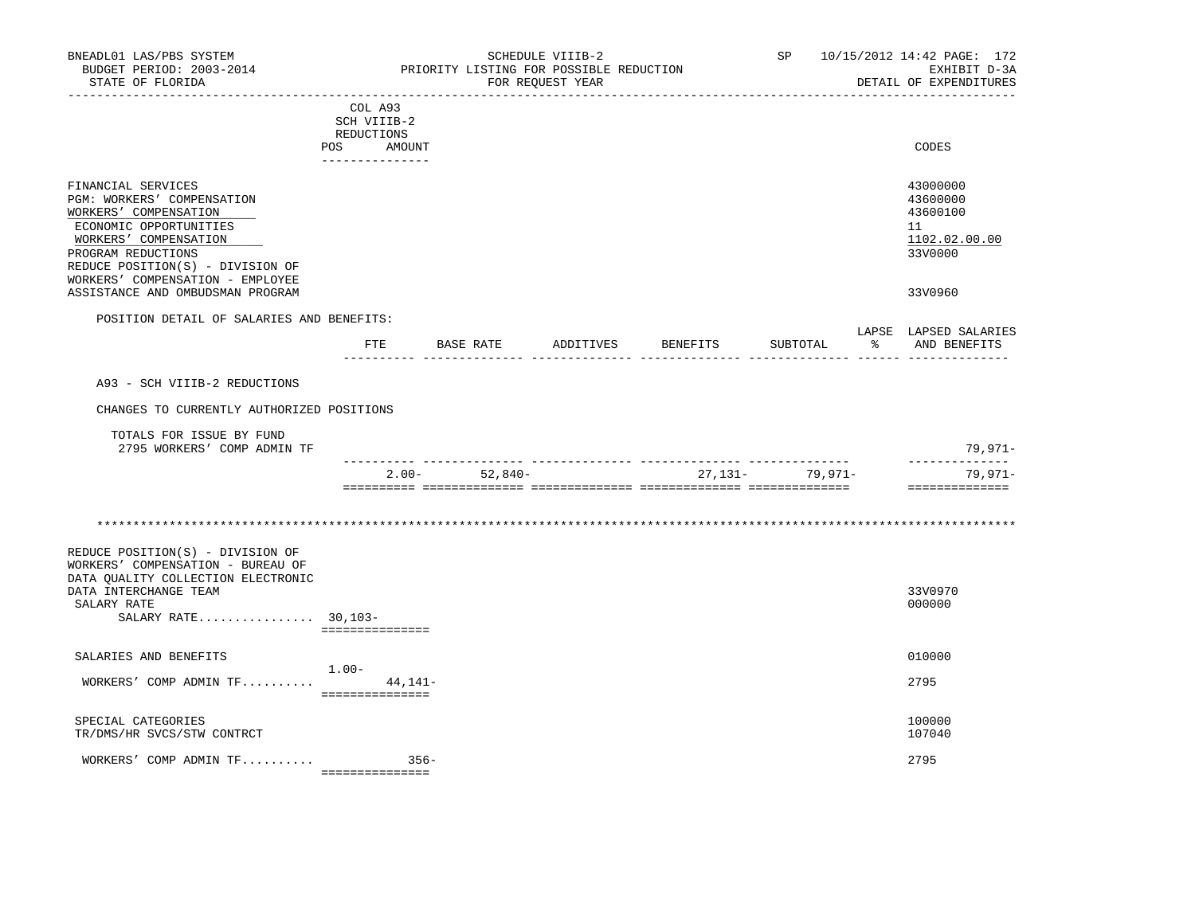BNEADL01 LAS/PBS SYSTEM — SCHEDULE VIIIB-2 — SP 10/15/2012 14:42 PAGE: 172
BUDGET PERIOD: 2003-2014 — PRIORITY LISTING FOR POSSIBLE REDUCTION — EXHIBIT D-3A
STATE OF FLORIDA — FOR REQUEST YEAR — DETAIL OF EXPENDITURES

| | COL A93 SCH VIIIB-2 REDUCTIONS POS | AMOUNT | CODES |
|---|---|---|---|
| FINANCIAL SERVICES | | | 43000000 |
| PGM: WORKERS' COMPENSATION | | | 43600000 |
| WORKERS' COMPENSATION | | | 43600100 |
| ECONOMIC OPPORTUNITIES | | | 11 |
| WORKERS' COMPENSATION | | | 1102.02.00.00 |
| PROGRAM REDUCTIONS | | | 33V0000 |
| REDUCE POSITION(S) - DIVISION OF WORKERS' COMPENSATION - EMPLOYEE ASSISTANCE AND OMBUDSMAN PROGRAM | | | 33V0960 |

POSITION DETAIL OF SALARIES AND BENEFITS:

| | FTE | BASE RATE | ADDITIVES | BENEFITS | SUBTOTAL | LAPSE % | LAPSED SALARIES AND BENEFITS |
|---|---|---|---|---|---|---|---|
| A93 - SCH VIIIB-2 REDUCTIONS | | | | | | | |
| CHANGES TO CURRENTLY AUTHORIZED POSITIONS | | | | | | | |
| TOTALS FOR ISSUE BY FUND | | | | | | | |
| 2795 WORKERS' COMP ADMIN TF | | | | | | | 79,971- |
| | 2.00- | 52,840- | | 27,131- | 79,971- | | 79,971- |

\*\*\*\*\*\*\*\*\*\*\*\*\*\*\*\*\*\*\*\*\*\*\*\*\*\*\*\*\*\*\*\*\*\*\*\*\*\*\*\*\*\*\*\*\*\*\*\*\*\*\*\*\*\*\*\*\*\*\*\*\*\*\*\*\*\*\*\*\*\*\*\*\*\*\*\*\*\*\*\*\*\*\*\*\*\*\*\*\*\*\*\*\*\*\*\*\*\*\*\*\*\*\*\*\*\*\*\*\*\*\*\*\*\*\*\*\*\*\*\*\*\*\*\*\*\*\*\*

| | POS | AMOUNT | CODES |
|---|---|---|---|
| REDUCE POSITION(S) - DIVISION OF WORKERS' COMPENSATION - BUREAU OF DATA QUALITY COLLECTION ELECTRONIC DATA INTERCHANGE TEAM | | | 33V0970 |
| SALARY RATE | | | 000000 |
| SALARY RATE................ | 30,103- | | |
| SALARIES AND BENEFITS | | | 010000 |
| WORKERS' COMP ADMIN TF.......... | 1.00- | 44,141- | 2795 |
| SPECIAL CATEGORIES | | | 100000 |
| TR/DMS/HR SVCS/STW CONTRCT | | | 107040 |
| WORKERS' COMP ADMIN TF.......... | | 356- | 2795 |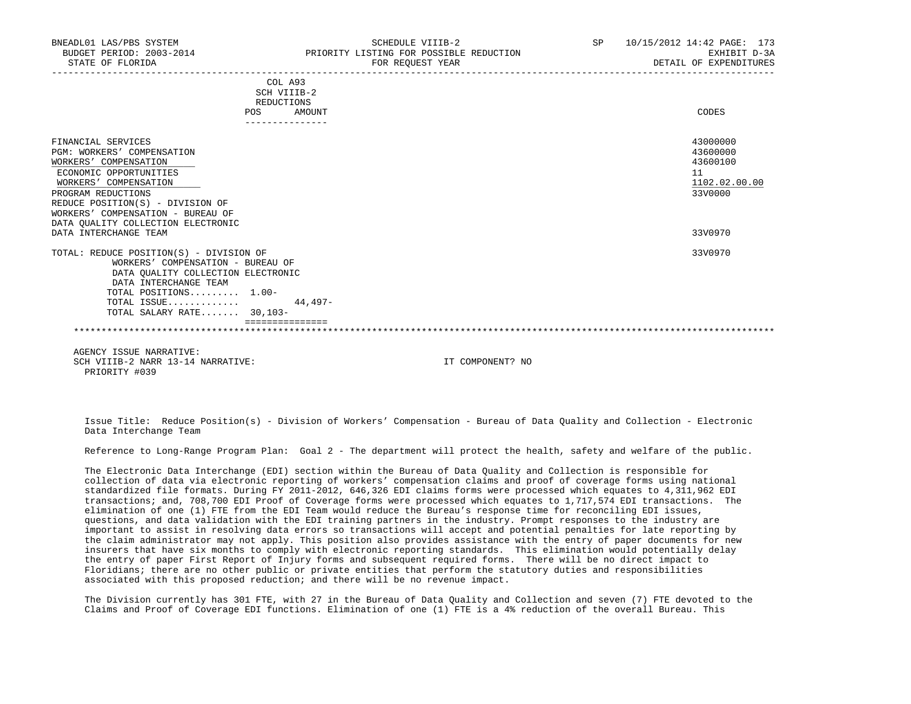| | COL A93 SCH VIIIB-2 REDUCTIONS POS | AMOUNT | CODES |
|---|---|---|---|
| FINANCIAL SERVICES | | | 43000000 |
| PGM: WORKERS' COMPENSATION | | | 43600000 |
| WORKERS' COMPENSATION | | | 43600100 |
| ECONOMIC OPPORTUNITIES | | | 11 |
| WORKERS' COMPENSATION | | | 1102.02.00.00 |
| PROGRAM REDUCTIONS | | | 33V0000 |
| REDUCE POSITION(S) - DIVISION OF WORKERS' COMPENSATION - BUREAU OF DATA QUALITY COLLECTION ELECTRONIC DATA INTERCHANGE TEAM | | | 33V0970 |
| TOTAL: REDUCE POSITION(S) - DIVISION OF WORKERS' COMPENSATION - BUREAU OF DATA QUALITY COLLECTION ELECTRONIC DATA INTERCHANGE TEAM | | | 33V0970 |
| TOTAL POSITIONS......... | 1.00- | | |
| TOTAL ISSUE............. | | 44,497- | |
| TOTAL SALARY RATE....... | 30,103- | | |

AGENCY ISSUE NARRATIVE:
SCH VIIIB-2 NARR 13-14 NARRATIVE: IT COMPONENT? NO
PRIORITY #039

Issue Title: Reduce Position(s) - Division of Workers' Compensation - Bureau of Data Quality and Collection - Electronic Data Interchange Team

Reference to Long-Range Program Plan: Goal 2 - The department will protect the health, safety and welfare of the public.

The Electronic Data Interchange (EDI) section within the Bureau of Data Quality and Collection is responsible for collection of data via electronic reporting of workers' compensation claims and proof of coverage forms using national standardized file formats. During FY 2011-2012, 646,326 EDI claims forms were processed which equates to 4,311,962 EDI transactions; and, 708,700 EDI Proof of Coverage forms were processed which equates to 1,717,574 EDI transactions. The elimination of one (1) FTE from the EDI Team would reduce the Bureau's response time for reconciling EDI issues, questions, and data validation with the EDI training partners in the industry. Prompt responses to the industry are important to assist in resolving data errors so transactions will accept and potential penalties for late reporting by the claim administrator may not apply. This position also provides assistance with the entry of paper documents for new insurers that have six months to comply with electronic reporting standards. This elimination would potentially delay the entry of paper First Report of Injury forms and subsequent required forms. There will be no direct impact to Floridians; there are no other public or private entities that perform the statutory duties and responsibilities associated with this proposed reduction; and there will be no revenue impact.

The Division currently has 301 FTE, with 27 in the Bureau of Data Quality and Collection and seven (7) FTE devoted to the Claims and Proof of Coverage EDI functions. Elimination of one (1) FTE is a 4% reduction of the overall Bureau. This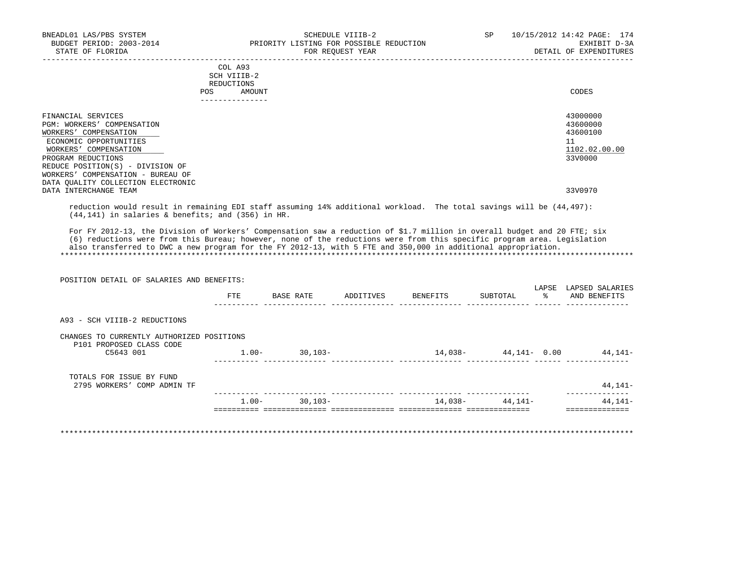| | COL A93 SCH VIIIB-2 REDUCTIONS POS AMOUNT | CODES |
|---|---|---|
| FINANCIAL SERVICES | | 43000000 |
| PGM: WORKERS' COMPENSATION | | 43600000 |
| WORKERS' COMPENSATION | | 43600100 |
| ECONOMIC OPPORTUNITIES | | 11 |
| WORKERS' COMPENSATION | | 1102.02.00.00 |
| PROGRAM REDUCTIONS | | 33V0000 |
| REDUCE POSITION(S) - DIVISION OF WORKERS' COMPENSATION - BUREAU OF DATA QUALITY COLLECTION ELECTRONIC DATA INTERCHANGE TEAM | | 33V0970 |

reduction would result in remaining EDI staff assuming 14% additional workload. The total savings will be (44,497): (44,141) in salaries & benefits; and (356) in HR.

For FY 2012-13, the Division of Workers' Compensation saw a reduction of $1.7 million in overall budget and 20 FTE; six (6) reductions were from this Bureau; however, none of the reductions were from this specific program area. Legislation also transferred to DWC a new program for the FY 2012-13, with 5 FTE and 350,000 in additional appropriation.

POSITION DETAIL OF SALARIES AND BENEFITS:

| | FTE | BASE RATE | ADDITIVES | BENEFITS | SUBTOTAL | LAPSE % | LAPSED SALARIES AND BENEFITS |
|---|---|---|---|---|---|---|---|
| A93 - SCH VIIIB-2 REDUCTIONS | | | | | | | |
| CHANGES TO CURRENTLY AUTHORIZED POSITIONS | | | | | | | |
| P101 PROPOSED CLASS CODE | | | | | | | |
| C5643 001 | 1.00- | 30,103- | | 14,038- | 44,141- | 0.00 | 44,141- |
| TOTALS FOR ISSUE BY FUND | | | | | | | |
| 2795 WORKERS' COMP ADMIN TF | | | | | | | 44,141- |
| | 1.00- | 30,103- | | 14,038- | 44,141- | | 44,141- |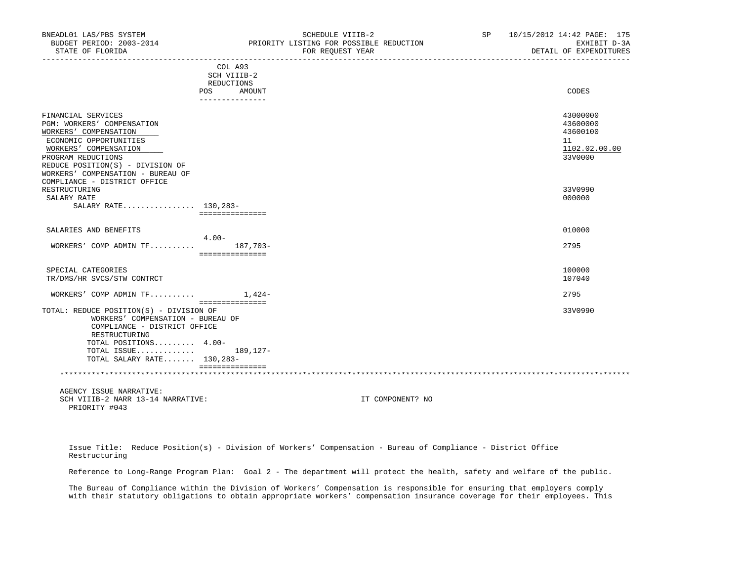BNEADL01 LAS/PBS SYSTEM
BUDGET PERIOD: 2003-2014
STATE OF FLORIDA

SCHEDULE VIIIB-2
PRIORITY LISTING FOR POSSIBLE REDUCTION
FOR REQUEST YEAR

SP 10/15/2012 14:42 PAGE: 175
EXHIBIT D-3A
DETAIL OF EXPENDITURES

| | COL A93 SCH VIIIB-2 REDUCTIONS POS | AMOUNT | CODES |
|---|---|---|---|
| FINANCIAL SERVICES | | | 43000000 |
| PGM: WORKERS' COMPENSATION | | | 43600000 |
| WORKERS' COMPENSATION | | | 43600100 |
| ECONOMIC OPPORTUNITIES | | | 11 |
| WORKERS' COMPENSATION | | | 1102.02.00.00 |
| PROGRAM REDUCTIONS | | | 33V0000 |
| REDUCE POSITION(S) - DIVISION OF WORKERS' COMPENSATION - BUREAU OF COMPLIANCE - DISTRICT OFFICE RESTRUCTURING | | | 33V0990 |
| SALARY RATE | | | 000000 |
| SALARY RATE................ | 130,283- | | |
| SALARIES AND BENEFITS | | | 010000 |
| WORKERS' COMP ADMIN TF.......... | 4.00- | 187,703- | 2795 |
| SPECIAL CATEGORIES | | | 100000 |
| TR/DMS/HR SVCS/STW CONTRCT | | | 107040 |
| WORKERS' COMP ADMIN TF.......... | | 1,424- | 2795 |
| TOTAL: REDUCE POSITION(S) - DIVISION OF WORKERS' COMPENSATION - BUREAU OF COMPLIANCE - DISTRICT OFFICE RESTRUCTURING | | | 33V0990 |
| TOTAL POSITIONS......... | 4.00- | | |
| TOTAL ISSUE............. | | 189,127- | |
| TOTAL SALARY RATE....... | 130,283- | | |

AGENCY ISSUE NARRATIVE:
SCH VIIIB-2 NARR 13-14 NARRATIVE: IT COMPONENT? NO
PRIORITY #043

Issue Title: Reduce Position(s) - Division of Workers' Compensation - Bureau of Compliance - District Office Restructuring

Reference to Long-Range Program Plan: Goal 2 - The department will protect the health, safety and welfare of the public.

The Bureau of Compliance within the Division of Workers' Compensation is responsible for ensuring that employers comply with their statutory obligations to obtain appropriate workers' compensation insurance coverage for their employees. This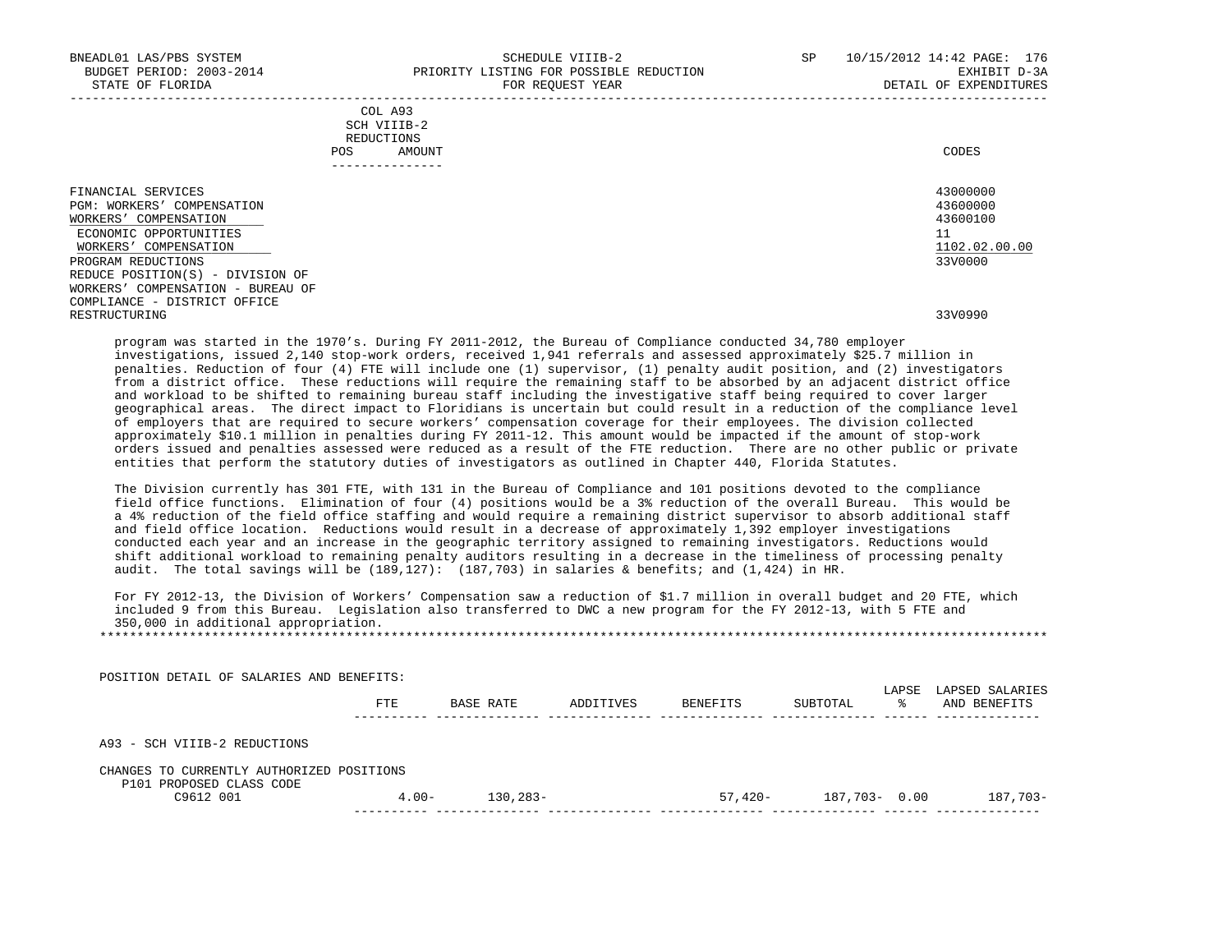| | COL A93 SCH VIIIB-2 REDUCTIONS POS AMOUNT | CODES |
|---|---|---|
| FINANCIAL SERVICES | | 43000000 |
| PGM: WORKERS' COMPENSATION | | 43600000 |
| WORKERS' COMPENSATION | | 43600100 |
| ECONOMIC OPPORTUNITIES | | 11 |
| WORKERS' COMPENSATION | | 1102.02.00.00 |
| PROGRAM REDUCTIONS | | 33V0000 |
| REDUCE POSITION(S) - DIVISION OF WORKERS' COMPENSATION - BUREAU OF COMPLIANCE - DISTRICT OFFICE RESTRUCTURING | | 33V0990 |

program was started in the 1970's. During FY 2011-2012, the Bureau of Compliance conducted 34,780 employer investigations, issued 2,140 stop-work orders, received 1,941 referrals and assessed approximately $25.7 million in penalties. Reduction of four (4) FTE will include one (1) supervisor, (1) penalty audit position, and (2) investigators from a district office. These reductions will require the remaining staff to be absorbed by an adjacent district office and workload to be shifted to remaining bureau staff including the investigative staff being required to cover larger geographical areas. The direct impact to Floridians is uncertain but could result in a reduction of the compliance level of employers that are required to secure workers' compensation coverage for their employees. The division collected approximately $10.1 million in penalties during FY 2011-12. This amount would be impacted if the amount of stop-work orders issued and penalties assessed were reduced as a result of the FTE reduction. There are no other public or private entities that perform the statutory duties of investigators as outlined in Chapter 440, Florida Statutes.

The Division currently has 301 FTE, with 131 in the Bureau of Compliance and 101 positions devoted to the compliance field office functions. Elimination of four (4) positions would be a 3% reduction of the overall Bureau. This would be a 4% reduction of the field office staffing and would require a remaining district supervisor to absorb additional staff and field office location. Reductions would result in a decrease of approximately 1,392 employer investigations conducted each year and an increase in the geographic territory assigned to remaining investigators. Reductions would shift additional workload to remaining penalty auditors resulting in a decrease in the timeliness of processing penalty audit. The total savings will be (189,127): (187,703) in salaries & benefits; and (1,424) in HR.

For FY 2012-13, the Division of Workers' Compensation saw a reduction of $1.7 million in overall budget and 20 FTE, which included 9 from this Bureau. Legislation also transferred to DWC a new program for the FY 2012-13, with 5 FTE and 350,000 in additional appropriation.

POSITION DETAIL OF SALARIES AND BENEFITS:

| | FTE | BASE RATE | ADDITIVES | BENEFITS | SUBTOTAL | LAPSE % | LAPSED SALARIES AND BENEFITS |
|---|---|---|---|---|---|---|---|
| A93 - SCH VIIIB-2 REDUCTIONS | | | | | | | |
| CHANGES TO CURRENTLY AUTHORIZED POSITIONS | | | | | | | |
| P101 PROPOSED CLASS CODE | | | | | | | |
| C9612 001 | 4.00- | 130,283- | | 57,420- | 187,703- | 0.00 | 187,703- |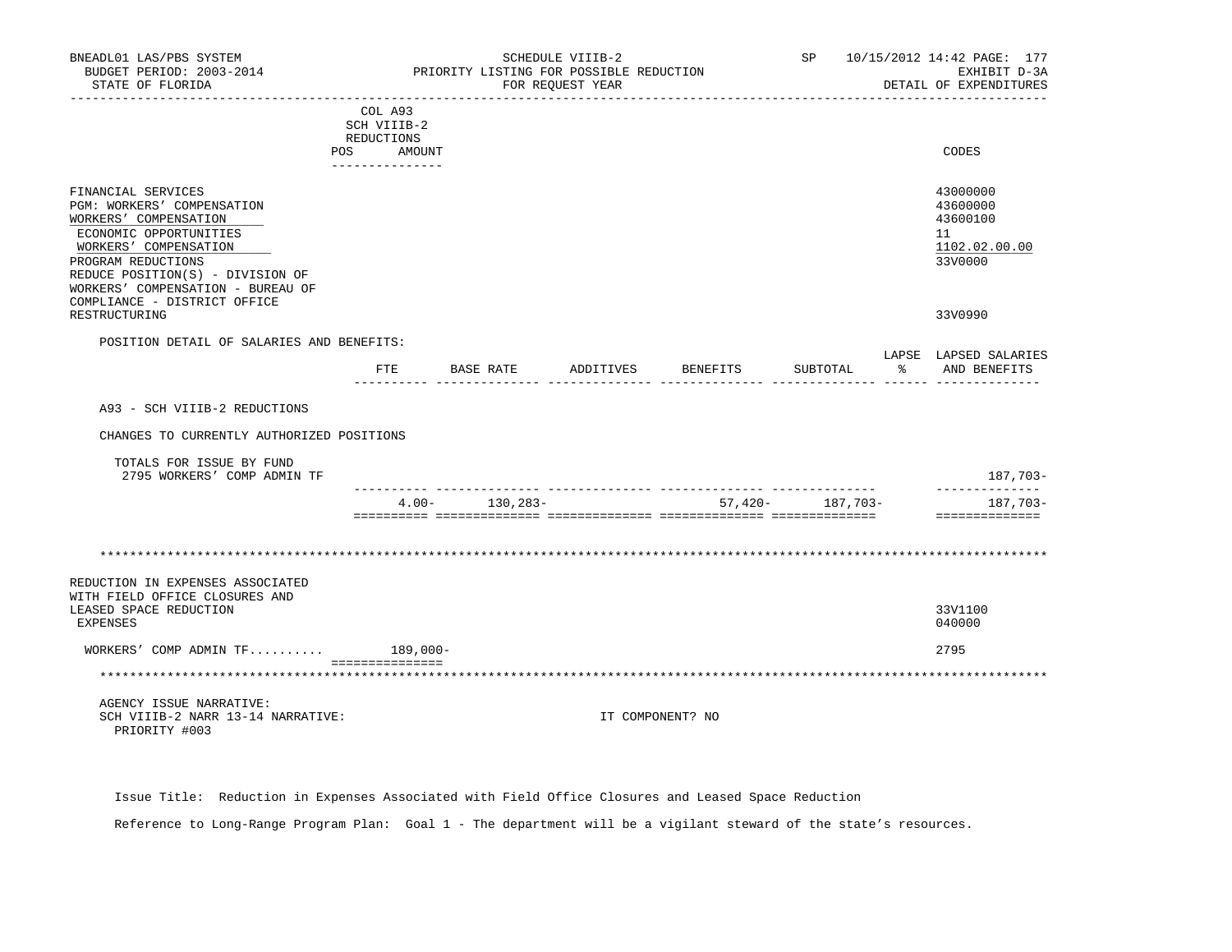BNEADL01 LAS/PBS SYSTEM | SCHEDULE VIIIB-2 | SP 10/15/2012 14:42 PAGE: 177
BUDGET PERIOD: 2003-2014 | PRIORITY LISTING FOR POSSIBLE REDUCTION | EXHIBIT D-3A
STATE OF FLORIDA | FOR REQUEST YEAR | DETAIL OF EXPENDITURES

| | COL A93 SCH VIIIB-2 REDUCTIONS POS AMOUNT | CODES |
|---|---|---|
| FINANCIAL SERVICES | | 43000000 |
| PGM: WORKERS' COMPENSATION | | 43600000 |
| WORKERS' COMPENSATION | | 43600100 |
| ECONOMIC OPPORTUNITIES | | 11 |
| WORKERS' COMPENSATION | | 1102.02.00.00 |
| PROGRAM REDUCTIONS | | 33V0000 |
| REDUCE POSITION(S) - DIVISION OF WORKERS' COMPENSATION - BUREAU OF COMPLIANCE - DISTRICT OFFICE RESTRUCTURING | | 33V0990 |

POSITION DETAIL OF SALARIES AND BENEFITS:

| | FTE | BASE RATE | ADDITIVES | BENEFITS | SUBTOTAL | LAPSE % | LAPSED SALARIES AND BENEFITS |
|---|---|---|---|---|---|---|---|
| A93 - SCH VIIIB-2 REDUCTIONS | | | | | | | |
| CHANGES TO CURRENTLY AUTHORIZED POSITIONS | | | | | | | |
| TOTALS FOR ISSUE BY FUND | | | | | | | |
| 2795 WORKERS' COMP ADMIN TF | | | | | | | 187,703- |
| | 4.00- | 130,283- | | 57,420- | 187,703- | | 187,703- |

\*\*\*\*\*\*\*\*\*\*\*\*\*\*\*\*\*\*\*\*\*\*\*\*\*\*\*\*\*\*\*\*\*\*\*\*\*\*\*\*\*\*\*\*\*\*\*\*\*\*\*\*\*\*\*\*\*\*\*\*

| | COL A93 AMOUNT | CODES |
|---|---|---|
| REDUCTION IN EXPENSES ASSOCIATED WITH FIELD OFFICE CLOSURES AND LEASED SPACE REDUCTION | | 33V1100 |
| EXPENSES | | 040000 |
| WORKERS' COMP ADMIN TF.......... | 189,000- | 2795 |

\*\*\*\*\*\*\*\*\*\*\*\*\*\*\*\*\*\*\*\*\*\*\*\*\*\*\*\*\*\*\*\*\*\*\*\*\*\*\*\*\*\*\*\*\*\*\*\*\*\*\*\*\*\*\*\*\*\*\*\*

AGENCY ISSUE NARRATIVE:
SCH VIIIB-2 NARR 13-14 NARRATIVE: IT COMPONENT? NO
PRIORITY #003

Issue Title: Reduction in Expenses Associated with Field Office Closures and Leased Space Reduction

Reference to Long-Range Program Plan: Goal 1 - The department will be a vigilant steward of the state's resources.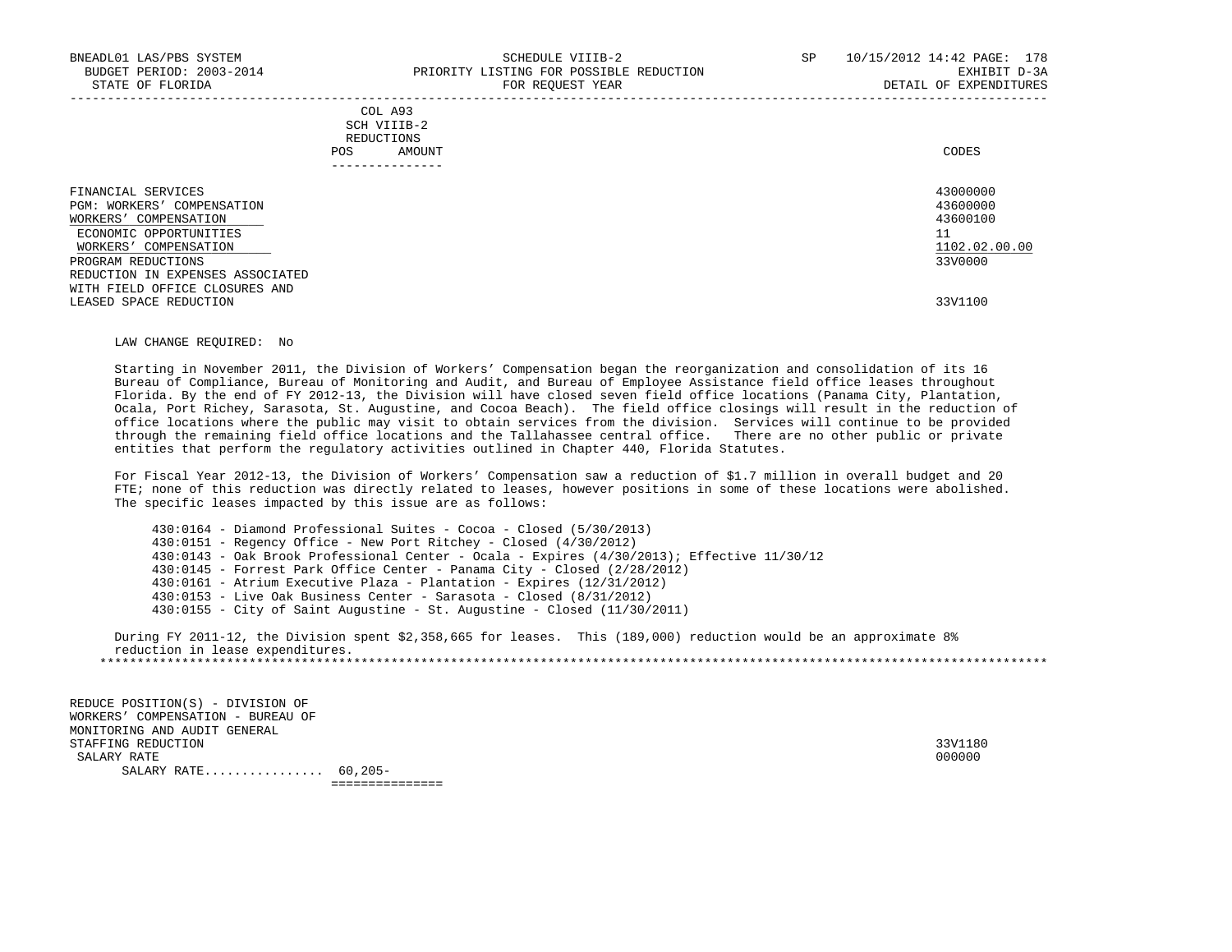| | COL A93 SCH VIIIB-2 REDUCTIONS POS AMOUNT | CODES |
|---|---|---|
| FINANCIAL SERVICES | | 43000000 |
| PGM: WORKERS' COMPENSATION | | 43600000 |
| WORKERS' COMPENSATION | | 43600100 |
| ECONOMIC OPPORTUNITIES | | 11 |
| WORKERS' COMPENSATION | | 1102.02.00.00 |
| PROGRAM REDUCTIONS | | 33V0000 |
| REDUCTION IN EXPENSES ASSOCIATED WITH FIELD OFFICE CLOSURES AND LEASED SPACE REDUCTION | | 33V1100 |

LAW CHANGE REQUIRED: No

Starting in November 2011, the Division of Workers' Compensation began the reorganization and consolidation of its 16 Bureau of Compliance, Bureau of Monitoring and Audit, and Bureau of Employee Assistance field office leases throughout Florida. By the end of FY 2012-13, the Division will have closed seven field office locations (Panama City, Plantation, Ocala, Port Richey, Sarasota, St. Augustine, and Cocoa Beach). The field office closings will result in the reduction of office locations where the public may visit to obtain services from the division. Services will continue to be provided through the remaining field office locations and the Tallahassee central office. There are no other public or private entities that perform the regulatory activities outlined in Chapter 440, Florida Statutes.

For Fiscal Year 2012-13, the Division of Workers' Compensation saw a reduction of $1.7 million in overall budget and 20 FTE; none of this reduction was directly related to leases, however positions in some of these locations were abolished. The specific leases impacted by this issue are as follows:

- 430:0164 - Diamond Professional Suites - Cocoa - Closed (5/30/2013)
- 430:0151 - Regency Office - New Port Ritchey - Closed (4/30/2012)
- 430:0143 - Oak Brook Professional Center - Ocala - Expires (4/30/2013); Effective 11/30/12
- 430:0145 - Forrest Park Office Center - Panama City - Closed (2/28/2012)
- 430:0161 - Atrium Executive Plaza - Plantation - Expires (12/31/2012)
- 430:0153 - Live Oak Business Center - Sarasota - Closed (8/31/2012)
- 430:0155 - City of Saint Augustine - St. Augustine - Closed (11/30/2011)

During FY 2011-12, the Division spent $2,358,665 for leases. This (189,000) reduction would be an approximate 8% reduction in lease expenditures.

*****************************************************************************************************************************

| | POS AMOUNT | CODES |
|---|---|---|
| REDUCE POSITION(S) - DIVISION OF WORKERS' COMPENSATION - BUREAU OF MONITORING AND AUDIT GENERAL STAFFING REDUCTION | | 33V1180 |
| SALARY RATE | | 000000 |
| SALARY RATE................ | 60,205- | |
| | =============== | |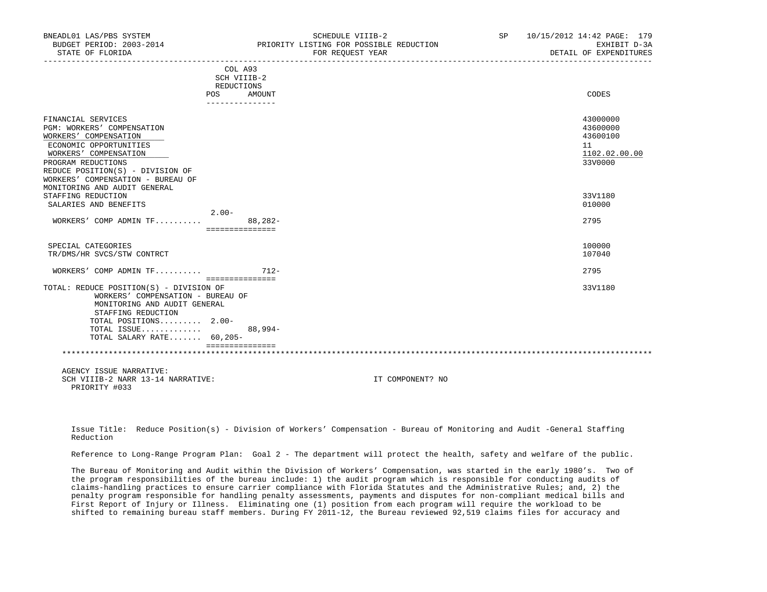BNEADL01 LAS/PBS SYSTEM — SCHEDULE VIIIB-2 — SP 10/15/2012 14:42
BUDGET PERIOD: 2003-2014 — PRIORITY LISTING FOR POSSIBLE REDUCTION — EXHIBIT D-3A
STATE OF FLORIDA — FOR REQUEST YEAR — DETAIL OF EXPENDITURES

| | COL A93 SCH VIIIB-2 REDUCTIONS POS | AMOUNT | CODES |
|---|---|---|---|
| FINANCIAL SERVICES | | | 43000000 |
| PGM: WORKERS' COMPENSATION | | | 43600000 |
| WORKERS' COMPENSATION | | | 43600100 |
| ECONOMIC OPPORTUNITIES | | | 11 |
| WORKERS' COMPENSATION | | | 1102.02.00.00 |
| PROGRAM REDUCTIONS | | | 33V0000 |
| REDUCE POSITION(S) - DIVISION OF WORKERS' COMPENSATION - BUREAU OF MONITORING AND AUDIT GENERAL STAFFING REDUCTION | | | 33V1180 |
| SALARIES AND BENEFITS | 2.00- | | 010000 |
| WORKERS' COMP ADMIN TF.......... | | 88,282- | 2795 |
| SPECIAL CATEGORIES | | | 100000 |
| TR/DMS/HR SVCS/STW CONTRCT | | | 107040 |
| WORKERS' COMP ADMIN TF.......... | | 712- | 2795 |
| TOTAL: REDUCE POSITION(S) - DIVISION OF WORKERS' COMPENSATION - BUREAU OF MONITORING AND AUDIT GENERAL STAFFING REDUCTION | | | 33V1180 |
| TOTAL POSITIONS......... | 2.00- | | |
| TOTAL ISSUE............ | | 88,994- | |
| TOTAL SALARY RATE....... | 60,205- | | |

AGENCY ISSUE NARRATIVE:
SCH VIIIB-2 NARR 13-14 NARRATIVE: IT COMPONENT? NO
PRIORITY #033

Issue Title: Reduce Position(s) - Division of Workers' Compensation - Bureau of Monitoring and Audit -General Staffing Reduction

Reference to Long-Range Program Plan: Goal 2 - The department will protect the health, safety and welfare of the public.

The Bureau of Monitoring and Audit within the Division of Workers' Compensation, was started in the early 1980's. Two of the program responsibilities of the bureau include: 1) the audit program which is responsible for conducting audits of claims-handling practices to ensure carrier compliance with Florida Statutes and the Administrative Rules; and, 2) the penalty program responsible for handling penalty assessments, payments and disputes for non-compliant medical bills and First Report of Injury or Illness. Eliminating one (1) position from each program will require the workload to be shifted to remaining bureau staff members. During FY 2011-12, the Bureau reviewed 92,519 claims files for accuracy and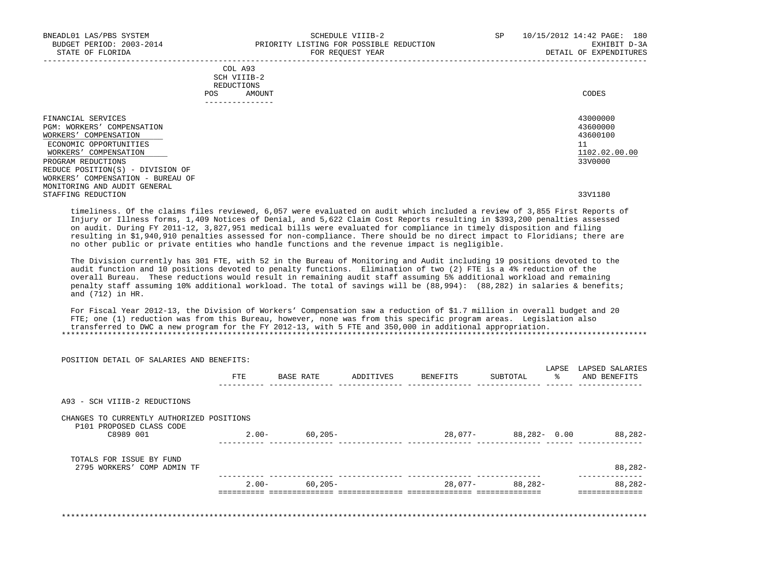COL A93
SCH VIIIB-2
REDUCTIONS
POS AMOUNT

| | | CODES |
|---|---|---|
| FINANCIAL SERVICES | | 43000000 |
| PGM: WORKERS' COMPENSATION | | 43600000 |
| WORKERS' COMPENSATION | | 43600100 |
| ECONOMIC OPPORTUNITIES | | 11 |
| WORKERS' COMPENSATION | | 1102.02.00.00 |
| PROGRAM REDUCTIONS | | 33V0000 |
| REDUCE POSITION(S) - DIVISION OF WORKERS' COMPENSATION - BUREAU OF MONITORING AND AUDIT GENERAL STAFFING REDUCTION | | 33V1180 |

timeliness. Of the claims files reviewed, 6,057 were evaluated on audit which included a review of 3,855 First Reports of Injury or Illness forms, 1,409 Notices of Denial, and 5,622 Claim Cost Reports resulting in $393,200 penalties assessed on audit. During FY 2011-12, 3,827,951 medical bills were evaluated for compliance in timely disposition and filing resulting in $1,940,910 penalties assessed for non-compliance. There should be no direct impact to Floridians; there are no other public or private entities who handle functions and the revenue impact is negligible.

The Division currently has 301 FTE, with 52 in the Bureau of Monitoring and Audit including 19 positions devoted to the audit function and 10 positions devoted to penalty functions. Elimination of two (2) FTE is a 4% reduction of the overall Bureau. These reductions would result in remaining audit staff assuming 5% additional workload and remaining penalty staff assuming 10% additional workload. The total of savings will be (88,994): (88,282) in salaries & benefits; and (712) in HR.

For Fiscal Year 2012-13, the Division of Workers' Compensation saw a reduction of $1.7 million in overall budget and 20 FTE; one (1) reduction was from this Bureau, however, none was from this specific program areas. Legislation also transferred to DWC a new program for the FY 2012-13, with 5 FTE and 350,000 in additional appropriation.

POSITION DETAIL OF SALARIES AND BENEFITS:

| | FTE | BASE RATE | ADDITIVES | BENEFITS | SUBTOTAL | LAPSE % | LAPSED SALARIES AND BENEFITS |
|---|---|---|---|---|---|---|---|
| A93 - SCH VIIIB-2 REDUCTIONS | | | | | | | |
| CHANGES TO CURRENTLY AUTHORIZED POSITIONS | | | | | | | |
| P101 PROPOSED CLASS CODE | | | | | | | |
| C8989 001 | 2.00- | 60,205- | | 28,077- | 88,282- | 0.00 | 88,282- |
| TOTALS FOR ISSUE BY FUND | | | | | | | |
| 2795 WORKERS' COMP ADMIN TF | | | | | | | 88,282- |
| | 2.00- | 60,205- | | 28,077- | 88,282- | | 88,282- |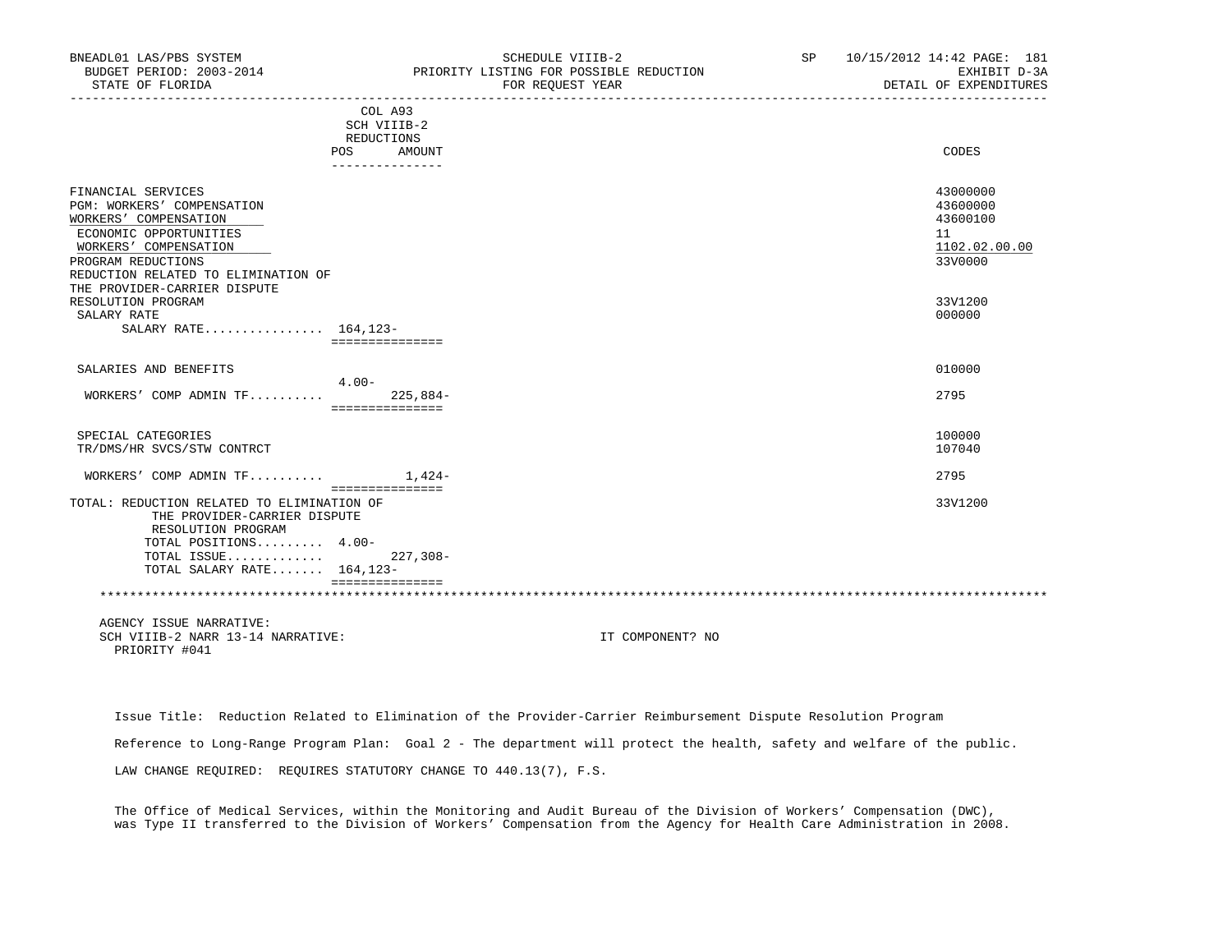BNEADL01 LAS/PBS SYSTEM | SCHEDULE VIIIB-2 | SP 10/15/2012 14:42

BUDGET PERIOD: 2003-2014 | PRIORITY LISTING FOR POSSIBLE REDUCTION | EXHIBIT D-3A

STATE OF FLORIDA | FOR REQUEST YEAR | DETAIL OF EXPENDITURES

| | COL A93 SCH VIIIB-2 REDUCTIONS POS | AMOUNT | CODES |
|---|---|---|---|
| FINANCIAL SERVICES | | | 43000000 |
| PGM: WORKERS' COMPENSATION | | | 43600000 |
| WORKERS' COMPENSATION | | | 43600100 |
| ECONOMIC OPPORTUNITIES | | | 11 |
| WORKERS' COMPENSATION | | | 1102.02.00.00 |
| PROGRAM REDUCTIONS | | | 33V0000 |
| REDUCTION RELATED TO ELIMINATION OF THE PROVIDER-CARRIER DISPUTE RESOLUTION PROGRAM | | | 33V1200 |
| SALARY RATE | | | 000000 |
| SALARY RATE................ | 164,123- | | |
| SALARIES AND BENEFITS | | | 010000 |
| | 4.00- | | |
| WORKERS' COMP ADMIN TF.......... | | 225,884- | 2795 |
| SPECIAL CATEGORIES | | | 100000 |
| TR/DMS/HR SVCS/STW CONTRCT | | | 107040 |
| WORKERS' COMP ADMIN TF.......... | | 1,424- | 2795 |
| TOTAL: REDUCTION RELATED TO ELIMINATION OF THE PROVIDER-CARRIER DISPUTE RESOLUTION PROGRAM | | | 33V1200 |
| TOTAL POSITIONS......... | 4.00- | | |
| TOTAL ISSUE............. | | 227,308- | |
| TOTAL SALARY RATE....... | 164,123- | | |

AGENCY ISSUE NARRATIVE:
SCH VIIIB-2 NARR 13-14 NARRATIVE: IT COMPONENT? NO
PRIORITY #041

Issue Title: Reduction Related to Elimination of the Provider-Carrier Reimbursement Dispute Resolution Program

Reference to Long-Range Program Plan: Goal 2 - The department will protect the health, safety and welfare of the public.

LAW CHANGE REQUIRED: REQUIRES STATUTORY CHANGE TO 440.13(7), F.S.

The Office of Medical Services, within the Monitoring and Audit Bureau of the Division of Workers' Compensation (DWC), was Type II transferred to the Division of Workers' Compensation from the Agency for Health Care Administration in 2008.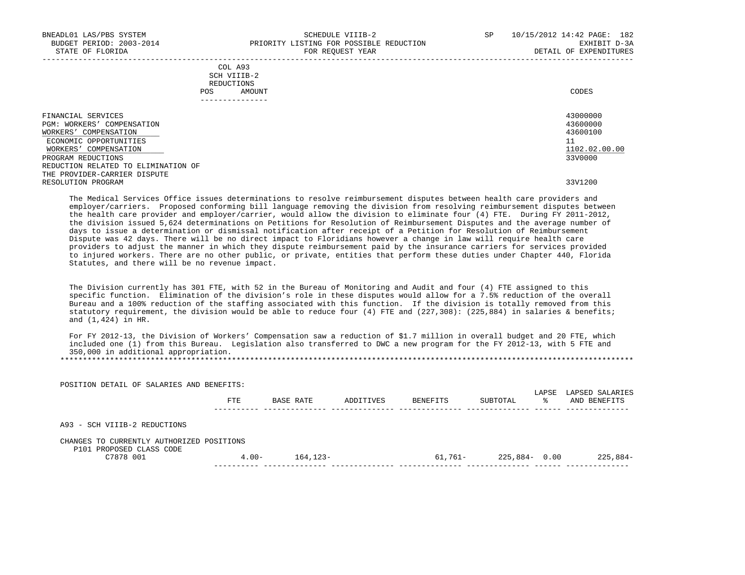COL A93
SCH VIIIB-2
REDUCTIONS
POS AMOUNT

| | CODES |
|---|---|
| FINANCIAL SERVICES | 43000000 |
| PGM: WORKERS' COMPENSATION | 43600000 |
| WORKERS' COMPENSATION | 43600100 |
| ECONOMIC OPPORTUNITIES | 11 |
| WORKERS' COMPENSATION | 1102.02.00.00 |
| PROGRAM REDUCTIONS | 33V0000 |
| REDUCTION RELATED TO ELIMINATION OF THE PROVIDER-CARRIER DISPUTE RESOLUTION PROGRAM | 33V1200 |

The Medical Services Office issues determinations to resolve reimbursement disputes between health care providers and employer/carriers. Proposed conforming bill language removing the division from resolving reimbursement disputes between the health care provider and employer/carrier, would allow the division to eliminate four (4) FTE. During FY 2011-2012, the division issued 5,624 determinations on Petitions for Resolution of Reimbursement Disputes and the average number of days to issue a determination or dismissal notification after receipt of a Petition for Resolution of Reimbursement Dispute was 42 days. There will be no direct impact to Floridians however a change in law will require health care providers to adjust the manner in which they dispute reimbursement paid by the insurance carriers for services provided to injured workers. There are no other public, or private, entities that perform these duties under Chapter 440, Florida Statutes, and there will be no revenue impact.

The Division currently has 301 FTE, with 52 in the Bureau of Monitoring and Audit and four (4) FTE assigned to this specific function. Elimination of the division's role in these disputes would allow for a 7.5% reduction of the overall Bureau and a 100% reduction of the staffing associated with this function. If the division is totally removed from this statutory requirement, the division would be able to reduce four (4) FTE and (227,308): (225,884) in salaries & benefits; and (1,424) in HR.

For FY 2012-13, the Division of Workers' Compensation saw a reduction of $1.7 million in overall budget and 20 FTE, which included one (1) from this Bureau. Legislation also transferred to DWC a new program for the FY 2012-13, with 5 FTE and 350,000 in additional appropriation.

POSITION DETAIL OF SALARIES AND BENEFITS:

| | FTE | BASE RATE | ADDITIVES | BENEFITS | SUBTOTAL | LAPSE % | LAPSED SALARIES AND BENEFITS |
|---|---|---|---|---|---|---|---|
| A93 - SCH VIIIB-2 REDUCTIONS | | | | | | | |
| CHANGES TO CURRENTLY AUTHORIZED POSITIONS | | | | | | | |
| P101 PROPOSED CLASS CODE | | | | | | | |
| C7878 001 | 4.00- | 164,123- | | 61,761- | 225,884- | 0.00 | 225,884- |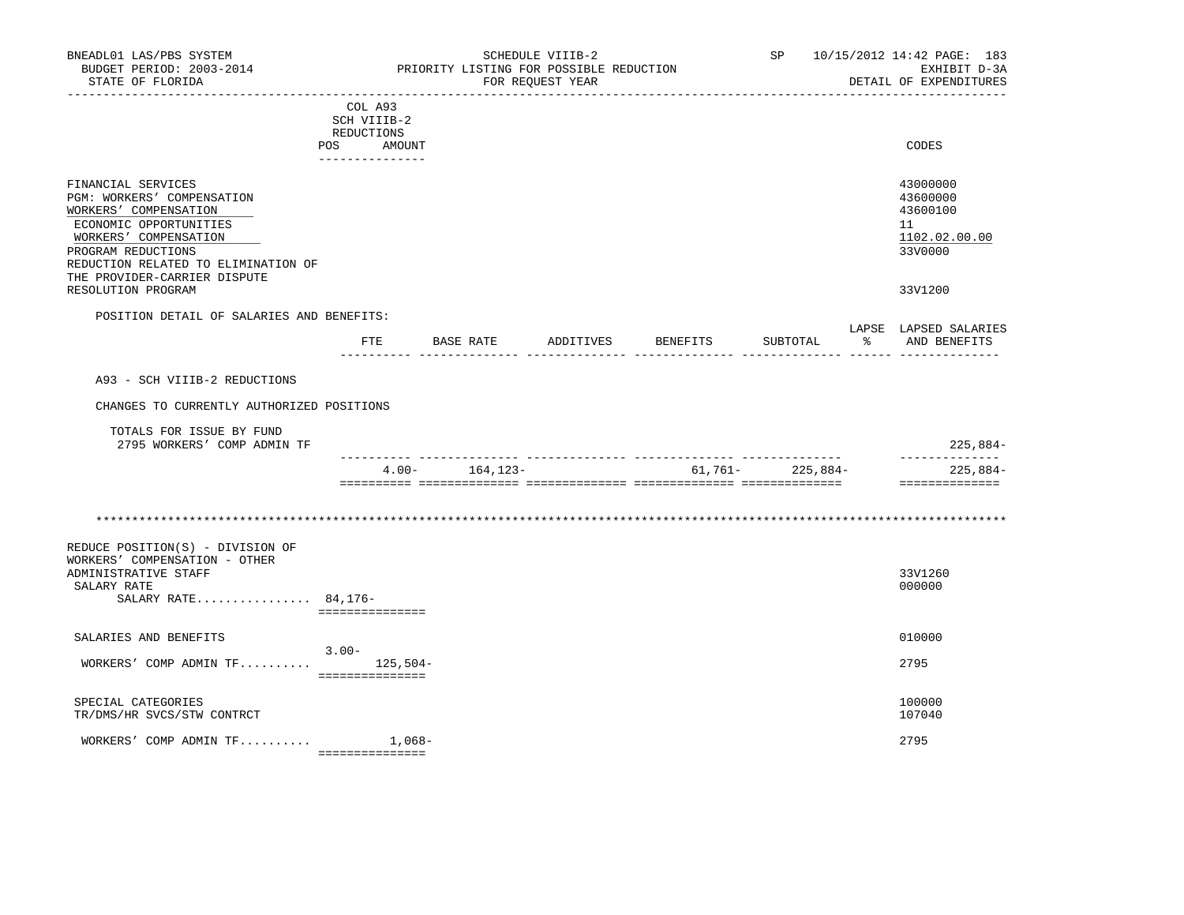BNEADL01 LAS/PBS SYSTEM
BUDGET PERIOD: 2003-2014
STATE OF FLORIDA

SCHEDULE VIIIB-2
PRIORITY LISTING FOR POSSIBLE REDUCTION
FOR REQUEST YEAR

SP 10/15/2012 14:42 PAGE: 183
EXHIBIT D-3A
DETAIL OF EXPENDITURES

| | COL A93 SCH VIIIB-2 REDUCTIONS POS | AMOUNT | CODES |
|---|---|---|---|
| FINANCIAL SERVICES | | | 43000000 |
| PGM: WORKERS' COMPENSATION | | | 43600000 |
| WORKERS' COMPENSATION | | | 43600100 |
| ECONOMIC OPPORTUNITIES | | | 11 |
| WORKERS' COMPENSATION | | | 1102.02.00.00 |
| PROGRAM REDUCTIONS | | | 33V0000 |
| REDUCTION RELATED TO ELIMINATION OF THE PROVIDER-CARRIER DISPUTE RESOLUTION PROGRAM | | | 33V1200 |

POSITION DETAIL OF SALARIES AND BENEFITS:

| | FTE | BASE RATE | ADDITIVES | BENEFITS | SUBTOTAL | LAPSE % | LAPSED SALARIES AND BENEFITS |
|---|---|---|---|---|---|---|---|
| A93 - SCH VIIIB-2 REDUCTIONS | | | | | | | |
| CHANGES TO CURRENTLY AUTHORIZED POSITIONS | | | | | | | |
| TOTALS FOR ISSUE BY FUND | | | | | | | |
| 2795 WORKERS' COMP ADMIN TF | | | | | | | 225,884- |
| | 4.00- | 164,123- | | 61,761- | 225,884- | | 225,884- |

\*\*\*\*\*\*\*\*\*\*\*\*\*\*\*\*\*\*\*\*\*\*\*\*\*\*\*\*\*\*\*\*\*\*\*\*\*\*\*\*\*\*\*\*\*\*\*\*\*\*\*\*\*\*\*\*\*\*\*\*\*\*\*\*\*\*\*\*\*\*\*\*\*\*\*\*\*\*\*\*\*\*

| | POS | AMOUNT | CODES |
|---|---|---|---|
| REDUCE POSITION(S) - DIVISION OF WORKERS' COMPENSATION - OTHER ADMINISTRATIVE STAFF | | | 33V1260 |
| SALARY RATE | | | 000000 |
| SALARY RATE................ | | 84,176- | |
| SALARIES AND BENEFITS | | | 010000 |
| WORKERS' COMP ADMIN TF.......... | 3.00- | 125,504- | 2795 |
| SPECIAL CATEGORIES | | | 100000 |
| TR/DMS/HR SVCS/STW CONTRCT | | | 107040 |
| WORKERS' COMP ADMIN TF.......... | | 1,068- | 2795 |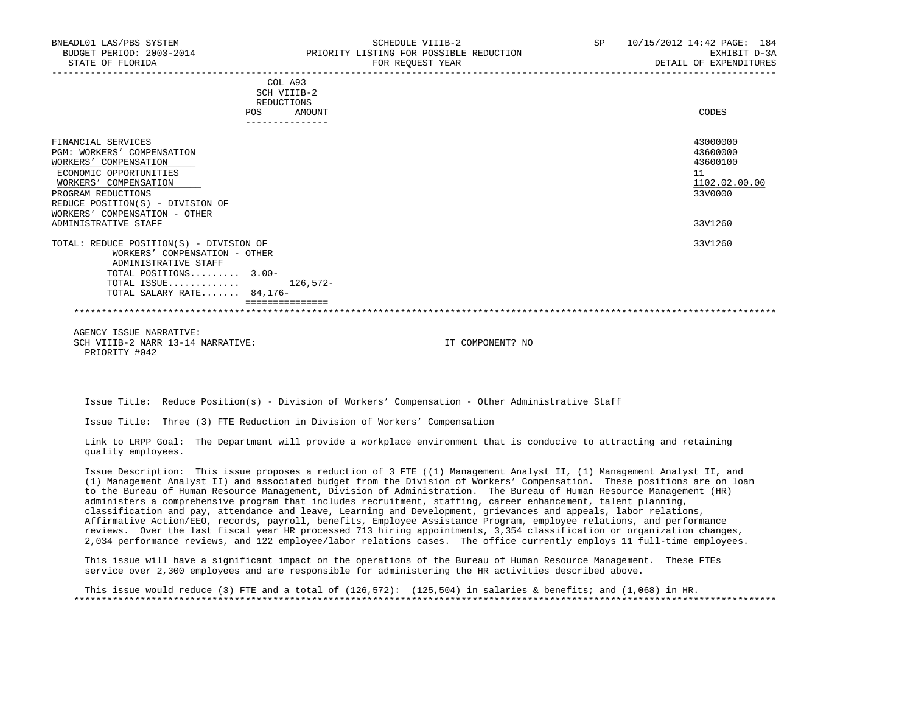BNEADL01 LAS/PBS SYSTEM SCHEDULE VIIIB-2 SP 10/15/2012 14:42 PAGE: 184
BUDGET PERIOD: 2003-2014 PRIORITY LISTING FOR POSSIBLE REDUCTION EXHIBIT D-3A
STATE OF FLORIDA FOR REQUEST YEAR DETAIL OF EXPENDITURES

| | COL A93 SCH VIIIB-2 REDUCTIONS POS | AMOUNT | CODES |
|---|---|---|---|
| FINANCIAL SERVICES | | | 43000000 |
| PGM: WORKERS' COMPENSATION | | | 43600000 |
| WORKERS' COMPENSATION | | | 43600100 |
| ECONOMIC OPPORTUNITIES | | | 11 |
| WORKERS' COMPENSATION | | | 1102.02.00.00 |
| PROGRAM REDUCTIONS | | | 33V0000 |
| REDUCE POSITION(S) - DIVISION OF WORKERS' COMPENSATION - OTHER ADMINISTRATIVE STAFF | | | 33V1260 |
| TOTAL: REDUCE POSITION(S) - DIVISION OF WORKERS' COMPENSATION - OTHER ADMINISTRATIVE STAFF | | | 33V1260 |
| TOTAL POSITIONS......... | 3.00- | | |
| TOTAL ISSUE............ | | 126,572- | |
| TOTAL SALARY RATE....... | 84,176- | | |

AGENCY ISSUE NARRATIVE:
SCH VIIIB-2 NARR 13-14 NARRATIVE: IT COMPONENT? NO
PRIORITY #042

Issue Title: Reduce Position(s) - Division of Workers' Compensation - Other Administrative Staff

Issue Title: Three (3) FTE Reduction in Division of Workers' Compensation

Link to LRPP Goal: The Department will provide a workplace environment that is conducive to attracting and retaining quality employees.

Issue Description: This issue proposes a reduction of 3 FTE ((1) Management Analyst II, (1) Management Analyst II, and (1) Management Analyst II) and associated budget from the Division of Workers' Compensation. These positions are on loan to the Bureau of Human Resource Management, Division of Administration. The Bureau of Human Resource Management (HR) administers a comprehensive program that includes recruitment, staffing, career enhancement, talent planning, classification and pay, attendance and leave, Learning and Development, grievances and appeals, labor relations, Affirmative Action/EEO, records, payroll, benefits, Employee Assistance Program, employee relations, and performance reviews. Over the last fiscal year HR processed 713 hiring appointments, 3,354 classification or organization changes, 2,034 performance reviews, and 122 employee/labor relations cases. The office currently employs 11 full-time employees.

This issue will have a significant impact on the operations of the Bureau of Human Resource Management. These FTEs service over 2,300 employees and are responsible for administering the HR activities described above.

This issue would reduce (3) FTE and a total of (126,572): (125,504) in salaries & benefits; and (1,068) in HR.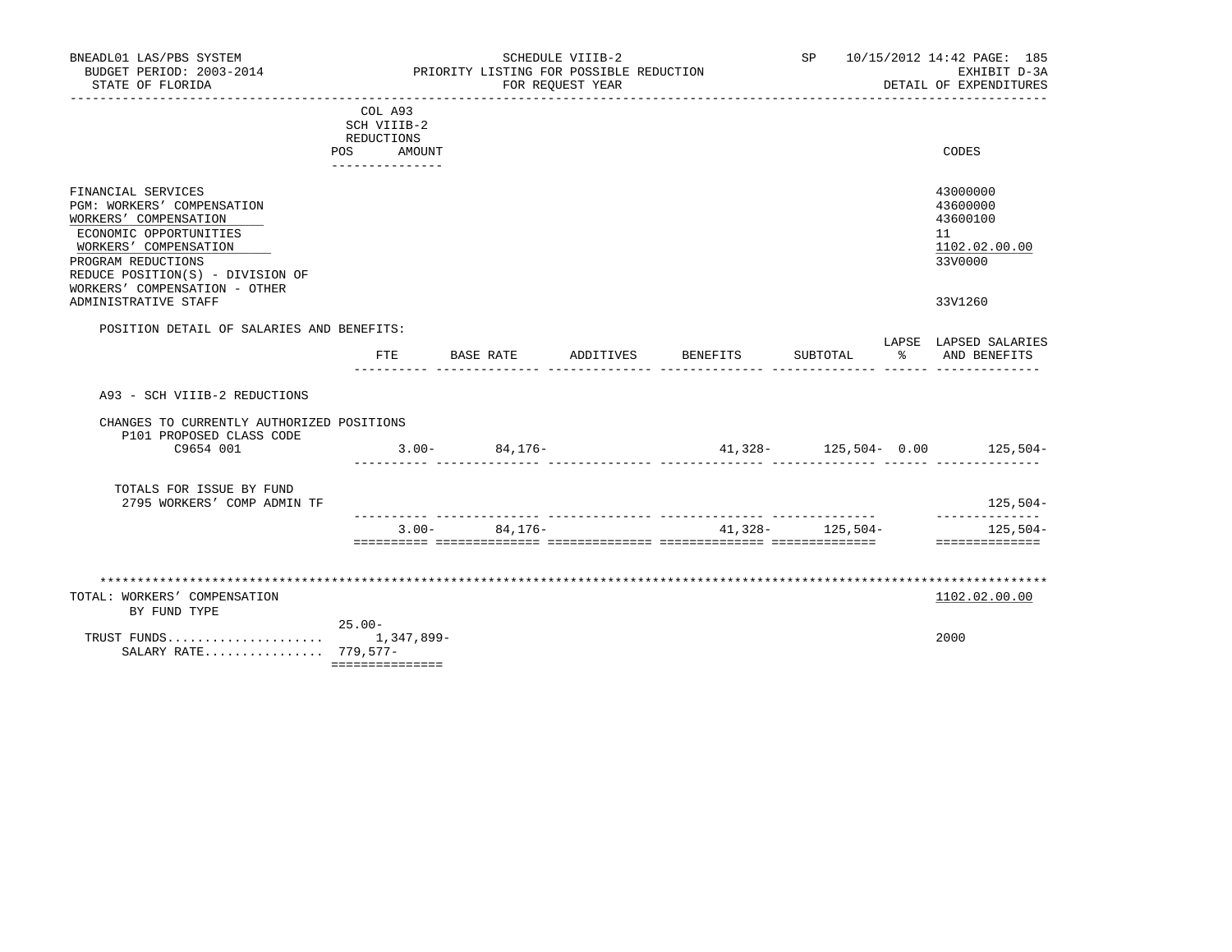BNEADL01 LAS/PBS SYSTEM — SCHEDULE VIIIB-2 — SP 10/15/2012 14:42 PAGE: 185
BUDGET PERIOD: 2003-2014 — PRIORITY LISTING FOR POSSIBLE REDUCTION — EXHIBIT D-3A
STATE OF FLORIDA — FOR REQUEST YEAR — DETAIL OF EXPENDITURES

| | COL A93 SCH VIIIB-2 REDUCTIONS POS AMOUNT | CODES |
|---|---|---|
| FINANCIAL SERVICES | | 43000000 |
| PGM: WORKERS' COMPENSATION | | 43600000 |
| WORKERS' COMPENSATION | | 43600100 |
| ECONOMIC OPPORTUNITIES | | 11 |
| WORKERS' COMPENSATION | | 1102.02.00.00 |
| PROGRAM REDUCTIONS | | 33V0000 |
| REDUCE POSITION(S) - DIVISION OF WORKERS' COMPENSATION - OTHER ADMINISTRATIVE STAFF | | 33V1260 |

POSITION DETAIL OF SALARIES AND BENEFITS:

| | FTE | BASE RATE | ADDITIVES | BENEFITS | SUBTOTAL | LAPSE % | LAPSED SALARIES AND BENEFITS |
|---|---|---|---|---|---|---|---|
| A93 - SCH VIIIB-2 REDUCTIONS | | | | | | | |
| CHANGES TO CURRENTLY AUTHORIZED POSITIONS | | | | | | | |
| P101 PROPOSED CLASS CODE | | | | | | | |
| C9654 001 | 3.00- | 84,176- | | 41,328- | 125,504- | 0.00 | 125,504- |
| TOTALS FOR ISSUE BY FUND | | | | | | | |
| 2795 WORKERS' COMP ADMIN TF | | | | | | | 125,504- |
| | 3.00- | 84,176- | | 41,328- | 125,504- | | 125,504- |

| | COL A93 | CODES |
|---|---|---|
| TOTAL: WORKERS' COMPENSATION | | 1102.02.00.00 |
| BY FUND TYPE | | |
| | 25.00- | |
| TRUST FUNDS..................... | 1,347,899- | 2000 |
| SALARY RATE................ | 779,577- | |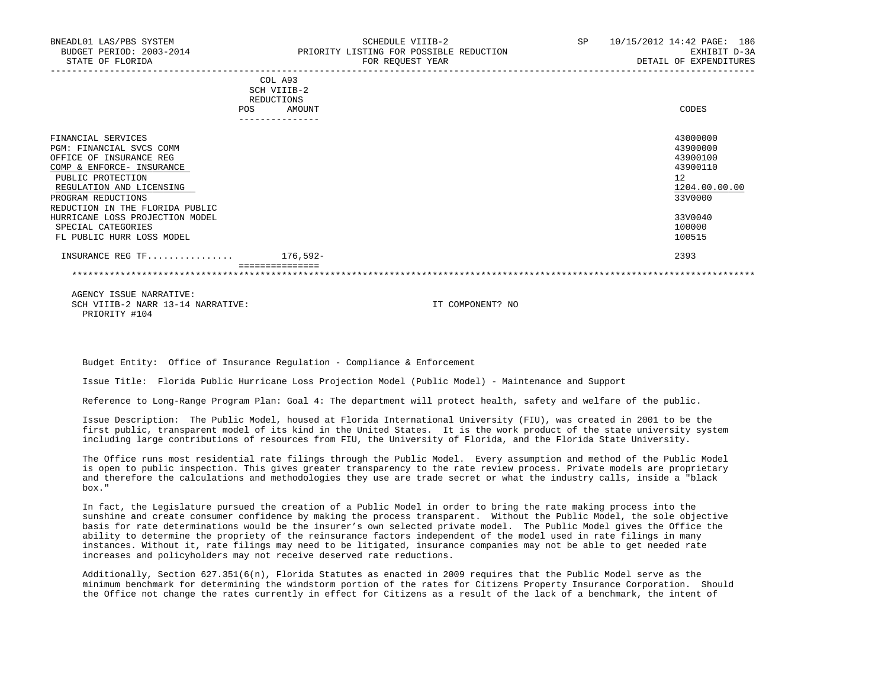BNEADL01 LAS/PBS SYSTEM | SCHEDULE VIIIB-2 | SP 10/15/2012 14:42 PAGE: 186
BUDGET PERIOD: 2003-2014 | PRIORITY LISTING FOR POSSIBLE REDUCTION | EXHIBIT D-3A
STATE OF FLORIDA | FOR REQUEST YEAR | DETAIL OF EXPENDITURES

| | COL A93 SCH VIIIB-2 REDUCTIONS POS | AMOUNT | CODES |
|---|---|---|---|
| FINANCIAL SERVICES | | | 43000000 |
| PGM: FINANCIAL SVCS COMM | | | 43900000 |
| OFFICE OF INSURANCE REG | | | 43900100 |
| COMP & ENFORCE- INSURANCE | | | 43900110 |
| PUBLIC PROTECTION | | | 12 |
| REGULATION AND LICENSING | | | 1204.00.00.00 |
| PROGRAM REDUCTIONS | | | 33V0000 |
| REDUCTION IN THE FLORIDA PUBLIC HURRICANE LOSS PROJECTION MODEL | | | 33V0040 |
| SPECIAL CATEGORIES | | | 100000 |
| FL PUBLIC HURR LOSS MODEL | | | 100515 |
| INSURANCE REG TF............... | | 176,592- | 2393 |

AGENCY ISSUE NARRATIVE:
SCH VIIIB-2 NARR 13-14 NARRATIVE: IT COMPONENT? NO
PRIORITY #104

Budget Entity: Office of Insurance Regulation - Compliance & Enforcement

Issue Title: Florida Public Hurricane Loss Projection Model (Public Model) - Maintenance and Support

Reference to Long-Range Program Plan: Goal 4: The department will protect health, safety and welfare of the public.

Issue Description: The Public Model, housed at Florida International University (FIU), was created in 2001 to be the first public, transparent model of its kind in the United States. It is the work product of the state university system including large contributions of resources from FIU, the University of Florida, and the Florida State University.

The Office runs most residential rate filings through the Public Model. Every assumption and method of the Public Model is open to public inspection. This gives greater transparency to the rate review process. Private models are proprietary and therefore the calculations and methodologies they use are trade secret or what the industry calls, inside a "black box."

In fact, the Legislature pursued the creation of a Public Model in order to bring the rate making process into the sunshine and create consumer confidence by making the process transparent. Without the Public Model, the sole objective basis for rate determinations would be the insurer's own selected private model. The Public Model gives the Office the ability to determine the propriety of the reinsurance factors independent of the model used in rate filings in many instances. Without it, rate filings may need to be litigated, insurance companies may not be able to get needed rate increases and policyholders may not receive deserved rate reductions.

Additionally, Section 627.351(6(n), Florida Statutes as enacted in 2009 requires that the Public Model serve as the minimum benchmark for determining the windstorm portion of the rates for Citizens Property Insurance Corporation. Should the Office not change the rates currently in effect for Citizens as a result of the lack of a benchmark, the intent of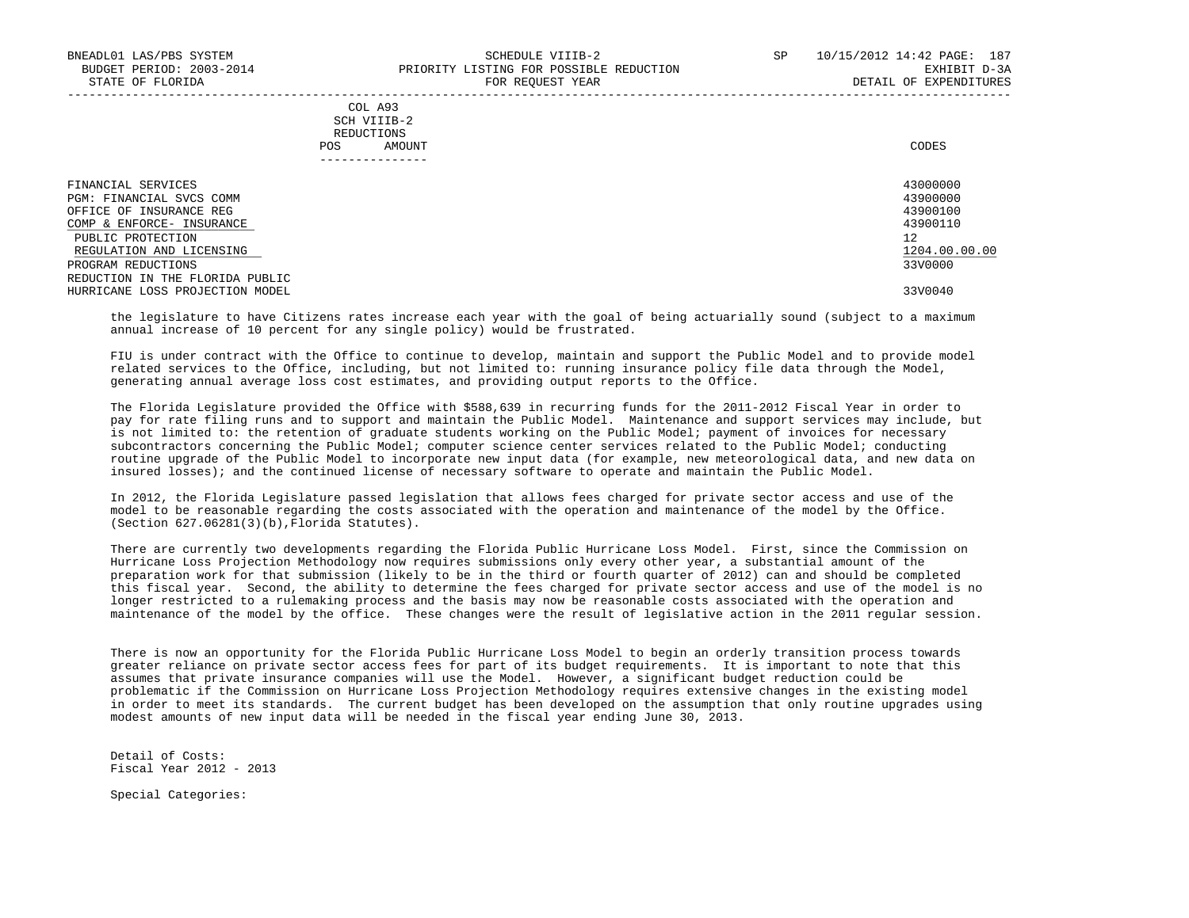| | COL A93 SCH VIIIB-2 REDUCTIONS | | |
|---|---|---|---|
| | POS | AMOUNT | CODES |
| FINANCIAL SERVICES | | | 43000000 |
| PGM: FINANCIAL SVCS COMM | | | 43900000 |
| OFFICE OF INSURANCE REG | | | 43900100 |
| COMP & ENFORCE- INSURANCE | | | 43900110 |
| PUBLIC PROTECTION | | | 12 |
| REGULATION AND LICENSING | | | 1204.00.00.00 |
| PROGRAM REDUCTIONS | | | 33V0000 |
| REDUCTION IN THE FLORIDA PUBLIC HURRICANE LOSS PROJECTION MODEL | | | 33V0040 |

the legislature to have Citizens rates increase each year with the goal of being actuarially sound (subject to a maximum annual increase of 10 percent for any single policy) would be frustrated.

FIU is under contract with the Office to continue to develop, maintain and support the Public Model and to provide model related services to the Office, including, but not limited to: running insurance policy file data through the Model, generating annual average loss cost estimates, and providing output reports to the Office.

The Florida Legislature provided the Office with $588,639 in recurring funds for the 2011-2012 Fiscal Year in order to pay for rate filing runs and to support and maintain the Public Model. Maintenance and support services may include, but is not limited to: the retention of graduate students working on the Public Model; payment of invoices for necessary subcontractors concerning the Public Model; computer science center services related to the Public Model; conducting routine upgrade of the Public Model to incorporate new input data (for example, new meteorological data, and new data on insured losses); and the continued license of necessary software to operate and maintain the Public Model.

In 2012, the Florida Legislature passed legislation that allows fees charged for private sector access and use of the model to be reasonable regarding the costs associated with the operation and maintenance of the model by the Office. (Section 627.06281(3)(b),Florida Statutes).

There are currently two developments regarding the Florida Public Hurricane Loss Model. First, since the Commission on Hurricane Loss Projection Methodology now requires submissions only every other year, a substantial amount of the preparation work for that submission (likely to be in the third or fourth quarter of 2012) can and should be completed this fiscal year. Second, the ability to determine the fees charged for private sector access and use of the model is no longer restricted to a rulemaking process and the basis may now be reasonable costs associated with the operation and maintenance of the model by the office. These changes were the result of legislative action in the 2011 regular session.

There is now an opportunity for the Florida Public Hurricane Loss Model to begin an orderly transition process towards greater reliance on private sector access fees for part of its budget requirements. It is important to note that this assumes that private insurance companies will use the Model. However, a significant budget reduction could be problematic if the Commission on Hurricane Loss Projection Methodology requires extensive changes in the existing model in order to meet its standards. The current budget has been developed on the assumption that only routine upgrades using modest amounts of new input data will be needed in the fiscal year ending June 30, 2013.

Detail of Costs:
Fiscal Year 2012 - 2013

Special Categories: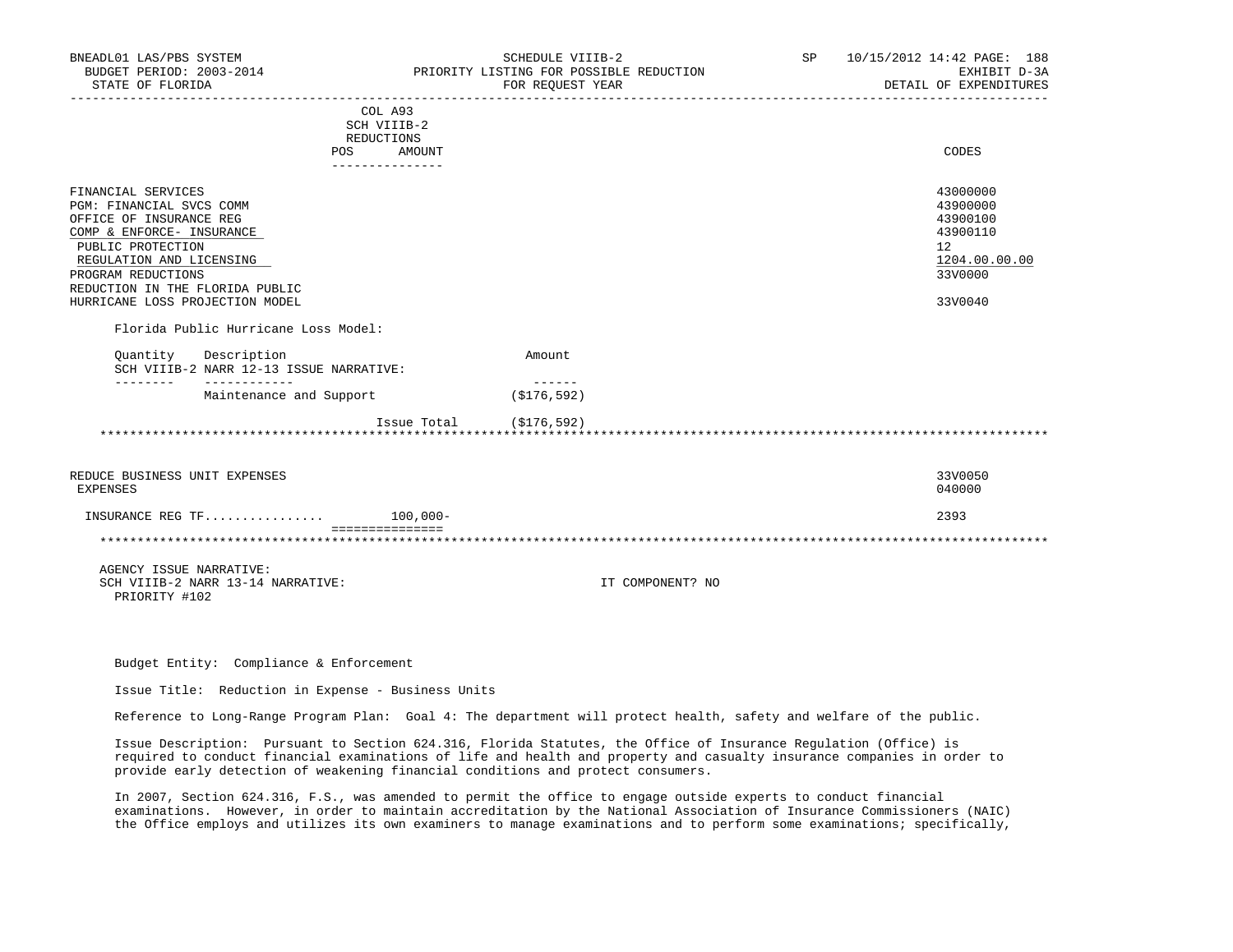| | COL A93 SCH VIIIB-2 REDUCTIONS POS AMOUNT | CODES |
|---|---|---|
| FINANCIAL SERVICES | | 43000000 |
| PGM: FINANCIAL SVCS COMM | | 43900000 |
| OFFICE OF INSURANCE REG | | 43900100 |
| COMP & ENFORCE- INSURANCE | | 43900110 |
| PUBLIC PROTECTION | | 12 |
| REGULATION AND LICENSING | | 1204.00.00.00 |
| PROGRAM REDUCTIONS | | 33V0000 |
| REDUCTION IN THE FLORIDA PUBLIC HURRICANE LOSS PROJECTION MODEL | | 33V0040 |

Florida Public Hurricane Loss Model:

| Quantity | Description | Amount |
|---|---|---|
| | SCH VIIIB-2 NARR 12-13 ISSUE NARRATIVE: | |
| | Maintenance and Support | ($176,592) |
| | Issue Total | ($176,592) |

************************************************************************************************************************

| | COL A93 SCH VIIIB-2 REDUCTIONS POS AMOUNT | CODES |
|---|---|---|
| REDUCE BUSINESS UNIT EXPENSES | | 33V0050 |
| EXPENSES | | 040000 |
| INSURANCE REG TF................ | 100,000- | 2393 |

************************************************************************************************************************

AGENCY ISSUE NARRATIVE:
SCH VIIIB-2 NARR 13-14 NARRATIVE: IT COMPONENT? NO
PRIORITY #102

Budget Entity: Compliance & Enforcement

Issue Title: Reduction in Expense - Business Units

Reference to Long-Range Program Plan: Goal 4: The department will protect health, safety and welfare of the public.

Issue Description: Pursuant to Section 624.316, Florida Statutes, the Office of Insurance Regulation (Office) is required to conduct financial examinations of life and health and property and casualty insurance companies in order to provide early detection of weakening financial conditions and protect consumers.

In 2007, Section 624.316, F.S., was amended to permit the office to engage outside experts to conduct financial examinations. However, in order to maintain accreditation by the National Association of Insurance Commissioners (NAIC) the Office employs and utilizes its own examiners to manage examinations and to perform some examinations; specifically,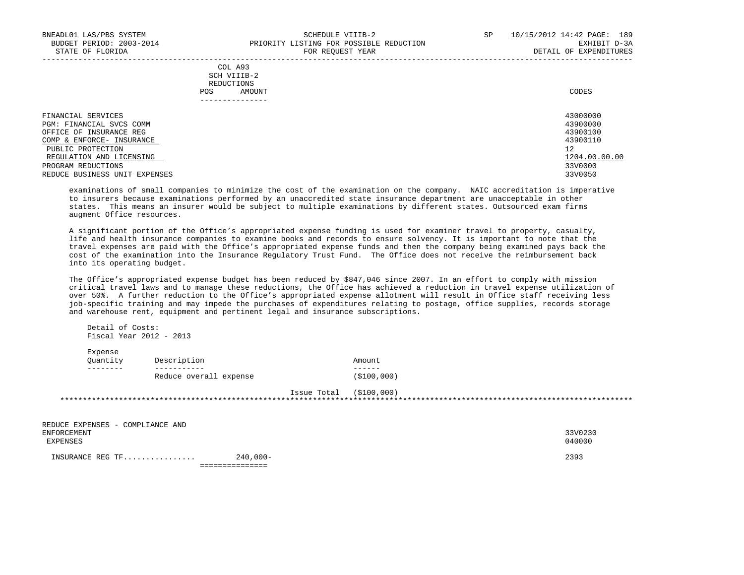| | COL A93 SCH VIIIB-2 REDUCTIONS POS AMOUNT | CODES |
|---|---|---|
| FINANCIAL SERVICES | | 43000000 |
| PGM: FINANCIAL SVCS COMM | | 43900000 |
| OFFICE OF INSURANCE REG | | 43900100 |
| COMP & ENFORCE- INSURANCE | | 43900110 |
| PUBLIC PROTECTION | | 12 |
| REGULATION AND LICENSING | | 1204.00.00.00 |
| PROGRAM REDUCTIONS | | 33V0000 |
| REDUCE BUSINESS UNIT EXPENSES | | 33V0050 |

examinations of small companies to minimize the cost of the examination on the company. NAIC accreditation is imperative to insurers because examinations performed by an unaccredited state insurance department are unacceptable in other states. This means an insurer would be subject to multiple examinations by different states. Outsourced exam firms augment Office resources.

A significant portion of the Office's appropriated expense funding is used for examiner travel to property, casualty, life and health insurance companies to examine books and records to ensure solvency. It is important to note that the travel expenses are paid with the Office's appropriated expense funds and then the company being examined pays back the cost of the examination into the Insurance Regulatory Trust Fund. The Office does not receive the reimbursement back into its operating budget.

The Office's appropriated expense budget has been reduced by $847,046 since 2007. In an effort to comply with mission critical travel laws and to manage these reductions, the Office has achieved a reduction in travel expense utilization of over 50%. A further reduction to the Office's appropriated expense allotment will result in Office staff receiving less job-specific training and may impede the purchases of expenditures relating to postage, office supplies, records storage and warehouse rent, equipment and pertinent legal and insurance subscriptions.

Detail of Costs:
Fiscal Year 2012 - 2013

| Expense Quantity | Description | Amount |
|---|---|---|
| | Reduce overall expense | ($100,000) |
| | Issue Total | ($100,000) |

************************************************************************************************************************

| | | CODES |
|---|---|---|
| REDUCE EXPENSES - COMPLIANCE AND ENFORCEMENT | | 33V0230 |
| EXPENSES | | 040000 |
| INSURANCE REG TF................ | 240,000- | 2393 |
| | =============== | |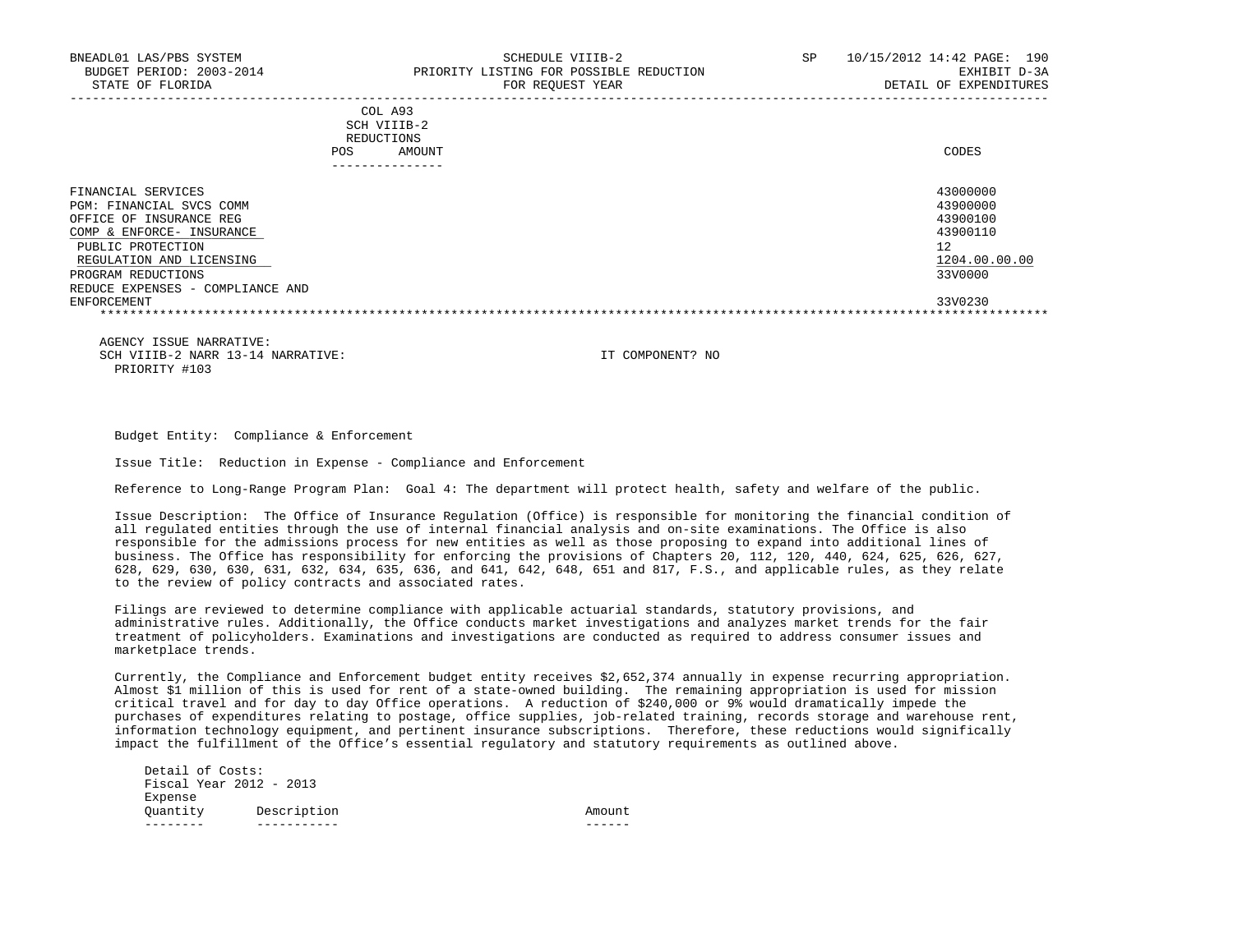| | COL A93 SCH VIIIB-2 REDUCTIONS | | |
|---|---|---|---|
| | POS | AMOUNT | CODES |
| FINANCIAL SERVICES | | | 43000000 |
| PGM: FINANCIAL SVCS COMM | | | 43900000 |
| OFFICE OF INSURANCE REG | | | 43900100 |
| COMP & ENFORCE- INSURANCE | | | 43900110 |
| PUBLIC PROTECTION | | | 12 |
| REGULATION AND LICENSING | | | 1204.00.00.00 |
| PROGRAM REDUCTIONS | | | 33V0000 |
| REDUCE EXPENSES - COMPLIANCE AND ENFORCEMENT | | | 33V0230 |

AGENCY ISSUE NARRATIVE:
SCH VIIIB-2 NARR 13-14 NARRATIVE: IT COMPONENT? NO
PRIORITY #103

Budget Entity: Compliance & Enforcement

Issue Title: Reduction in Expense - Compliance and Enforcement

Reference to Long-Range Program Plan: Goal 4: The department will protect health, safety and welfare of the public.

Issue Description: The Office of Insurance Regulation (Office) is responsible for monitoring the financial condition of all regulated entities through the use of internal financial analysis and on-site examinations. The Office is also responsible for the admissions process for new entities as well as those proposing to expand into additional lines of business. The Office has responsibility for enforcing the provisions of Chapters 20, 112, 120, 440, 624, 625, 626, 627, 628, 629, 630, 630, 631, 632, 634, 635, 636, and 641, 642, 648, 651 and 817, F.S., and applicable rules, as they relate to the review of policy contracts and associated rates.

Filings are reviewed to determine compliance with applicable actuarial standards, statutory provisions, and administrative rules. Additionally, the Office conducts market investigations and analyzes market trends for the fair treatment of policyholders. Examinations and investigations are conducted as required to address consumer issues and marketplace trends.

Currently, the Compliance and Enforcement budget entity receives $2,652,374 annually in expense recurring appropriation. Almost $1 million of this is used for rent of a state-owned building. The remaining appropriation is used for mission critical travel and for day to day Office operations. A reduction of $240,000 or 9% would dramatically impede the purchases of expenditures relating to postage, office supplies, job-related training, records storage and warehouse rent, information technology equipment, and pertinent insurance subscriptions. Therefore, these reductions would significantly impact the fulfillment of the Office's essential regulatory and statutory requirements as outlined above.

Detail of Costs:
Fiscal Year 2012 - 2013
Expense

| Quantity | Description | Amount |
|---|---|---|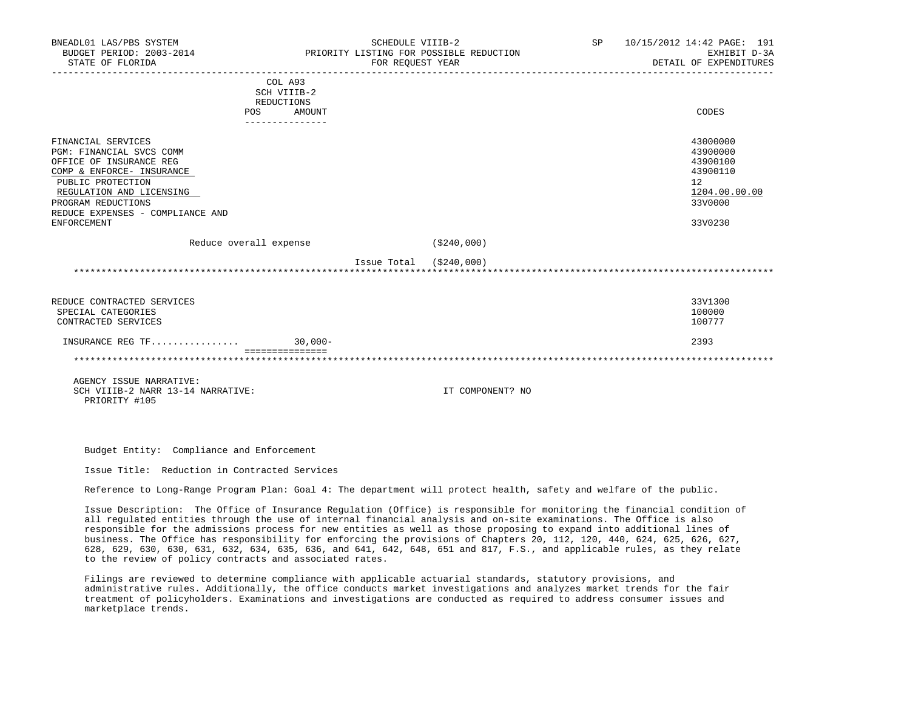BNEADL01 LAS/PBS SYSTEM
BUDGET PERIOD: 2003-2014
STATE OF FLORIDA

SCHEDULE VIIIB-2
PRIORITY LISTING FOR POSSIBLE REDUCTION
FOR REQUEST YEAR

SP 10/15/2012 14:42 PAGE: 191
EXHIBIT D-3A
DETAIL OF EXPENDITURES

| | COL A93 SCH VIIIB-2 REDUCTIONS POS | AMOUNT | | CODES |
|---|---|---|---|---|
| FINANCIAL SERVICES | | | | 43000000 |
| PGM: FINANCIAL SVCS COMM | | | | 43900000 |
| OFFICE OF INSURANCE REG | | | | 43900100 |
| COMP & ENFORCE- INSURANCE | | | | 43900110 |
| PUBLIC PROTECTION | | | | 12 |
| REGULATION AND LICENSING | | | | 1204.00.00.00 |
| PROGRAM REDUCTIONS | | | | 33V0000 |
| REDUCE EXPENSES - COMPLIANCE AND ENFORCEMENT | | | | 33V0230 |
| Reduce overall expense | | | ($240,000) | |
| | | Issue Total | ($240,000) | |
| REDUCE CONTRACTED SERVICES | | | | 33V1300 |
| SPECIAL CATEGORIES | | | | 100000 |
| CONTRACTED SERVICES | | | | 100777 |
| INSURANCE REG TF................ | | 30,000- | | 2393 |

AGENCY ISSUE NARRATIVE:
SCH VIIIB-2 NARR 13-14 NARRATIVE: IT COMPONENT? NO
PRIORITY #105

Budget Entity: Compliance and Enforcement

Issue Title: Reduction in Contracted Services

Reference to Long-Range Program Plan: Goal 4: The department will protect health, safety and welfare of the public.

Issue Description: The Office of Insurance Regulation (Office) is responsible for monitoring the financial condition of all regulated entities through the use of internal financial analysis and on-site examinations. The Office is also responsible for the admissions process for new entities as well as those proposing to expand into additional lines of business. The Office has responsibility for enforcing the provisions of Chapters 20, 112, 120, 440, 624, 625, 626, 627, 628, 629, 630, 631, 632, 634, 635, 636, and 641, 642, 648, 651 and 817, F.S., and applicable rules, as they relate to the review of policy contracts and associated rates.

Filings are reviewed to determine compliance with applicable actuarial standards, statutory provisions, and administrative rules. Additionally, the office conducts market investigations and analyzes market trends for the fair treatment of policyholders. Examinations and investigations are conducted as required to address consumer issues and marketplace trends.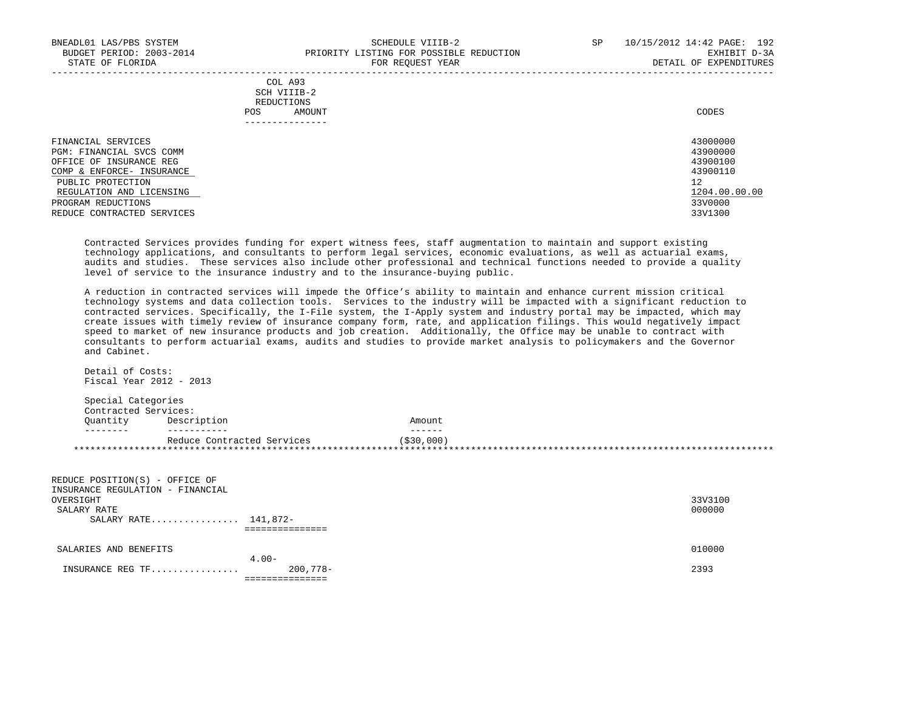| | COL A93 SCH VIIIB-2 REDUCTIONS POS | AMOUNT | CODES |
|---|---|---|---|
| FINANCIAL SERVICES | | | 43000000 |
| PGM: FINANCIAL SVCS COMM | | | 43900000 |
| OFFICE OF INSURANCE REG | | | 43900100 |
| COMP & ENFORCE- INSURANCE | | | 43900110 |
| PUBLIC PROTECTION | | | 12 |
| REGULATION AND LICENSING | | | 1204.00.00.00 |
| PROGRAM REDUCTIONS | | | 33V0000 |
| REDUCE CONTRACTED SERVICES | | | 33V1300 |

Contracted Services provides funding for expert witness fees, staff augmentation to maintain and support existing technology applications, and consultants to perform legal services, economic evaluations, as well as actuarial exams, audits and studies. These services also include other professional and technical functions needed to provide a quality level of service to the insurance industry and to the insurance-buying public.

A reduction in contracted services will impede the Office's ability to maintain and enhance current mission critical technology systems and data collection tools. Services to the industry will be impacted with a significant reduction to contracted services. Specifically, the I-File system, the I-Apply system and industry portal may be impacted, which may create issues with timely review of insurance company form, rate, and application filings. This would negatively impact speed to market of new insurance products and job creation. Additionally, the Office may be unable to contract with consultants to perform actuarial exams, audits and studies to provide market analysis to policymakers and the Governor and Cabinet.

Detail of Costs:
Fiscal Year 2012 - 2013

Special Categories
Contracted Services:

| Quantity | Description | Amount |
|---|---|---|
| | Reduce Contracted Services | ($30,000) |

*****************************************************************************************************************************

| | POS | AMOUNT | CODES |
|---|---|---|---|
| REDUCE POSITION(S) - OFFICE OF INSURANCE REGULATION - FINANCIAL OVERSIGHT | | | 33V3100 |
| SALARY RATE | | | 000000 |
| SALARY RATE................ | 141,872- | | |
| SALARIES AND BENEFITS | | | 010000 |
| INSURANCE REG TF................ | 4.00- | 200,778- | 2393 |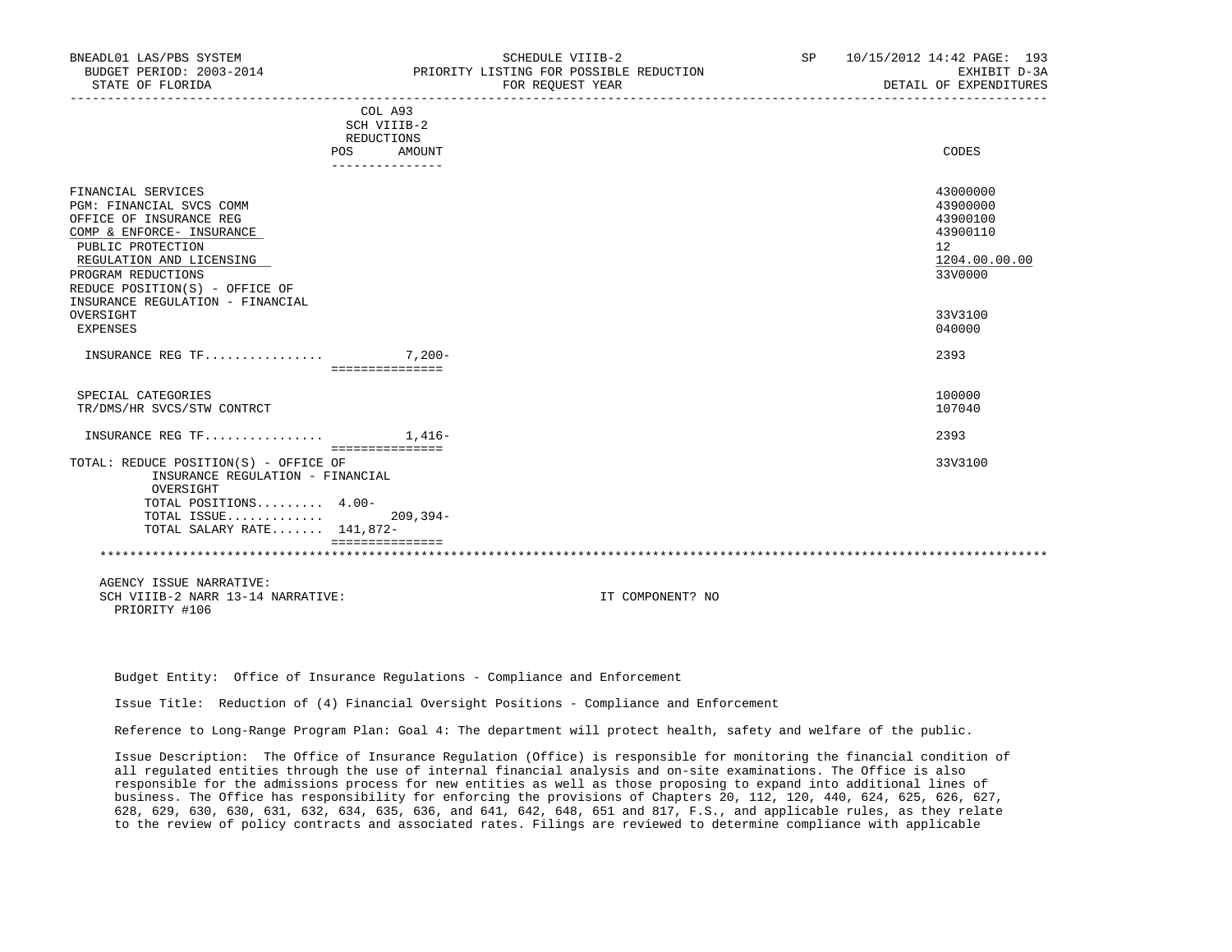BNEADL01 LAS/PBS SYSTEM — SCHEDULE VIIIB-2 — SP 10/15/2012 14:42
BUDGET PERIOD: 2003-2014 — PRIORITY LISTING FOR POSSIBLE REDUCTION — EXHIBIT D-3A
STATE OF FLORIDA — FOR REQUEST YEAR — DETAIL OF EXPENDITURES

| | COL A93 SCH VIIIB-2 REDUCTIONS POS | AMOUNT | CODES |
|---|---|---|---|
| FINANCIAL SERVICES | | | 43000000 |
| PGM: FINANCIAL SVCS COMM | | | 43900000 |
| OFFICE OF INSURANCE REG | | | 43900100 |
| COMP & ENFORCE- INSURANCE | | | 43900110 |
| PUBLIC PROTECTION | | | 12 |
| REGULATION AND LICENSING | | | 1204.00.00.00 |
| PROGRAM REDUCTIONS | | | 33V0000 |
| REDUCE POSITION(S) - OFFICE OF INSURANCE REGULATION - FINANCIAL OVERSIGHT | | | 33V3100 |
| EXPENSES | | | 040000 |
| INSURANCE REG TF................ | | 7,200- | 2393 |
| SPECIAL CATEGORIES | | | 100000 |
| TR/DMS/HR SVCS/STW CONTRCT | | | 107040 |
| INSURANCE REG TF................ | | 1,416- | 2393 |
| TOTAL: REDUCE POSITION(S) - OFFICE OF INSURANCE REGULATION - FINANCIAL OVERSIGHT | | | 33V3100 |
| TOTAL POSITIONS......... | 4.00- | | |
| TOTAL ISSUE............. | | 209,394- | |
| TOTAL SALARY RATE....... | 141,872- | | |

AGENCY ISSUE NARRATIVE:
SCH VIIIB-2 NARR 13-14 NARRATIVE: IT COMPONENT? NO
PRIORITY #106

Budget Entity: Office of Insurance Regulations - Compliance and Enforcement

Issue Title: Reduction of (4) Financial Oversight Positions - Compliance and Enforcement

Reference to Long-Range Program Plan: Goal 4: The department will protect health, safety and welfare of the public.

Issue Description: The Office of Insurance Regulation (Office) is responsible for monitoring the financial condition of all regulated entities through the use of internal financial analysis and on-site examinations. The Office is also responsible for the admissions process for new entities as well as those proposing to expand into additional lines of business. The Office has responsibility for enforcing the provisions of Chapters 20, 112, 120, 440, 624, 625, 626, 627, 628, 629, 630, 630, 631, 632, 634, 635, 636, and 641, 642, 648, 651 and 817, F.S., and applicable rules, as they relate to the review of policy contracts and associated rates. Filings are reviewed to determine compliance with applicable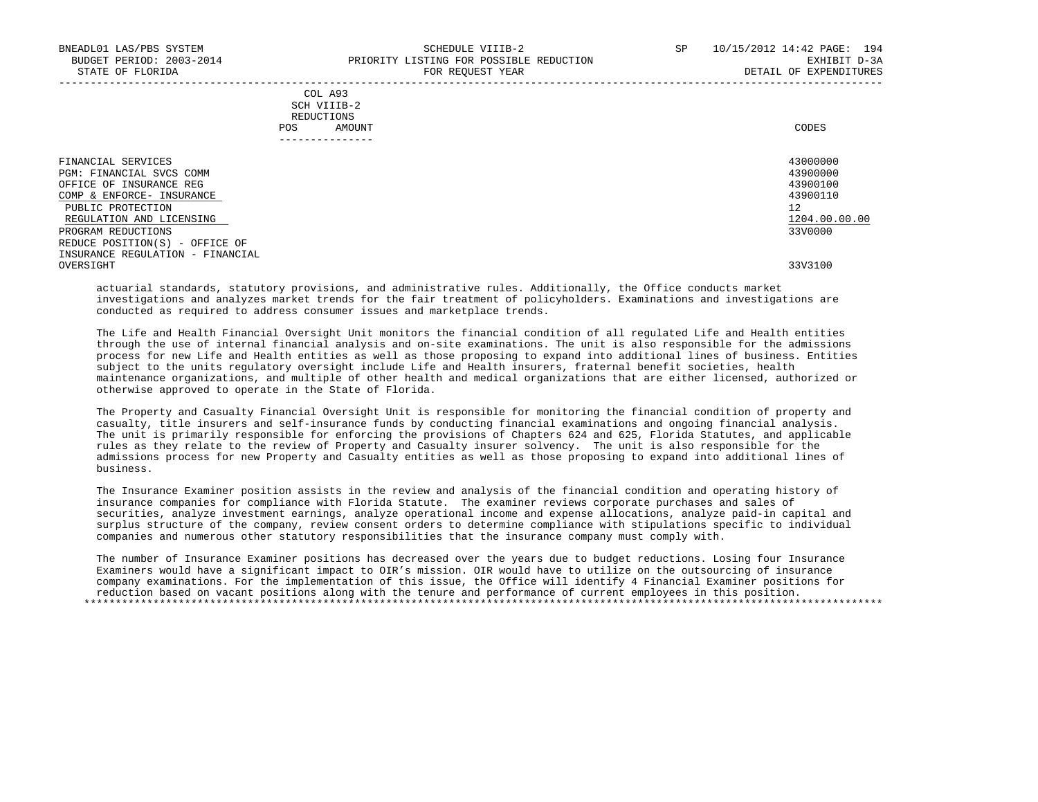| | COL A93 SCH VIIIB-2 REDUCTIONS POS AMOUNT | CODES |
|---|---|---|
| FINANCIAL SERVICES | | 43000000 |
| PGM: FINANCIAL SVCS COMM | | 43900000 |
| OFFICE OF INSURANCE REG | | 43900100 |
| COMP & ENFORCE- INSURANCE | | 43900110 |
| PUBLIC PROTECTION | | 12 |
| REGULATION AND LICENSING | | 1204.00.00.00 |
| PROGRAM REDUCTIONS | | 33V0000 |
| REDUCE POSITION(S) - OFFICE OF INSURANCE REGULATION - FINANCIAL OVERSIGHT | | 33V3100 |

actuarial standards, statutory provisions, and administrative rules. Additionally, the Office conducts market investigations and analyzes market trends for the fair treatment of policyholders. Examinations and investigations are conducted as required to address consumer issues and marketplace trends.

The Life and Health Financial Oversight Unit monitors the financial condition of all regulated Life and Health entities through the use of internal financial analysis and on-site examinations. The unit is also responsible for the admissions process for new Life and Health entities as well as those proposing to expand into additional lines of business. Entities subject to the units regulatory oversight include Life and Health insurers, fraternal benefit societies, health maintenance organizations, and multiple of other health and medical organizations that are either licensed, authorized or otherwise approved to operate in the State of Florida.

The Property and Casualty Financial Oversight Unit is responsible for monitoring the financial condition of property and casualty, title insurers and self-insurance funds by conducting financial examinations and ongoing financial analysis. The unit is primarily responsible for enforcing the provisions of Chapters 624 and 625, Florida Statutes, and applicable rules as they relate to the review of Property and Casualty insurer solvency. The unit is also responsible for the admissions process for new Property and Casualty entities as well as those proposing to expand into additional lines of business.

The Insurance Examiner position assists in the review and analysis of the financial condition and operating history of insurance companies for compliance with Florida Statute. The examiner reviews corporate purchases and sales of securities, analyze investment earnings, analyze operational income and expense allocations, analyze paid-in capital and surplus structure of the company, review consent orders to determine compliance with stipulations specific to individual companies and numerous other statutory responsibilities that the insurance company must comply with.

The number of Insurance Examiner positions has decreased over the years due to budget reductions. Losing four Insurance Examiners would have a significant impact to OIR's mission. OIR would have to utilize on the outsourcing of insurance company examinations. For the implementation of this issue, the Office will identify 4 Financial Examiner positions for reduction based on vacant positions along with the tenure and performance of current employees in this position.

*****************************************************************************************************************************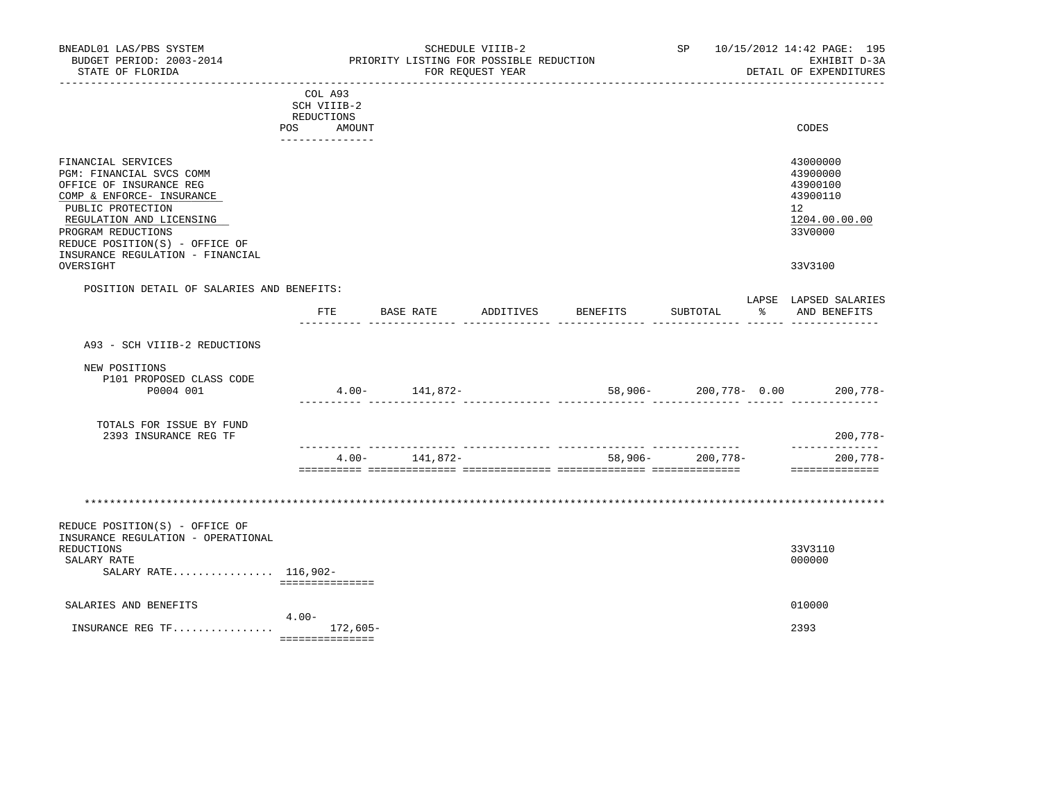BNEADL01 LAS/PBS SYSTEM — SCHEDULE VIIIB-2 — SP 10/15/2012 14:42 PAGE: 195
BUDGET PERIOD: 2003-2014 — PRIORITY LISTING FOR POSSIBLE REDUCTION — EXHIBIT D-3A
STATE OF FLORIDA — FOR REQUEST YEAR — DETAIL OF EXPENDITURES

| | COL A93 SCH VIIIB-2 REDUCTIONS POS AMOUNT | CODES |
|---|---|---|
| FINANCIAL SERVICES | | 43000000 |
| PGM: FINANCIAL SVCS COMM | | 43900000 |
| OFFICE OF INSURANCE REG | | 43900100 |
| COMP & ENFORCE- INSURANCE | | 43900110 |
| PUBLIC PROTECTION | | 12 |
| REGULATION AND LICENSING | | 1204.00.00.00 |
| PROGRAM REDUCTIONS | | 33V0000 |
| REDUCE POSITION(S) - OFFICE OF INSURANCE REGULATION - FINANCIAL OVERSIGHT | | 33V3100 |

POSITION DETAIL OF SALARIES AND BENEFITS:

| | FTE | BASE RATE | ADDITIVES | BENEFITS | SUBTOTAL | LAPSE % | LAPSED SALARIES AND BENEFITS |
|---|---|---|---|---|---|---|---|
| A93 - SCH VIIIB-2 REDUCTIONS | | | | | | | |
| NEW POSITIONS | | | | | | | |
| P101 PROPOSED CLASS CODE P0004 001 | 4.00- | 141,872- | | 58,906- | 200,778- | 0.00 | 200,778- |
| TOTALS FOR ISSUE BY FUND | | | | | | | |
| 2393 INSURANCE REG TF | | | | | | | 200,778- |
| | 4.00- | 141,872- | | 58,906- | 200,778- | | 200,778- |

*******************************************************************************************************************

| | POS | AMOUNT | CODES |
|---|---|---|---|
| REDUCE POSITION(S) - OFFICE OF INSURANCE REGULATION - OPERATIONAL REDUCTIONS | | | 33V3110 |
| SALARY RATE | | | 000000 |
| SALARY RATE................ | 116,902- | | |
| SALARIES AND BENEFITS | | | 010000 |
| INSURANCE REG TF................ | 4.00- | 172,605- | 2393 |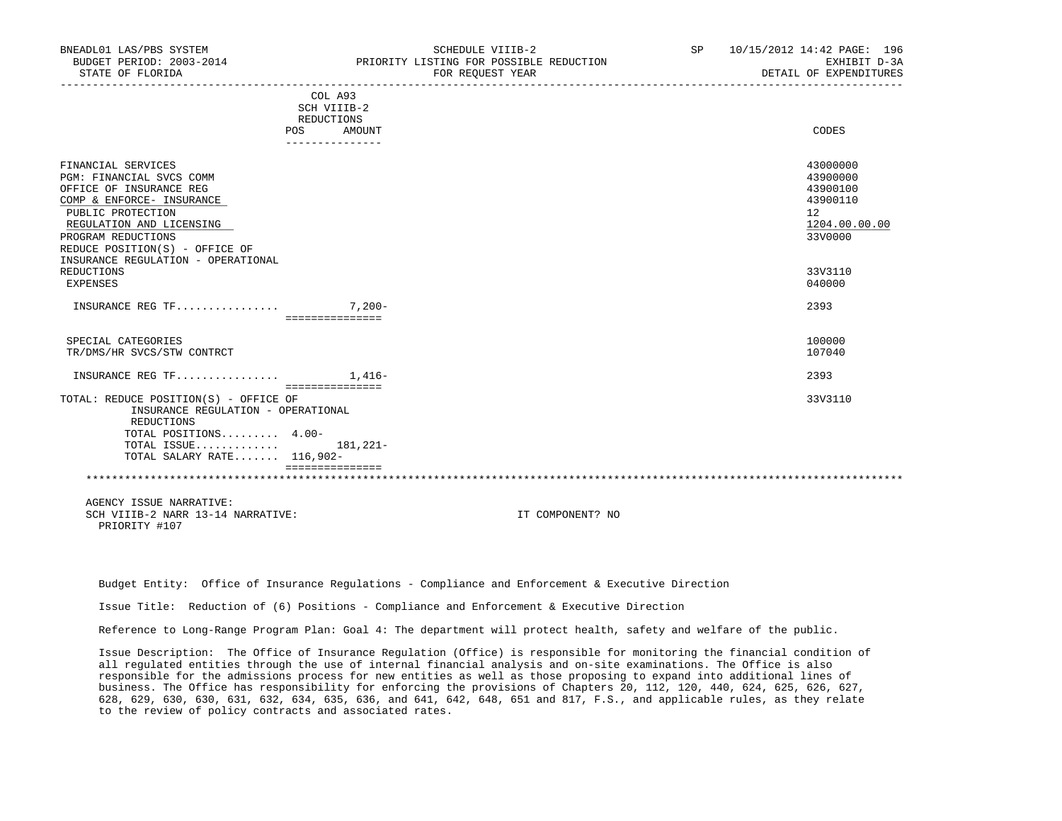BNEADL01 LAS/PBS SYSTEM
BUDGET PERIOD: 2003-2014
STATE OF FLORIDA

SCHEDULE VIIIB-2
PRIORITY LISTING FOR POSSIBLE REDUCTION
FOR REQUEST YEAR

SP 10/15/2012 14:42 PAGE: 196
EXHIBIT D-3A
DETAIL OF EXPENDITURES

| | COL A93 SCH VIIIB-2 REDUCTIONS POS | AMOUNT | CODES |
|---|---|---|---|
| FINANCIAL SERVICES | | | 43000000 |
| PGM: FINANCIAL SVCS COMM | | | 43900000 |
| OFFICE OF INSURANCE REG | | | 43900100 |
| COMP & ENFORCE- INSURANCE | | | 43900110 |
| PUBLIC PROTECTION | | | 12 |
| REGULATION AND LICENSING | | | 1204.00.00.00 |
| PROGRAM REDUCTIONS | | | 33V0000 |
| REDUCE POSITION(S) - OFFICE OF INSURANCE REGULATION - OPERATIONAL REDUCTIONS | | | 33V3110 |
| EXPENSES | | | 040000 |
| INSURANCE REG TF................ | | 7,200- | 2393 |
| SPECIAL CATEGORIES | | | 100000 |
| TR/DMS/HR SVCS/STW CONTRCT | | | 107040 |
| INSURANCE REG TF................ | | 1,416- | 2393 |
| TOTAL: REDUCE POSITION(S) - OFFICE OF INSURANCE REGULATION - OPERATIONAL REDUCTIONS | | | 33V3110 |
| TOTAL POSITIONS......... | 4.00- | | |
| TOTAL ISSUE............. | | 181,221- | |
| TOTAL SALARY RATE....... | 116,902- | | |

AGENCY ISSUE NARRATIVE:
SCH VIIIB-2 NARR 13-14 NARRATIVE: IT COMPONENT? NO
PRIORITY #107

Budget Entity: Office of Insurance Regulations - Compliance and Enforcement & Executive Direction

Issue Title: Reduction of (6) Positions - Compliance and Enforcement & Executive Direction

Reference to Long-Range Program Plan: Goal 4: The department will protect health, safety and welfare of the public.

Issue Description: The Office of Insurance Regulation (Office) is responsible for monitoring the financial condition of all regulated entities through the use of internal financial analysis and on-site examinations. The Office is also responsible for the admissions process for new entities as well as those proposing to expand into additional lines of business. The Office has responsibility for enforcing the provisions of Chapters 20, 112, 120, 440, 624, 625, 626, 627, 628, 629, 630, 630, 631, 632, 634, 635, 636, and 641, 642, 648, 651 and 817, F.S., and applicable rules, as they relate to the review of policy contracts and associated rates.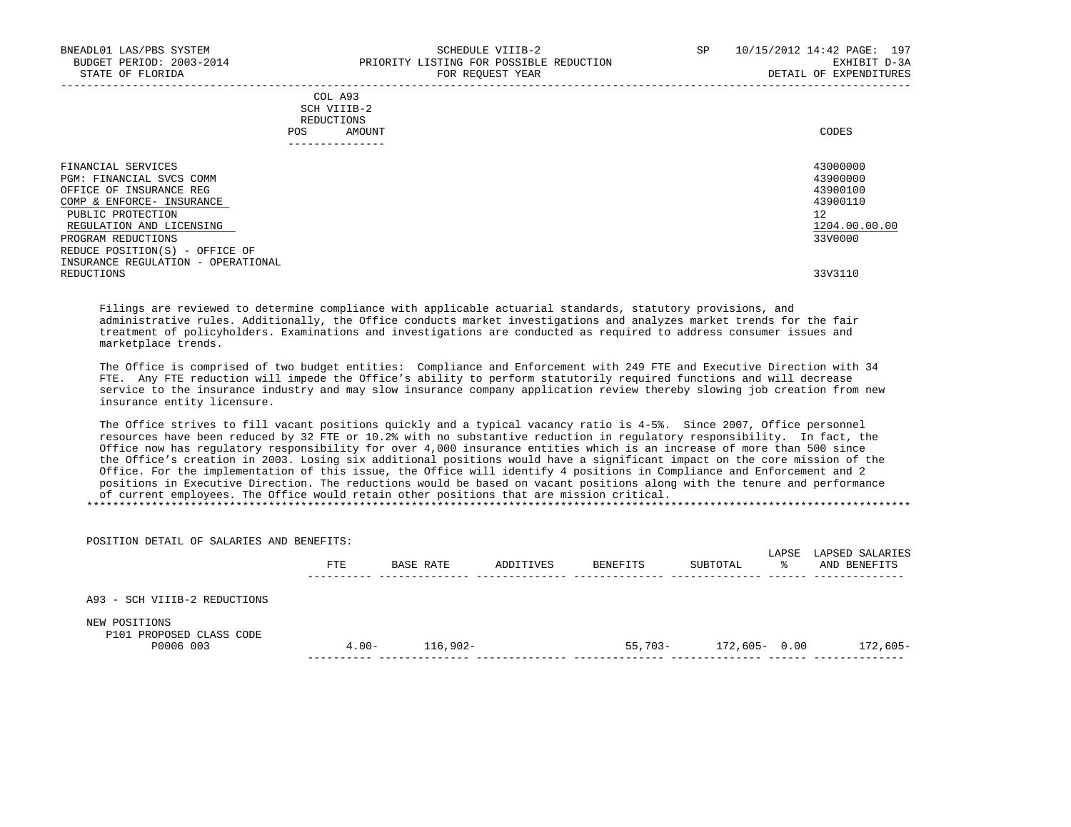BNEADL01 LAS/PBS SYSTEM
BUDGET PERIOD: 2003-2014
STATE OF FLORIDA

SCHEDULE VIIIB-2
PRIORITY LISTING FOR POSSIBLE REDUCTION
FOR REQUEST YEAR

SP 10/15/2012 14:42

EXHIBIT D-3A
DETAIL OF EXPENDITURES

| | COL A93 SCH VIIIB-2 REDUCTIONS POS AMOUNT | CODES |
|---|---|---|
| FINANCIAL SERVICES | | 43000000 |
| PGM: FINANCIAL SVCS COMM | | 43900000 |
| OFFICE OF INSURANCE REG | | 43900100 |
| COMP & ENFORCE- INSURANCE | | 43900110 |
| PUBLIC PROTECTION | | 12 |
| REGULATION AND LICENSING | | 1204.00.00.00 |
| PROGRAM REDUCTIONS | | 33V0000 |
| REDUCE POSITION(S) - OFFICE OF INSURANCE REGULATION - OPERATIONAL REDUCTIONS | | 33V3110 |

Filings are reviewed to determine compliance with applicable actuarial standards, statutory provisions, and administrative rules. Additionally, the Office conducts market investigations and analyzes market trends for the fair treatment of policyholders. Examinations and investigations are conducted as required to address consumer issues and marketplace trends.

The Office is comprised of two budget entities: Compliance and Enforcement with 249 FTE and Executive Direction with 34 FTE. Any FTE reduction will impede the Office's ability to perform statutorily required functions and will decrease service to the insurance industry and may slow insurance company application review thereby slowing job creation from new insurance entity licensure.

The Office strives to fill vacant positions quickly and a typical vacancy ratio is 4-5%. Since 2007, Office personnel resources have been reduced by 32 FTE or 10.2% with no substantive reduction in regulatory responsibility. In fact, the Office now has regulatory responsibility for over 4,000 insurance entities which is an increase of more than 500 since the Office's creation in 2003. Losing six additional positions would have a significant impact on the core mission of the Office. For the implementation of this issue, the Office will identify 4 positions in Compliance and Enforcement and 2 positions in Executive Direction. The reductions would be based on vacant positions along with the tenure and performance of current employees. The Office would retain other positions that are mission critical.

*****************************************************************************************************************************

POSITION DETAIL OF SALARIES AND BENEFITS:

| | FTE | BASE RATE | ADDITIVES | BENEFITS | SUBTOTAL | LAPSE % | LAPSED SALARIES AND BENEFITS |
|---|---|---|---|---|---|---|---|
| A93 - SCH VIIIB-2 REDUCTIONS | | | | | | | |
| NEW POSITIONS | | | | | | | |
| P101 PROPOSED CLASS CODE | | | | | | | |
| P0006 003 | 4.00- | 116,902- | | 55,703- | 172,605- | 0.00 | 172,605- |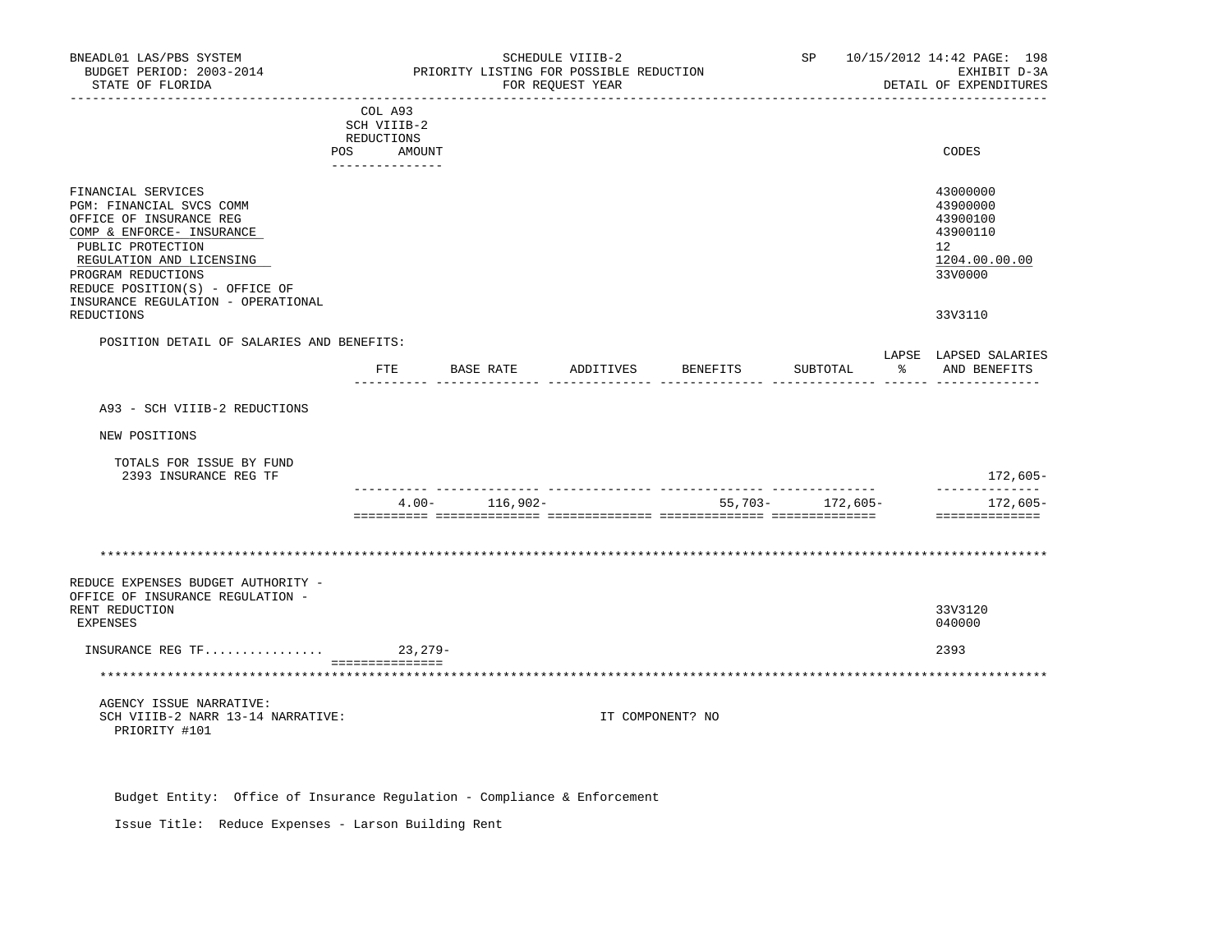BNEADL01 LAS/PBS SYSTEM
BUDGET PERIOD: 2003-2014
STATE OF FLORIDA

SCHEDULE VIIIB-2
PRIORITY LISTING FOR POSSIBLE REDUCTION
FOR REQUEST YEAR

SP 10/15/2012 14:42 PAGE: 198
EXHIBIT D-3A
DETAIL OF EXPENDITURES

| | COL A93 SCH VIIIB-2 REDUCTIONS POS | AMOUNT | CODES |
|---|---|---|---|
| FINANCIAL SERVICES | | | 43000000 |
| PGM: FINANCIAL SVCS COMM | | | 43900000 |
| OFFICE OF INSURANCE REG | | | 43900100 |
| COMP & ENFORCE- INSURANCE | | | 43900110 |
| PUBLIC PROTECTION | | | 12 |
| REGULATION AND LICENSING | | | 1204.00.00.00 |
| PROGRAM REDUCTIONS | | | 33V0000 |
| REDUCE POSITION(S) - OFFICE OF INSURANCE REGULATION - OPERATIONAL REDUCTIONS | | | 33V3110 |

POSITION DETAIL OF SALARIES AND BENEFITS:

| | FTE | BASE RATE | ADDITIVES | BENEFITS | SUBTOTAL | LAPSE % | LAPSED SALARIES AND BENEFITS |
|---|---|---|---|---|---|---|---|
| A93 - SCH VIIIB-2 REDUCTIONS | | | | | | | |
| NEW POSITIONS | | | | | | | |
| TOTALS FOR ISSUE BY FUND | | | | | | | |
| 2393 INSURANCE REG TF | | | | | | | 172,605- |
| | 4.00- | 116,902- | | 55,703- | 172,605- | | 172,605- |

| | AMOUNT | CODES |
|---|---|---|
| REDUCE EXPENSES BUDGET AUTHORITY - OFFICE OF INSURANCE REGULATION - RENT REDUCTION | | 33V3120 |
| EXPENSES | | 040000 |
| INSURANCE REG TF................ | 23,279- | 2393 |

AGENCY ISSUE NARRATIVE:
SCH VIIIB-2 NARR 13-14 NARRATIVE: IT COMPONENT? NO
PRIORITY #101

Budget Entity: Office of Insurance Regulation - Compliance & Enforcement

Issue Title: Reduce Expenses - Larson Building Rent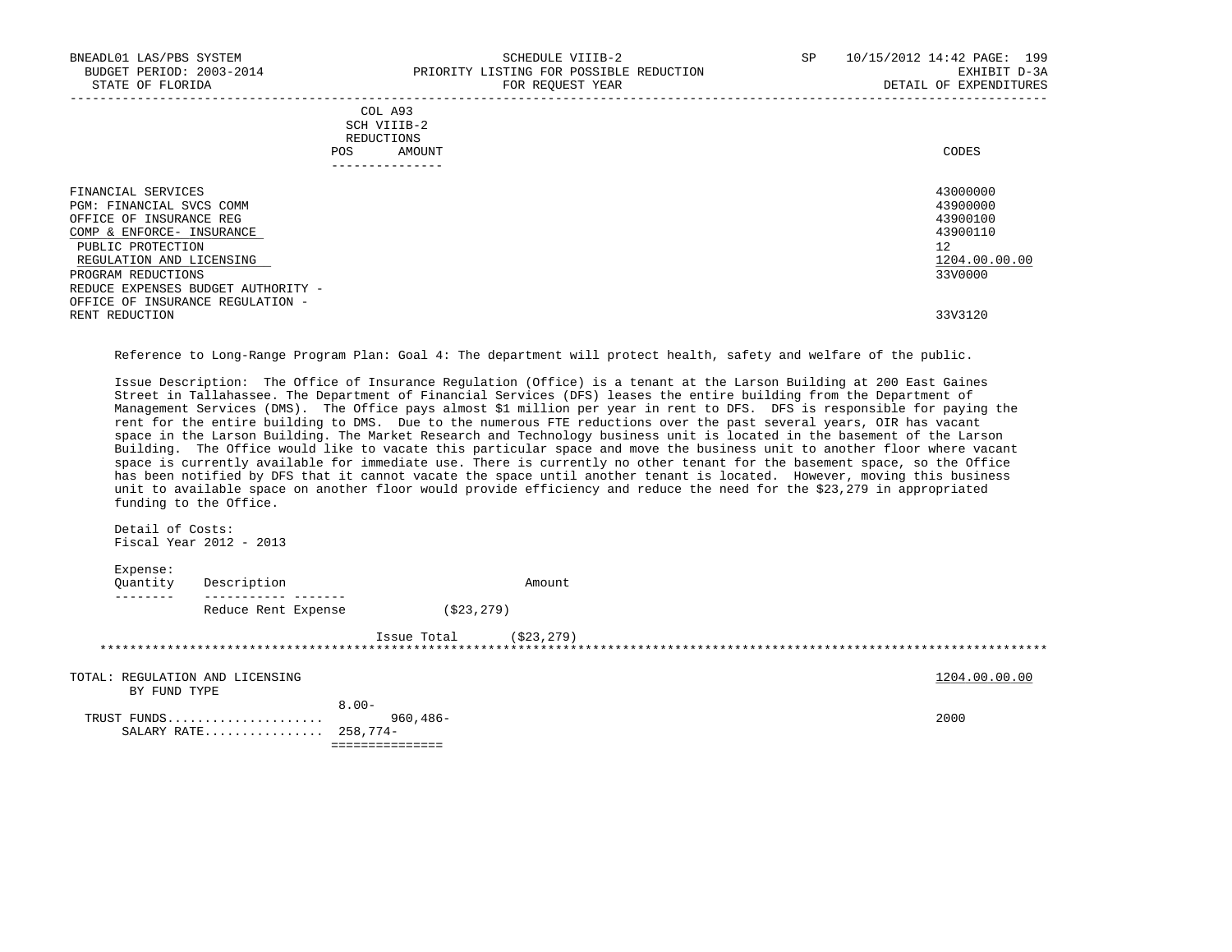BNEADL01 LAS/PBS SYSTEM
BUDGET PERIOD: 2003-2014
STATE OF FLORIDA

SCHEDULE VIIIB-2
PRIORITY LISTING FOR POSSIBLE REDUCTION
FOR REQUEST YEAR

SP 10/15/2012 14:42
EXHIBIT D-3A
DETAIL OF EXPENDITURES

| | COL A93 SCH VIIIB-2 REDUCTIONS POS | AMOUNT | CODES |
|---|---|---|---|
| FINANCIAL SERVICES | | | 43000000 |
| PGM: FINANCIAL SVCS COMM | | | 43900000 |
| OFFICE OF INSURANCE REG | | | 43900100 |
| COMP & ENFORCE- INSURANCE | | | 43900110 |
| PUBLIC PROTECTION | | | 12 |
| REGULATION AND LICENSING | | | 1204.00.00.00 |
| PROGRAM REDUCTIONS | | | 33V0000 |
| REDUCE EXPENSES BUDGET AUTHORITY - OFFICE OF INSURANCE REGULATION - RENT REDUCTION | | | 33V3120 |

Reference to Long-Range Program Plan: Goal 4: The department will protect health, safety and welfare of the public.

Issue Description: The Office of Insurance Regulation (Office) is a tenant at the Larson Building at 200 East Gaines Street in Tallahassee. The Department of Financial Services (DFS) leases the entire building from the Department of Management Services (DMS). The Office pays almost $1 million per year in rent to DFS. DFS is responsible for paying the rent for the entire building to DMS. Due to the numerous FTE reductions over the past several years, OIR has vacant space in the Larson Building. The Market Research and Technology business unit is located in the basement of the Larson Building. The Office would like to vacate this particular space and move the business unit to another floor where vacant space is currently available for immediate use. There is currently no other tenant for the basement space, so the Office has been notified by DFS that it cannot vacate the space until another tenant is located. However, moving this business unit to available space on another floor would provide efficiency and reduce the need for the $23,279 in appropriated funding to the Office.

Detail of Costs:
Fiscal Year 2012 - 2013

Expense:

| Quantity | Description | Amount |
|---|---|---|
| | Reduce Rent Expense | ($23,279) |
| | Issue Total | ($23,279) |

*****************************************************************************************************************************

| | POS | AMOUNT | CODES |
|---|---|---|---|
| TOTAL: REGULATION AND LICENSING | | | 1204.00.00.00 |
| BY FUND TYPE | | | |
| | 8.00- | | |
| TRUST FUNDS..................... | | 960,486- | 2000 |
| SALARY RATE................ | 258,774- | | |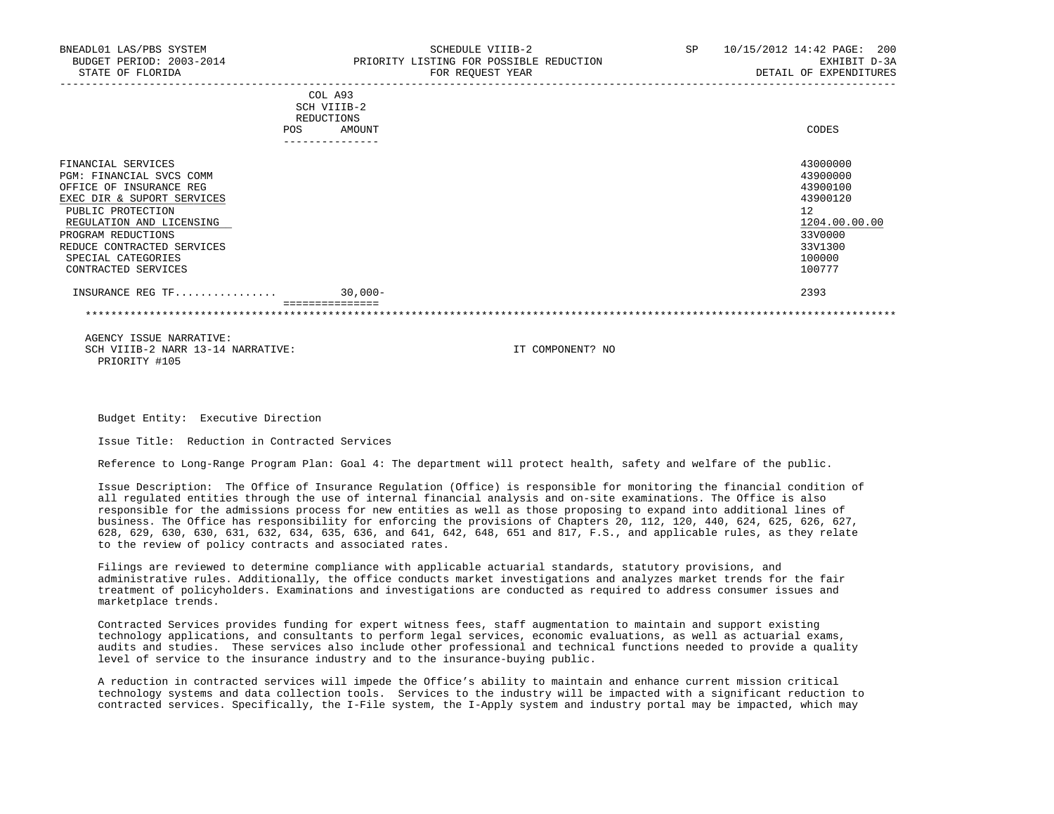BNEADL01 LAS/PBS SYSTEM — SCHEDULE VIIIB-2 — SP 10/15/2012 14:42
BUDGET PERIOD: 2003-2014 — PRIORITY LISTING FOR POSSIBLE REDUCTION — EXHIBIT D-3A
STATE OF FLORIDA — FOR REQUEST YEAR — DETAIL OF EXPENDITURES

| | COL A93 SCH VIIIB-2 REDUCTIONS POS | AMOUNT | CODES |
|---|---|---|---|
| FINANCIAL SERVICES | | | 43000000 |
| PGM: FINANCIAL SVCS COMM | | | 43900000 |
| OFFICE OF INSURANCE REG | | | 43900100 |
| EXEC DIR & SUPORT SERVICES | | | 43900120 |
| PUBLIC PROTECTION | | | 12 |
| REGULATION AND LICENSING | | | 1204.00.00.00 |
| PROGRAM REDUCTIONS | | | 33V0000 |
| REDUCE CONTRACTED SERVICES | | | 33V1300 |
| SPECIAL CATEGORIES | | | 100000 |
| CONTRACTED SERVICES | | | 100777 |
| INSURANCE REG TF................ | | 30,000- | 2393 |

AGENCY ISSUE NARRATIVE:
SCH VIIIB-2 NARR 13-14 NARRATIVE: IT COMPONENT? NO
PRIORITY #105

Budget Entity: Executive Direction

Issue Title: Reduction in Contracted Services

Reference to Long-Range Program Plan: Goal 4: The department will protect health, safety and welfare of the public.

Issue Description: The Office of Insurance Regulation (Office) is responsible for monitoring the financial condition of all regulated entities through the use of internal financial analysis and on-site examinations. The Office is also responsible for the admissions process for new entities as well as those proposing to expand into additional lines of business. The Office has responsibility for enforcing the provisions of Chapters 20, 112, 120, 440, 624, 625, 626, 627, 628, 629, 630, 630, 631, 632, 634, 635, 636, and 641, 642, 648, 651 and 817, F.S., and applicable rules, as they relate to the review of policy contracts and associated rates.

Filings are reviewed to determine compliance with applicable actuarial standards, statutory provisions, and administrative rules. Additionally, the office conducts market investigations and analyzes market trends for the fair treatment of policyholders. Examinations and investigations are conducted as required to address consumer issues and marketplace trends.

Contracted Services provides funding for expert witness fees, staff augmentation to maintain and support existing technology applications, and consultants to perform legal services, economic evaluations, as well as actuarial exams, audits and studies. These services also include other professional and technical functions needed to provide a quality level of service to the insurance industry and to the insurance-buying public.

A reduction in contracted services will impede the Office's ability to maintain and enhance current mission critical technology systems and data collection tools. Services to the industry will be impacted with a significant reduction to contracted services. Specifically, the I-File system, the I-Apply system and industry portal may be impacted, which may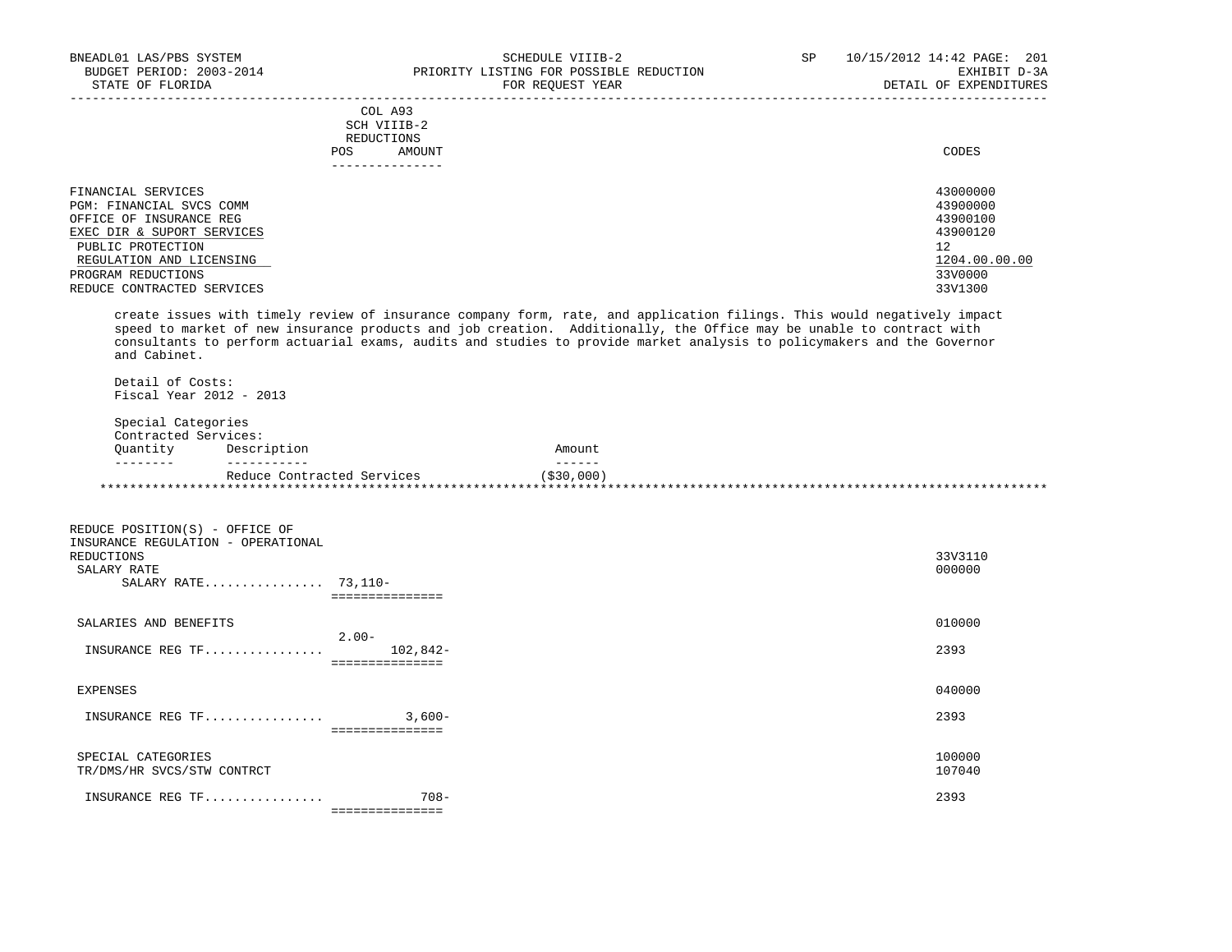| | COL A93 SCH VIIIB-2 REDUCTIONS POS | AMOUNT | CODES |
|---|---|---|---|
| FINANCIAL SERVICES | | | 43000000 |
| PGM: FINANCIAL SVCS COMM | | | 43900000 |
| OFFICE OF INSURANCE REG | | | 43900100 |
| EXEC DIR & SUPORT SERVICES | | | 43900120 |
| PUBLIC PROTECTION | | | 12 |
| REGULATION AND LICENSING | | | 1204.00.00.00 |
| PROGRAM REDUCTIONS | | | 33V0000 |
| REDUCE CONTRACTED SERVICES | | | 33V1300 |

create issues with timely review of insurance company form, rate, and application filings. This would negatively impact speed to market of new insurance products and job creation. Additionally, the Office may be unable to contract with consultants to perform actuarial exams, audits and studies to provide market analysis to policymakers and the Governor and Cabinet.

Detail of Costs:
Fiscal Year 2012 - 2013

Special Categories
Contracted Services:

| Quantity | Description | Amount |
|---|---|---|
| | Reduce Contracted Services | ($30,000) |

*****************************************************************************************************************************

| | POS | AMOUNT | CODES |
|---|---|---|---|
| REDUCE POSITION(S) - OFFICE OF INSURANCE REGULATION - OPERATIONAL REDUCTIONS | | | 33V3110 |
| SALARY RATE | | | 000000 |
| SALARY RATE................ | 73,110- | | |
| SALARIES AND BENEFITS | | | 010000 |
| INSURANCE REG TF................ | 2.00- | 102,842- | 2393 |
| EXPENSES | | | 040000 |
| INSURANCE REG TF................ | | 3,600- | 2393 |
| SPECIAL CATEGORIES | | | 100000 |
| TR/DMS/HR SVCS/STW CONTRCT | | | 107040 |
| INSURANCE REG TF................ | | 708- | 2393 |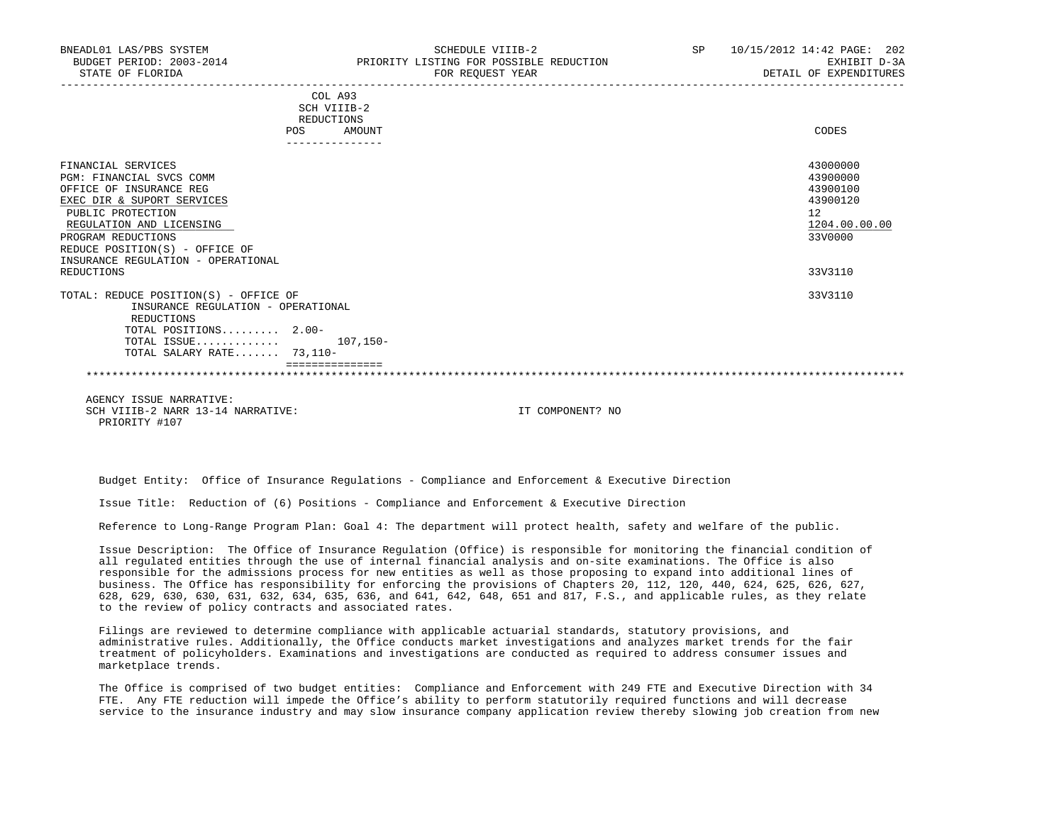BNEADL01 LAS/PBS SYSTEM SCHEDULE VIIIB-2 SP 10/15/2012 14:42 PAGE: 202
BUDGET PERIOD: 2003-2014 PRIORITY LISTING FOR POSSIBLE REDUCTION EXHIBIT D-3A
STATE OF FLORIDA FOR REQUEST YEAR DETAIL OF EXPENDITURES

| | COL A93 SCH VIIIB-2 REDUCTIONS POS | AMOUNT | CODES |
|---|---|---|---|
| FINANCIAL SERVICES | | | 43000000 |
| PGM: FINANCIAL SVCS COMM | | | 43900000 |
| OFFICE OF INSURANCE REG | | | 43900100 |
| EXEC DIR & SUPORT SERVICES | | | 43900120 |
| PUBLIC PROTECTION | | | 12 |
| REGULATION AND LICENSING | | | 1204.00.00.00 |
| PROGRAM REDUCTIONS | | | 33V0000 |
| REDUCE POSITION(S) - OFFICE OF INSURANCE REGULATION - OPERATIONAL REDUCTIONS | | | 33V3110 |
| TOTAL: REDUCE POSITION(S) - OFFICE OF INSURANCE REGULATION - OPERATIONAL REDUCTIONS | | | 33V3110 |
| TOTAL POSITIONS......... | 2.00- | | |
| TOTAL ISSUE............. | | 107,150- | |
| TOTAL SALARY RATE....... | 73,110- | | |

AGENCY ISSUE NARRATIVE:
SCH VIIIB-2 NARR 13-14 NARRATIVE: IT COMPONENT? NO
PRIORITY #107

Budget Entity: Office of Insurance Regulations - Compliance and Enforcement & Executive Direction

Issue Title: Reduction of (6) Positions - Compliance and Enforcement & Executive Direction

Reference to Long-Range Program Plan: Goal 4: The department will protect health, safety and welfare of the public.

Issue Description: The Office of Insurance Regulation (Office) is responsible for monitoring the financial condition of all regulated entities through the use of internal financial analysis and on-site examinations. The Office is also responsible for the admissions process for new entities as well as those proposing to expand into additional lines of business. The Office has responsibility for enforcing the provisions of Chapters 20, 112, 120, 440, 624, 625, 626, 627, 628, 629, 630, 630, 631, 632, 634, 635, 636, and 641, 642, 648, 651 and 817, F.S., and applicable rules, as they relate to the review of policy contracts and associated rates.

Filings are reviewed to determine compliance with applicable actuarial standards, statutory provisions, and administrative rules. Additionally, the Office conducts market investigations and analyzes market trends for the fair treatment of policyholders. Examinations and investigations are conducted as required to address consumer issues and marketplace trends.

The Office is comprised of two budget entities: Compliance and Enforcement with 249 FTE and Executive Direction with 34 FTE. Any FTE reduction will impede the Office's ability to perform statutorily required functions and will decrease service to the insurance industry and may slow insurance company application review thereby slowing job creation from new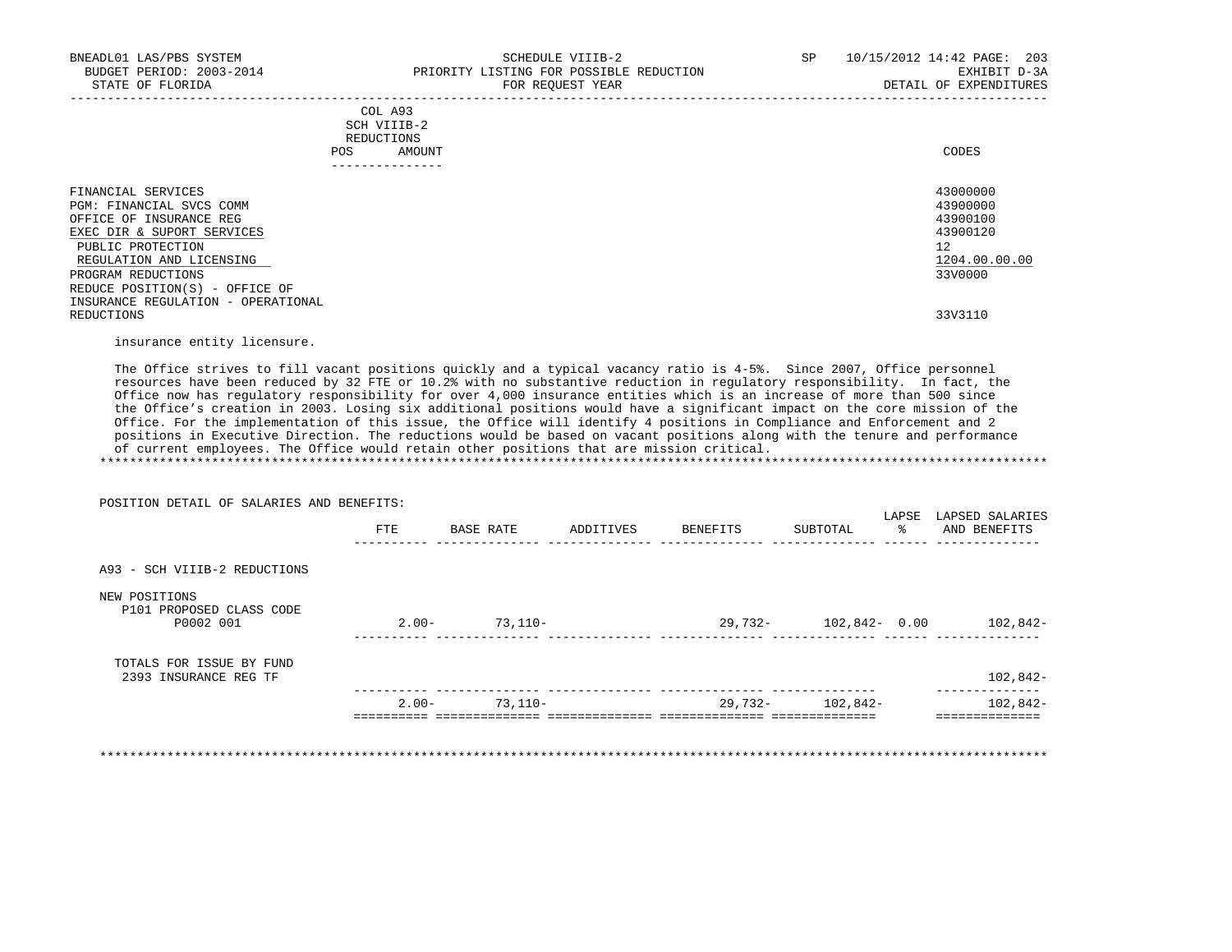| | COL A93 SCH VIIIB-2 REDUCTIONS POS AMOUNT | CODES |
|---|---|---|
| FINANCIAL SERVICES | | 43000000 |
| PGM: FINANCIAL SVCS COMM | | 43900000 |
| OFFICE OF INSURANCE REG | | 43900100 |
| EXEC DIR & SUPORT SERVICES | | 43900120 |
| PUBLIC PROTECTION | | 12 |
| REGULATION AND LICENSING | | 1204.00.00.00 |
| PROGRAM REDUCTIONS | | 33V0000 |
| REDUCE POSITION(S) - OFFICE OF INSURANCE REGULATION - OPERATIONAL REDUCTIONS | | 33V3110 |

insurance entity licensure.

The Office strives to fill vacant positions quickly and a typical vacancy ratio is 4-5%. Since 2007, Office personnel resources have been reduced by 32 FTE or 10.2% with no substantive reduction in regulatory responsibility. In fact, the Office now has regulatory responsibility for over 4,000 insurance entities which is an increase of more than 500 since the Office's creation in 2003. Losing six additional positions would have a significant impact on the core mission of the Office. For the implementation of this issue, the Office will identify 4 positions in Compliance and Enforcement and 2 positions in Executive Direction. The reductions would be based on vacant positions along with the tenure and performance of current employees. The Office would retain other positions that are mission critical.

POSITION DETAIL OF SALARIES AND BENEFITS:

| | FTE | BASE RATE | ADDITIVES | BENEFITS | SUBTOTAL | LAPSE % | LAPSED SALARIES AND BENEFITS |
|---|---|---|---|---|---|---|---|
| A93 - SCH VIIIB-2 REDUCTIONS | | | | | | | |
| NEW POSITIONS | | | | | | | |
| P101 PROPOSED CLASS CODE P0002 001 | 2.00- | 73,110- | | 29,732- | 102,842- | 0.00 | 102,842- |
| TOTALS FOR ISSUE BY FUND | | | | | | | |
| 2393 INSURANCE REG TF | | | | | | | 102,842- |
| | 2.00- | 73,110- | | 29,732- | 102,842- | | 102,842- |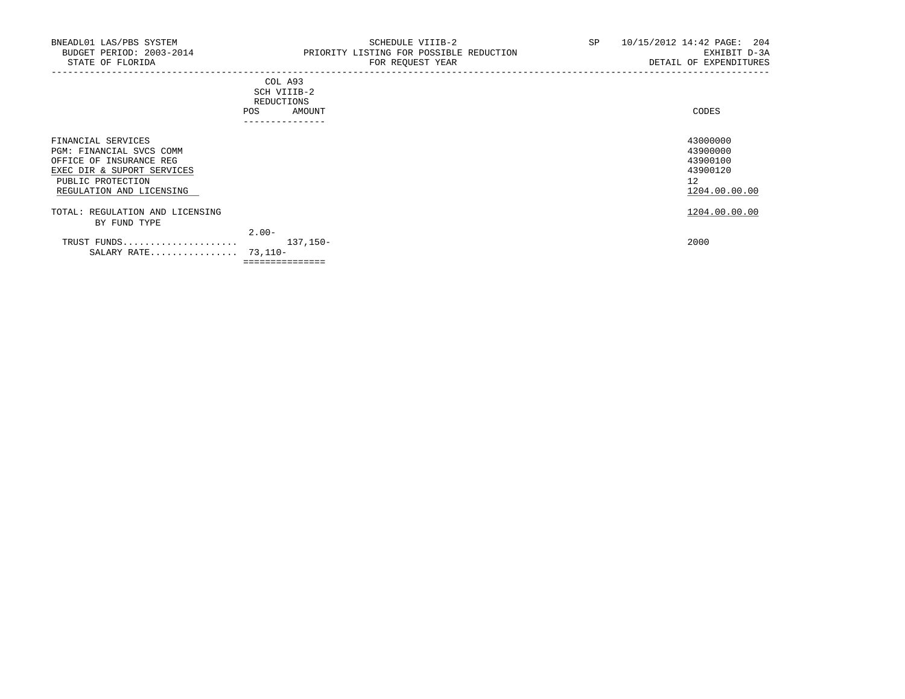BNEADL01 LAS/PBS SYSTEM | SCHEDULE VIIIB-2 | SP 10/15/2012 14:42 PAGE: 204
BUDGET PERIOD: 2003-2014 | PRIORITY LISTING FOR POSSIBLE REDUCTION | EXHIBIT D-3A
STATE OF FLORIDA | FOR REQUEST YEAR | DETAIL OF EXPENDITURES

| | COL A93 SCH VIIIB-2 REDUCTIONS POS | AMOUNT | CODES |
|---|---|---|---|
| FINANCIAL SERVICES | | | 43000000 |
| PGM: FINANCIAL SVCS COMM | | | 43900000 |
| OFFICE OF INSURANCE REG | | | 43900100 |
| EXEC DIR & SUPORT SERVICES | | | 43900120 |
| PUBLIC PROTECTION | | | 12 |
| REGULATION AND LICENSING | | | 1204.00.00.00 |
| TOTAL: REGULATION AND LICENSING | | | 1204.00.00.00 |
| BY FUND TYPE | | | |
| TRUST FUNDS..................... | 2.00- | 137,150- | 2000 |
| SALARY RATE................ | 73,110- | | |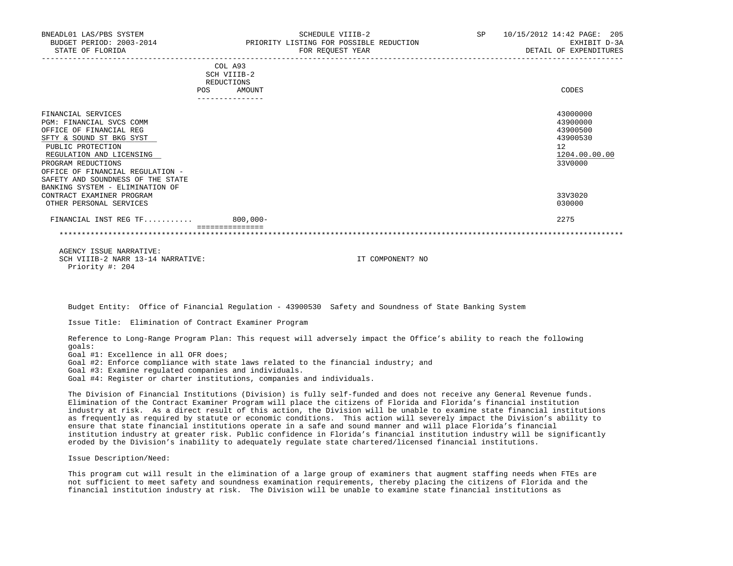BNEADL01 LAS/PBS SYSTEM SCHEDULE VIIIB-2 SP 10/15/2012 14:42 PAGE: 205
BUDGET PERIOD: 2003-2014 PRIORITY LISTING FOR POSSIBLE REDUCTION EXHIBIT D-3A
STATE OF FLORIDA FOR REQUEST YEAR DETAIL OF EXPENDITURES

| | COL A93 SCH VIIIB-2 REDUCTIONS POS | AMOUNT | CODES |
|---|---|---|---|
| FINANCIAL SERVICES | | | 43000000 |
| PGM: FINANCIAL SVCS COMM | | | 43900000 |
| OFFICE OF FINANCIAL REG | | | 43900500 |
| SFTY & SOUND ST BKG SYST | | | 43900530 |
| PUBLIC PROTECTION | | | 12 |
| REGULATION AND LICENSING | | | 1204.00.00.00 |
| PROGRAM REDUCTIONS | | | 33V0000 |
| OFFICE OF FINANCIAL REGULATION - SAFETY AND SOUNDNESS OF THE STATE BANKING SYSTEM - ELIMINATION OF CONTRACT EXAMINER PROGRAM | | | 33V3020 |
| OTHER PERSONAL SERVICES | | | 030000 |
| FINANCIAL INST REG TF........... | | 800,000- | 2275 |

AGENCY ISSUE NARRATIVE:
SCH VIIIB-2 NARR 13-14 NARRATIVE: IT COMPONENT? NO
Priority #: 204

Budget Entity: Office of Financial Regulation - 43900530 Safety and Soundness of State Banking System

Issue Title: Elimination of Contract Examiner Program

Reference to Long-Range Program Plan: This request will adversely impact the Office's ability to reach the following goals:
Goal #1: Excellence in all OFR does;
Goal #2: Enforce compliance with state laws related to the financial industry; and
Goal #3: Examine regulated companies and individuals.
Goal #4: Register or charter institutions, companies and individuals.

The Division of Financial Institutions (Division) is fully self-funded and does not receive any General Revenue funds. Elimination of the Contract Examiner Program will place the citizens of Florida and Florida's financial institution industry at risk. As a direct result of this action, the Division will be unable to examine state financial institutions as frequently as required by statute or economic conditions. This action will severely impact the Division's ability to ensure that state financial institutions operate in a safe and sound manner and will place Florida's financial institution industry at greater risk. Public confidence in Florida's financial institution industry will be significantly eroded by the Division's inability to adequately regulate state chartered/licensed financial institutions.

Issue Description/Need:

This program cut will result in the elimination of a large group of examiners that augment staffing needs when FTEs are not sufficient to meet safety and soundness examination requirements, thereby placing the citizens of Florida and the financial institution industry at risk. The Division will be unable to examine state financial institutions as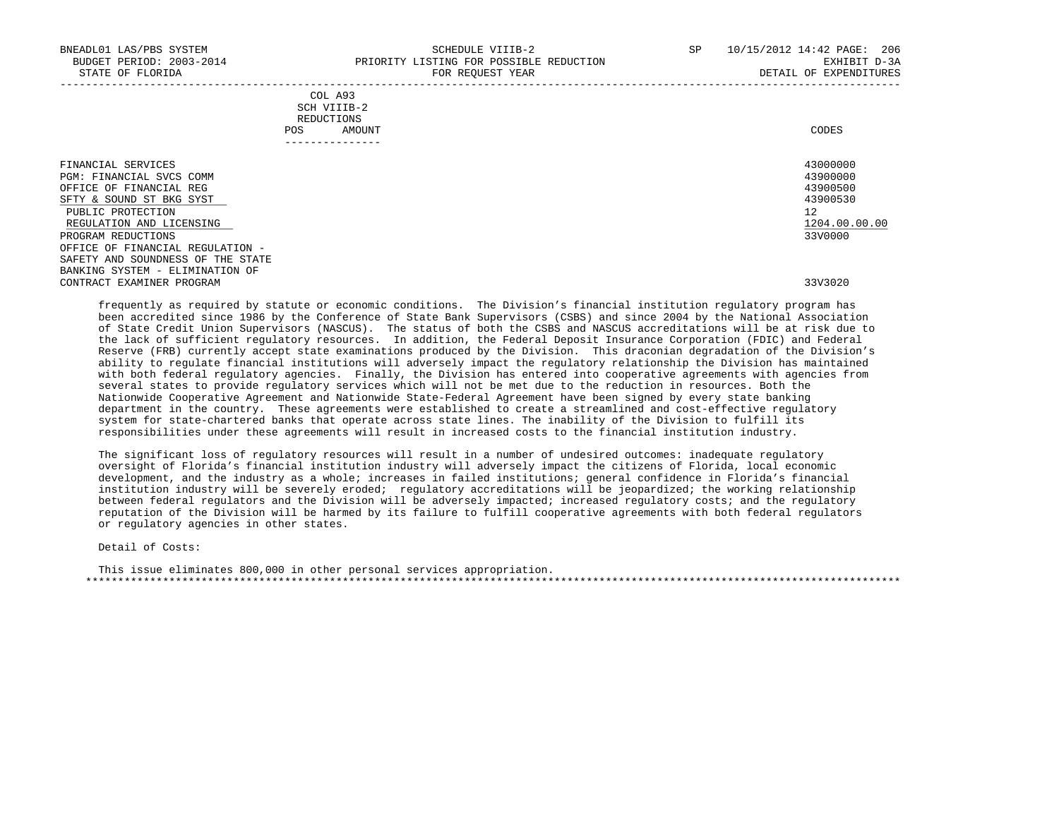COL A93
SCH VIIIB-2
REDUCTIONS

| | POS | AMOUNT | CODES |
|---|---|---|---|
| FINANCIAL SERVICES | | | 43000000 |
| PGM: FINANCIAL SVCS COMM | | | 43900000 |
| OFFICE OF FINANCIAL REG | | | 43900500 |
| SFTY & SOUND ST BKG SYST | | | 43900530 |
| PUBLIC PROTECTION | | | 12 |
| REGULATION AND LICENSING | | | 1204.00.00.00 |
| PROGRAM REDUCTIONS | | | 33V0000 |
| OFFICE OF FINANCIAL REGULATION - SAFETY AND SOUNDNESS OF THE STATE BANKING SYSTEM - ELIMINATION OF CONTRACT EXAMINER PROGRAM | | | 33V3020 |

frequently as required by statute or economic conditions. The Division's financial institution regulatory program has been accredited since 1986 by the Conference of State Bank Supervisors (CSBS) and since 2004 by the National Association of State Credit Union Supervisors (NASCUS). The status of both the CSBS and NASCUS accreditations will be at risk due to the lack of sufficient regulatory resources. In addition, the Federal Deposit Insurance Corporation (FDIC) and Federal Reserve (FRB) currently accept state examinations produced by the Division. This draconian degradation of the Division's ability to regulate financial institutions will adversely impact the regulatory relationship the Division has maintained with both federal regulatory agencies. Finally, the Division has entered into cooperative agreements with agencies from several states to provide regulatory services which will not be met due to the reduction in resources. Both the Nationwide Cooperative Agreement and Nationwide State-Federal Agreement have been signed by every state banking department in the country. These agreements were established to create a streamlined and cost-effective regulatory system for state-chartered banks that operate across state lines. The inability of the Division to fulfill its responsibilities under these agreements will result in increased costs to the financial institution industry.

The significant loss of regulatory resources will result in a number of undesired outcomes: inadequate regulatory oversight of Florida's financial institution industry will adversely impact the citizens of Florida, local economic development, and the industry as a whole; increases in failed institutions; general confidence in Florida's financial institution industry will be severely eroded; regulatory accreditations will be jeopardized; the working relationship between federal regulators and the Division will be adversely impacted; increased regulatory costs; and the regulatory reputation of the Division will be harmed by its failure to fulfill cooperative agreements with both federal regulators or regulatory agencies in other states.

Detail of Costs:

This issue eliminates 800,000 in other personal services appropriation.

***********************************************************************************************************************************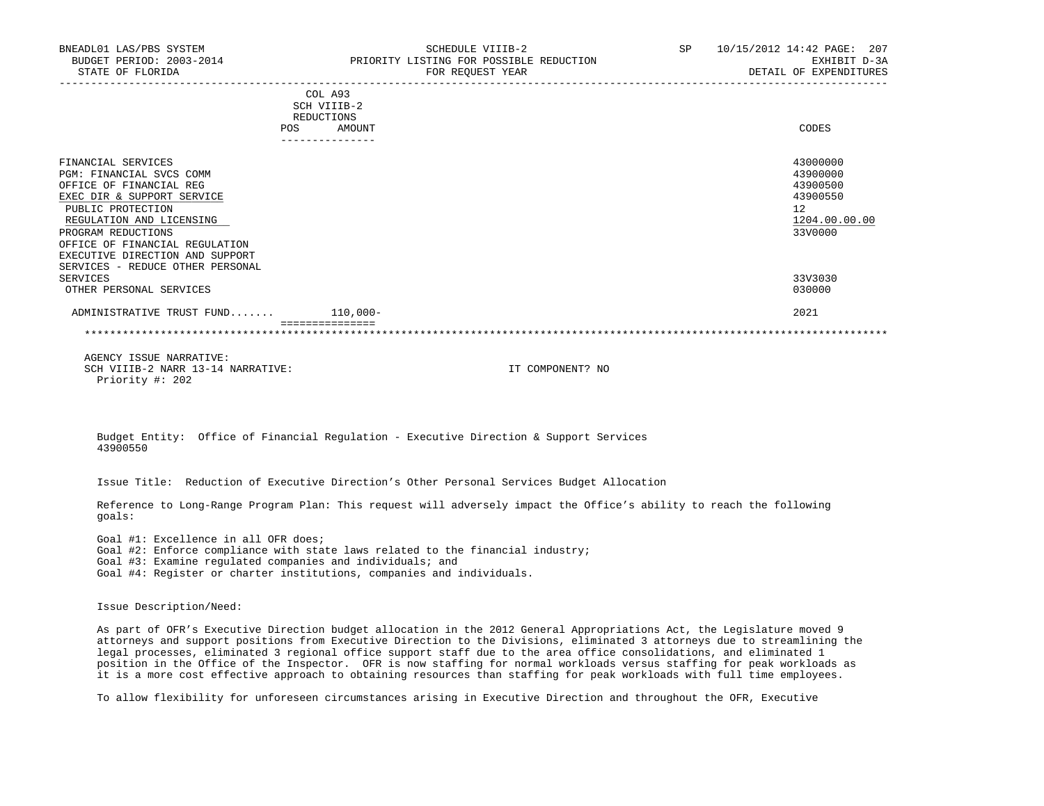| | COL A93 SCH VIIIB-2 REDUCTIONS POS AMOUNT | CODES |
|---|---|---|
| FINANCIAL SERVICES | | 43000000 |
| PGM: FINANCIAL SVCS COMM | | 43900000 |
| OFFICE OF FINANCIAL REG | | 43900500 |
| EXEC DIR & SUPPORT SERVICE | | 43900550 |
| PUBLIC PROTECTION | | 12 |
| REGULATION AND LICENSING | | 1204.00.00.00 |
| PROGRAM REDUCTIONS | | 33V0000 |
| OFFICE OF FINANCIAL REGULATION EXECUTIVE DIRECTION AND SUPPORT SERVICES - REDUCE OTHER PERSONAL SERVICES | | 33V3030 |
| OTHER PERSONAL SERVICES | | 030000 |
| ADMINISTRATIVE TRUST FUND....... | 110,000- | 2021 |

AGENCY ISSUE NARRATIVE:
SCH VIIIB-2 NARR 13-14 NARRATIVE: IT COMPONENT? NO
Priority #: 202

Budget Entity: Office of Financial Regulation - Executive Direction & Support Services
43900550

Issue Title: Reduction of Executive Direction's Other Personal Services Budget Allocation

Reference to Long-Range Program Plan: This request will adversely impact the Office's ability to reach the following goals:

Goal #1: Excellence in all OFR does;
Goal #2: Enforce compliance with state laws related to the financial industry;
Goal #3: Examine regulated companies and individuals; and
Goal #4: Register or charter institutions, companies and individuals.

Issue Description/Need:

As part of OFR's Executive Direction budget allocation in the 2012 General Appropriations Act, the Legislature moved 9 attorneys and support positions from Executive Direction to the Divisions, eliminated 3 attorneys due to streamlining the legal processes, eliminated 3 regional office support staff due to the area office consolidations, and eliminated 1 position in the Office of the Inspector. OFR is now staffing for normal workloads versus staffing for peak workloads as it is a more cost effective approach to obtaining resources than staffing for peak workloads with full time employees.

To allow flexibility for unforeseen circumstances arising in Executive Direction and throughout the OFR, Executive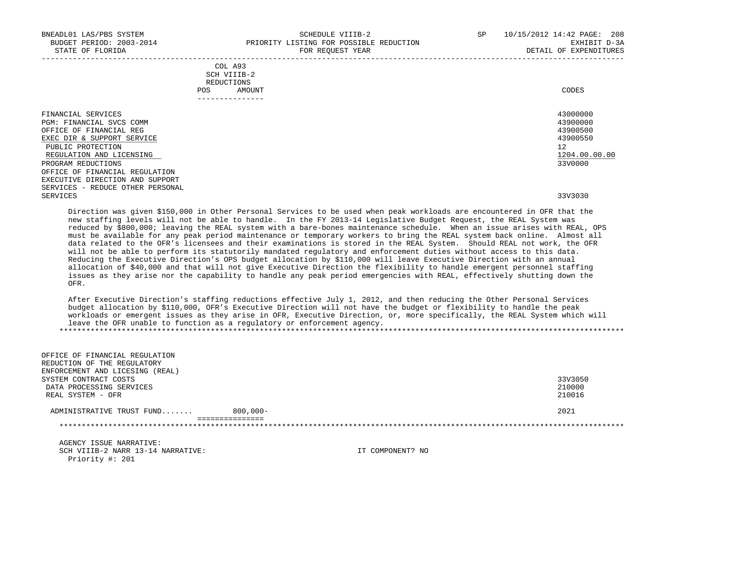| | COL A93 SCH VIIIB-2 REDUCTIONS POS AMOUNT | CODES |
|---|---|---|
| FINANCIAL SERVICES | | 43000000 |
| PGM: FINANCIAL SVCS COMM | | 43900000 |
| OFFICE OF FINANCIAL REG | | 43900500 |
| EXEC DIR & SUPPORT SERVICE | | 43900550 |
| PUBLIC PROTECTION | | 12 |
| REGULATION AND LICENSING | | 1204.00.00.00 |
| PROGRAM REDUCTIONS | | 33V0000 |
| OFFICE OF FINANCIAL REGULATION EXECUTIVE DIRECTION AND SUPPORT SERVICES - REDUCE OTHER PERSONAL SERVICES | | 33V3030 |

Direction was given $150,000 in Other Personal Services to be used when peak workloads are encountered in OFR that the new staffing levels will not be able to handle. In the FY 2013-14 Legislative Budget Request, the REAL System was reduced by $800,000; leaving the REAL system with a bare-bones maintenance schedule. When an issue arises with REAL, OPS must be available for any peak period maintenance or temporary workers to bring the REAL system back online. Almost all data related to the OFR's licensees and their examinations is stored in the REAL System. Should REAL not work, the OFR will not be able to perform its statutorily mandated regulatory and enforcement duties without access to this data. Reducing the Executive Direction's OPS budget allocation by $110,000 will leave Executive Direction with an annual allocation of $40,000 and that will not give Executive Direction the flexibility to handle emergent personnel staffing issues as they arise nor the capability to handle any peak period emergencies with REAL, effectively shutting down the OFR.

After Executive Direction's staffing reductions effective July 1, 2012, and then reducing the Other Personal Services budget allocation by $110,000, OFR's Executive Direction will not have the budget or flexibility to handle the peak workloads or emergent issues as they arise in OFR, Executive Direction, or, more specifically, the REAL System which will leave the OFR unable to function as a regulatory or enforcement agency.

*****************************************************************************************************************************

| | | |
|---|---|---|
| OFFICE OF FINANCIAL REGULATION REDUCTION OF THE REGULATORY ENFORCEMENT AND LICESING (REAL) SYSTEM CONTRACT COSTS | | 33V3050 |
| DATA PROCESSING SERVICES | | 210000 |
| REAL SYSTEM - OFR | | 210016 |
| ADMINISTRATIVE TRUST FUND....... | 800,000- | 2021 |

*****************************************************************************************************************************

AGENCY ISSUE NARRATIVE:
SCH VIIIB-2 NARR 13-14 NARRATIVE: IT COMPONENT? NO
Priority #: 201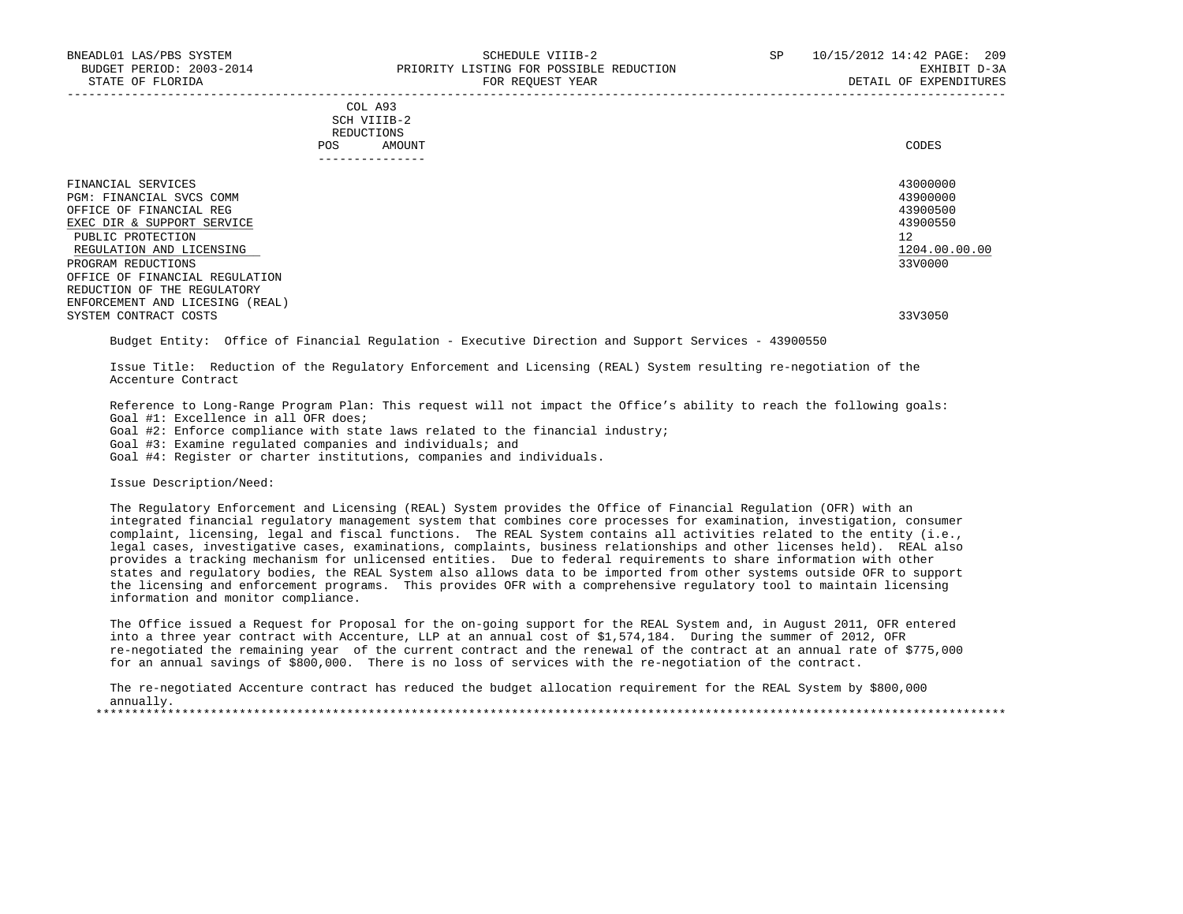| | COL A93 SCH VIIIB-2 REDUCTIONS POS AMOUNT | CODES |
|---|---|---|
| FINANCIAL SERVICES | | 43000000 |
| PGM: FINANCIAL SVCS COMM | | 43900000 |
| OFFICE OF FINANCIAL REG | | 43900500 |
| EXEC DIR & SUPPORT SERVICE | | 43900550 |
| PUBLIC PROTECTION | | 12 |
| REGULATION AND LICENSING | | 1204.00.00.00 |
| PROGRAM REDUCTIONS | | 33V0000 |
| OFFICE OF FINANCIAL REGULATION REDUCTION OF THE REGULATORY ENFORCEMENT AND LICESING (REAL) SYSTEM CONTRACT COSTS | | 33V3050 |

Budget Entity: Office of Financial Regulation - Executive Direction and Support Services - 43900550

Issue Title: Reduction of the Regulatory Enforcement and Licensing (REAL) System resulting re-negotiation of the Accenture Contract

Reference to Long-Range Program Plan: This request will not impact the Office's ability to reach the following goals:
Goal #1: Excellence in all OFR does;
Goal #2: Enforce compliance with state laws related to the financial industry;
Goal #3: Examine regulated companies and individuals; and
Goal #4: Register or charter institutions, companies and individuals.

Issue Description/Need:

The Regulatory Enforcement and Licensing (REAL) System provides the Office of Financial Regulation (OFR) with an integrated financial regulatory management system that combines core processes for examination, investigation, consumer complaint, licensing, legal and fiscal functions. The REAL System contains all activities related to the entity (i.e., legal cases, investigative cases, examinations, complaints, business relationships and other licenses held). REAL also provides a tracking mechanism for unlicensed entities. Due to federal requirements to share information with other states and regulatory bodies, the REAL System also allows data to be imported from other systems outside OFR to support the licensing and enforcement programs. This provides OFR with a comprehensive regulatory tool to maintain licensing information and monitor compliance.

The Office issued a Request for Proposal for the on-going support for the REAL System and, in August 2011, OFR entered into a three year contract with Accenture, LLP at an annual cost of $1,574,184. During the summer of 2012, OFR re-negotiated the remaining year of the current contract and the renewal of the contract at an annual rate of $775,000 for an annual savings of $800,000. There is no loss of services with the re-negotiation of the contract.

The re-negotiated Accenture contract has reduced the budget allocation requirement for the REAL System by $800,000 annually.

*******************************************************************************************************************************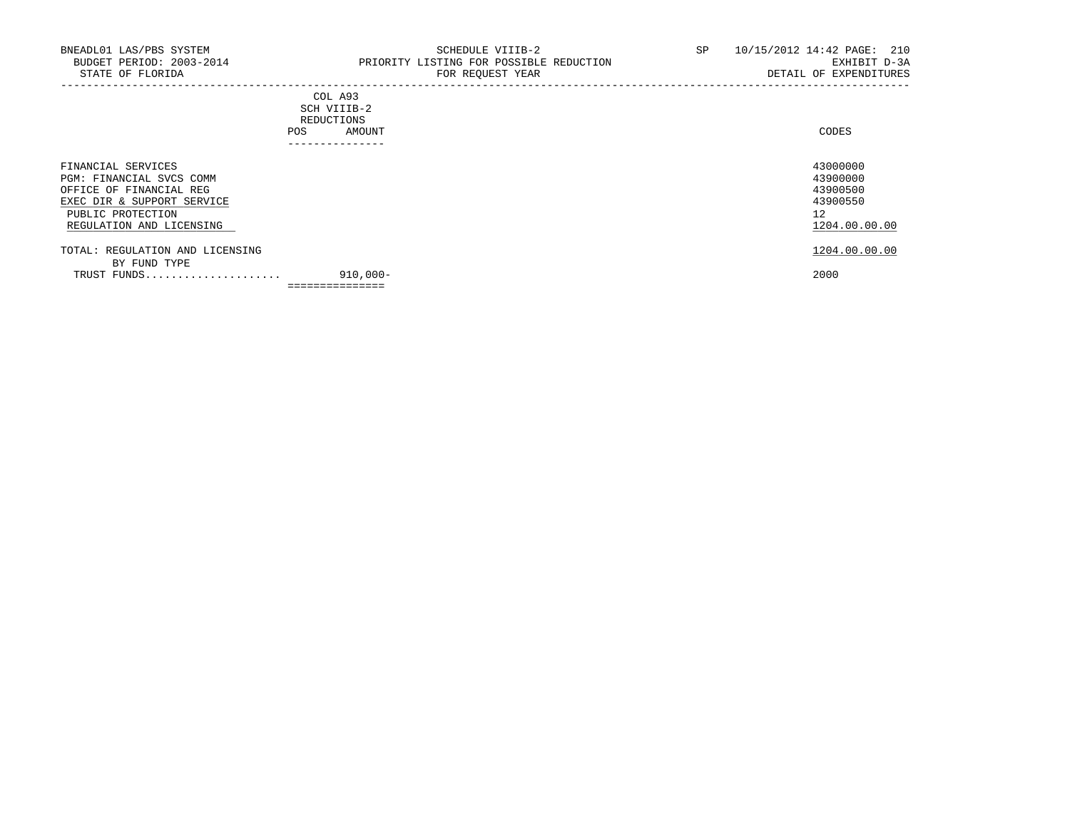BNEADL01 LAS/PBS SYSTEM
BUDGET PERIOD: 2003-2014
STATE OF FLORIDA

SCHEDULE VIIIB-2
PRIORITY LISTING FOR POSSIBLE REDUCTION
FOR REQUEST YEAR

SP 10/15/2012 14:42 PAGE: 210
EXHIBIT D-3A
DETAIL OF EXPENDITURES

| | COL A93 SCH VIIIB-2 REDUCTIONS POS | AMOUNT | CODES |
|---|---|---|---|
| FINANCIAL SERVICES | | | 43000000 |
| PGM: FINANCIAL SVCS COMM | | | 43900000 |
| OFFICE OF FINANCIAL REG | | | 43900500 |
| EXEC DIR & SUPPORT SERVICE | | | 43900550 |
| PUBLIC PROTECTION | | | 12 |
| REGULATION AND LICENSING | | | 1204.00.00.00 |
| TOTAL: REGULATION AND LICENSING | | | 1204.00.00.00 |
| BY FUND TYPE | | | |
| TRUST FUNDS..................... | | 910,000- | 2000 |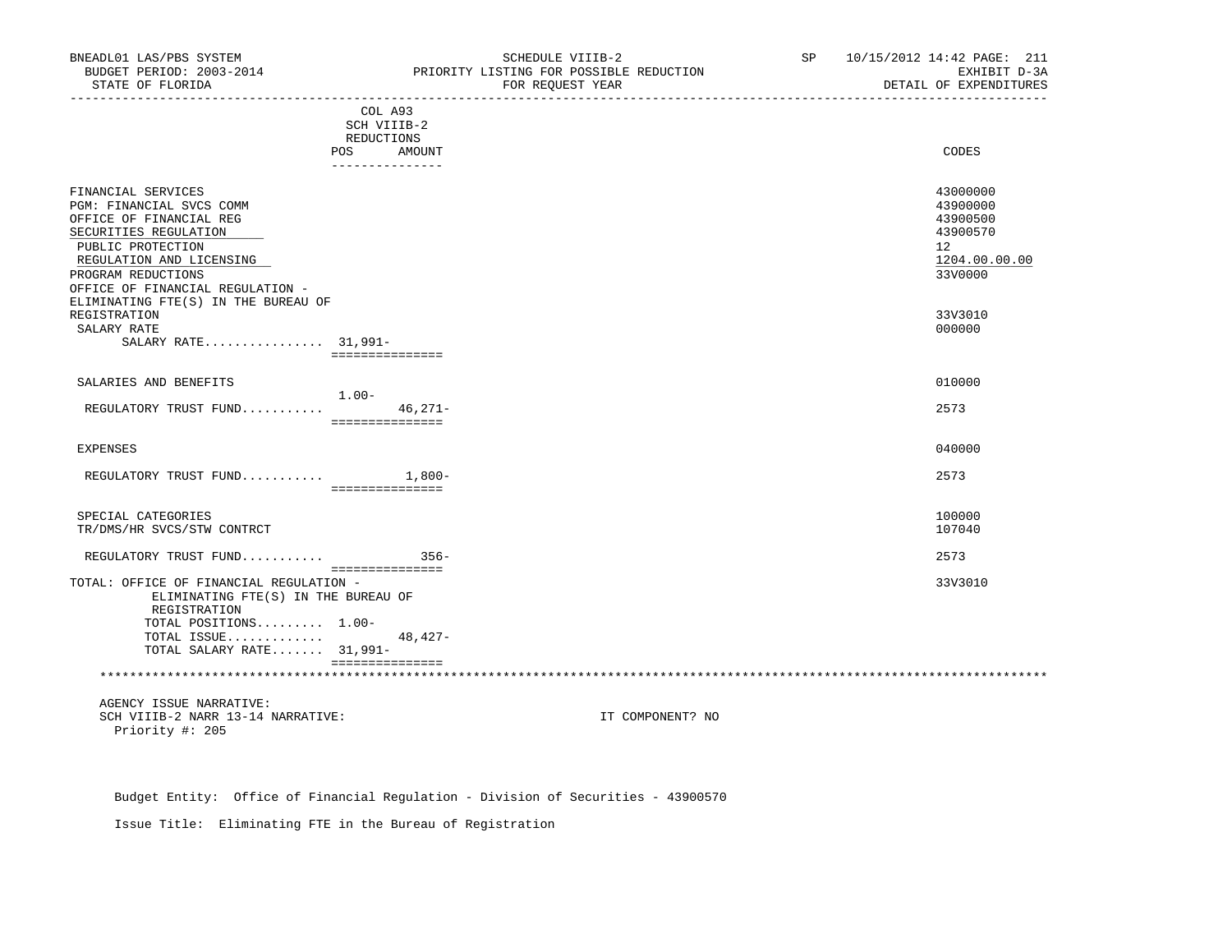BNEADL01 LAS/PBS SYSTEM  
BUDGET PERIOD: 2003-2014  
STATE OF FLORIDA

SCHEDULE VIIIB-2  
PRIORITY LISTING FOR POSSIBLE REDUCTION  
FOR REQUEST YEAR

SP 10/15/2012 14:42 PAGE: 211  
EXHIBIT D-3A  
DETAIL OF EXPENDITURES

| | COL A93 SCH VIIIB-2 REDUCTIONS POS | AMOUNT | CODES |
|---|---|---|---|
| FINANCIAL SERVICES | | | 43000000 |
| PGM: FINANCIAL SVCS COMM | | | 43900000 |
| OFFICE OF FINANCIAL REG | | | 43900500 |
| SECURITIES REGULATION | | | 43900570 |
| PUBLIC PROTECTION | | | 12 |
| REGULATION AND LICENSING | | | 1204.00.00.00 |
| PROGRAM REDUCTIONS | | | 33V0000 |
| OFFICE OF FINANCIAL REGULATION - ELIMINATING FTE(S) IN THE BUREAU OF REGISTRATION | | | 33V3010 |
| SALARY RATE | | | 000000 |
| SALARY RATE................ | 31,991- | | |
| SALARIES AND BENEFITS | | | 010000 |
| REGULATORY TRUST FUND........... | 1.00- | 46,271- | 2573 |
| EXPENSES | | | 040000 |
| REGULATORY TRUST FUND........... | | 1,800- | 2573 |
| SPECIAL CATEGORIES | | | 100000 |
| TR/DMS/HR SVCS/STW CONTRCT | | | 107040 |
| REGULATORY TRUST FUND........... | | 356- | 2573 |
| TOTAL: OFFICE OF FINANCIAL REGULATION - ELIMINATING FTE(S) IN THE BUREAU OF REGISTRATION | | | 33V3010 |
| TOTAL POSITIONS......... | 1.00- | | |
| TOTAL ISSUE............. | | 48,427- | |
| TOTAL SALARY RATE....... | 31,991- | | |

AGENCY ISSUE NARRATIVE:  
SCH VIIIB-2 NARR 13-14 NARRATIVE: IT COMPONENT? NO  
Priority #: 205

Budget Entity: Office of Financial Regulation - Division of Securities - 43900570

Issue Title: Eliminating FTE in the Bureau of Registration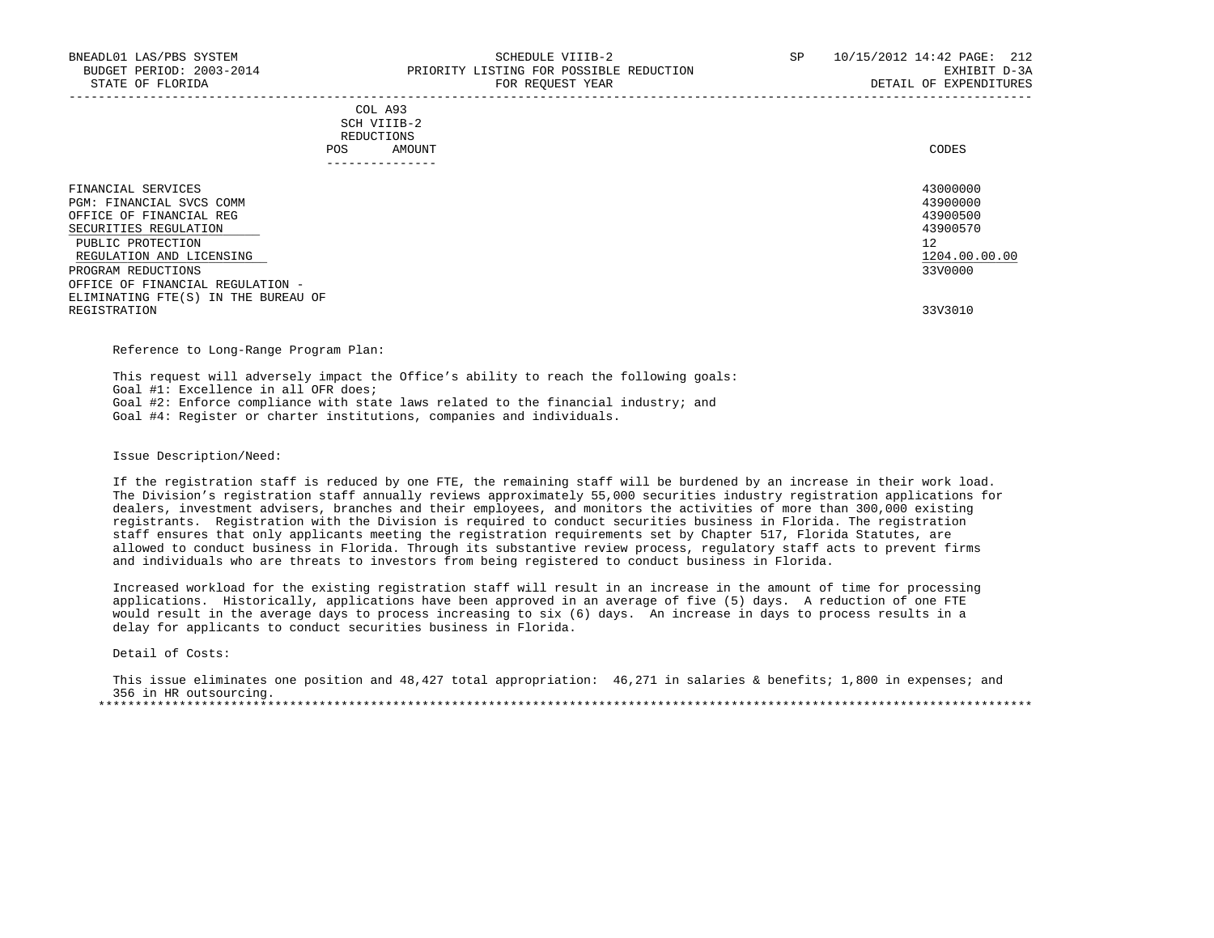BNEADL01 LAS/PBS SYSTEM | SCHEDULE VIIIB-2 | SP 10/15/2012 14:42 PAGE: 212
BUDGET PERIOD: 2003-2014 | PRIORITY LISTING FOR POSSIBLE REDUCTION | EXHIBIT D-3A
STATE OF FLORIDA | FOR REQUEST YEAR | DETAIL OF EXPENDITURES

| | COL A93 SCH VIIIB-2 REDUCTIONS POS AMOUNT | CODES |
|---|---|---|
| FINANCIAL SERVICES | | 43000000 |
| PGM: FINANCIAL SVCS COMM | | 43900000 |
| OFFICE OF FINANCIAL REG | | 43900500 |
| SECURITIES REGULATION | | 43900570 |
| PUBLIC PROTECTION | | 12 |
| REGULATION AND LICENSING | | 1204.00.00.00 |
| PROGRAM REDUCTIONS | | 33V0000 |
| OFFICE OF FINANCIAL REGULATION - ELIMINATING FTE(S) IN THE BUREAU OF REGISTRATION | | 33V3010 |

Reference to Long-Range Program Plan:

This request will adversely impact the Office's ability to reach the following goals:
Goal #1: Excellence in all OFR does;
Goal #2: Enforce compliance with state laws related to the financial industry; and
Goal #4: Register or charter institutions, companies and individuals.

Issue Description/Need:

If the registration staff is reduced by one FTE, the remaining staff will be burdened by an increase in their work load. The Division's registration staff annually reviews approximately 55,000 securities industry registration applications for dealers, investment advisers, branches and their employees, and monitors the activities of more than 300,000 existing registrants. Registration with the Division is required to conduct securities business in Florida. The registration staff ensures that only applicants meeting the registration requirements set by Chapter 517, Florida Statutes, are allowed to conduct business in Florida. Through its substantive review process, regulatory staff acts to prevent firms and individuals who are threats to investors from being registered to conduct business in Florida.

Increased workload for the existing registration staff will result in an increase in the amount of time for processing applications. Historically, applications have been approved in an average of five (5) days. A reduction of one FTE would result in the average days to process increasing to six (6) days. An increase in days to process results in a delay for applicants to conduct securities business in Florida.

Detail of Costs:

This issue eliminates one position and 48,427 total appropriation: 46,271 in salaries & benefits; 1,800 in expenses; and 356 in HR outsourcing.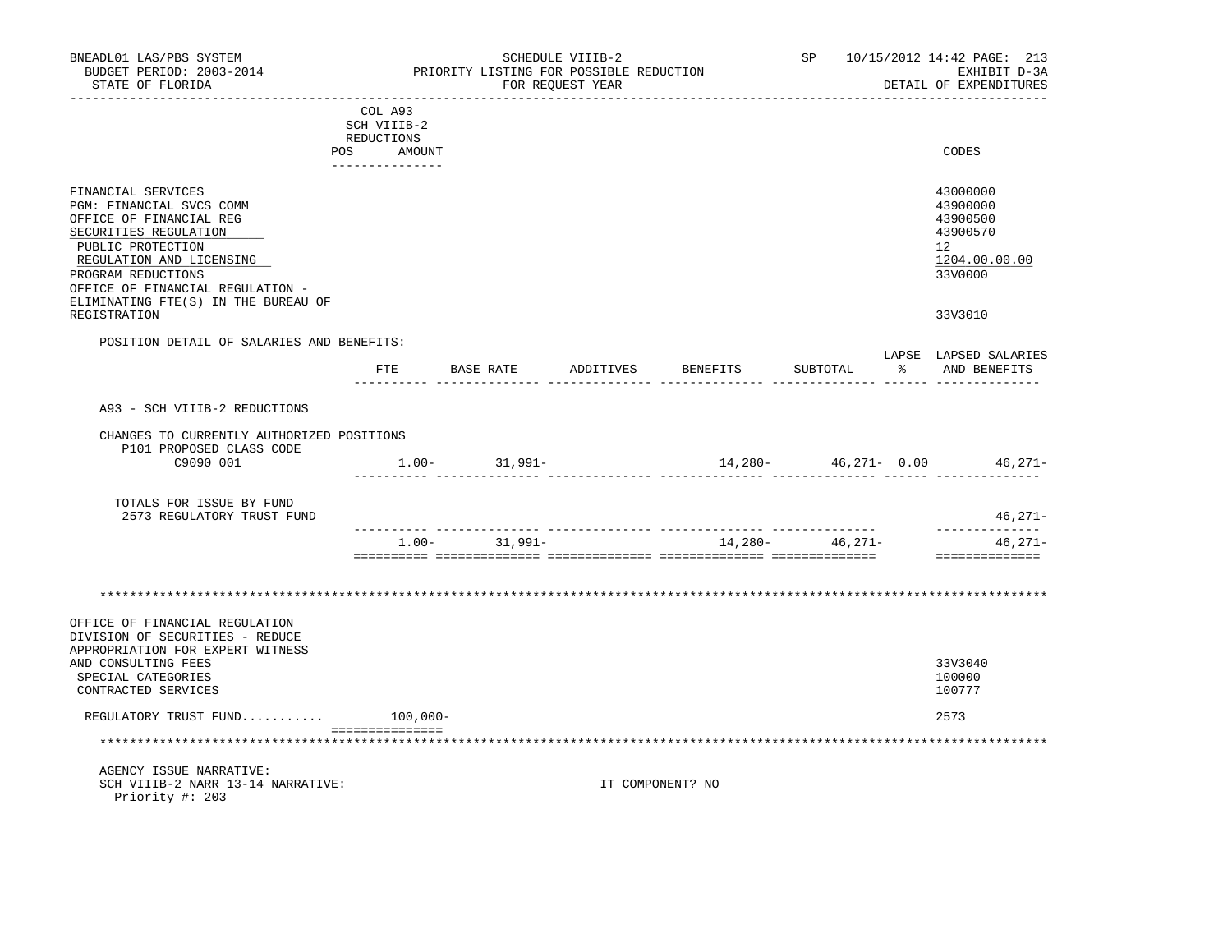BNEADL01 LAS/PBS SYSTEM — SCHEDULE VIIIB-2 — SP 10/15/2012 14:42 PAGE: 213
BUDGET PERIOD: 2003-2014 — PRIORITY LISTING FOR POSSIBLE REDUCTION — EXHIBIT D-3A
STATE OF FLORIDA — FOR REQUEST YEAR — DETAIL OF EXPENDITURES

| | COL A93 SCH VIIIB-2 REDUCTIONS POS AMOUNT | CODES |
|---|---|---|
| FINANCIAL SERVICES | | 43000000 |
| PGM: FINANCIAL SVCS COMM | | 43900000 |
| OFFICE OF FINANCIAL REG | | 43900500 |
| SECURITIES REGULATION | | 43900570 |
| PUBLIC PROTECTION | | 12 |
| REGULATION AND LICENSING | | 1204.00.00.00 |
| PROGRAM REDUCTIONS | | 33V0000 |
| OFFICE OF FINANCIAL REGULATION - ELIMINATING FTE(S) IN THE BUREAU OF REGISTRATION | | 33V3010 |

POSITION DETAIL OF SALARIES AND BENEFITS:

| | FTE | BASE RATE | ADDITIVES | BENEFITS | SUBTOTAL | LAPSE % | LAPSED SALARIES AND BENEFITS |
|---|---|---|---|---|---|---|---|
| A93 - SCH VIIIB-2 REDUCTIONS | | | | | | | |
| CHANGES TO CURRENTLY AUTHORIZED POSITIONS | | | | | | | |
| P101 PROPOSED CLASS CODE C9090 001 | 1.00- | 31,991- | | 14,280- | 46,271- | 0.00 | 46,271- |
| TOTALS FOR ISSUE BY FUND 2573 REGULATORY TRUST FUND | | | | | | | 46,271- |
| | 1.00- | 31,991- | | 14,280- | 46,271- | | 46,271- |

*****************************************************************************************************************

| | | |
|---|---|---|
| OFFICE OF FINANCIAL REGULATION DIVISION OF SECURITIES - REDUCE APPROPRIATION FOR EXPERT WITNESS AND CONSULTING FEES | | 33V3040 |
| SPECIAL CATEGORIES | | 100000 |
| CONTRACTED SERVICES | | 100777 |
| REGULATORY TRUST FUND........... | 100,000- | 2573 |

*****************************************************************************************************************

AGENCY ISSUE NARRATIVE:
SCH VIIIB-2 NARR 13-14 NARRATIVE: IT COMPONENT? NO
Priority #: 203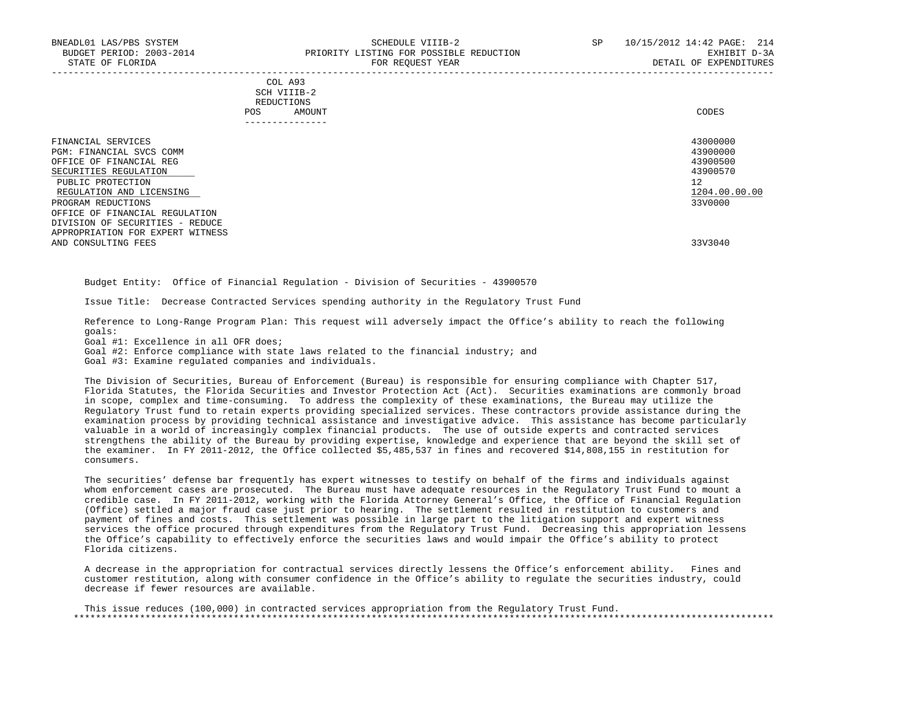BNEADL01 LAS/PBS SYSTEM SCHEDULE VIIIB-2 SP 10/15/2012 14:42 PAGE: 214
BUDGET PERIOD: 2003-2014 PRIORITY LISTING FOR POSSIBLE REDUCTION EXHIBIT D-3A
STATE OF FLORIDA FOR REQUEST YEAR DETAIL OF EXPENDITURES

| | COL A93 SCH VIIIB-2 REDUCTIONS POS AMOUNT | CODES |
|---|---|---|
| FINANCIAL SERVICES | | 43000000 |
| PGM: FINANCIAL SVCS COMM | | 43900000 |
| OFFICE OF FINANCIAL REG | | 43900500 |
| SECURITIES REGULATION | | 43900570 |
| PUBLIC PROTECTION | | 12 |
| REGULATION AND LICENSING | | 1204.00.00.00 |
| PROGRAM REDUCTIONS | | 33V0000 |
| OFFICE OF FINANCIAL REGULATION DIVISION OF SECURITIES - REDUCE APPROPRIATION FOR EXPERT WITNESS AND CONSULTING FEES | | 33V3040 |

Budget Entity: Office of Financial Regulation - Division of Securities - 43900570

Issue Title: Decrease Contracted Services spending authority in the Regulatory Trust Fund

Reference to Long-Range Program Plan: This request will adversely impact the Office's ability to reach the following goals:
Goal #1: Excellence in all OFR does;
Goal #2: Enforce compliance with state laws related to the financial industry; and
Goal #3: Examine regulated companies and individuals.

The Division of Securities, Bureau of Enforcement (Bureau) is responsible for ensuring compliance with Chapter 517, Florida Statutes, the Florida Securities and Investor Protection Act (Act). Securities examinations are commonly broad in scope, complex and time-consuming. To address the complexity of these examinations, the Bureau may utilize the Regulatory Trust fund to retain experts providing specialized services. These contractors provide assistance during the examination process by providing technical assistance and investigative advice. This assistance has become particularly valuable in a world of increasingly complex financial products. The use of outside experts and contracted services strengthens the ability of the Bureau by providing expertise, knowledge and experience that are beyond the skill set of the examiner. In FY 2011-2012, the Office collected $5,485,537 in fines and recovered $14,808,155 in restitution for consumers.

The securities' defense bar frequently has expert witnesses to testify on behalf of the firms and individuals against whom enforcement cases are prosecuted. The Bureau must have adequate resources in the Regulatory Trust Fund to mount a credible case. In FY 2011-2012, working with the Florida Attorney General's Office, the Office of Financial Regulation (Office) settled a major fraud case just prior to hearing. The settlement resulted in restitution to customers and payment of fines and costs. This settlement was possible in large part to the litigation support and expert witness services the office procured through expenditures from the Regulatory Trust Fund. Decreasing this appropriation lessens the Office's capability to effectively enforce the securities laws and would impair the Office's ability to protect Florida citizens.

A decrease in the appropriation for contractual services directly lessens the Office's enforcement ability. Fines and customer restitution, along with consumer confidence in the Office's ability to regulate the securities industry, could decrease if fewer resources are available.

This issue reduces (100,000) in contracted services appropriation from the Regulatory Trust Fund.

*******************************************************************************************************************************************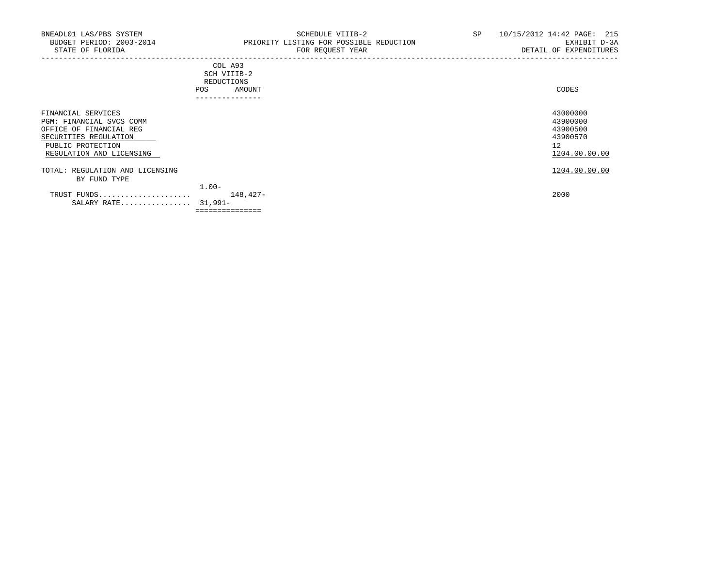BNEADL01 LAS/PBS SYSTEM
BUDGET PERIOD: 2003-2014
STATE OF FLORIDA

SCHEDULE VIIIB-2
PRIORITY LISTING FOR POSSIBLE REDUCTION
FOR REQUEST YEAR

SP 10/15/2012 14:42 PAGE: 215
EXHIBIT D-3A
DETAIL OF EXPENDITURES

| | COL A93 SCH VIIIB-2 REDUCTIONS POS | AMOUNT | CODES |
|---|---|---|---|
| FINANCIAL SERVICES | | | 43000000 |
| PGM: FINANCIAL SVCS COMM | | | 43900000 |
| OFFICE OF FINANCIAL REG | | | 43900500 |
| SECURITIES REGULATION | | | 43900570 |
| PUBLIC PROTECTION | | | 12 |
| REGULATION AND LICENSING | | | 1204.00.00.00 |
| TOTAL: REGULATION AND LICENSING | | | 1204.00.00.00 |
| BY FUND TYPE | | | |
| | 1.00- | | |
| TRUST FUNDS..................... | | 148,427- | 2000 |
| SALARY RATE................ | 31,991- | | |